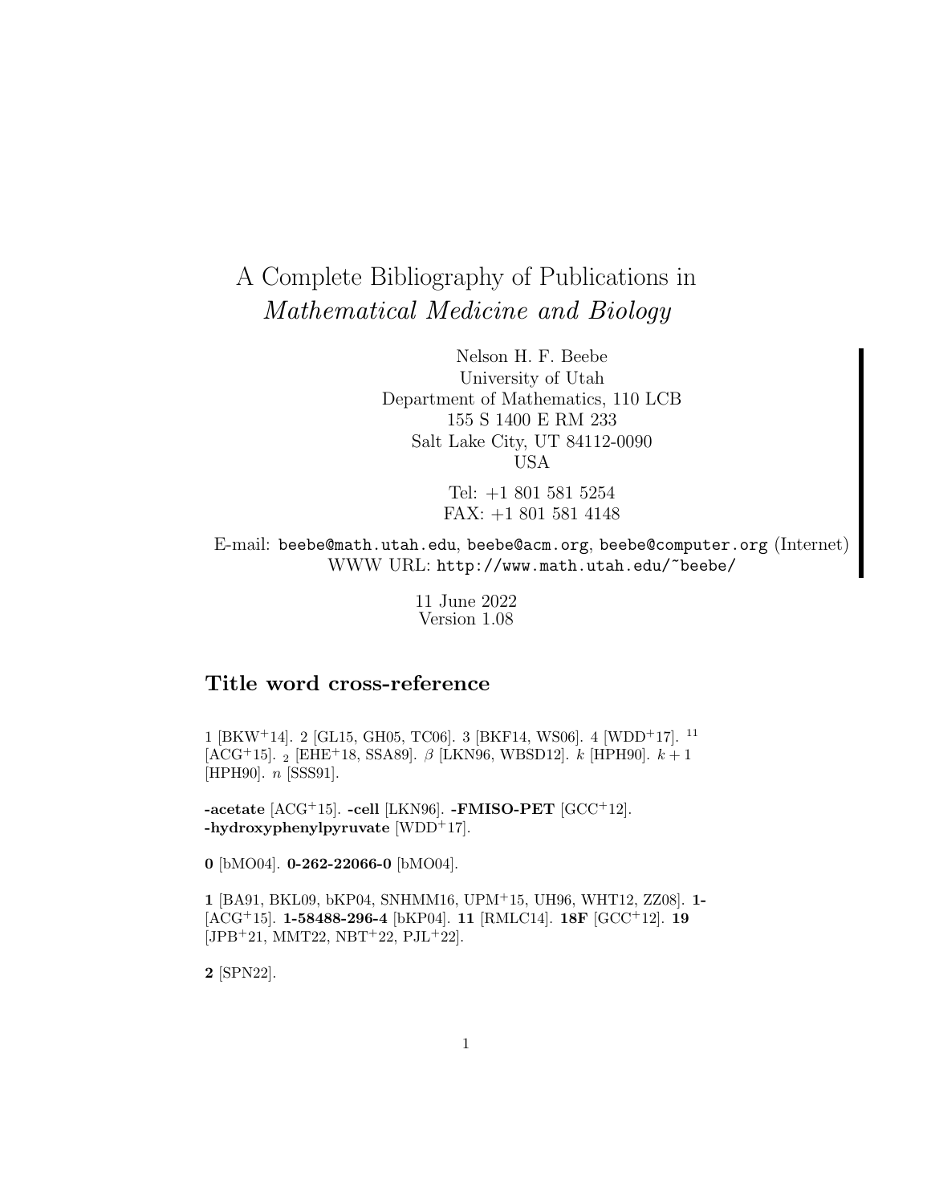# A Complete Bibliography of Publications in *Mathematical Medicine and Biology*

Nelson H. F. Beebe
University of Utah
Department of Mathematics, 110 LCB
155 S 1400 E RM 233
Salt Lake City, UT 84112-0090
USA

Tel: +1 801 581 5254
FAX: +1 801 581 4148

E-mail: `beebe@math.utah.edu`, `beebe@acm.org`, `beebe@computer.org` (Internet)
WWW URL: `http://www.math.utah.edu/~beebe/`

11 June 2022
Version 1.08

## Title word cross-reference

1 [BKW+14]. 2 [GL15, GH05, TC06]. 3 [BKF14, WS06]. 4 [WDD+17]. $^{11}$ [ACG+15]. $_2$ [EHE+18, SSA89]. $\beta$ [LKN96, WBSD12]. $k$ [HPH90]. $k+1$ [HPH90]. $n$ [SSS91].

**-acetate** [ACG+15]. **-cell** [LKN96]. **-FMISO-PET** [GCC+12]. **-hydroxyphenylpyruvate** [WDD+17].

**0** [bMO04]. **0-262-22066-0** [bMO04].

**1** [BA91, BKL09, bKP04, SNHMM16, UPM+15, UH96, WHT12, ZZ08]. **1-** [ACG+15]. **1-58488-296-4** [bKP04]. **11** [RMLC14]. **18F** [GCC+12]. **19** [JPB+21, MMT22, NBT+22, PJL+22].

**2** [SPN22].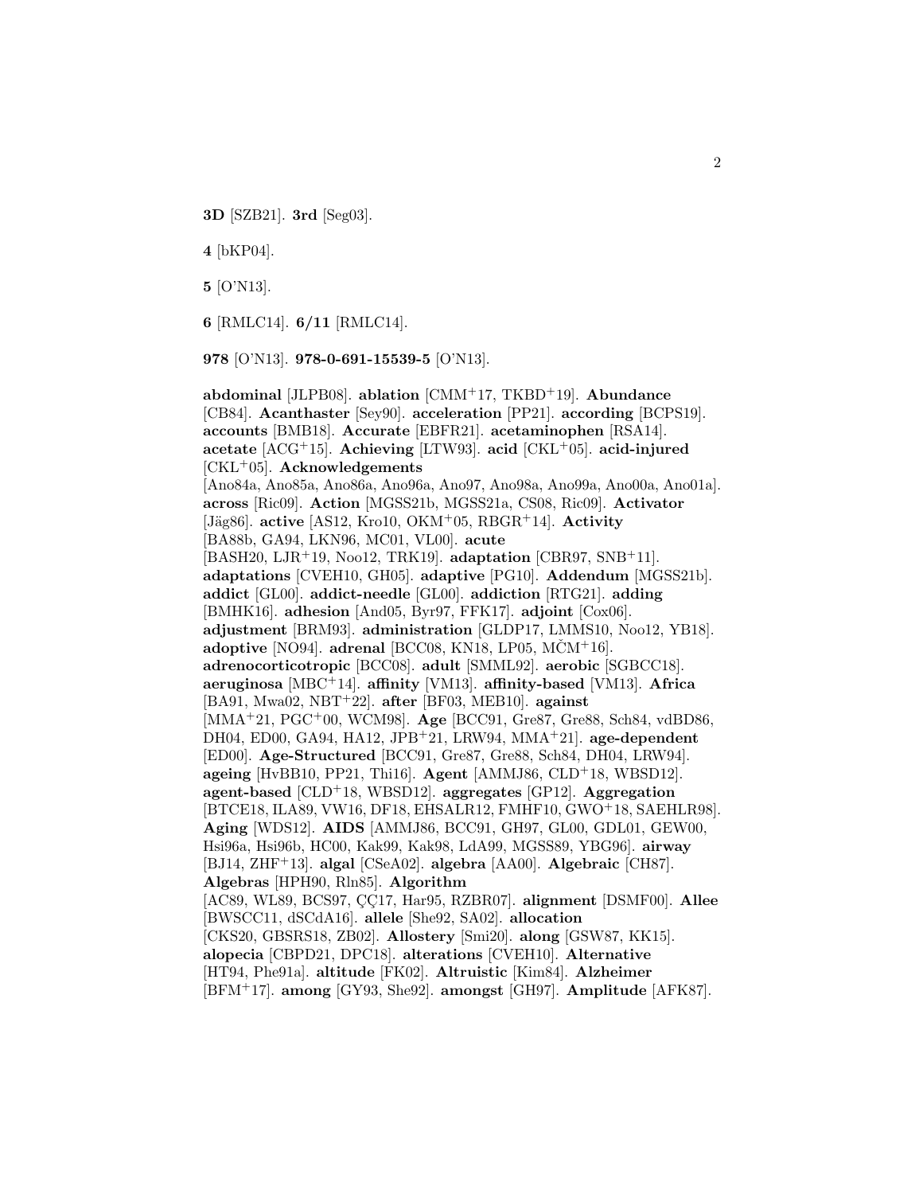**3D** [SZB21]. **3rd** [Seg03].

**4** [bKP04].

**5** [O'N13].

**6** [RMLC14]. **6/11** [RMLC14].

**978** [O'N13]. **978-0-691-15539-5** [O'N13].

**abdominal** [JLPB08]. **ablation** [CMM+17, TKBD+19]. **Abundance** [CB84]. **Acanthaster** [Sey90]. **acceleration** [PP21]. **according** [BCPS19]. **accounts** [BMB18]. **Accurate** [EBFR21]. **acetaminophen** [RSA14]. **acetate** [ACG+15]. **Achieving** [LTW93]. **acid** [CKL+05]. **acid-injured** [CKL+05]. **Acknowledgements** [Ano84a, Ano85a, Ano86a, Ano96a, Ano97, Ano98a, Ano99a, Ano00a, Ano01a]. **across** [Ric09]. **Action** [MGSS21b, MGSS21a, CS08, Ric09]. **Activator** [Jäg86]. **active** [AS12, Kro10, OKM+05, RBGR+14]. **Activity** [BA88b, GA94, LKN96, MC01, VL00]. **acute** [BASH20, LJR+19, Noo12, TRK19]. **adaptation** [CBR97, SNB+11]. **adaptations** [CVEH10, GH05]. **adaptive** [PG10]. **Addendum** [MGSS21b]. **addict** [GL00]. **addict-needle** [GL00]. **addiction** [RTG21]. **adding** [BMHK16]. **adhesion** [And05, Byr97, FFK17]. **adjoint** [Cox06]. **adjustment** [BRM93]. **administration** [GLDP17, LMMS10, Noo12, YB18]. **adoptive** [NO94]. **adrenal** [BCC08, KN18, LP05, MČM+16]. **adrenocorticotropic** [BCC08]. **adult** [SMML92]. **aerobic** [SGBCC18]. **aeruginosa** [MBC+14]. **affinity** [VM13]. **affinity-based** [VM13]. **Africa** [BA91, Mwa02, NBT+22]. **after** [BF03, MEB10]. **against** [MMA+21, PGC+00, WCM98]. **Age** [BCC91, Gre87, Gre88, Sch84, vdBD86, DH04, ED00, GA94, HA12, JPB+21, LRW94, MMA+21]. **age-dependent** [ED00]. **Age-Structured** [BCC91, Gre87, Gre88, Sch84, DH04, LRW94]. **ageing** [HvBB10, PP21, Thi16]. **Agent** [AMMJ86, CLD+18, WBSD12]. **agent-based** [CLD+18, WBSD12]. **aggregates** [GP12]. **Aggregation** [BTCE18, ILA89, VW16, DF18, EHSALR12, FMHF10, GWO+18, SAEHLR98]. **Aging** [WDS12]. **AIDS** [AMMJ86, BCC91, GH97, GL00, GDL01, GEW00, Hsi96a, Hsi96b, HC00, Kak99, Kak98, LdA99, MGSS89, YBG96]. **airway** [BJ14, ZHF+13]. **algal** [CSeA02]. **algebra** [AA00]. **Algebraic** [CH87]. **Algebras** [HPH90, Rln85]. **Algorithm** [AC89, WL89, BCS97, ÇÇ17, Har95, RZBR07]. **alignment** [DSMF00]. **Allee** [BWSCC11, dSCdA16]. **allele** [She92, SA02]. **allocation** [CKS20, GBSRS18, ZB02]. **Allostery** [Smi20]. **along** [GSW87, KK15]. **alopecia** [CBPD21, DPC18]. **alterations** [CVEH10]. **Alternative** [HT94, Phe91a]. **altitude** [FK02]. **Altruistic** [Kim84]. **Alzheimer** [BFM+17]. **among** [GY93, She92]. **amongst** [GH97]. **Amplitude** [AFK87].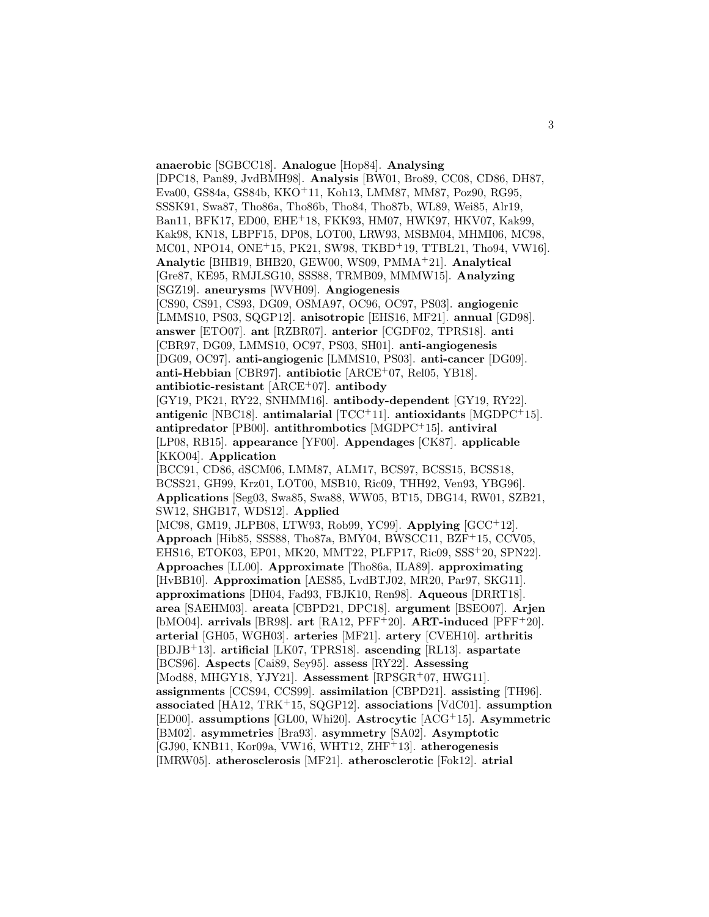**anaerobic** [SGBCC18]. **Analogue** [Hop84]. **Analysing** [DPC18, Pan89, JvdBMH98]. **Analysis** [BW01, Bro89, CC08, CD86, DH87, Eva00, GS84a, GS84b, KKO+11, Koh13, LMM87, MM87, Poz90, RG95, SSSK91, Swa87, Tho86a, Tho86b, Tho84, Tho87b, WL89, Wei85, Alr19, Ban11, BFK17, ED00, EHE+18, FKK93, HM07, HWK97, HKV07, Kak99, Kak98, KN18, LBPF15, DP08, LOT00, LRW93, MSBM04, MHMI06, MC98, MC01, NPO14, ONE+15, PK21, SW98, TKBD+19, TTBL21, Tho94, VW16]. **Analytic** [BHB19, BHB20, GEW00, WS09, PMMA+21]. **Analytical** [Gre87, KE95, RMJLSG10, SSS88, TRMB09, MMMW15]. **Analyzing** [SGZ19]. **aneurysms** [WVH09]. **Angiogenesis** [CS90, CS91, CS93, DG09, OSMA97, OC96, OC97, PS03]. **angiogenic** [LMMS10, PS03, SQGP12]. **anisotropic** [EHS16, MF21]. **annual** [GD98]. **answer** [ETO07]. **ant** [RZBR07]. **anterior** [CGDF02, TPRS18]. **anti** [CBR97, DG09, LMMS10, OC97, PS03, SH01]. **anti-angiogenesis** [DG09, OC97]. **anti-angiogenic** [LMMS10, PS03]. **anti-cancer** [DG09]. **anti-Hebbian** [CBR97]. **antibiotic** [ARCE+07, Rel05, YB18]. **antibiotic-resistant** [ARCE+07]. **antibody** [GY19, PK21, RY22, SNHMM16]. **antibody-dependent** [GY19, RY22]. **antigenic** [NBC18]. **antimalarial** [TCC+11]. **antioxidants** [MGDPC+15]. **antipredator** [PB00]. **antithrombotics** [MGDPC+15]. **antiviral** [LP08, RB15]. **appearance** [YF00]. **Appendages** [CK87]. **applicable** [KKO04]. **Application** [BCC91, CD86, dSCM06, LMM87, ALM17, BCS97, BCSS15, BCSS18, BCSS21, GH99, Krz01, LOT00, MSB10, Ric09, THH92, Ven93, YBG96]. **Applications** [Seg03, Swa85, Swa88, WW05, BT15, DBG14, RW01, SZB21, SW12, SHGB17, WDS12]. **Applied** [MC98, GM19, JLPB08, LTW93, Rob99, YC99]. **Applying** [GCC+12]. **Approach** [Hib85, SSS88, Tho87a, BMY04, BWSCC11, BZF+15, CCV05, EHS16, ETOK03, EP01, MK20, MMT22, PLFP17, Ric09, SSS+20, SPN22]. **Approaches** [LL00]. **Approximate** [Tho86a, ILA89]. **approximating** [HvBB10]. **Approximation** [AES85, LvdBTJ02, MR20, Par97, SKG11]. **approximations** [DH04, Fad93, FBJK10, Ren98]. **Aqueous** [DRRT18]. **area** [SAEHM03]. **areata** [CBPD21, DPC18]. **argument** [BSEO07]. **Arjen** [bMO04]. **arrivals** [BR98]. **art** [RA12, PFF+20]. **ART-induced** [PFF+20]. **arterial** [GH05, WGH03]. **arteries** [MF21]. **artery** [CVEH10]. **arthritis** [BDJB+13]. **artificial** [LK07, TPRS18]. **ascending** [RL13]. **aspartate** [BCS96]. **Aspects** [Cai89, Sey95]. **assess** [RY22]. **Assessing** [Mod88, MHGY18, YJY21]. **Assessment** [RPSGR+07, HWG11]. **assignments** [CCS94, CCS99]. **assimilation** [CBPD21]. **assisting** [TH96]. **associated** [HA12, TRK+15, SQGP12]. **associations** [VdC01]. **assumption** [ED00]. **assumptions** [GL00, Whi20]. **Astrocytic** [ACG+15]. **Asymmetric** [BM02]. **asymmetries** [Bra93]. **asymmetry** [SA02]. **Asymptotic** [GJ90, KNB11, Kor09a, VW16, WHT12, ZHF+13]. **atherogenesis** [IMRW05]. **atherosclerosis** [MF21]. **atherosclerotic** [Fok12]. **atrial**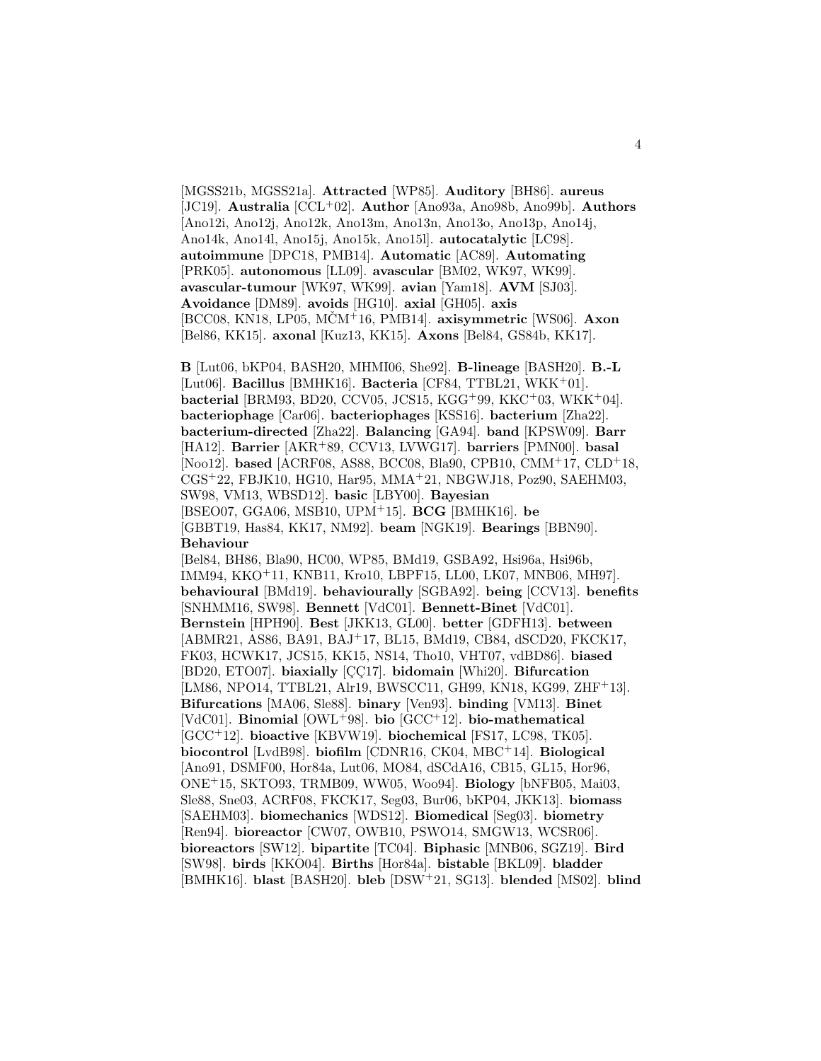[MGSS21b, MGSS21a]. **Attracted** [WP85]. **Auditory** [BH86]. **aureus** [JC19]. **Australia** [CCL+02]. **Author** [Ano93a, Ano98b, Ano99b]. **Authors** [Ano12i, Ano12j, Ano12k, Ano13m, Ano13n, Ano13o, Ano13p, Ano14j, Ano14k, Ano14l, Ano15j, Ano15k, Ano15l]. **autocatalytic** [LC98]. **autoimmune** [DPC18, PMB14]. **Automatic** [AC89]. **Automating** [PRK05]. **autonomous** [LL09]. **avascular** [BM02, WK97, WK99]. **avascular-tumour** [WK97, WK99]. **avian** [Yam18]. **AVM** [SJ03]. **Avoidance** [DM89]. **avoids** [HG10]. **axial** [GH05]. **axis** [BCC08, KN18, LP05, MČM+16, PMB14]. **axisymmetric** [WS06]. **Axon** [Bel86, KK15]. **axonal** [Kuz13, KK15]. **Axons** [Bel84, GS84b, KK17].

**B** [Lut06, bKP04, BASH20, MHMI06, She92]. **B-lineage** [BASH20]. **B.-L** [Lut06]. **Bacillus** [BMHK16]. **Bacteria** [CF84, TTBL21, WKK+01]. **bacterial** [BRM93, BD20, CCV05, JCS15, KGG+99, KKC+03, WKK+04]. **bacteriophage** [Car06]. **bacteriophages** [KSS16]. **bacterium** [Zha22]. **bacterium-directed** [Zha22]. **Balancing** [GA94]. **band** [KPSW09]. **Barr** [HA12]. **Barrier** [AKR+89, CCV13, LVWG17]. **barriers** [PMN00]. **basal** [Noo12]. **based** [ACRF08, AS88, BCC08, Bla90, CPB10, CMM+17, CLD+18, CGS+22, FBJK10, HG10, Har95, MMA+21, NBGWJ18, Poz90, SAEHM03, SW98, VM13, WBSD12]. **basic** [LBY00]. **Bayesian** [BSEO07, GGA06, MSB10, UPM+15]. **BCG** [BMHK16]. **be** [GBBT19, Has84, KK17, NM92]. **beam** [NGK19]. **Bearings** [BBN90]. **Behaviour** [Bel84, BH86, Bla90, HC00, WP85, BMd19, GSBA92, Hsi96a, Hsi96b, IMM94, KKO+11, KNB11, Kro10, LBPF15, LL00, LK07, MNB06, MH97]. **behavioural** [BMd19]. **behaviourally** [SGBA92]. **being** [CCV13]. **benefits** [SNHMM16, SW98]. **Bennett** [VdC01]. **Bennett-Binet** [VdC01]. **Bernstein** [HPH90]. **Best** [JKK13, GL00]. **better** [GDFH13]. **between** [ABMR21, AS86, BA91, BAJ+17, BL15, BMd19, CB84, dSCD20, FKCK17, FK03, HCWK17, JCS15, KK15, NS14, Tho10, VHT07, vdBD86]. **biased** [BD20, ETO07]. **biaxially** [ÇÇ17]. **bidomain** [Whi20]. **Bifurcation** [LM86, NPO14, TTBL21, Alr19, BWSCC11, GH99, KN18, KG99, ZHF+13]. **Bifurcations** [MA06, Sle88]. **binary** [Ven93]. **binding** [VM13]. **Binet** [VdC01]. **Binomial** [OWL+98]. **bio** [GCC+12]. **bio-mathematical** [GCC+12]. **bioactive** [KBVW19]. **biochemical** [FS17, LC98, TK05]. **biocontrol** [LvdB98]. **biofilm** [CDNR16, CK04, MBC+14]. **Biological** [Ano91, DSMF00, Hor84a, Lut06, MO84, dSCdA16, CB15, GL15, Hor96, ONE+15, SKTO93, TRMB09, WW05, Woo94]. **Biology** [bNFB05, Mai03, Sle88, Sne03, ACRF08, FKCK17, Seg03, Bur06, bKP04, JKK13]. **biomass** [SAEHM03]. **biomechanics** [WDS12]. **Biomedical** [Seg03]. **biometry** [Ren94]. **bioreactor** [CW07, OWB10, PSWO14, SMGW13, WCSR06]. **bioreactors** [SW12]. **bipartite** [TC04]. **Biphasic** [MNB06, SGZ19]. **Bird** [SW98]. **birds** [KKO04]. **Births** [Hor84a]. **bistable** [BKL09]. **bladder** [BMHK16]. **blast** [BASH20]. **bleb** [DSW+21, SG13]. **blended** [MS02]. **blind**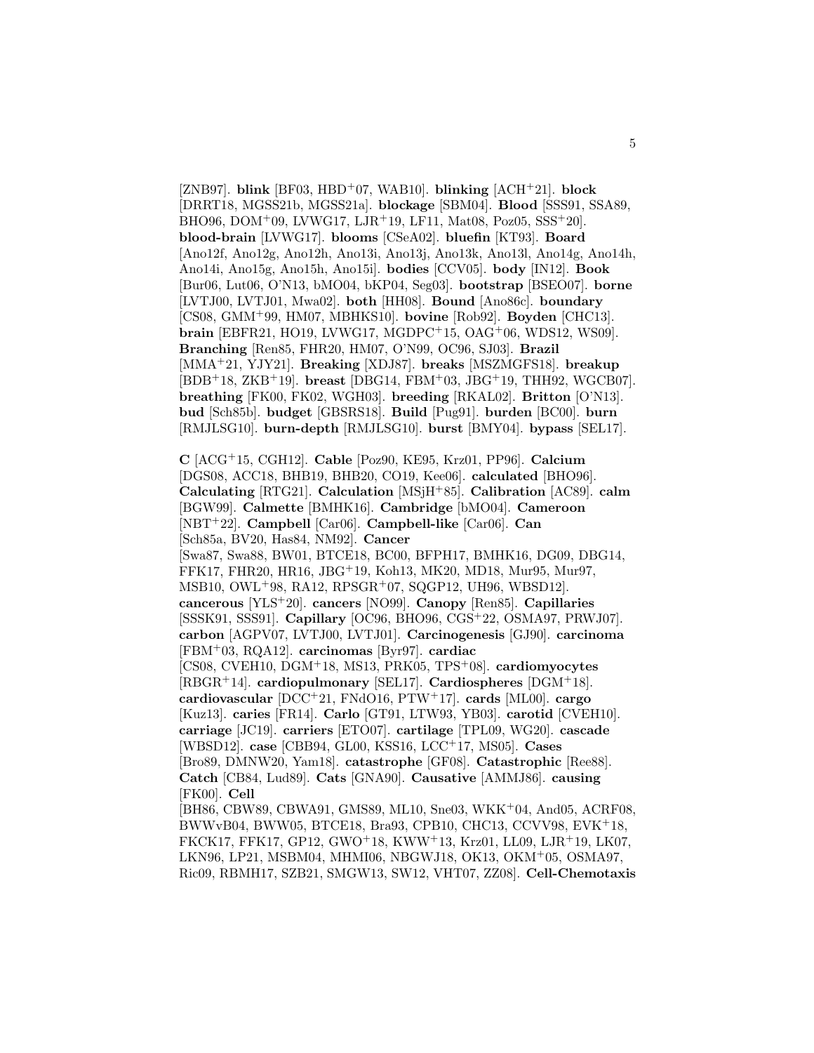[ZNB97]. **blink** [BF03, HBD+07, WAB10]. **blinking** [ACH+21]. **block** [DRRT18, MGSS21b, MGSS21a]. **blockage** [SBM04]. **Blood** [SSS91, SSA89, BHO96, DOM+09, LVWG17, LJR+19, LF11, Mat08, Poz05, SSS+20]. **blood-brain** [LVWG17]. **blooms** [CSeA02]. **bluefin** [KT93]. **Board** [Ano12f, Ano12g, Ano12h, Ano13i, Ano13j, Ano13k, Ano13l, Ano14g, Ano14h, Ano14i, Ano15g, Ano15h, Ano15i]. **bodies** [CCV05]. **body** [IN12]. **Book** [Bur06, Lut06, O'N13, bMO04, bKP04, Seg03]. **bootstrap** [BSEO07]. **borne** [LVTJ00, LVTJ01, Mwa02]. **both** [HH08]. **Bound** [Ano86c]. **boundary** [CS08, GMM+99, HM07, MBHKS10]. **bovine** [Rob92]. **Boyden** [CHC13]. **brain** [EBFR21, HO19, LVWG17, MGDPC+15, OAG+06, WDS12, WS09]. **Branching** [Ren85, FHR20, HM07, O'N99, OC96, SJ03]. **Brazil** [MMA+21, YJY21]. **Breaking** [XDJ87]. **breaks** [MSZMGFS18]. **breakup** [BDB+18, ZKB+19]. **breast** [DBG14, FBM+03, JBG+19, THH92, WGCB07]. **breathing** [FK00, FK02, WGH03]. **breeding** [RKAL02]. **Britton** [O'N13]. **bud** [Sch85b]. **budget** [GBSRS18]. **Build** [Pug91]. **burden** [BC00]. **burn** [RMJLSG10]. **burn-depth** [RMJLSG10]. **burst** [BMY04]. **bypass** [SEL17].

**C** [ACG+15, CGH12]. **Cable** [Poz90, KE95, Krz01, PP96]. **Calcium** [DGS08, ACC18, BHB19, BHB20, CO19, Kee06]. **calculated** [BHO96]. **Calculating** [RTG21]. **Calculation** [MSjH+85]. **Calibration** [AC89]. **calm** [BGW99]. **Calmette** [BMHK16]. **Cambridge** [bMO04]. **Cameroon** [NBT+22]. **Campbell** [Car06]. **Campbell-like** [Car06]. **Can** [Sch85a, BV20, Has84, NM92]. **Cancer** [Swa87, Swa88, BW01, BTCE18, BC00, BFPH17, BMHK16, DG09, DBG14, FFK17, FHR20, HR16, JBG+19, Koh13, MK20, MD18, Mur95, Mur97, MSB10, OWL+98, RA12, RPSGR+07, SQGP12, UH96, WBSD12]. **cancerous** [YLS+20]. **cancers** [NO99]. **Canopy** [Ren85]. **Capillaries** [SSSK91, SSS91]. **Capillary** [OC96, BHO96, CGS+22, OSMA97, PRWJ07]. **carbon** [AGPV07, LVTJ00, LVTJ01]. **Carcinogenesis** [GJ90]. **carcinoma** [FBM+03, RQA12]. **carcinomas** [Byr97]. **cardiac** [CS08, CVEH10, DGM+18, MS13, PRK05, TPS+08]. **cardiomyocytes** [RBGR+14]. **cardiopulmonary** [SEL17]. **Cardiospheres** [DGM+18]. **cardiovascular** [DCC+21, FNdO16, PTW+17]. **cards** [ML00]. **cargo** [Kuz13]. **caries** [FR14]. **Carlo** [GT91, LTW93, YB03]. **carotid** [CVEH10]. **carriage** [JC19]. **carriers** [ETO07]. **cartilage** [TPL09, WG20]. **cascade** [WBSD12]. **case** [CBB94, GL00, KSS16, LCC+17, MS05]. **Cases** [Bro89, DMNW20, Yam18]. **catastrophe** [GF08]. **Catastrophic** [Ree88]. **Catch** [CB84, Lud89]. **Cats** [GNA90]. **Causative** [AMMJ86]. **causing** [FK00]. **Cell** [BH86, CBW89, CBWA91, GMS89, ML10, Sne03, WKK+04, And05, ACRF08, BWWvB04, BWW05, BTCE18, Bra93, CPB10, CHC13, CCVV98, EVK+18, FKCK17, FFK17, GP12, GWO+18, KWW+13, Krz01, LL09, LJR+19, LK07, LKN96, LP21, MSBM04, MHMI06, NBGWJ18, OK13, OKM+05, OSMA97, Ric09, RBMH17, SZB21, SMGW13, SW12, VHT07, ZZ08]. **Cell-Chemotaxis**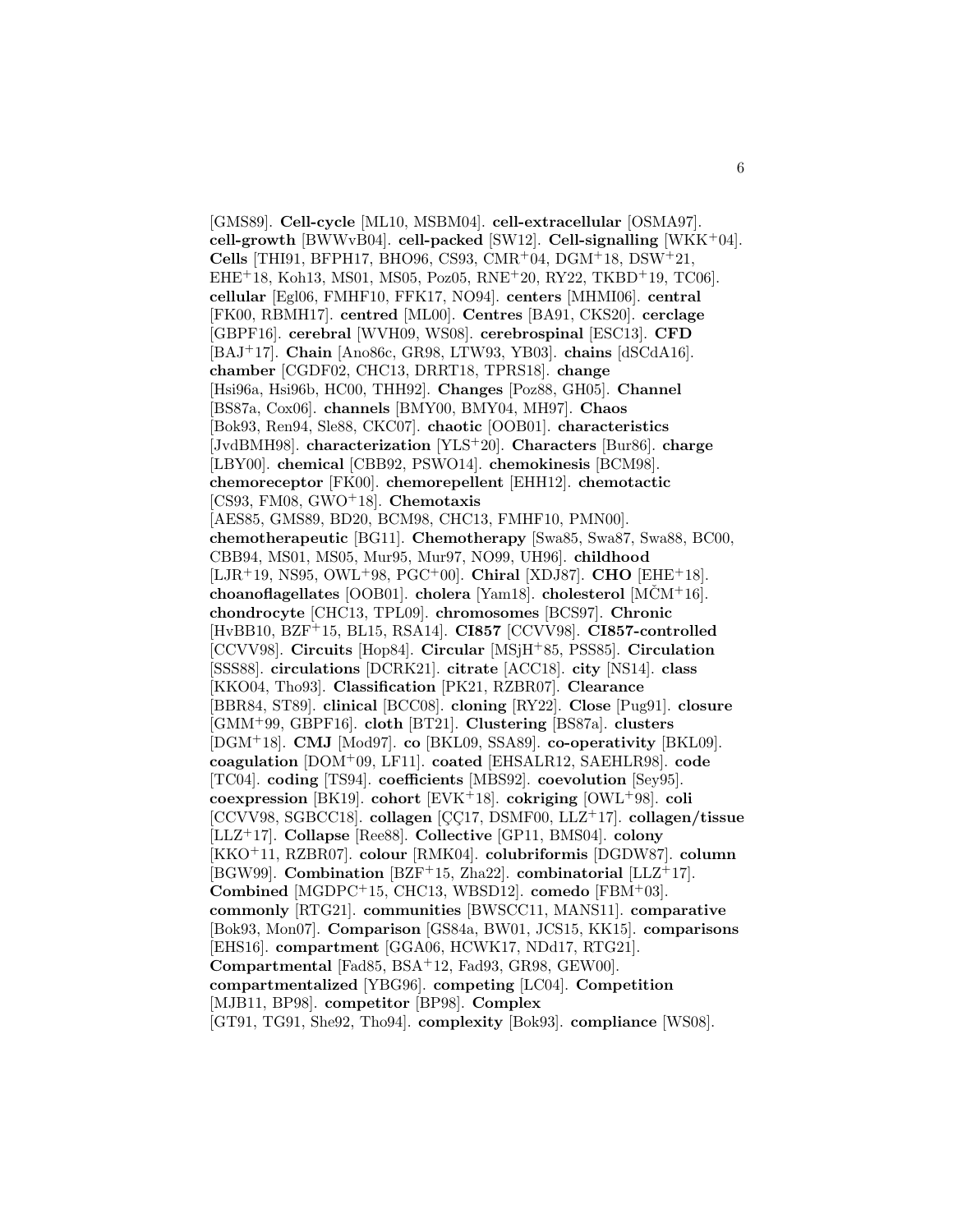[GMS89]. **Cell-cycle** [ML10, MSBM04]. **cell-extracellular** [OSMA97]. **cell-growth** [BWWvB04]. **cell-packed** [SW12]. **Cell-signalling** [WKK+04]. **Cells** [THI91, BFPH17, BHO96, CS93, CMR+04, DGM+18, DSW+21, EHE+18, Koh13, MS01, MS05, Poz05, RNE+20, RY22, TKBD+19, TC06]. **cellular** [Egl06, FMHF10, FFK17, NO94]. **centers** [MHMI06]. **central** [FK00, RBMH17]. **centred** [ML00]. **Centres** [BA91, CKS20]. **cerclage** [GBPF16]. **cerebral** [WVH09, WS08]. **cerebrospinal** [ESC13]. **CFD** [BAJ+17]. **Chain** [Ano86c, GR98, LTW93, YB03]. **chains** [dSCdA16]. **chamber** [CGDF02, CHC13, DRRT18, TPRS18]. **change** [Hsi96a, Hsi96b, HC00, THH92]. **Changes** [Poz88, GH05]. **Channel** [BS87a, Cox06]. **channels** [BMY00, BMY04, MH97]. **Chaos** [Bok93, Ren94, Sle88, CKC07]. **chaotic** [OOB01]. **characteristics** [JvdBMH98]. **characterization** [YLS+20]. **Characters** [Bur86]. **charge** [LBY00]. **chemical** [CBB92, PSWO14]. **chemokinesis** [BCM98]. **chemoreceptor** [FK00]. **chemorepellent** [EHH12]. **chemotactic** [CS93, FM08, GWO+18]. **Chemotaxis** [AES85, GMS89, BD20, BCM98, CHC13, FMHF10, PMN00]. **chemotherapeutic** [BG11]. **Chemotherapy** [Swa85, Swa87, Swa88, BC00, CBB94, MS01, MS05, Mur95, Mur97, NO99, UH96]. **childhood** [LJR+19, NS95, OWL+98, PGC+00]. **Chiral** [XDJ87]. **CHO** [EHE+18]. **choanoflagellates** [OOB01]. **cholera** [Yam18]. **cholesterol** [MČM+16]. **chondrocyte** [CHC13, TPL09]. **chromosomes** [BCS97]. **Chronic** [HvBB10, BZF+15, BL15, RSA14]. **CI857** [CCVV98]. **CI857-controlled** [CCVV98]. **Circuits** [Hop84]. **Circular** [MSjH+85, PSS85]. **Circulation** [SSS88]. **circulations** [DCRK21]. **citrate** [ACC18]. **city** [NS14]. **class** [KKO04, Tho93]. **Classification** [PK21, RZBR07]. **Clearance** [BBR84, ST89]. **clinical** [BCC08]. **cloning** [RY22]. **Close** [Pug91]. **closure** [GMM+99, GBPF16]. **cloth** [BT21]. **Clustering** [BS87a]. **clusters** [DGM+18]. **CMJ** [Mod97]. **co** [BKL09, SSA89]. **co-operativity** [BKL09]. **coagulation** [DOM+09, LF11]. **coated** [EHSALR12, SAEHLR98]. **code** [TC04]. **coding** [TS94]. **coefficients** [MBS92]. **coevolution** [Sey95]. **coexpression** [BK19]. **cohort** [EVK+18]. **cokriging** [OWL+98]. **coli** [CCVV98, SGBCC18]. **collagen** [ÇÇ17, DSMF00, LLZ+17]. **collagen/tissue** [LLZ+17]. **Collapse** [Ree88]. **Collective** [GP11, BMS04]. **colony** [KKO+11, RZBR07]. **colour** [RMK04]. **colubriformis** [DGDW87]. **column** [BGW99]. **Combination** [BZF+15, Zha22]. **combinatorial** [LLZ+17]. **Combined** [MGDPC+15, CHC13, WBSD12]. **comedo** [FBM+03]. **commonly** [RTG21]. **communities** [BWSCC11, MANS11]. **comparative** [Bok93, Mon07]. **Comparison** [GS84a, BW01, JCS15, KK15]. **comparisons** [EHS16]. **compartment** [GGA06, HCWK17, NDd17, RTG21]. **Compartmental** [Fad85, BSA+12, Fad93, GR98, GEW00]. **compartmentalized** [YBG96]. **competing** [LC04]. **Competition** [MJB11, BP98]. **competitor** [BP98]. **Complex** [GT91, TG91, She92, Tho94]. **complexity** [Bok93]. **compliance** [WS08].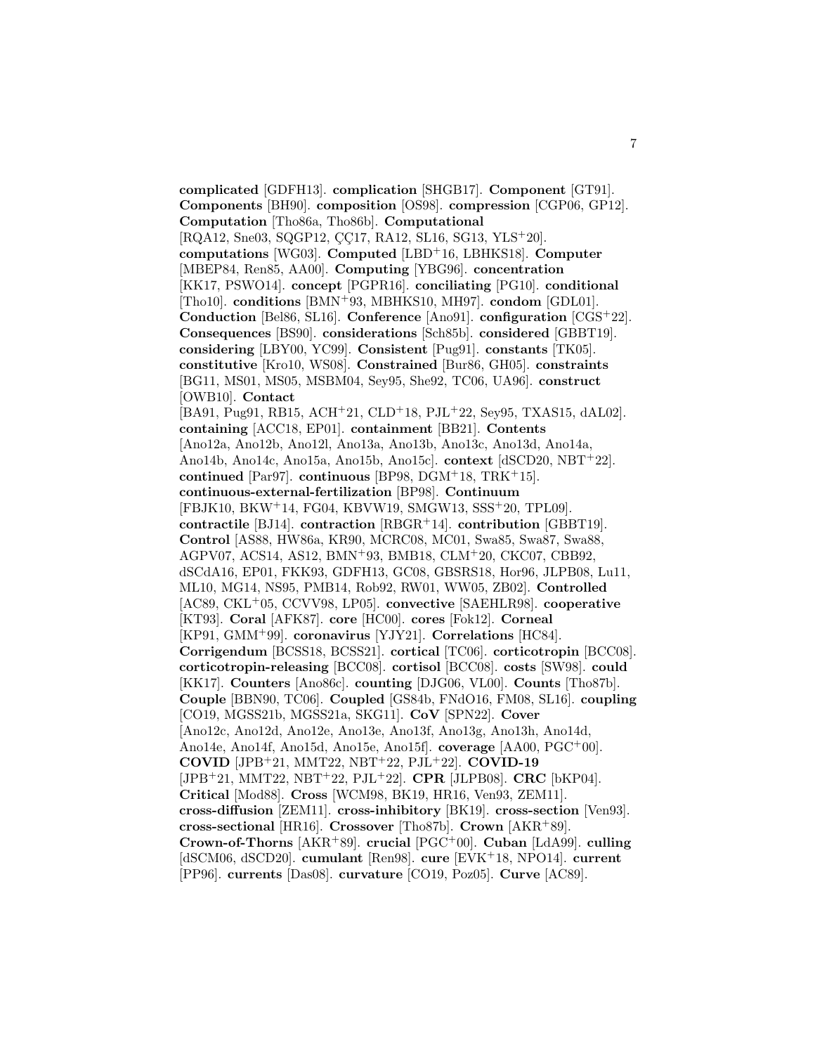**complicated** [GDFH13]. **complication** [SHGB17]. **Component** [GT91]. **Components** [BH90]. **composition** [OS98]. **compression** [CGP06, GP12]. **Computation** [Tho86a, Tho86b]. **Computational** [RQA12, Sne03, SQGP12, ÇÇ17, RA12, SL16, SG13, YLS+20]. **computations** [WG03]. **Computed** [LBD+16, LBHKS18]. **Computer** [MBEP84, Ren85, AA00]. **Computing** [YBG96]. **concentration** [KK17, PSWO14]. **concept** [PGPR16]. **conciliating** [PG10]. **conditional** [Tho10]. **conditions** [BMN+93, MBHKS10, MH97]. **condom** [GDL01]. **Conduction** [Bel86, SL16]. **Conference** [Ano91]. **configuration** [CGS+22]. **Consequences** [BS90]. **considerations** [Sch85b]. **considered** [GBBT19]. **considering** [LBY00, YC99]. **Consistent** [Pug91]. **constants** [TK05]. **constitutive** [Kro10, WS08]. **Constrained** [Bur86, GH05]. **constraints** [BG11, MS01, MS05, MSBM04, Sey95, She92, TC06, UA96]. **construct** [OWB10]. **Contact** [BA91, Pug91, RB15, ACH+21, CLD+18, PJL+22, Sey95, TXAS15, dAL02]. **containing** [ACC18, EP01]. **containment** [BB21]. **Contents** [Ano12a, Ano12b, Ano12l, Ano13a, Ano13b, Ano13c, Ano13d, Ano14a, Ano14b, Ano14c, Ano15a, Ano15b, Ano15c]. **context** [dSCD20, NBT+22]. **continued** [Par97]. **continuous** [BP98, DGM+18, TRK+15]. **continuous-external-fertilization** [BP98]. **Continuum** [FBJK10, BKW+14, FG04, KBVW19, SMGW13, SSS+20, TPL09]. **contractile** [BJ14]. **contraction** [RBGR+14]. **contribution** [GBBT19]. **Control** [AS88, HW86a, KR90, MCRC08, MC01, Swa85, Swa87, Swa88, AGPV07, ACS14, AS12, BMN+93, BMB18, CLM+20, CKC07, CBB92, dSCdA16, EP01, FKK93, GDFH13, GC08, GBSRS18, Hor96, JLPB08, Lu11, ML10, MG14, NS95, PMB14, Rob92, RW01, WW05, ZB02]. **Controlled** [AC89, CKL+05, CCVV98, LP05]. **convective** [SAEHLR98]. **cooperative** [KT93]. **Coral** [AFK87]. **core** [HC00]. **cores** [Fok12]. **Corneal** [KP91, GMM+99]. **coronavirus** [YJY21]. **Correlations** [HC84]. **Corrigendum** [BCSS18, BCSS21]. **cortical** [TC06]. **corticotropin** [BCC08]. **corticotropin-releasing** [BCC08]. **cortisol** [BCC08]. **costs** [SW98]. **could** [KK17]. **Counters** [Ano86c]. **counting** [DJG06, VL00]. **Counts** [Tho87b]. **Couple** [BBN90, TC06]. **Coupled** [GS84b, FNdO16, FM08, SL16]. **coupling** [CO19, MGSS21b, MGSS21a, SKG11]. **CoV** [SPN22]. **Cover** [Ano12c, Ano12d, Ano12e, Ano13e, Ano13f, Ano13g, Ano13h, Ano14d, Ano14e, Ano14f, Ano15d, Ano15e, Ano15f]. **coverage** [AA00, PGC+00]. **COVID** [JPB+21, MMT22, NBT+22, PJL+22]. **COVID-19** [JPB+21, MMT22, NBT+22, PJL+22]. **CPR** [JLPB08]. **CRC** [bKP04]. **Critical** [Mod88]. **Cross** [WCM98, BK19, HR16, Ven93, ZEM11]. **cross-diffusion** [ZEM11]. **cross-inhibitory** [BK19]. **cross-section** [Ven93]. **cross-sectional** [HR16]. **Crossover** [Tho87b]. **Crown** [AKR+89]. **Crown-of-Thorns** [AKR+89]. **crucial** [PGC+00]. **Cuban** [LdA99]. **culling** [dSCM06, dSCD20]. **cumulant** [Ren98]. **cure** [EVK+18, NPO14]. **current** [PP96]. **currents** [Das08]. **curvature** [CO19, Poz05]. **Curve** [AC89].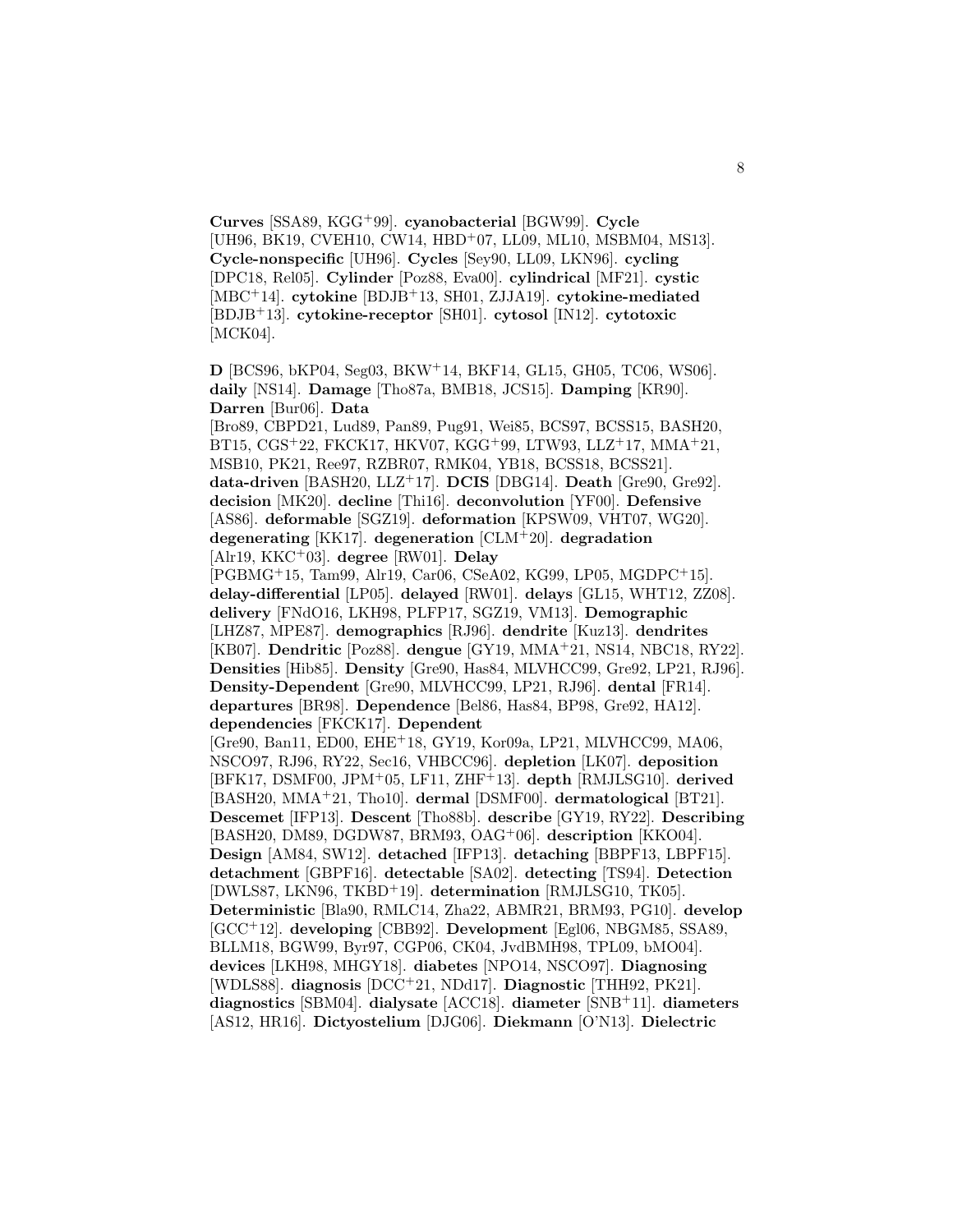**Curves** [SSA89, KGG[+]99]. **cyanobacterial** [BGW99]. **Cycle** [UH96, BK19, CVEH10, CW14, HBD[+]07, LL09, ML10, MSBM04, MS13]. **Cycle-nonspecific** [UH96]. **Cycles** [Sey90, LL09, LKN96]. **cycling** [DPC18, Rel05]. **Cylinder** [Poz88, Eva00]. **cylindrical** [MF21]. **cystic** [MBC[+]14]. **cytokine** [BDJB[+]13, SH01, ZJJA19]. **cytokine-mediated** [BDJB[+]13]. **cytokine-receptor** [SH01]. **cytosol** [IN12]. **cytotoxic** [MCK04].

**D** [BCS96, bKP04, Seg03, BKW[+]14, BKF14, GL15, GH05, TC06, WS06]. **daily** [NS14]. **Damage** [Tho87a, BMB18, JCS15]. **Damping** [KR90]. **Darren** [Bur06]. **Data** [Bro89, CBPD21, Lud89, Pan89, Pug91, Wei85, BCS97, BCSS15, BASH20, BT15, CGS[+]22, FKCK17, HKV07, KGG[+]99, LTW93, LLZ[+]17, MMA[+]21, MSB10, PK21, Ree97, RZBR07, RMK04, YB18, BCSS18, BCSS21]. **data-driven** [BASH20, LLZ[+]17]. **DCIS** [DBG14]. **Death** [Gre90, Gre92]. **decision** [MK20]. **decline** [Thi16]. **deconvolution** [YF00]. **Defensive** [AS86]. **deformable** [SGZ19]. **deformation** [KPSW09, VHT07, WG20]. **degenerating** [KK17]. **degeneration** [CLM[+]20]. **degradation** [Alr19, KKC[+]03]. **degree** [RW01]. **Delay** [PGBMG[+]15, Tam99, Alr19, Car06, CSeA02, KG99, LP05, MGDPC[+]15]. **delay-differential** [LP05]. **delayed** [RW01]. **delays** [GL15, WHT12, ZZ08]. **delivery** [FNdO16, LKH98, PLFP17, SGZ19, VM13]. **Demographic** [LHZ87, MPE87]. **demographics** [RJ96]. **dendrite** [Kuz13]. **dendrites** [KB07]. **Dendritic** [Poz88]. **dengue** [GY19, MMA[+]21, NS14, NBC18, RY22]. **Densities** [Hib85]. **Density** [Gre90, Has84, MLVHCC99, Gre92, LP21, RJ96]. **Density-Dependent** [Gre90, MLVHCC99, LP21, RJ96]. **dental** [FR14]. **departures** [BR98]. **Dependence** [Bel86, Has84, BP98, Gre92, HA12]. **dependencies** [FKCK17]. **Dependent** [Gre90, Ban11, ED00, EHE[+]18, GY19, Kor09a, LP21, MLVHCC99, MA06, NSCO97, RJ96, RY22, Sec16, VHBCC96]. **depletion** [LK07]. **deposition** [BFK17, DSMF00, JPM[+]05, LF11, ZHF[+]13]. **depth** [RMJLSG10]. **derived** [BASH20, MMA[+]21, Tho10]. **dermal** [DSMF00]. **dermatological** [BT21]. **Descemet** [IFP13]. **Descent** [Tho88b]. **describe** [GY19, RY22]. **Describing** [BASH20, DM89, DGDW87, BRM93, OAG[+]06]. **description** [KKO04]. **Design** [AM84, SW12]. **detached** [IFP13]. **detaching** [BBPF13, LBPF15]. **detachment** [GBPF16]. **detectable** [SA02]. **detecting** [TS94]. **Detection** [DWLS87, LKN96, TKBD[+]19]. **determination** [RMJLSG10, TK05]. **Deterministic** [Bla90, RMLC14, Zha22, ABMR21, BRM93, PG10]. **develop** [GCC[+]12]. **developing** [CBB92]. **Development** [Egl06, NBGM85, SSA89, BLLM18, BGW99, Byr97, CGP06, CK04, JvdBMH98, TPL09, bMO04]. **devices** [LKH98, MHGY18]. **diabetes** [NPO14, NSCO97]. **Diagnosing** [WDLS88]. **diagnosis** [DCC[+]21, NDd17]. **Diagnostic** [THH92, PK21]. **diagnostics** [SBM04]. **dialysate** [ACC18]. **diameter** [SNB[+]11]. **diameters** [AS12, HR16]. **Dictyostelium** [DJG06]. **Diekmann** [O'N13]. **Dielectric**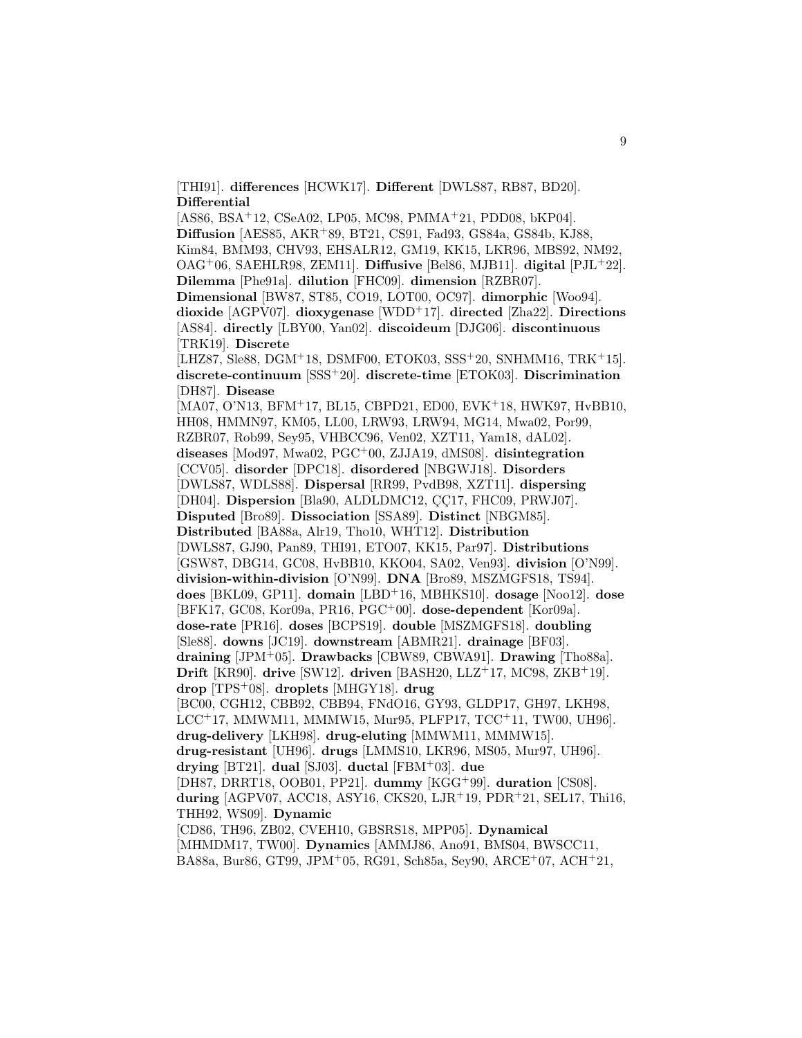[THI91]. **differences** [HCWK17]. **Different** [DWLS87, RB87, BD20]. **Differential** [AS86, BSA+12, CSeA02, LP05, MC98, PMMA+21, PDD08, bKP04]. **Diffusion** [AES85, AKR+89, BT21, CS91, Fad93, GS84a, GS84b, KJ88, Kim84, BMM93, CHV93, EHSALR12, GM19, KK15, LKR96, MBS92, NM92, OAG+06, SAEHLR98, ZEM11]. **Diffusive** [Bel86, MJB11]. **digital** [PJL+22]. **Dilemma** [Phe91a]. **dilution** [FHC09]. **dimension** [RZBR07]. **Dimensional** [BW87, ST85, CO19, LOT00, OC97]. **dimorphic** [Woo94]. **dioxide** [AGPV07]. **dioxygenase** [WDD+17]. **directed** [Zha22]. **Directions** [AS84]. **directly** [LBY00, Yan02]. **discoideum** [DJG06]. **discontinuous** [TRK19]. **Discrete** [LHZ87, Sle88, DGM+18, DSMF00, ETOK03, SSS+20, SNHMM16, TRK+15]. **discrete-continuum** [SSS+20]. **discrete-time** [ETOK03]. **Discrimination** [DH87]. **Disease** [MA07, O'N13, BFM+17, BL15, CBPD21, ED00, EVK+18, HWK97, HvBB10, HH08, HMMN97, KM05, LL00, LRW93, LRW94, MG14, Mwa02, Por99, RZBR07, Rob99, Sey95, VHBCC96, Ven02, XZT11, Yam18, dAL02]. **diseases** [Mod97, Mwa02, PGC+00, ZJJA19, dMS08]. **disintegration** [CCV05]. **disorder** [DPC18]. **disordered** [NBGWJ18]. **Disorders** [DWLS87, WDLS88]. **Dispersal** [RR99, PvdB98, XZT11]. **dispersing** [DH04]. **Dispersion** [Bla90, ALDLDMC12, ÇÇ17, FHC09, PRWJ07]. **Disputed** [Bro89]. **Dissociation** [SSA89]. **Distinct** [NBGM85]. **Distributed** [BA88a, Alr19, Tho10, WHT12]. **Distribution** [DWLS87, GJ90, Pan89, THI91, ETO07, KK15, Par97]. **Distributions** [GSW87, DBG14, GC08, HvBB10, KKO04, SA02, Ven93]. **division** [O'N99]. **division-within-division** [O'N99]. **DNA** [Bro89, MSZMGFS18, TS94]. **does** [BKL09, GP11]. **domain** [LBD+16, MBHKS10]. **dosage** [Noo12]. **dose** [BFK17, GC08, Kor09a, PR16, PGC+00]. **dose-dependent** [Kor09a]. **dose-rate** [PR16]. **doses** [BCPS19]. **double** [MSZMGFS18]. **doubling** [Sle88]. **downs** [JC19]. **downstream** [ABMR21]. **drainage** [BF03]. **draining** [JPM+05]. **Drawbacks** [CBW89, CBWA91]. **Drawing** [Tho88a]. **Drift** [KR90]. **drive** [SW12]. **driven** [BASH20, LLZ+17, MC98, ZKB+19]. **drop** [TPS+08]. **droplets** [MHGY18]. **drug** [BC00, CGH12, CBB92, CBB94, FNdO16, GY93, GLDP17, GH97, LKH98, LCC+17, MMWM11, MMMW15, Mur95, PLFP17, TCC+11, TW00, UH96]. **drug-delivery** [LKH98]. **drug-eluting** [MMWM11, MMMW15]. **drug-resistant** [UH96]. **drugs** [LMMS10, LKR96, MS05, Mur97, UH96]. **drying** [BT21]. **dual** [SJ03]. **ductal** [FBM+03]. **due** [DH87, DRRT18, OOB01, PP21]. **dummy** [KGG+99]. **duration** [CS08]. **during** [AGPV07, ACC18, ASY16, CKS20, LJR+19, PDR+21, SEL17, Thi16, THH92, WS09]. **Dynamic** [CD86, TH96, ZB02, CVEH10, GBSRS18, MPP05]. **Dynamical** [MHMDM17, TW00]. **Dynamics** [AMMJ86, Ano91, BMS04, BWSCC11, BA88a, Bur86, GT99, JPM+05, RG91, Sch85a, Sey90, ARCE+07, ACH+21,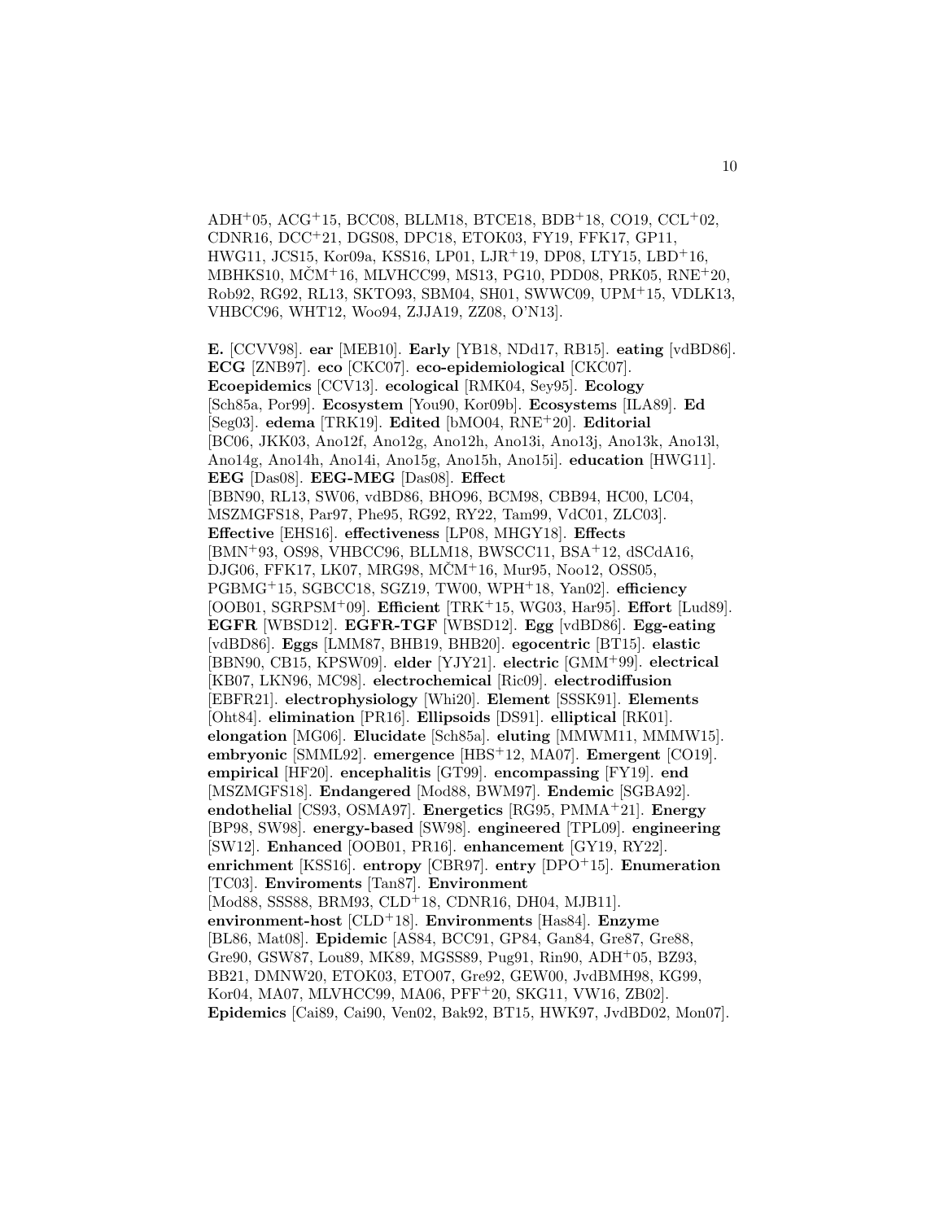ADH+05, ACG+15, BCC08, BLLM18, BTCE18, BDB+18, CO19, CCL+02, CDNR16, DCC+21, DGS08, DPC18, ETOK03, FY19, FFK17, GP11, HWG11, JCS15, Kor09a, KSS16, LP01, LJR+19, DP08, LTY15, LBD+16, MBHKS10, MČM+16, MLVHCC99, MS13, PG10, PDD08, PRK05, RNE+20, Rob92, RG92, RL13, SKTO93, SBM04, SH01, SWWC09, UPM+15, VDLK13, VHBCC96, WHT12, Woo94, ZJJA19, ZZ08, O'N13].

**E.** [CCVV98]. **ear** [MEB10]. **Early** [YB18, NDd17, RB15]. **eating** [vdBD86]. **ECG** [ZNB97]. **eco** [CKC07]. **eco-epidemiological** [CKC07]. **Ecoepidemics** [CCV13]. **ecological** [RMK04, Sey95]. **Ecology** [Sch85a, Por99]. **Ecosystem** [You90, Kor09b]. **Ecosystems** [ILA89]. **Ed** [Seg03]. **edema** [TRK19]. **Edited** [bMO04, RNE+20]. **Editorial** [BC06, JKK03, Ano12f, Ano12g, Ano12h, Ano13i, Ano13j, Ano13k, Ano13l, Ano14g, Ano14h, Ano14i, Ano15g, Ano15h, Ano15i]. **education** [HWG11]. **EEG** [Das08]. **EEG-MEG** [Das08]. **Effect** [BBN90, RL13, SW06, vdBD86, BHO96, BCM98, CBB94, HC00, LC04, MSZMGFS18, Par97, Phe95, RG92, RY22, Tam99, VdC01, ZLC03]. **Effective** [EHS16]. **effectiveness** [LP08, MHGY18]. **Effects** [BMN+93, OS98, VHBCC96, BLLM18, BWSCC11, BSA+12, dSCdA16, DJG06, FFK17, LK07, MRG98, MČM+16, Mur95, Noo12, OSS05, PGBMG+15, SGBCC18, SGZ19, TW00, WPH+18, Yan02]. **efficiency** [OOB01, SGRPSM+09]. **Efficient** [TRK+15, WG03, Har95]. **Effort** [Lud89]. **EGFR** [WBSD12]. **EGFR-TGF** [WBSD12]. **Egg** [vdBD86]. **Egg-eating** [vdBD86]. **Eggs** [LMM87, BHB19, BHB20]. **egocentric** [BT15]. **elastic** [BBN90, CB15, KPSW09]. **elder** [YJY21]. **electric** [GMM+99]. **electrical** [KB07, LKN96, MC98]. **electrochemical** [Ric09]. **electrodiffusion** [EBFR21]. **electrophysiology** [Whi20]. **Element** [SSSK91]. **Elements** [Oht84]. **elimination** [PR16]. **Ellipsoids** [DS91]. **elliptical** [RK01]. **elongation** [MG06]. **Elucidate** [Sch85a]. **eluting** [MMWM11, MMMW15]. **embryonic** [SMML92]. **emergence** [HBS+12, MA07]. **Emergent** [CO19]. **empirical** [HF20]. **encephalitis** [GT99]. **encompassing** [FY19]. **end** [MSZMGFS18]. **Endangered** [Mod88, BWM97]. **Endemic** [SGBA92]. **endothelial** [CS93, OSMA97]. **Energetics** [RG95, PMMA+21]. **Energy** [BP98, SW98]. **energy-based** [SW98]. **engineered** [TPL09]. **engineering** [SW12]. **Enhanced** [OOB01, PR16]. **enhancement** [GY19, RY22]. **enrichment** [KSS16]. **entropy** [CBR97]. **entry** [DPO+15]. **Enumeration** [TC03]. **Enviroments** [Tan87]. **Environment** [Mod88, SSS88, BRM93, CLD+18, CDNR16, DH04, MJB11]. **environment-host** [CLD+18]. **Environments** [Has84]. **Enzyme** [BL86, Mat08]. **Epidemic** [AS84, BCC91, GP84, Gan84, Gre87, Gre88, Gre90, GSW87, Lou89, MK89, MGSS89, Pug91, Rin90, ADH+05, BZ93, BB21, DMNW20, ETOK03, ETO07, Gre92, GEW00, JvdBMH98, KG99, Kor04, MA07, MLVHCC99, MA06, PFF+20, SKG11, VW16, ZB02]. **Epidemics** [Cai89, Cai90, Ven02, Bak92, BT15, HWK97, JvdBD02, Mon07].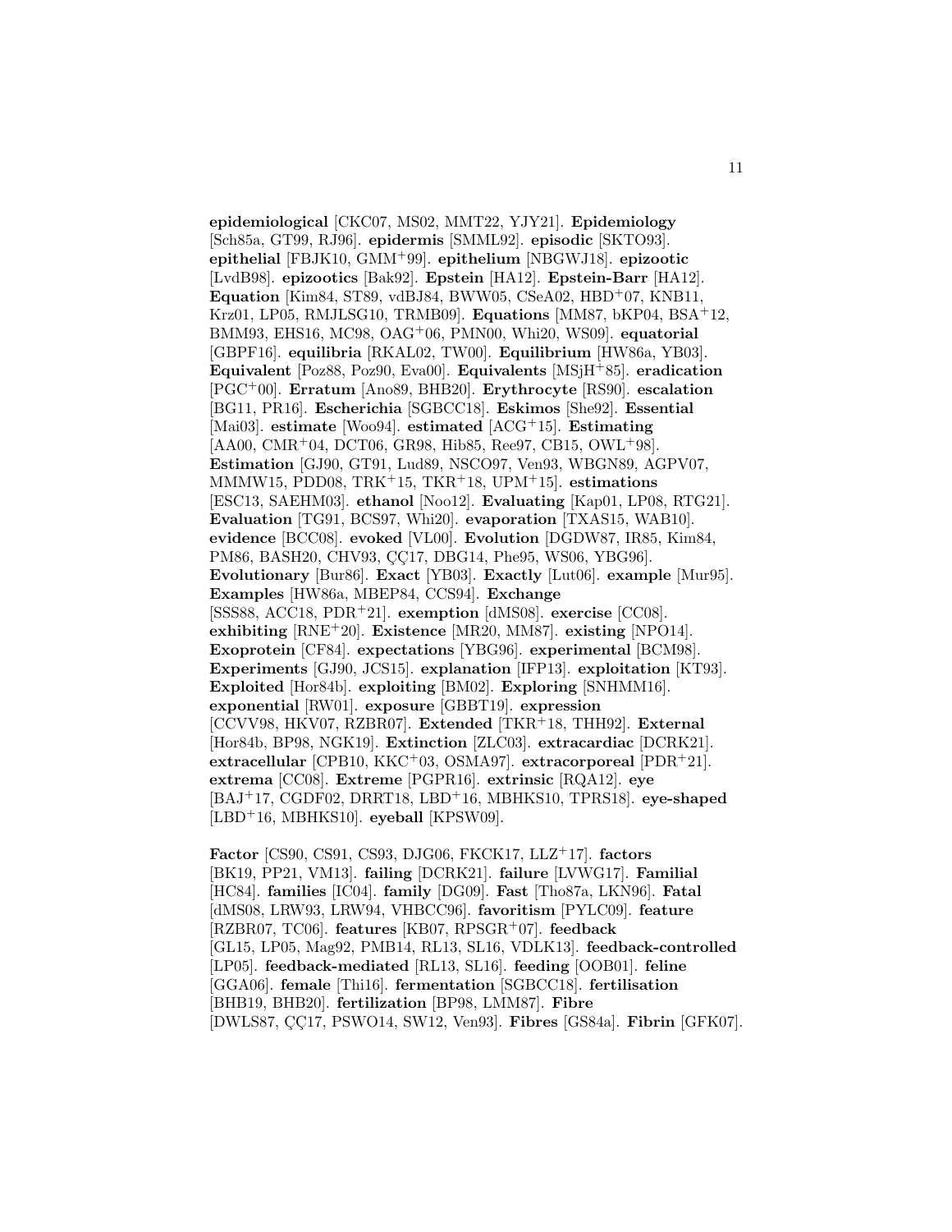**epidemiological** [CKC07, MS02, MMT22, YJY21]. **Epidemiology** [Sch85a, GT99, RJ96]. **epidermis** [SMML92]. **episodic** [SKTO93]. **epithelial** [FBJK10, GMM+99]. **epithelium** [NBGWJ18]. **epizootic** [LvdB98]. **epizootics** [Bak92]. **Epstein** [HA12]. **Epstein-Barr** [HA12]. **Equation** [Kim84, ST89, vdBJ84, BWW05, CSeA02, HBD+07, KNB11, Krz01, LP05, RMJLSG10, TRMB09]. **Equations** [MM87, bKP04, BSA+12, BMM93, EHS16, MC98, OAG+06, PMN00, Whi20, WS09]. **equatorial** [GBPF16]. **equilibria** [RKAL02, TW00]. **Equilibrium** [HW86a, YB03]. **Equivalent** [Poz88, Poz90, Eva00]. **Equivalents** [MSjH+85]. **eradication** [PGC+00]. **Erratum** [Ano89, BHB20]. **Erythrocyte** [RS90]. **escalation** [BG11, PR16]. **Escherichia** [SGBCC18]. **Eskimos** [She92]. **Essential** [Mai03]. **estimate** [Woo94]. **estimated** [ACG+15]. **Estimating** [AA00, CMR+04, DCT06, GR98, Hib85, Ree97, CB15, OWL+98]. **Estimation** [GJ90, GT91, Lud89, NSCO97, Ven93, WBGN89, AGPV07, MMMW15, PDD08, TRK+15, TKR+18, UPM+15]. **estimations** [ESC13, SAEHM03]. **ethanol** [Noo12]. **Evaluating** [Kap01, LP08, RTG21]. **Evaluation** [TG91, BCS97, Whi20]. **evaporation** [TXAS15, WAB10]. **evidence** [BCC08]. **evoked** [VL00]. **Evolution** [DGDW87, IR85, Kim84, PM86, BASH20, CHV93, ÇÇ17, DBG14, Phe95, WS06, YBG96]. **Evolutionary** [Bur86]. **Exact** [YB03]. **Exactly** [Lut06]. **example** [Mur95]. **Examples** [HW86a, MBEP84, CCS94]. **Exchange** [SSS88, ACC18, PDR+21]. **exemption** [dMS08]. **exercise** [CC08]. **exhibiting** [RNE+20]. **Existence** [MR20, MM87]. **existing** [NPO14]. **Exoprotein** [CF84]. **expectations** [YBG96]. **experimental** [BCM98]. **Experiments** [GJ90, JCS15]. **explanation** [IFP13]. **exploitation** [KT93]. **Exploited** [Hor84b]. **exploiting** [BM02]. **Exploring** [SNHMM16]. **exponential** [RW01]. **exposure** [GBBT19]. **expression** [CCVV98, HKV07, RZBR07]. **Extended** [TKR+18, THH92]. **External** [Hor84b, BP98, NGK19]. **Extinction** [ZLC03]. **extracardiac** [DCRK21]. **extracellular** [CPB10, KKC+03, OSMA97]. **extracorporeal** [PDR+21]. **extrema** [CC08]. **Extreme** [PGPR16]. **extrinsic** [RQA12]. **eye** [BAJ+17, CGDF02, DRRT18, LBD+16, MBHKS10, TPRS18]. **eye-shaped** [LBD+16, MBHKS10]. **eyeball** [KPSW09].

**Factor** [CS90, CS91, CS93, DJG06, FKCK17, LLZ+17]. **factors** [BK19, PP21, VM13]. **failing** [DCRK21]. **failure** [LVWG17]. **Familial** [HC84]. **families** [IC04]. **family** [DG09]. **Fast** [Tho87a, LKN96]. **Fatal** [dMS08, LRW93, LRW94, VHBCC96]. **favoritism** [PYLC09]. **feature** [RZBR07, TC06]. **features** [KB07, RPSGR+07]. **feedback** [GL15, LP05, Mag92, PMB14, RL13, SL16, VDLK13]. **feedback-controlled** [LP05]. **feedback-mediated** [RL13, SL16]. **feeding** [OOB01]. **feline** [GGA06]. **female** [Thi16]. **fermentation** [SGBCC18]. **fertilisation** [BHB19, BHB20]. **fertilization** [BP98, LMM87]. **Fibre** [DWLS87, ÇÇ17, PSWO14, SW12, Ven93]. **Fibres** [GS84a]. **Fibrin** [GFK07].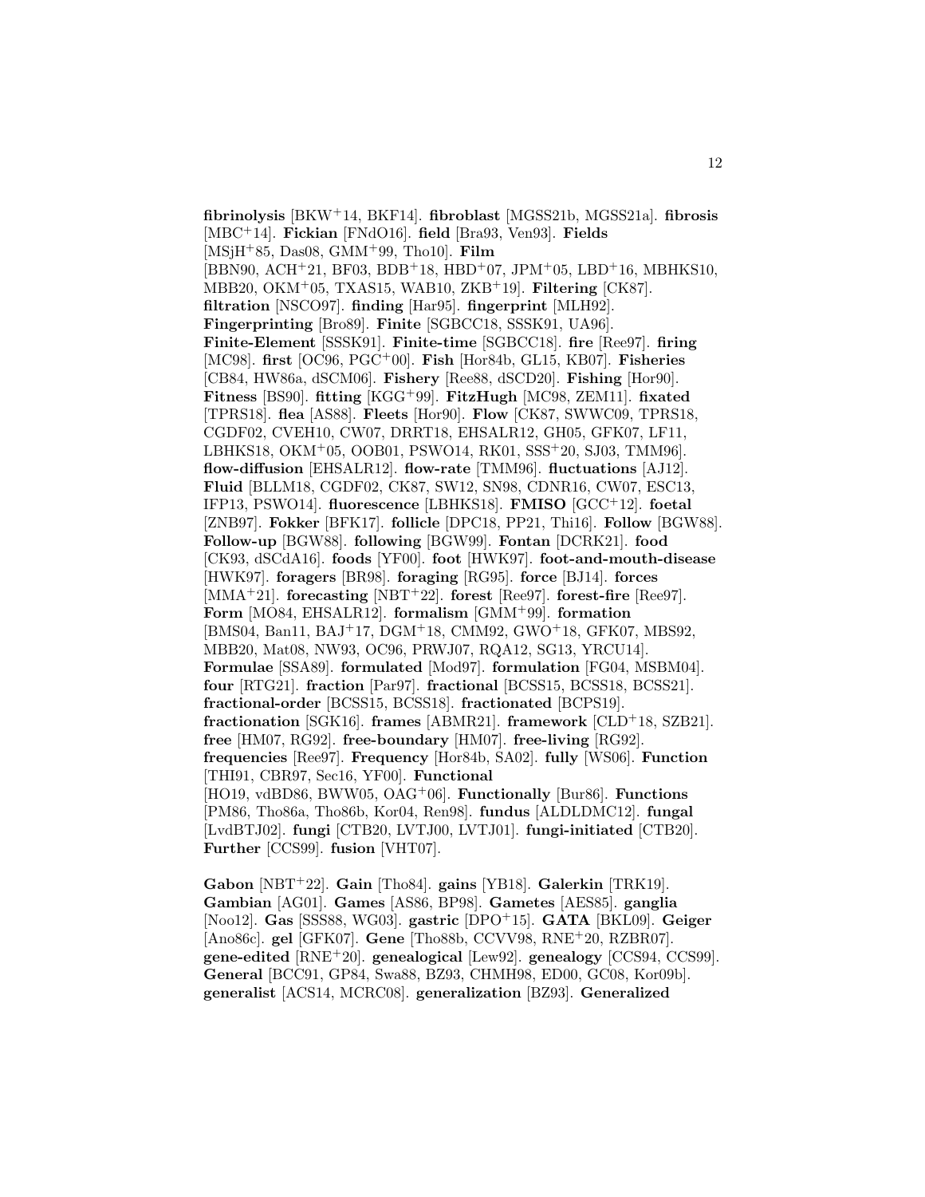**fibrinolysis** [BKW[+]14, BKF14]. **fibroblast** [MGSS21b, MGSS21a]. **fibrosis** [MBC[+]14]. **Fickian** [FNdO16]. **field** [Bra93, Ven93]. **Fields** [MSjH[+]85, Das08, GMM[+]99, Tho10]. **Film** [BBN90, ACH[+]21, BF03, BDB[+]18, HBD[+]07, JPM[+]05, LBD[+]16, MBHKS10, MBB20, OKM[+]05, TXAS15, WAB10, ZKB[+]19]. **Filtering** [CK87]. **filtration** [NSCO97]. **finding** [Har95]. **fingerprint** [MLH92]. **Fingerprinting** [Bro89]. **Finite** [SGBCC18, SSSK91, UA96]. **Finite-Element** [SSSK91]. **Finite-time** [SGBCC18]. **fire** [Ree97]. **firing** [MC98]. **first** [OC96, PGC[+]00]. **Fish** [Hor84b, GL15, KB07]. **Fisheries** [CB84, HW86a, dSCM06]. **Fishery** [Ree88, dSCD20]. **Fishing** [Hor90]. **Fitness** [BS90]. **fitting** [KGG[+]99]. **FitzHugh** [MC98, ZEM11]. **fixated** [TPRS18]. **flea** [AS88]. **Fleets** [Hor90]. **Flow** [CK87, SWWC09, TPRS18, CGDF02, CVEH10, CW07, DRRT18, EHSALR12, GH05, GFK07, LF11, LBHKS18, OKM[+]05, OOB01, PSWO14, RK01, SSS[+]20, SJ03, TMM96]. **flow-diffusion** [EHSALR12]. **flow-rate** [TMM96]. **fluctuations** [AJ12]. **Fluid** [BLLM18, CGDF02, CK87, SW12, SN98, CDNR16, CW07, ESC13, IFP13, PSWO14]. **fluorescence** [LBHKS18]. **FMISO** [GCC[+]12]. **foetal** [ZNB97]. **Fokker** [BFK17]. **follicle** [DPC18, PP21, Thi16]. **Follow** [BGW88]. **Follow-up** [BGW88]. **following** [BGW99]. **Fontan** [DCRK21]. **food** [CK93, dSCdA16]. **foods** [YF00]. **foot** [HWK97]. **foot-and-mouth-disease** [HWK97]. **foragers** [BR98]. **foraging** [RG95]. **force** [BJ14]. **forces** [MMA[+]21]. **forecasting** [NBT[+]22]. **forest** [Ree97]. **forest-fire** [Ree97]. **Form** [MO84, EHSALR12]. **formalism** [GMM[+]99]. **formation** [BMS04, Ban11, BAJ[+]17, DGM[+]18, CMM92, GWO[+]18, GFK07, MBS92, MBB20, Mat08, NW93, OC96, PRWJ07, RQA12, SG13, YRCU14]. **Formulae** [SSA89]. **formulated** [Mod97]. **formulation** [FG04, MSBM04]. **four** [RTG21]. **fraction** [Par97]. **fractional** [BCSS15, BCSS18, BCSS21]. **fractional-order** [BCSS15, BCSS18]. **fractionated** [BCPS19]. **fractionation** [SGK16]. **frames** [ABMR21]. **framework** [CLD[+]18, SZB21]. **free** [HM07, RG92]. **free-boundary** [HM07]. **free-living** [RG92]. **frequencies** [Ree97]. **Frequency** [Hor84b, SA02]. **fully** [WS06]. **Function** [THI91, CBR97, Sec16, YF00]. **Functional** [HO19, vdBD86, BWW05, OAG[+]06]. **Functionally** [Bur86]. **Functions** [PM86, Tho86a, Tho86b, Kor04, Ren98]. **fundus** [ALDLDMC12]. **fungal** [LvdBTJ02]. **fungi** [CTB20, LVTJ00, LVTJ01]. **fungi-initiated** [CTB20]. **Further** [CCS99]. **fusion** [VHT07].

**Gabon** [NBT[+]22]. **Gain** [Tho84]. **gains** [YB18]. **Galerkin** [TRK19]. **Gambian** [AG01]. **Games** [AS86, BP98]. **Gametes** [AES85]. **ganglia** [Noo12]. **Gas** [SSS88, WG03]. **gastric** [DPO[+]15]. **GATA** [BKL09]. **Geiger** [Ano86c]. **gel** [GFK07]. **Gene** [Tho88b, CCVV98, RNE[+]20, RZBR07]. **gene-edited** [RNE[+]20]. **genealogical** [Lew92]. **genealogy** [CCS94, CCS99]. **General** [BCC91, GP84, Swa88, BZ93, CHMH98, ED00, GC08, Kor09b]. **generalist** [ACS14, MCRC08]. **generalization** [BZ93]. **Generalized**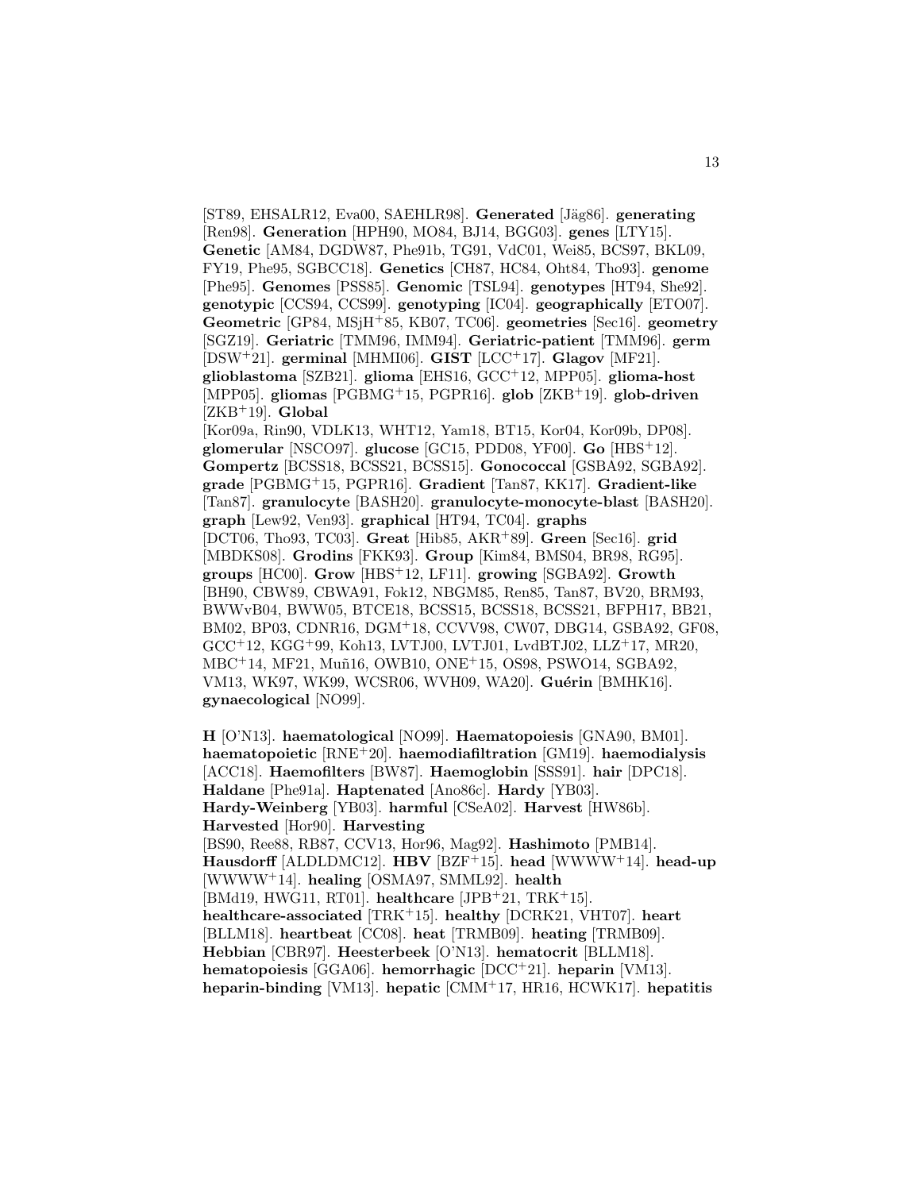[ST89, EHSALR12, Eva00, SAEHLR98]. **Generated** [Jäg86]. **generating** [Ren98]. **Generation** [HPH90, MO84, BJ14, BGG03]. **genes** [LTY15]. **Genetic** [AM84, DGDW87, Phe91b, TG91, VdC01, Wei85, BCS97, BKL09, FY19, Phe95, SGBCC18]. **Genetics** [CH87, HC84, Oht84, Tho93]. **genome** [Phe95]. **Genomes** [PSS85]. **Genomic** [TSL94]. **genotypes** [HT94, She92]. **genotypic** [CCS94, CCS99]. **genotyping** [IC04]. **geographically** [ETO07]. **Geometric** [GP84, MSjH+85, KB07, TC06]. **geometries** [Sec16]. **geometry** [SGZ19]. **Geriatric** [TMM96, IMM94]. **Geriatric-patient** [TMM96]. **germ** [DSW+21]. **germinal** [MHMI06]. **GIST** [LCC+17]. **Glagov** [MF21]. **glioblastoma** [SZB21]. **glioma** [EHS16, GCC+12, MPP05]. **glioma-host** [MPP05]. **gliomas** [PGBMG+15, PGPR16]. **glob** [ZKB+19]. **glob-driven** [ZKB+19]. **Global** [Kor09a, Rin90, VDLK13, WHT12, Yam18, BT15, Kor04, Kor09b, DP08]. **glomerular** [NSCO97]. **glucose** [GC15, PDD08, YF00]. **Go** [HBS+12]. **Gompertz** [BCSS18, BCSS21, BCSS15]. **Gonococcal** [GSBA92, SGBA92]. **grade** [PGBMG+15, PGPR16]. **Gradient** [Tan87, KK17]. **Gradient-like** [Tan87]. **granulocyte** [BASH20]. **granulocyte-monocyte-blast** [BASH20]. **graph** [Lew92, Ven93]. **graphical** [HT94, TC04]. **graphs** [DCT06, Tho93, TC03]. **Great** [Hib85, AKR+89]. **Green** [Sec16]. **grid** [MBDKS08]. **Grodins** [FKK93]. **Group** [Kim84, BMS04, BR98, RG95]. **groups** [HC00]. **Grow** [HBS+12, LF11]. **growing** [SGBA92]. **Growth** [BH90, CBW89, CBWA91, Fok12, NBGM85, Ren85, Tan87, BV20, BRM93, BWWvB04, BWW05, BTCE18, BCSS15, BCSS18, BCSS21, BFPH17, BB21, BM02, BP03, CDNR16, DGM+18, CCVV98, CW07, DBG14, GSBA92, GF08, GCC+12, KGG+99, Koh13, LVTJ00, LVTJ01, LvdBTJ02, LLZ+17, MR20, MBC+14, MF21, Muñ16, OWB10, ONE+15, OS98, PSWO14, SGBA92, VM13, WK97, WK99, WCSR06, WVH09, WA20]. **Guérin** [BMHK16]. **gynaecological** [NO99].

**H** [O'N13]. **haematological** [NO99]. **Haematopoiesis** [GNA90, BM01]. **haematopoietic** [RNE+20]. **haemodiafiltration** [GM19]. **haemodialysis** [ACC18]. **Haemofilters** [BW87]. **Haemoglobin** [SSS91]. **hair** [DPC18]. **Haldane** [Phe91a]. **Haptenated** [Ano86c]. **Hardy** [YB03]. **Hardy-Weinberg** [YB03]. **harmful** [CSeA02]. **Harvest** [HW86b]. **Harvested** [Hor90]. **Harvesting** [BS90, Ree88, RB87, CCV13, Hor96, Mag92]. **Hashimoto** [PMB14]. **Hausdorff** [ALDLDMC12]. **HBV** [BZF+15]. **head** [WWWW+14]. **head-up** [WWWW+14]. **healing** [OSMA97, SMML92]. **health** [BMd19, HWG11, RT01]. **healthcare** [JPB+21, TRK+15]. **healthcare-associated** [TRK+15]. **healthy** [DCRK21, VHT07]. **heart** [BLLM18]. **heartbeat** [CC08]. **heat** [TRMB09]. **heating** [TRMB09]. **Hebbian** [CBR97]. **Heesterbeek** [O'N13]. **hematocrit** [BLLM18]. **hematopoiesis** [GGA06]. **hemorrhagic** [DCC+21]. **heparin** [VM13]. **heparin-binding** [VM13]. **hepatic** [CMM+17, HR16, HCWK17]. **hepatitis**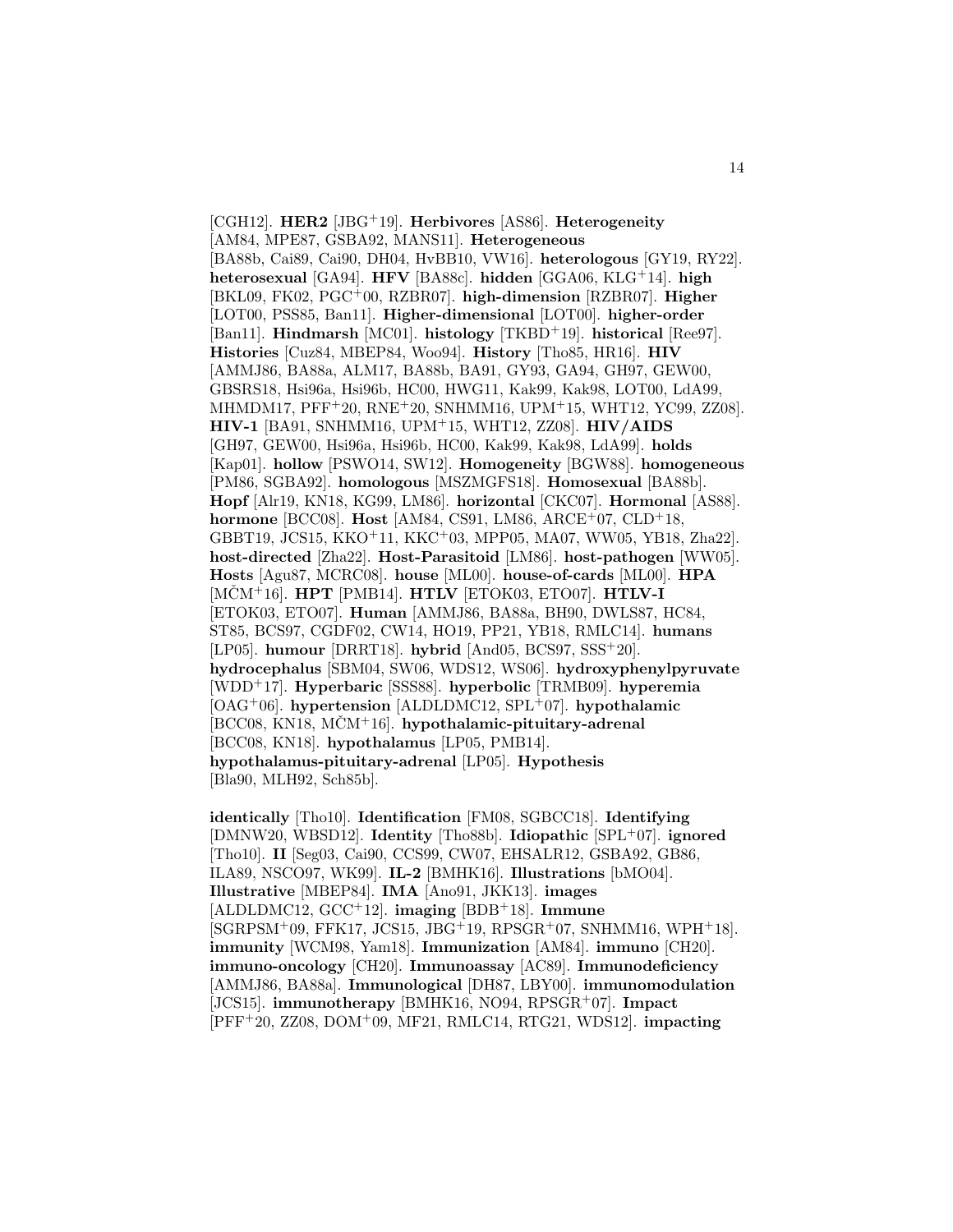[CGH12]. **HER2** [JBG+19]. **Herbivores** [AS86]. **Heterogeneity** [AM84, MPE87, GSBA92, MANS11]. **Heterogeneous** [BA88b, Cai89, Cai90, DH04, HvBB10, VW16]. **heterologous** [GY19, RY22]. **heterosexual** [GA94]. **HFV** [BA88c]. **hidden** [GGA06, KLG+14]. **high** [BKL09, FK02, PGC+00, RZBR07]. **high-dimension** [RZBR07]. **Higher** [LOT00, PSS85, Ban11]. **Higher-dimensional** [LOT00]. **higher-order** [Ban11]. **Hindmarsh** [MC01]. **histology** [TKBD+19]. **historical** [Ree97]. **Histories** [Cuz84, MBEP84, Woo94]. **History** [Tho85, HR16]. **HIV** [AMMJ86, BA88a, ALM17, BA88b, BA91, GY93, GA94, GH97, GEW00, GBSRS18, Hsi96a, Hsi96b, HC00, HWG11, Kak99, Kak98, LOT00, LdA99, MHMDM17, PFF+20, RNE+20, SNHMM16, UPM+15, WHT12, YC99, ZZ08]. **HIV-1** [BA91, SNHMM16, UPM+15, WHT12, ZZ08]. **HIV/AIDS** [GH97, GEW00, Hsi96a, Hsi96b, HC00, Kak99, Kak98, LdA99]. **holds** [Kap01]. **hollow** [PSWO14, SW12]. **Homogeneity** [BGW88]. **homogeneous** [PM86, SGBA92]. **homologous** [MSZMGFS18]. **Homosexual** [BA88b]. **Hopf** [Alr19, KN18, KG99, LM86]. **horizontal** [CKC07]. **Hormonal** [AS88]. **hormone** [BCC08]. **Host** [AM84, CS91, LM86, ARCE+07, CLD+18, GBBT19, JCS15, KKO+11, KKC+03, MPP05, MA07, WW05, YB18, Zha22]. **host-directed** [Zha22]. **Host-Parasitoid** [LM86]. **host-pathogen** [WW05]. **Hosts** [Agu87, MCRC08]. **house** [ML00]. **house-of-cards** [ML00]. **HPA** [MČM+16]. **HPT** [PMB14]. **HTLV** [ETOK03, ETO07]. **HTLV-I** [ETOK03, ETO07]. **Human** [AMMJ86, BA88a, BH90, DWLS87, HC84, ST85, BCS97, CGDF02, CW14, HO19, PP21, YB18, RMLC14]. **humans** [LP05]. **humour** [DRRT18]. **hybrid** [And05, BCS97, SSS+20]. **hydrocephalus** [SBM04, SW06, WDS12, WS06]. **hydroxyphenylpyruvate** [WDD+17]. **Hyperbaric** [SSS88]. **hyperbolic** [TRMB09]. **hyperemia** [OAG+06]. **hypertension** [ALDLDMC12, SPL+07]. **hypothalamic** [BCC08, KN18, MČM+16]. **hypothalamic-pituitary-adrenal** [BCC08, KN18]. **hypothalamus** [LP05, PMB14]. **hypothalamus-pituitary-adrenal** [LP05]. **Hypothesis** [Bla90, MLH92, Sch85b].

**identically** [Tho10]. **Identification** [FM08, SGBCC18]. **Identifying** [DMNW20, WBSD12]. **Identity** [Tho88b]. **Idiopathic** [SPL+07]. **ignored** [Tho10]. **II** [Seg03, Cai90, CCS99, CW07, EHSALR12, GSBA92, GB86, ILA89, NSCO97, WK99]. **IL-2** [BMHK16]. **Illustrations** [bMO04]. **Illustrative** [MBEP84]. **IMA** [Ano91, JKK13]. **images** [ALDLDMC12, GCC+12]. **imaging** [BDB+18]. **Immune** [SGRPSM+09, FFK17, JCS15, JBG+19, RPSGR+07, SNHMM16, WPH+18]. **immunity** [WCM98, Yam18]. **Immunization** [AM84]. **immuno** [CH20]. **immuno-oncology** [CH20]. **Immunoassay** [AC89]. **Immunodeficiency** [AMMJ86, BA88a]. **Immunological** [DH87, LBY00]. **immunomodulation** [JCS15]. **immunotherapy** [BMHK16, NO94, RPSGR+07]. **Impact** [PFF+20, ZZ08, DOM+09, MF21, RMLC14, RTG21, WDS12]. **impacting**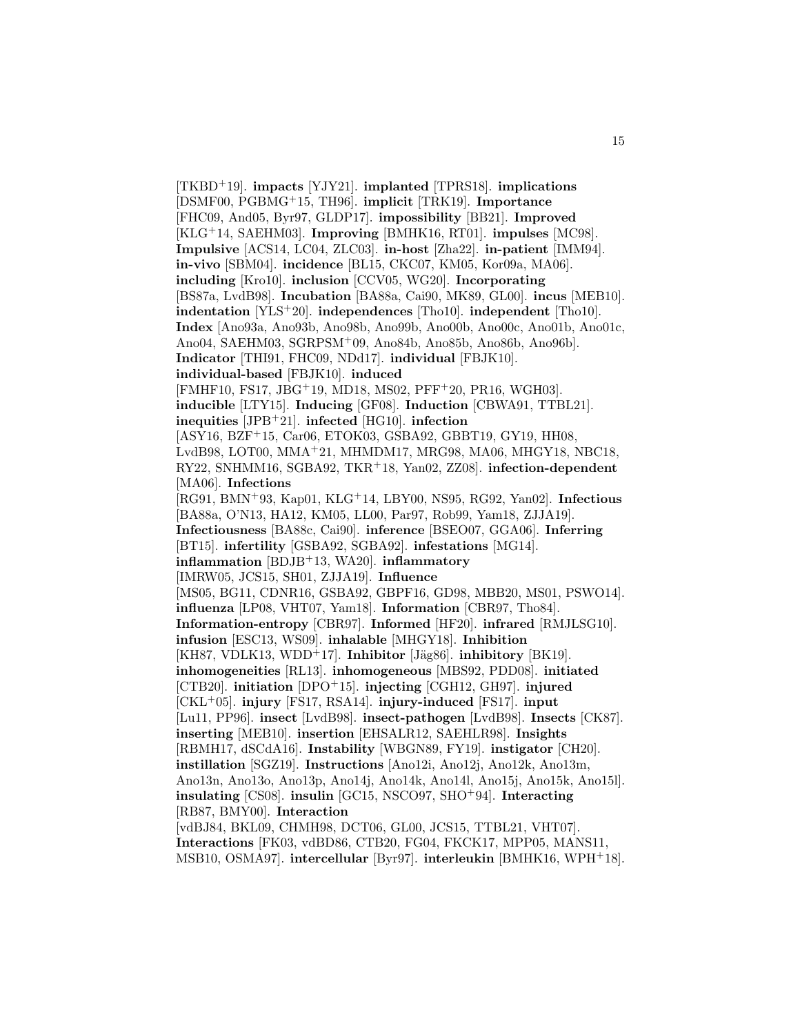[TKBD[+]19]. **impacts** [YJY21]. **implanted** [TPRS18]. **implications** [DSMF00, PGBMG[+]15, TH96]. **implicit** [TRK19]. **Importance** [FHC09, And05, Byr97, GLDP17]. **impossibility** [BB21]. **Improved** [KLG[+]14, SAEHM03]. **Improving** [BMHK16, RT01]. **impulses** [MC98]. **Impulsive** [ACS14, LC04, ZLC03]. **in-host** [Zha22]. **in-patient** [IMM94]. **in-vivo** [SBM04]. **incidence** [BL15, CKC07, KM05, Kor09a, MA06]. **including** [Kro10]. **inclusion** [CCV05, WG20]. **Incorporating** [BS87a, LvdB98]. **Incubation** [BA88a, Cai90, MK89, GL00]. **incus** [MEB10]. **indentation** [YLS[+]20]. **independences** [Tho10]. **independent** [Tho10]. **Index** [Ano93a, Ano93b, Ano98b, Ano99b, Ano00b, Ano00c, Ano01b, Ano01c, Ano04, SAEHM03, SGRPSM[+]09, Ano84b, Ano85b, Ano86b, Ano96b]. **Indicator** [THI91, FHC09, NDd17]. **individual** [FBJK10]. **individual-based** [FBJK10]. **induced** [FMHF10, FS17, JBG[+]19, MD18, MS02, PFF[+]20, PR16, WGH03]. **inducible** [LTY15]. **Inducing** [GF08]. **Induction** [CBWA91, TTBL21]. **inequities** [JPB[+]21]. **infected** [HG10]. **infection** [ASY16, BZF[+]15, Car06, ETOK03, GSBA92, GBBT19, GY19, HH08, LvdB98, LOT00, MMA[+]21, MHMDM17, MRG98, MA06, MHGY18, NBC18, RY22, SNHMM16, SGBA92, TKR[+]18, Yan02, ZZ08]. **infection-dependent** [MA06]. **Infections** [RG91, BMN[+]93, Kap01, KLG[+]14, LBY00, NS95, RG92, Yan02]. **Infectious** [BA88a, O'N13, HA12, KM05, LL00, Par97, Rob99, Yam18, ZJJA19]. **Infectiousness** [BA88c, Cai90]. **inference** [BSEO07, GGA06]. **Inferring** [BT15]. **infertility** [GSBA92, SGBA92]. **infestations** [MG14]. **inflammation** [BDJB[+]13, WA20]. **inflammatory** [IMRW05, JCS15, SH01, ZJJA19]. **Influence** [MS05, BG11, CDNR16, GSBA92, GBPF16, GD98, MBB20, MS01, PSWO14]. **influenza** [LP08, VHT07, Yam18]. **Information** [CBR97, Tho84]. **Information-entropy** [CBR97]. **Informed** [HF20]. **infrared** [RMJLSG10]. **infusion** [ESC13, WS09]. **inhalable** [MHGY18]. **Inhibition** [KH87, VDLK13, WDD[+]17]. **Inhibitor** [Jäg86]. **inhibitory** [BK19]. **inhomogeneities** [RL13]. **inhomogeneous** [MBS92, PDD08]. **initiated** [CTB20]. **initiation** [DPO[+]15]. **injecting** [CGH12, GH97]. **injured** [CKL[+]05]. **injury** [FS17, RSA14]. **injury-induced** [FS17]. **input** [Lu11, PP96]. **insect** [LvdB98]. **insect-pathogen** [LvdB98]. **Insects** [CK87]. **inserting** [MEB10]. **insertion** [EHSALR12, SAEHLR98]. **Insights** [RBMH17, dSCdA16]. **Instability** [WBGN89, FY19]. **instigator** [CH20]. **instillation** [SGZ19]. **Instructions** [Ano12i, Ano12j, Ano12k, Ano13m, Ano13n, Ano13o, Ano13p, Ano14j, Ano14k, Ano14l, Ano15j, Ano15k, Ano15l]. **insulating** [CS08]. **insulin** [GC15, NSCO97, SHO[+]94]. **Interacting** [RB87, BMY00]. **Interaction** [vdBJ84, BKL09, CHMH98, DCT06, GL00, JCS15, TTBL21, VHT07]. **Interactions** [FK03, vdBD86, CTB20, FG04, FKCK17, MPP05, MANS11, MSB10, OSMA97]. **intercellular** [Byr97]. **interleukin** [BMHK16, WPH[+]18].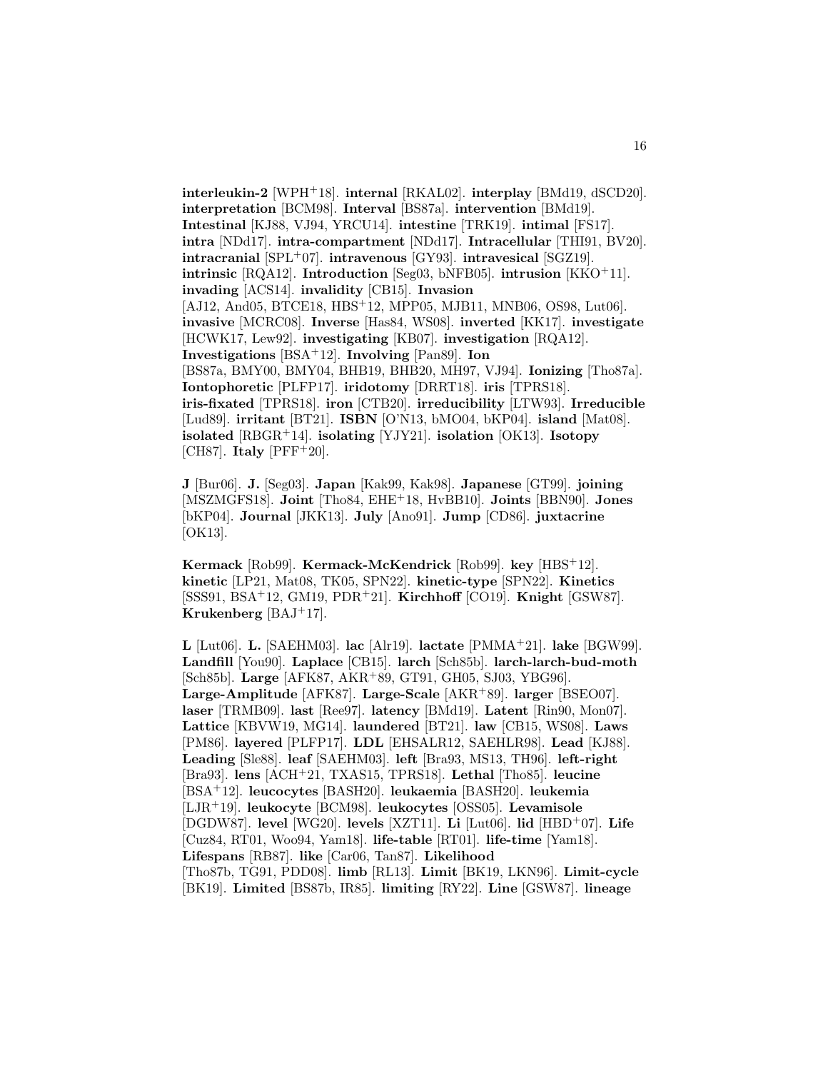**interleukin-2** [WPH[+]18]. **internal** [RKAL02]. **interplay** [BMd19, dSCD20]. **interpretation** [BCM98]. **Interval** [BS87a]. **intervention** [BMd19]. **Intestinal** [KJ88, VJ94, YRCU14]. **intestine** [TRK19]. **intimal** [FS17]. **intra** [NDd17]. **intra-compartment** [NDd17]. **Intracellular** [THI91, BV20]. **intracranial** [SPL[+]07]. **intravenous** [GY93]. **intravesical** [SGZ19]. **intrinsic** [RQA12]. **Introduction** [Seg03, bNFB05]. **intrusion** [KKO[+]11]. **invading** [ACS14]. **invalidity** [CB15]. **Invasion** [AJ12, And05, BTCE18, HBS[+]12, MPP05, MJB11, MNB06, OS98, Lut06]. **invasive** [MCRC08]. **Inverse** [Has84, WS08]. **inverted** [KK17]. **investigate** [HCWK17, Lew92]. **investigating** [KB07]. **investigation** [RQA12]. **Investigations** [BSA[+]12]. **Involving** [Pan89]. **Ion** [BS87a, BMY00, BMY04, BHB19, BHB20, MH97, VJ94]. **Ionizing** [Tho87a]. **Iontophoretic** [PLFP17]. **iridotomy** [DRRT18]. **iris** [TPRS18]. **iris-fixated** [TPRS18]. **iron** [CTB20]. **irreducibility** [LTW93]. **Irreducible** [Lud89]. **irritant** [BT21]. **ISBN** [O'N13, bMO04, bKP04]. **island** [Mat08]. **isolated** [RBGR[+]14]. **isolating** [YJY21]. **isolation** [OK13]. **Isotopy** [CH87]. **Italy** [PFF[+]20].

**J** [Bur06]. **J.** [Seg03]. **Japan** [Kak99, Kak98]. **Japanese** [GT99]. **joining** [MSZMGFS18]. **Joint** [Tho84, EHE[+]18, HvBB10]. **Joints** [BBN90]. **Jones** [bKP04]. **Journal** [JKK13]. **July** [Ano91]. **Jump** [CD86]. **juxtacrine** [OK13].

**Kermack** [Rob99]. **Kermack-McKendrick** [Rob99]. **key** [HBS[+]12]. **kinetic** [LP21, Mat08, TK05, SPN22]. **kinetic-type** [SPN22]. **Kinetics** [SSS91, BSA[+]12, GM19, PDR[+]21]. **Kirchhoff** [CO19]. **Knight** [GSW87]. **Krukenberg** [BAJ[+]17].

**L** [Lut06]. **L.** [SAEHM03]. **lac** [Alr19]. **lactate** [PMMA[+]21]. **lake** [BGW99]. **Landfill** [You90]. **Laplace** [CB15]. **larch** [Sch85b]. **larch-larch-bud-moth** [Sch85b]. **Large** [AFK87, AKR[+]89, GT91, GH05, SJ03, YBG96]. **Large-Amplitude** [AFK87]. **Large-Scale** [AKR[+]89]. **larger** [BSEO07]. **laser** [TRMB09]. **last** [Ree97]. **latency** [BMd19]. **Latent** [Rin90, Mon07]. **Lattice** [KBVW19, MG14]. **laundered** [BT21]. **law** [CB15, WS08]. **Laws** [PM86]. **layered** [PLFP17]. **LDL** [EHSALR12, SAEHLR98]. **Lead** [KJ88]. **Leading** [Sle88]. **leaf** [SAEHM03]. **left** [Bra93, MS13, TH96]. **left-right** [Bra93]. **lens** [ACH[+]21, TXAS15, TPRS18]. **Lethal** [Tho85]. **leucine** [BSA[+]12]. **leucocytes** [BASH20]. **leukaemia** [BASH20]. **leukemia** [LJR[+]19]. **leukocyte** [BCM98]. **leukocytes** [OSS05]. **Levamisole** [DGDW87]. **level** [WG20]. **levels** [XZT11]. **Li** [Lut06]. **lid** [HBD[+]07]. **Life** [Cuz84, RT01, Woo94, Yam18]. **life-table** [RT01]. **life-time** [Yam18]. **Lifespans** [RB87]. **like** [Car06, Tan87]. **Likelihood** [Tho87b, TG91, PDD08]. **limb** [RL13]. **Limit** [BK19, LKN96]. **Limit-cycle** [BK19]. **Limited** [BS87b, IR85]. **limiting** [RY22]. **Line** [GSW87]. **lineage**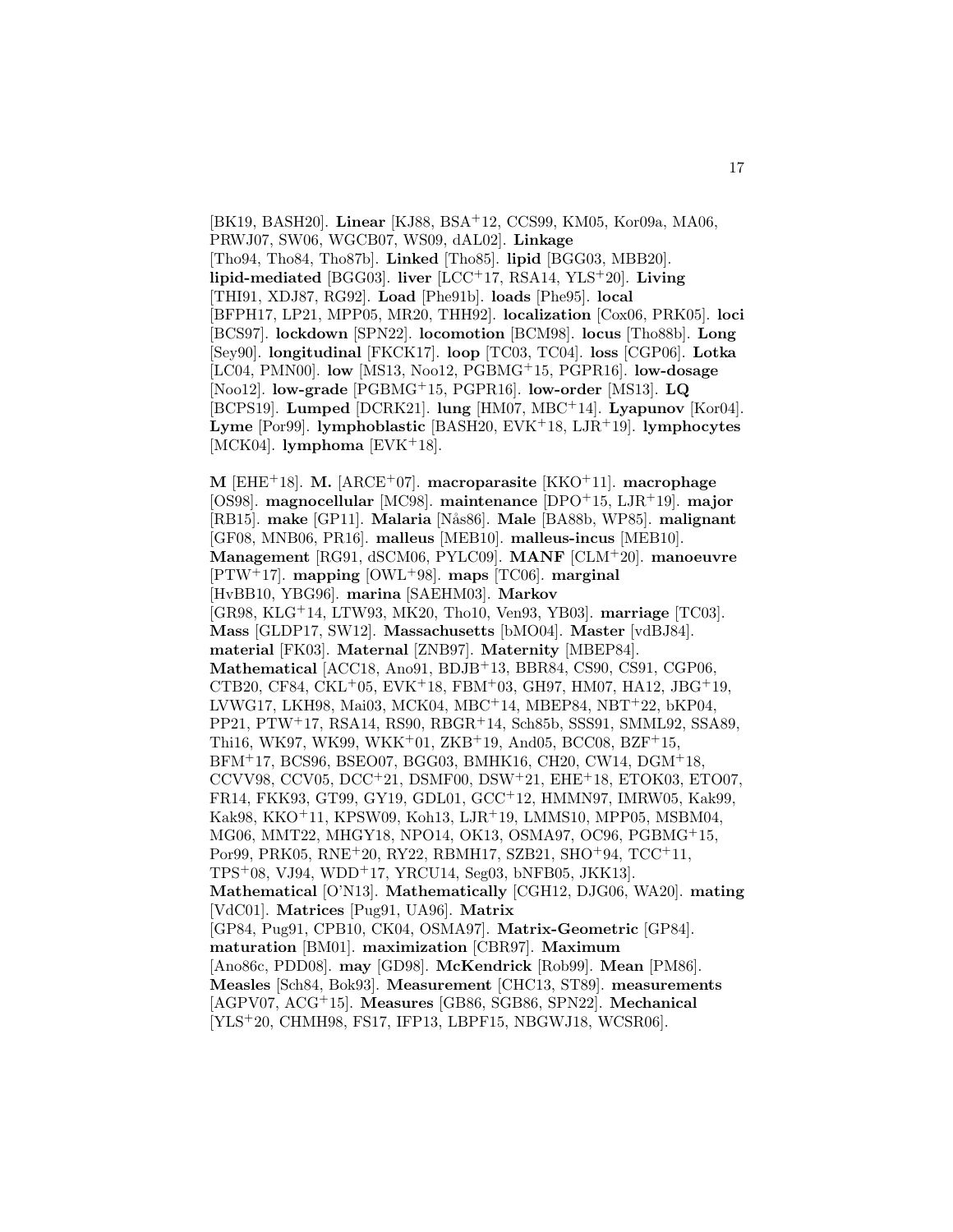[BK19, BASH20]. **Linear** [KJ88, BSA+12, CCS99, KM05, Kor09a, MA06, PRWJ07, SW06, WGCB07, WS09, dAL02]. **Linkage** [Tho94, Tho84, Tho87b]. **Linked** [Tho85]. **lipid** [BGG03, MBB20]. **lipid-mediated** [BGG03]. **liver** [LCC+17, RSA14, YLS+20]. **Living** [THI91, XDJ87, RG92]. **Load** [Phe91b]. **loads** [Phe95]. **local** [BFPH17, LP21, MPP05, MR20, THH92]. **localization** [Cox06, PRK05]. **loci** [BCS97]. **lockdown** [SPN22]. **locomotion** [BCM98]. **locus** [Tho88b]. **Long** [Sey90]. **longitudinal** [FKCK17]. **loop** [TC03, TC04]. **loss** [CGP06]. **Lotka** [LC04, PMN00]. **low** [MS13, Noo12, PGBMG+15, PGPR16]. **low-dosage** [Noo12]. **low-grade** [PGBMG+15, PGPR16]. **low-order** [MS13]. **LQ** [BCPS19]. **Lumped** [DCRK21]. **lung** [HM07, MBC+14]. **Lyapunov** [Kor04]. **Lyme** [Por99]. **lymphoblastic** [BASH20, EVK+18, LJR+19]. **lymphocytes** [MCK04]. **lymphoma** [EVK+18].

**M** [EHE+18]. **M.** [ARCE+07]. **macroparasite** [KKO+11]. **macrophage** [OS98]. **magnocellular** [MC98]. **maintenance** [DPO+15, LJR+19]. **major** [RB15]. **make** [GP11]. **Malaria** [Nås86]. **Male** [BA88b, WP85]. **malignant** [GF08, MNB06, PR16]. **malleus** [MEB10]. **malleus-incus** [MEB10]. **Management** [RG91, dSCM06, PYLC09]. **MANF** [CLM+20]. **manoeuvre** [PTW+17]. **mapping** [OWL+98]. **maps** [TC06]. **marginal** [HvBB10, YBG96]. **marina** [SAEHM03]. **Markov** [GR98, KLG+14, LTW93, MK20, Tho10, Ven93, YB03]. **marriage** [TC03]. **Mass** [GLDP17, SW12]. **Massachusetts** [bMO04]. **Master** [vdBJ84]. **material** [FK03]. **Maternal** [ZNB97]. **Maternity** [MBEP84]. **Mathematical** [ACC18, Ano91, BDJB+13, BBR84, CS90, CS91, CGP06, CTB20, CF84, CKL+05, EVK+18, FBM+03, GH97, HM07, HA12, JBG+19, LVWG17, LKH98, Mai03, MCK04, MBC+14, MBEP84, NBT+22, bKP04, PP21, PTW+17, RSA14, RS90, RBGR+14, Sch85b, SSS91, SMML92, SSA89, Thi16, WK97, WK99, WKK+01, ZKB+19, And05, BCC08, BZF+15, BFM+17, BCS96, BSEO07, BGG03, BMHK16, CH20, CW14, DGM+18, CCVV98, CCV05, DCC+21, DSMF00, DSW+21, EHE+18, ETOK03, ETO07, FR14, FKK93, GT99, GY19, GDL01, GCC+12, HMMN97, IMRW05, Kak99, Kak98, KKO+11, KPSW09, Koh13, LJR+19, LMMS10, MPP05, MSBM04, MG06, MMT22, MHGY18, NPO14, OK13, OSMA97, OC96, PGBMG+15, Por99, PRK05, RNE+20, RY22, RBMH17, SZB21, SHO+94, TCC+11, TPS+08, VJ94, WDD+17, YRCU14, Seg03, bNFB05, JKK13]. **Mathematical** [O'N13]. **Mathematically** [CGH12, DJG06, WA20]. **mating** [VdC01]. **Matrices** [Pug91, UA96]. **Matrix** [GP84, Pug91, CPB10, CK04, OSMA97]. **Matrix-Geometric** [GP84]. **maturation** [BM01]. **maximization** [CBR97]. **Maximum** [Ano86c, PDD08]. **may** [GD98]. **McKendrick** [Rob99]. **Mean** [PM86]. **Measles** [Sch84, Bok93]. **Measurement** [CHC13, ST89]. **measurements** [AGPV07, ACG+15]. **Measures** [GB86, SGB86, SPN22]. **Mechanical** [YLS+20, CHMH98, FS17, IFP13, LBPF15, NBGWJ18, WCSR06].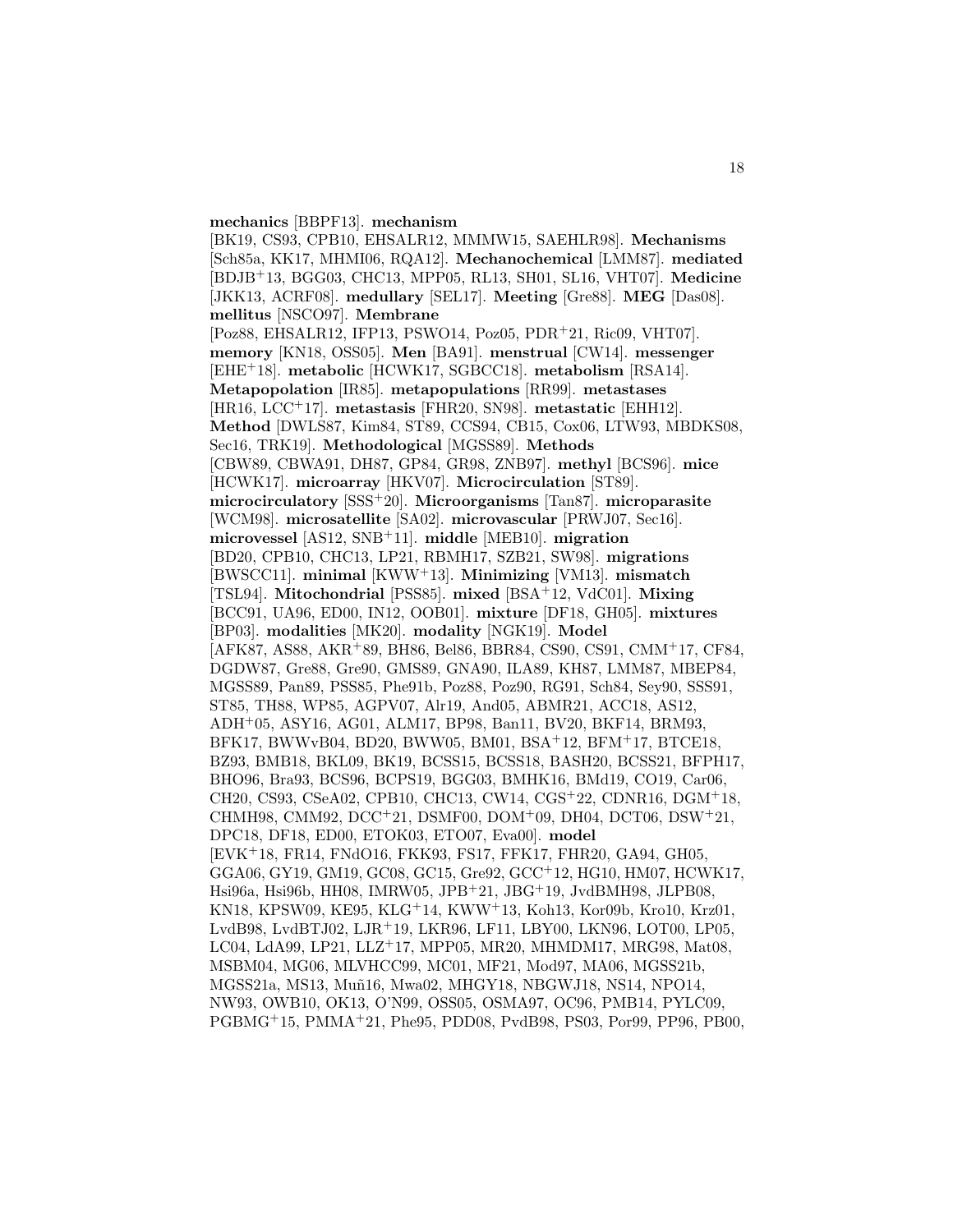**mechanics** [BBPF13]. **mechanism** [BK19, CS93, CPB10, EHSALR12, MMMW15, SAEHLR98]. **Mechanisms** [Sch85a, KK17, MHMI06, RQA12]. **Mechanochemical** [LMM87]. **mediated** [BDJB[+]13, BGG03, CHC13, MPP05, RL13, SH01, SL16, VHT07]. **Medicine** [JKK13, ACRF08]. **medullary** [SEL17]. **Meeting** [Gre88]. **MEG** [Das08]. **mellitus** [NSCO97]. **Membrane** [Poz88, EHSALR12, IFP13, PSWO14, Poz05, PDR[+]21, Ric09, VHT07]. **memory** [KN18, OSS05]. **Men** [BA91]. **menstrual** [CW14]. **messenger** [EHE[+]18]. **metabolic** [HCWK17, SGBCC18]. **metabolism** [RSA14]. **Metapopolation** [IR85]. **metapopulations** [RR99]. **metastases** [HR16, LCC[+]17]. **metastasis** [FHR20, SN98]. **metastatic** [EHH12]. **Method** [DWLS87, Kim84, ST89, CCS94, CB15, Cox06, LTW93, MBDKS08, Sec16, TRK19]. **Methodological** [MGSS89]. **Methods** [CBW89, CBWA91, DH87, GP84, GR98, ZNB97]. **methyl** [BCS96]. **mice** [HCWK17]. **microarray** [HKV07]. **Microcirculation** [ST89]. **microcirculatory** [SSS[+]20]. **Microorganisms** [Tan87]. **microparasite** [WCM98]. **microsatellite** [SA02]. **microvascular** [PRWJ07, Sec16]. **microvessel** [AS12, SNB[+]11]. **middle** [MEB10]. **migration** [BD20, CPB10, CHC13, LP21, RBMH17, SZB21, SW98]. **migrations** [BWSCC11]. **minimal** [KWW[+]13]. **Minimizing** [VM13]. **mismatch** [TSL94]. **Mitochondrial** [PSS85]. **mixed** [BSA[+]12, VdC01]. **Mixing** [BCC91, UA96, ED00, IN12, OOB01]. **mixture** [DF18, GH05]. **mixtures** [BP03]. **modalities** [MK20]. **modality** [NGK19]. **Model** [AFK87, AS88, AKR[+]89, BH86, Bel86, BBR84, CS90, CS91, CMM[+]17, CF84, DGDW87, Gre88, Gre90, GMS89, GNA90, ILA89, KH87, LMM87, MBEP84, MGSS89, Pan89, PSS85, Phe91b, Poz88, Poz90, RG91, Sch84, Sey90, SSS91, ST85, TH88, WP85, AGPV07, Alr19, And05, ABMR21, ACC18, AS12, ADH[+]05, ASY16, AG01, ALM17, BP98, Ban11, BV20, BKF14, BRM93, BFK17, BWWvB04, BD20, BWW05, BM01, BSA[+]12, BFM[+]17, BTCE18, BZ93, BMB18, BKL09, BK19, BCSS15, BCSS18, BASH20, BCSS21, BFPH17, BHO96, Bra93, BCS96, BCPS19, BGG03, BMHK16, BMd19, CO19, Car06, CH20, CS93, CSeA02, CPB10, CHC13, CW14, CGS[+]22, CDNR16, DGM[+]18, CHMH98, CMM92, DCC[+]21, DSMF00, DOM[+]09, DH04, DCT06, DSW[+]21, DPC18, DF18, ED00, ETOK03, ETO07, Eva00]. **model** [EVK[+]18, FR14, FNdO16, FKK93, FS17, FFK17, FHR20, GA94, GH05, GGA06, GY19, GM19, GC08, GC15, Gre92, GCC[+]12, HG10, HM07, HCWK17, Hsi96a, Hsi96b, HH08, IMRW05, JPB[+]21, JBG[+]19, JvdBMH98, JLPB08, KN18, KPSW09, KE95, KLG[+]14, KWW[+]13, Koh13, Kor09b, Kro10, Krz01, LvdB98, LvdBTJ02, LJR[+]19, LKR96, LF11, LBY00, LKN96, LOT00, LP05, LC04, LdA99, LP21, LLZ[+]17, MPP05, MR20, MHMDM17, MRG98, Mat08, MSBM04, MG06, MLVHCC99, MC01, MF21, Mod97, MA06, MGSS21b, MGSS21a, MS13, Muñ16, Mwa02, MHGY18, NBGWJ18, NS14, NPO14, NW93, OWB10, OK13, O'N99, OSS05, OSMA97, OC96, PMB14, PYLC09, PGBMG[+]15, PMMA[+]21, Phe95, PDD08, PvdB98, PS03, Por99, PP96, PB00,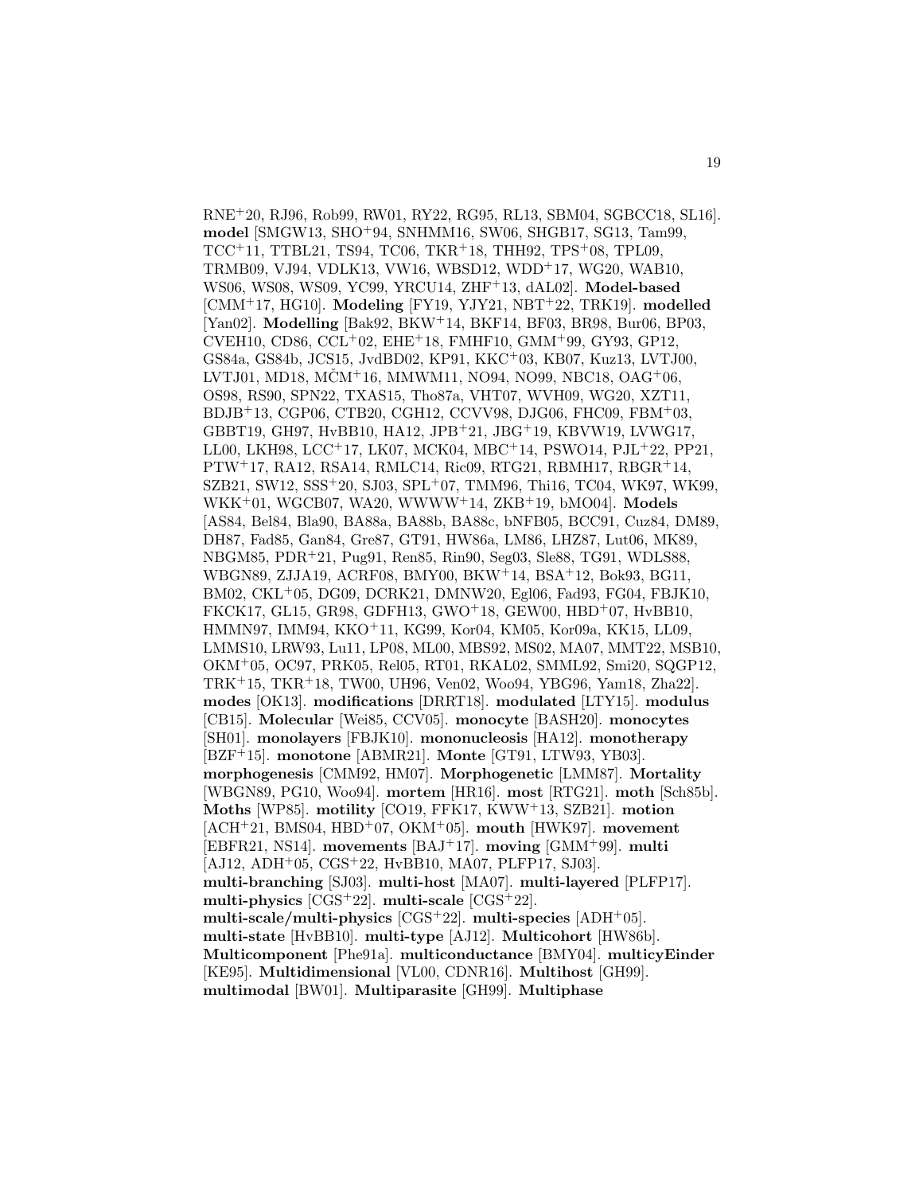RNE[+]20, RJ96, Rob99, RW01, RY22, RG95, RL13, SBM04, SGBCC18, SL16]. **model** [SMGW13, SHO[+]94, SNHMM16, SW06, SHGB17, SG13, Tam99, TCC[+]11, TTBL21, TS94, TC06, TKR[+]18, THH92, TPS[+]08, TPL09, TRMB09, VJ94, VDLK13, VW16, WBSD12, WDD[+]17, WG20, WAB10, WS06, WS08, WS09, YC99, YRCU14, ZHF[+]13, dAL02]. **Model-based** [CMM[+]17, HG10]. **Modeling** [FY19, YJY21, NBT[+]22, TRK19]. **modelled** [Yan02]. **Modelling** [Bak92, BKW[+]14, BKF14, BF03, BR98, Bur06, BP03, CVEH10, CD86, CCL[+]02, EHE[+]18, FMHF10, GMM[+]99, GY93, GP12, GS84a, GS84b, JCS15, JvdBD02, KP91, KKC[+]03, KB07, Kuz13, LVTJ00, LVTJ01, MD18, MČM[+]16, MMWM11, NO94, NO99, NBC18, OAG[+]06, OS98, RS90, SPN22, TXAS15, Tho87a, VHT07, WVH09, WG20, XZT11, BDJB[+]13, CGP06, CTB20, CGH12, CCVV98, DJG06, FHC09, FBM[+]03, GBBT19, GH97, HvBB10, HA12, JPB[+]21, JBG[+]19, KBVW19, LVWG17, LL00, LKH98, LCC[+]17, LK07, MCK04, MBC[+]14, PSWO14, PJL[+]22, PP21, PTW[+]17, RA12, RSA14, RMLC14, Ric09, RTG21, RBMH17, RBGR[+]14, SZB21, SW12, SSS[+]20, SJ03, SPL[+]07, TMM96, Thi16, TC04, WK97, WK99, WKK[+]01, WGCB07, WA20, WWWW[+]14, ZKB[+]19, bMO04]. **Models** [AS84, Bel84, Bla90, BA88a, BA88b, BA88c, bNFB05, BCC91, Cuz84, DM89, DH87, Fad85, Gan84, Gre87, GT91, HW86a, LM86, LHZ87, Lut06, MK89, NBGM85, PDR[+]21, Pug91, Ren85, Rin90, Seg03, Sle88, TG91, WDLS88, WBGN89, ZJJA19, ACRF08, BMY00, BKW[+]14, BSA[+]12, Bok93, BG11, BM02, CKL[+]05, DG09, DCRK21, DMNW20, Egl06, Fad93, FG04, FBJK10, FKCK17, GL15, GR98, GDFH13, GWO[+]18, GEW00, HBD[+]07, HvBB10, HMMN97, IMM94, KKO[+]11, KG99, Kor04, KM05, Kor09a, KK15, LL09, LMMS10, LRW93, Lu11, LP08, ML00, MBS92, MS02, MA07, MMT22, MSB10, OKM[+]05, OC97, PRK05, Rel05, RT01, RKAL02, SMML92, Smi20, SQGP12, TRK[+]15, TKR[+]18, TW00, UH96, Ven02, Woo94, YBG96, Yam18, Zha22]. **modes** [OK13]. **modifications** [DRRT18]. **modulated** [LTY15]. **modulus** [CB15]. **Molecular** [Wei85, CCV05]. **monocyte** [BASH20]. **monocytes** [SH01]. **monolayers** [FBJK10]. **mononucleosis** [HA12]. **monotherapy** [BZF[+]15]. **monotone** [ABMR21]. **Monte** [GT91, LTW93, YB03]. **morphogenesis** [CMM92, HM07]. **Morphogenetic** [LMM87]. **Mortality** [WBGN89, PG10, Woo94]. **mortem** [HR16]. **most** [RTG21]. **moth** [Sch85b]. **Moths** [WP85]. **motility** [CO19, FFK17, KWW[+]13, SZB21]. **motion** [ACH[+]21, BMS04, HBD[+]07, OKM[+]05]. **mouth** [HWK97]. **movement** [EBFR21, NS14]. **movements** [BAJ[+]17]. **moving** [GMM[+]99]. **multi** [AJ12, ADH[+]05, CGS[+]22, HvBB10, MA07, PLFP17, SJ03]. **multi-branching** [SJ03]. **multi-host** [MA07]. **multi-layered** [PLFP17]. **multi-physics** [CGS[+]22]. **multi-scale** [CGS[+]22]. **multi-scale/multi-physics** [CGS[+]22]. **multi-species** [ADH[+]05]. **multi-state** [HvBB10]. **multi-type** [AJ12]. **Multicohort** [HW86b]. **Multicomponent** [Phe91a]. **multiconductance** [BMY04]. **multicyEinder** [KE95]. **Multidimensional** [VL00, CDNR16]. **Multihost** [GH99]. **multimodal** [BW01]. **Multiparasite** [GH99]. **Multiphase**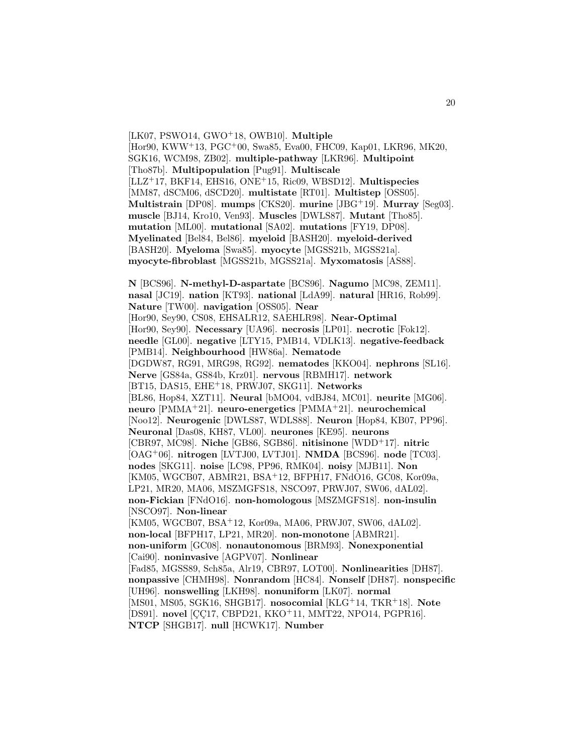[LK07, PSWO14, GWO[+]18, OWB10]. **Multiple** [Hor90, KWW[+]13, PGC[+]00, Swa85, Eva00, FHC09, Kap01, LKR96, MK20, SGK16, WCM98, ZB02]. **multiple-pathway** [LKR96]. **Multipoint** [Tho87b]. **Multipopulation** [Pug91]. **Multiscale** [LLZ[+]17, BKF14, EHS16, ONE[+]15, Ric09, WBSD12]. **Multispecies** [MM87, dSCM06, dSCD20]. **multistate** [RT01]. **Multistep** [OSS05]. **Multistrain** [DP08]. **mumps** [CKS20]. **murine** [JBG[+]19]. **Murray** [Seg03]. **muscle** [BJ14, Kro10, Ven93]. **Muscles** [DWLS87]. **Mutant** [Tho85]. **mutation** [ML00]. **mutational** [SA02]. **mutations** [FY19, DP08]. **Myelinated** [Bel84, Bel86]. **myeloid** [BASH20]. **myeloid-derived** [BASH20]. **Myeloma** [Swa85]. **myocyte** [MGSS21b, MGSS21a]. **myocyte-fibroblast** [MGSS21b, MGSS21a]. **Myxomatosis** [AS88].

**N** [BCS96]. **N-methyl-D-aspartate** [BCS96]. **Nagumo** [MC98, ZEM11]. **nasal** [JC19]. **nation** [KT93]. **national** [LdA99]. **natural** [HR16, Rob99]. **Nature** [TW00]. **navigation** [OSS05]. **Near** [Hor90, Sey90, CS08, EHSALR12, SAEHLR98]. **Near-Optimal** [Hor90, Sey90]. **Necessary** [UA96]. **necrosis** [LP01]. **necrotic** [Fok12]. **needle** [GL00]. **negative** [LTY15, PMB14, VDLK13]. **negative-feedback** [PMB14]. **Neighbourhood** [HW86a]. **Nematode** [DGDW87, RG91, MRG98, RG92]. **nematodes** [KKO04]. **nephrons** [SL16]. **Nerve** [GS84a, GS84b, Krz01]. **nervous** [RBMH17]. **network** [BT15, DAS15, EHE[+]18, PRWJ07, SKG11]. **Networks** [BL86, Hop84, XZT11]. **Neural** [bMO04, vdBJ84, MC01]. **neurite** [MG06]. **neuro** [PMMA[+]21]. **neuro-energetics** [PMMA[+]21]. **neurochemical** [Noo12]. **Neurogenic** [DWLS87, WDLS88]. **Neuron** [Hop84, KB07, PP96]. **Neuronal** [Das08, KH87, VL00]. **neurones** [KE95]. **neurons** [CBR97, MC98]. **Niche** [GB86, SGB86]. **nitisinone** [WDD[+]17]. **nitric** [OAG[+]06]. **nitrogen** [LVTJ00, LVTJ01]. **NMDA** [BCS96]. **node** [TC03]. **nodes** [SKG11]. **noise** [LC98, PP96, RMK04]. **noisy** [MJB11]. **Non** [KM05, WGCB07, ABMR21, BSA[+]12, BFPH17, FNdO16, GC08, Kor09a, LP21, MR20, MA06, MSZMGFS18, NSCO97, PRWJ07, SW06, dAL02]. **non-Fickian** [FNdO16]. **non-homologous** [MSZMGFS18]. **non-insulin** [NSCO97]. **Non-linear** [KM05, WGCB07, BSA[+]12, Kor09a, MA06, PRWJ07, SW06, dAL02]. **non-local** [BFPH17, LP21, MR20]. **non-monotone** [ABMR21]. **non-uniform** [GC08]. **nonautonomous** [BRM93]. **Nonexponential** [Cai90]. **noninvasive** [AGPV07]. **Nonlinear** [Fad85, MGSS89, Sch85a, Alr19, CBR97, LOT00]. **Nonlinearities** [DH87]. **nonpassive** [CHMH98]. **Nonrandom** [HC84]. **Nonself** [DH87]. **nonspecific** [UH96]. **nonswelling** [LKH98]. **nonuniform** [LK07]. **normal** [MS01, MS05, SGK16, SHGB17]. **nosocomial** [KLG[+]14, TKR[+]18]. **Note** [DS91]. **novel** [ÇÇ17, CBPD21, KKO[+]11, MMT22, NPO14, PGPR16]. **NTCP** [SHGB17]. **null** [HCWK17]. **Number**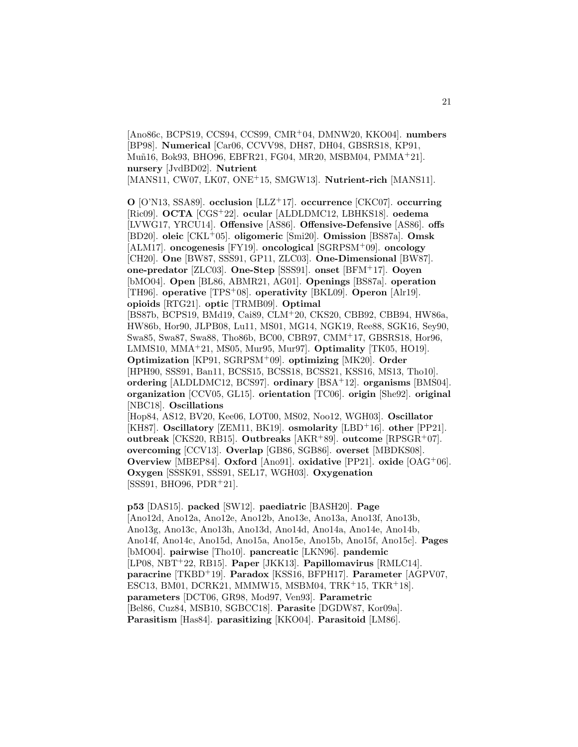[Ano86c, BCPS19, CCS94, CCS99, CMR+04, DMNW20, KKO04]. **numbers** [BP98]. **Numerical** [Car06, CCVV98, DH87, DH04, GBSRS18, KP91, Muñ16, Bok93, BHO96, EBFR21, FG04, MR20, MSBM04, PMMA+21]. **nursery** [JvdBD02]. **Nutrient** [MANS11, CW07, LK07, ONE+15, SMGW13]. **Nutrient-rich** [MANS11].

**O** [O'N13, SSA89]. **occlusion** [LLZ+17]. **occurrence** [CKC07]. **occurring** [Ric09]. **OCTA** [CGS+22]. **ocular** [ALDLDMC12, LBHKS18]. **oedema** [LVWG17, YRCU14]. **Offensive** [AS86]. **Offensive-Defensive** [AS86]. **offs** [BD20]. **oleic** [CKL+05]. **oligomeric** [Smi20]. **Omission** [BS87a]. **Omsk** [ALM17]. **oncogenesis** [FY19]. **oncological** [SGRPSM+09]. **oncology** [CH20]. **One** [BW87, SSS91, GP11, ZLC03]. **One-Dimensional** [BW87]. **one-predator** [ZLC03]. **One-Step** [SSS91]. **onset** [BFM+17]. **Ooyen** [bMO04]. **Open** [BL86, ABMR21, AG01]. **Openings** [BS87a]. **operation** [TH96]. **operative** [TPS+08]. **operativity** [BKL09]. **Operon** [Alr19]. **opioids** [RTG21]. **optic** [TRMB09]. **Optimal** [BS87b, BCPS19, BMd19, Cai89, CLM+20, CKS20, CBB92, CBB94, HW86a, HW86b, Hor90, JLPB08, Lu11, MS01, MG14, NGK19, Ree88, SGK16, Sey90, Swa85, Swa87, Swa88, Tho86b, BC00, CBR97, CMM+17, GBSRS18, Hor96, LMMS10, MMA+21, MS05, Mur95, Mur97]. **Optimality** [TK05, HO19]. **Optimization** [KP91, SGRPSM+09]. **optimizing** [MK20]. **Order** [HPH90, SSS91, Ban11, BCSS15, BCSS18, BCSS21, KSS16, MS13, Tho10]. **ordering** [ALDLDMC12, BCS97]. **ordinary** [BSA+12]. **organisms** [BMS04]. **organization** [CCV05, GL15]. **orientation** [TC06]. **origin** [She92]. **original** [NBC18]. **Oscillations** [Hop84, AS12, BV20, Kee06, LOT00, MS02, Noo12, WGH03]. **Oscillator** [KH87]. **Oscillatory** [ZEM11, BK19]. **osmolarity** [LBD+16]. **other** [PP21]. **outbreak** [CKS20, RB15]. **Outbreaks** [AKR+89]. **outcome** [RPSGR+07]. **overcoming** [CCV13]. **Overlap** [GB86, SGB86]. **overset** [MBDKS08]. **Overview** [MBEP84]. **Oxford** [Ano91]. **oxidative** [PP21]. **oxide** [OAG+06]. **Oxygen** [SSSK91, SSS91, SEL17, WGH03]. **Oxygenation** [SSS91, BHO96, PDR+21].

**p53** [DAS15]. **packed** [SW12]. **paediatric** [BASH20]. **Page** [Ano12d, Ano12a, Ano12e, Ano12b, Ano13e, Ano13a, Ano13f, Ano13b, Ano13g, Ano13c, Ano13h, Ano13d, Ano14d, Ano14a, Ano14e, Ano14b, Ano14f, Ano14c, Ano15d, Ano15a, Ano15e, Ano15b, Ano15f, Ano15c]. **Pages** [bMO04]. **pairwise** [Tho10]. **pancreatic** [LKN96]. **pandemic** [LP08, NBT+22, RB15]. **Paper** [JKK13]. **Papillomavirus** [RMLC14]. **paracrine** [TKBD+19]. **Paradox** [KSS16, BFPH17]. **Parameter** [AGPV07, ESC13, BM01, DCRK21, MMMW15, MSBM04, TRK+15, TKR+18]. **parameters** [DCT06, GR98, Mod97, Ven93]. **Parametric** [Bel86, Cuz84, MSB10, SGBCC18]. **Parasite** [DGDW87, Kor09a]. **Parasitism** [Has84]. **parasitizing** [KKO04]. **Parasitoid** [LM86].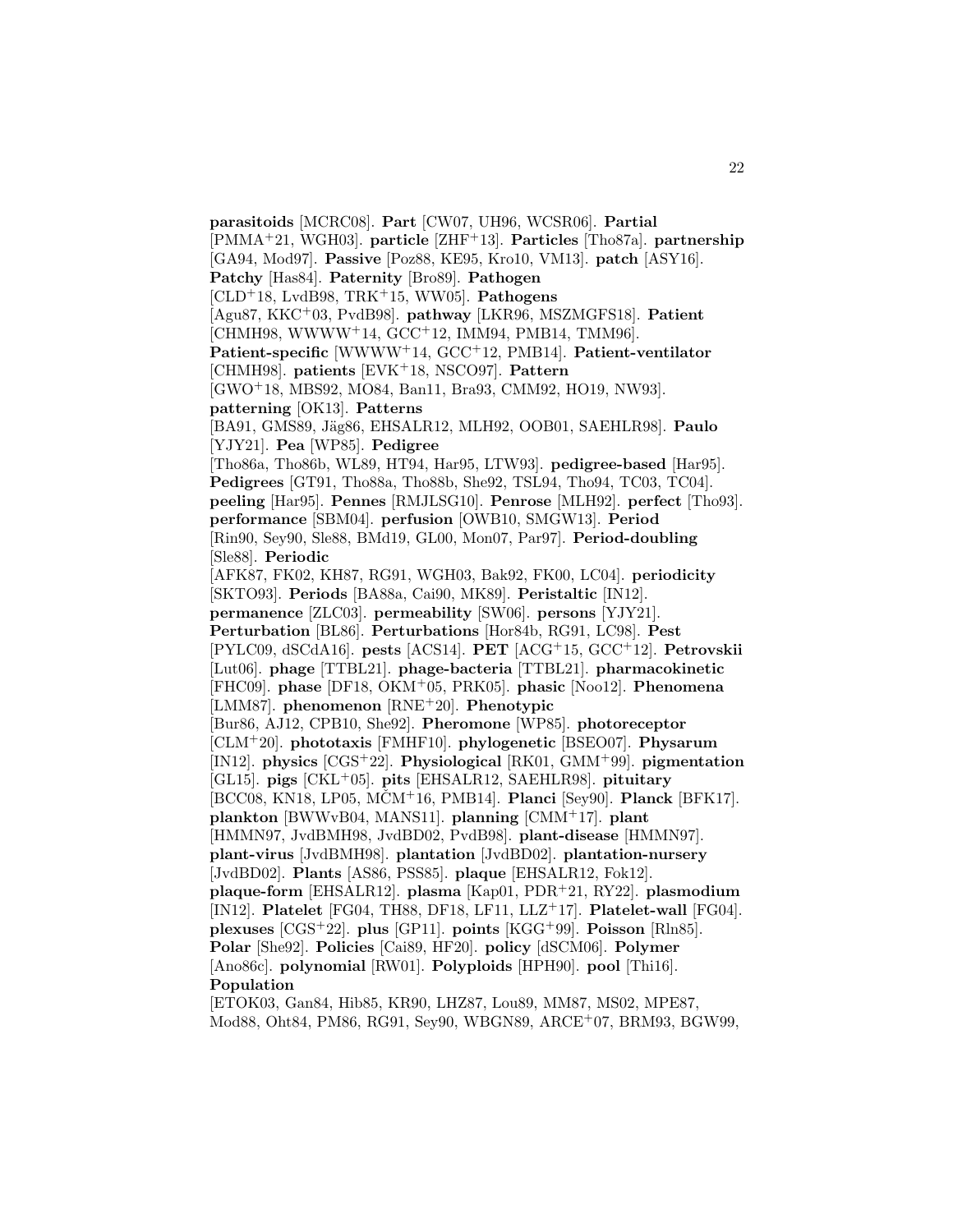**parasitoids** [MCRC08]. **Part** [CW07, UH96, WCSR06]. **Partial** [PMMA+21, WGH03]. **particle** [ZHF+13]. **Particles** [Tho87a]. **partnership** [GA94, Mod97]. **Passive** [Poz88, KE95, Kro10, VM13]. **patch** [ASY16]. **Patchy** [Has84]. **Paternity** [Bro89]. **Pathogen** [CLD+18, LvdB98, TRK+15, WW05]. **Pathogens** [Agu87, KKC+03, PvdB98]. **pathway** [LKR96, MSZMGFS18]. **Patient** [CHMH98, WWWW+14, GCC+12, IMM94, PMB14, TMM96]. **Patient-specific** [WWWW+14, PMB14]. **Patient-ventilator** [CHMH98]. **patients** [EVK+18, NSCO97]. **Pattern** [GWO+18, MBS92, MO84, Ban11, Bra93, CMM92, HO19, NW93]. **patterning** [OK13]. **Patterns** [BA91, GMS89, Jäg86, EHSALR12, MLH92, OOB01, SAEHLR98]. **Paulo** [YJY21]. **Pea** [WP85]. **Pedigree** [Tho86a, Tho86b, WL89, HT94, Har95, LTW93]. **pedigree-based** [Har95]. **Pedigrees** [GT91, Tho88a, Tho88b, She92, TSL94, Tho94, TC03, TC04]. **peeling** [Har95]. **Pennes** [RMJLSG10]. **Penrose** [MLH92]. **perfect** [Tho93]. **performance** [SBM04]. **perfusion** [OWB10, SMGW13]. **Period** [Rin90, Sey90, Sle88, BMd19, GL00, Mon07, Par97]. **Period-doubling** [Sle88]. **Periodic** [AFK87, FK02, KH87, RG91, WGH03, Bak92, FK00, LC04]. **periodicity** [SKTO93]. **Periods** [BA88a, Cai90, MK89]. **Peristaltic** [IN12]. **permanence** [ZLC03]. **permeability** [SW06]. **persons** [YJY21]. **Perturbation** [BL86]. **Perturbations** [Hor84b, RG91, LC98]. **Pest** [PYLC09, dSCdA16]. **pests** [ACS14]. **PET** [ACG+15, GCC+12]. **Petrovskii** [Lut06]. **phage** [TTBL21]. **phage-bacteria** [TTBL21]. **pharmacokinetic** [FHC09]. **phase** [DF18, OKM+05, PRK05]. **phasic** [Noo12]. **Phenomena** [LMM87]. **phenomenon** [RNE+20]. **Phenotypic** [Bur86, AJ12, CPB10, She92]. **Pheromone** [WP85]. **photoreceptor** [CLM+20]. **phototaxis** [FMHF10]. **phylogenetic** [BSEO07]. **Physarum** [IN12]. **physics** [CGS+22]. **Physiological** [RK01, GMM+99]. **pigmentation** [GL15]. **pigs** [CKL+05]. **pits** [EHSALR12, SAEHLR98]. **pituitary** [BCC08, KN18, LP05, MČM+16, PMB14]. **Planci** [Sey90]. **Planck** [BFK17]. **plankton** [BWWvB04, MANS11]. **planning** [CMM+17]. **plant** [HMMN97, JvdBMH98, JvdBD02, PvdB98]. **plant-disease** [HMMN97]. **plant-virus** [JvdBMH98]. **plantation** [JvdBD02]. **plantation-nursery** [JvdBD02]. **Plants** [AS86, PSS85]. **plaque** [EHSALR12, Fok12]. **plaque-form** [EHSALR12]. **plasma** [Kap01, PDR+21, RY22]. **plasmodium** [IN12]. **Platelet** [FG04, TH88, DF18, LF11, LLZ+17]. **Platelet-wall** [FG04]. **plexuses** [CGS+22]. **plus** [GP11]. **points** [KGG+99]. **Poisson** [Rln85]. **Polar** [She92]. **Policies** [Cai89, HF20]. **policy** [dSCM06]. **Polymer** [Ano86c]. **polynomial** [RW01]. **Polyploids** [HPH90]. **pool** [Thi16]. **Population** [ETOK03, Gan84, Hib85, KR90, LHZ87, Lou89, MM87, MS02, MPE87, Mod88, Oht84, PM86, RG91, Sey90, WBGN89, ARCE+07, BRM93, BGW99,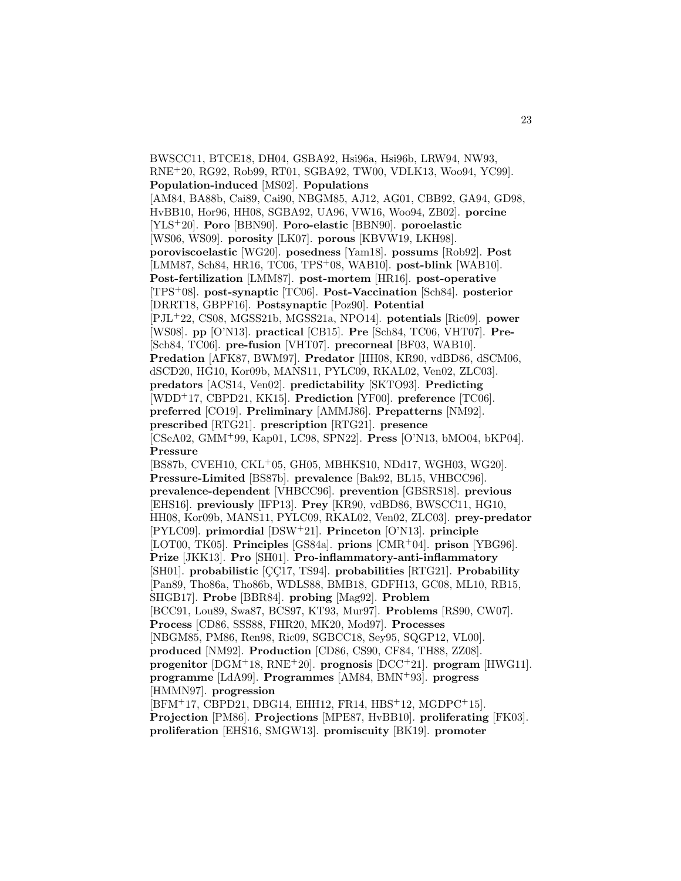BWSCC11, BTCE18, DH04, GSBA92, Hsi96a, Hsi96b, LRW94, NW93, RNE+20, RG92, Rob99, RT01, SGBA92, TW00, VDLK13, Woo94, YC99]. **Population-induced** [MS02]. **Populations** [AM84, BA88b, Cai89, Cai90, NBGM85, AJ12, AG01, CBB92, GA94, GD98, HvBB10, Hor96, HH08, SGBA92, UA96, VW16, Woo94, ZB02]. **porcine** [YLS+20]. **Poro** [BBN90]. **Poro-elastic** [BBN90]. **poroelastic** [WS06, WS09]. **porosity** [LK07]. **porous** [KBVW19, LKH98]. **poroviscoelastic** [WG20]. **posedness** [Yam18]. **possums** [Rob92]. **Post** [LMM87, Sch84, HR16, TC06, TPS+08, WAB10]. **post-blink** [WAB10]. **Post-fertilization** [LMM87]. **post-mortem** [HR16]. **post-operative** [TPS+08]. **post-synaptic** [TC06]. **Post-Vaccination** [Sch84]. **posterior** [DRRT18, GBPF16]. **Postsynaptic** [Poz90]. **Potential** [PJL+22, CS08, MGSS21b, MGSS21a, NPO14]. **potentials** [Ric09]. **power** [WS08]. **pp** [O'N13]. **practical** [CB15]. **Pre** [Sch84, TC06, VHT07]. **Pre-** [Sch84, TC06]. **pre-fusion** [VHT07]. **precorneal** [BF03, WAB10]. **Predation** [AFK87, BWM97]. **Predator** [HH08, KR90, vdBD86, dSCM06, dSCD20, HG10, Kor09b, MANS11, PYLC09, RKAL02, Ven02, ZLC03]. **predators** [ACS14, Ven02]. **predictability** [SKTO93]. **Predicting** [WDD+17, CBPD21, KK15]. **Prediction** [YF00]. **preference** [TC06]. **preferred** [CO19]. **Preliminary** [AMMJ86]. **Prepatterns** [NM92]. **prescribed** [RTG21]. **prescription** [RTG21]. **presence** [CSeA02, GMM+99, Kap01, LC98, SPN22]. **Press** [O'N13, bMO04, bKP04]. **Pressure** [BS87b, CVEH10, CKL+05, GH05, MBHKS10, NDd17, WGH03, WG20]. **Pressure-Limited** [BS87b]. **prevalence** [Bak92, BL15, VHBCC96]. **prevalence-dependent** [VHBCC96]. **prevention** [GBSRS18]. **previous** [EHS16]. **previously** [IFP13]. **Prey** [KR90, vdBD86, BWSCC11, HG10, HH08, Kor09b, MANS11, PYLC09, RKAL02, Ven02, ZLC03]. **prey-predator** [PYLC09]. **primordial** [DSW+21]. **Princeton** [O'N13]. **principle** [LOT00, TK05]. **Principles** [GS84a]. **prions** [CMR+04]. **prison** [YBG96]. **Prize** [JKK13]. **Pro** [SH01]. **Pro-inflammatory-anti-inflammatory** [SH01]. **probabilistic** [ÇÇ17, TS94]. **probabilities** [RTG21]. **Probability** [Pan89, Tho86a, Tho86b, WDLS88, BMB18, GDFH13, GC08, ML10, RB15, SHGB17]. **Probe** [BBR84]. **probing** [Mag92]. **Problem** [BCC91, Lou89, Swa87, BCS97, KT93, Mur97]. **Problems** [RS90, CW07]. **Process** [CD86, SSS88, FHR20, MK20, Mod97]. **Processes** [NBGM85, PM86, Ren98, Ric09, SGBCC18, Sey95, SQGP12, VL00]. **produced** [NM92]. **Production** [CD86, CS90, CF84, TH88, ZZ08]. **progenitor** [DGM+18, RNE+20]. **prognosis** [DCC+21]. **program** [HWG11]. **programme** [LdA99]. **Programmes** [AM84, BMN+93]. **progress** [HMMN97]. **progression** [BFM+17, CBPD21, DBG14, EHH12, FR14, HBS+12, MGDPC+15]. **Projection** [PM86]. **Projections** [MPE87, HvBB10]. **proliferating** [FK03]. **proliferation** [EHS16, SMGW13]. **promiscuity** [BK19]. **promoter**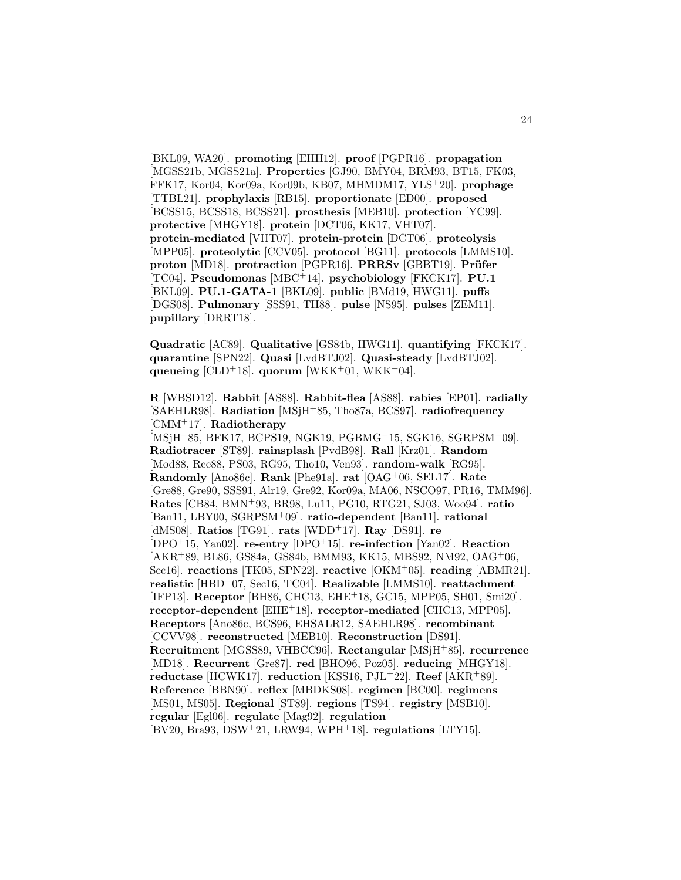[BKL09, WA20]. **promoting** [EHH12]. **proof** [PGPR16]. **propagation** [MGSS21b, MGSS21a]. **Properties** [GJ90, BMY04, BRM93, BT15, FK03, FFK17, Kor04, Kor09a, Kor09b, KB07, MHMDM17, YLS+20]. **prophage** [TTBL21]. **prophylaxis** [RB15]. **proportionate** [ED00]. **proposed** [BCSS15, BCSS18, BCSS21]. **prosthesis** [MEB10]. **protection** [YC99]. **protective** [MHGY18]. **protein** [DCT06, KK17, VHT07]. **protein-mediated** [VHT07]. **protein-protein** [DCT06]. **proteolysis** [MPP05]. **proteolytic** [CCV05]. **protocol** [BG11]. **protocols** [LMMS10]. **proton** [MD18]. **protraction** [PGPR16]. **PRRSv** [GBBT19]. **Prüfer** [TC04]. **Pseudomonas** [MBC+14]. **psychobiology** [FKCK17]. **PU.1** [BKL09]. **PU.1-GATA-1** [BKL09]. **public** [BMd19, HWG11]. **puffs** [DGS08]. **Pulmonary** [SSS91, TH88]. **pulse** [NS95]. **pulses** [ZEM11]. **pupillary** [DRRT18].

**Quadratic** [AC89]. **Qualitative** [GS84b, HWG11]. **quantifying** [FKCK17]. **quarantine** [SPN22]. **Quasi** [LvdBTJ02]. **Quasi-steady** [LvdBTJ02]. **queueing** [CLD+18]. **quorum** [WKK+01, WKK+04].

**R** [WBSD12]. **Rabbit** [AS88]. **Rabbit-flea** [AS88]. **rabies** [EP01]. **radially** [SAEHLR98]. **Radiation** [MSjH+85, Tho87a, BCS97]. **radiofrequency** [CMM+17]. **Radiotherapy** [MSjH+85, BFK17, BCPS19, NGK19, PGBMG+15, SGK16, SGRPSM+09]. **Radiotracer** [ST89]. **rainsplash** [PvdB98]. **Rall** [Krz01]. **Random** [Mod88, Ree88, PS03, RG95, Tho10, Ven93]. **random-walk** [RG95]. **Randomly** [Ano86c]. **Rank** [Phe91a]. **rat** [OAG+06, SEL17]. **Rate** [Gre88, Gre90, SSS91, Alr19, Gre92, Kor09a, MA06, NSCO97, PR16, TMM96]. **Rates** [CB84, BMN+93, BR98, Lu11, PG10, RTG21, SJ03, Woo94]. **ratio** [Ban11, LBY00, SGRPSM+09]. **ratio-dependent** [Ban11]. **rational** [dMS08]. **Ratios** [TG91]. **rats** [WDD+17]. **Ray** [DS91]. **re** [DPO+15, Yan02]. **re-entry** [DPO+15]. **re-infection** [Yan02]. **Reaction** [AKR+89, BL86, GS84a, GS84b, BMM93, KK15, MBS92, NM92, OAG+06, Sec16]. **reactions** [TK05, SPN22]. **reactive** [OKM+05]. **reading** [ABMR21]. **realistic** [HBD+07, Sec16, TC04]. **Realizable** [LMMS10]. **reattachment** [IFP13]. **Receptor** [BH86, CHC13, EHE+18, GC15, MPP05, SH01, Smi20]. **receptor-dependent** [EHE+18]. **receptor-mediated** [CHC13, MPP05]. **Receptors** [Ano86c, BCS96, EHSALR12, SAEHLR98]. **recombinant** [CCVV98]. **reconstructed** [MEB10]. **Reconstruction** [DS91]. **Recruitment** [MGSS89, VHBCC96]. **Rectangular** [MSjH+85]. **recurrence** [MD18]. **Recurrent** [Gre87]. **red** [BHO96, Poz05]. **reducing** [MHGY18]. **reductase** [HCWK17]. **reduction** [KSS16, PJL+22]. **Reef** [AKR+89]. **Reference** [BBN90]. **reflex** [MBDKS08]. **regimen** [BC00]. **regimens** [MS01, MS05]. **Regional** [ST89]. **regions** [TS94]. **registry** [MSB10]. **regular** [Egl06]. **regulate** [Mag92]. **regulation** [BV20, Bra93, DSW+21, LRW94, WPH+18]. **regulations** [LTY15].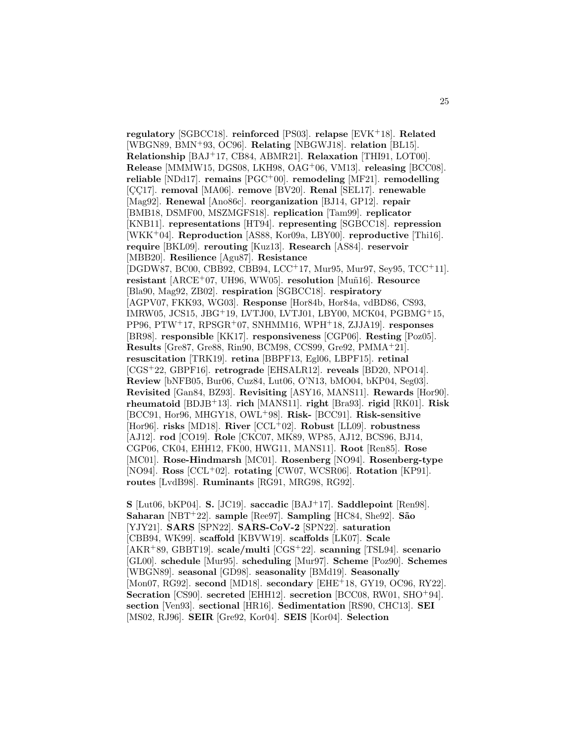**regulatory** [SGBCC18]. **reinforced** [PS03]. **relapse** [EVK+18]. **Related** [WBGN89, BMN+93, OC96]. **Relating** [NBGWJ18]. **relation** [BL15]. **Relationship** [BAJ+17, CB84, ABMR21]. **Relaxation** [THI91, LOT00]. **Release** [MMMW15, DGS08, LKH98, OAG+06, VM13]. **releasing** [BCC08]. **reliable** [NDd17]. **remains** [PGC+00]. **remodeling** [MF21]. **remodelling** [ÇÇ17]. **removal** [MA06]. **remove** [BV20]. **Renal** [SEL17]. **renewable** [Mag92]. **Renewal** [Ano86c]. **reorganization** [BJ14, GP12]. **repair** [BMB18, DSMF00, MSZMGFS18]. **replication** [Tam99]. **replicator** [KNB11]. **representations** [HT94]. **representing** [SGBCC18]. **repression** [WKK+04]. **Reproduction** [AS88, Kor09a, LBY00]. **reproductive** [Thi16]. **require** [BKL09]. **rerouting** [Kuz13]. **Research** [AS84]. **reservoir** [MBB20]. **Resilience** [Agu87]. **Resistance** [DGDW87, BC00, CBB92, CBB94, LCC+17, Mur95, Mur97, Sey95, TCC+11]. **resistant** [ARCE+07, UH96, WW05]. **resolution** [Muñ16]. **Resource** [Bla90, Mag92, ZB02]. **respiration** [SGBCC18]. **respiratory** [AGPV07, FKK93, WG03]. **Response** [Hor84b, Hor84a, vdBD86, CS93, IMRW05, JCS15, JBG+19, LVTJ00, LVTJ01, LBY00, MCK04, PGBMG+15, PP96, PTW+17, RPSGR+07, SNHMM16, WPH+18, ZJJA19]. **responses** [BR98]. **responsible** [KK17]. **responsiveness** [CGP06]. **Resting** [Poz05]. **Results** [Gre87, Gre88, Rin90, BCM98, CCS99, Gre92, PMMA+21]. **resuscitation** [TRK19]. **retina** [BBPF13, Egl06, LBPF15]. **retinal** [CGS+22, GBPF16]. **retrograde** [EHSALR12]. **reveals** [BD20, NPO14]. **Review** [bNFB05, Bur06, Cuz84, Lut06, O'N13, bMO04, bKP04, Seg03]. **Revisited** [Gan84, BZ93]. **Revisiting** [ASY16, MANS11]. **Rewards** [Hor90]. **rheumatoid** [BDJB+13]. **rich** [MANS11]. **right** [Bra93]. **rigid** [RK01]. **Risk** [BCC91, Hor96, MHGY18, OWL+98]. **Risk-** [BCC91]. **Risk-sensitive** [Hor96]. **risks** [MD18]. **River** [CCL+02]. **Robust** [LL09]. **robustness** [AJ12]. **rod** [CO19]. **Role** [CKC07, MK89, WP85, AJ12, BCS96, BJ14, CGP06, CK04, EHH12, FK00, HWG11, MANS11]. **Root** [Ren85]. **Rose** [MC01]. **Rose-Hindmarsh** [MC01]. **Rosenberg** [NO94]. **Rosenberg-type** [NO94]. **Ross** [CCL+02]. **rotating** [CW07, WCSR06]. **Rotation** [KP91]. **routes** [LvdB98]. **Ruminants** [RG91, MRG98, RG92].

**S** [Lut06, bKP04]. **S.** [JC19]. **saccadic** [BAJ+17]. **Saddlepoint** [Ren98]. **Saharan** [NBT+22]. **sample** [Ree97]. **Sampling** [HC84, She92]. **São** [YJY21]. **SARS** [SPN22]. **SARS-CoV-2** [SPN22]. **saturation** [CBB94, WK99]. **scaffold** [KBVW19]. **scaffolds** [LK07]. **Scale** [AKR+89, GBBT19]. **scale/multi** [CGS+22]. **scanning** [TSL94]. **scenario** [GL00]. **schedule** [Mur95]. **scheduling** [Mur97]. **Scheme** [Poz90]. **Schemes** [WBGN89]. **seasonal** [GD98]. **seasonality** [BMd19]. **Seasonally** [Mon07, RG92]. **second** [MD18]. **secondary** [EHE+18, GY19, OC96, RY22]. **Secration** [CS90]. **secreted** [EHH12]. **secretion** [BCC08, RW01, SHO+94]. **section** [Ven93]. **sectional** [HR16]. **Sedimentation** [RS90, CHC13]. **SEI** [MS02, RJ96]. **SEIR** [Gre92, Kor04]. **SEIS** [Kor04]. **Selection**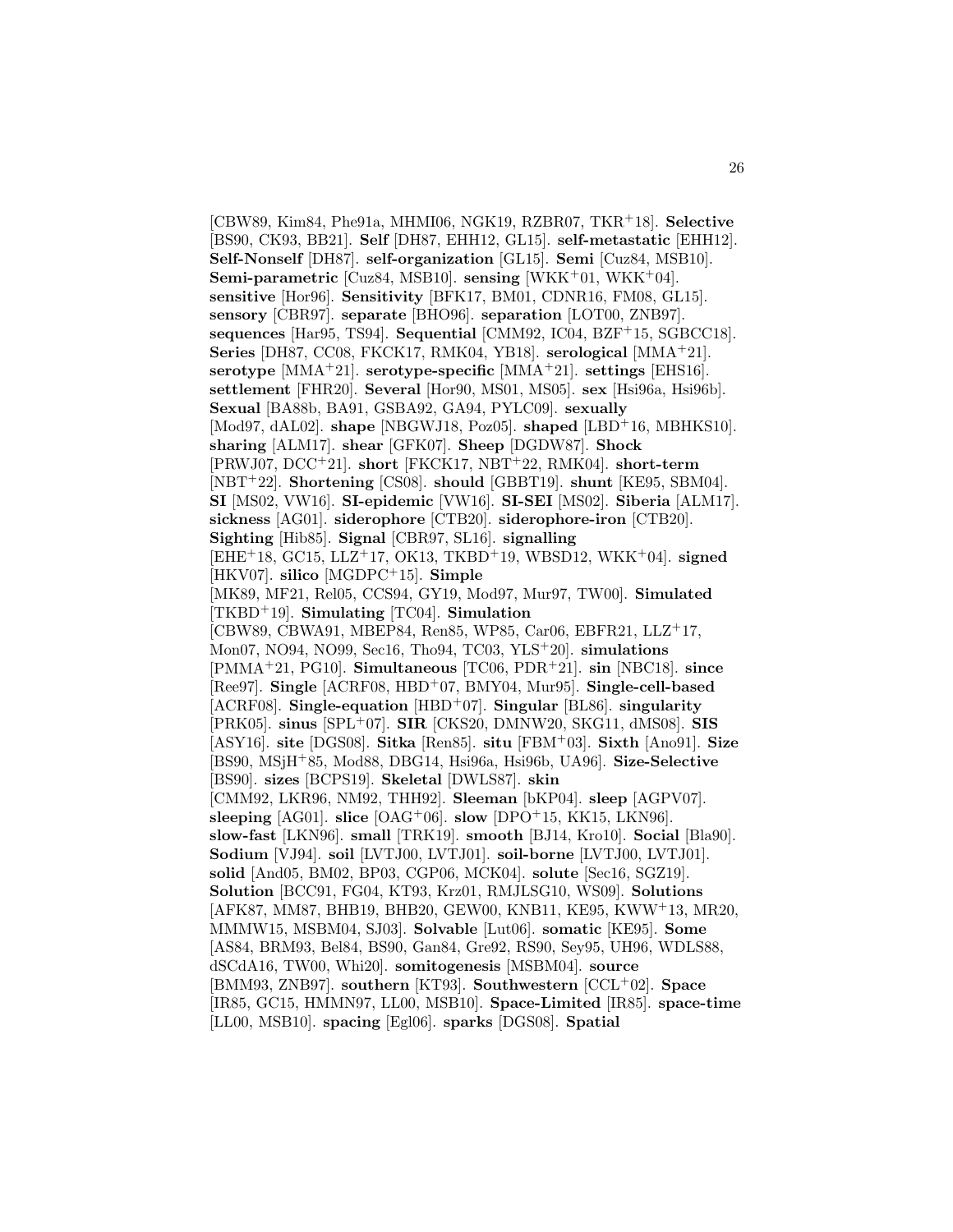[CBW89, Kim84, Phe91a, MHMI06, NGK19, RZBR07, TKR+18]. **Selective** [BS90, CK93, BB21]. **Self** [DH87, EHH12, GL15]. **self-metastatic** [EHH12]. **Self-Nonself** [DH87]. **self-organization** [GL15]. **Semi** [Cuz84, MSB10]. **Semi-parametric** [Cuz84, MSB10]. **sensing** [WKK+01, WKK+04]. **sensitive** [Hor96]. **Sensitivity** [BFK17, BM01, CDNR16, FM08, GL15]. **sensory** [CBR97]. **separate** [BHO96]. **separation** [LOT00, ZNB97]. **sequences** [Har95, TS94]. **Sequential** [CMM92, IC04, BZF+15, SGBCC18]. **Series** [DH87, CC08, FKCK17, RMK04, YB18]. **serological** [MMA+21]. **serotype** [MMA+21]. **serotype-specific** [MMA+21]. **settings** [EHS16]. **settlement** [FHR20]. **Several** [Hor90, MS01, MS05]. **sex** [Hsi96a, Hsi96b]. **Sexual** [BA88b, BA91, GSBA92, GA94, PYLC09]. **sexually** [Mod97, dAL02]. **shape** [NBGWJ18, Poz05]. **shaped** [LBD+16, MBHKS10]. **sharing** [ALM17]. **shear** [GFK07]. **Sheep** [DGDW87]. **Shock** [PRWJ07, DCC+21]. **short** [FKCK17, NBT+22, RMK04]. **short-term** [NBT+22]. **Shortening** [CS08]. **should** [GBBT19]. **shunt** [KE95, SBM04]. **SI** [MS02, VW16]. **SI-epidemic** [VW16]. **SI-SEI** [MS02]. **Siberia** [ALM17]. **sickness** [AG01]. **siderophore** [CTB20]. **siderophore-iron** [CTB20]. **Sighting** [Hib85]. **Signal** [CBR97, SL16]. **signalling** [EHE+18, GC15, LLZ+17, OK13, TKBD+19, WBSD12, WKK+04]. **signed** [HKV07]. **silico** [MGDPC+15]. **Simple** [MK89, MF21, Rel05, CCS94, GY19, Mod97, Mur97, TW00]. **Simulated** [TKBD+19]. **Simulating** [TC04]. **Simulation** [CBW89, CBWA91, MBEP84, Ren85, WP85, Car06, EBFR21, LLZ+17, Mon07, NO94, NO99, Sec16, Tho94, TC03, YLS+20]. **simulations** [PMMA+21, PG10]. **Simultaneous** [TC06, PDR+21]. **sin** [NBC18]. **since** [Ree97]. **Single** [ACRF08, HBD+07, BMY04, Mur95]. **Single-cell-based** [ACRF08]. **Single-equation** [HBD+07]. **Singular** [BL86]. **singularity** [PRK05]. **sinus** [SPL+07]. **SIR** [CKS20, DMNW20, SKG11, dMS08]. **SIS** [ASY16]. **site** [DGS08]. **Sitka** [Ren85]. **situ** [FBM+03]. **Sixth** [Ano91]. **Size** [BS90, MSjH+85, Mod88, DBG14, Hsi96a, Hsi96b, UA96]. **Size-Selective** [BS90]. **sizes** [BCPS19]. **Skeletal** [DWLS87]. **skin** [CMM92, LKR96, NM92, THH92]. **Sleeman** [bKP04]. **sleep** [AGPV07]. **sleeping** [AG01]. **slice** [OAG+06]. **slow** [DPO+15, KK15, LKN96]. **slow-fast** [LKN96]. **small** [TRK19]. **smooth** [BJ14, Kro10]. **Social** [Bla90]. **Sodium** [VJ94]. **soil** [LVTJ00, LVTJ01]. **soil-borne** [LVTJ00, LVTJ01]. **solid** [And05, BM02, BP03, CGP06, MCK04]. **solute** [Sec16, SGZ19]. **Solution** [BCC91, FG04, KT93, Krz01, RMJLSG10, WS09]. **Solutions** [AFK87, MM87, BHB19, BHB20, GEW00, KNB11, KE95, KWW+13, MR20, MMMW15, MSBM04, SJ03]. **Solvable** [Lut06]. **somatic** [KE95]. **Some** [AS84, BRM93, Bel84, BS90, Gan84, Gre92, RS90, Sey95, UH96, WDLS88, dSCdA16, TW00, Whi20]. **somitogenesis** [MSBM04]. **source** [BMM93, ZNB97]. **southern** [KT93]. **Southwestern** [CCL+02]. **Space** [IR85, GC15, HMMN97, LL00, MSB10]. **Space-Limited** [IR85]. **space-time** [LL00, MSB10]. **spacing** [Egl06]. **sparks** [DGS08]. **Spatial**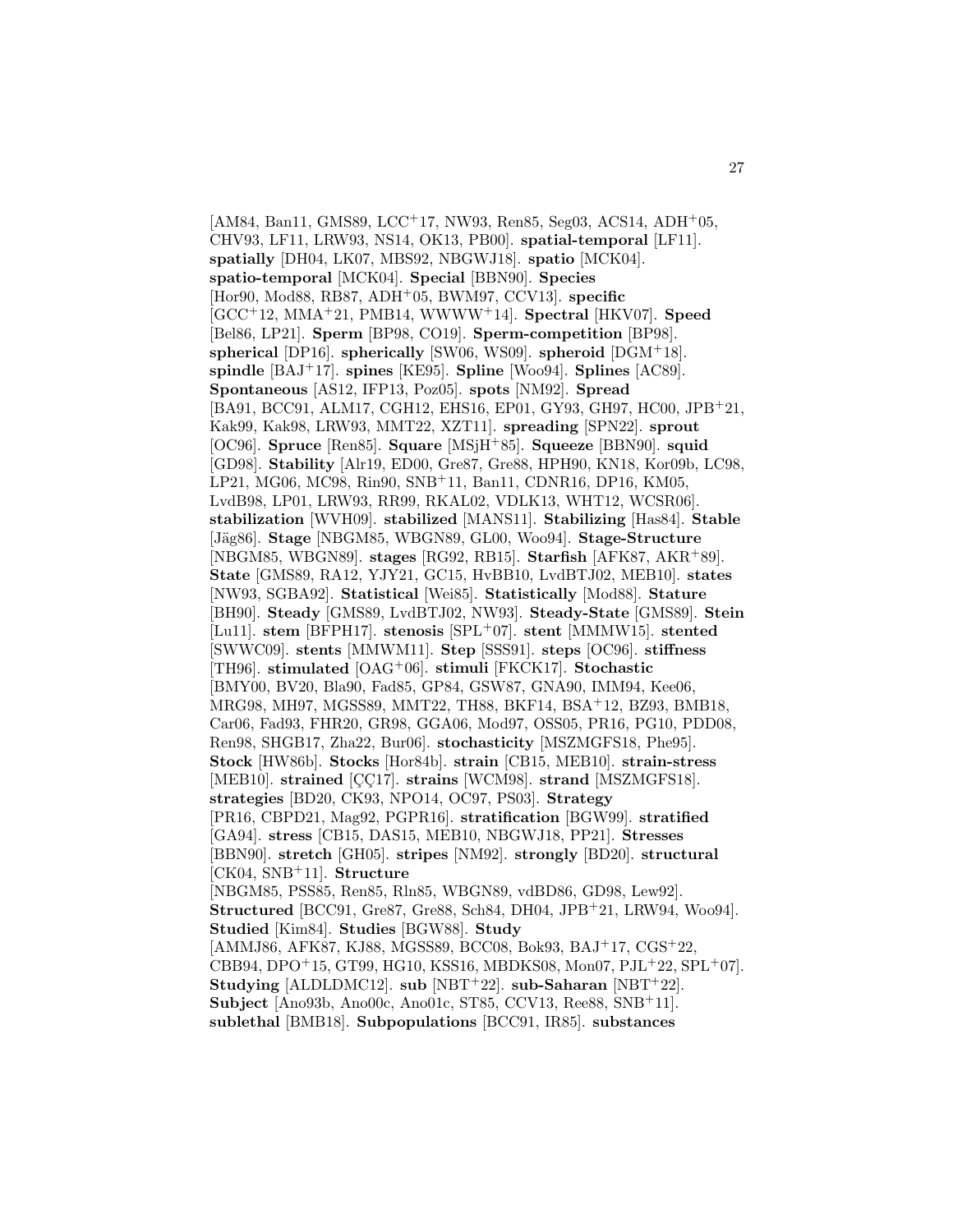[AM84, Ban11, GMS89, LCC+17, NW93, Ren85, Seg03, ACS14, ADH+05, CHV93, LF11, LRW93, NS14, OK13, PB00]. **spatial-temporal** [LF11]. **spatially** [DH04, LK07, MBS92, NBGWJ18]. **spatio** [MCK04]. **spatio-temporal** [MCK04]. **Special** [BBN90]. **Species** [Hor90, Mod88, RB87, ADH+05, BWM97, CCV13]. **specific** [GCC+12, MMA+21, PMB14, WWWW+14]. **Spectral** [HKV07]. **Speed** [Bel86, LP21]. **Sperm** [BP98, CO19]. **Sperm-competition** [BP98]. **spherical** [DP16]. **spherically** [SW06, WS09]. **spheroid** [DGM+18]. **spindle** [BAJ+17]. **spines** [KE95]. **Spline** [Woo94]. **Splines** [AC89]. **Spontaneous** [AS12, IFP13, Poz05]. **spots** [NM92]. **Spread** [BA91, BCC91, ALM17, CGH12, EHS16, EP01, GY93, GH97, HC00, JPB+21, Kak99, Kak98, LRW93, MMT22, XZT11]. **spreading** [SPN22]. **sprout** [OC96]. **Spruce** [Ren85]. **Square** [MSjH+85]. **Squeeze** [BBN90]. **squid** [GD98]. **Stability** [Alr19, ED00, Gre87, Gre88, HPH90, KN18, Kor09b, LC98, LP21, MG06, MC98, Rin90, SNB+11, Ban11, CDNR16, DP16, KM05, LvdB98, LP01, LRW93, RR99, RKAL02, VDLK13, WHT12, WCSR06]. **stabilization** [WVH09]. **stabilized** [MANS11]. **Stabilizing** [Has84]. **Stable** [Jäg86]. **Stage** [NBGM85, WBGN89, GL00, Woo94]. **Stage-Structure** [NBGM85, WBGN89]. **stages** [RG92, RB15]. **Starfish** [AFK87, AKR+89]. **State** [GMS89, RA12, YJY21, GC15, HvBB10, LvdBTJ02, MEB10]. **states** [NW93, SGBA92]. **Statistical** [Wei85]. **Statistically** [Mod88]. **Stature** [BH90]. **Steady** [GMS89, LvdBTJ02, NW93]. **Steady-State** [GMS89]. **Stein** [Lu11]. **stem** [BFPH17]. **stenosis** [SPL+07]. **stent** [MMMW15]. **stented** [SWWC09]. **stents** [MMWM11]. **Step** [SSS91]. **steps** [OC96]. **stiffness** [TH96]. **stimulated** [OAG+06]. **stimuli** [FKCK17]. **Stochastic** [BMY00, BV20, Bla90, Fad85, GP84, GSW87, GNA90, IMM94, Kee06, MRG98, MH97, MGSS89, MMT22, TH88, BKF14, BSA+12, BZ93, BMB18, Car06, Fad93, FHR20, GR98, GGA06, Mod97, OSS05, PR16, PG10, PDD08, Ren98, SHGB17, Zha22, Bur06]. **stochasticity** [MSZMGFS18, Phe95]. **Stock** [HW86b]. **Stocks** [Hor84b]. **strain** [CB15, MEB10]. **strain-stress** [MEB10]. **strained** [ÇÇ17]. **strains** [WCM98]. **strand** [MSZMGFS18]. **strategies** [BD20, CK93, NPO14, OC97, PS03]. **Strategy** [PR16, CBPD21, Mag92, PGPR16]. **stratification** [BGW99]. **stratified** [GA94]. **stress** [CB15, DAS15, MEB10, NBGWJ18, PP21]. **Stresses** [BBN90]. **stretch** [GH05]. **stripes** [NM92]. **strongly** [BD20]. **structural** [CK04, SNB+11]. **Structure** [NBGM85, PSS85, Ren85, Rln85, WBGN89, vdBD86, GD98, Lew92]. **Structured** [BCC91, Gre87, Gre88, Sch84, DH04, JPB+21, LRW94, Woo94]. **Studied** [Kim84]. **Studies** [BGW88]. **Study** [AMMJ86, AFK87, KJ88, MGSS89, BCC08, Bok93, BAJ+17, CGS+22, CBB94, DPO+15, GT99, HG10, KSS16, MBDKS08, Mon07, PJL+22, SPL+07]. **Studying** [ALDLDMC12]. **sub** [NBT+22]. **sub-Saharan** [NBT+22]. **Subject** [Ano93b, Ano00c, Ano01c, ST85, CCV13, Ree88, SNB+11]. **sublethal** [BMB18]. **Subpopulations** [BCC91, IR85]. **substances**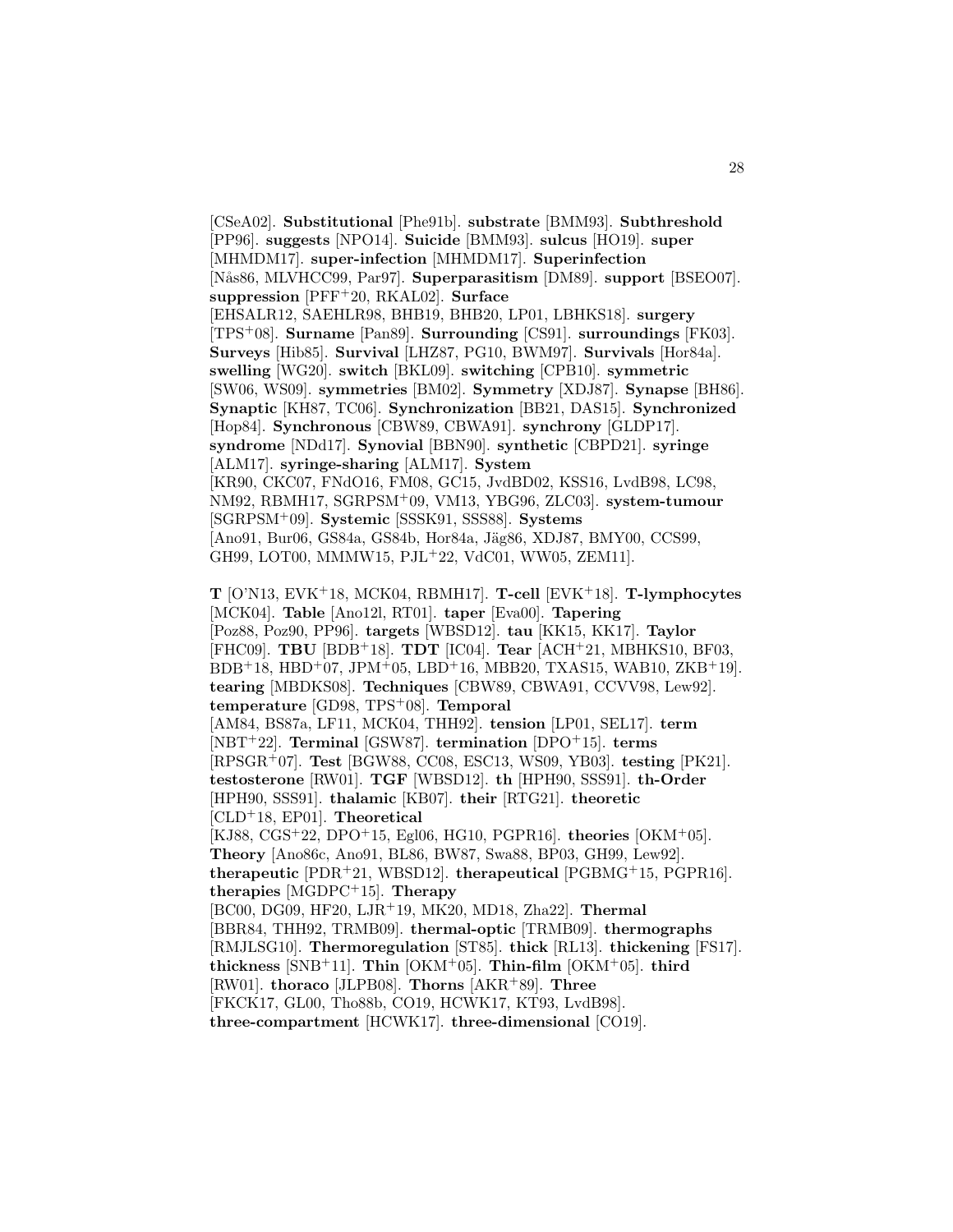[CSeA02]. **Substitutional** [Phe91b]. **substrate** [BMM93]. **Subthreshold** [PP96]. **suggests** [NPO14]. **Suicide** [BMM93]. **sulcus** [HO19]. **super** [MHMDM17]. **super-infection** [MHMDM17]. **Superinfection** [Nås86, MLVHCC99, Par97]. **Superparasitism** [DM89]. **support** [BSEO07]. **suppression** [PFF+20, RKAL02]. **Surface** [EHSALR12, SAEHLR98, BHB19, BHB20, LP01, LBHKS18]. **surgery** [TPS+08]. **Surname** [Pan89]. **Surrounding** [CS91]. **surroundings** [FK03]. **Surveys** [Hib85]. **Survival** [LHZ87, PG10, BWM97]. **Survivals** [Hor84a]. **swelling** [WG20]. **switch** [BKL09]. **switching** [CPB10]. **symmetric** [SW06, WS09]. **symmetries** [BM02]. **Symmetry** [XDJ87]. **Synapse** [BH86]. **Synaptic** [KH87, TC06]. **Synchronization** [BB21, DAS15]. **Synchronized** [Hop84]. **Synchronous** [CBW89, CBWA91]. **synchrony** [GLDP17]. **syndrome** [NDd17]. **Synovial** [BBN90]. **synthetic** [CBPD21]. **syringe** [ALM17]. **syringe-sharing** [ALM17]. **System** [KR90, CKC07, FNdO16, FM08, GC15, JvdBD02, KSS16, LvdB98, LC98, NM92, RBMH17, SGRPSM+09, VM13, YBG96, ZLC03]. **system-tumour** [SGRPSM+09]. **Systemic** [SSSK91, SSS88]. **Systems** [Ano91, Bur06, GS84a, GS84b, Hor84a, Jäg86, XDJ87, BMY00, CCS99, GH99, LOT00, MMMW15, PJL+22, VdC01, WW05, ZEM11].

**T** [O'N13, EVK+18, MCK04, RBMH17]. **T-cell** [EVK+18]. **T-lymphocytes** [MCK04]. **Table** [Ano12l, RT01]. **taper** [Eva00]. **Tapering** [Poz88, Poz90, PP96]. **targets** [WBSD12]. **tau** [KK15, KK17]. **Taylor** [FHC09]. **TBU** [BDB+18]. **TDT** [IC04]. **Tear** [ACH+21, MBHKS10, BF03, BDB+18, HBD+07, JPM+05, LBD+16, MBB20, TXAS15, WAB10, ZKB+19]. **tearing** [MBDKS08]. **Techniques** [CBW89, CBWA91, CCVV98, Lew92]. **temperature** [GD98, TPS+08]. **Temporal** [AM84, BS87a, LF11, MCK04, THH92]. **tension** [LP01, SEL17]. **term** [NBT+22]. **Terminal** [GSW87]. **termination** [DPO+15]. **terms** [RPSGR+07]. **Test** [BGW88, CC08, ESC13, WS09, YB03]. **testing** [PK21]. **testosterone** [RW01]. **TGF** [WBSD12]. **th** [HPH90, SSS91]. **th-Order** [HPH90, SSS91]. **thalamic** [KB07]. **their** [RTG21]. **theoretic** [CLD+18, EP01]. **Theoretical** [KJ88, CGS+22, DPO+15, Egl06, HG10, PGPR16]. **theories** [OKM+05]. **Theory** [Ano86c, Ano91, BL86, BW87, Swa88, BP03, GH99, Lew92]. **therapeutic** [PDR+21, WBSD12]. **therapeutical** [PGBMG+15, PGPR16]. **therapies** [MGDPC+15]. **Therapy** [BC00, DG09, HF20, LJR+19, MK20, MD18, Zha22]. **Thermal** [BBR84, THH92, TRMB09]. **thermal-optic** [TRMB09]. **thermographs** [RMJLSG10]. **Thermoregulation** [ST85]. **thick** [RL13]. **thickening** [FS17]. **thickness** [SNB+11]. **Thin** [OKM+05]. **Thin-film** [OKM+05]. **third** [RW01]. **thoraco** [JLPB08]. **Thorns** [AKR+89]. **Three** [FKCK17, GL00, Tho88b, CO19, HCWK17, KT93, LvdB98]. **three-compartment** [HCWK17]. **three-dimensional** [CO19].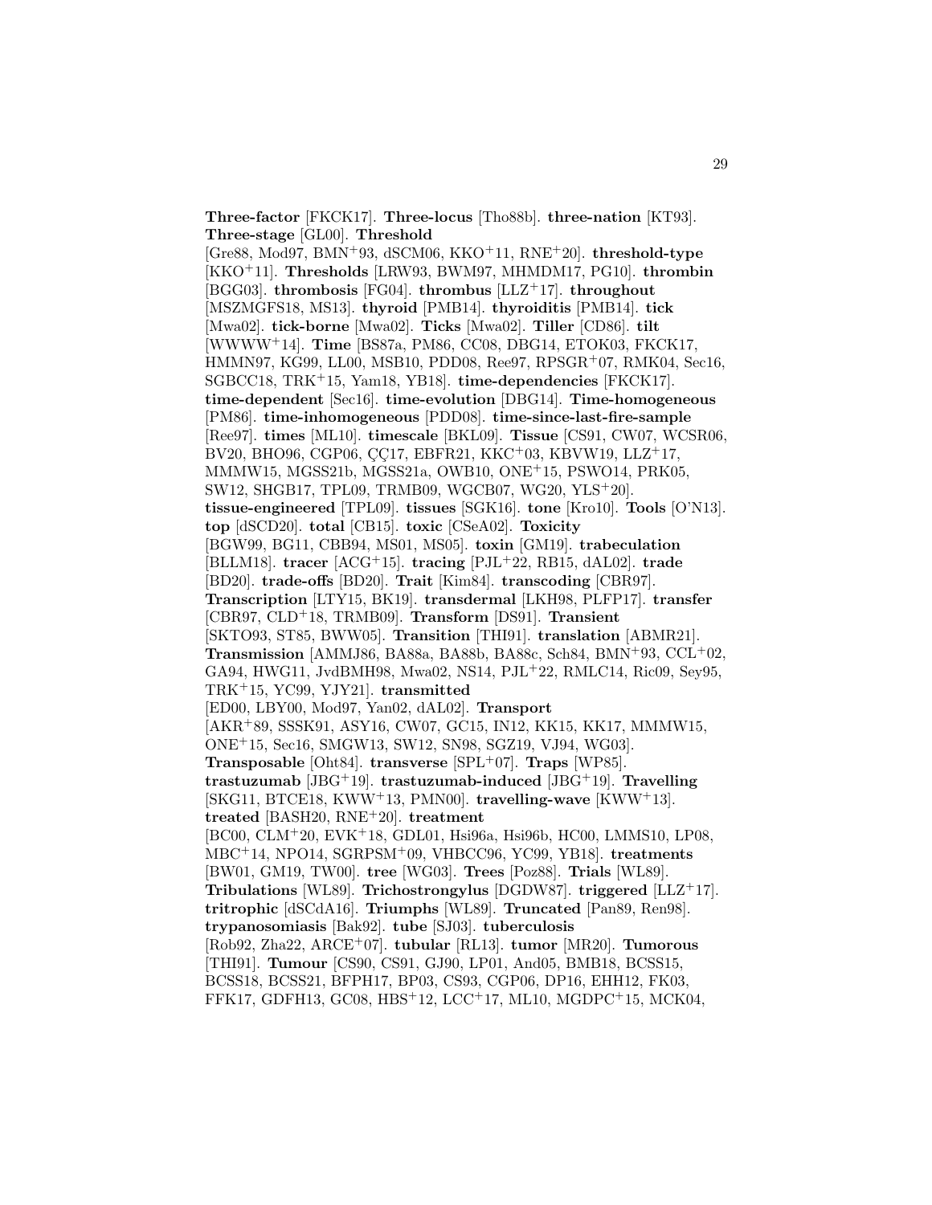**Three-factor** [FKCK17]. **Three-locus** [Tho88b]. **three-nation** [KT93]. **Three-stage** [GL00]. **Threshold** [Gre88, Mod97, BMN+93, dSCM06, KKO+11, RNE+20]. **threshold-type** [KKO+11]. **Thresholds** [LRW93, BWM97, MHMDM17, PG10]. **thrombin** [BGG03]. **thrombosis** [FG04]. **thrombus** [LLZ+17]. **throughout** [MSZMGFS18, MS13]. **thyroid** [PMB14]. **thyroiditis** [PMB14]. **tick** [Mwa02]. **tick-borne** [Mwa02]. **Ticks** [Mwa02]. **Tiller** [CD86]. **tilt** [WWWW+14]. **Time** [BS87a, PM86, CC08, DBG14, ETOK03, FKCK17, HMMN97, KG99, LL00, MSB10, PDD08, Ree97, RPSGR+07, RMK04, Sec16, SGBCC18, TRK+15, Yam18, YB18]. **time-dependencies** [FKCK17]. **time-dependent** [Sec16]. **time-evolution** [DBG14]. **Time-homogeneous** [PM86]. **time-inhomogeneous** [PDD08]. **time-since-last-fire-sample** [Ree97]. **times** [ML10]. **timescale** [BKL09]. **Tissue** [CS91, CW07, WCSR06, BV20, BHO96, CGP06, ÇÇ17, EBFR21, KKC+03, KBVW19, LLZ+17, MMMW15, MGSS21b, MGSS21a, OWB10, ONE+15, PSWO14, PRK05, SW12, SHGB17, TPL09, TRMB09, WGCB07, WG20, YLS+20]. **tissue-engineered** [TPL09]. **tissues** [SGK16]. **tone** [Kro10]. **Tools** [O'N13]. **top** [dSCD20]. **total** [CB15]. **toxic** [CSeA02]. **Toxicity** [BGW99, BG11, CBB94, MS01, MS05]. **toxin** [GM19]. **trabeculation** [BLLM18]. **tracer** [ACG+15]. **tracing** [PJL+22, RB15, dAL02]. **trade** [BD20]. **trade-offs** [BD20]. **Trait** [Kim84]. **transcoding** [CBR97]. **Transcription** [LTY15, BK19]. **transdermal** [LKH98, PLFP17]. **transfer** [CBR97, CLD+18, TRMB09]. **Transform** [DS91]. **Transient** [SKTO93, ST85, BWW05]. **Transition** [THI91]. **translation** [ABMR21]. **Transmission** [AMMJ86, BA88a, BA88b, BA88c, Sch84, BMN+93, CCL+02, GA94, HWG11, JvdBMH98, Mwa02, NS14, PJL+22, RMLC14, Ric09, Sey95, TRK+15, YC99, YJY21]. **transmitted** [ED00, LBY00, Mod97, Yan02, dAL02]. **Transport** [AKR+89, SSSK91, ASY16, CW07, GC15, IN12, KK15, KK17, MMMW15, ONE+15, Sec16, SMGW13, SW12, SN98, SGZ19, VJ94, WG03]. **Transposable** [Oht84]. **transverse** [SPL+07]. **Traps** [WP85]. **trastuzumab** [JBG+19]. **trastuzumab-induced** [JBG+19]. **Travelling** [SKG11, BTCE18, KWW+13, PMN00]. **travelling-wave** [KWW+13]. **treated** [BASH20, RNE+20]. **treatment** [BC00, CLM+20, EVK+18, GDL01, Hsi96a, Hsi96b, HC00, LMMS10, LP08, MBC+14, NPO14, SGRPSM+09, VHBCC96, YC99, YB18]. **treatments** [BW01, GM19, TW00]. **tree** [WG03]. **Trees** [Poz88]. **Trials** [WL89]. **Tribulations** [WL89]. **Trichostrongylus** [DGDW87]. **triggered** [LLZ+17]. **tritrophic** [dSCdA16]. **Triumphs** [WL89]. **Truncated** [Pan89, Ren98]. **trypanosomiasis** [Bak92]. **tube** [SJ03]. **tuberculosis** [Rob92, Zha22, ARCE+07]. **tubular** [RL13]. **tumor** [MR20]. **Tumorous** [THI91]. **Tumour** [CS90, CS91, GJ90, LP01, And05, BMB18, BCSS15, BCSS18, BCSS21, BFPH17, BP03, CS93, CGP06, DP16, EHH12, FK03, FFK17, GDFH13, GC08, HBS+12, LCC+17, ML10, MGDPC+15, MCK04,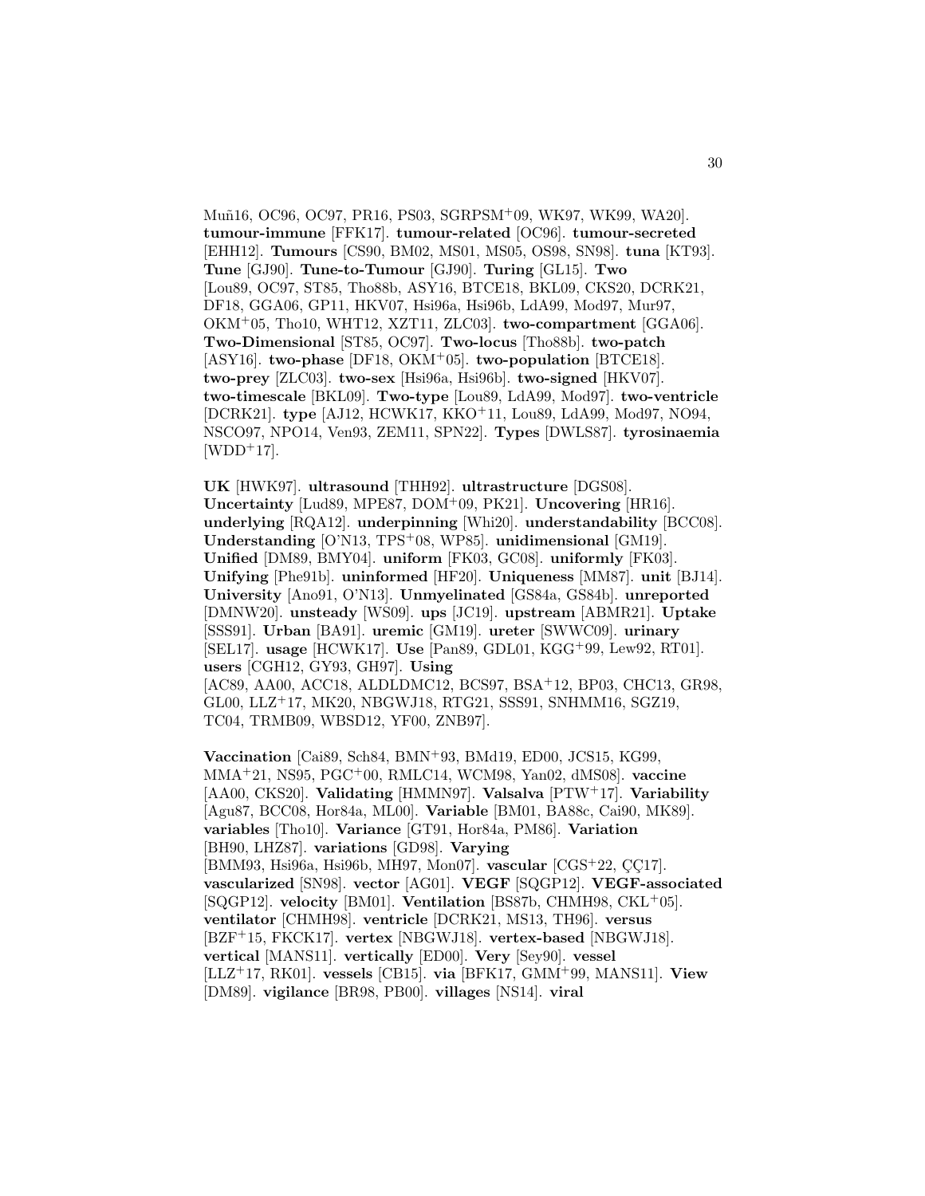Muñ16, OC96, OC97, PR16, PS03, SGRPSM+09, WK97, WK99, WA20]. **tumour-immune** [FFK17]. **tumour-related** [OC96]. **tumour-secreted** [EHH12]. **Tumours** [CS90, BM02, MS01, MS05, OS98, SN98]. **tuna** [KT93]. **Tune** [GJ90]. **Tune-to-Tumour** [GJ90]. **Turing** [GL15]. **Two** [Lou89, OC97, ST85, Tho88b, ASY16, BTCE18, BKL09, CKS20, DCRK21, DF18, GGA06, GP11, HKV07, Hsi96a, Hsi96b, LdA99, Mod97, Mur97, OKM+05, Tho10, WHT12, XZT11, ZLC03]. **two-compartment** [GGA06]. **Two-Dimensional** [ST85, OC97]. **Two-locus** [Tho88b]. **two-patch** [ASY16]. **two-phase** [DF18, OKM+05]. **two-population** [BTCE18]. **two-prey** [ZLC03]. **two-sex** [Hsi96a, Hsi96b]. **two-signed** [HKV07]. **two-timescale** [BKL09]. **Two-type** [Lou89, LdA99, Mod97]. **two-ventricle** [DCRK21]. **type** [AJ12, HCWK17, KKO+11, Lou89, LdA99, Mod97, NO94, NSCO97, NPO14, Ven93, ZEM11, SPN22]. **Types** [DWLS87]. **tyrosinaemia** [WDD+17].

**UK** [HWK97]. **ultrasound** [THH92]. **ultrastructure** [DGS08]. **Uncertainty** [Lud89, MPE87, DOM+09, PK21]. **Uncovering** [HR16]. **underlying** [RQA12]. **underpinning** [Whi20]. **understandability** [BCC08]. **Understanding** [O'N13, TPS+08, WP85]. **unidimensional** [GM19]. **Unified** [DM89, BMY04]. **uniform** [FK03, GC08]. **uniformly** [FK03]. **Unifying** [Phe91b]. **uninformed** [HF20]. **Uniqueness** [MM87]. **unit** [BJ14]. **University** [Ano91, O'N13]. **Unmyelinated** [GS84a, GS84b]. **unreported** [DMNW20]. **unsteady** [WS09]. **ups** [JC19]. **upstream** [ABMR21]. **Uptake** [SSS91]. **Urban** [BA91]. **uremic** [GM19]. **ureter** [SWWC09]. **urinary** [SEL17]. **usage** [HCWK17]. **Use** [Pan89, GDL01, KGG+99, Lew92, RT01]. **users** [CGH12, GY93, GH97]. **Using** [AC89, AA00, ACC18, ALDLDMC12, BCS97, BSA+12, BP03, CHC13, GR98, GL00, LLZ+17, MK20, NBGWJ18, RTG21, SSS91, SNHMM16, SGZ19, TC04, TRMB09, WBSD12, YF00, ZNB97].

**Vaccination** [Cai89, Sch84, BMN+93, BMd19, ED00, JCS15, KG99, MMA+21, NS95, PGC+00, RMLC14, WCM98, Yan02, dMS08]. **vaccine** [AA00, CKS20]. **Validating** [HMMN97]. **Valsalva** [PTW+17]. **Variability** [Agu87, BCC08, Hor84a, ML00]. **Variable** [BM01, BA88c, Cai90, MK89]. **variables** [Tho10]. **Variance** [GT91, Hor84a, PM86]. **Variation** [BH90, LHZ87]. **variations** [GD98]. **Varying** [BMM93, Hsi96a, Hsi96b, MH97, Mon07]. **vascular** [CGS+22, ÇÇ17]. **vascularized** [SN98]. **vector** [AG01]. **VEGF** [SQGP12]. **VEGF-associated** [SQGP12]. **velocity** [BM01]. **Ventilation** [BS87b, CHMH98, CKL+05]. **ventilator** [CHMH98]. **ventricle** [DCRK21, MS13, TH96]. **versus** [BZF+15, FKCK17]. **vertex** [NBGWJ18]. **vertex-based** [NBGWJ18]. **vertical** [MANS11]. **vertically** [ED00]. **Very** [Sey90]. **vessel** [LLZ+17, RK01]. **vessels** [CB15]. **via** [BFK17, GMM+99, MANS11]. **View** [DM89]. **vigilance** [BR98, PB00]. **villages** [NS14]. **viral**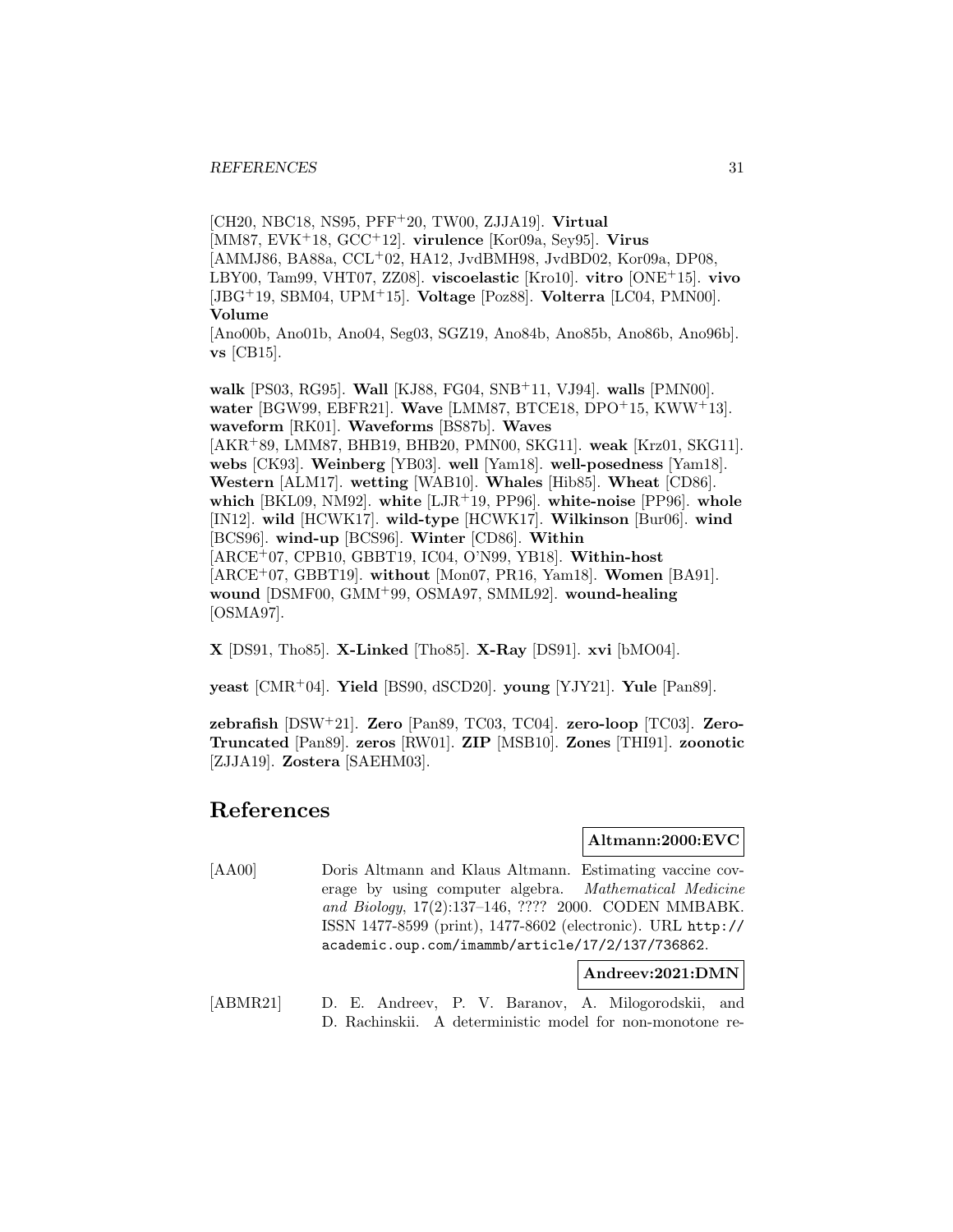[CH20, NBC18, NS95, PFF+20, TW00, ZJJA19]. **Virtual** [MM87, EVK+18, GCC+12]. **virulence** [Kor09a, Sey95]. **Virus** [AMMJ86, BA88a, CCL+02, HA12, JvdBMH98, JvdBD02, Kor09a, DP08, LBY00, Tam99, VHT07, ZZ08]. **viscoelastic** [Kro10]. **vitro** [ONE+15]. **vivo** [JBG+19, SBM04, UPM+15]. **Voltage** [Poz88]. **Volterra** [LC04, PMN00]. **Volume** [Ano00b, Ano01b, Ano04, Seg03, SGZ19, Ano84b, Ano85b, Ano86b, Ano96b]. **vs** [CB15].

**walk** [PS03, RG95]. **Wall** [KJ88, FG04, SNB+11, VJ94]. **walls** [PMN00]. **water** [BGW99, EBFR21]. **Wave** [LMM87, BTCE18, DPO+15, KWW+13]. **waveform** [RK01]. **Waveforms** [BS87b]. **Waves** [AKR+89, LMM87, BHB19, BHB20, PMN00, SKG11]. **weak** [Krz01, SKG11]. **webs** [CK93]. **Weinberg** [YB03]. **well** [Yam18]. **well-posedness** [Yam18]. **Western** [ALM17]. **wetting** [WAB10]. **Whales** [Hib85]. **Wheat** [CD86]. **which** [BKL09, NM92]. **white** [LJR+19, PP96]. **white-noise** [PP96]. **whole** [IN12]. **wild** [HCWK17]. **wild-type** [HCWK17]. **Wilkinson** [Bur06]. **wind** [BCS96]. **wind-up** [BCS96]. **Winter** [CD86]. **Within** [ARCE+07, CPB10, GBBT19, IC04, O'N99, YB18]. **Within-host** [ARCE+07, GBBT19]. **without** [Mon07, PR16, Yam18]. **Women** [BA91]. **wound** [DSMF00, GMM+99, OSMA97, SMML92]. **wound-healing** [OSMA97].

**X** [DS91, Tho85]. **X-Linked** [Tho85]. **X-Ray** [DS91]. **xvi** [bMO04].

**yeast** [CMR+04]. **Yield** [BS90, dSCD20]. **young** [YJY21]. **Yule** [Pan89].

**zebrafish** [DSW+21]. **Zero** [Pan89, TC03, TC04]. **zero-loop** [TC03]. **Zero-Truncated** [Pan89]. **zeros** [RW01]. **ZIP** [MSB10]. **Zones** [THI91]. **zoonotic** [ZJJA19]. **Zostera** [SAEHM03].

# References

**Altmann:2000:EVC**

[AA00] Doris Altmann and Klaus Altmann. Estimating vaccine coverage by using computer algebra. *Mathematical Medicine and Biology*, 17(2):137–146, ???? 2000. CODEN MMBABK. ISSN 1477-8599 (print), 1477-8602 (electronic). URL `http://academic.oup.com/imammb/article/17/2/137/736862`.

**Andreev:2021:DMN**

[ABMR21] D. E. Andreev, P. V. Baranov, A. Milogorodskii, and D. Rachinskii. A deterministic model for non-monotone re-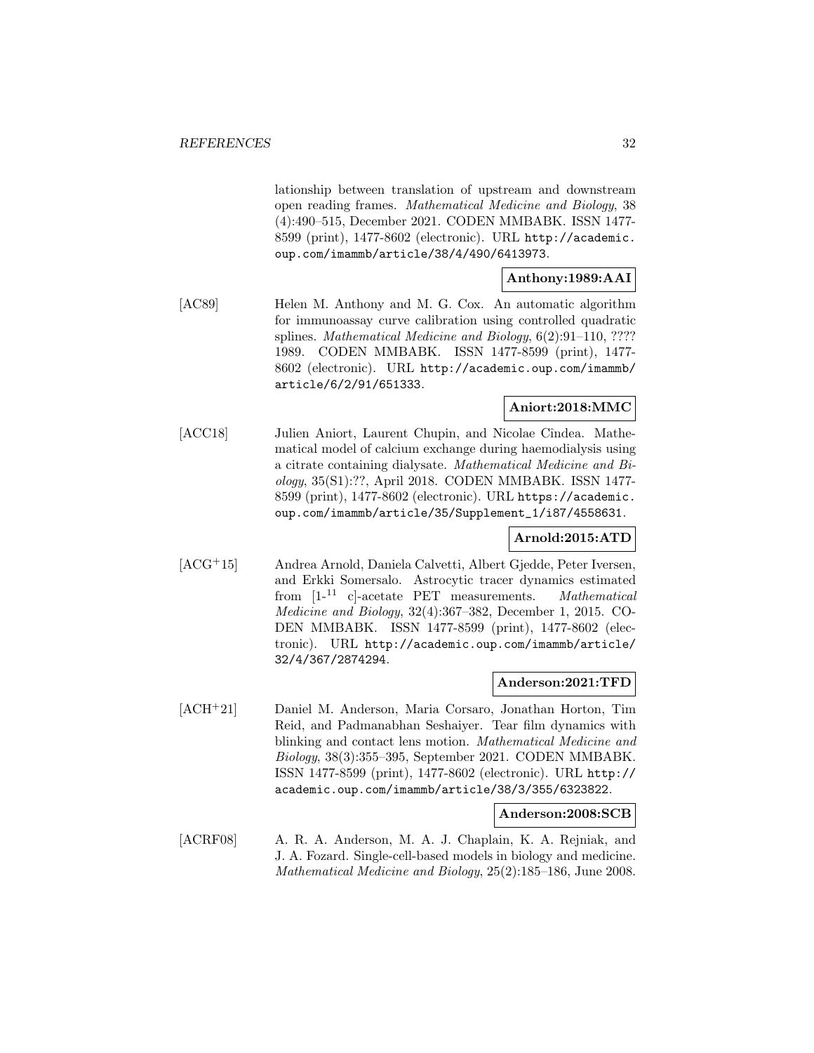lationship between translation of upstream and downstream open reading frames. *Mathematical Medicine and Biology*, 38 (4):490–515, December 2021. CODEN MMBABK. ISSN 1477-8599 (print), 1477-8602 (electronic). URL http://academic.oup.com/imammb/article/38/4/490/6413973.

**Anthony:1989:AAI**

[AC89] Helen M. Anthony and M. G. Cox. An automatic algorithm for immunoassay curve calibration using controlled quadratic splines. *Mathematical Medicine and Biology*, 6(2):91–110, ???? 1989. CODEN MMBABK. ISSN 1477-8599 (print), 1477-8602 (electronic). URL http://academic.oup.com/imammb/article/6/2/91/651333.

**Aniort:2018:MMC**

[ACC18] Julien Aniort, Laurent Chupin, and Nicolae Cîndea. Mathematical model of calcium exchange during haemodialysis using a citrate containing dialysate. *Mathematical Medicine and Biology*, 35(S1):??, April 2018. CODEN MMBABK. ISSN 1477-8599 (print), 1477-8602 (electronic). URL https://academic.oup.com/imammb/article/35/Supplement_1/i87/4558631.

**Arnold:2015:ATD**

[ACG+15] Andrea Arnold, Daniela Calvetti, Albert Gjedde, Peter Iversen, and Erkki Somersalo. Astrocytic tracer dynamics estimated from [1-$^{11}$ c]-acetate PET measurements. *Mathematical Medicine and Biology*, 32(4):367–382, December 1, 2015. CODEN MMBABK. ISSN 1477-8599 (print), 1477-8602 (electronic). URL http://academic.oup.com/imammb/article/32/4/367/2874294.

**Anderson:2021:TFD**

[ACH+21] Daniel M. Anderson, Maria Corsaro, Jonathan Horton, Tim Reid, and Padmanabhan Seshaiyer. Tear film dynamics with blinking and contact lens motion. *Mathematical Medicine and Biology*, 38(3):355–395, September 2021. CODEN MMBABK. ISSN 1477-8599 (print), 1477-8602 (electronic). URL http://academic.oup.com/imammb/article/38/3/355/6323822.

**Anderson:2008:SCB**

[ACRF08] A. R. A. Anderson, M. A. J. Chaplain, K. A. Rejniak, and J. A. Fozard. Single-cell-based models in biology and medicine. *Mathematical Medicine and Biology*, 25(2):185–186, June 2008.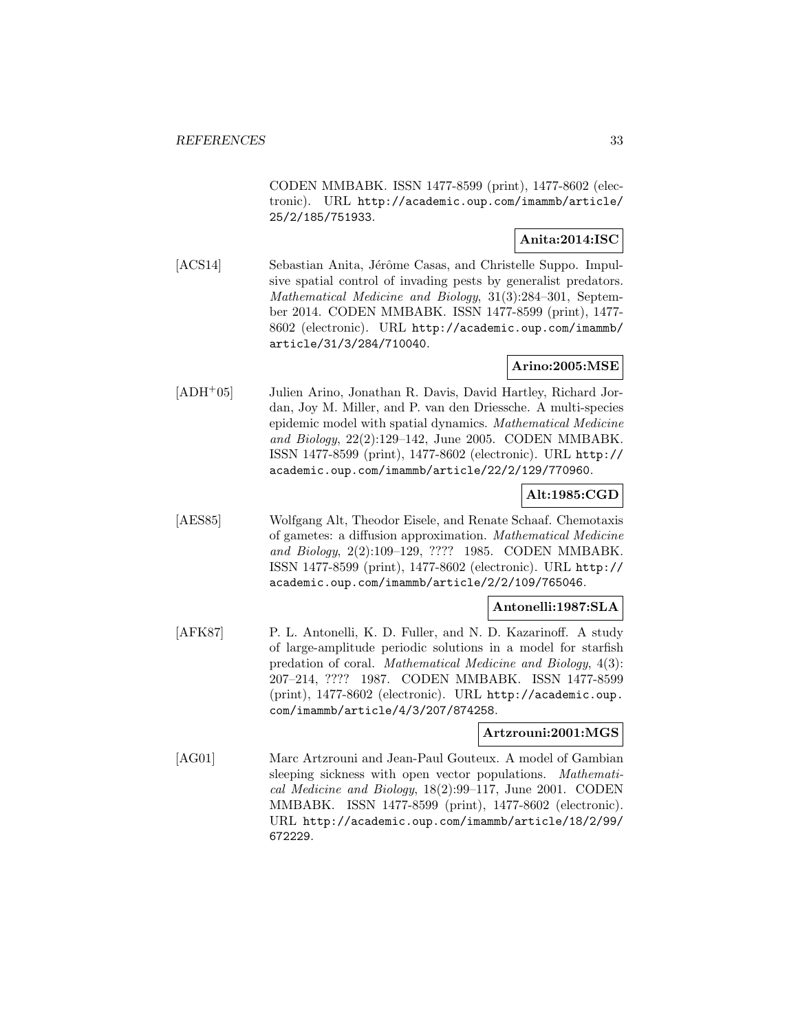CODEN MMBABK. ISSN 1477-8599 (print), 1477-8602 (electronic). URL http://academic.oup.com/imammb/article/25/2/185/751933.

**Anita:2014:ISC**

[ACS14] Sebastian Anita, Jérôme Casas, and Christelle Suppo. Impulsive spatial control of invading pests by generalist predators. *Mathematical Medicine and Biology*, 31(3):284–301, September 2014. CODEN MMBABK. ISSN 1477-8599 (print), 1477-8602 (electronic). URL http://academic.oup.com/imammb/article/31/3/284/710040.

**Arino:2005:MSE**

[ADH+05] Julien Arino, Jonathan R. Davis, David Hartley, Richard Jordan, Joy M. Miller, and P. van den Driessche. A multi-species epidemic model with spatial dynamics. *Mathematical Medicine and Biology*, 22(2):129–142, June 2005. CODEN MMBABK. ISSN 1477-8599 (print), 1477-8602 (electronic). URL http://academic.oup.com/imammb/article/22/2/129/770960.

**Alt:1985:CGD**

[AES85] Wolfgang Alt, Theodor Eisele, and Renate Schaaf. Chemotaxis of gametes: a diffusion approximation. *Mathematical Medicine and Biology*, 2(2):109–129, ???? 1985. CODEN MMBABK. ISSN 1477-8599 (print), 1477-8602 (electronic). URL http://academic.oup.com/imammb/article/2/2/109/765046.

**Antonelli:1987:SLA**

[AFK87] P. L. Antonelli, K. D. Fuller, and N. D. Kazarinoff. A study of large-amplitude periodic solutions in a model for starfish predation of coral. *Mathematical Medicine and Biology*, 4(3): 207–214, ???? 1987. CODEN MMBABK. ISSN 1477-8599 (print), 1477-8602 (electronic). URL http://academic.oup.com/imammb/article/4/3/207/874258.

**Artzrouni:2001:MGS**

[AG01] Marc Artzrouni and Jean-Paul Gouteux. A model of Gambian sleeping sickness with open vector populations. *Mathematical Medicine and Biology*, 18(2):99–117, June 2001. CODEN MMBABK. ISSN 1477-8599 (print), 1477-8602 (electronic). URL http://academic.oup.com/imammb/article/18/2/99/672229.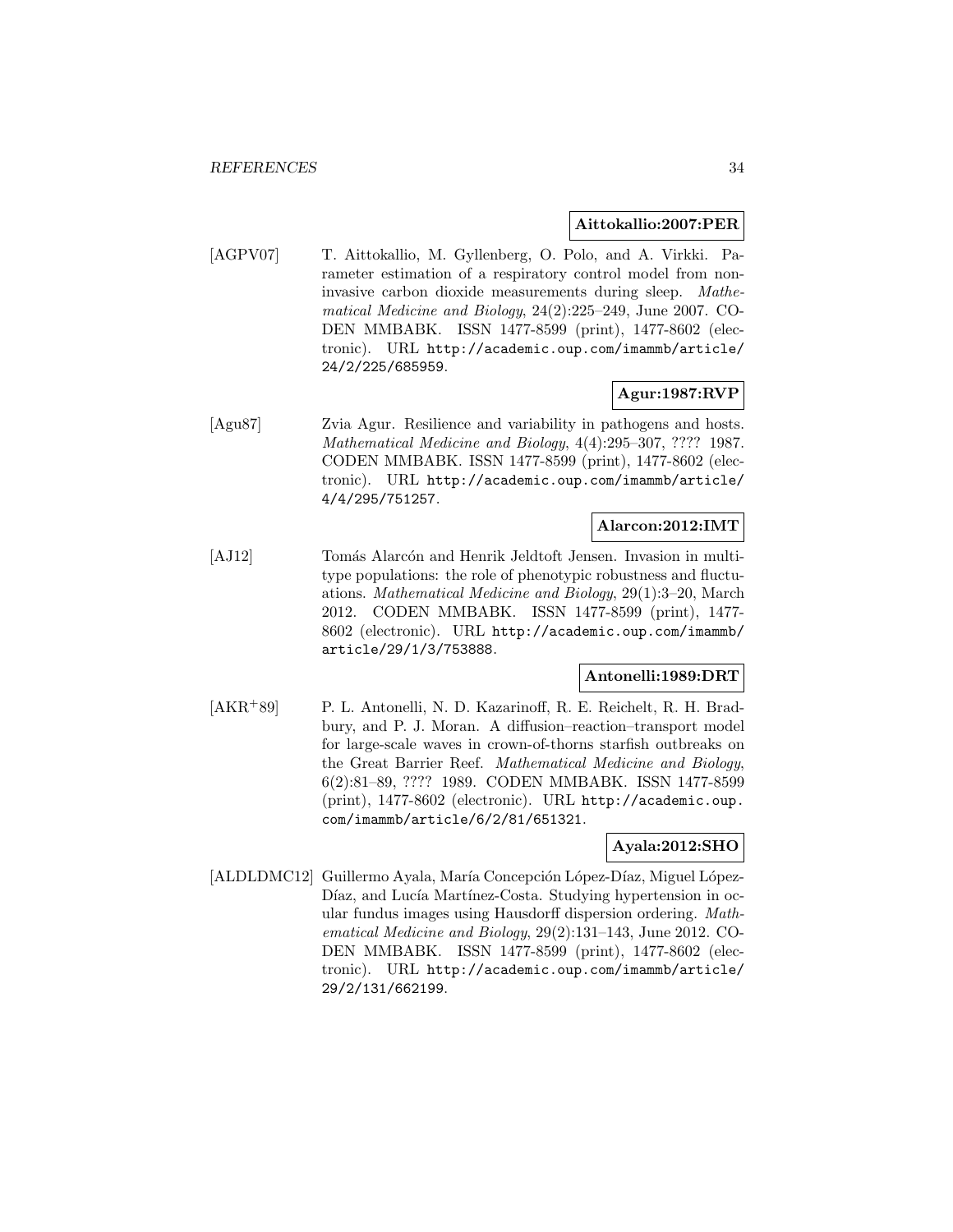**Aittokallio:2007:PER**

[AGPV07] T. Aittokallio, M. Gyllenberg, O. Polo, and A. Virkki. Parameter estimation of a respiratory control model from noninvasive carbon dioxide measurements during sleep. *Mathematical Medicine and Biology*, 24(2):225–249, June 2007. CODEN MMBABK. ISSN 1477-8599 (print), 1477-8602 (electronic). URL http://academic.oup.com/imammb/article/24/2/225/685959.

**Agur:1987:RVP**

[Agu87] Zvia Agur. Resilience and variability in pathogens and hosts. *Mathematical Medicine and Biology*, 4(4):295–307, ???? 1987. CODEN MMBABK. ISSN 1477-8599 (print), 1477-8602 (electronic). URL http://academic.oup.com/imammb/article/4/4/295/751257.

**Alarcon:2012:IMT**

[AJ12] Tomás Alarcón and Henrik Jeldtoft Jensen. Invasion in multitype populations: the role of phenotypic robustness and fluctuations. *Mathematical Medicine and Biology*, 29(1):3–20, March 2012. CODEN MMBABK. ISSN 1477-8599 (print), 1477-8602 (electronic). URL http://academic.oup.com/imammb/article/29/1/3/753888.

**Antonelli:1989:DRT**

[AKR+89] P. L. Antonelli, N. D. Kazarinoff, R. E. Reichelt, R. H. Bradbury, and P. J. Moran. A diffusion–reaction–transport model for large-scale waves in crown-of-thorns starfish outbreaks on the Great Barrier Reef. *Mathematical Medicine and Biology*, 6(2):81–89, ???? 1989. CODEN MMBABK. ISSN 1477-8599 (print), 1477-8602 (electronic). URL http://academic.oup.com/imammb/article/6/2/81/651321.

**Ayala:2012:SHO**

[ALDLDMC12] Guillermo Ayala, María Concepción López-Díaz, Miguel López-Díaz, and Lucía Martínez-Costa. Studying hypertension in ocular fundus images using Hausdorff dispersion ordering. *Mathematical Medicine and Biology*, 29(2):131–143, June 2012. CODEN MMBABK. ISSN 1477-8599 (print), 1477-8602 (electronic). URL http://academic.oup.com/imammb/article/29/2/131/662199.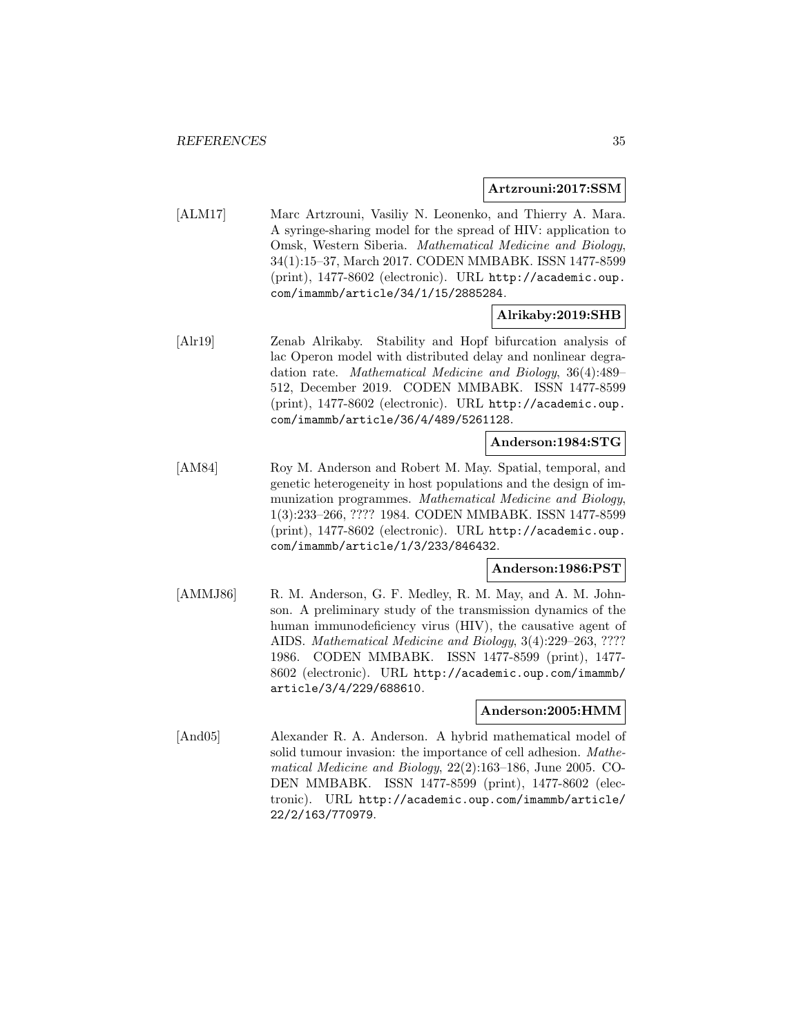**Artzrouni:2017:SSM**

[ALM17] Marc Artzrouni, Vasiliy N. Leonenko, and Thierry A. Mara. A syringe-sharing model for the spread of HIV: application to Omsk, Western Siberia. *Mathematical Medicine and Biology*, 34(1):15–37, March 2017. CODEN MMBABK. ISSN 1477-8599 (print), 1477-8602 (electronic). URL http://academic.oup.com/imammb/article/34/1/15/2885284.

**Alrikaby:2019:SHB**

[Alr19] Zenab Alrikaby. Stability and Hopf bifurcation analysis of lac Operon model with distributed delay and nonlinear degradation rate. *Mathematical Medicine and Biology*, 36(4):489–512, December 2019. CODEN MMBABK. ISSN 1477-8599 (print), 1477-8602 (electronic). URL http://academic.oup.com/imammb/article/36/4/489/5261128.

**Anderson:1984:STG**

[AM84] Roy M. Anderson and Robert M. May. Spatial, temporal, and genetic heterogeneity in host populations and the design of immunization programmes. *Mathematical Medicine and Biology*, 1(3):233–266, ???? 1984. CODEN MMBABK. ISSN 1477-8599 (print), 1477-8602 (electronic). URL http://academic.oup.com/imammb/article/1/3/233/846432.

**Anderson:1986:PST**

[AMMJ86] R. M. Anderson, G. F. Medley, R. M. May, and A. M. Johnson. A preliminary study of the transmission dynamics of the human immunodeficiency virus (HIV), the causative agent of AIDS. *Mathematical Medicine and Biology*, 3(4):229–263, ???? 1986. CODEN MMBABK. ISSN 1477-8599 (print), 1477-8602 (electronic). URL http://academic.oup.com/imammb/article/3/4/229/688610.

**Anderson:2005:HMM**

[And05] Alexander R. A. Anderson. A hybrid mathematical model of solid tumour invasion: the importance of cell adhesion. *Mathematical Medicine and Biology*, 22(2):163–186, June 2005. CODEN MMBABK. ISSN 1477-8599 (print), 1477-8602 (electronic). URL http://academic.oup.com/imammb/article/22/2/163/770979.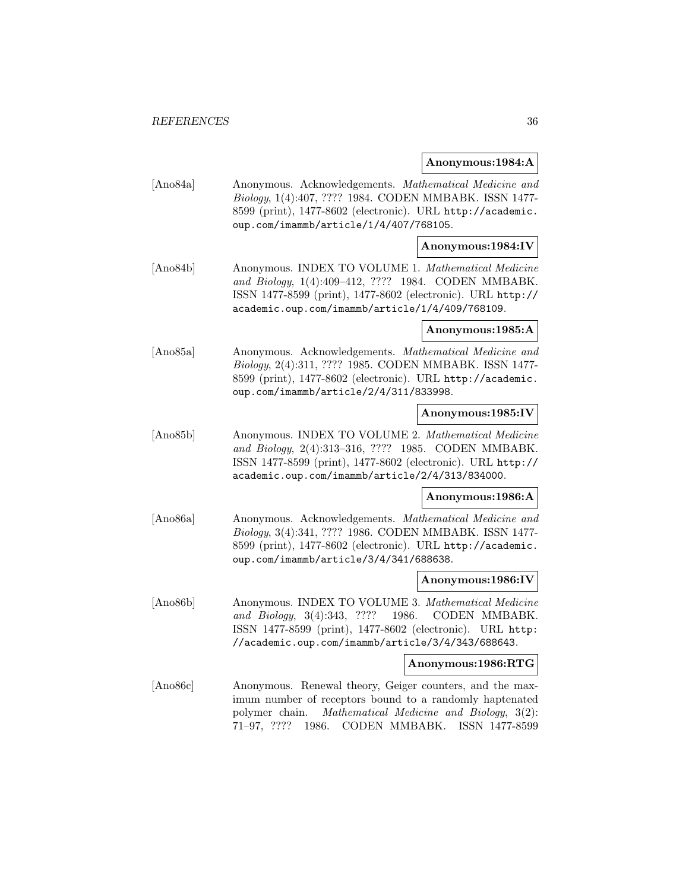**Anonymous:1984:A**

[Ano84a] Anonymous. Acknowledgements. *Mathematical Medicine and Biology*, 1(4):407, ???? 1984. CODEN MMBABK. ISSN 1477-8599 (print), 1477-8602 (electronic). URL http://academic.oup.com/imammb/article/1/4/407/768105.

**Anonymous:1984:IV**

[Ano84b] Anonymous. INDEX TO VOLUME 1. *Mathematical Medicine and Biology*, 1(4):409–412, ???? 1984. CODEN MMBABK. ISSN 1477-8599 (print), 1477-8602 (electronic). URL http://academic.oup.com/imammb/article/1/4/409/768109.

**Anonymous:1985:A**

[Ano85a] Anonymous. Acknowledgements. *Mathematical Medicine and Biology*, 2(4):311, ???? 1985. CODEN MMBABK. ISSN 1477-8599 (print), 1477-8602 (electronic). URL http://academic.oup.com/imammb/article/2/4/311/833998.

**Anonymous:1985:IV**

[Ano85b] Anonymous. INDEX TO VOLUME 2. *Mathematical Medicine and Biology*, 2(4):313–316, ???? 1985. CODEN MMBABK. ISSN 1477-8599 (print), 1477-8602 (electronic). URL http://academic.oup.com/imammb/article/2/4/313/834000.

**Anonymous:1986:A**

[Ano86a] Anonymous. Acknowledgements. *Mathematical Medicine and Biology*, 3(4):341, ???? 1986. CODEN MMBABK. ISSN 1477-8599 (print), 1477-8602 (electronic). URL http://academic.oup.com/imammb/article/3/4/341/688638.

**Anonymous:1986:IV**

[Ano86b] Anonymous. INDEX TO VOLUME 3. *Mathematical Medicine and Biology*, 3(4):343, ???? 1986. CODEN MMBABK. ISSN 1477-8599 (print), 1477-8602 (electronic). URL http://academic.oup.com/imammb/article/3/4/343/688643.

**Anonymous:1986:RTG**

[Ano86c] Anonymous. Renewal theory, Geiger counters, and the maximum number of receptors bound to a randomly haptenated polymer chain. *Mathematical Medicine and Biology*, 3(2): 71–97, ???? 1986. CODEN MMBABK. ISSN 1477-8599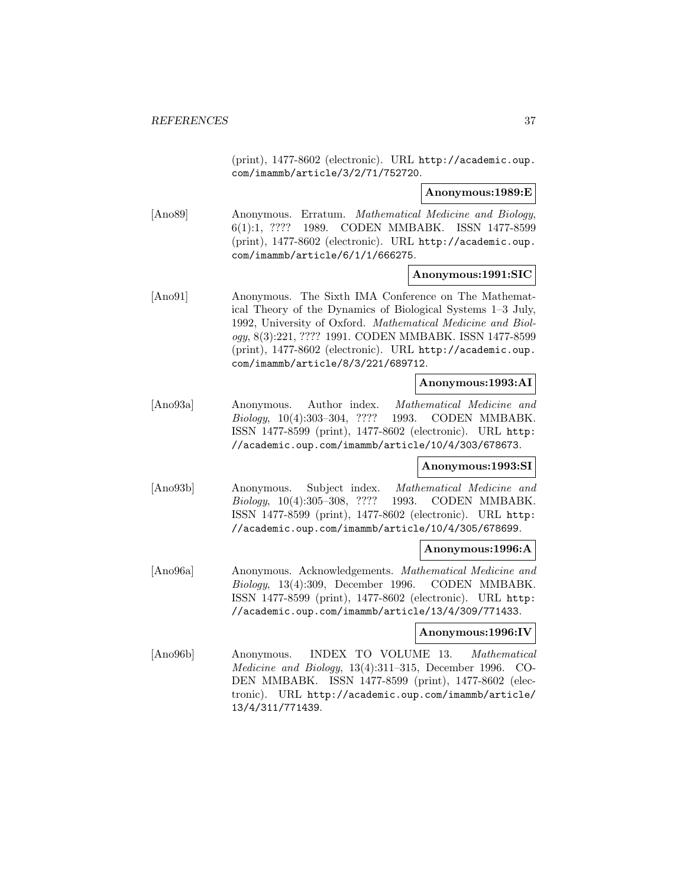(print), 1477-8602 (electronic). URL http://academic.oup.com/imammb/article/3/2/71/752720.

**Anonymous:1989:E**

[Ano89] Anonymous. Erratum. *Mathematical Medicine and Biology*, 6(1):1, ???? 1989. CODEN MMBABK. ISSN 1477-8599 (print), 1477-8602 (electronic). URL http://academic.oup.com/imammb/article/6/1/1/666275.

**Anonymous:1991:SIC**

[Ano91] Anonymous. The Sixth IMA Conference on The Mathematical Theory of the Dynamics of Biological Systems 1–3 July, 1992, University of Oxford. *Mathematical Medicine and Biology*, 8(3):221, ???? 1991. CODEN MMBABK. ISSN 1477-8599 (print), 1477-8602 (electronic). URL http://academic.oup.com/imammb/article/8/3/221/689712.

**Anonymous:1993:AI**

[Ano93a] Anonymous. Author index. *Mathematical Medicine and Biology*, 10(4):303–304, ???? 1993. CODEN MMBABK. ISSN 1477-8599 (print), 1477-8602 (electronic). URL http://academic.oup.com/imammb/article/10/4/303/678673.

**Anonymous:1993:SI**

[Ano93b] Anonymous. Subject index. *Mathematical Medicine and Biology*, 10(4):305–308, ???? 1993. CODEN MMBABK. ISSN 1477-8599 (print), 1477-8602 (electronic). URL http://academic.oup.com/imammb/article/10/4/305/678699.

**Anonymous:1996:A**

[Ano96a] Anonymous. Acknowledgements. *Mathematical Medicine and Biology*, 13(4):309, December 1996. CODEN MMBABK. ISSN 1477-8599 (print), 1477-8602 (electronic). URL http://academic.oup.com/imammb/article/13/4/309/771433.

**Anonymous:1996:IV**

[Ano96b] Anonymous. INDEX TO VOLUME 13. *Mathematical Medicine and Biology*, 13(4):311–315, December 1996. CODEN MMBABK. ISSN 1477-8599 (print), 1477-8602 (electronic). URL http://academic.oup.com/imammb/article/13/4/311/771439.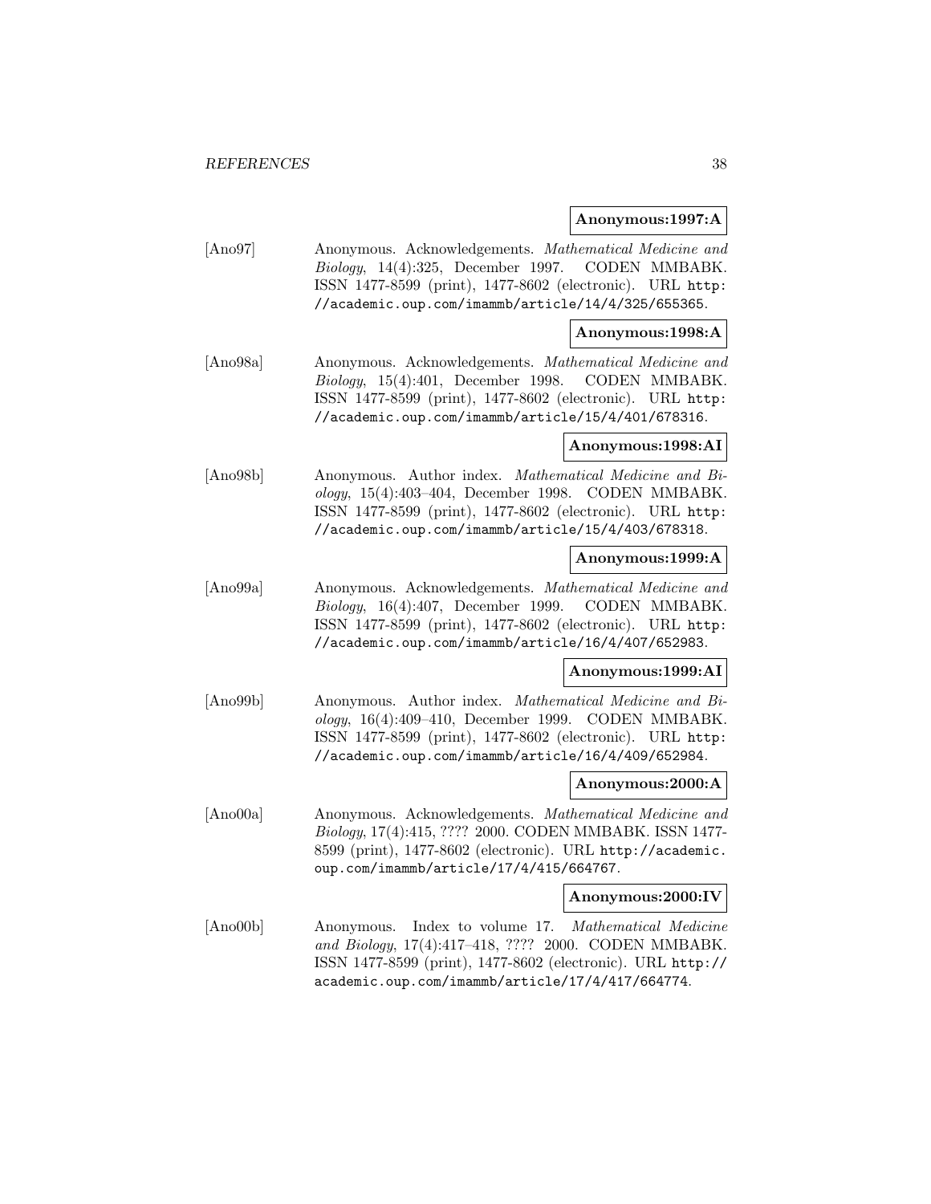**Anonymous:1997:A**

[Ano97] Anonymous. Acknowledgements. *Mathematical Medicine and Biology*, 14(4):325, December 1997. CODEN MMBABK. ISSN 1477-8599 (print), 1477-8602 (electronic). URL http://academic.oup.com/imammb/article/14/4/325/655365.

**Anonymous:1998:A**

[Ano98a] Anonymous. Acknowledgements. *Mathematical Medicine and Biology*, 15(4):401, December 1998. CODEN MMBABK. ISSN 1477-8599 (print), 1477-8602 (electronic). URL http://academic.oup.com/imammb/article/15/4/401/678316.

**Anonymous:1998:AI**

[Ano98b] Anonymous. Author index. *Mathematical Medicine and Biology*, 15(4):403–404, December 1998. CODEN MMBABK. ISSN 1477-8599 (print), 1477-8602 (electronic). URL http://academic.oup.com/imammb/article/15/4/403/678318.

**Anonymous:1999:A**

[Ano99a] Anonymous. Acknowledgements. *Mathematical Medicine and Biology*, 16(4):407, December 1999. CODEN MMBABK. ISSN 1477-8599 (print), 1477-8602 (electronic). URL http://academic.oup.com/imammb/article/16/4/407/652983.

**Anonymous:1999:AI**

[Ano99b] Anonymous. Author index. *Mathematical Medicine and Biology*, 16(4):409–410, December 1999. CODEN MMBABK. ISSN 1477-8599 (print), 1477-8602 (electronic). URL http://academic.oup.com/imammb/article/16/4/409/652984.

**Anonymous:2000:A**

[Ano00a] Anonymous. Acknowledgements. *Mathematical Medicine and Biology*, 17(4):415, ???? 2000. CODEN MMBABK. ISSN 1477-8599 (print), 1477-8602 (electronic). URL http://academic.oup.com/imammb/article/17/4/415/664767.

**Anonymous:2000:IV**

[Ano00b] Anonymous. Index to volume 17. *Mathematical Medicine and Biology*, 17(4):417–418, ???? 2000. CODEN MMBABK. ISSN 1477-8599 (print), 1477-8602 (electronic). URL http://academic.oup.com/imammb/article/17/4/417/664774.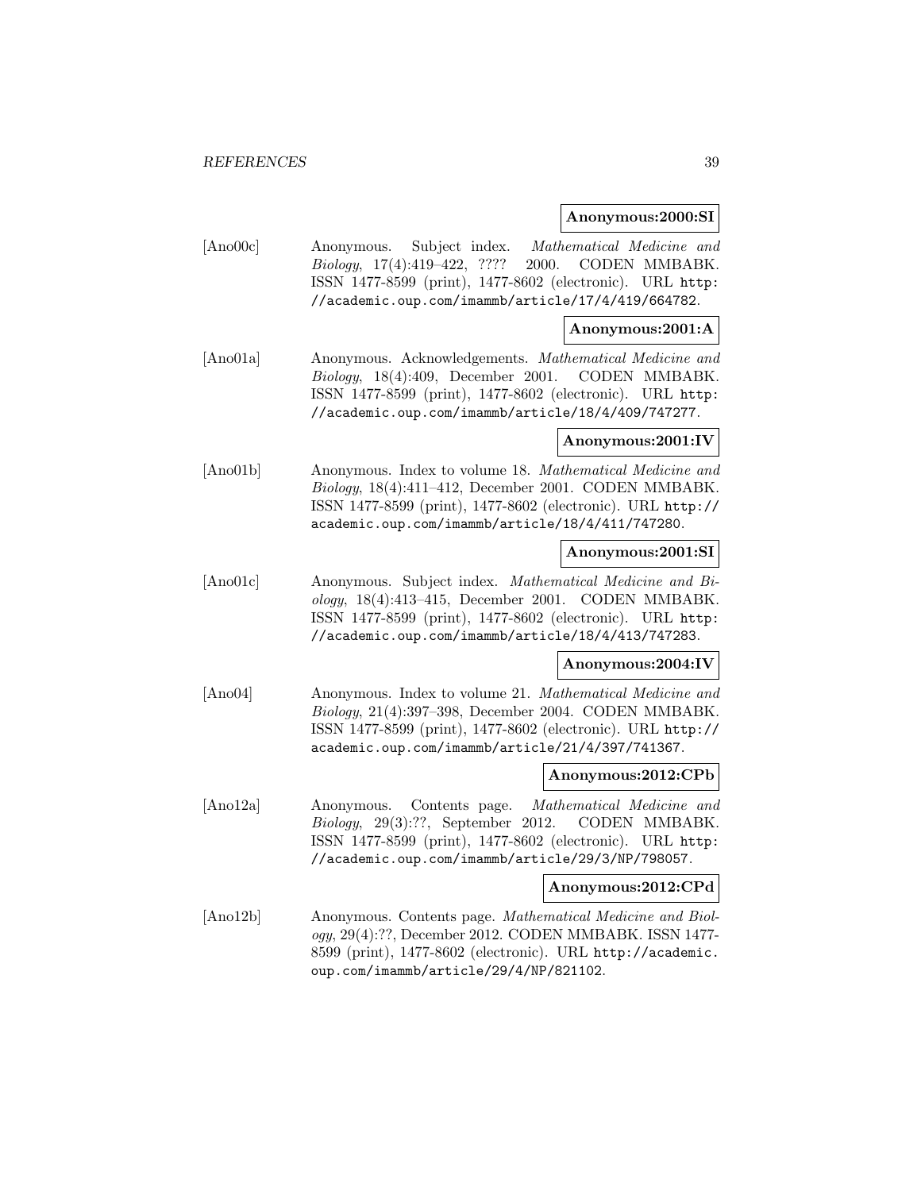**Anonymous:2000:SI**

[Ano00c] Anonymous. Subject index. *Mathematical Medicine and Biology*, 17(4):419–422, ???? 2000. CODEN MMBABK. ISSN 1477-8599 (print), 1477-8602 (electronic). URL http://academic.oup.com/imammb/article/17/4/419/664782.

**Anonymous:2001:A**

[Ano01a] Anonymous. Acknowledgements. *Mathematical Medicine and Biology*, 18(4):409, December 2001. CODEN MMBABK. ISSN 1477-8599 (print), 1477-8602 (electronic). URL http://academic.oup.com/imammb/article/18/4/409/747277.

**Anonymous:2001:IV**

[Ano01b] Anonymous. Index to volume 18. *Mathematical Medicine and Biology*, 18(4):411–412, December 2001. CODEN MMBABK. ISSN 1477-8599 (print), 1477-8602 (electronic). URL http://academic.oup.com/imammb/article/18/4/411/747280.

**Anonymous:2001:SI**

[Ano01c] Anonymous. Subject index. *Mathematical Medicine and Biology*, 18(4):413–415, December 2001. CODEN MMBABK. ISSN 1477-8599 (print), 1477-8602 (electronic). URL http://academic.oup.com/imammb/article/18/4/413/747283.

**Anonymous:2004:IV**

[Ano04] Anonymous. Index to volume 21. *Mathematical Medicine and Biology*, 21(4):397–398, December 2004. CODEN MMBABK. ISSN 1477-8599 (print), 1477-8602 (electronic). URL http://academic.oup.com/imammb/article/21/4/397/741367.

**Anonymous:2012:CPb**

[Ano12a] Anonymous. Contents page. *Mathematical Medicine and Biology*, 29(3):??, September 2012. CODEN MMBABK. ISSN 1477-8599 (print), 1477-8602 (electronic). URL http://academic.oup.com/imammb/article/29/3/NP/798057.

**Anonymous:2012:CPd**

[Ano12b] Anonymous. Contents page. *Mathematical Medicine and Biology*, 29(4):??, December 2012. CODEN MMBABK. ISSN 1477-8599 (print), 1477-8602 (electronic). URL http://academic.oup.com/imammb/article/29/4/NP/821102.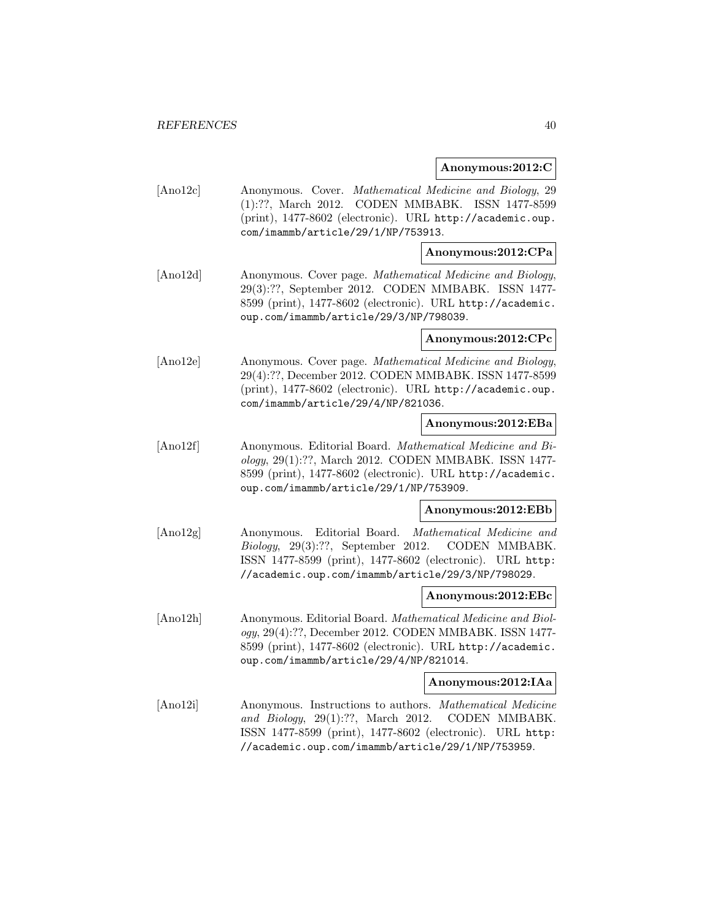**Anonymous:2012:C**

[Ano12c] Anonymous. Cover. *Mathematical Medicine and Biology*, 29 (1):??, March 2012. CODEN MMBABK. ISSN 1477-8599 (print), 1477-8602 (electronic). URL http://academic.oup.com/imammb/article/29/1/NP/753913.

**Anonymous:2012:CPa**

[Ano12d] Anonymous. Cover page. *Mathematical Medicine and Biology*, 29(3):??, September 2012. CODEN MMBABK. ISSN 1477-8599 (print), 1477-8602 (electronic). URL http://academic.oup.com/imammb/article/29/3/NP/798039.

**Anonymous:2012:CPc**

[Ano12e] Anonymous. Cover page. *Mathematical Medicine and Biology*, 29(4):??, December 2012. CODEN MMBABK. ISSN 1477-8599 (print), 1477-8602 (electronic). URL http://academic.oup.com/imammb/article/29/4/NP/821036.

**Anonymous:2012:EBa**

[Ano12f] Anonymous. Editorial Board. *Mathematical Medicine and Biology*, 29(1):??, March 2012. CODEN MMBABK. ISSN 1477-8599 (print), 1477-8602 (electronic). URL http://academic.oup.com/imammb/article/29/1/NP/753909.

**Anonymous:2012:EBb**

[Ano12g] Anonymous. Editorial Board. *Mathematical Medicine and Biology*, 29(3):??, September 2012. CODEN MMBABK. ISSN 1477-8599 (print), 1477-8602 (electronic). URL http://academic.oup.com/imammb/article/29/3/NP/798029.

**Anonymous:2012:EBc**

[Ano12h] Anonymous. Editorial Board. *Mathematical Medicine and Biology*, 29(4):??, December 2012. CODEN MMBABK. ISSN 1477-8599 (print), 1477-8602 (electronic). URL http://academic.oup.com/imammb/article/29/4/NP/821014.

**Anonymous:2012:IAa**

[Ano12i] Anonymous. Instructions to authors. *Mathematical Medicine and Biology*, 29(1):??, March 2012. CODEN MMBABK. ISSN 1477-8599 (print), 1477-8602 (electronic). URL http://academic.oup.com/imammb/article/29/1/NP/753959.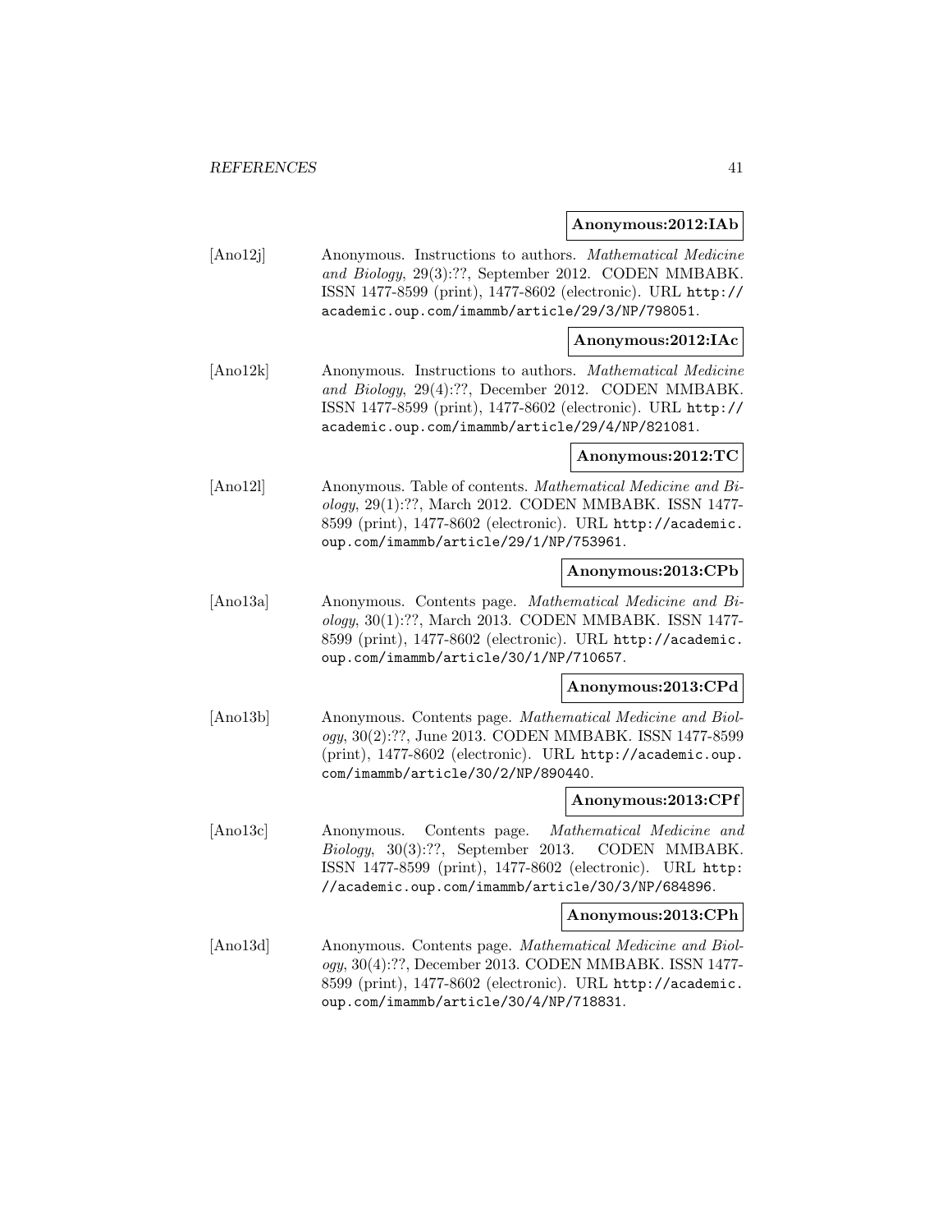**Anonymous:2012:IAb**

[Ano12j] Anonymous. Instructions to authors. *Mathematical Medicine and Biology*, 29(3):??, September 2012. CODEN MMBABK. ISSN 1477-8599 (print), 1477-8602 (electronic). URL `http://academic.oup.com/imammb/article/29/3/NP/798051`.

**Anonymous:2012:IAc**

[Ano12k] Anonymous. Instructions to authors. *Mathematical Medicine and Biology*, 29(4):??, December 2012. CODEN MMBABK. ISSN 1477-8599 (print), 1477-8602 (electronic). URL `http://academic.oup.com/imammb/article/29/4/NP/821081`.

**Anonymous:2012:TC**

[Ano12l] Anonymous. Table of contents. *Mathematical Medicine and Biology*, 29(1):??, March 2012. CODEN MMBABK. ISSN 1477-8599 (print), 1477-8602 (electronic). URL `http://academic.oup.com/imammb/article/29/1/NP/753961`.

**Anonymous:2013:CPb**

[Ano13a] Anonymous. Contents page. *Mathematical Medicine and Biology*, 30(1):??, March 2013. CODEN MMBABK. ISSN 1477-8599 (print), 1477-8602 (electronic). URL `http://academic.oup.com/imammb/article/30/1/NP/710657`.

**Anonymous:2013:CPd**

[Ano13b] Anonymous. Contents page. *Mathematical Medicine and Biology*, 30(2):??, June 2013. CODEN MMBABK. ISSN 1477-8599 (print), 1477-8602 (electronic). URL `http://academic.oup.com/imammb/article/30/2/NP/890440`.

**Anonymous:2013:CPf**

[Ano13c] Anonymous. Contents page. *Mathematical Medicine and Biology*, 30(3):??, September 2013. CODEN MMBABK. ISSN 1477-8599 (print), 1477-8602 (electronic). URL `http://academic.oup.com/imammb/article/30/3/NP/684896`.

**Anonymous:2013:CPh**

[Ano13d] Anonymous. Contents page. *Mathematical Medicine and Biology*, 30(4):??, December 2013. CODEN MMBABK. ISSN 1477-8599 (print), 1477-8602 (electronic). URL `http://academic.oup.com/imammb/article/30/4/NP/718831`.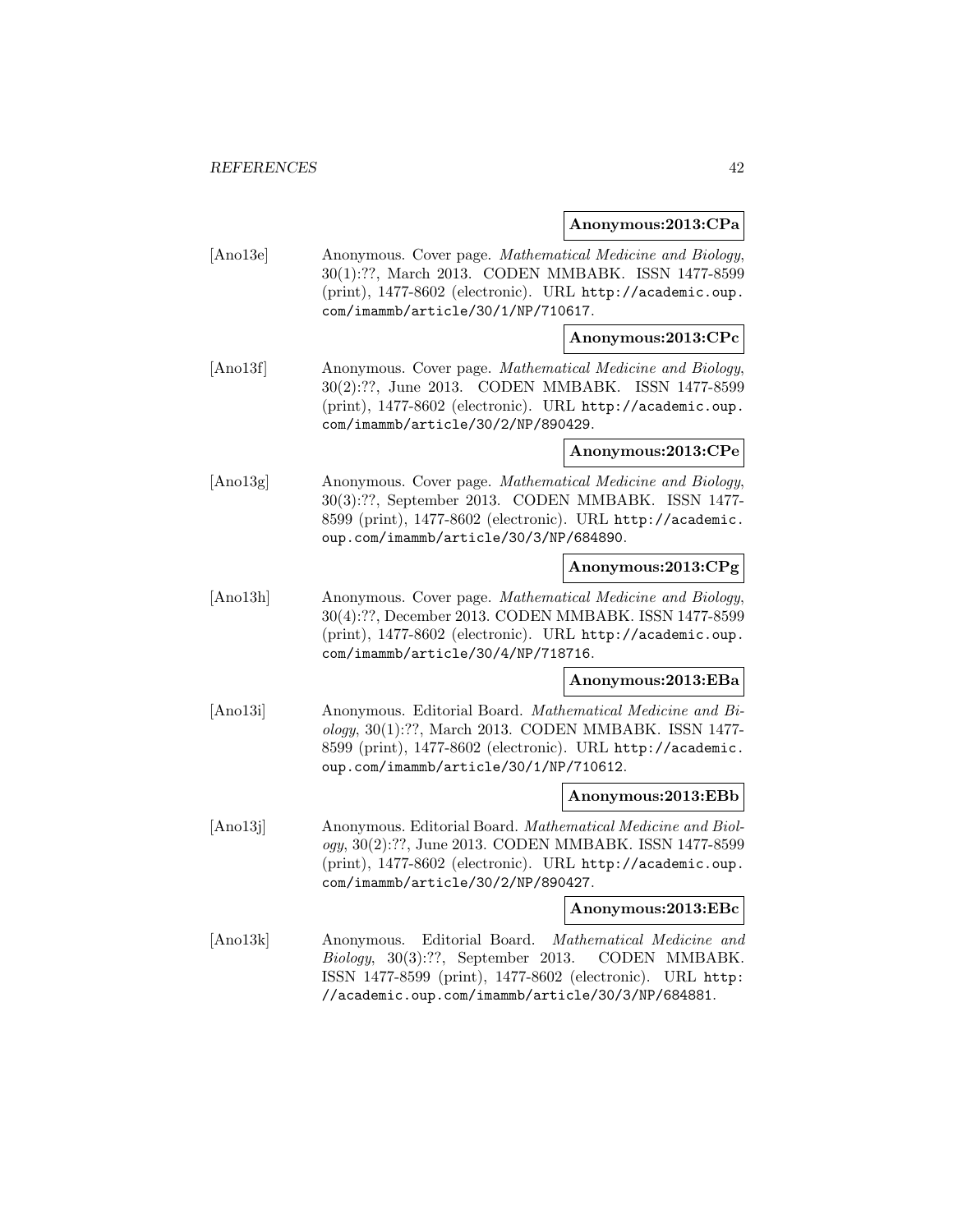**Anonymous:2013:CPa**

[Ano13e] Anonymous. Cover page. *Mathematical Medicine and Biology*, 30(1):??, March 2013. CODEN MMBABK. ISSN 1477-8599 (print), 1477-8602 (electronic). URL `http://academic.oup.com/imammb/article/30/1/NP/710617`.

**Anonymous:2013:CPc**

[Ano13f] Anonymous. Cover page. *Mathematical Medicine and Biology*, 30(2):??, June 2013. CODEN MMBABK. ISSN 1477-8599 (print), 1477-8602 (electronic). URL `http://academic.oup.com/imammb/article/30/2/NP/890429`.

**Anonymous:2013:CPe**

[Ano13g] Anonymous. Cover page. *Mathematical Medicine and Biology*, 30(3):??, September 2013. CODEN MMBABK. ISSN 1477-8599 (print), 1477-8602 (electronic). URL `http://academic.oup.com/imammb/article/30/3/NP/684890`.

**Anonymous:2013:CPg**

[Ano13h] Anonymous. Cover page. *Mathematical Medicine and Biology*, 30(4):??, December 2013. CODEN MMBABK. ISSN 1477-8599 (print), 1477-8602 (electronic). URL `http://academic.oup.com/imammb/article/30/4/NP/718716`.

**Anonymous:2013:EBa**

[Ano13i] Anonymous. Editorial Board. *Mathematical Medicine and Biology*, 30(1):??, March 2013. CODEN MMBABK. ISSN 1477-8599 (print), 1477-8602 (electronic). URL `http://academic.oup.com/imammb/article/30/1/NP/710612`.

**Anonymous:2013:EBb**

[Ano13j] Anonymous. Editorial Board. *Mathematical Medicine and Biology*, 30(2):??, June 2013. CODEN MMBABK. ISSN 1477-8599 (print), 1477-8602 (electronic). URL `http://academic.oup.com/imammb/article/30/2/NP/890427`.

**Anonymous:2013:EBc**

[Ano13k] Anonymous. Editorial Board. *Mathematical Medicine and Biology*, 30(3):??, September 2013. CODEN MMBABK. ISSN 1477-8599 (print), 1477-8602 (electronic). URL `http://academic.oup.com/imammb/article/30/3/NP/684881`.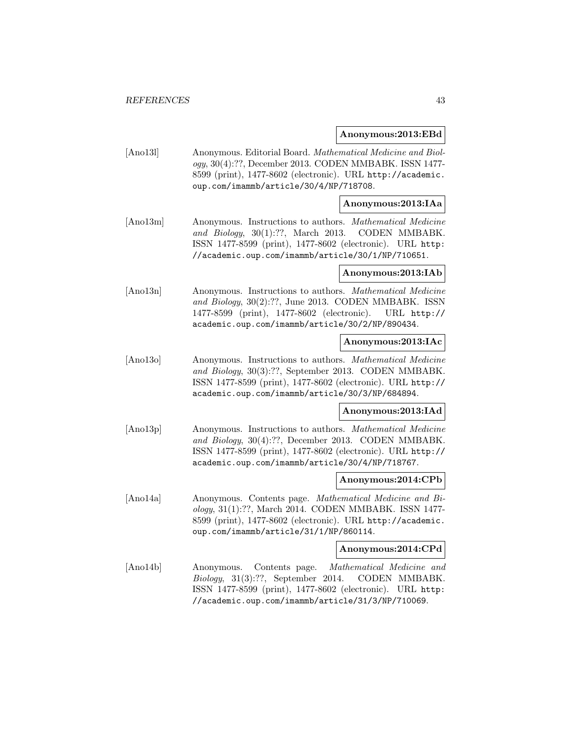**Anonymous:2013:EBd**

[Ano13l] Anonymous. Editorial Board. *Mathematical Medicine and Biology*, 30(4):??, December 2013. CODEN MMBABK. ISSN 1477-8599 (print), 1477-8602 (electronic). URL `http://academic.oup.com/imammb/article/30/4/NP/718708`.

**Anonymous:2013:IAa**

[Ano13m] Anonymous. Instructions to authors. *Mathematical Medicine and Biology*, 30(1):??, March 2013. CODEN MMBABK. ISSN 1477-8599 (print), 1477-8602 (electronic). URL `http://academic.oup.com/imammb/article/30/1/NP/710651`.

**Anonymous:2013:IAb**

[Ano13n] Anonymous. Instructions to authors. *Mathematical Medicine and Biology*, 30(2):??, June 2013. CODEN MMBABK. ISSN 1477-8599 (print), 1477-8602 (electronic). URL `http://academic.oup.com/imammb/article/30/2/NP/890434`.

**Anonymous:2013:IAc**

[Ano13o] Anonymous. Instructions to authors. *Mathematical Medicine and Biology*, 30(3):??, September 2013. CODEN MMBABK. ISSN 1477-8599 (print), 1477-8602 (electronic). URL `http://academic.oup.com/imammb/article/30/3/NP/684894`.

**Anonymous:2013:IAd**

[Ano13p] Anonymous. Instructions to authors. *Mathematical Medicine and Biology*, 30(4):??, December 2013. CODEN MMBABK. ISSN 1477-8599 (print), 1477-8602 (electronic). URL `http://academic.oup.com/imammb/article/30/4/NP/718767`.

**Anonymous:2014:CPb**

[Ano14a] Anonymous. Contents page. *Mathematical Medicine and Biology*, 31(1):??, March 2014. CODEN MMBABK. ISSN 1477-8599 (print), 1477-8602 (electronic). URL `http://academic.oup.com/imammb/article/31/1/NP/860114`.

**Anonymous:2014:CPd**

[Ano14b] Anonymous. Contents page. *Mathematical Medicine and Biology*, 31(3):??, September 2014. CODEN MMBABK. ISSN 1477-8599 (print), 1477-8602 (electronic). URL `http://academic.oup.com/imammb/article/31/3/NP/710069`.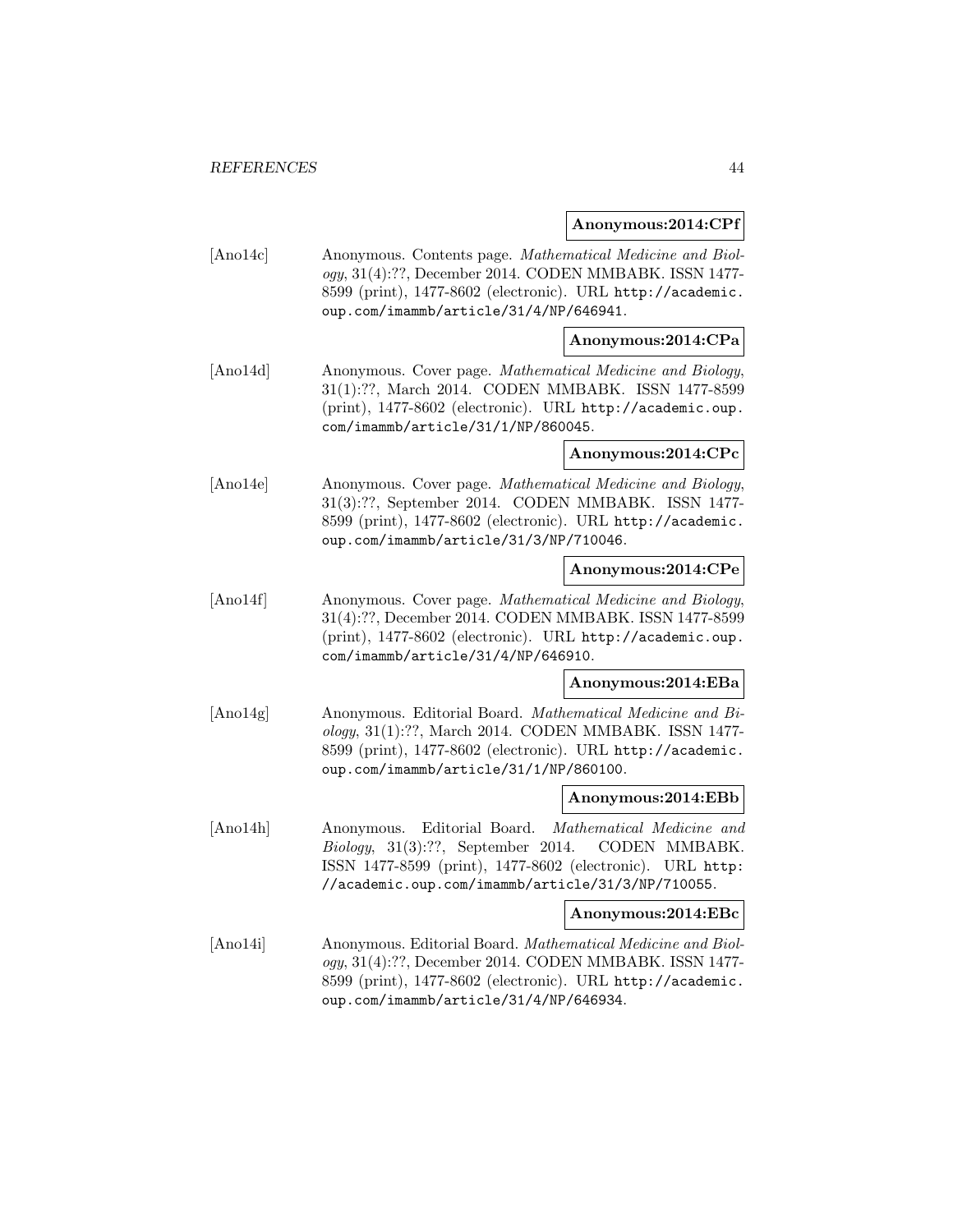**Anonymous:2014:CPf**

[Ano14c] Anonymous. Contents page. *Mathematical Medicine and Biology*, 31(4):??, December 2014. CODEN MMBABK. ISSN 1477-8599 (print), 1477-8602 (electronic). URL `http://academic.oup.com/imammb/article/31/4/NP/646941`.

**Anonymous:2014:CPa**

[Ano14d] Anonymous. Cover page. *Mathematical Medicine and Biology*, 31(1):??, March 2014. CODEN MMBABK. ISSN 1477-8599 (print), 1477-8602 (electronic). URL `http://academic.oup.com/imammb/article/31/1/NP/860045`.

**Anonymous:2014:CPc**

[Ano14e] Anonymous. Cover page. *Mathematical Medicine and Biology*, 31(3):??, September 2014. CODEN MMBABK. ISSN 1477-8599 (print), 1477-8602 (electronic). URL `http://academic.oup.com/imammb/article/31/3/NP/710046`.

**Anonymous:2014:CPe**

[Ano14f] Anonymous. Cover page. *Mathematical Medicine and Biology*, 31(4):??, December 2014. CODEN MMBABK. ISSN 1477-8599 (print), 1477-8602 (electronic). URL `http://academic.oup.com/imammb/article/31/4/NP/646910`.

**Anonymous:2014:EBa**

[Ano14g] Anonymous. Editorial Board. *Mathematical Medicine and Biology*, 31(1):??, March 2014. CODEN MMBABK. ISSN 1477-8599 (print), 1477-8602 (electronic). URL `http://academic.oup.com/imammb/article/31/1/NP/860100`.

**Anonymous:2014:EBb**

[Ano14h] Anonymous. Editorial Board. *Mathematical Medicine and Biology*, 31(3):??, September 2014. CODEN MMBABK. ISSN 1477-8599 (print), 1477-8602 (electronic). URL `http://academic.oup.com/imammb/article/31/3/NP/710055`.

**Anonymous:2014:EBc**

[Ano14i] Anonymous. Editorial Board. *Mathematical Medicine and Biology*, 31(4):??, December 2014. CODEN MMBABK. ISSN 1477-8599 (print), 1477-8602 (electronic). URL `http://academic.oup.com/imammb/article/31/4/NP/646934`.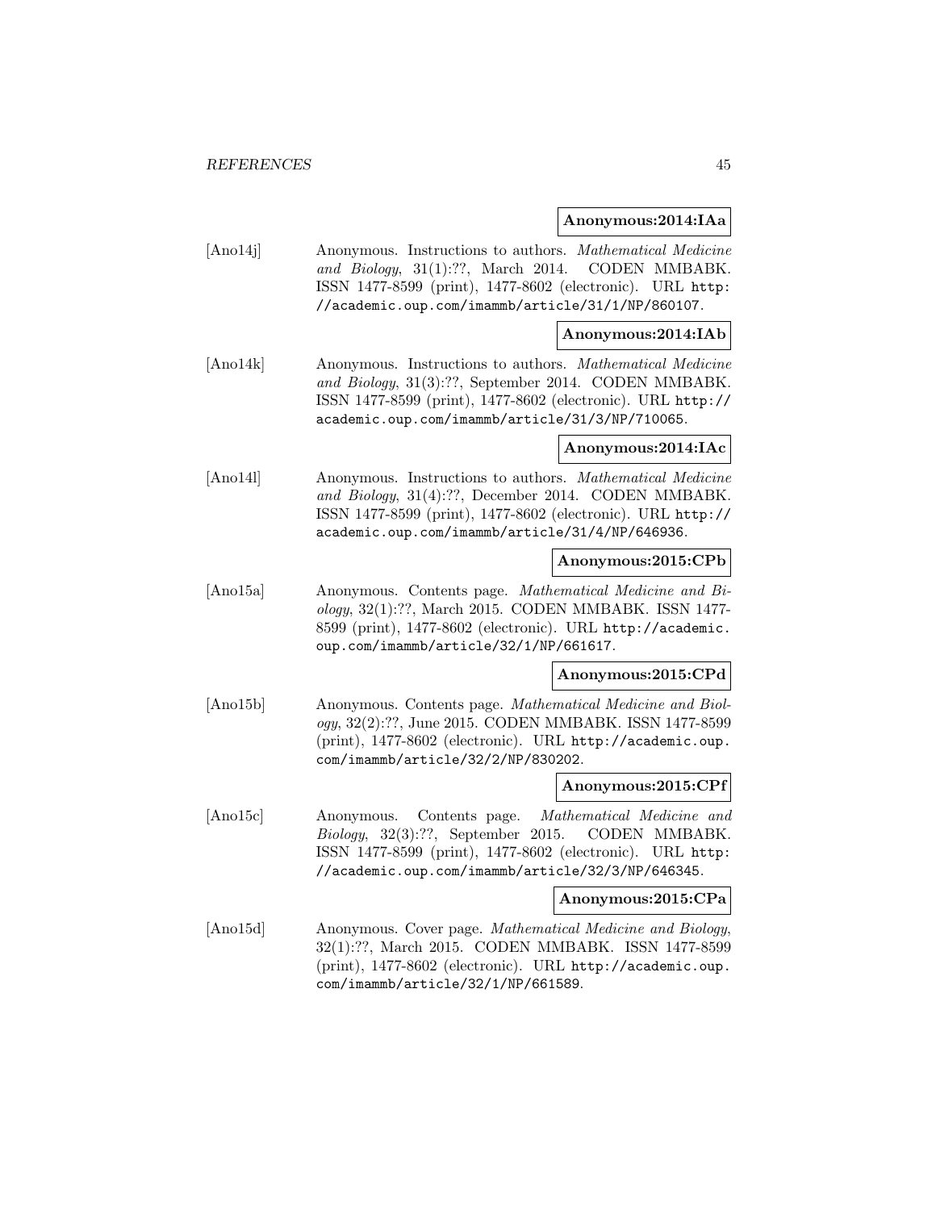**Anonymous:2014:IAa**

[Ano14j] Anonymous. Instructions to authors. *Mathematical Medicine and Biology*, 31(1):??, March 2014. CODEN MMBABK. ISSN 1477-8599 (print), 1477-8602 (electronic). URL `http://academic.oup.com/imammb/article/31/1/NP/860107`.

**Anonymous:2014:IAb**

[Ano14k] Anonymous. Instructions to authors. *Mathematical Medicine and Biology*, 31(3):??, September 2014. CODEN MMBABK. ISSN 1477-8599 (print), 1477-8602 (electronic). URL `http://academic.oup.com/imammb/article/31/3/NP/710065`.

**Anonymous:2014:IAc**

[Ano14l] Anonymous. Instructions to authors. *Mathematical Medicine and Biology*, 31(4):??, December 2014. CODEN MMBABK. ISSN 1477-8599 (print), 1477-8602 (electronic). URL `http://academic.oup.com/imammb/article/31/4/NP/646936`.

**Anonymous:2015:CPb**

[Ano15a] Anonymous. Contents page. *Mathematical Medicine and Biology*, 32(1):??, March 2015. CODEN MMBABK. ISSN 1477-8599 (print), 1477-8602 (electronic). URL `http://academic.oup.com/imammb/article/32/1/NP/661617`.

**Anonymous:2015:CPd**

[Ano15b] Anonymous. Contents page. *Mathematical Medicine and Biology*, 32(2):??, June 2015. CODEN MMBABK. ISSN 1477-8599 (print), 1477-8602 (electronic). URL `http://academic.oup.com/imammb/article/32/2/NP/830202`.

**Anonymous:2015:CPf**

[Ano15c] Anonymous. Contents page. *Mathematical Medicine and Biology*, 32(3):??, September 2015. CODEN MMBABK. ISSN 1477-8599 (print), 1477-8602 (electronic). URL `http://academic.oup.com/imammb/article/32/3/NP/646345`.

**Anonymous:2015:CPa**

[Ano15d] Anonymous. Cover page. *Mathematical Medicine and Biology*, 32(1):??, March 2015. CODEN MMBABK. ISSN 1477-8599 (print), 1477-8602 (electronic). URL `http://academic.oup.com/imammb/article/32/1/NP/661589`.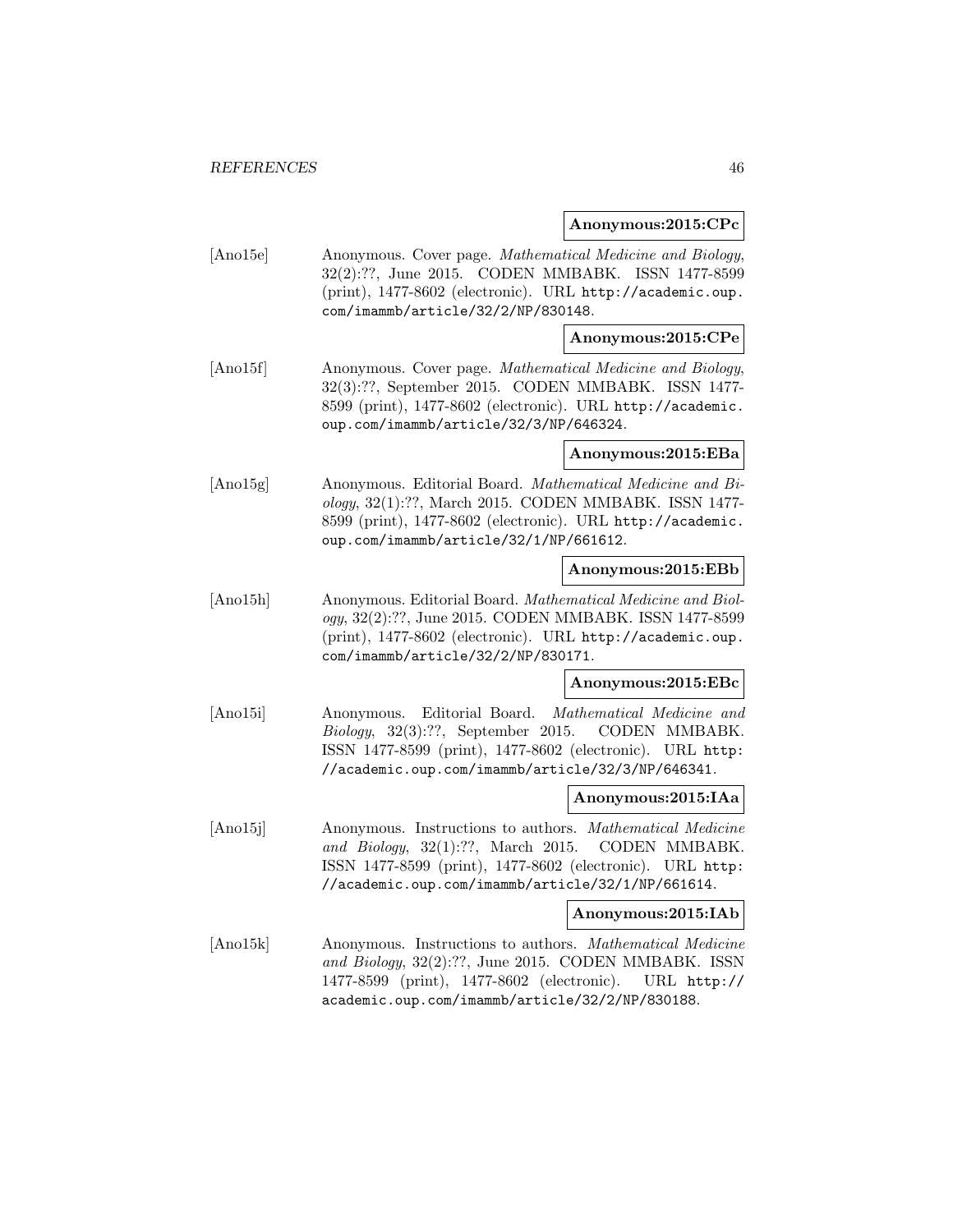**Anonymous:2015:CPc**

[Ano15e] Anonymous. Cover page. *Mathematical Medicine and Biology*, 32(2):??, June 2015. CODEN MMBABK. ISSN 1477-8599 (print), 1477-8602 (electronic). URL http://academic.oup.com/imammb/article/32/2/NP/830148.

**Anonymous:2015:CPe**

[Ano15f] Anonymous. Cover page. *Mathematical Medicine and Biology*, 32(3):??, September 2015. CODEN MMBABK. ISSN 1477-8599 (print), 1477-8602 (electronic). URL http://academic.oup.com/imammb/article/32/3/NP/646324.

**Anonymous:2015:EBa**

[Ano15g] Anonymous. Editorial Board. *Mathematical Medicine and Biology*, 32(1):??, March 2015. CODEN MMBABK. ISSN 1477-8599 (print), 1477-8602 (electronic). URL http://academic.oup.com/imammb/article/32/1/NP/661612.

**Anonymous:2015:EBb**

[Ano15h] Anonymous. Editorial Board. *Mathematical Medicine and Biology*, 32(2):??, June 2015. CODEN MMBABK. ISSN 1477-8599 (print), 1477-8602 (electronic). URL http://academic.oup.com/imammb/article/32/2/NP/830171.

**Anonymous:2015:EBc**

[Ano15i] Anonymous. Editorial Board. *Mathematical Medicine and Biology*, 32(3):??, September 2015. CODEN MMBABK. ISSN 1477-8599 (print), 1477-8602 (electronic). URL http://academic.oup.com/imammb/article/32/3/NP/646341.

**Anonymous:2015:IAa**

[Ano15j] Anonymous. Instructions to authors. *Mathematical Medicine and Biology*, 32(1):??, March 2015. CODEN MMBABK. ISSN 1477-8599 (print), 1477-8602 (electronic). URL http://academic.oup.com/imammb/article/32/1/NP/661614.

**Anonymous:2015:IAb**

[Ano15k] Anonymous. Instructions to authors. *Mathematical Medicine and Biology*, 32(2):??, June 2015. CODEN MMBABK. ISSN 1477-8599 (print), 1477-8602 (electronic). URL http://academic.oup.com/imammb/article/32/2/NP/830188.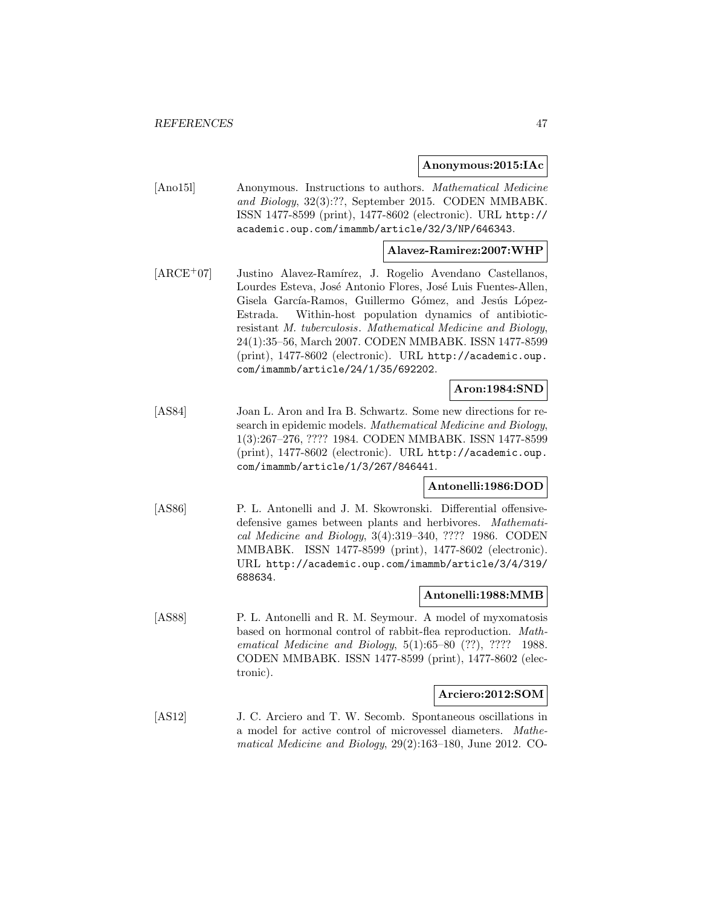**Anonymous:2015:IAc**

[Ano15l] Anonymous. Instructions to authors. *Mathematical Medicine and Biology*, 32(3):??, September 2015. CODEN MMBABK. ISSN 1477-8599 (print), 1477-8602 (electronic). URL http://academic.oup.com/imammb/article/32/3/NP/646343.

**Alavez-Ramirez:2007:WHP**

[ARCE+07] Justino Alavez-Ramírez, J. Rogelio Avendano Castellanos, Lourdes Esteva, José Antonio Flores, José Luis Fuentes-Allen, Gisela García-Ramos, Guillermo Gómez, and Jesús López-Estrada. Within-host population dynamics of antibiotic-resistant *M. tuberculosis*. *Mathematical Medicine and Biology*, 24(1):35–56, March 2007. CODEN MMBABK. ISSN 1477-8599 (print), 1477-8602 (electronic). URL http://academic.oup.com/imammb/article/24/1/35/692202.

**Aron:1984:SND**

[AS84] Joan L. Aron and Ira B. Schwartz. Some new directions for research in epidemic models. *Mathematical Medicine and Biology*, 1(3):267–276, ???? 1984. CODEN MMBABK. ISSN 1477-8599 (print), 1477-8602 (electronic). URL http://academic.oup.com/imammb/article/1/3/267/846441.

**Antonelli:1986:DOD**

[AS86] P. L. Antonelli and J. M. Skowronski. Differential offensive-defensive games between plants and herbivores. *Mathematical Medicine and Biology*, 3(4):319–340, ???? 1986. CODEN MMBABK. ISSN 1477-8599 (print), 1477-8602 (electronic). URL http://academic.oup.com/imammb/article/3/4/319/688634.

**Antonelli:1988:MMB**

[AS88] P. L. Antonelli and R. M. Seymour. A model of myxomatosis based on hormonal control of rabbit-flea reproduction. *Mathematical Medicine and Biology*, 5(1):65–80 (??), ???? 1988. CODEN MMBABK. ISSN 1477-8599 (print), 1477-8602 (electronic).

**Arciero:2012:SOM**

[AS12] J. C. Arciero and T. W. Secomb. Spontaneous oscillations in a model for active control of microvessel diameters. *Mathematical Medicine and Biology*, 29(2):163–180, June 2012. CO-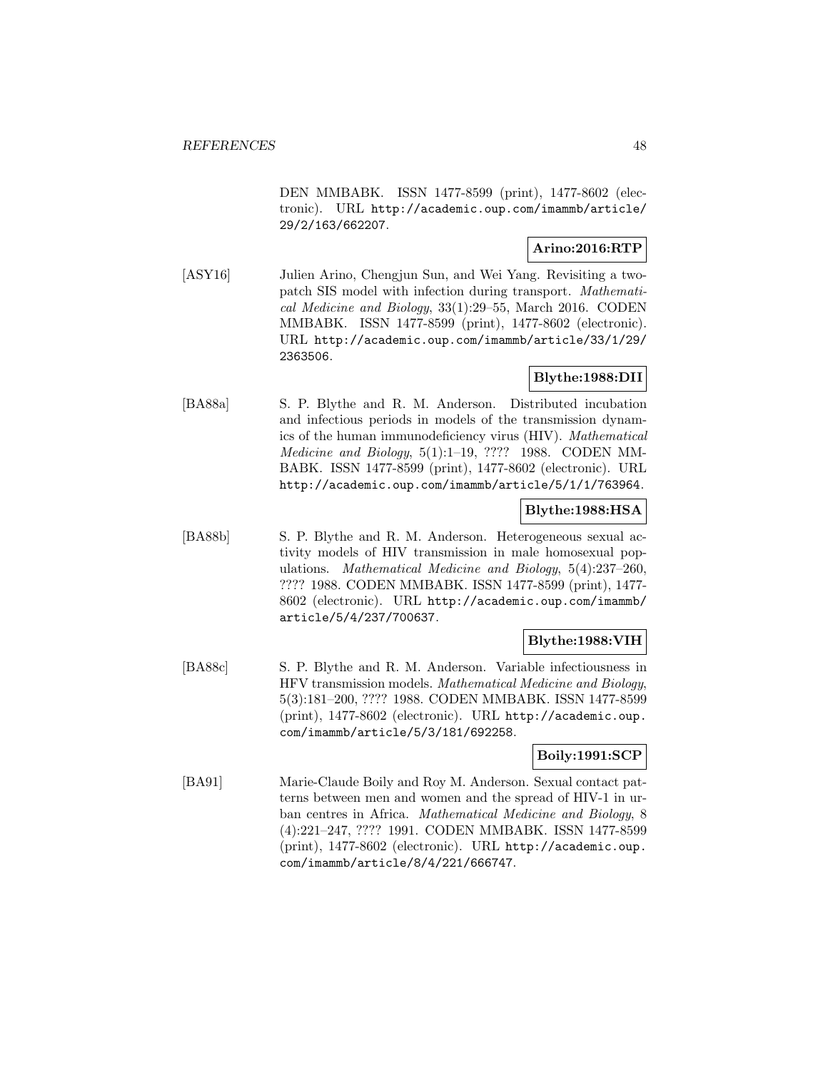DEN MMBABK. ISSN 1477-8599 (print), 1477-8602 (electronic). URL http://academic.oup.com/imammb/article/29/2/163/662207.

**Arino:2016:RTP**

[ASY16] Julien Arino, Chengjun Sun, and Wei Yang. Revisiting a two-patch SIS model with infection during transport. *Mathematical Medicine and Biology*, 33(1):29–55, March 2016. CODEN MMBABK. ISSN 1477-8599 (print), 1477-8602 (electronic). URL http://academic.oup.com/imammb/article/33/1/29/2363506.

**Blythe:1988:DII**

[BA88a] S. P. Blythe and R. M. Anderson. Distributed incubation and infectious periods in models of the transmission dynamics of the human immunodeficiency virus (HIV). *Mathematical Medicine and Biology*, 5(1):1–19, ???? 1988. CODEN MMBABK. ISSN 1477-8599 (print), 1477-8602 (electronic). URL http://academic.oup.com/imammb/article/5/1/1/763964.

**Blythe:1988:HSA**

[BA88b] S. P. Blythe and R. M. Anderson. Heterogeneous sexual activity models of HIV transmission in male homosexual populations. *Mathematical Medicine and Biology*, 5(4):237–260, ???? 1988. CODEN MMBABK. ISSN 1477-8599 (print), 1477-8602 (electronic). URL http://academic.oup.com/imammb/article/5/4/237/700637.

**Blythe:1988:VIH**

[BA88c] S. P. Blythe and R. M. Anderson. Variable infectiousness in HFV transmission models. *Mathematical Medicine and Biology*, 5(3):181–200, ???? 1988. CODEN MMBABK. ISSN 1477-8599 (print), 1477-8602 (electronic). URL http://academic.oup.com/imammb/article/5/3/181/692258.

**Boily:1991:SCP**

[BA91] Marie-Claude Boily and Roy M. Anderson. Sexual contact patterns between men and women and the spread of HIV-1 in urban centres in Africa. *Mathematical Medicine and Biology*, 8 (4):221–247, ???? 1991. CODEN MMBABK. ISSN 1477-8599 (print), 1477-8602 (electronic). URL http://academic.oup.com/imammb/article/8/4/221/666747.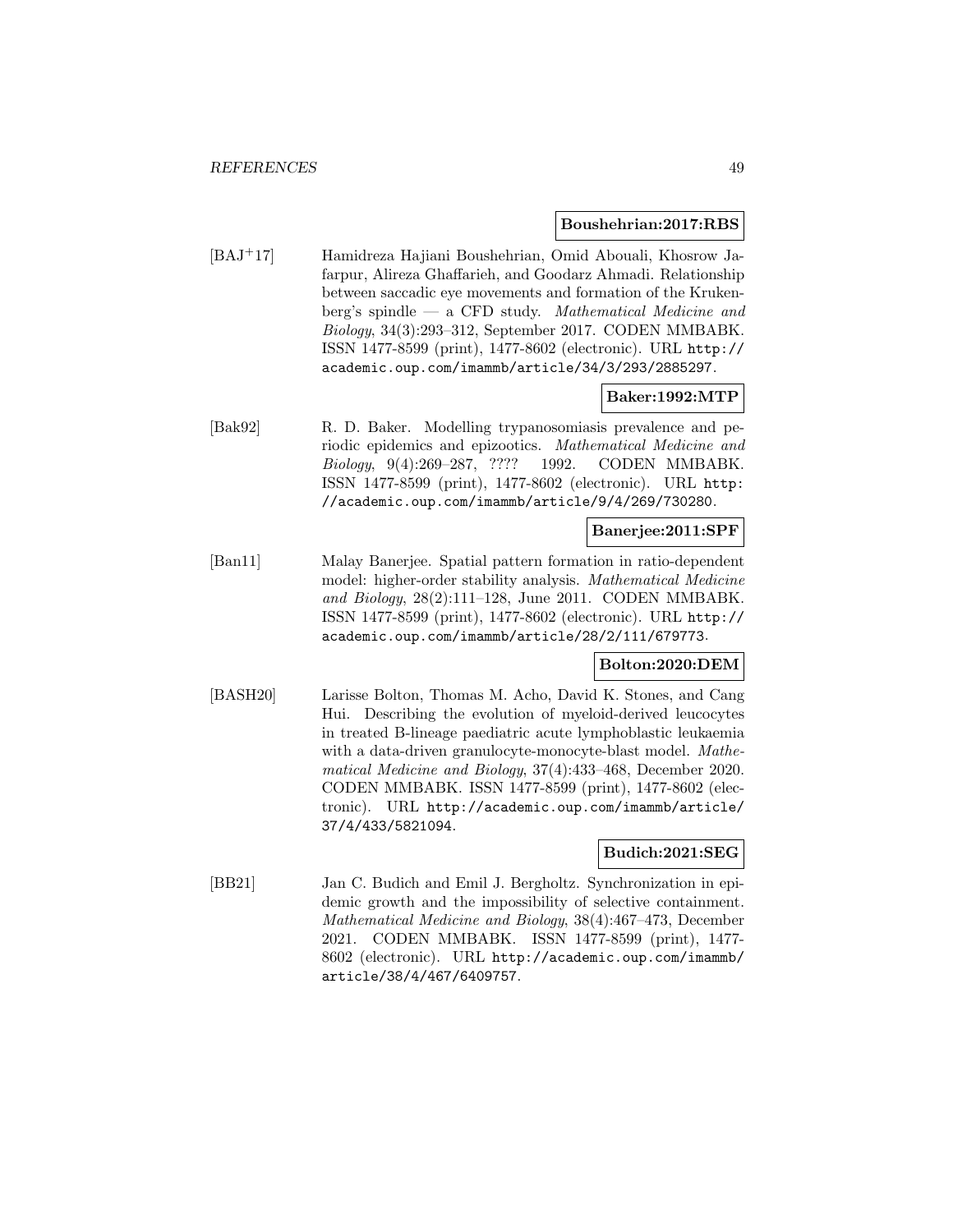**Boushehrian:2017:RBS**

[BAJ+17] Hamidreza Hajiani Boushehrian, Omid Abouali, Khosrow Jafarpur, Alireza Ghaffarieh, and Goodarz Ahmadi. Relationship between saccadic eye movements and formation of the Krukenberg's spindle — a CFD study. *Mathematical Medicine and Biology*, 34(3):293–312, September 2017. CODEN MMBABK. ISSN 1477-8599 (print), 1477-8602 (electronic). URL http://academic.oup.com/imammb/article/34/3/293/2885297.

**Baker:1992:MTP**

[Bak92] R. D. Baker. Modelling trypanosomiasis prevalence and periodic epidemics and epizootics. *Mathematical Medicine and Biology*, 9(4):269–287, ???? 1992. CODEN MMBABK. ISSN 1477-8599 (print), 1477-8602 (electronic). URL http://academic.oup.com/imammb/article/9/4/269/730280.

**Banerjee:2011:SPF**

[Ban11] Malay Banerjee. Spatial pattern formation in ratio-dependent model: higher-order stability analysis. *Mathematical Medicine and Biology*, 28(2):111–128, June 2011. CODEN MMBABK. ISSN 1477-8599 (print), 1477-8602 (electronic). URL http://academic.oup.com/imammb/article/28/2/111/679773.

**Bolton:2020:DEM**

[BASH20] Larisse Bolton, Thomas M. Acho, David K. Stones, and Cang Hui. Describing the evolution of myeloid-derived leucocytes in treated B-lineage paediatric acute lymphoblastic leukaemia with a data-driven granulocyte-monocyte-blast model. *Mathematical Medicine and Biology*, 37(4):433–468, December 2020. CODEN MMBABK. ISSN 1477-8599 (print), 1477-8602 (electronic). URL http://academic.oup.com/imammb/article/37/4/433/5821094.

**Budich:2021:SEG**

[BB21] Jan C. Budich and Emil J. Bergholtz. Synchronization in epidemic growth and the impossibility of selective containment. *Mathematical Medicine and Biology*, 38(4):467–473, December 2021. CODEN MMBABK. ISSN 1477-8599 (print), 1477-8602 (electronic). URL http://academic.oup.com/imammb/article/38/4/467/6409757.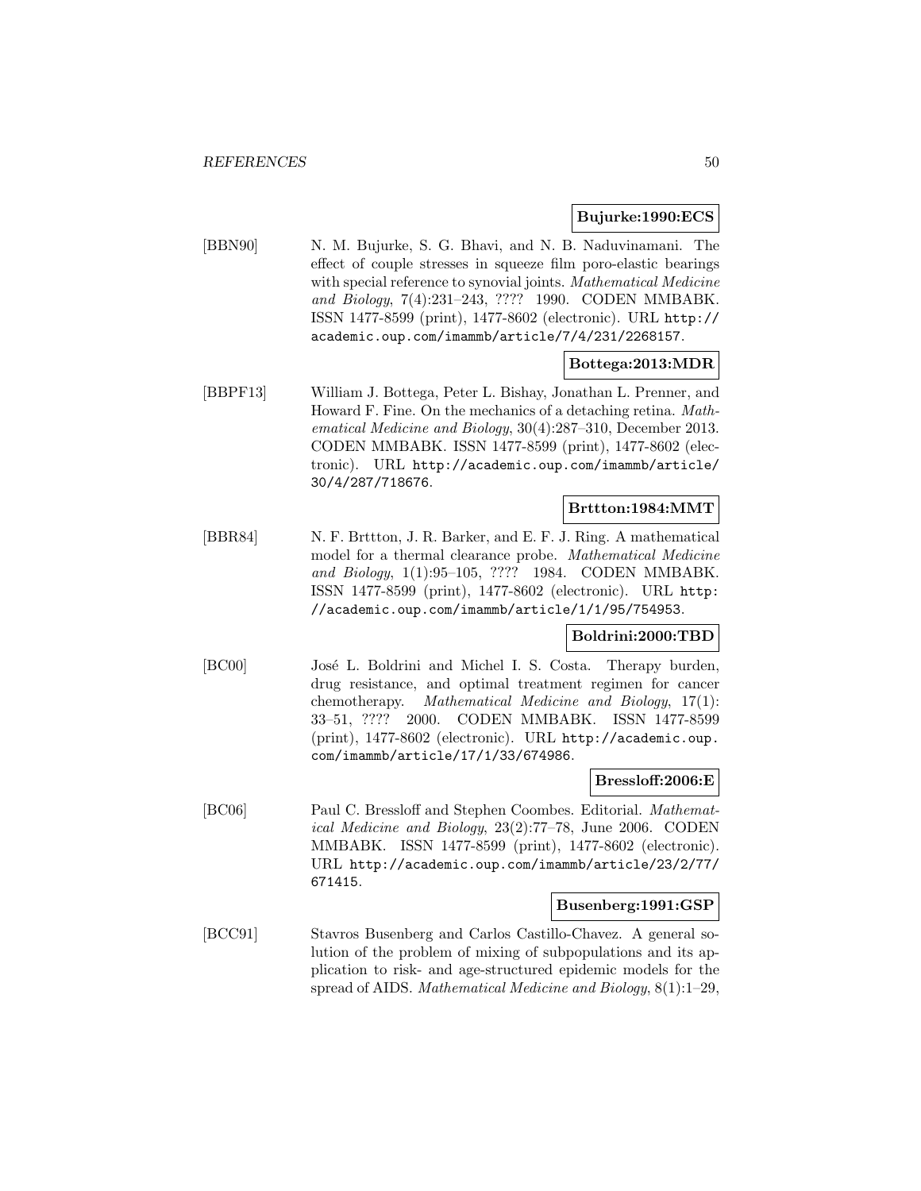**Bujurke:1990:ECS**

[BBN90] N. M. Bujurke, S. G. Bhavi, and N. B. Naduvinamani. The effect of couple stresses in squeeze film poro-elastic bearings with special reference to synovial joints. *Mathematical Medicine and Biology*, 7(4):231–243, ???? 1990. CODEN MMBABK. ISSN 1477-8599 (print), 1477-8602 (electronic). URL http://academic.oup.com/imammb/article/7/4/231/2268157.

**Bottega:2013:MDR**

[BBPF13] William J. Bottega, Peter L. Bishay, Jonathan L. Prenner, and Howard F. Fine. On the mechanics of a detaching retina. *Mathematical Medicine and Biology*, 30(4):287–310, December 2013. CODEN MMBABK. ISSN 1477-8599 (print), 1477-8602 (electronic). URL http://academic.oup.com/imammb/article/30/4/287/718676.

**Brttton:1984:MMT**

[BBR84] N. F. Brttton, J. R. Barker, and E. F. J. Ring. A mathematical model for a thermal clearance probe. *Mathematical Medicine and Biology*, 1(1):95–105, ???? 1984. CODEN MMBABK. ISSN 1477-8599 (print), 1477-8602 (electronic). URL http://academic.oup.com/imammb/article/1/1/95/754953.

**Boldrini:2000:TBD**

[BC00] José L. Boldrini and Michel I. S. Costa. Therapy burden, drug resistance, and optimal treatment regimen for cancer chemotherapy. *Mathematical Medicine and Biology*, 17(1):33–51, ???? 2000. CODEN MMBABK. ISSN 1477-8599 (print), 1477-8602 (electronic). URL http://academic.oup.com/imammb/article/17/1/33/674986.

**Bressloff:2006:E**

[BC06] Paul C. Bressloff and Stephen Coombes. Editorial. *Mathematical Medicine and Biology*, 23(2):77–78, June 2006. CODEN MMBABK. ISSN 1477-8599 (print), 1477-8602 (electronic). URL http://academic.oup.com/imammb/article/23/2/77/671415.

**Busenberg:1991:GSP**

[BCC91] Stavros Busenberg and Carlos Castillo-Chavez. A general solution of the problem of mixing of subpopulations and its application to risk- and age-structured epidemic models for the spread of AIDS. *Mathematical Medicine and Biology*, 8(1):1–29,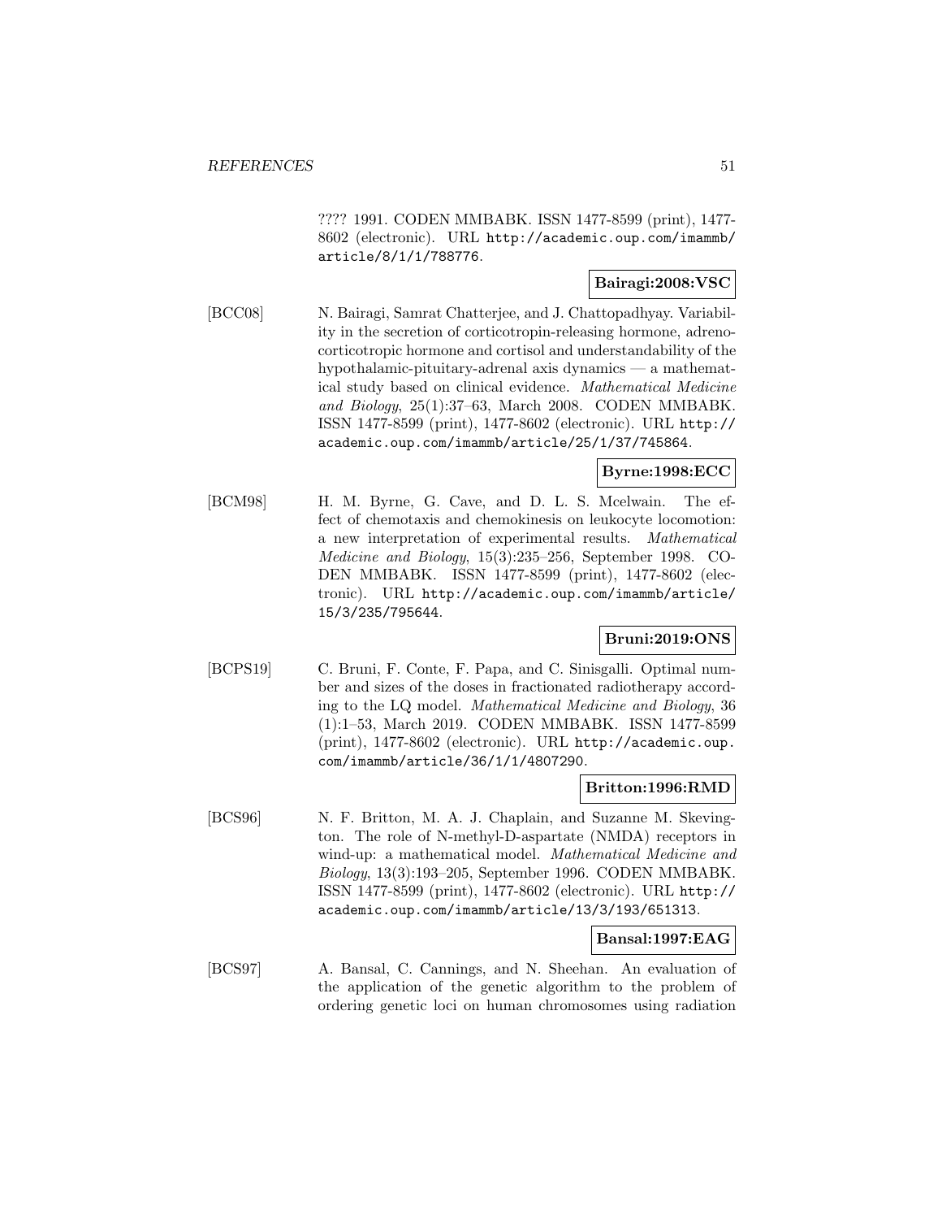???? 1991. CODEN MMBABK. ISSN 1477-8599 (print), 1477-8602 (electronic). URL http://academic.oup.com/imammb/article/8/1/1/788776.

**Bairagi:2008:VSC**

[BCC08] N. Bairagi, Samrat Chatterjee, and J. Chattopadhyay. Variability in the secretion of corticotropin-releasing hormone, adrenocorticotropic hormone and cortisol and understandability of the hypothalamic-pituitary-adrenal axis dynamics — a mathematical study based on clinical evidence. *Mathematical Medicine and Biology*, 25(1):37–63, March 2008. CODEN MMBABK. ISSN 1477-8599 (print), 1477-8602 (electronic). URL http://academic.oup.com/imammb/article/25/1/37/745864.

**Byrne:1998:ECC**

[BCM98] H. M. Byrne, G. Cave, and D. L. S. Mcelwain. The effect of chemotaxis and chemokinesis on leukocyte locomotion: a new interpretation of experimental results. *Mathematical Medicine and Biology*, 15(3):235–256, September 1998. CODEN MMBABK. ISSN 1477-8599 (print), 1477-8602 (electronic). URL http://academic.oup.com/imammb/article/15/3/235/795644.

**Bruni:2019:ONS**

[BCPS19] C. Bruni, F. Conte, F. Papa, and C. Sinisgalli. Optimal number and sizes of the doses in fractionated radiotherapy according to the LQ model. *Mathematical Medicine and Biology*, 36 (1):1–53, March 2019. CODEN MMBABK. ISSN 1477-8599 (print), 1477-8602 (electronic). URL http://academic.oup.com/imammb/article/36/1/1/4807290.

**Britton:1996:RMD**

[BCS96] N. F. Britton, M. A. J. Chaplain, and Suzanne M. Skevington. The role of N-methyl-D-aspartate (NMDA) receptors in wind-up: a mathematical model. *Mathematical Medicine and Biology*, 13(3):193–205, September 1996. CODEN MMBABK. ISSN 1477-8599 (print), 1477-8602 (electronic). URL http://academic.oup.com/imammb/article/13/3/193/651313.

**Bansal:1997:EAG**

[BCS97] A. Bansal, C. Cannings, and N. Sheehan. An evaluation of the application of the genetic algorithm to the problem of ordering genetic loci on human chromosomes using radiation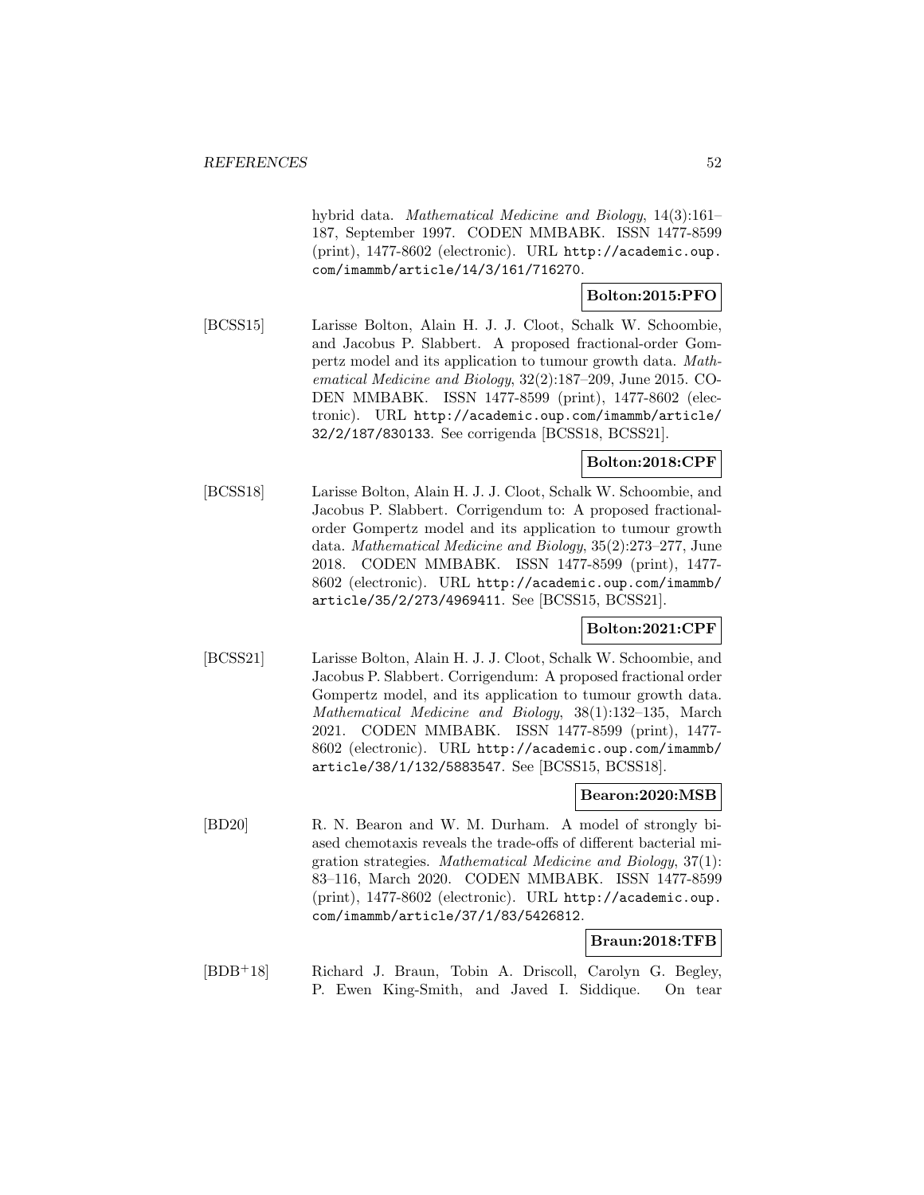hybrid data. *Mathematical Medicine and Biology*, 14(3):161–187, September 1997. CODEN MMBABK. ISSN 1477-8599 (print), 1477-8602 (electronic). URL http://academic.oup.com/imammb/article/14/3/161/716270.

**Bolton:2015:PFO**

[BCSS15] Larisse Bolton, Alain H. J. J. Cloot, Schalk W. Schoombie, and Jacobus P. Slabbert. A proposed fractional-order Gompertz model and its application to tumour growth data. *Mathematical Medicine and Biology*, 32(2):187–209, June 2015. CODEN MMBABK. ISSN 1477-8599 (print), 1477-8602 (electronic). URL http://academic.oup.com/imammb/article/32/2/187/830133. See corrigenda [BCSS18, BCSS21].

**Bolton:2018:CPF**

[BCSS18] Larisse Bolton, Alain H. J. J. Cloot, Schalk W. Schoombie, and Jacobus P. Slabbert. Corrigendum to: A proposed fractional-order Gompertz model and its application to tumour growth data. *Mathematical Medicine and Biology*, 35(2):273–277, June 2018. CODEN MMBABK. ISSN 1477-8599 (print), 1477-8602 (electronic). URL http://academic.oup.com/imammb/article/35/2/273/4969411. See [BCSS15, BCSS21].

**Bolton:2021:CPF**

[BCSS21] Larisse Bolton, Alain H. J. J. Cloot, Schalk W. Schoombie, and Jacobus P. Slabbert. Corrigendum: A proposed fractional order Gompertz model, and its application to tumour growth data. *Mathematical Medicine and Biology*, 38(1):132–135, March 2021. CODEN MMBABK. ISSN 1477-8599 (print), 1477-8602 (electronic). URL http://academic.oup.com/imammb/article/38/1/132/5883547. See [BCSS15, BCSS18].

**Bearon:2020:MSB**

[BD20] R. N. Bearon and W. M. Durham. A model of strongly biased chemotaxis reveals the trade-offs of different bacterial migration strategies. *Mathematical Medicine and Biology*, 37(1): 83–116, March 2020. CODEN MMBABK. ISSN 1477-8599 (print), 1477-8602 (electronic). URL http://academic.oup.com/imammb/article/37/1/83/5426812.

**Braun:2018:TFB**

[BDB+18] Richard J. Braun, Tobin A. Driscoll, Carolyn G. Begley, P. Ewen King-Smith, and Javed I. Siddique. On tear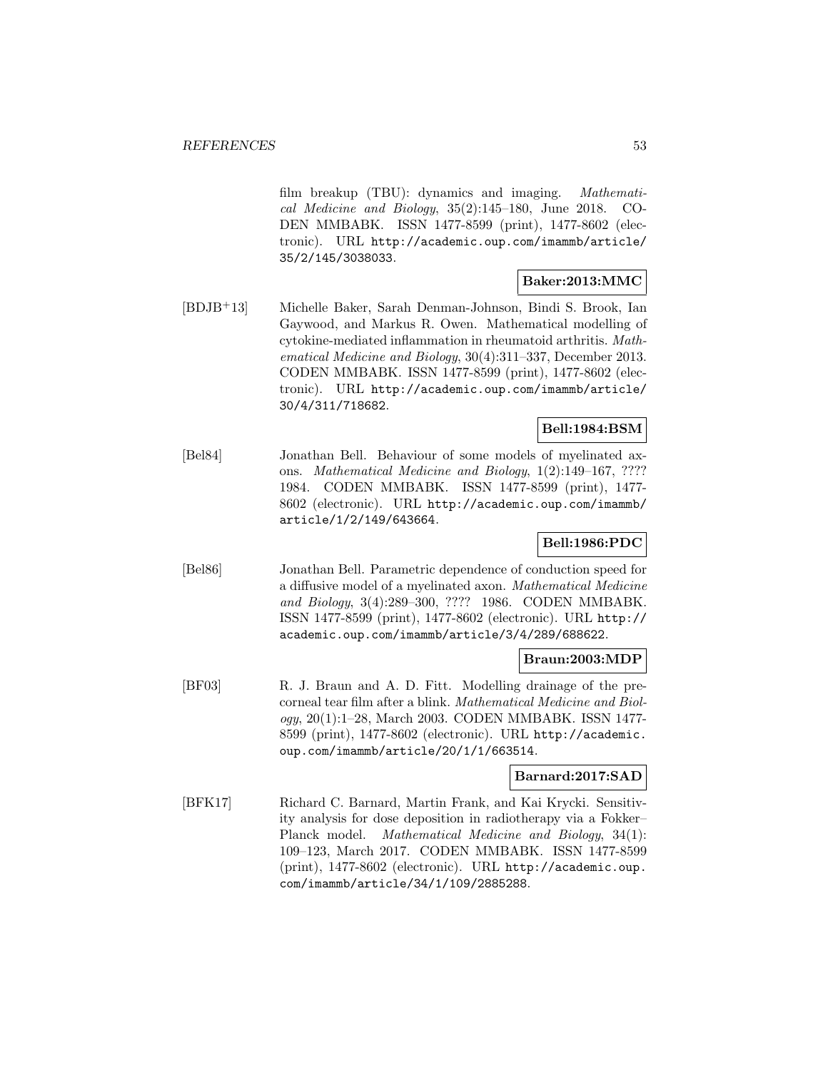film breakup (TBU): dynamics and imaging. *Mathematical Medicine and Biology*, 35(2):145–180, June 2018. CODEN MMBABK. ISSN 1477-8599 (print), 1477-8602 (electronic). URL http://academic.oup.com/imammb/article/35/2/145/3038033.

**Baker:2013:MMC**

[BDJB+13] Michelle Baker, Sarah Denman-Johnson, Bindi S. Brook, Ian Gaywood, and Markus R. Owen. Mathematical modelling of cytokine-mediated inflammation in rheumatoid arthritis. *Mathematical Medicine and Biology*, 30(4):311–337, December 2013. CODEN MMBABK. ISSN 1477-8599 (print), 1477-8602 (electronic). URL http://academic.oup.com/imammb/article/30/4/311/718682.

**Bell:1984:BSM**

[Bel84] Jonathan Bell. Behaviour of some models of myelinated axons. *Mathematical Medicine and Biology*, 1(2):149–167, ???? 1984. CODEN MMBABK. ISSN 1477-8599 (print), 1477-8602 (electronic). URL http://academic.oup.com/imammb/article/1/2/149/643664.

**Bell:1986:PDC**

[Bel86] Jonathan Bell. Parametric dependence of conduction speed for a diffusive model of a myelinated axon. *Mathematical Medicine and Biology*, 3(4):289–300, ???? 1986. CODEN MMBABK. ISSN 1477-8599 (print), 1477-8602 (electronic). URL http://academic.oup.com/imammb/article/3/4/289/688622.

**Braun:2003:MDP**

[BF03] R. J. Braun and A. D. Fitt. Modelling drainage of the precorneal tear film after a blink. *Mathematical Medicine and Biology*, 20(1):1–28, March 2003. CODEN MMBABK. ISSN 1477-8599 (print), 1477-8602 (electronic). URL http://academic.oup.com/imammb/article/20/1/1/663514.

**Barnard:2017:SAD**

[BFK17] Richard C. Barnard, Martin Frank, and Kai Krycki. Sensitivity analysis for dose deposition in radiotherapy via a Fokker–Planck model. *Mathematical Medicine and Biology*, 34(1):109–123, March 2017. CODEN MMBABK. ISSN 1477-8599 (print), 1477-8602 (electronic). URL http://academic.oup.com/imammb/article/34/1/109/2885288.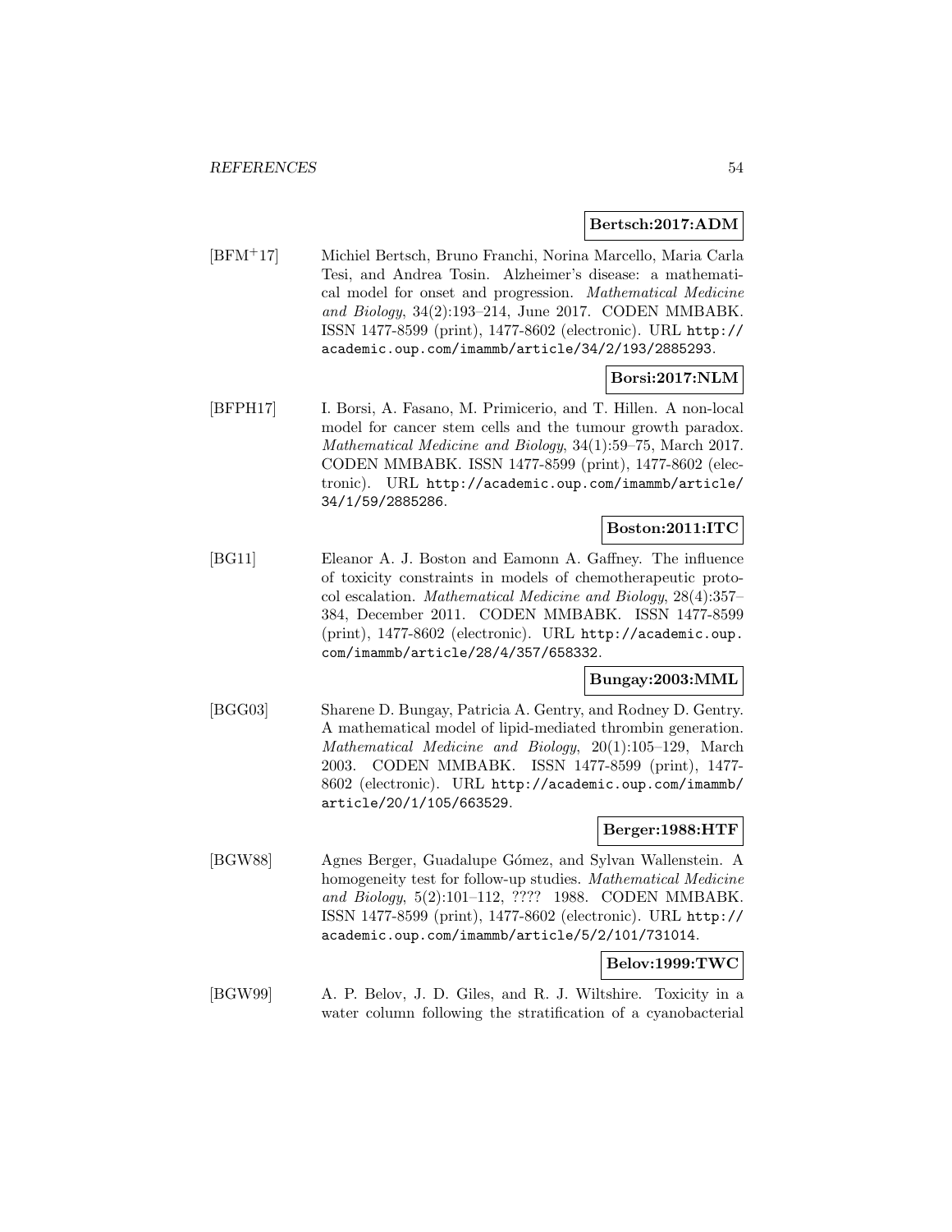**Bertsch:2017:ADM**

[BFM+17] Michiel Bertsch, Bruno Franchi, Norina Marcello, Maria Carla Tesi, and Andrea Tosin. Alzheimer's disease: a mathematical model for onset and progression. *Mathematical Medicine and Biology*, 34(2):193–214, June 2017. CODEN MMBABK. ISSN 1477-8599 (print), 1477-8602 (electronic). URL http://academic.oup.com/imammb/article/34/2/193/2885293.

**Borsi:2017:NLM**

[BFPH17] I. Borsi, A. Fasano, M. Primicerio, and T. Hillen. A non-local model for cancer stem cells and the tumour growth paradox. *Mathematical Medicine and Biology*, 34(1):59–75, March 2017. CODEN MMBABK. ISSN 1477-8599 (print), 1477-8602 (electronic). URL http://academic.oup.com/imammb/article/34/1/59/2885286.

**Boston:2011:ITC**

[BG11] Eleanor A. J. Boston and Eamonn A. Gaffney. The influence of toxicity constraints in models of chemotherapeutic protocol escalation. *Mathematical Medicine and Biology*, 28(4):357–384, December 2011. CODEN MMBABK. ISSN 1477-8599 (print), 1477-8602 (electronic). URL http://academic.oup.com/imammb/article/28/4/357/658332.

**Bungay:2003:MML**

[BGG03] Sharene D. Bungay, Patricia A. Gentry, and Rodney D. Gentry. A mathematical model of lipid-mediated thrombin generation. *Mathematical Medicine and Biology*, 20(1):105–129, March 2003. CODEN MMBABK. ISSN 1477-8599 (print), 1477-8602 (electronic). URL http://academic.oup.com/imammb/article/20/1/105/663529.

**Berger:1988:HTF**

[BGW88] Agnes Berger, Guadalupe Gómez, and Sylvan Wallenstein. A homogeneity test for follow-up studies. *Mathematical Medicine and Biology*, 5(2):101–112, ???? 1988. CODEN MMBABK. ISSN 1477-8599 (print), 1477-8602 (electronic). URL http://academic.oup.com/imammb/article/5/2/101/731014.

**Belov:1999:TWC**

[BGW99] A. P. Belov, J. D. Giles, and R. J. Wiltshire. Toxicity in a water column following the stratification of a cyanobacterial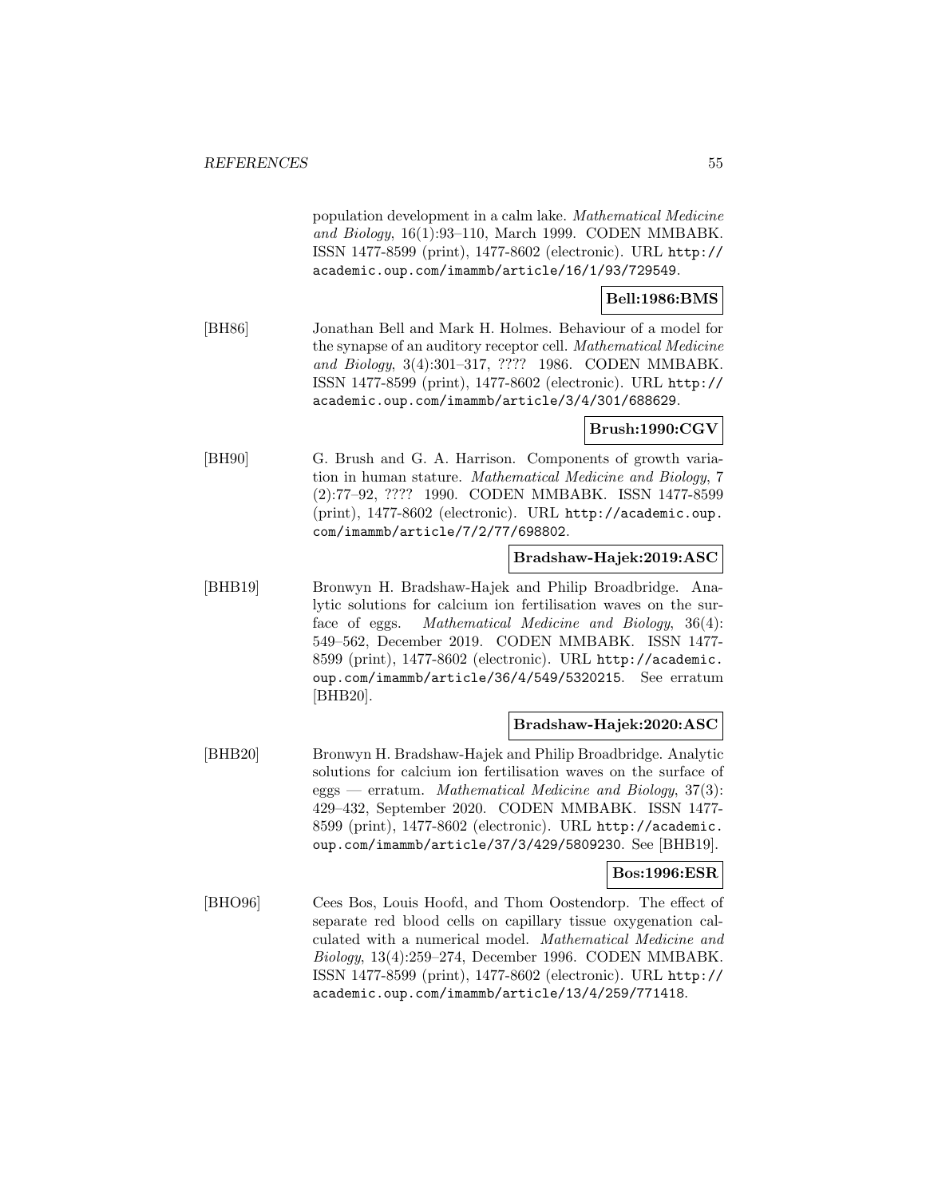population development in a calm lake. *Mathematical Medicine and Biology*, 16(1):93–110, March 1999. CODEN MMBABK. ISSN 1477-8599 (print), 1477-8602 (electronic). URL http://academic.oup.com/imammb/article/16/1/93/729549.

**Bell:1986:BMS**

[BH86] Jonathan Bell and Mark H. Holmes. Behaviour of a model for the synapse of an auditory receptor cell. *Mathematical Medicine and Biology*, 3(4):301–317, ???? 1986. CODEN MMBABK. ISSN 1477-8599 (print), 1477-8602 (electronic). URL http://academic.oup.com/imammb/article/3/4/301/688629.

**Brush:1990:CGV**

[BH90] G. Brush and G. A. Harrison. Components of growth variation in human stature. *Mathematical Medicine and Biology*, 7 (2):77–92, ???? 1990. CODEN MMBABK. ISSN 1477-8599 (print), 1477-8602 (electronic). URL http://academic.oup.com/imammb/article/7/2/77/698802.

**Bradshaw-Hajek:2019:ASC**

[BHB19] Bronwyn H. Bradshaw-Hajek and Philip Broadbridge. Analytic solutions for calcium ion fertilisation waves on the surface of eggs. *Mathematical Medicine and Biology*, 36(4): 549–562, December 2019. CODEN MMBABK. ISSN 1477-8599 (print), 1477-8602 (electronic). URL http://academic.oup.com/imammb/article/36/4/549/5320215. See erratum [BHB20].

**Bradshaw-Hajek:2020:ASC**

[BHB20] Bronwyn H. Bradshaw-Hajek and Philip Broadbridge. Analytic solutions for calcium ion fertilisation waves on the surface of eggs — erratum. *Mathematical Medicine and Biology*, 37(3): 429–432, September 2020. CODEN MMBABK. ISSN 1477-8599 (print), 1477-8602 (electronic). URL http://academic.oup.com/imammb/article/37/3/429/5809230. See [BHB19].

**Bos:1996:ESR**

[BHO96] Cees Bos, Louis Hoofd, and Thom Oostendorp. The effect of separate red blood cells on capillary tissue oxygenation calculated with a numerical model. *Mathematical Medicine and Biology*, 13(4):259–274, December 1996. CODEN MMBABK. ISSN 1477-8599 (print), 1477-8602 (electronic). URL http://academic.oup.com/imammb/article/13/4/259/771418.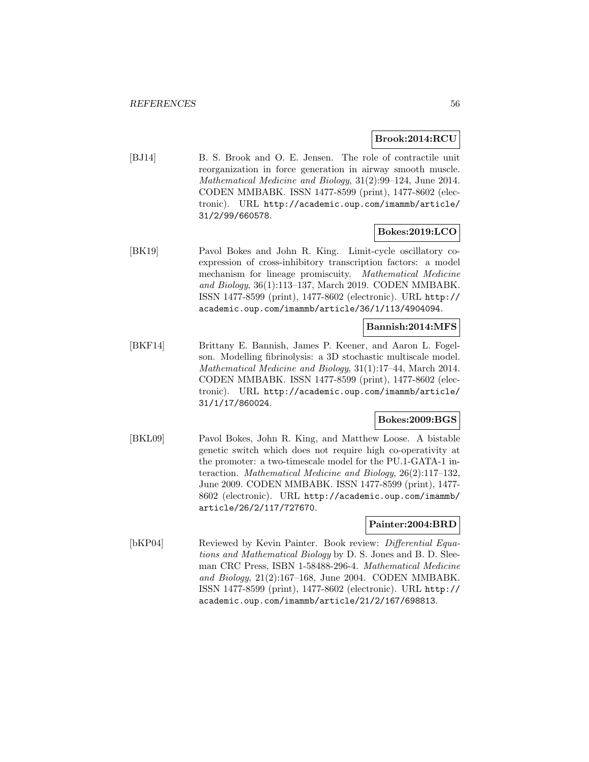**Brook:2014:RCU**

[BJ14] B. S. Brook and O. E. Jensen. The role of contractile unit reorganization in force generation in airway smooth muscle. *Mathematical Medicine and Biology*, 31(2):99–124, June 2014. CODEN MMBABK. ISSN 1477-8599 (print), 1477-8602 (electronic). URL http://academic.oup.com/imammb/article/31/2/99/660578.

**Bokes:2019:LCO**

[BK19] Pavol Bokes and John R. King. Limit-cycle oscillatory coexpression of cross-inhibitory transcription factors: a model mechanism for lineage promiscuity. *Mathematical Medicine and Biology*, 36(1):113–137, March 2019. CODEN MMBABK. ISSN 1477-8599 (print), 1477-8602 (electronic). URL http://academic.oup.com/imammb/article/36/1/113/4904094.

**Bannish:2014:MFS**

[BKF14] Brittany E. Bannish, James P. Keener, and Aaron L. Fogelson. Modelling fibrinolysis: a 3D stochastic multiscale model. *Mathematical Medicine and Biology*, 31(1):17–44, March 2014. CODEN MMBABK. ISSN 1477-8599 (print), 1477-8602 (electronic). URL http://academic.oup.com/imammb/article/31/1/17/860024.

**Bokes:2009:BGS**

[BKL09] Pavol Bokes, John R. King, and Matthew Loose. A bistable genetic switch which does not require high co-operativity at the promoter: a two-timescale model for the PU.1-GATA-1 interaction. *Mathematical Medicine and Biology*, 26(2):117–132, June 2009. CODEN MMBABK. ISSN 1477-8599 (print), 1477-8602 (electronic). URL http://academic.oup.com/imammb/article/26/2/117/727670.

**Painter:2004:BRD**

[bKP04] Reviewed by Kevin Painter. Book review: *Differential Equations and Mathematical Biology* by D. S. Jones and B. D. Sleeman CRC Press, ISBN 1-58488-296-4. *Mathematical Medicine and Biology*, 21(2):167–168, June 2004. CODEN MMBABK. ISSN 1477-8599 (print), 1477-8602 (electronic). URL http://academic.oup.com/imammb/article/21/2/167/698813.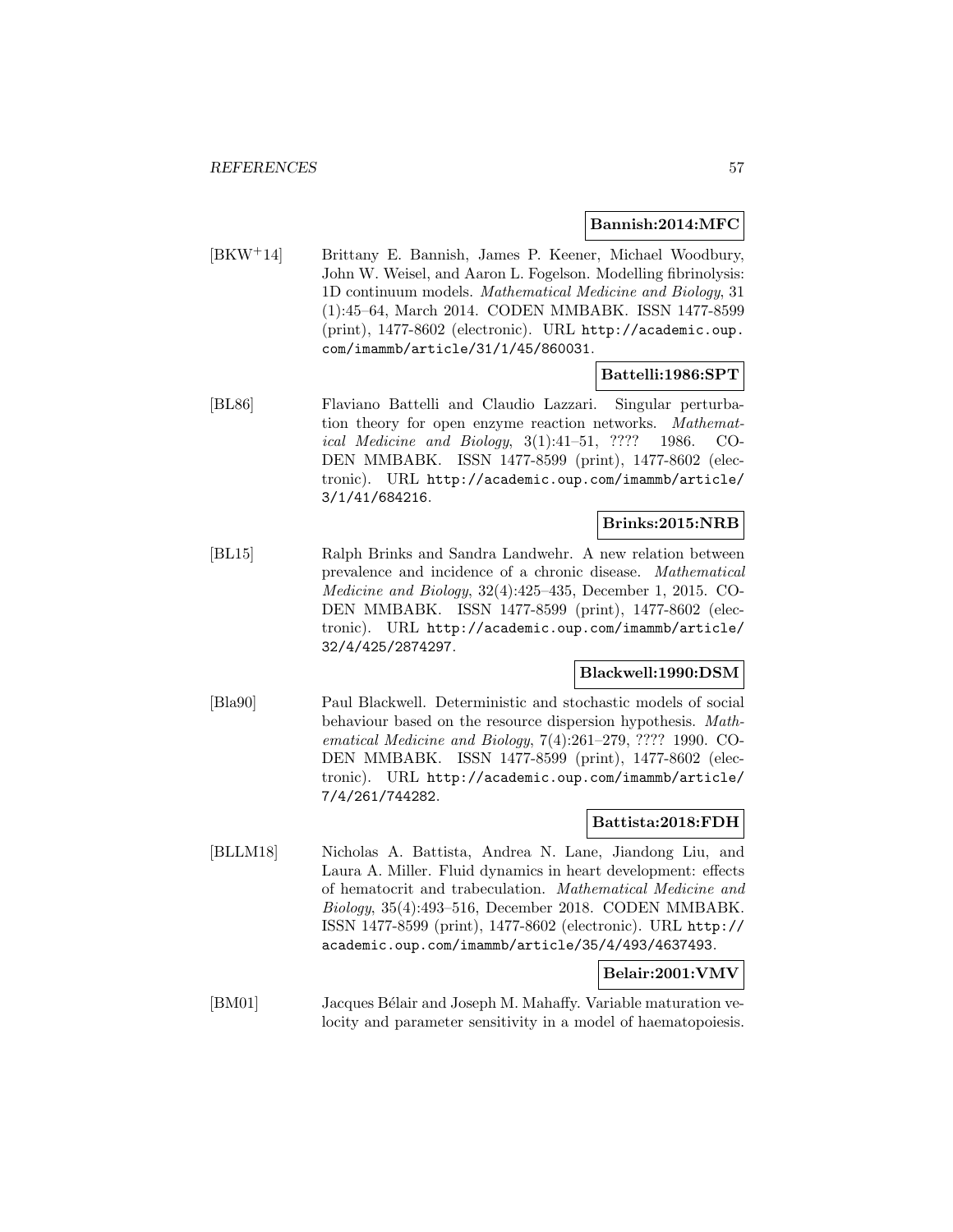**Bannish:2014:MFC**

[BKW+14] Brittany E. Bannish, James P. Keener, Michael Woodbury, John W. Weisel, and Aaron L. Fogelson. Modelling fibrinolysis: 1D continuum models. *Mathematical Medicine and Biology*, 31 (1):45–64, March 2014. CODEN MMBABK. ISSN 1477-8599 (print), 1477-8602 (electronic). URL `http://academic.oup.com/imammb/article/31/1/45/860031`.

**Battelli:1986:SPT**

[BL86] Flaviano Battelli and Claudio Lazzari. Singular perturbation theory for open enzyme reaction networks. *Mathematical Medicine and Biology*, 3(1):41–51, ???? 1986. CODEN MMBABK. ISSN 1477-8599 (print), 1477-8602 (electronic). URL `http://academic.oup.com/imammb/article/3/1/41/684216`.

**Brinks:2015:NRB**

[BL15] Ralph Brinks and Sandra Landwehr. A new relation between prevalence and incidence of a chronic disease. *Mathematical Medicine and Biology*, 32(4):425–435, December 1, 2015. CODEN MMBABK. ISSN 1477-8599 (print), 1477-8602 (electronic). URL `http://academic.oup.com/imammb/article/32/4/425/2874297`.

**Blackwell:1990:DSM**

[Bla90] Paul Blackwell. Deterministic and stochastic models of social behaviour based on the resource dispersion hypothesis. *Mathematical Medicine and Biology*, 7(4):261–279, ???? 1990. CODEN MMBABK. ISSN 1477-8599 (print), 1477-8602 (electronic). URL `http://academic.oup.com/imammb/article/7/4/261/744282`.

**Battista:2018:FDH**

[BLLM18] Nicholas A. Battista, Andrea N. Lane, Jiandong Liu, and Laura A. Miller. Fluid dynamics in heart development: effects of hematocrit and trabeculation. *Mathematical Medicine and Biology*, 35(4):493–516, December 2018. CODEN MMBABK. ISSN 1477-8599 (print), 1477-8602 (electronic). URL `http://academic.oup.com/imammb/article/35/4/493/4637493`.

**Belair:2001:VMV**

[BM01] Jacques Bélair and Joseph M. Mahaffy. Variable maturation velocity and parameter sensitivity in a model of haematopoiesis.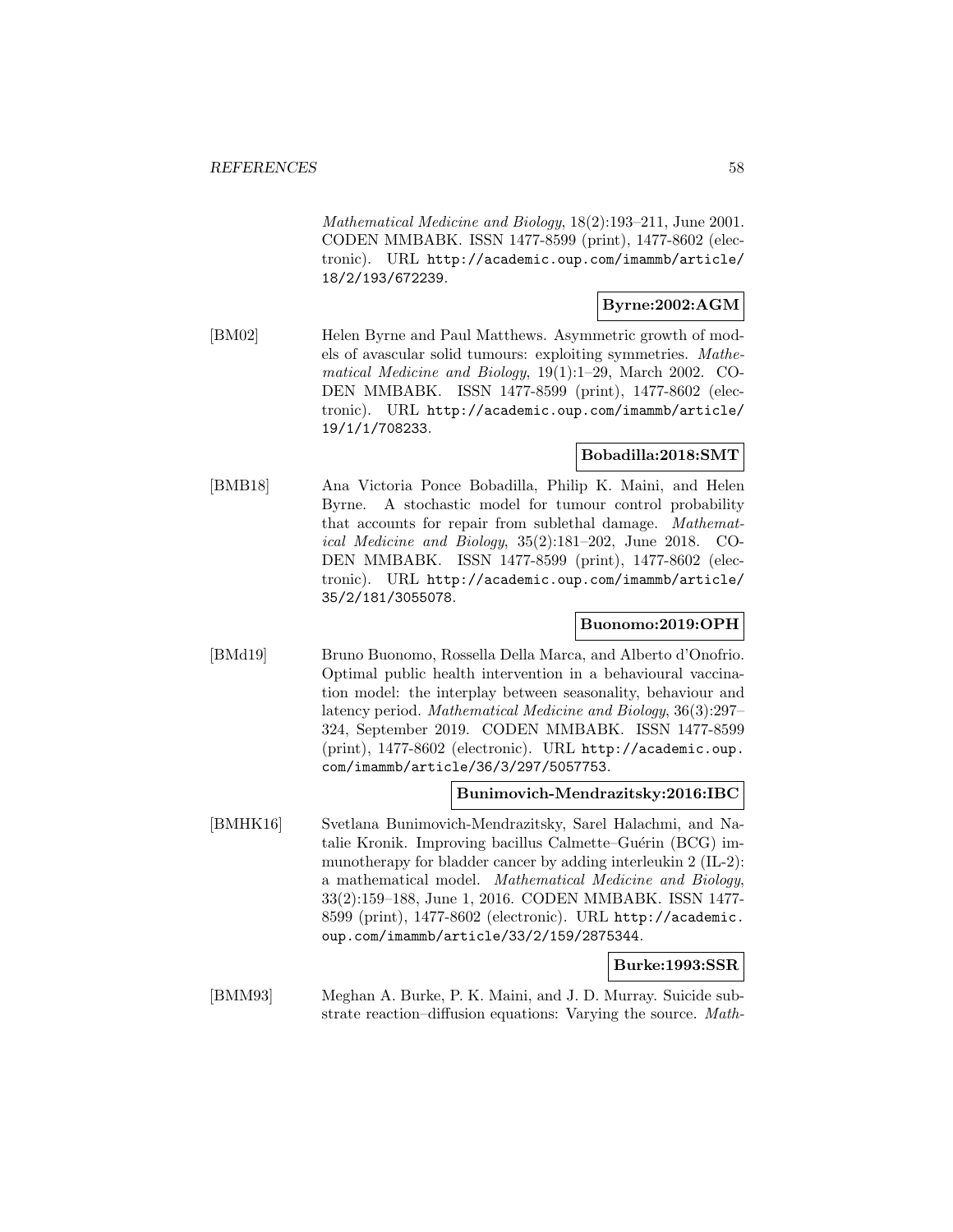*Mathematical Medicine and Biology*, 18(2):193–211, June 2001. CODEN MMBABK. ISSN 1477-8599 (print), 1477-8602 (electronic). URL http://academic.oup.com/imammb/article/18/2/193/672239.

**Byrne:2002:AGM**

[BM02] Helen Byrne and Paul Matthews. Asymmetric growth of models of avascular solid tumours: exploiting symmetries. *Mathematical Medicine and Biology*, 19(1):1–29, March 2002. CODEN MMBABK. ISSN 1477-8599 (print), 1477-8602 (electronic). URL http://academic.oup.com/imammb/article/19/1/1/708233.

**Bobadilla:2018:SMT**

[BMB18] Ana Victoria Ponce Bobadilla, Philip K. Maini, and Helen Byrne. A stochastic model for tumour control probability that accounts for repair from sublethal damage. *Mathematical Medicine and Biology*, 35(2):181–202, June 2018. CODEN MMBABK. ISSN 1477-8599 (print), 1477-8602 (electronic). URL http://academic.oup.com/imammb/article/35/2/181/3055078.

**Buonomo:2019:OPH**

[BMd19] Bruno Buonomo, Rossella Della Marca, and Alberto d'Onofrio. Optimal public health intervention in a behavioural vaccination model: the interplay between seasonality, behaviour and latency period. *Mathematical Medicine and Biology*, 36(3):297–324, September 2019. CODEN MMBABK. ISSN 1477-8599 (print), 1477-8602 (electronic). URL http://academic.oup.com/imammb/article/36/3/297/5057753.

**Bunimovich-Mendrazitsky:2016:IBC**

[BMHK16] Svetlana Bunimovich-Mendrazitsky, Sarel Halachmi, and Natalie Kronik. Improving bacillus Calmette–Guérin (BCG) immunotherapy for bladder cancer by adding interleukin 2 (IL-2): a mathematical model. *Mathematical Medicine and Biology*, 33(2):159–188, June 1, 2016. CODEN MMBABK. ISSN 1477-8599 (print), 1477-8602 (electronic). URL http://academic.oup.com/imammb/article/33/2/159/2875344.

**Burke:1993:SSR**

[BMM93] Meghan A. Burke, P. K. Maini, and J. D. Murray. Suicide substrate reaction–diffusion equations: Varying the source. *Math-*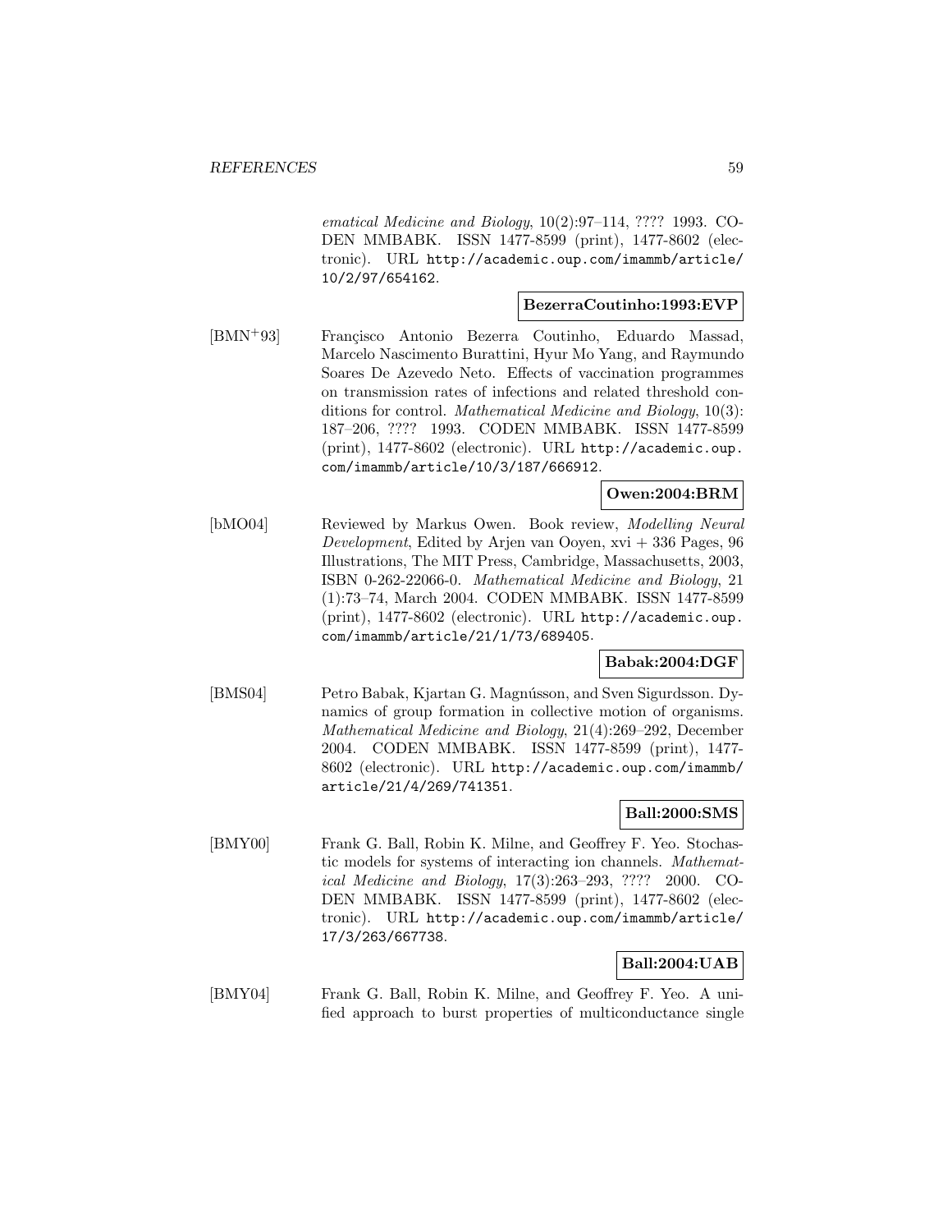ematical Medicine and Biology*, 10(2):97–114, ???? 1993. CODEN MMBABK. ISSN 1477-8599 (print), 1477-8602 (electronic). URL http://academic.oup.com/imammb/article/10/2/97/654162.

**BezerraCoutinho:1993:EVP**

[BMN+93] Françisco Antonio Bezerra Coutinho, Eduardo Massad, Marcelo Nascimento Burattini, Hyur Mo Yang, and Raymundo Soares De Azevedo Neto. Effects of vaccination programmes on transmission rates of infections and related threshold conditions for control. *Mathematical Medicine and Biology*, 10(3): 187–206, ???? 1993. CODEN MMBABK. ISSN 1477-8599 (print), 1477-8602 (electronic). URL http://academic.oup.com/imammb/article/10/3/187/666912.

**Owen:2004:BRM**

[bMO04] Reviewed by Markus Owen. Book review, *Modelling Neural Development*, Edited by Arjen van Ooyen, xvi + 336 Pages, 96 Illustrations, The MIT Press, Cambridge, Massachusetts, 2003, ISBN 0-262-22066-0. *Mathematical Medicine and Biology*, 21 (1):73–74, March 2004. CODEN MMBABK. ISSN 1477-8599 (print), 1477-8602 (electronic). URL http://academic.oup.com/imammb/article/21/1/73/689405.

**Babak:2004:DGF**

[BMS04] Petro Babak, Kjartan G. Magnússon, and Sven Sigurdsson. Dynamics of group formation in collective motion of organisms. *Mathematical Medicine and Biology*, 21(4):269–292, December 2004. CODEN MMBABK. ISSN 1477-8599 (print), 1477-8602 (electronic). URL http://academic.oup.com/imammb/article/21/4/269/741351.

**Ball:2000:SMS**

[BMY00] Frank G. Ball, Robin K. Milne, and Geoffrey F. Yeo. Stochastic models for systems of interacting ion channels. *Mathematical Medicine and Biology*, 17(3):263–293, ???? 2000. CODEN MMBABK. ISSN 1477-8599 (print), 1477-8602 (electronic). URL http://academic.oup.com/imammb/article/17/3/263/667738.

**Ball:2004:UAB**

[BMY04] Frank G. Ball, Robin K. Milne, and Geoffrey F. Yeo. A unified approach to burst properties of multiconductance single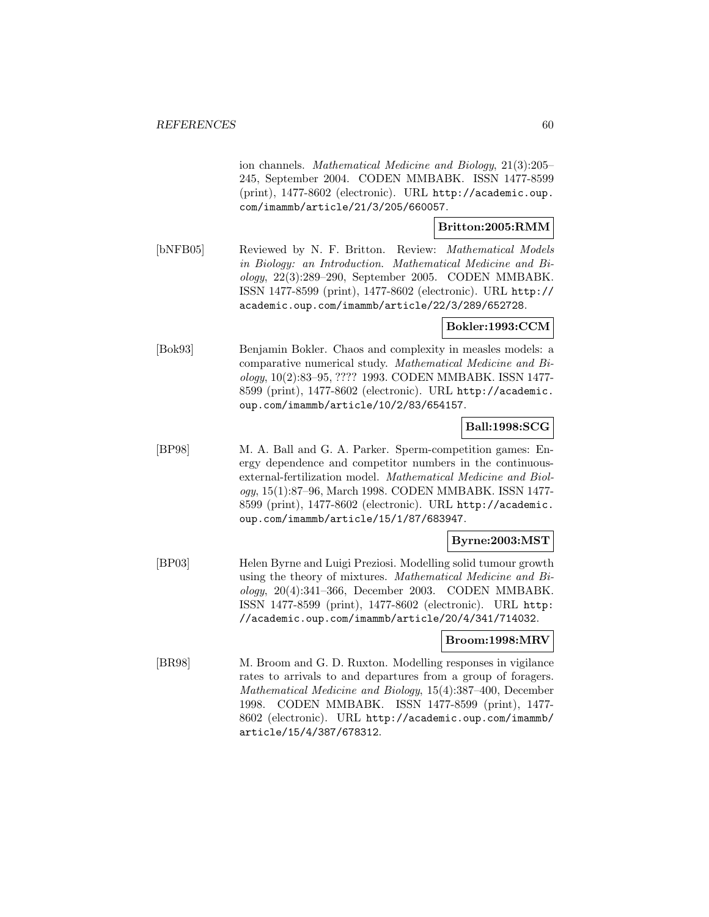ion channels. *Mathematical Medicine and Biology*, 21(3):205–245, September 2004. CODEN MMBABK. ISSN 1477-8599 (print), 1477-8602 (electronic). URL http://academic.oup.com/imammb/article/21/3/205/660057.

**Britton:2005:RMM**

[bNFB05] Reviewed by N. F. Britton. Review: *Mathematical Models in Biology: an Introduction*. *Mathematical Medicine and Biology*, 22(3):289–290, September 2005. CODEN MMBABK. ISSN 1477-8599 (print), 1477-8602 (electronic). URL http://academic.oup.com/imammb/article/22/3/289/652728.

**Bokler:1993:CCM**

[Bok93] Benjamin Bokler. Chaos and complexity in measles models: a comparative numerical study. *Mathematical Medicine and Biology*, 10(2):83–95, ???? 1993. CODEN MMBABK. ISSN 1477-8599 (print), 1477-8602 (electronic). URL http://academic.oup.com/imammb/article/10/2/83/654157.

**Ball:1998:SCG**

[BP98] M. A. Ball and G. A. Parker. Sperm-competition games: Energy dependence and competitor numbers in the continuous-external-fertilization model. *Mathematical Medicine and Biology*, 15(1):87–96, March 1998. CODEN MMBABK. ISSN 1477-8599 (print), 1477-8602 (electronic). URL http://academic.oup.com/imammb/article/15/1/87/683947.

**Byrne:2003:MST**

[BP03] Helen Byrne and Luigi Preziosi. Modelling solid tumour growth using the theory of mixtures. *Mathematical Medicine and Biology*, 20(4):341–366, December 2003. CODEN MMBABK. ISSN 1477-8599 (print), 1477-8602 (electronic). URL http://academic.oup.com/imammb/article/20/4/341/714032.

**Broom:1998:MRV**

[BR98] M. Broom and G. D. Ruxton. Modelling responses in vigilance rates to arrivals to and departures from a group of foragers. *Mathematical Medicine and Biology*, 15(4):387–400, December 1998. CODEN MMBABK. ISSN 1477-8599 (print), 1477-8602 (electronic). URL http://academic.oup.com/imammb/article/15/4/387/678312.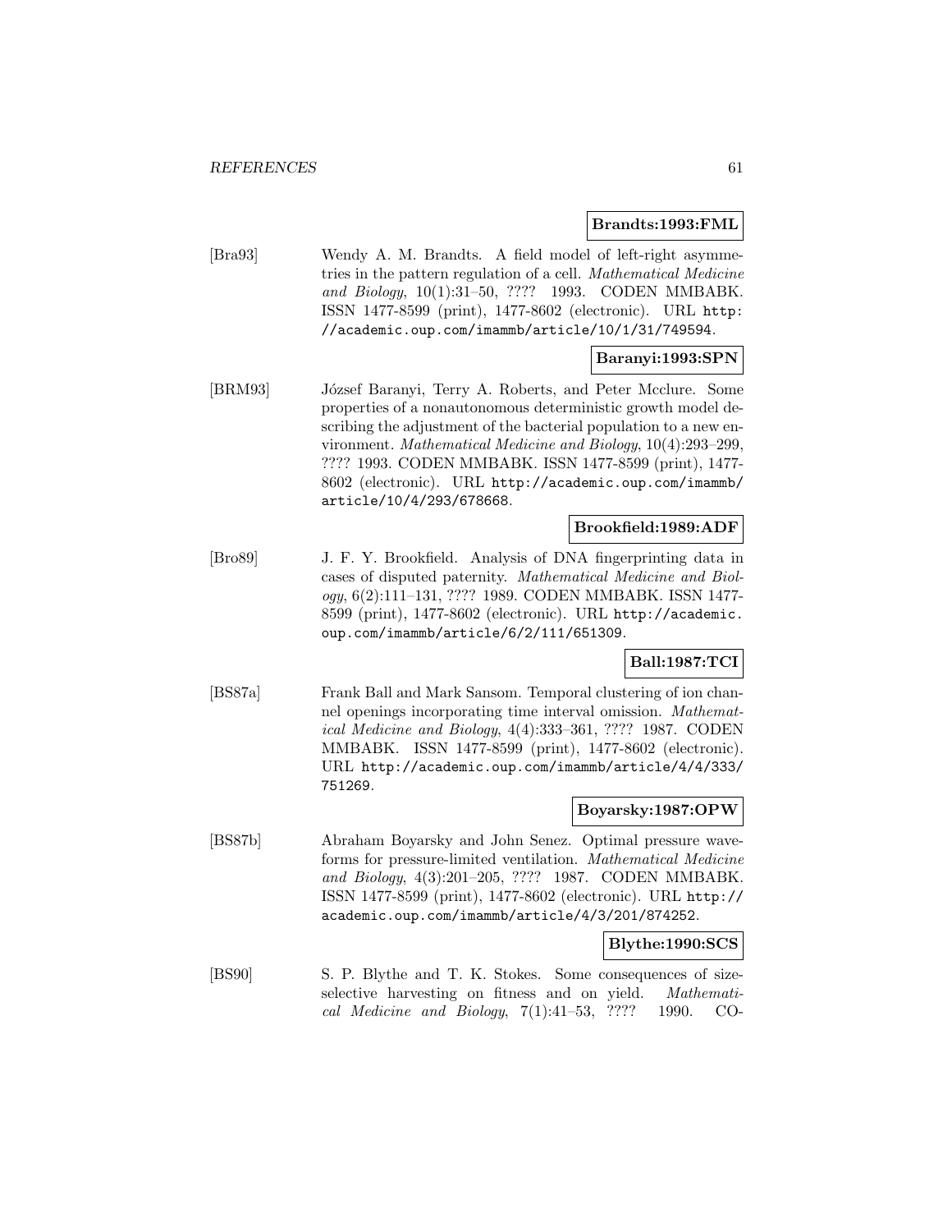**Brandts:1993:FML**

[Bra93] Wendy A. M. Brandts. A field model of left-right asymmetries in the pattern regulation of a cell. *Mathematical Medicine and Biology*, 10(1):31–50, ???? 1993. CODEN MMBABK. ISSN 1477-8599 (print), 1477-8602 (electronic). URL http://academic.oup.com/imammb/article/10/1/31/749594.

**Baranyi:1993:SPN**

[BRM93] József Baranyi, Terry A. Roberts, and Peter Mcclure. Some properties of a nonautonomous deterministic growth model describing the adjustment of the bacterial population to a new environment. *Mathematical Medicine and Biology*, 10(4):293–299, ???? 1993. CODEN MMBABK. ISSN 1477-8599 (print), 1477-8602 (electronic). URL http://academic.oup.com/imammb/article/10/4/293/678668.

**Brookfield:1989:ADF**

[Bro89] J. F. Y. Brookfield. Analysis of DNA fingerprinting data in cases of disputed paternity. *Mathematical Medicine and Biology*, 6(2):111–131, ???? 1989. CODEN MMBABK. ISSN 1477-8599 (print), 1477-8602 (electronic). URL http://academic.oup.com/imammb/article/6/2/111/651309.

**Ball:1987:TCI**

[BS87a] Frank Ball and Mark Sansom. Temporal clustering of ion channel openings incorporating time interval omission. *Mathematical Medicine and Biology*, 4(4):333–361, ???? 1987. CODEN MMBABK. ISSN 1477-8599 (print), 1477-8602 (electronic). URL http://academic.oup.com/imammb/article/4/4/333/751269.

**Boyarsky:1987:OPW**

[BS87b] Abraham Boyarsky and John Senez. Optimal pressure waveforms for pressure-limited ventilation. *Mathematical Medicine and Biology*, 4(3):201–205, ???? 1987. CODEN MMBABK. ISSN 1477-8599 (print), 1477-8602 (electronic). URL http://academic.oup.com/imammb/article/4/3/201/874252.

**Blythe:1990:SCS**

[BS90] S. P. Blythe and T. K. Stokes. Some consequences of size-selective harvesting on fitness and on yield. *Mathematical Medicine and Biology*, 7(1):41–53, ???? 1990. CO-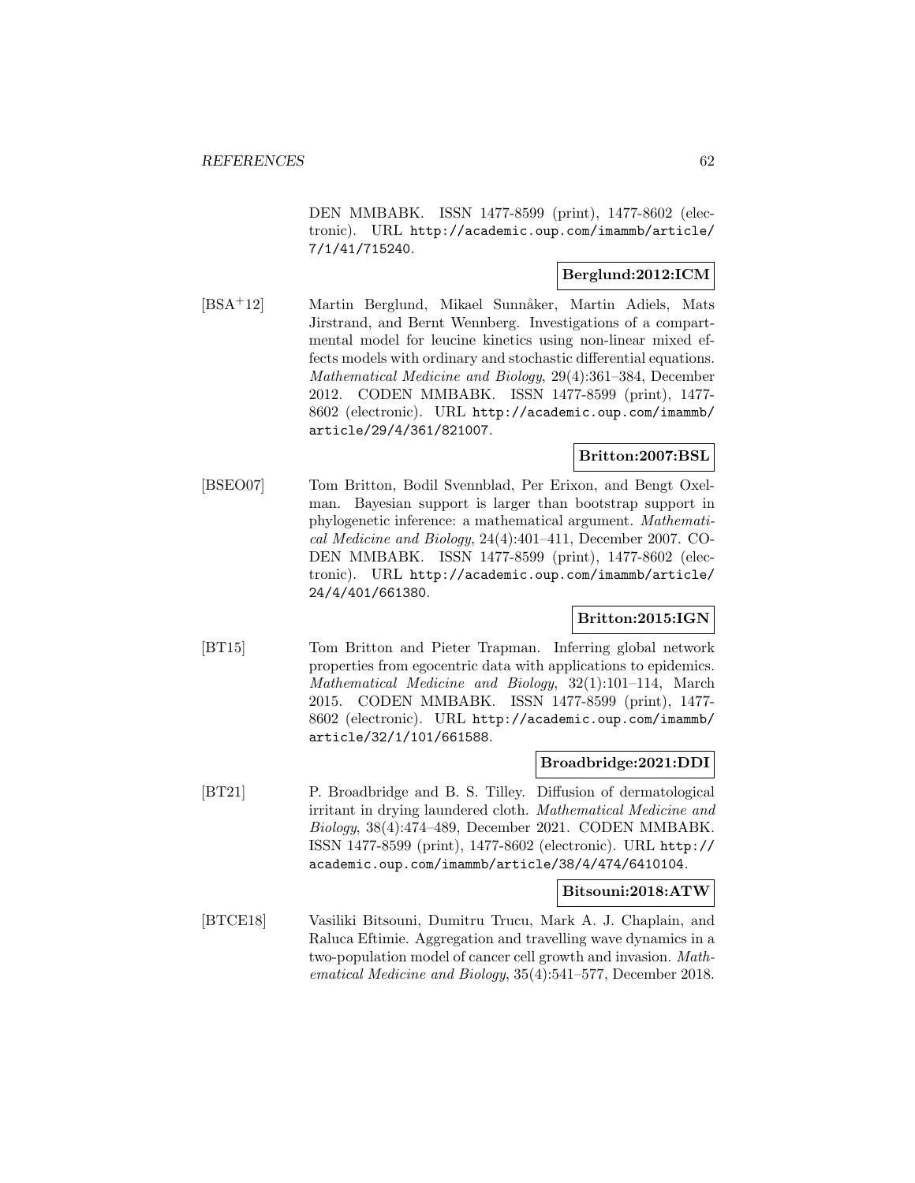DEN MMBABK. ISSN 1477-8599 (print), 1477-8602 (electronic). URL http://academic.oup.com/imammb/article/7/1/41/715240.

**Berglund:2012:ICM**

[BSA+12] Martin Berglund, Mikael Sunnåker, Martin Adiels, Mats Jirstrand, and Bernt Wennberg. Investigations of a compartmental model for leucine kinetics using non-linear mixed effects models with ordinary and stochastic differential equations. *Mathematical Medicine and Biology*, 29(4):361–384, December 2012. CODEN MMBABK. ISSN 1477-8599 (print), 1477-8602 (electronic). URL http://academic.oup.com/imammb/article/29/4/361/821007.

**Britton:2007:BSL**

[BSEO07] Tom Britton, Bodil Svennblad, Per Erixon, and Bengt Oxelman. Bayesian support is larger than bootstrap support in phylogenetic inference: a mathematical argument. *Mathematical Medicine and Biology*, 24(4):401–411, December 2007. CODEN MMBABK. ISSN 1477-8599 (print), 1477-8602 (electronic). URL http://academic.oup.com/imammb/article/24/4/401/661380.

**Britton:2015:IGN**

[BT15] Tom Britton and Pieter Trapman. Inferring global network properties from egocentric data with applications to epidemics. *Mathematical Medicine and Biology*, 32(1):101–114, March 2015. CODEN MMBABK. ISSN 1477-8599 (print), 1477-8602 (electronic). URL http://academic.oup.com/imammb/article/32/1/101/661588.

**Broadbridge:2021:DDI**

[BT21] P. Broadbridge and B. S. Tilley. Diffusion of dermatological irritant in drying laundered cloth. *Mathematical Medicine and Biology*, 38(4):474–489, December 2021. CODEN MMBABK. ISSN 1477-8599 (print), 1477-8602 (electronic). URL http://academic.oup.com/imammb/article/38/4/474/6410104.

**Bitsouni:2018:ATW**

[BTCE18] Vasiliki Bitsouni, Dumitru Trucu, Mark A. J. Chaplain, and Raluca Eftimie. Aggregation and travelling wave dynamics in a two-population model of cancer cell growth and invasion. *Mathematical Medicine and Biology*, 35(4):541–577, December 2018.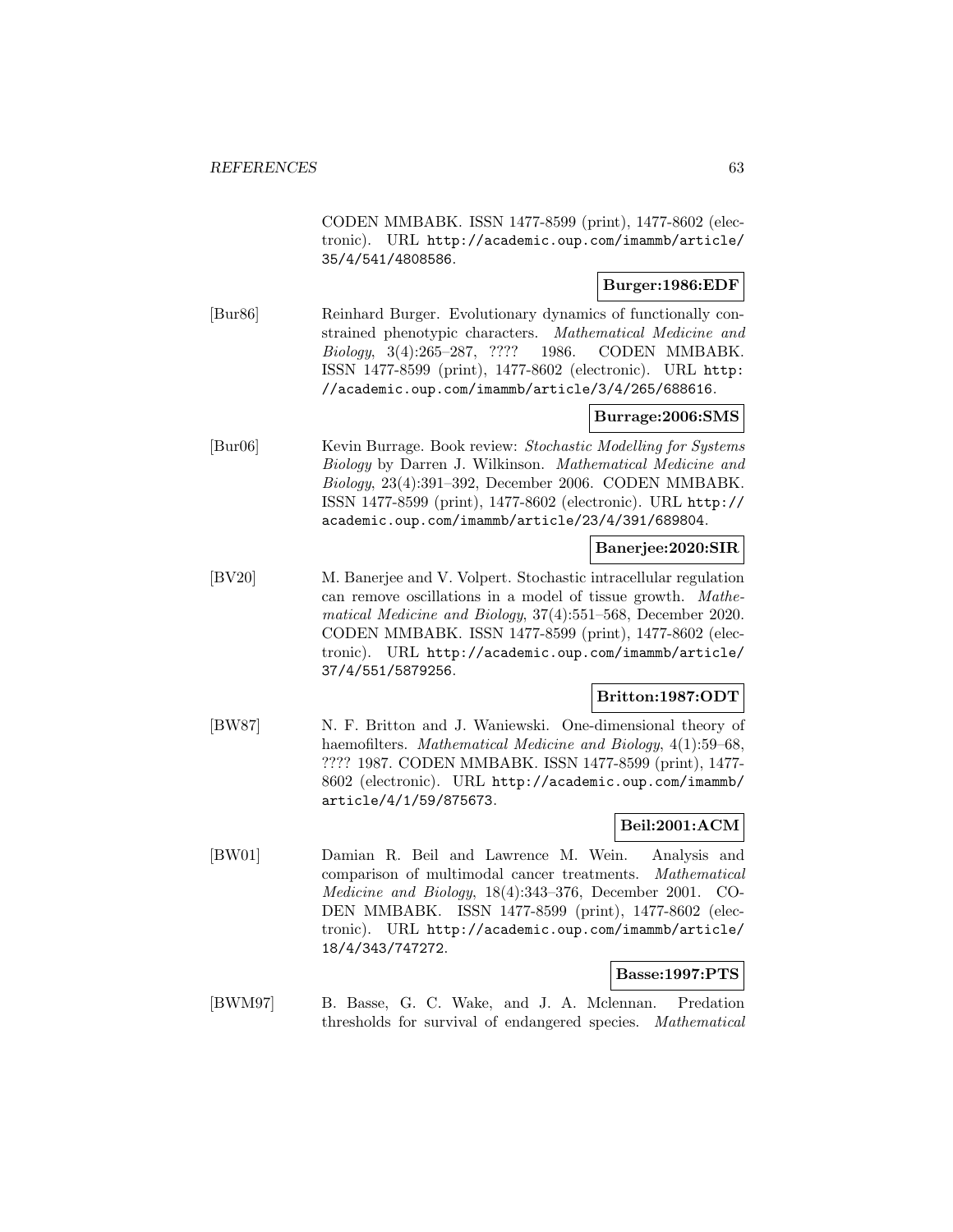CODEN MMBABK. ISSN 1477-8599 (print), 1477-8602 (electronic). URL http://academic.oup.com/imammb/article/35/4/541/4808586.

**Burger:1986:EDF**

[Bur86] Reinhard Burger. Evolutionary dynamics of functionally constrained phenotypic characters. *Mathematical Medicine and Biology*, 3(4):265–287, ???? 1986. CODEN MMBABK. ISSN 1477-8599 (print), 1477-8602 (electronic). URL http://academic.oup.com/imammb/article/3/4/265/688616.

**Burrage:2006:SMS**

[Bur06] Kevin Burrage. Book review: *Stochastic Modelling for Systems Biology* by Darren J. Wilkinson. *Mathematical Medicine and Biology*, 23(4):391–392, December 2006. CODEN MMBABK. ISSN 1477-8599 (print), 1477-8602 (electronic). URL http://academic.oup.com/imammb/article/23/4/391/689804.

**Banerjee:2020:SIR**

[BV20] M. Banerjee and V. Volpert. Stochastic intracellular regulation can remove oscillations in a model of tissue growth. *Mathematical Medicine and Biology*, 37(4):551–568, December 2020. CODEN MMBABK. ISSN 1477-8599 (print), 1477-8602 (electronic). URL http://academic.oup.com/imammb/article/37/4/551/5879256.

**Britton:1987:ODT**

[BW87] N. F. Britton and J. Waniewski. One-dimensional theory of haemofilters. *Mathematical Medicine and Biology*, 4(1):59–68, ???? 1987. CODEN MMBABK. ISSN 1477-8599 (print), 1477-8602 (electronic). URL http://academic.oup.com/imammb/article/4/1/59/875673.

**Beil:2001:ACM**

[BW01] Damian R. Beil and Lawrence M. Wein. Analysis and comparison of multimodal cancer treatments. *Mathematical Medicine and Biology*, 18(4):343–376, December 2001. CODEN MMBABK. ISSN 1477-8599 (print), 1477-8602 (electronic). URL http://academic.oup.com/imammb/article/18/4/343/747272.

**Basse:1997:PTS**

[BWM97] B. Basse, G. C. Wake, and J. A. Mclennan. Predation thresholds for survival of endangered species. *Mathematical*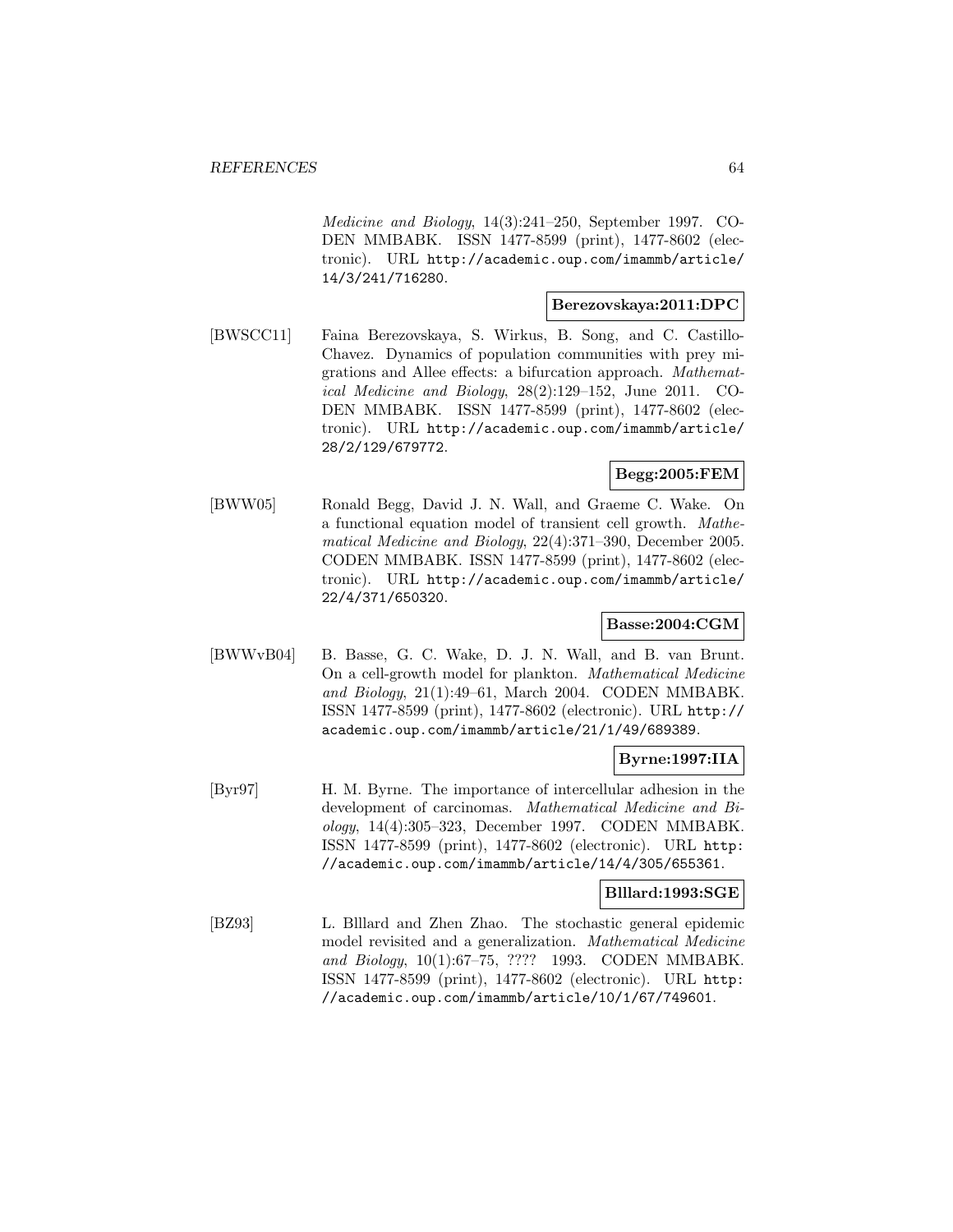*Medicine and Biology*, 14(3):241–250, September 1997. CODEN MMBABK. ISSN 1477-8599 (print), 1477-8602 (electronic). URL http://academic.oup.com/imammb/article/14/3/241/716280.

**Berezovskaya:2011:DPC**

[BWSCC11] Faina Berezovskaya, S. Wirkus, B. Song, and C. Castillo-Chavez. Dynamics of population communities with prey migrations and Allee effects: a bifurcation approach. *Mathematical Medicine and Biology*, 28(2):129–152, June 2011. CODEN MMBABK. ISSN 1477-8599 (print), 1477-8602 (electronic). URL http://academic.oup.com/imammb/article/28/2/129/679772.

**Begg:2005:FEM**

[BWW05] Ronald Begg, David J. N. Wall, and Graeme C. Wake. On a functional equation model of transient cell growth. *Mathematical Medicine and Biology*, 22(4):371–390, December 2005. CODEN MMBABK. ISSN 1477-8599 (print), 1477-8602 (electronic). URL http://academic.oup.com/imammb/article/22/4/371/650320.

**Basse:2004:CGM**

[BWWvB04] B. Basse, G. C. Wake, D. J. N. Wall, and B. van Brunt. On a cell-growth model for plankton. *Mathematical Medicine and Biology*, 21(1):49–61, March 2004. CODEN MMBABK. ISSN 1477-8599 (print), 1477-8602 (electronic). URL http://academic.oup.com/imammb/article/21/1/49/689389.

**Byrne:1997:IIA**

[Byr97] H. M. Byrne. The importance of intercellular adhesion in the development of carcinomas. *Mathematical Medicine and Biology*, 14(4):305–323, December 1997. CODEN MMBABK. ISSN 1477-8599 (print), 1477-8602 (electronic). URL http://academic.oup.com/imammb/article/14/4/305/655361.

**Blllard:1993:SGE**

[BZ93] L. Blllard and Zhen Zhao. The stochastic general epidemic model revisited and a generalization. *Mathematical Medicine and Biology*, 10(1):67–75, ???? 1993. CODEN MMBABK. ISSN 1477-8599 (print), 1477-8602 (electronic). URL http://academic.oup.com/imammb/article/10/1/67/749601.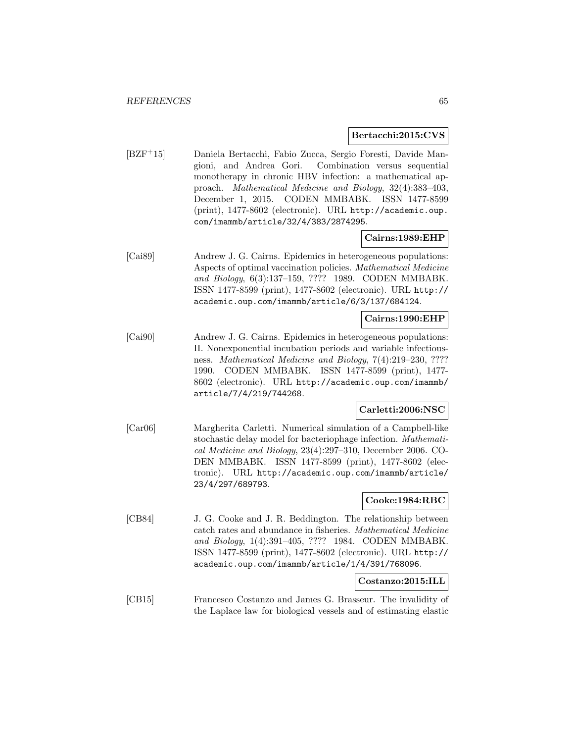**Bertacchi:2015:CVS**

[BZF+15] Daniela Bertacchi, Fabio Zucca, Sergio Foresti, Davide Mangioni, and Andrea Gori. Combination versus sequential monotherapy in chronic HBV infection: a mathematical approach. *Mathematical Medicine and Biology*, 32(4):383–403, December 1, 2015. CODEN MMBABK. ISSN 1477-8599 (print), 1477-8602 (electronic). URL http://academic.oup.com/imammb/article/32/4/383/2874295.

**Cairns:1989:EHP**

[Cai89] Andrew J. G. Cairns. Epidemics in heterogeneous populations: Aspects of optimal vaccination policies. *Mathematical Medicine and Biology*, 6(3):137–159, ???? 1989. CODEN MMBABK. ISSN 1477-8599 (print), 1477-8602 (electronic). URL http://academic.oup.com/imammb/article/6/3/137/684124.

**Cairns:1990:EHP**

[Cai90] Andrew J. G. Cairns. Epidemics in heterogeneous populations: II. Nonexponential incubation periods and variable infectiousness. *Mathematical Medicine and Biology*, 7(4):219–230, ???? 1990. CODEN MMBABK. ISSN 1477-8599 (print), 1477-8602 (electronic). URL http://academic.oup.com/imammb/article/7/4/219/744268.

**Carletti:2006:NSC**

[Car06] Margherita Carletti. Numerical simulation of a Campbell-like stochastic delay model for bacteriophage infection. *Mathematical Medicine and Biology*, 23(4):297–310, December 2006. CODEN MMBABK. ISSN 1477-8599 (print), 1477-8602 (electronic). URL http://academic.oup.com/imammb/article/23/4/297/689793.

**Cooke:1984:RBC**

[CB84] J. G. Cooke and J. R. Beddington. The relationship between catch rates and abundance in fisheries. *Mathematical Medicine and Biology*, 1(4):391–405, ???? 1984. CODEN MMBABK. ISSN 1477-8599 (print), 1477-8602 (electronic). URL http://academic.oup.com/imammb/article/1/4/391/768096.

**Costanzo:2015:ILL**

[CB15] Francesco Costanzo and James G. Brasseur. The invalidity of the Laplace law for biological vessels and of estimating elastic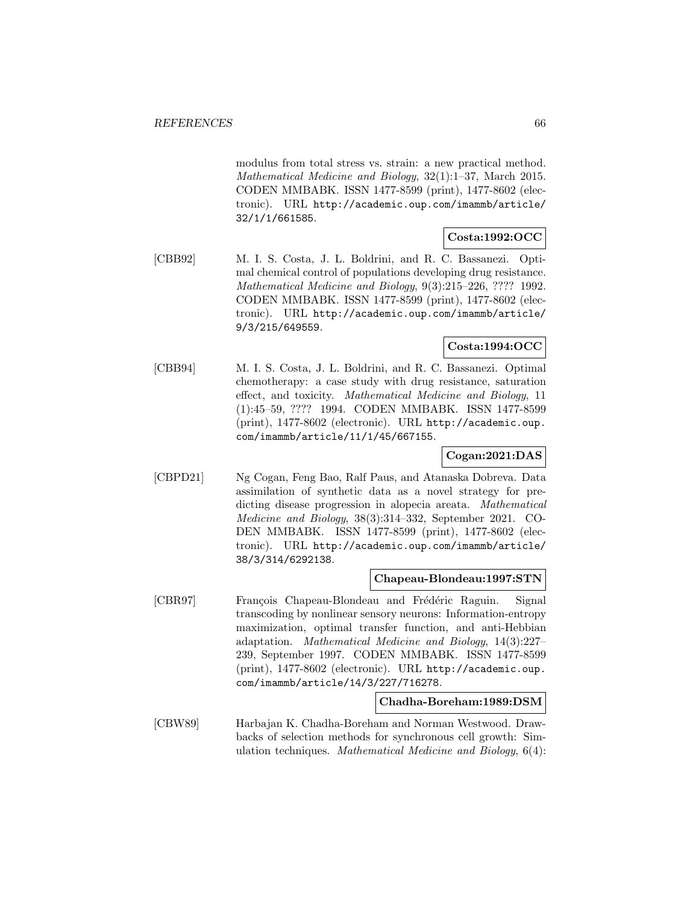modulus from total stress vs. strain: a new practical method. *Mathematical Medicine and Biology*, 32(1):1–37, March 2015. CODEN MMBABK. ISSN 1477-8599 (print), 1477-8602 (electronic). URL http://academic.oup.com/imammb/article/32/1/1/661585.

**Costa:1992:OCC**

[CBB92] M. I. S. Costa, J. L. Boldrini, and R. C. Bassanezi. Optimal chemical control of populations developing drug resistance. *Mathematical Medicine and Biology*, 9(3):215–226, ???? 1992. CODEN MMBABK. ISSN 1477-8599 (print), 1477-8602 (electronic). URL http://academic.oup.com/imammb/article/9/3/215/649559.

**Costa:1994:OCC**

[CBB94] M. I. S. Costa, J. L. Boldrini, and R. C. Bassanezi. Optimal chemotherapy: a case study with drug resistance, saturation effect, and toxicity. *Mathematical Medicine and Biology*, 11 (1):45–59, ???? 1994. CODEN MMBABK. ISSN 1477-8599 (print), 1477-8602 (electronic). URL http://academic.oup.com/imammb/article/11/1/45/667155.

**Cogan:2021:DAS**

[CBPD21] Ng Cogan, Feng Bao, Ralf Paus, and Atanaska Dobreva. Data assimilation of synthetic data as a novel strategy for predicting disease progression in alopecia areata. *Mathematical Medicine and Biology*, 38(3):314–332, September 2021. CODEN MMBABK. ISSN 1477-8599 (print), 1477-8602 (electronic). URL http://academic.oup.com/imammb/article/38/3/314/6292138.

**Chapeau-Blondeau:1997:STN**

[CBR97] François Chapeau-Blondeau and Frédéric Raguin. Signal transcoding by nonlinear sensory neurons: Information-entropy maximization, optimal transfer function, and anti-Hebbian adaptation. *Mathematical Medicine and Biology*, 14(3):227–239, September 1997. CODEN MMBABK. ISSN 1477-8599 (print), 1477-8602 (electronic). URL http://academic.oup.com/imammb/article/14/3/227/716278.

**Chadha-Boreham:1989:DSM**

[CBW89] Harbajan K. Chadha-Boreham and Norman Westwood. Drawbacks of selection methods for synchronous cell growth: Simulation techniques. *Mathematical Medicine and Biology*, 6(4):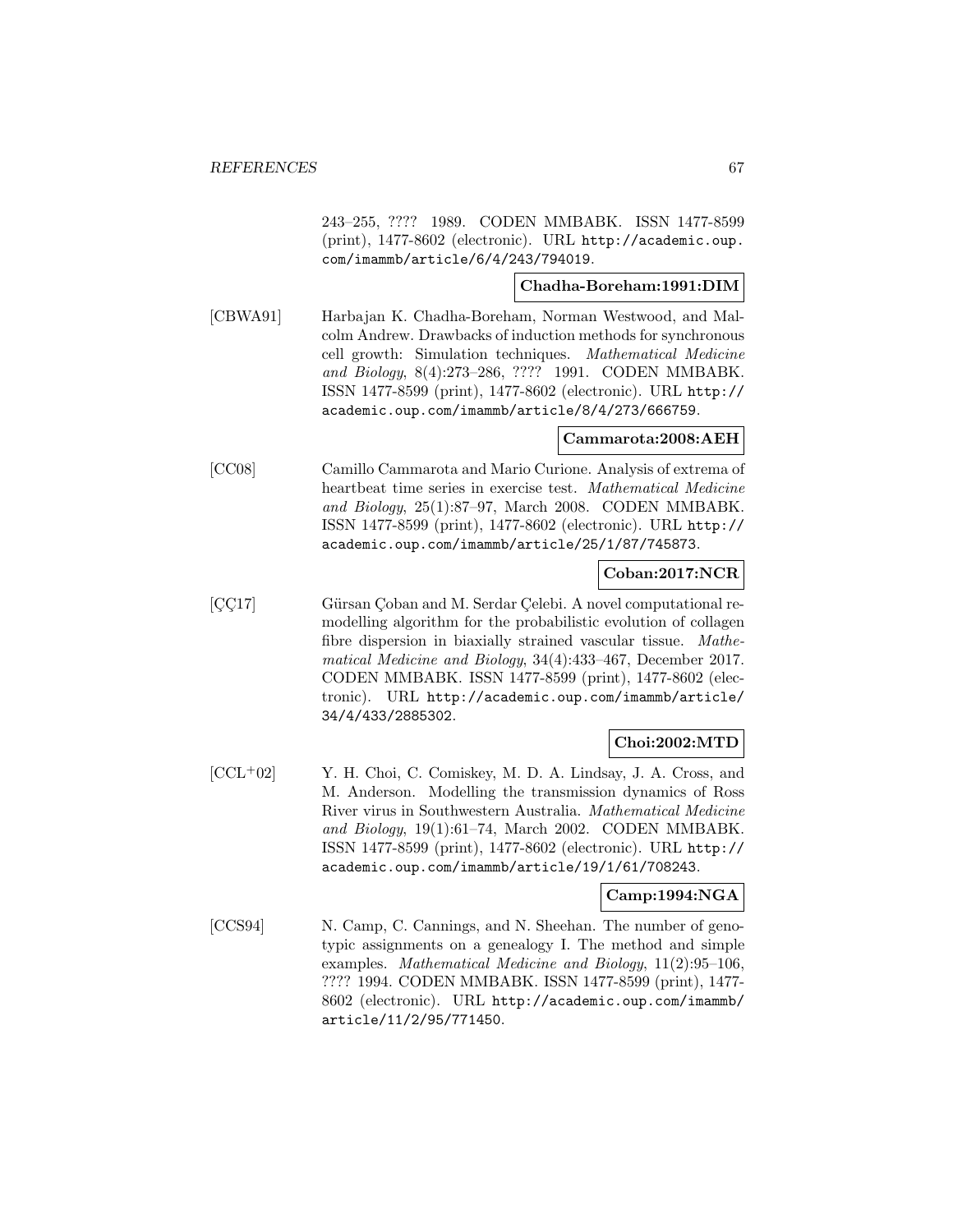243–255, ???? 1989. CODEN MMBABK. ISSN 1477-8599 (print), 1477-8602 (electronic). URL http://academic.oup.com/imammb/article/6/4/243/794019.

**Chadha-Boreham:1991:DIM**

[CBWA91] Harbajan K. Chadha-Boreham, Norman Westwood, and Malcolm Andrew. Drawbacks of induction methods for synchronous cell growth: Simulation techniques. *Mathematical Medicine and Biology*, 8(4):273–286, ???? 1991. CODEN MMBABK. ISSN 1477-8599 (print), 1477-8602 (electronic). URL http://academic.oup.com/imammb/article/8/4/273/666759.

**Cammarota:2008:AEH**

[CC08] Camillo Cammarota and Mario Curione. Analysis of extrema of heartbeat time series in exercise test. *Mathematical Medicine and Biology*, 25(1):87–97, March 2008. CODEN MMBABK. ISSN 1477-8599 (print), 1477-8602 (electronic). URL http://academic.oup.com/imammb/article/25/1/87/745873.

**Coban:2017:NCR**

[ÇÇ17] Gürsan Çoban and M. Serdar Çelebi. A novel computational remodelling algorithm for the probabilistic evolution of collagen fibre dispersion in biaxially strained vascular tissue. *Mathematical Medicine and Biology*, 34(4):433–467, December 2017. CODEN MMBABK. ISSN 1477-8599 (print), 1477-8602 (electronic). URL http://academic.oup.com/imammb/article/34/4/433/2885302.

**Choi:2002:MTD**

[CCL+02] Y. H. Choi, C. Comiskey, M. D. A. Lindsay, J. A. Cross, and M. Anderson. Modelling the transmission dynamics of Ross River virus in Southwestern Australia. *Mathematical Medicine and Biology*, 19(1):61–74, March 2002. CODEN MMBABK. ISSN 1477-8599 (print), 1477-8602 (electronic). URL http://academic.oup.com/imammb/article/19/1/61/708243.

**Camp:1994:NGA**

[CCS94] N. Camp, C. Cannings, and N. Sheehan. The number of genotypic assignments on a genealogy I. The method and simple examples. *Mathematical Medicine and Biology*, 11(2):95–106, ???? 1994. CODEN MMBABK. ISSN 1477-8599 (print), 1477-8602 (electronic). URL http://academic.oup.com/imammb/article/11/2/95/771450.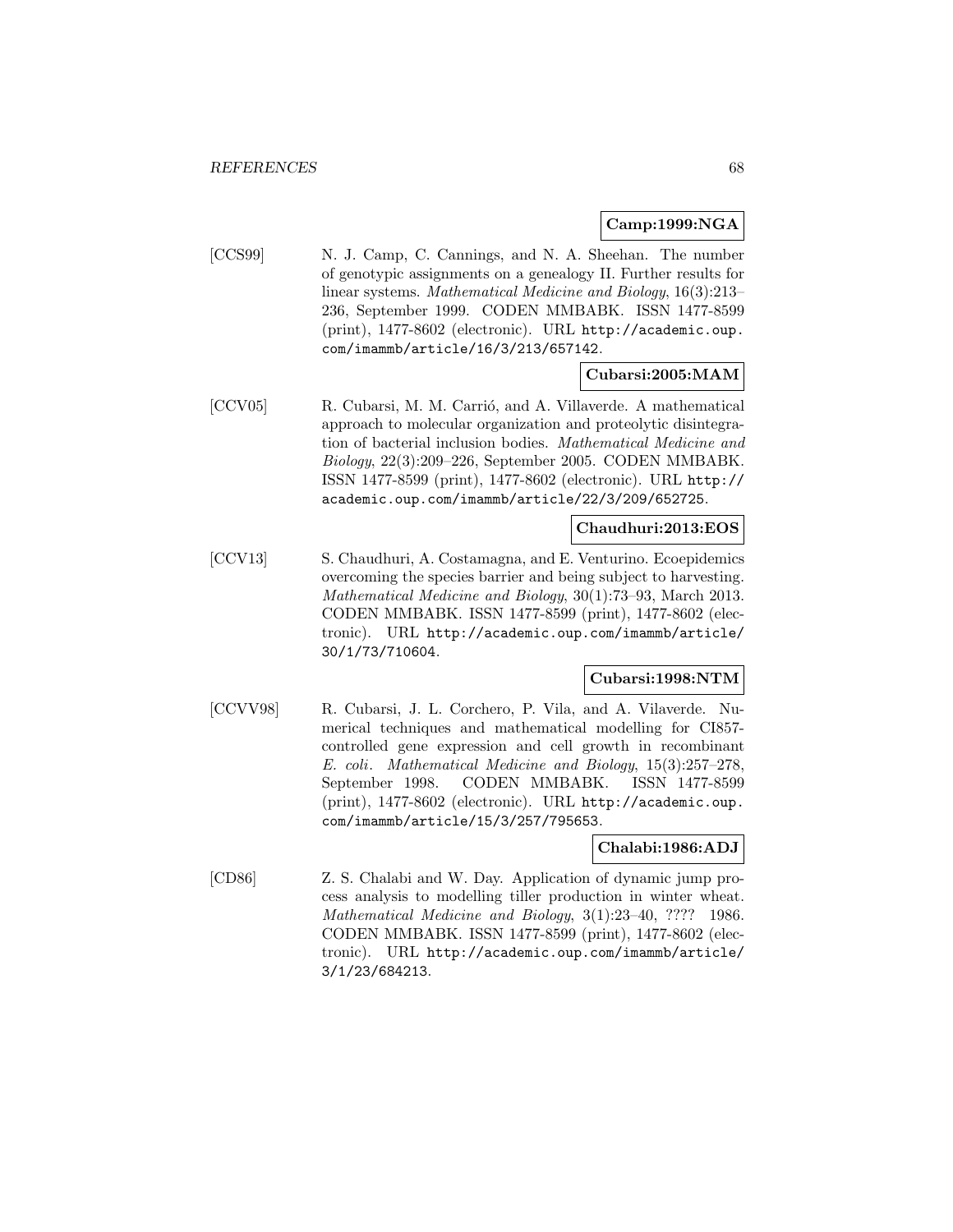**Camp:1999:NGA**

[CCS99] N. J. Camp, C. Cannings, and N. A. Sheehan. The number of genotypic assignments on a genealogy II. Further results for linear systems. *Mathematical Medicine and Biology*, 16(3):213–236, September 1999. CODEN MMBABK. ISSN 1477-8599 (print), 1477-8602 (electronic). URL `http://academic.oup.com/imammb/article/16/3/213/657142`.

**Cubarsi:2005:MAM**

[CCV05] R. Cubarsi, M. M. Carrió, and A. Villaverde. A mathematical approach to molecular organization and proteolytic disintegration of bacterial inclusion bodies. *Mathematical Medicine and Biology*, 22(3):209–226, September 2005. CODEN MMBABK. ISSN 1477-8599 (print), 1477-8602 (electronic). URL `http://academic.oup.com/imammb/article/22/3/209/652725`.

**Chaudhuri:2013:EOS**

[CCV13] S. Chaudhuri, A. Costamagna, and E. Venturino. Ecoepidemics overcoming the species barrier and being subject to harvesting. *Mathematical Medicine and Biology*, 30(1):73–93, March 2013. CODEN MMBABK. ISSN 1477-8599 (print), 1477-8602 (electronic). URL `http://academic.oup.com/imammb/article/30/1/73/710604`.

**Cubarsi:1998:NTM**

[CCVV98] R. Cubarsi, J. L. Corchero, P. Vila, and A. Vilaverde. Numerical techniques and mathematical modelling for CI857-controlled gene expression and cell growth in recombinant *E. coli*. *Mathematical Medicine and Biology*, 15(3):257–278, September 1998. CODEN MMBABK. ISSN 1477-8599 (print), 1477-8602 (electronic). URL `http://academic.oup.com/imammb/article/15/3/257/795653`.

**Chalabi:1986:ADJ**

[CD86] Z. S. Chalabi and W. Day. Application of dynamic jump process analysis to modelling tiller production in winter wheat. *Mathematical Medicine and Biology*, 3(1):23–40, ???? 1986. CODEN MMBABK. ISSN 1477-8599 (print), 1477-8602 (electronic). URL `http://academic.oup.com/imammb/article/3/1/23/684213`.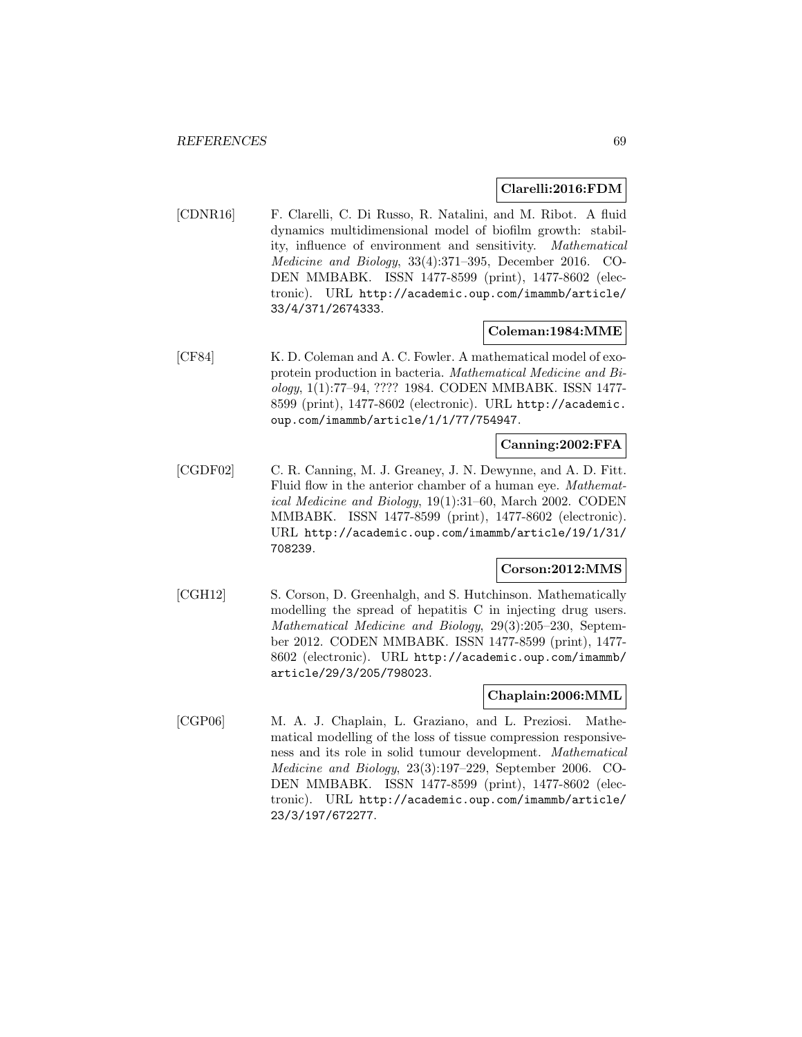**Clarelli:2016:FDM**

[CDNR16] F. Clarelli, C. Di Russo, R. Natalini, and M. Ribot. A fluid dynamics multidimensional model of biofilm growth: stability, influence of environment and sensitivity. *Mathematical Medicine and Biology*, 33(4):371–395, December 2016. CODEN MMBABK. ISSN 1477-8599 (print), 1477-8602 (electronic). URL http://academic.oup.com/imammb/article/33/4/371/2674333.

**Coleman:1984:MME**

[CF84] K. D. Coleman and A. C. Fowler. A mathematical model of exoprotein production in bacteria. *Mathematical Medicine and Biology*, 1(1):77–94, ???? 1984. CODEN MMBABK. ISSN 1477-8599 (print), 1477-8602 (electronic). URL http://academic.oup.com/imammb/article/1/1/77/754947.

**Canning:2002:FFA**

[CGDF02] C. R. Canning, M. J. Greaney, J. N. Dewynne, and A. D. Fitt. Fluid flow in the anterior chamber of a human eye. *Mathematical Medicine and Biology*, 19(1):31–60, March 2002. CODEN MMBABK. ISSN 1477-8599 (print), 1477-8602 (electronic). URL http://academic.oup.com/imammb/article/19/1/31/708239.

**Corson:2012:MMS**

[CGH12] S. Corson, D. Greenhalgh, and S. Hutchinson. Mathematically modelling the spread of hepatitis C in injecting drug users. *Mathematical Medicine and Biology*, 29(3):205–230, September 2012. CODEN MMBABK. ISSN 1477-8599 (print), 1477-8602 (electronic). URL http://academic.oup.com/imammb/article/29/3/205/798023.

**Chaplain:2006:MML**

[CGP06] M. A. J. Chaplain, L. Graziano, and L. Preziosi. Mathematical modelling of the loss of tissue compression responsiveness and its role in solid tumour development. *Mathematical Medicine and Biology*, 23(3):197–229, September 2006. CODEN MMBABK. ISSN 1477-8599 (print), 1477-8602 (electronic). URL http://academic.oup.com/imammb/article/23/3/197/672277.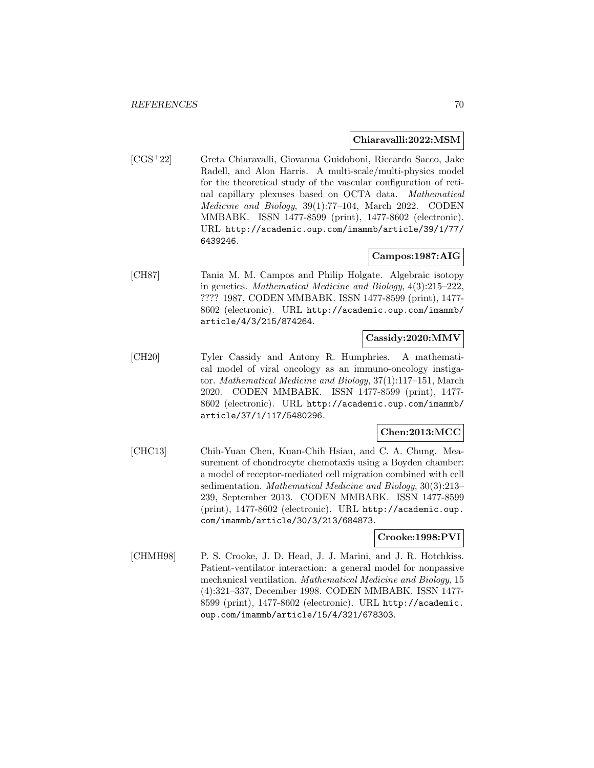**Chiaravalli:2022:MSM**

[CGS+22] Greta Chiaravalli, Giovanna Guidoboni, Riccardo Sacco, Jake Radell, and Alon Harris. A multi-scale/multi-physics model for the theoretical study of the vascular configuration of retinal capillary plexuses based on OCTA data. *Mathematical Medicine and Biology*, 39(1):77–104, March 2022. CODEN MMBABK. ISSN 1477-8599 (print), 1477-8602 (electronic). URL `http://academic.oup.com/imammb/article/39/1/77/6439246`.

**Campos:1987:AIG**

[CH87] Tania M. M. Campos and Philip Holgate. Algebraic isotopy in genetics. *Mathematical Medicine and Biology*, 4(3):215–222, ???? 1987. CODEN MMBABK. ISSN 1477-8599 (print), 1477-8602 (electronic). URL `http://academic.oup.com/imammb/article/4/3/215/874264`.

**Cassidy:2020:MMV**

[CH20] Tyler Cassidy and Antony R. Humphries. A mathematical model of viral oncology as an immuno-oncology instigator. *Mathematical Medicine and Biology*, 37(1):117–151, March 2020. CODEN MMBABK. ISSN 1477-8599 (print), 1477-8602 (electronic). URL `http://academic.oup.com/imammb/article/37/1/117/5480296`.

**Chen:2013:MCC**

[CHC13] Chih-Yuan Chen, Kuan-Chih Hsiau, and C. A. Chung. Measurement of chondrocyte chemotaxis using a Boyden chamber: a model of receptor-mediated cell migration combined with cell sedimentation. *Mathematical Medicine and Biology*, 30(3):213–239, September 2013. CODEN MMBABK. ISSN 1477-8599 (print), 1477-8602 (electronic). URL `http://academic.oup.com/imammb/article/30/3/213/684873`.

**Crooke:1998:PVI**

[CHMH98] P. S. Crooke, J. D. Head, J. J. Marini, and J. R. Hotchkiss. Patient-ventilator interaction: a general model for nonpassive mechanical ventilation. *Mathematical Medicine and Biology*, 15 (4):321–337, December 1998. CODEN MMBABK. ISSN 1477-8599 (print), 1477-8602 (electronic). URL `http://academic.oup.com/imammb/article/15/4/321/678303`.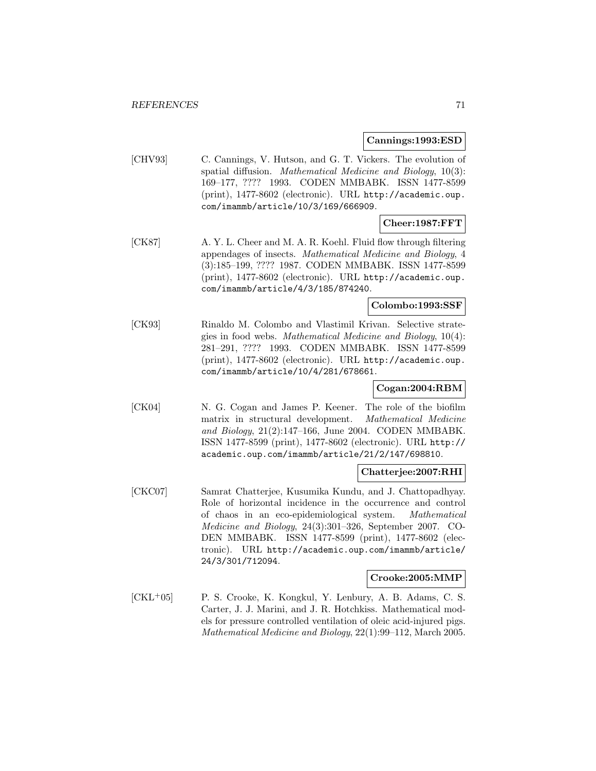**Cannings:1993:ESD**

[CHV93] C. Cannings, V. Hutson, and G. T. Vickers. The evolution of spatial diffusion. *Mathematical Medicine and Biology*, 10(3): 169–177, ???? 1993. CODEN MMBABK. ISSN 1477-8599 (print), 1477-8602 (electronic). URL http://academic.oup.com/imammb/article/10/3/169/666909.

**Cheer:1987:FFT**

[CK87] A. Y. L. Cheer and M. A. R. Koehl. Fluid flow through filtering appendages of insects. *Mathematical Medicine and Biology*, 4 (3):185–199, ???? 1987. CODEN MMBABK. ISSN 1477-8599 (print), 1477-8602 (electronic). URL http://academic.oup.com/imammb/article/4/3/185/874240.

**Colombo:1993:SSF**

[CK93] Rinaldo M. Colombo and Vlastimil Krivan. Selective strategies in food webs. *Mathematical Medicine and Biology*, 10(4): 281–291, ???? 1993. CODEN MMBABK. ISSN 1477-8599 (print), 1477-8602 (electronic). URL http://academic.oup.com/imammb/article/10/4/281/678661.

**Cogan:2004:RBM**

[CK04] N. G. Cogan and James P. Keener. The role of the biofilm matrix in structural development. *Mathematical Medicine and Biology*, 21(2):147–166, June 2004. CODEN MMBABK. ISSN 1477-8599 (print), 1477-8602 (electronic). URL http://academic.oup.com/imammb/article/21/2/147/698810.

**Chatterjee:2007:RHI**

[CKC07] Samrat Chatterjee, Kusumika Kundu, and J. Chattopadhyay. Role of horizontal incidence in the occurrence and control of chaos in an eco-epidemiological system. *Mathematical Medicine and Biology*, 24(3):301–326, September 2007. CODEN MMBABK. ISSN 1477-8599 (print), 1477-8602 (electronic). URL http://academic.oup.com/imammb/article/24/3/301/712094.

**Crooke:2005:MMP**

[CKL+05] P. S. Crooke, K. Kongkul, Y. Lenbury, A. B. Adams, C. S. Carter, J. J. Marini, and J. R. Hotchkiss. Mathematical models for pressure controlled ventilation of oleic acid-injured pigs. *Mathematical Medicine and Biology*, 22(1):99–112, March 2005.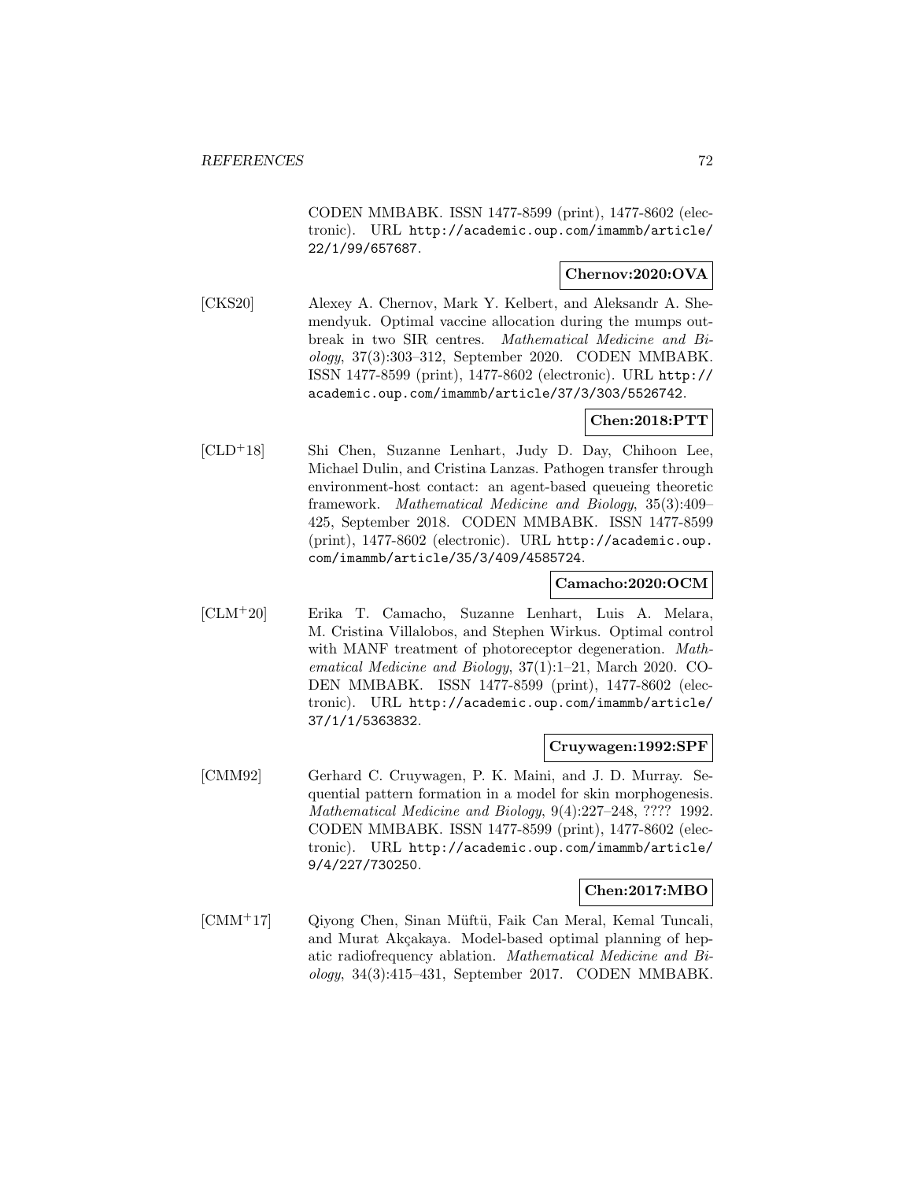CODEN MMBABK. ISSN 1477-8599 (print), 1477-8602 (electronic). URL http://academic.oup.com/imammb/article/22/1/99/657687.

**Chernov:2020:OVA**

[CKS20] Alexey A. Chernov, Mark Y. Kelbert, and Aleksandr A. Shemendyuk. Optimal vaccine allocation during the mumps outbreak in two SIR centres. *Mathematical Medicine and Biology*, 37(3):303–312, September 2020. CODEN MMBABK. ISSN 1477-8599 (print), 1477-8602 (electronic). URL http://academic.oup.com/imammb/article/37/3/303/5526742.

**Chen:2018:PTT**

[CLD+18] Shi Chen, Suzanne Lenhart, Judy D. Day, Chihoon Lee, Michael Dulin, and Cristina Lanzas. Pathogen transfer through environment-host contact: an agent-based queueing theoretic framework. *Mathematical Medicine and Biology*, 35(3):409–425, September 2018. CODEN MMBABK. ISSN 1477-8599 (print), 1477-8602 (electronic). URL http://academic.oup.com/imammb/article/35/3/409/4585724.

**Camacho:2020:OCM**

[CLM+20] Erika T. Camacho, Suzanne Lenhart, Luis A. Melara, M. Cristina Villalobos, and Stephen Wirkus. Optimal control with MANF treatment of photoreceptor degeneration. *Mathematical Medicine and Biology*, 37(1):1–21, March 2020. CODEN MMBABK. ISSN 1477-8599 (print), 1477-8602 (electronic). URL http://academic.oup.com/imammb/article/37/1/1/5363832.

**Cruywagen:1992:SPF**

[CMM92] Gerhard C. Cruywagen, P. K. Maini, and J. D. Murray. Sequential pattern formation in a model for skin morphogenesis. *Mathematical Medicine and Biology*, 9(4):227–248, ???? 1992. CODEN MMBABK. ISSN 1477-8599 (print), 1477-8602 (electronic). URL http://academic.oup.com/imammb/article/9/4/227/730250.

**Chen:2017:MBO**

[CMM+17] Qiyong Chen, Sinan Müftü, Faik Can Meral, Kemal Tuncali, and Murat Akçakaya. Model-based optimal planning of hepatic radiofrequency ablation. *Mathematical Medicine and Biology*, 34(3):415–431, September 2017. CODEN MMBABK.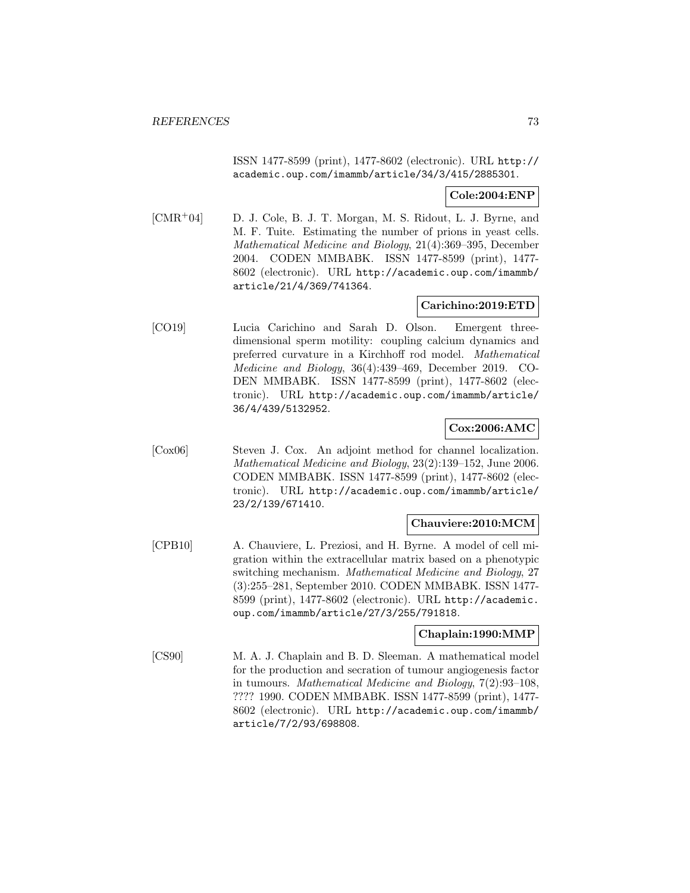ISSN 1477-8599 (print), 1477-8602 (electronic). URL http://academic.oup.com/imammb/article/34/3/415/2885301.

**Cole:2004:ENP**

[CMR+04] D. J. Cole, B. J. T. Morgan, M. S. Ridout, L. J. Byrne, and M. F. Tuite. Estimating the number of prions in yeast cells. *Mathematical Medicine and Biology*, 21(4):369–395, December 2004. CODEN MMBABK. ISSN 1477-8599 (print), 1477-8602 (electronic). URL http://academic.oup.com/imammb/article/21/4/369/741364.

**Carichino:2019:ETD**

[CO19] Lucia Carichino and Sarah D. Olson. Emergent three-dimensional sperm motility: coupling calcium dynamics and preferred curvature in a Kirchhoff rod model. *Mathematical Medicine and Biology*, 36(4):439–469, December 2019. CODEN MMBABK. ISSN 1477-8599 (print), 1477-8602 (electronic). URL http://academic.oup.com/imammb/article/36/4/439/5132952.

**Cox:2006:AMC**

[Cox06] Steven J. Cox. An adjoint method for channel localization. *Mathematical Medicine and Biology*, 23(2):139–152, June 2006. CODEN MMBABK. ISSN 1477-8599 (print), 1477-8602 (electronic). URL http://academic.oup.com/imammb/article/23/2/139/671410.

**Chauviere:2010:MCM**

[CPB10] A. Chauviere, L. Preziosi, and H. Byrne. A model of cell migration within the extracellular matrix based on a phenotypic switching mechanism. *Mathematical Medicine and Biology*, 27 (3):255–281, September 2010. CODEN MMBABK. ISSN 1477-8599 (print), 1477-8602 (electronic). URL http://academic.oup.com/imammb/article/27/3/255/791818.

**Chaplain:1990:MMP**

[CS90] M. A. J. Chaplain and B. D. Sleeman. A mathematical model for the production and secration of tumour angiogenesis factor in tumours. *Mathematical Medicine and Biology*, 7(2):93–108, ???? 1990. CODEN MMBABK. ISSN 1477-8599 (print), 1477-8602 (electronic). URL http://academic.oup.com/imammb/article/7/2/93/698808.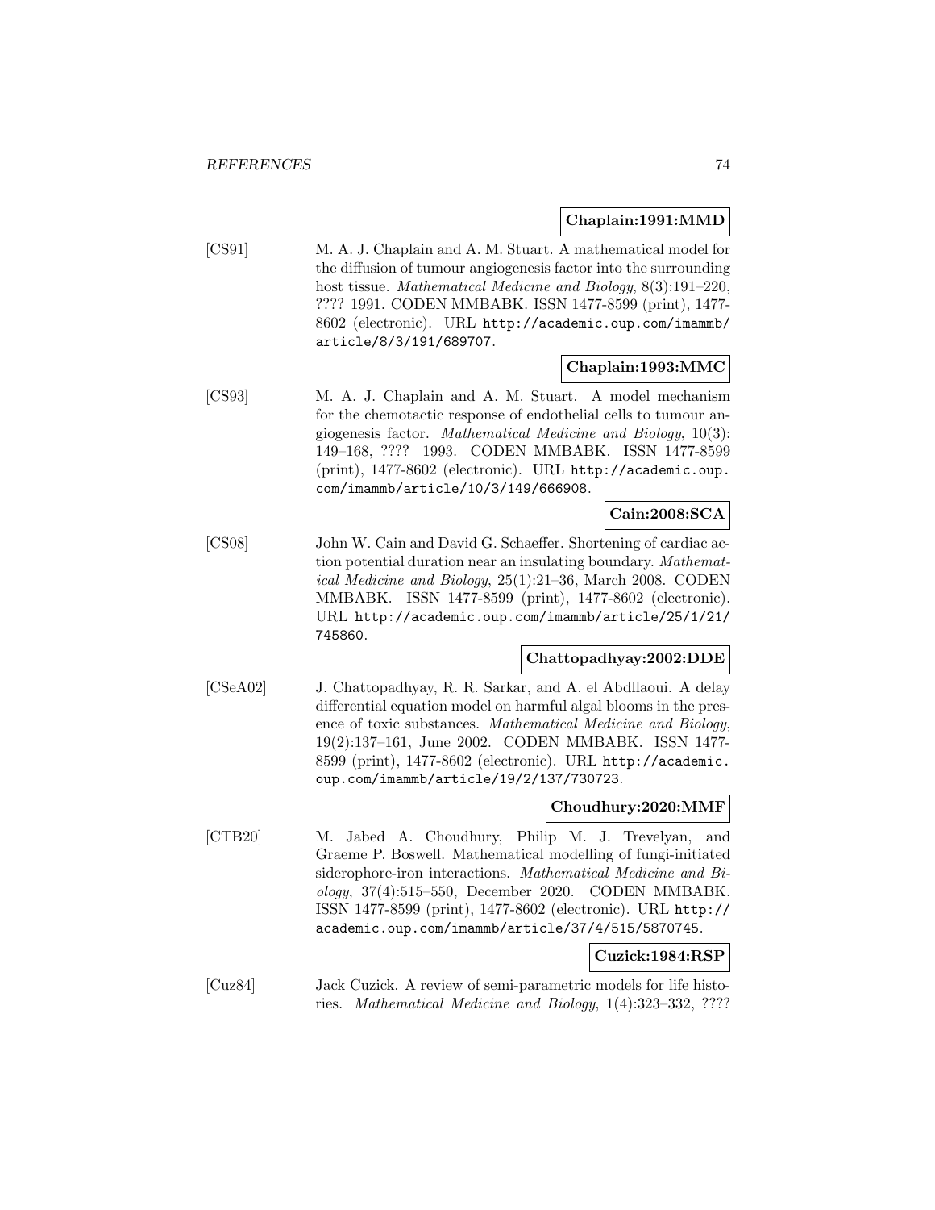**Chaplain:1991:MMD**

[CS91] M. A. J. Chaplain and A. M. Stuart. A mathematical model for the diffusion of tumour angiogenesis factor into the surrounding host tissue. *Mathematical Medicine and Biology*, 8(3):191–220, ???? 1991. CODEN MMBABK. ISSN 1477-8599 (print), 1477-8602 (electronic). URL http://academic.oup.com/imammb/article/8/3/191/689707.

**Chaplain:1993:MMC**

[CS93] M. A. J. Chaplain and A. M. Stuart. A model mechanism for the chemotactic response of endothelial cells to tumour angiogenesis factor. *Mathematical Medicine and Biology*, 10(3): 149–168, ???? 1993. CODEN MMBABK. ISSN 1477-8599 (print), 1477-8602 (electronic). URL http://academic.oup.com/imammb/article/10/3/149/666908.

**Cain:2008:SCA**

[CS08] John W. Cain and David G. Schaeffer. Shortening of cardiac action potential duration near an insulating boundary. *Mathematical Medicine and Biology*, 25(1):21–36, March 2008. CODEN MMBABK. ISSN 1477-8599 (print), 1477-8602 (electronic). URL http://academic.oup.com/imammb/article/25/1/21/745860.

**Chattopadhyay:2002:DDE**

[CSeA02] J. Chattopadhyay, R. R. Sarkar, and A. el Abdllaoui. A delay differential equation model on harmful algal blooms in the presence of toxic substances. *Mathematical Medicine and Biology*, 19(2):137–161, June 2002. CODEN MMBABK. ISSN 1477-8599 (print), 1477-8602 (electronic). URL http://academic.oup.com/imammb/article/19/2/137/730723.

**Choudhury:2020:MMF**

[CTB20] M. Jabed A. Choudhury, Philip M. J. Trevelyan, and Graeme P. Boswell. Mathematical modelling of fungi-initiated siderophore-iron interactions. *Mathematical Medicine and Biology*, 37(4):515–550, December 2020. CODEN MMBABK. ISSN 1477-8599 (print), 1477-8602 (electronic). URL http://academic.oup.com/imammb/article/37/4/515/5870745.

**Cuzick:1984:RSP**

[Cuz84] Jack Cuzick. A review of semi-parametric models for life histories. *Mathematical Medicine and Biology*, 1(4):323–332, ????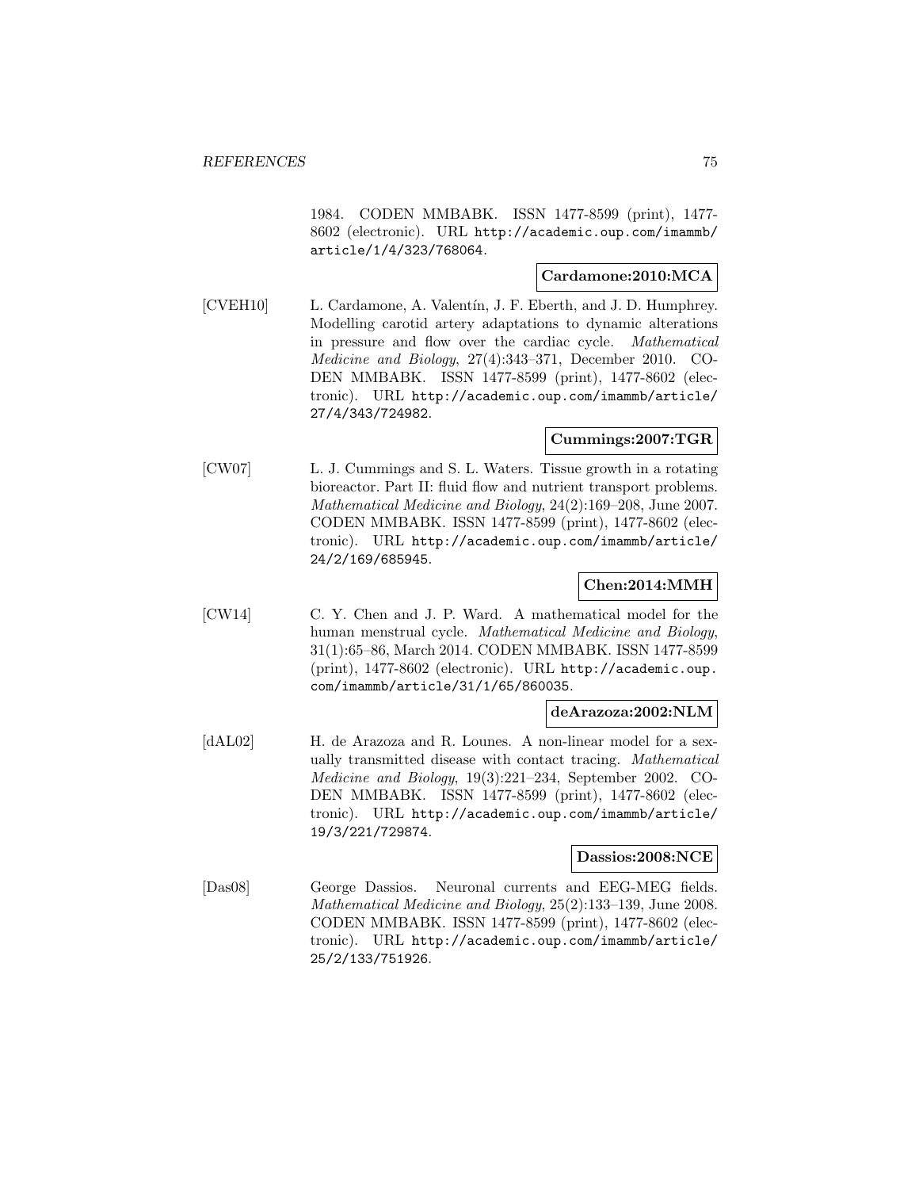1984. CODEN MMBABK. ISSN 1477-8599 (print), 1477-8602 (electronic). URL http://academic.oup.com/imammb/article/1/4/323/768064.

**Cardamone:2010:MCA**

[CVEH10] L. Cardamone, A. Valentín, J. F. Eberth, and J. D. Humphrey. Modelling carotid artery adaptations to dynamic alterations in pressure and flow over the cardiac cycle. *Mathematical Medicine and Biology*, 27(4):343–371, December 2010. CODEN MMBABK. ISSN 1477-8599 (print), 1477-8602 (electronic). URL http://academic.oup.com/imammb/article/27/4/343/724982.

**Cummings:2007:TGR**

[CW07] L. J. Cummings and S. L. Waters. Tissue growth in a rotating bioreactor. Part II: fluid flow and nutrient transport problems. *Mathematical Medicine and Biology*, 24(2):169–208, June 2007. CODEN MMBABK. ISSN 1477-8599 (print), 1477-8602 (electronic). URL http://academic.oup.com/imammb/article/24/2/169/685945.

**Chen:2014:MMH**

[CW14] C. Y. Chen and J. P. Ward. A mathematical model for the human menstrual cycle. *Mathematical Medicine and Biology*, 31(1):65–86, March 2014. CODEN MMBABK. ISSN 1477-8599 (print), 1477-8602 (electronic). URL http://academic.oup.com/imammb/article/31/1/65/860035.

**deArazoza:2002:NLM**

[dAL02] H. de Arazoza and R. Lounes. A non-linear model for a sexually transmitted disease with contact tracing. *Mathematical Medicine and Biology*, 19(3):221–234, September 2002. CODEN MMBABK. ISSN 1477-8599 (print), 1477-8602 (electronic). URL http://academic.oup.com/imammb/article/19/3/221/729874.

**Dassios:2008:NCE**

[Das08] George Dassios. Neuronal currents and EEG-MEG fields. *Mathematical Medicine and Biology*, 25(2):133–139, June 2008. CODEN MMBABK. ISSN 1477-8599 (print), 1477-8602 (electronic). URL http://academic.oup.com/imammb/article/25/2/133/751926.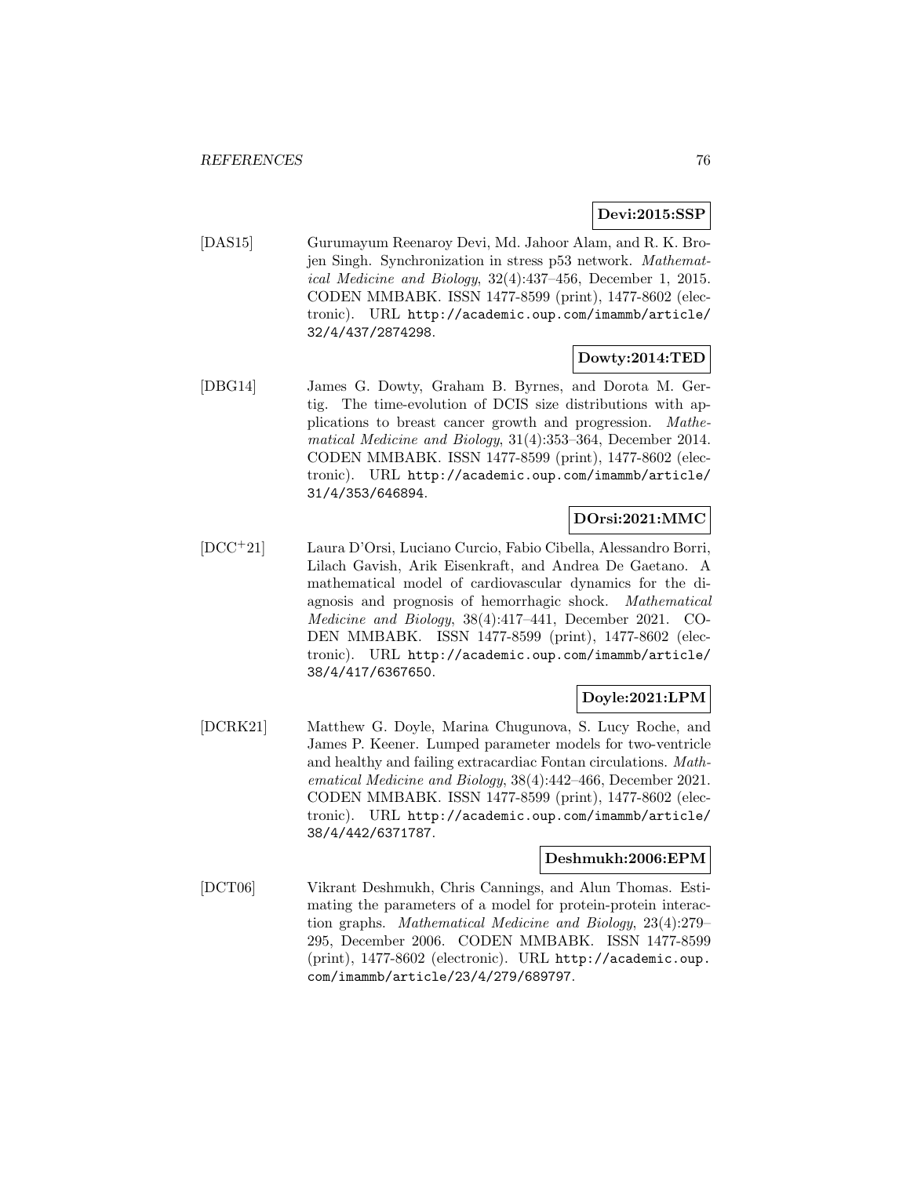**Devi:2015:SSP**

[DAS15] Gurumayum Reenaroy Devi, Md. Jahoor Alam, and R. K. Brojen Singh. Synchronization in stress p53 network. *Mathematical Medicine and Biology*, 32(4):437–456, December 1, 2015. CODEN MMBABK. ISSN 1477-8599 (print), 1477-8602 (electronic). URL http://academic.oup.com/imammb/article/32/4/437/2874298.

**Dowty:2014:TED**

[DBG14] James G. Dowty, Graham B. Byrnes, and Dorota M. Gertig. The time-evolution of DCIS size distributions with applications to breast cancer growth and progression. *Mathematical Medicine and Biology*, 31(4):353–364, December 2014. CODEN MMBABK. ISSN 1477-8599 (print), 1477-8602 (electronic). URL http://academic.oup.com/imammb/article/31/4/353/646894.

**DOrsi:2021:MMC**

[DCC+21] Laura D'Orsi, Luciano Curcio, Fabio Cibella, Alessandro Borri, Lilach Gavish, Arik Eisenkraft, and Andrea De Gaetano. A mathematical model of cardiovascular dynamics for the diagnosis and prognosis of hemorrhagic shock. *Mathematical Medicine and Biology*, 38(4):417–441, December 2021. CODEN MMBABK. ISSN 1477-8599 (print), 1477-8602 (electronic). URL http://academic.oup.com/imammb/article/38/4/417/6367650.

**Doyle:2021:LPM**

[DCRK21] Matthew G. Doyle, Marina Chugunova, S. Lucy Roche, and James P. Keener. Lumped parameter models for two-ventricle and healthy and failing extracardiac Fontan circulations. *Mathematical Medicine and Biology*, 38(4):442–466, December 2021. CODEN MMBABK. ISSN 1477-8599 (print), 1477-8602 (electronic). URL http://academic.oup.com/imammb/article/38/4/442/6371787.

**Deshmukh:2006:EPM**

[DCT06] Vikrant Deshmukh, Chris Cannings, and Alun Thomas. Estimating the parameters of a model for protein-protein interaction graphs. *Mathematical Medicine and Biology*, 23(4):279–295, December 2006. CODEN MMBABK. ISSN 1477-8599 (print), 1477-8602 (electronic). URL http://academic.oup.com/imammb/article/23/4/279/689797.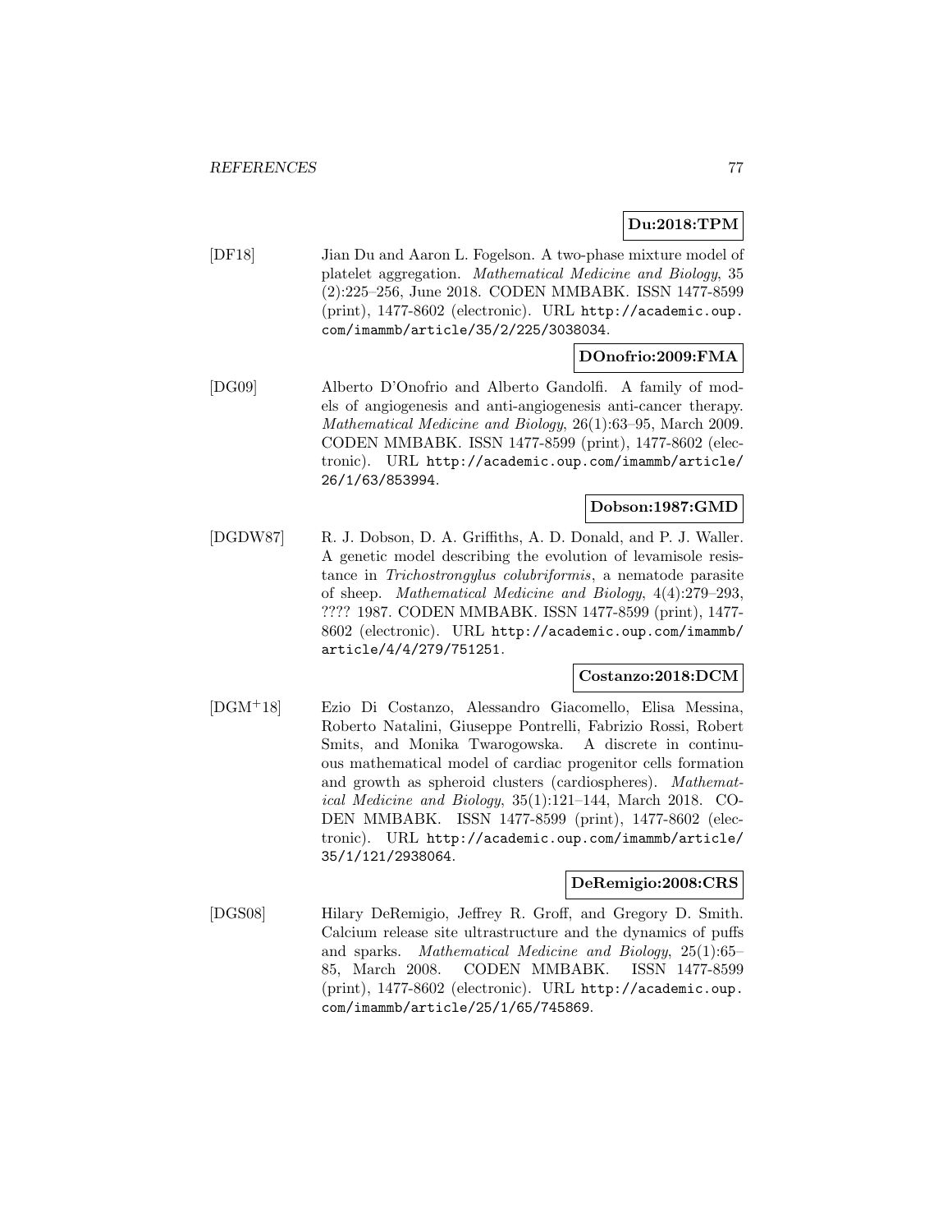**Du:2018:TPM**

[DF18] Jian Du and Aaron L. Fogelson. A two-phase mixture model of platelet aggregation. *Mathematical Medicine and Biology*, 35 (2):225–256, June 2018. CODEN MMBABK. ISSN 1477-8599 (print), 1477-8602 (electronic). URL http://academic.oup.com/imammb/article/35/2/225/3038034.

**DOnofrio:2009:FMA**

[DG09] Alberto D'Onofrio and Alberto Gandolfi. A family of models of angiogenesis and anti-angiogenesis anti-cancer therapy. *Mathematical Medicine and Biology*, 26(1):63–95, March 2009. CODEN MMBABK. ISSN 1477-8599 (print), 1477-8602 (electronic). URL http://academic.oup.com/imammb/article/26/1/63/853994.

**Dobson:1987:GMD**

[DGDW87] R. J. Dobson, D. A. Griffiths, A. D. Donald, and P. J. Waller. A genetic model describing the evolution of levamisole resistance in *Trichostrongylus colubriformis*, a nematode parasite of sheep. *Mathematical Medicine and Biology*, 4(4):279–293, ???? 1987. CODEN MMBABK. ISSN 1477-8599 (print), 1477-8602 (electronic). URL http://academic.oup.com/imammb/article/4/4/279/751251.

**Costanzo:2018:DCM**

[DGM+18] Ezio Di Costanzo, Alessandro Giacomello, Elisa Messina, Roberto Natalini, Giuseppe Pontrelli, Fabrizio Rossi, Robert Smits, and Monika Twarogowska. A discrete in continuous mathematical model of cardiac progenitor cells formation and growth as spheroid clusters (cardiospheres). *Mathematical Medicine and Biology*, 35(1):121–144, March 2018. CODEN MMBABK. ISSN 1477-8599 (print), 1477-8602 (electronic). URL http://academic.oup.com/imammb/article/35/1/121/2938064.

**DeRemigio:2008:CRS**

[DGS08] Hilary DeRemigio, Jeffrey R. Groff, and Gregory D. Smith. Calcium release site ultrastructure and the dynamics of puffs and sparks. *Mathematical Medicine and Biology*, 25(1):65–85, March 2008. CODEN MMBABK. ISSN 1477-8599 (print), 1477-8602 (electronic). URL http://academic.oup.com/imammb/article/25/1/65/745869.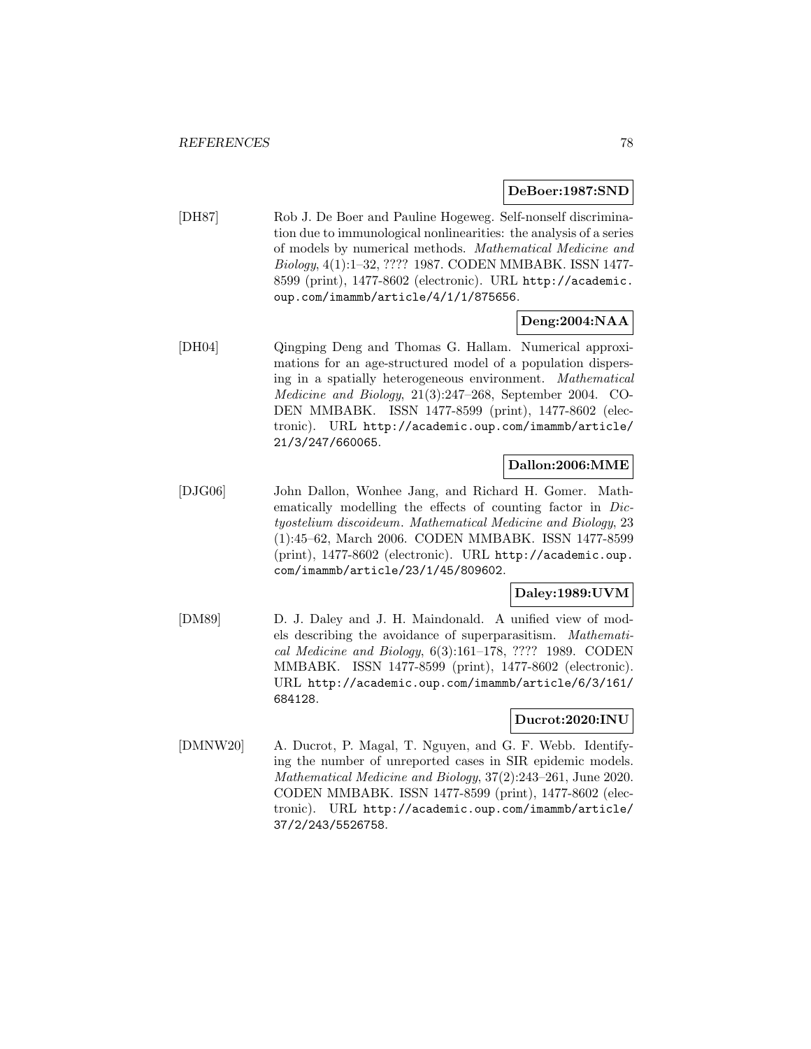**DeBoer:1987:SND**

[DH87] Rob J. De Boer and Pauline Hogeweg. Self-nonself discrimination due to immunological nonlinearities: the analysis of a series of models by numerical methods. *Mathematical Medicine and Biology*, 4(1):1–32, ???? 1987. CODEN MMBABK. ISSN 1477-8599 (print), 1477-8602 (electronic). URL `http://academic.oup.com/imammb/article/4/1/1/875656`.

**Deng:2004:NAA**

[DH04] Qingping Deng and Thomas G. Hallam. Numerical approximations for an age-structured model of a population dispersing in a spatially heterogeneous environment. *Mathematical Medicine and Biology*, 21(3):247–268, September 2004. CODEN MMBABK. ISSN 1477-8599 (print), 1477-8602 (electronic). URL `http://academic.oup.com/imammb/article/21/3/247/660065`.

**Dallon:2006:MME**

[DJG06] John Dallon, Wonhee Jang, and Richard H. Gomer. Mathematically modelling the effects of counting factor in *Dictyostelium discoideum*. *Mathematical Medicine and Biology*, 23 (1):45–62, March 2006. CODEN MMBABK. ISSN 1477-8599 (print), 1477-8602 (electronic). URL `http://academic.oup.com/imammb/article/23/1/45/809602`.

**Daley:1989:UVM**

[DM89] D. J. Daley and J. H. Maindonald. A unified view of models describing the avoidance of superparasitism. *Mathematical Medicine and Biology*, 6(3):161–178, ???? 1989. CODEN MMBABK. ISSN 1477-8599 (print), 1477-8602 (electronic). URL `http://academic.oup.com/imammb/article/6/3/161/684128`.

**Ducrot:2020:INU**

[DMNW20] A. Ducrot, P. Magal, T. Nguyen, and G. F. Webb. Identifying the number of unreported cases in SIR epidemic models. *Mathematical Medicine and Biology*, 37(2):243–261, June 2020. CODEN MMBABK. ISSN 1477-8599 (print), 1477-8602 (electronic). URL `http://academic.oup.com/imammb/article/37/2/243/5526758`.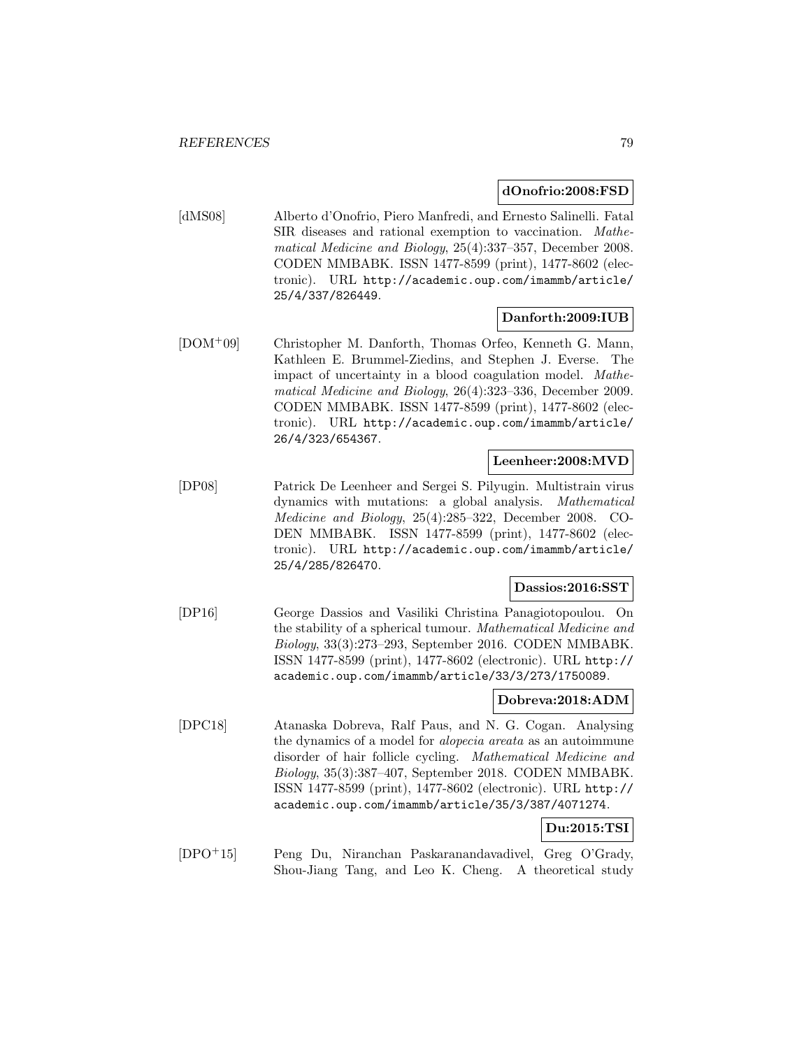**dOnofrio:2008:FSD**

[dMS08] Alberto d'Onofrio, Piero Manfredi, and Ernesto Salinelli. Fatal SIR diseases and rational exemption to vaccination. *Mathematical Medicine and Biology*, 25(4):337–357, December 2008. CODEN MMBABK. ISSN 1477-8599 (print), 1477-8602 (electronic). URL `http://academic.oup.com/imammb/article/25/4/337/826449`.

**Danforth:2009:IUB**

[DOM+09] Christopher M. Danforth, Thomas Orfeo, Kenneth G. Mann, Kathleen E. Brummel-Ziedins, and Stephen J. Everse. The impact of uncertainty in a blood coagulation model. *Mathematical Medicine and Biology*, 26(4):323–336, December 2009. CODEN MMBABK. ISSN 1477-8599 (print), 1477-8602 (electronic). URL `http://academic.oup.com/imammb/article/26/4/323/654367`.

**Leenheer:2008:MVD**

[DP08] Patrick De Leenheer and Sergei S. Pilyugin. Multistrain virus dynamics with mutations: a global analysis. *Mathematical Medicine and Biology*, 25(4):285–322, December 2008. CODEN MMBABK. ISSN 1477-8599 (print), 1477-8602 (electronic). URL `http://academic.oup.com/imammb/article/25/4/285/826470`.

**Dassios:2016:SST**

[DP16] George Dassios and Vasiliki Christina Panagiotopoulou. On the stability of a spherical tumour. *Mathematical Medicine and Biology*, 33(3):273–293, September 2016. CODEN MMBABK. ISSN 1477-8599 (print), 1477-8602 (electronic). URL `http://academic.oup.com/imammb/article/33/3/273/1750089`.

**Dobreva:2018:ADM**

[DPC18] Atanaska Dobreva, Ralf Paus, and N. G. Cogan. Analysing the dynamics of a model for *alopecia areata* as an autoimmune disorder of hair follicle cycling. *Mathematical Medicine and Biology*, 35(3):387–407, September 2018. CODEN MMBABK. ISSN 1477-8599 (print), 1477-8602 (electronic). URL `http://academic.oup.com/imammb/article/35/3/387/4071274`.

**Du:2015:TSI**

[DPO+15] Peng Du, Niranchan Paskaranandavadivel, Greg O'Grady, Shou-Jiang Tang, and Leo K. Cheng. A theoretical study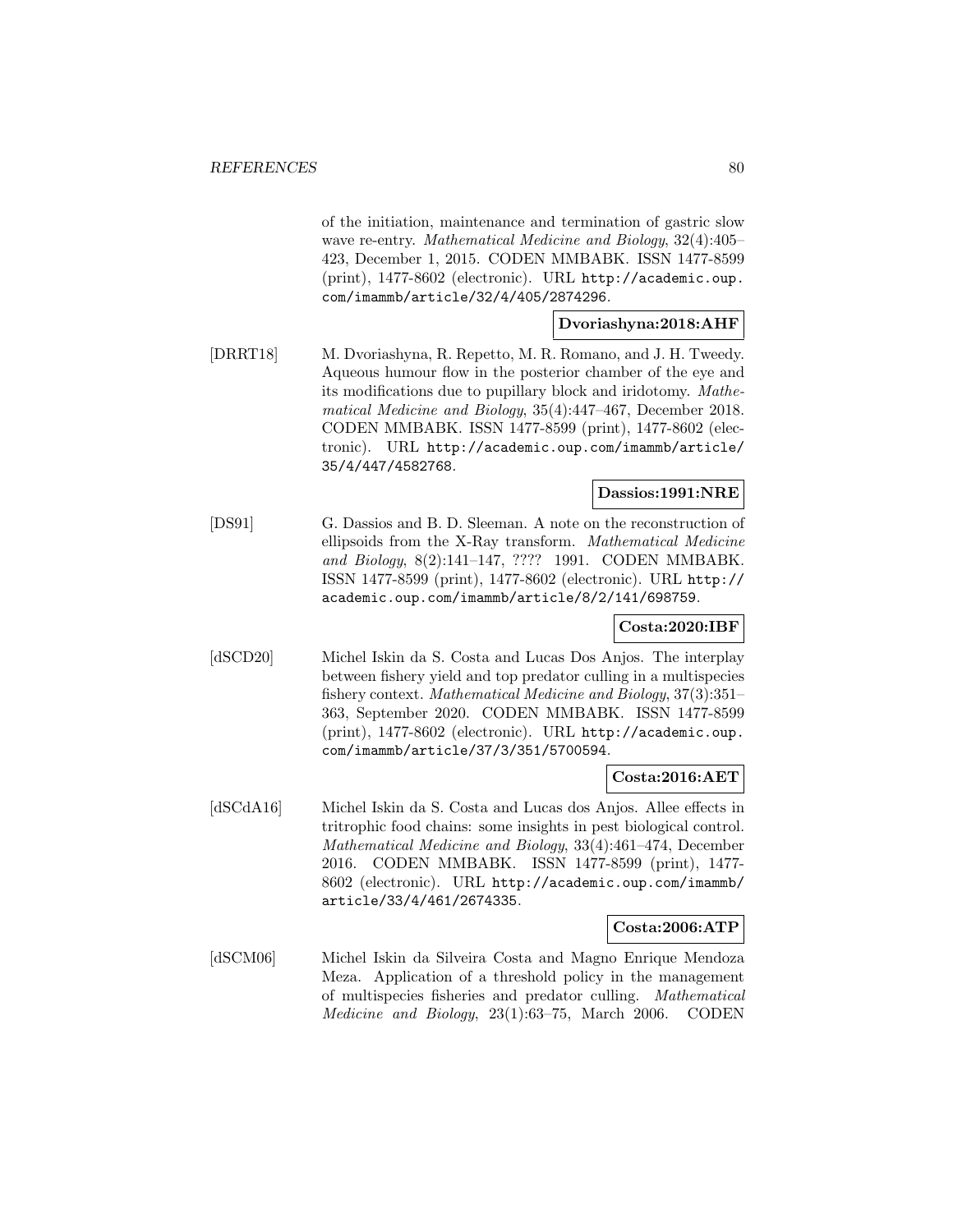of the initiation, maintenance and termination of gastric slow wave re-entry. *Mathematical Medicine and Biology*, 32(4):405–423, December 1, 2015. CODEN MMBABK. ISSN 1477-8599 (print), 1477-8602 (electronic). URL http://academic.oup.com/imammb/article/32/4/405/2874296.

**Dvoriashyna:2018:AHF**

[DRRT18] M. Dvoriashyna, R. Repetto, M. R. Romano, and J. H. Tweedy. Aqueous humour flow in the posterior chamber of the eye and its modifications due to pupillary block and iridotomy. *Mathematical Medicine and Biology*, 35(4):447–467, December 2018. CODEN MMBABK. ISSN 1477-8599 (print), 1477-8602 (electronic). URL http://academic.oup.com/imammb/article/35/4/447/4582768.

**Dassios:1991:NRE**

[DS91] G. Dassios and B. D. Sleeman. A note on the reconstruction of ellipsoids from the X-Ray transform. *Mathematical Medicine and Biology*, 8(2):141–147, ???? 1991. CODEN MMBABK. ISSN 1477-8599 (print), 1477-8602 (electronic). URL http://academic.oup.com/imammb/article/8/2/141/698759.

**Costa:2020:IBF**

[dSCD20] Michel Iskin da S. Costa and Lucas Dos Anjos. The interplay between fishery yield and top predator culling in a multispecies fishery context. *Mathematical Medicine and Biology*, 37(3):351–363, September 2020. CODEN MMBABK. ISSN 1477-8599 (print), 1477-8602 (electronic). URL http://academic.oup.com/imammb/article/37/3/351/5700594.

**Costa:2016:AET**

[dSCdA16] Michel Iskin da S. Costa and Lucas dos Anjos. Allee effects in tritrophic food chains: some insights in pest biological control. *Mathematical Medicine and Biology*, 33(4):461–474, December 2016. CODEN MMBABK. ISSN 1477-8599 (print), 1477-8602 (electronic). URL http://academic.oup.com/imammb/article/33/4/461/2674335.

**Costa:2006:ATP**

[dSCM06] Michel Iskin da Silveira Costa and Magno Enrique Mendoza Meza. Application of a threshold policy in the management of multispecies fisheries and predator culling. *Mathematical Medicine and Biology*, 23(1):63–75, March 2006. CODEN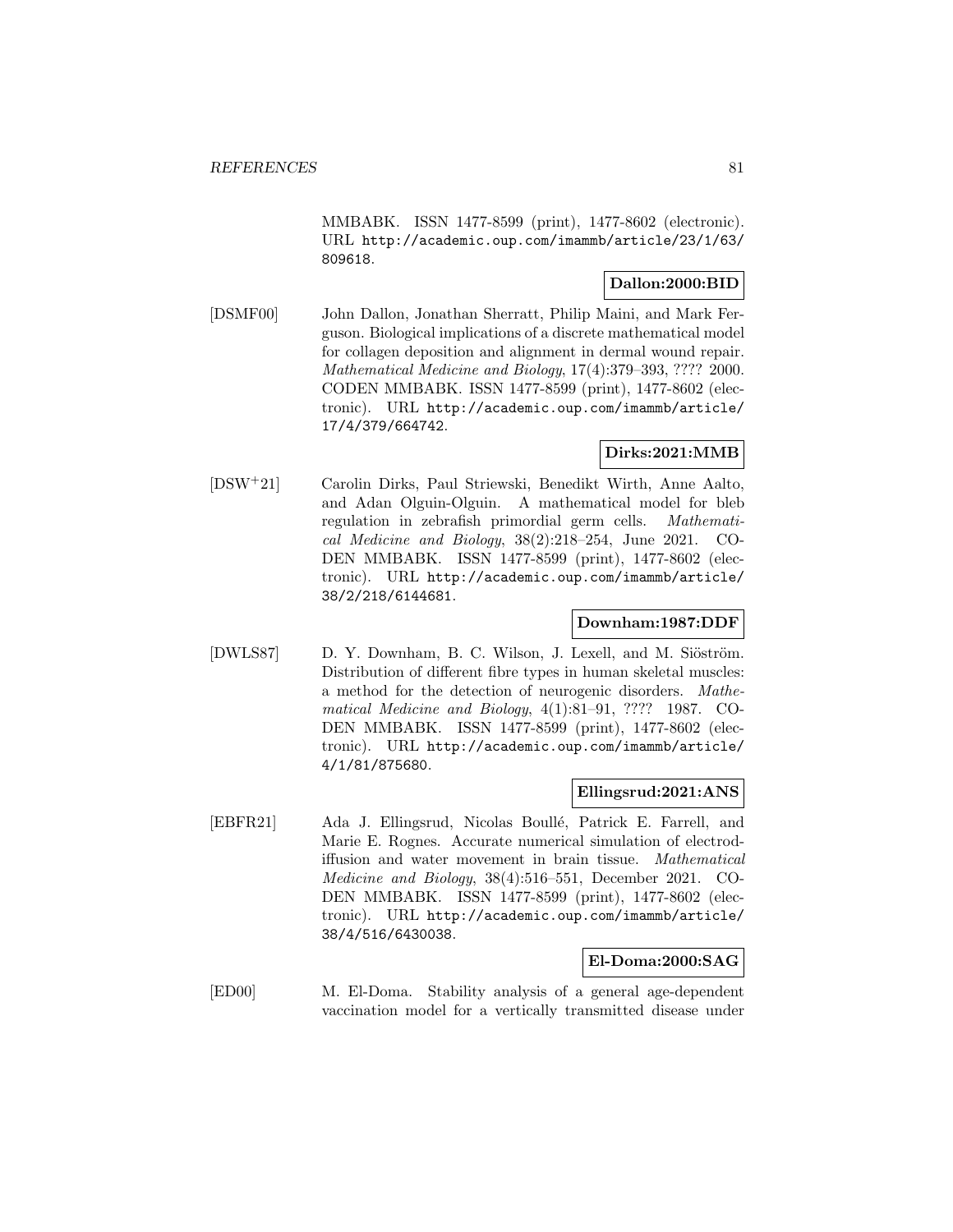MMBABK. ISSN 1477-8599 (print), 1477-8602 (electronic). URL http://academic.oup.com/imammb/article/23/1/63/809618.

**Dallon:2000:BID**

[DSMF00] John Dallon, Jonathan Sherratt, Philip Maini, and Mark Ferguson. Biological implications of a discrete mathematical model for collagen deposition and alignment in dermal wound repair. *Mathematical Medicine and Biology*, 17(4):379–393, ???? 2000. CODEN MMBABK. ISSN 1477-8599 (print), 1477-8602 (electronic). URL http://academic.oup.com/imammb/article/17/4/379/664742.

**Dirks:2021:MMB**

[DSW+21] Carolin Dirks, Paul Striewski, Benedikt Wirth, Anne Aalto, and Adan Olguin-Olguin. A mathematical model for bleb regulation in zebrafish primordial germ cells. *Mathematical Medicine and Biology*, 38(2):218–254, June 2021. CODEN MMBABK. ISSN 1477-8599 (print), 1477-8602 (electronic). URL http://academic.oup.com/imammb/article/38/2/218/6144681.

**Downham:1987:DDF**

[DWLS87] D. Y. Downham, B. C. Wilson, J. Lexell, and M. Siöström. Distribution of different fibre types in human skeletal muscles: a method for the detection of neurogenic disorders. *Mathematical Medicine and Biology*, 4(1):81–91, ???? 1987. CODEN MMBABK. ISSN 1477-8599 (print), 1477-8602 (electronic). URL http://academic.oup.com/imammb/article/4/1/81/875680.

**Ellingsrud:2021:ANS**

[EBFR21] Ada J. Ellingsrud, Nicolas Boullé, Patrick E. Farrell, and Marie E. Rognes. Accurate numerical simulation of electrodiffusion and water movement in brain tissue. *Mathematical Medicine and Biology*, 38(4):516–551, December 2021. CODEN MMBABK. ISSN 1477-8599 (print), 1477-8602 (electronic). URL http://academic.oup.com/imammb/article/38/4/516/6430038.

**El-Doma:2000:SAG**

[ED00] M. El-Doma. Stability analysis of a general age-dependent vaccination model for a vertically transmitted disease under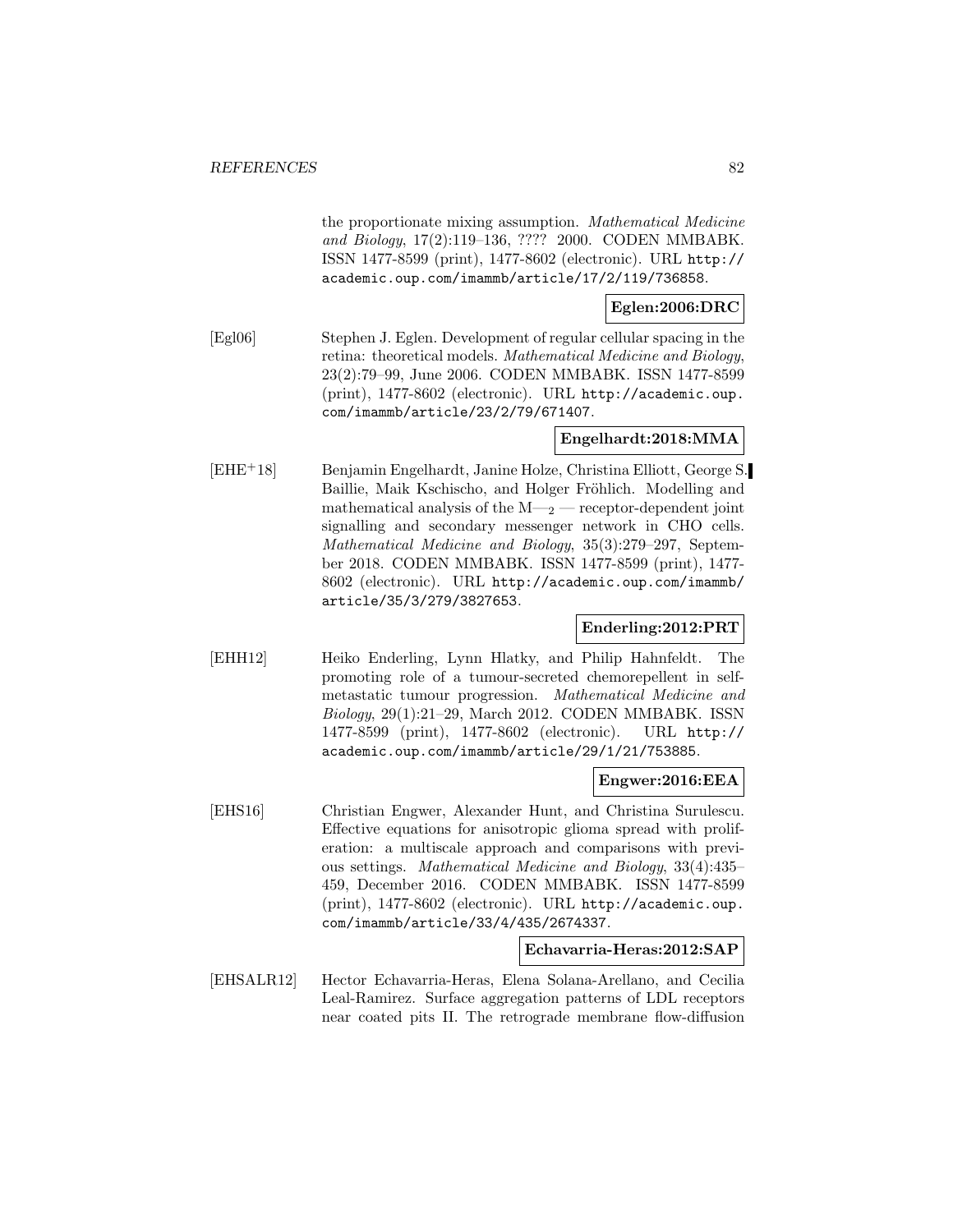the proportionate mixing assumption. *Mathematical Medicine and Biology*, 17(2):119–136, ???? 2000. CODEN MMBABK. ISSN 1477-8599 (print), 1477-8602 (electronic). URL http://academic.oup.com/imammb/article/17/2/119/736858.

**Eglen:2006:DRC**

[Egl06] Stephen J. Eglen. Development of regular cellular spacing in the retina: theoretical models. *Mathematical Medicine and Biology*, 23(2):79–99, June 2006. CODEN MMBABK. ISSN 1477-8599 (print), 1477-8602 (electronic). URL http://academic.oup.com/imammb/article/23/2/79/671407.

**Engelhardt:2018:MMA**

[EHE+18] Benjamin Engelhardt, Janine Holze, Christina Elliott, George S. Baillie, Maik Kschischo, and Holger Fröhlich. Modelling and mathematical analysis of the $M—_2$ — receptor-dependent joint signalling and secondary messenger network in CHO cells. *Mathematical Medicine and Biology*, 35(3):279–297, September 2018. CODEN MMBABK. ISSN 1477-8599 (print), 1477-8602 (electronic). URL http://academic.oup.com/imammb/article/35/3/279/3827653.

**Enderling:2012:PRT**

[EHH12] Heiko Enderling, Lynn Hlatky, and Philip Hahnfeldt. The promoting role of a tumour-secreted chemorepellent in self-metastatic tumour progression. *Mathematical Medicine and Biology*, 29(1):21–29, March 2012. CODEN MMBABK. ISSN 1477-8599 (print), 1477-8602 (electronic). URL http://academic.oup.com/imammb/article/29/1/21/753885.

**Engwer:2016:EEA**

[EHS16] Christian Engwer, Alexander Hunt, and Christina Surulescu. Effective equations for anisotropic glioma spread with proliferation: a multiscale approach and comparisons with previous settings. *Mathematical Medicine and Biology*, 33(4):435–459, December 2016. CODEN MMBABK. ISSN 1477-8599 (print), 1477-8602 (electronic). URL http://academic.oup.com/imammb/article/33/4/435/2674337.

**Echavarria-Heras:2012:SAP**

[EHSALR12] Hector Echavarria-Heras, Elena Solana-Arellano, and Cecilia Leal-Ramirez. Surface aggregation patterns of LDL receptors near coated pits II. The retrograde membrane flow-diffusion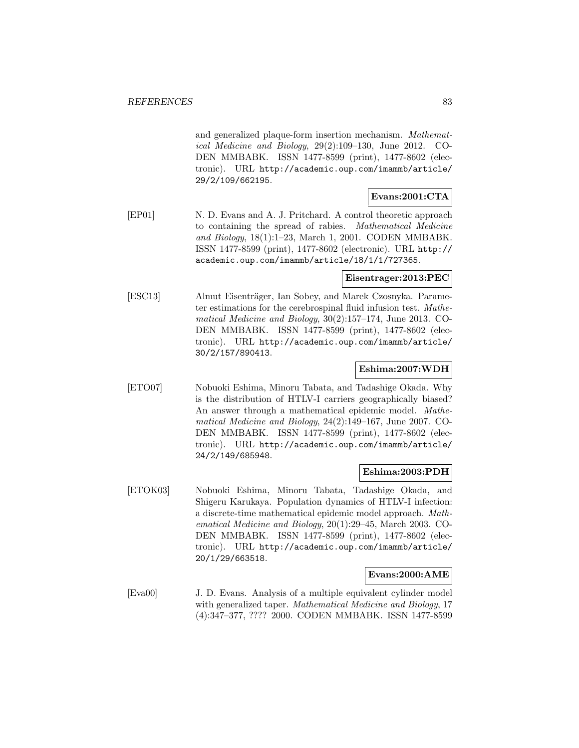and generalized plaque-form insertion mechanism. *Mathematical Medicine and Biology*, 29(2):109–130, June 2012. CODEN MMBABK. ISSN 1477-8599 (print), 1477-8602 (electronic). URL http://academic.oup.com/imammb/article/29/2/109/662195.

**Evans:2001:CTA**

[EP01] N. D. Evans and A. J. Pritchard. A control theoretic approach to containing the spread of rabies. *Mathematical Medicine and Biology*, 18(1):1–23, March 1, 2001. CODEN MMBABK. ISSN 1477-8599 (print), 1477-8602 (electronic). URL http://academic.oup.com/imammb/article/18/1/1/727365.

**Eisentrager:2013:PEC**

[ESC13] Almut Eisenträger, Ian Sobey, and Marek Czosnyka. Parameter estimations for the cerebrospinal fluid infusion test. *Mathematical Medicine and Biology*, 30(2):157–174, June 2013. CODEN MMBABK. ISSN 1477-8599 (print), 1477-8602 (electronic). URL http://academic.oup.com/imammb/article/30/2/157/890413.

**Eshima:2007:WDH**

[ETO07] Nobuoki Eshima, Minoru Tabata, and Tadashige Okada. Why is the distribution of HTLV-I carriers geographically biased? An answer through a mathematical epidemic model. *Mathematical Medicine and Biology*, 24(2):149–167, June 2007. CODEN MMBABK. ISSN 1477-8599 (print), 1477-8602 (electronic). URL http://academic.oup.com/imammb/article/24/2/149/685948.

**Eshima:2003:PDH**

[ETOK03] Nobuoki Eshima, Minoru Tabata, Tadashige Okada, and Shigeru Karukaya. Population dynamics of HTLV-I infection: a discrete-time mathematical epidemic model approach. *Mathematical Medicine and Biology*, 20(1):29–45, March 2003. CODEN MMBABK. ISSN 1477-8599 (print), 1477-8602 (electronic). URL http://academic.oup.com/imammb/article/20/1/29/663518.

**Evans:2000:AME**

[Eva00] J. D. Evans. Analysis of a multiple equivalent cylinder model with generalized taper. *Mathematical Medicine and Biology*, 17 (4):347–377, ???? 2000. CODEN MMBABK. ISSN 1477-8599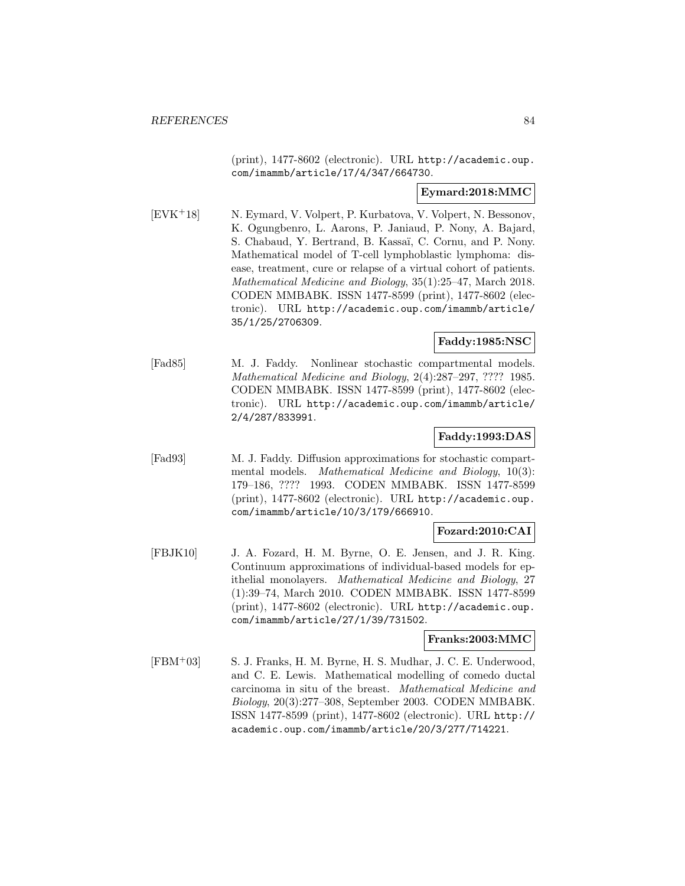(print), 1477-8602 (electronic). URL http://academic.oup.com/imammb/article/17/4/347/664730.

**Eymard:2018:MMC**

[EVK+18] N. Eymard, V. Volpert, P. Kurbatova, V. Volpert, N. Bessonov, K. Ogungbenro, L. Aarons, P. Janiaud, P. Nony, A. Bajard, S. Chabaud, Y. Bertrand, B. Kassaï, C. Cornu, and P. Nony. Mathematical model of T-cell lymphoblastic lymphoma: disease, treatment, cure or relapse of a virtual cohort of patients. *Mathematical Medicine and Biology*, 35(1):25–47, March 2018. CODEN MMBABK. ISSN 1477-8599 (print), 1477-8602 (electronic). URL http://academic.oup.com/imammb/article/35/1/25/2706309.

**Faddy:1985:NSC**

[Fad85] M. J. Faddy. Nonlinear stochastic compartmental models. *Mathematical Medicine and Biology*, 2(4):287–297, ???? 1985. CODEN MMBABK. ISSN 1477-8599 (print), 1477-8602 (electronic). URL http://academic.oup.com/imammb/article/2/4/287/833991.

**Faddy:1993:DAS**

[Fad93] M. J. Faddy. Diffusion approximations for stochastic compartmental models. *Mathematical Medicine and Biology*, 10(3): 179–186, ???? 1993. CODEN MMBABK. ISSN 1477-8599 (print), 1477-8602 (electronic). URL http://academic.oup.com/imammb/article/10/3/179/666910.

**Fozard:2010:CAI**

[FBJK10] J. A. Fozard, H. M. Byrne, O. E. Jensen, and J. R. King. Continuum approximations of individual-based models for epithelial monolayers. *Mathematical Medicine and Biology*, 27 (1):39–74, March 2010. CODEN MMBABK. ISSN 1477-8599 (print), 1477-8602 (electronic). URL http://academic.oup.com/imammb/article/27/1/39/731502.

**Franks:2003:MMC**

[FBM+03] S. J. Franks, H. M. Byrne, H. S. Mudhar, J. C. E. Underwood, and C. E. Lewis. Mathematical modelling of comedo ductal carcinoma in situ of the breast. *Mathematical Medicine and Biology*, 20(3):277–308, September 2003. CODEN MMBABK. ISSN 1477-8599 (print), 1477-8602 (electronic). URL http://academic.oup.com/imammb/article/20/3/277/714221.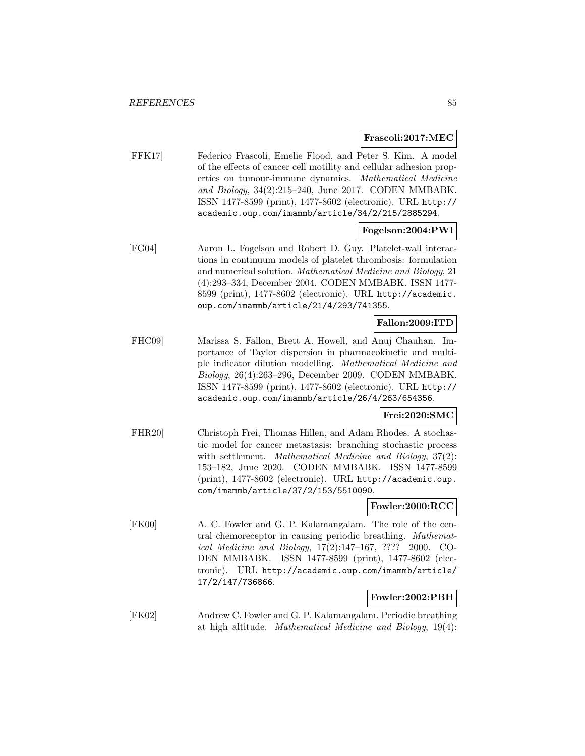**Frascoli:2017:MEC**

[FFK17] Federico Frascoli, Emelie Flood, and Peter S. Kim. A model of the effects of cancer cell motility and cellular adhesion properties on tumour-immune dynamics. *Mathematical Medicine and Biology*, 34(2):215–240, June 2017. CODEN MMBABK. ISSN 1477-8599 (print), 1477-8602 (electronic). URL `http://academic.oup.com/imammb/article/34/2/215/2885294`.

**Fogelson:2004:PWI**

[FG04] Aaron L. Fogelson and Robert D. Guy. Platelet-wall interactions in continuum models of platelet thrombosis: formulation and numerical solution. *Mathematical Medicine and Biology*, 21 (4):293–334, December 2004. CODEN MMBABK. ISSN 1477-8599 (print), 1477-8602 (electronic). URL `http://academic.oup.com/imammb/article/21/4/293/741355`.

**Fallon:2009:ITD**

[FHC09] Marissa S. Fallon, Brett A. Howell, and Anuj Chauhan. Importance of Taylor dispersion in pharmacokinetic and multiple indicator dilution modelling. *Mathematical Medicine and Biology*, 26(4):263–296, December 2009. CODEN MMBABK. ISSN 1477-8599 (print), 1477-8602 (electronic). URL `http://academic.oup.com/imammb/article/26/4/263/654356`.

**Frei:2020:SMC**

[FHR20] Christoph Frei, Thomas Hillen, and Adam Rhodes. A stochastic model for cancer metastasis: branching stochastic process with settlement. *Mathematical Medicine and Biology*, 37(2): 153–182, June 2020. CODEN MMBABK. ISSN 1477-8599 (print), 1477-8602 (electronic). URL `http://academic.oup.com/imammb/article/37/2/153/5510090`.

**Fowler:2000:RCC**

[FK00] A. C. Fowler and G. P. Kalamangalam. The role of the central chemoreceptor in causing periodic breathing. *Mathematical Medicine and Biology*, 17(2):147–167, ???? 2000. CODEN MMBABK. ISSN 1477-8599 (print), 1477-8602 (electronic). URL `http://academic.oup.com/imammb/article/17/2/147/736866`.

**Fowler:2002:PBH**

[FK02] Andrew C. Fowler and G. P. Kalamangalam. Periodic breathing at high altitude. *Mathematical Medicine and Biology*, 19(4):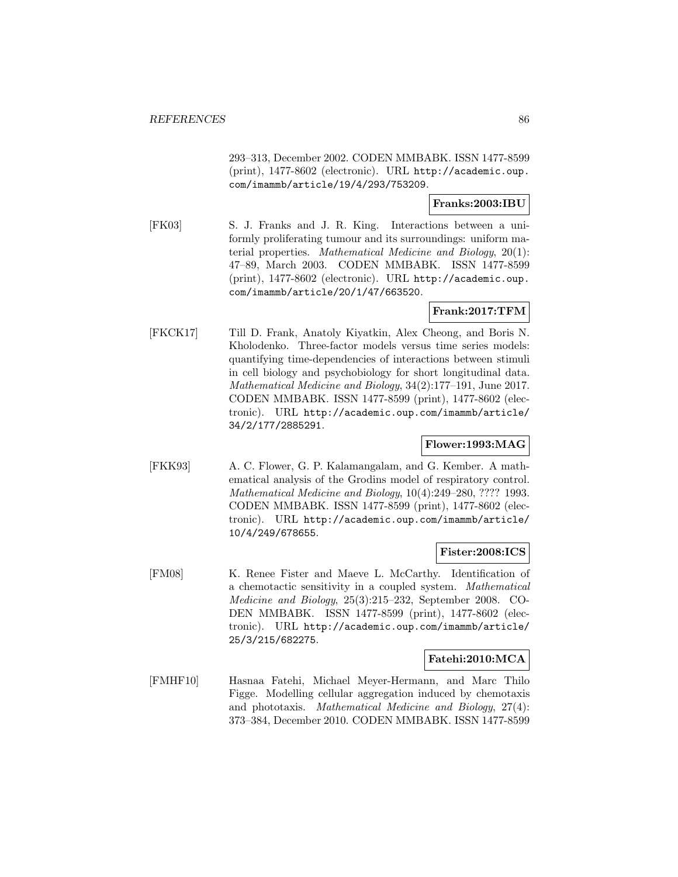293–313, December 2002. CODEN MMBABK. ISSN 1477-8599 (print), 1477-8602 (electronic). URL http://academic.oup.com/imammb/article/19/4/293/753209.

**Franks:2003:IBU**

[FK03] S. J. Franks and J. R. King. Interactions between a uniformly proliferating tumour and its surroundings: uniform material properties. *Mathematical Medicine and Biology*, 20(1): 47–89, March 2003. CODEN MMBABK. ISSN 1477-8599 (print), 1477-8602 (electronic). URL http://academic.oup.com/imammb/article/20/1/47/663520.

**Frank:2017:TFM**

[FKCK17] Till D. Frank, Anatoly Kiyatkin, Alex Cheong, and Boris N. Kholodenko. Three-factor models versus time series models: quantifying time-dependencies of interactions between stimuli in cell biology and psychobiology for short longitudinal data. *Mathematical Medicine and Biology*, 34(2):177–191, June 2017. CODEN MMBABK. ISSN 1477-8599 (print), 1477-8602 (electronic). URL http://academic.oup.com/imammb/article/34/2/177/2885291.

**Flower:1993:MAG**

[FKK93] A. C. Flower, G. P. Kalamangalam, and G. Kember. A mathematical analysis of the Grodins model of respiratory control. *Mathematical Medicine and Biology*, 10(4):249–280, ???? 1993. CODEN MMBABK. ISSN 1477-8599 (print), 1477-8602 (electronic). URL http://academic.oup.com/imammb/article/10/4/249/678655.

**Fister:2008:ICS**

[FM08] K. Renee Fister and Maeve L. McCarthy. Identification of a chemotactic sensitivity in a coupled system. *Mathematical Medicine and Biology*, 25(3):215–232, September 2008. CODEN MMBABK. ISSN 1477-8599 (print), 1477-8602 (electronic). URL http://academic.oup.com/imammb/article/25/3/215/682275.

**Fatehi:2010:MCA**

[FMHF10] Hasnaa Fatehi, Michael Meyer-Hermann, and Marc Thilo Figge. Modelling cellular aggregation induced by chemotaxis and phototaxis. *Mathematical Medicine and Biology*, 27(4): 373–384, December 2010. CODEN MMBABK. ISSN 1477-8599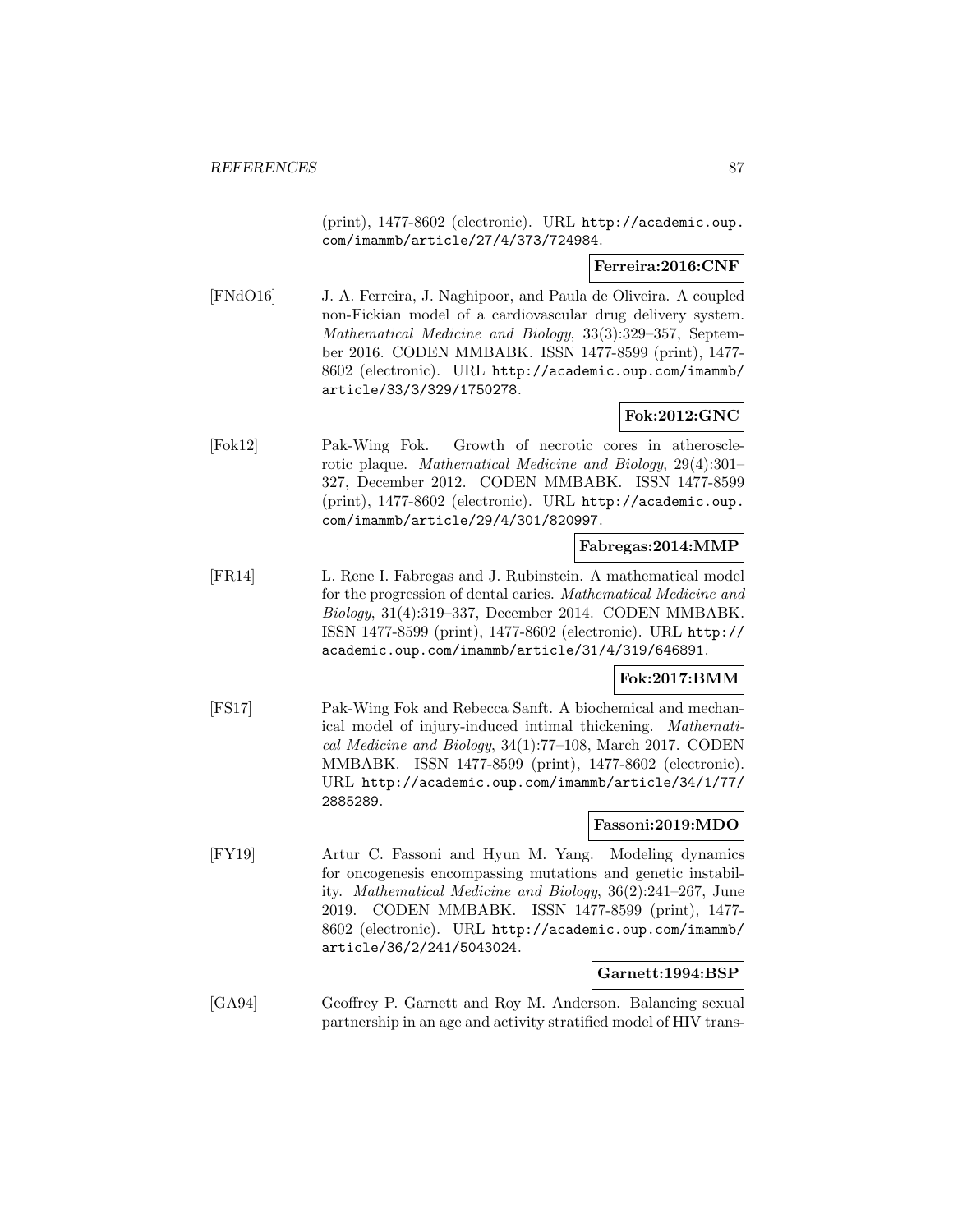(print), 1477-8602 (electronic). URL http://academic.oup.com/imammb/article/27/4/373/724984.

**Ferreira:2016:CNF**

[FNdO16] J. A. Ferreira, J. Naghipoor, and Paula de Oliveira. A coupled non-Fickian model of a cardiovascular drug delivery system. *Mathematical Medicine and Biology*, 33(3):329–357, September 2016. CODEN MMBABK. ISSN 1477-8599 (print), 1477-8602 (electronic). URL http://academic.oup.com/imammb/article/33/3/329/1750278.

**Fok:2012:GNC**

[Fok12] Pak-Wing Fok. Growth of necrotic cores in atherosclerotic plaque. *Mathematical Medicine and Biology*, 29(4):301–327, December 2012. CODEN MMBABK. ISSN 1477-8599 (print), 1477-8602 (electronic). URL http://academic.oup.com/imammb/article/29/4/301/820997.

**Fabregas:2014:MMP**

[FR14] L. Rene I. Fabregas and J. Rubinstein. A mathematical model for the progression of dental caries. *Mathematical Medicine and Biology*, 31(4):319–337, December 2014. CODEN MMBABK. ISSN 1477-8599 (print), 1477-8602 (electronic). URL http://academic.oup.com/imammb/article/31/4/319/646891.

**Fok:2017:BMM**

[FS17] Pak-Wing Fok and Rebecca Sanft. A biochemical and mechanical model of injury-induced intimal thickening. *Mathematical Medicine and Biology*, 34(1):77–108, March 2017. CODEN MMBABK. ISSN 1477-8599 (print), 1477-8602 (electronic). URL http://academic.oup.com/imammb/article/34/1/77/2885289.

**Fassoni:2019:MDO**

[FY19] Artur C. Fassoni and Hyun M. Yang. Modeling dynamics for oncogenesis encompassing mutations and genetic instability. *Mathematical Medicine and Biology*, 36(2):241–267, June 2019. CODEN MMBABK. ISSN 1477-8599 (print), 1477-8602 (electronic). URL http://academic.oup.com/imammb/article/36/2/241/5043024.

**Garnett:1994:BSP**

[GA94] Geoffrey P. Garnett and Roy M. Anderson. Balancing sexual partnership in an age and activity stratified model of HIV trans-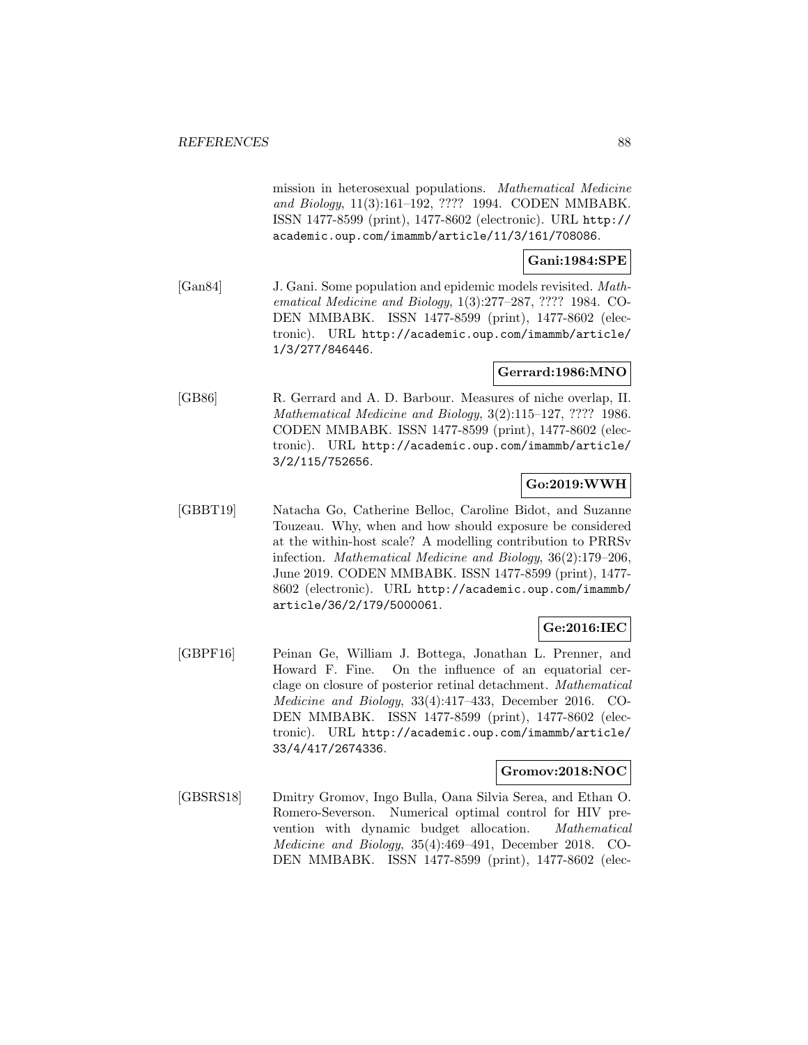mission in heterosexual populations. *Mathematical Medicine and Biology*, 11(3):161–192, ???? 1994. CODEN MMBABK. ISSN 1477-8599 (print), 1477-8602 (electronic). URL http://academic.oup.com/imammb/article/11/3/161/708086.

**Gani:1984:SPE**

[Gan84] J. Gani. Some population and epidemic models revisited. *Mathematical Medicine and Biology*, 1(3):277–287, ???? 1984. CODEN MMBABK. ISSN 1477-8599 (print), 1477-8602 (electronic). URL http://academic.oup.com/imammb/article/1/3/277/846446.

**Gerrard:1986:MNO**

[GB86] R. Gerrard and A. D. Barbour. Measures of niche overlap, II. *Mathematical Medicine and Biology*, 3(2):115–127, ???? 1986. CODEN MMBABK. ISSN 1477-8599 (print), 1477-8602 (electronic). URL http://academic.oup.com/imammb/article/3/2/115/752656.

**Go:2019:WWH**

[GBBT19] Natacha Go, Catherine Belloc, Caroline Bidot, and Suzanne Touzeau. Why, when and how should exposure be considered at the within-host scale? A modelling contribution to PRRSv infection. *Mathematical Medicine and Biology*, 36(2):179–206, June 2019. CODEN MMBABK. ISSN 1477-8599 (print), 1477-8602 (electronic). URL http://academic.oup.com/imammb/article/36/2/179/5000061.

**Ge:2016:IEC**

[GBPF16] Peinan Ge, William J. Bottega, Jonathan L. Prenner, and Howard F. Fine. On the influence of an equatorial cerclage on closure of posterior retinal detachment. *Mathematical Medicine and Biology*, 33(4):417–433, December 2016. CODEN MMBABK. ISSN 1477-8599 (print), 1477-8602 (electronic). URL http://academic.oup.com/imammb/article/33/4/417/2674336.

**Gromov:2018:NOC**

[GBSRS18] Dmitry Gromov, Ingo Bulla, Oana Silvia Serea, and Ethan O. Romero-Severson. Numerical optimal control for HIV prevention with dynamic budget allocation. *Mathematical Medicine and Biology*, 35(4):469–491, December 2018. CODEN MMBABK. ISSN 1477-8599 (print), 1477-8602 (elec-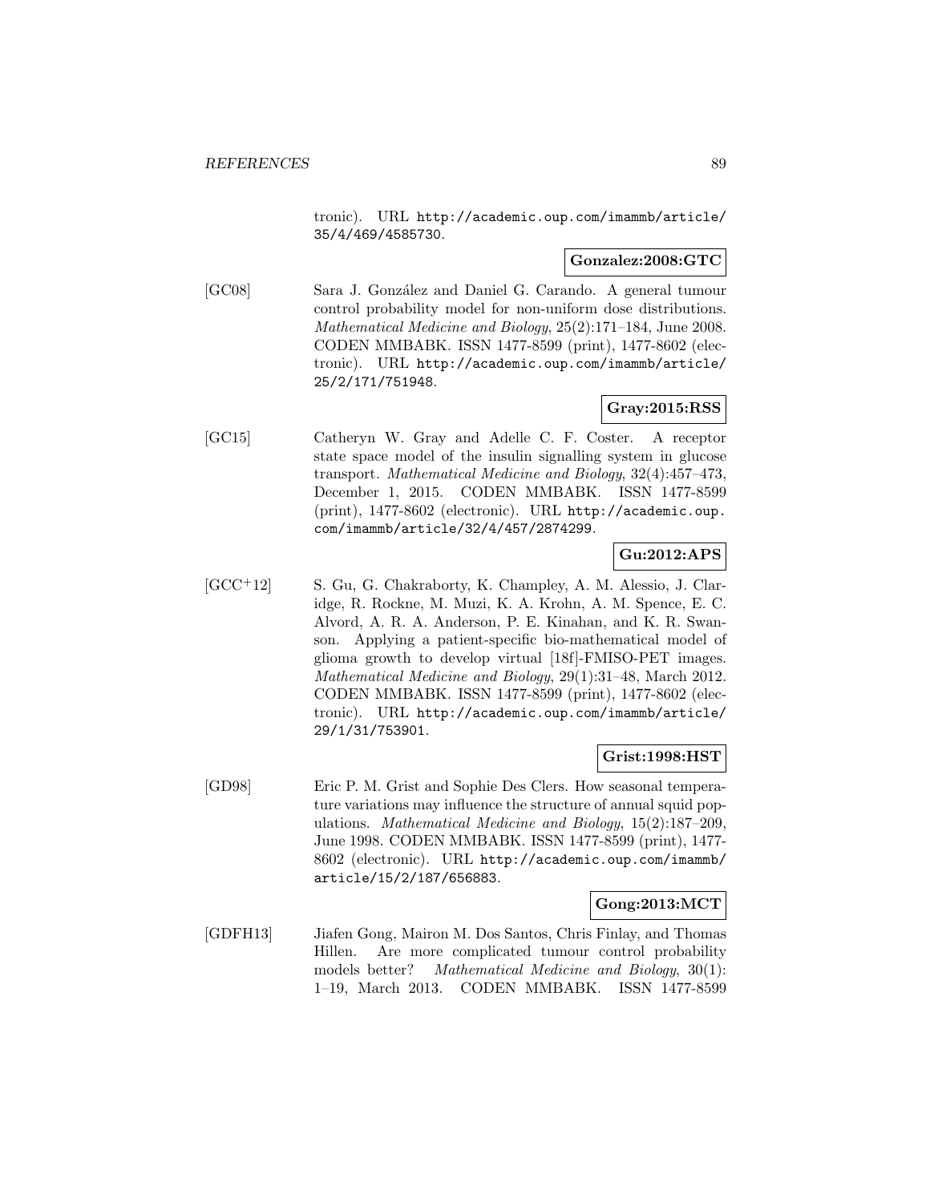tronic). URL http://academic.oup.com/imammb/article/35/4/469/4585730.

**Gonzalez:2008:GTC**

[GC08] Sara J. González and Daniel G. Carando. A general tumour control probability model for non-uniform dose distributions. *Mathematical Medicine and Biology*, 25(2):171–184, June 2008. CODEN MMBABK. ISSN 1477-8599 (print), 1477-8602 (electronic). URL http://academic.oup.com/imammb/article/25/2/171/751948.

**Gray:2015:RSS**

[GC15] Catheryn W. Gray and Adelle C. F. Coster. A receptor state space model of the insulin signalling system in glucose transport. *Mathematical Medicine and Biology*, 32(4):457–473, December 1, 2015. CODEN MMBABK. ISSN 1477-8599 (print), 1477-8602 (electronic). URL http://academic.oup.com/imammb/article/32/4/457/2874299.

**Gu:2012:APS**

[GCC+12] S. Gu, G. Chakraborty, K. Champley, A. M. Alessio, J. Claridge, R. Rockne, M. Muzi, K. A. Krohn, A. M. Spence, E. C. Alvord, A. R. A. Anderson, P. E. Kinahan, and K. R. Swanson. Applying a patient-specific bio-mathematical model of glioma growth to develop virtual [18f]-FMISO-PET images. *Mathematical Medicine and Biology*, 29(1):31–48, March 2012. CODEN MMBABK. ISSN 1477-8599 (print), 1477-8602 (electronic). URL http://academic.oup.com/imammb/article/29/1/31/753901.

**Grist:1998:HST**

[GD98] Eric P. M. Grist and Sophie Des Clers. How seasonal temperature variations may influence the structure of annual squid populations. *Mathematical Medicine and Biology*, 15(2):187–209, June 1998. CODEN MMBABK. ISSN 1477-8599 (print), 1477-8602 (electronic). URL http://academic.oup.com/imammb/article/15/2/187/656883.

**Gong:2013:MCT**

[GDFH13] Jiafen Gong, Mairon M. Dos Santos, Chris Finlay, and Thomas Hillen. Are more complicated tumour control probability models better? *Mathematical Medicine and Biology*, 30(1):1–19, March 2013. CODEN MMBABK. ISSN 1477-8599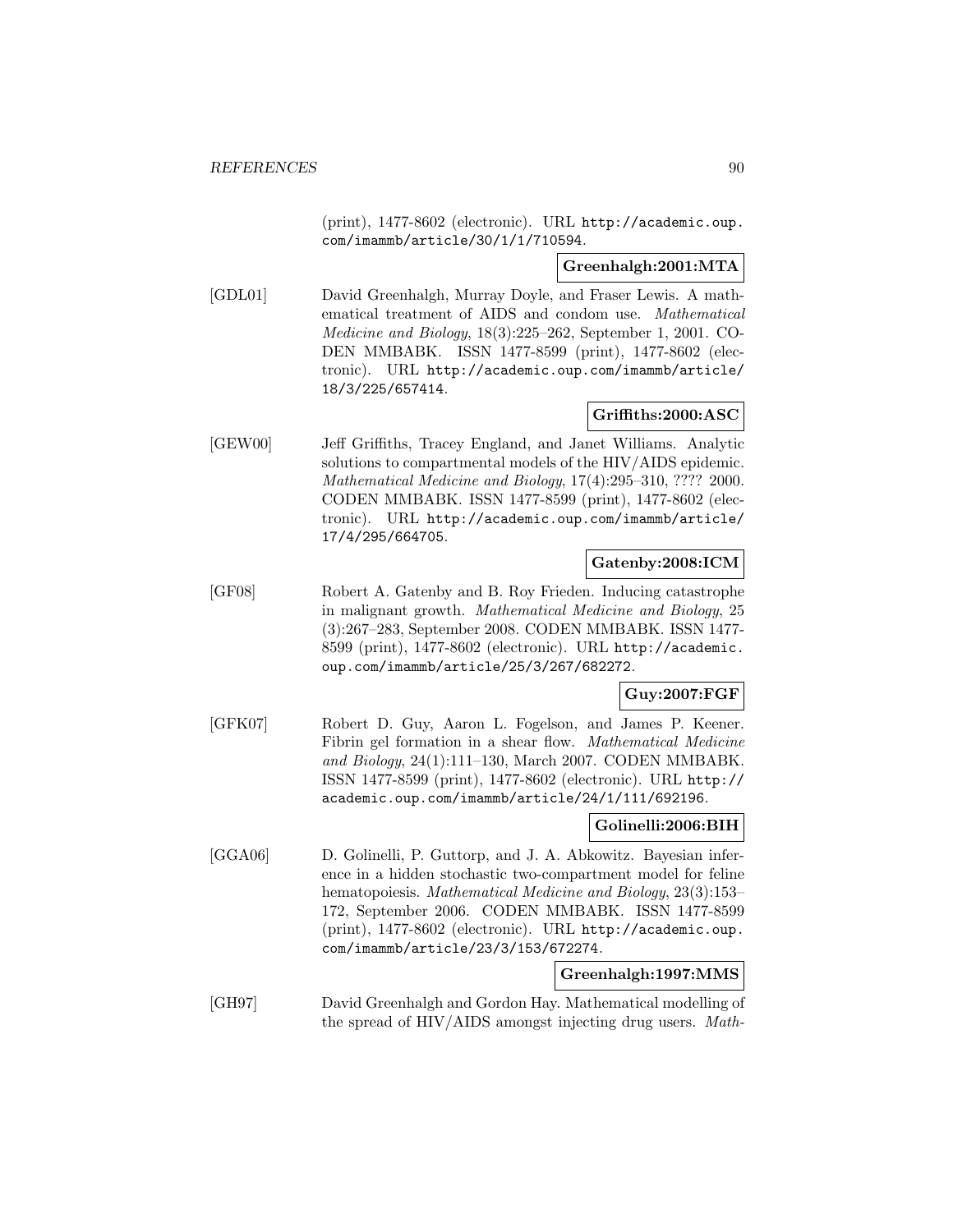(print), 1477-8602 (electronic). URL http://academic.oup.com/imammb/article/30/1/1/710594.

**Greenhalgh:2001:MTA**

[GDL01] David Greenhalgh, Murray Doyle, and Fraser Lewis. A mathematical treatment of AIDS and condom use. *Mathematical Medicine and Biology*, 18(3):225–262, September 1, 2001. CODEN MMBABK. ISSN 1477-8599 (print), 1477-8602 (electronic). URL http://academic.oup.com/imammb/article/18/3/225/657414.

**Griffiths:2000:ASC**

[GEW00] Jeff Griffiths, Tracey England, and Janet Williams. Analytic solutions to compartmental models of the HIV/AIDS epidemic. *Mathematical Medicine and Biology*, 17(4):295–310, ???? 2000. CODEN MMBABK. ISSN 1477-8599 (print), 1477-8602 (electronic). URL http://academic.oup.com/imammb/article/17/4/295/664705.

**Gatenby:2008:ICM**

[GF08] Robert A. Gatenby and B. Roy Frieden. Inducing catastrophe in malignant growth. *Mathematical Medicine and Biology*, 25 (3):267–283, September 2008. CODEN MMBABK. ISSN 1477-8599 (print), 1477-8602 (electronic). URL http://academic.oup.com/imammb/article/25/3/267/682272.

**Guy:2007:FGF**

[GFK07] Robert D. Guy, Aaron L. Fogelson, and James P. Keener. Fibrin gel formation in a shear flow. *Mathematical Medicine and Biology*, 24(1):111–130, March 2007. CODEN MMBABK. ISSN 1477-8599 (print), 1477-8602 (electronic). URL http://academic.oup.com/imammb/article/24/1/111/692196.

**Golinelli:2006:BIH**

[GGA06] D. Golinelli, P. Guttorp, and J. A. Abkowitz. Bayesian inference in a hidden stochastic two-compartment model for feline hematopoiesis. *Mathematical Medicine and Biology*, 23(3):153–172, September 2006. CODEN MMBABK. ISSN 1477-8599 (print), 1477-8602 (electronic). URL http://academic.oup.com/imammb/article/23/3/153/672274.

**Greenhalgh:1997:MMS**

[GH97] David Greenhalgh and Gordon Hay. Mathematical modelling of the spread of HIV/AIDS amongst injecting drug users. *Math-*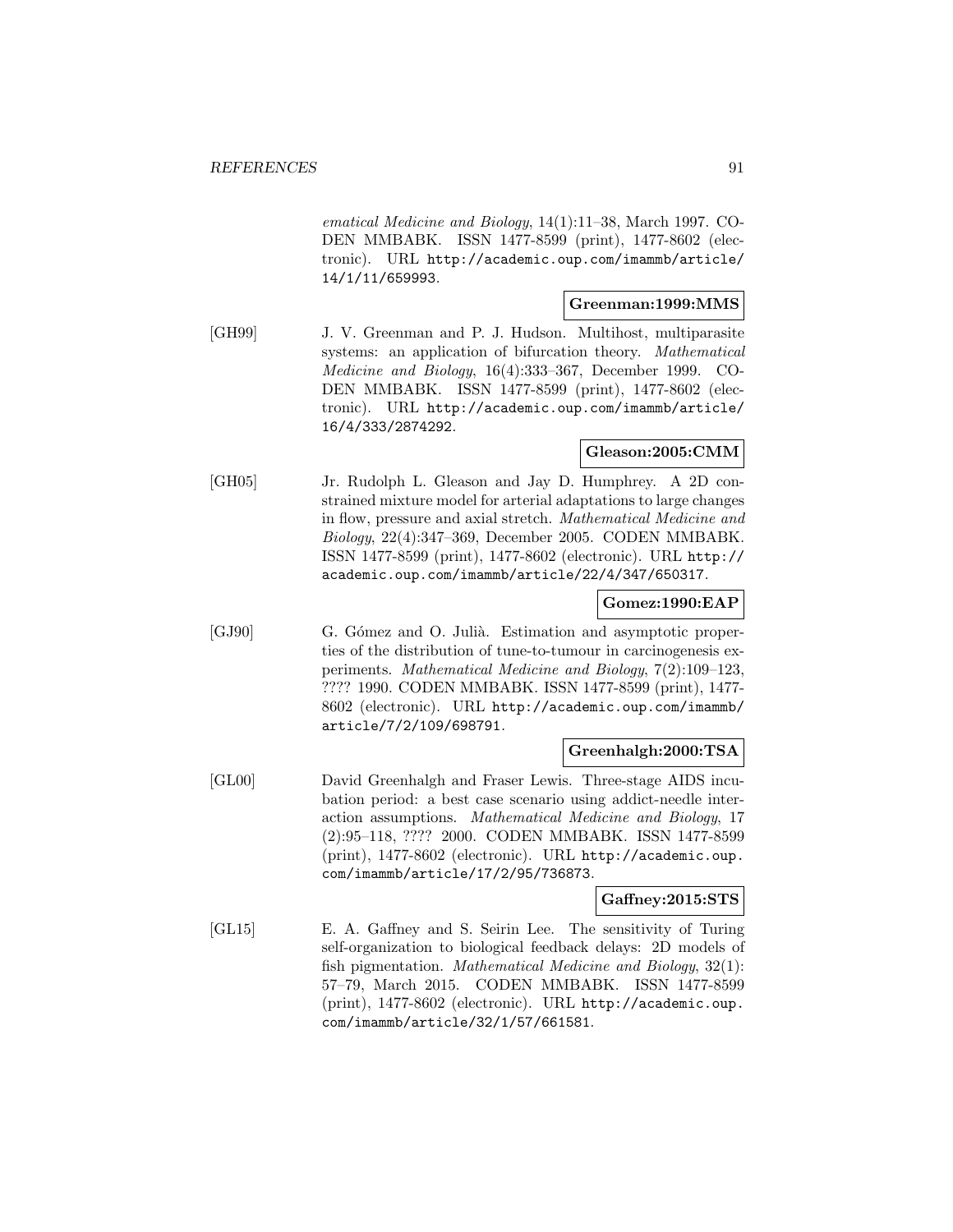ematical Medicine and Biology*, 14(1):11–38, March 1997. CODEN MMBABK. ISSN 1477-8599 (print), 1477-8602 (electronic). URL http://academic.oup.com/imammb/article/14/1/11/659993.

**Greenman:1999:MMS**

[GH99] J. V. Greenman and P. J. Hudson. Multihost, multiparasite systems: an application of bifurcation theory. *Mathematical Medicine and Biology*, 16(4):333–367, December 1999. CODEN MMBABK. ISSN 1477-8599 (print), 1477-8602 (electronic). URL http://academic.oup.com/imammb/article/16/4/333/2874292.

**Gleason:2005:CMM**

[GH05] Jr. Rudolph L. Gleason and Jay D. Humphrey. A 2D constrained mixture model for arterial adaptations to large changes in flow, pressure and axial stretch. *Mathematical Medicine and Biology*, 22(4):347–369, December 2005. CODEN MMBABK. ISSN 1477-8599 (print), 1477-8602 (electronic). URL http://academic.oup.com/imammb/article/22/4/347/650317.

**Gomez:1990:EAP**

[GJ90] G. Gómez and O. Julià. Estimation and asymptotic properties of the distribution of tune-to-tumour in carcinogenesis experiments. *Mathematical Medicine and Biology*, 7(2):109–123, ???? 1990. CODEN MMBABK. ISSN 1477-8599 (print), 1477-8602 (electronic). URL http://academic.oup.com/imammb/article/7/2/109/698791.

**Greenhalgh:2000:TSA**

[GL00] David Greenhalgh and Fraser Lewis. Three-stage AIDS incubation period: a best case scenario using addict-needle interaction assumptions. *Mathematical Medicine and Biology*, 17 (2):95–118, ???? 2000. CODEN MMBABK. ISSN 1477-8599 (print), 1477-8602 (electronic). URL http://academic.oup.com/imammb/article/17/2/95/736873.

**Gaffney:2015:STS**

[GL15] E. A. Gaffney and S. Seirin Lee. The sensitivity of Turing self-organization to biological feedback delays: 2D models of fish pigmentation. *Mathematical Medicine and Biology*, 32(1): 57–79, March 2015. CODEN MMBABK. ISSN 1477-8599 (print), 1477-8602 (electronic). URL http://academic.oup.com/imammb/article/32/1/57/661581.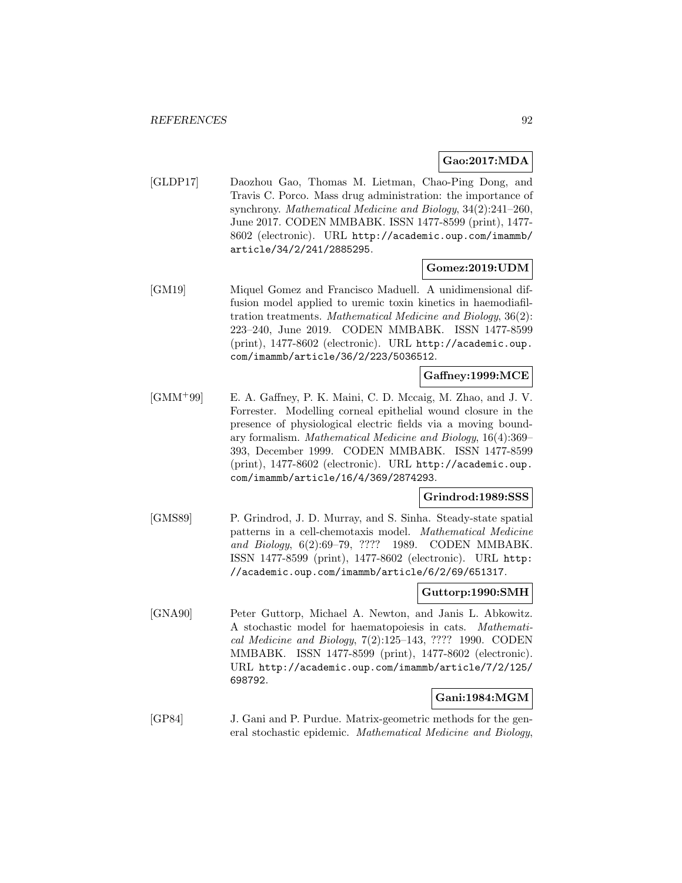**Gao:2017:MDA**

[GLDP17] Daozhou Gao, Thomas M. Lietman, Chao-Ping Dong, and Travis C. Porco. Mass drug administration: the importance of synchrony. *Mathematical Medicine and Biology*, 34(2):241–260, June 2017. CODEN MMBABK. ISSN 1477-8599 (print), 1477-8602 (electronic). URL `http://academic.oup.com/imammb/article/34/2/241/2885295`.

**Gomez:2019:UDM**

[GM19] Miquel Gomez and Francisco Maduell. A unidimensional diffusion model applied to uremic toxin kinetics in haemodiafiltration treatments. *Mathematical Medicine and Biology*, 36(2): 223–240, June 2019. CODEN MMBABK. ISSN 1477-8599 (print), 1477-8602 (electronic). URL `http://academic.oup.com/imammb/article/36/2/223/5036512`.

**Gaffney:1999:MCE**

[GMM+99] E. A. Gaffney, P. K. Maini, C. D. Mccaig, M. Zhao, and J. V. Forrester. Modelling corneal epithelial wound closure in the presence of physiological electric fields via a moving boundary formalism. *Mathematical Medicine and Biology*, 16(4):369–393, December 1999. CODEN MMBABK. ISSN 1477-8599 (print), 1477-8602 (electronic). URL `http://academic.oup.com/imammb/article/16/4/369/2874293`.

**Grindrod:1989:SSS**

[GMS89] P. Grindrod, J. D. Murray, and S. Sinha. Steady-state spatial patterns in a cell-chemotaxis model. *Mathematical Medicine and Biology*, 6(2):69–79, ???? 1989. CODEN MMBABK. ISSN 1477-8599 (print), 1477-8602 (electronic). URL `http://academic.oup.com/imammb/article/6/2/69/651317`.

**Guttorp:1990:SMH**

[GNA90] Peter Guttorp, Michael A. Newton, and Janis L. Abkowitz. A stochastic model for haematopoiesis in cats. *Mathematical Medicine and Biology*, 7(2):125–143, ???? 1990. CODEN MMBABK. ISSN 1477-8599 (print), 1477-8602 (electronic). URL `http://academic.oup.com/imammb/article/7/2/125/698792`.

**Gani:1984:MGM**

[GP84] J. Gani and P. Purdue. Matrix-geometric methods for the general stochastic epidemic. *Mathematical Medicine and Biology*,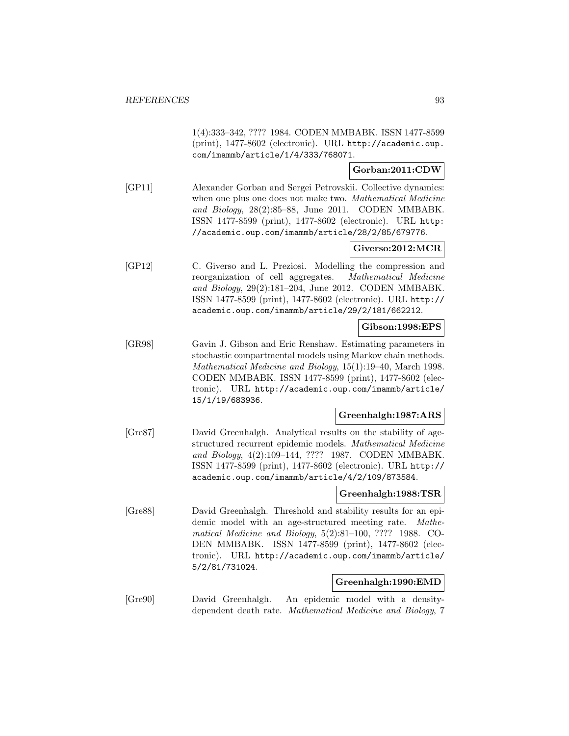1(4):333–342, ???? 1984. CODEN MMBABK. ISSN 1477-8599 (print), 1477-8602 (electronic). URL http://academic.oup.com/imammb/article/1/4/333/768071.

**Gorban:2011:CDW**

[GP11] Alexander Gorban and Sergei Petrovskii. Collective dynamics: when one plus one does not make two. *Mathematical Medicine and Biology*, 28(2):85–88, June 2011. CODEN MMBABK. ISSN 1477-8599 (print), 1477-8602 (electronic). URL http://academic.oup.com/imammb/article/28/2/85/679776.

**Giverso:2012:MCR**

[GP12] C. Giverso and L. Preziosi. Modelling the compression and reorganization of cell aggregates. *Mathematical Medicine and Biology*, 29(2):181–204, June 2012. CODEN MMBABK. ISSN 1477-8599 (print), 1477-8602 (electronic). URL http://academic.oup.com/imammb/article/29/2/181/662212.

**Gibson:1998:EPS**

[GR98] Gavin J. Gibson and Eric Renshaw. Estimating parameters in stochastic compartmental models using Markov chain methods. *Mathematical Medicine and Biology*, 15(1):19–40, March 1998. CODEN MMBABK. ISSN 1477-8599 (print), 1477-8602 (electronic). URL http://academic.oup.com/imammb/article/15/1/19/683936.

**Greenhalgh:1987:ARS**

[Gre87] David Greenhalgh. Analytical results on the stability of age-structured recurrent epidemic models. *Mathematical Medicine and Biology*, 4(2):109–144, ???? 1987. CODEN MMBABK. ISSN 1477-8599 (print), 1477-8602 (electronic). URL http://academic.oup.com/imammb/article/4/2/109/873584.

**Greenhalgh:1988:TSR**

[Gre88] David Greenhalgh. Threshold and stability results for an epidemic model with an age-structured meeting rate. *Mathematical Medicine and Biology*, 5(2):81–100, ???? 1988. CODEN MMBABK. ISSN 1477-8599 (print), 1477-8602 (electronic). URL http://academic.oup.com/imammb/article/5/2/81/731024.

**Greenhalgh:1990:EMD**

[Gre90] David Greenhalgh. An epidemic model with a density-dependent death rate. *Mathematical Medicine and Biology*, 7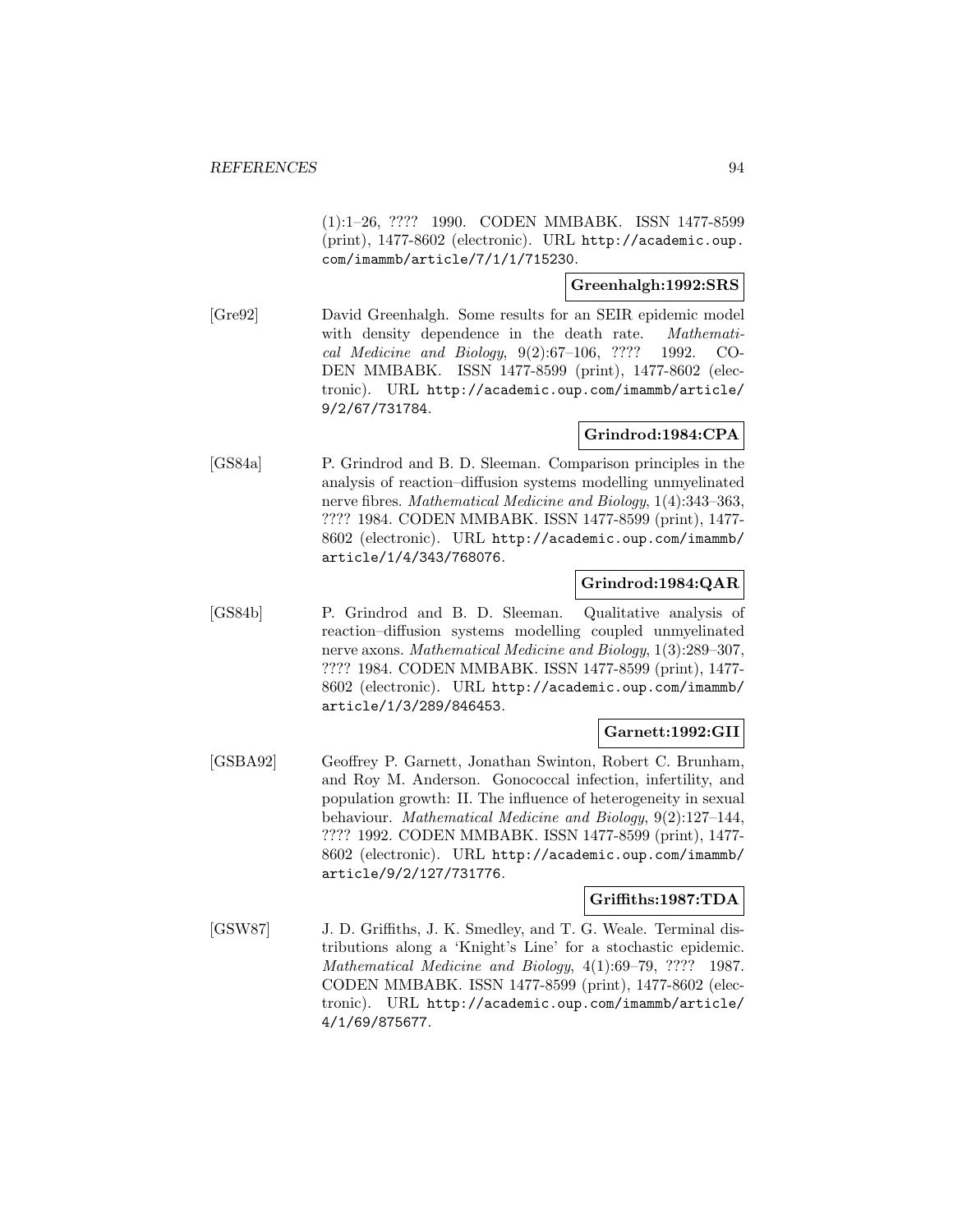(1):1–26, ???? 1990. CODEN MMBABK. ISSN 1477-8599 (print), 1477-8602 (electronic). URL http://academic.oup.com/imammb/article/7/1/1/715230.

**Greenhalgh:1992:SRS**

[Gre92] David Greenhalgh. Some results for an SEIR epidemic model with density dependence in the death rate. *Mathematical Medicine and Biology*, 9(2):67–106, ???? 1992. CODEN MMBABK. ISSN 1477-8599 (print), 1477-8602 (electronic). URL http://academic.oup.com/imammb/article/9/2/67/731784.

**Grindrod:1984:CPA**

[GS84a] P. Grindrod and B. D. Sleeman. Comparison principles in the analysis of reaction–diffusion systems modelling unmyelinated nerve fibres. *Mathematical Medicine and Biology*, 1(4):343–363, ???? 1984. CODEN MMBABK. ISSN 1477-8599 (print), 1477-8602 (electronic). URL http://academic.oup.com/imammb/article/1/4/343/768076.

**Grindrod:1984:QAR**

[GS84b] P. Grindrod and B. D. Sleeman. Qualitative analysis of reaction–diffusion systems modelling coupled unmyelinated nerve axons. *Mathematical Medicine and Biology*, 1(3):289–307, ???? 1984. CODEN MMBABK. ISSN 1477-8599 (print), 1477-8602 (electronic). URL http://academic.oup.com/imammb/article/1/3/289/846453.

**Garnett:1992:GII**

[GSBA92] Geoffrey P. Garnett, Jonathan Swinton, Robert C. Brunham, and Roy M. Anderson. Gonococcal infection, infertility, and population growth: II. The influence of heterogeneity in sexual behaviour. *Mathematical Medicine and Biology*, 9(2):127–144, ???? 1992. CODEN MMBABK. ISSN 1477-8599 (print), 1477-8602 (electronic). URL http://academic.oup.com/imammb/article/9/2/127/731776.

**Griffiths:1987:TDA**

[GSW87] J. D. Griffiths, J. K. Smedley, and T. G. Weale. Terminal distributions along a 'Knight's Line' for a stochastic epidemic. *Mathematical Medicine and Biology*, 4(1):69–79, ???? 1987. CODEN MMBABK. ISSN 1477-8599 (print), 1477-8602 (electronic). URL http://academic.oup.com/imammb/article/4/1/69/875677.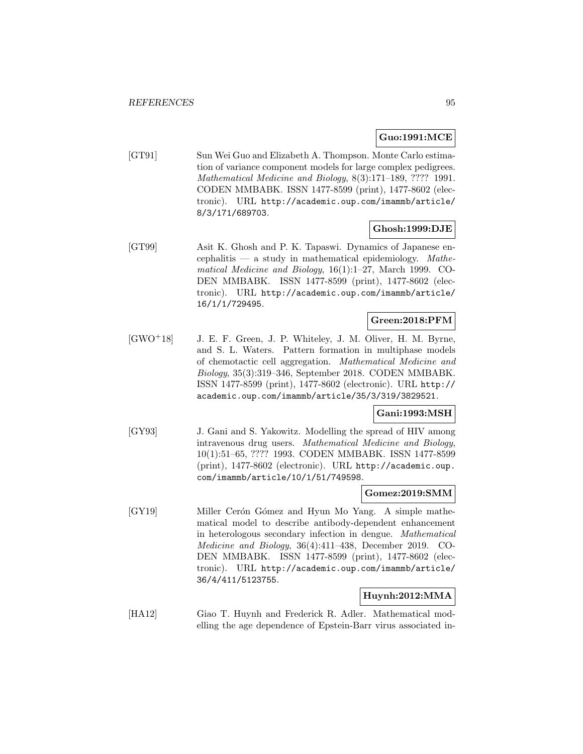**Guo:1991:MCE**

[GT91] Sun Wei Guo and Elizabeth A. Thompson. Monte Carlo estimation of variance component models for large complex pedigrees. *Mathematical Medicine and Biology*, 8(3):171–189, ???? 1991. CODEN MMBABK. ISSN 1477-8599 (print), 1477-8602 (electronic). URL http://academic.oup.com/imammb/article/8/3/171/689703.

**Ghosh:1999:DJE**

[GT99] Asit K. Ghosh and P. K. Tapaswi. Dynamics of Japanese encephalitis — a study in mathematical epidemiology. *Mathematical Medicine and Biology*, 16(1):1–27, March 1999. CODEN MMBABK. ISSN 1477-8599 (print), 1477-8602 (electronic). URL http://academic.oup.com/imammb/article/16/1/1/729495.

**Green:2018:PFM**

[GWO+18] J. E. F. Green, J. P. Whiteley, J. M. Oliver, H. M. Byrne, and S. L. Waters. Pattern formation in multiphase models of chemotactic cell aggregation. *Mathematical Medicine and Biology*, 35(3):319–346, September 2018. CODEN MMBABK. ISSN 1477-8599 (print), 1477-8602 (electronic). URL http://academic.oup.com/imammb/article/35/3/319/3829521.

**Gani:1993:MSH**

[GY93] J. Gani and S. Yakowitz. Modelling the spread of HIV among intravenous drug users. *Mathematical Medicine and Biology*, 10(1):51–65, ???? 1993. CODEN MMBABK. ISSN 1477-8599 (print), 1477-8602 (electronic). URL http://academic.oup.com/imammb/article/10/1/51/749598.

**Gomez:2019:SMM**

[GY19] Miller Cerón Gómez and Hyun Mo Yang. A simple mathematical model to describe antibody-dependent enhancement in heterologous secondary infection in dengue. *Mathematical Medicine and Biology*, 36(4):411–438, December 2019. CODEN MMBABK. ISSN 1477-8599 (print), 1477-8602 (electronic). URL http://academic.oup.com/imammb/article/36/4/411/5123755.

**Huynh:2012:MMA**

[HA12] Giao T. Huynh and Frederick R. Adler. Mathematical modelling the age dependence of Epstein-Barr virus associated in-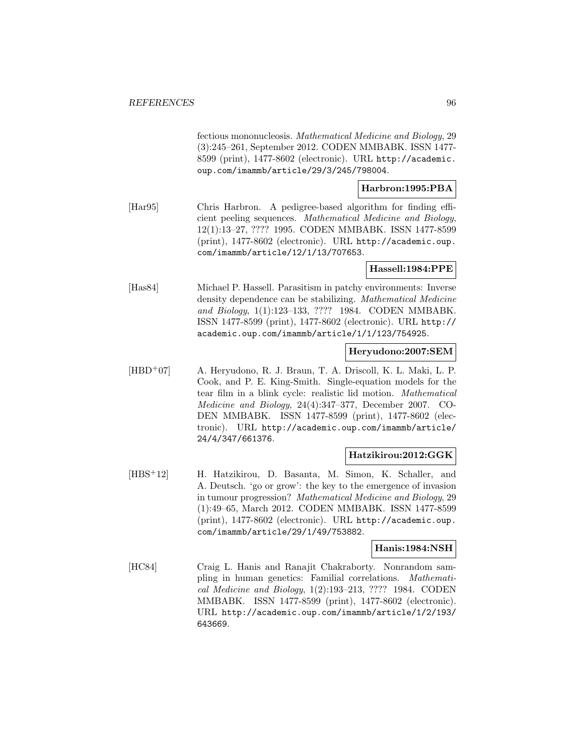fectious mononucleosis. *Mathematical Medicine and Biology*, 29 (3):245–261, September 2012. CODEN MMBABK. ISSN 1477-8599 (print), 1477-8602 (electronic). URL http://academic.oup.com/imammb/article/29/3/245/798004.

**Harbron:1995:PBA**

[Har95] Chris Harbron. A pedigree-based algorithm for finding efficient peeling sequences. *Mathematical Medicine and Biology*, 12(1):13–27, ???? 1995. CODEN MMBABK. ISSN 1477-8599 (print), 1477-8602 (electronic). URL http://academic.oup.com/imammb/article/12/1/13/707653.

**Hassell:1984:PPE**

[Has84] Michael P. Hassell. Parasitism in patchy environments: Inverse density dependence can be stabilizing. *Mathematical Medicine and Biology*, 1(1):123–133, ???? 1984. CODEN MMBABK. ISSN 1477-8599 (print), 1477-8602 (electronic). URL http://academic.oup.com/imammb/article/1/1/123/754925.

**Heryudono:2007:SEM**

[HBD+07] A. Heryudono, R. J. Braun, T. A. Driscoll, K. L. Maki, L. P. Cook, and P. E. King-Smith. Single-equation models for the tear film in a blink cycle: realistic lid motion. *Mathematical Medicine and Biology*, 24(4):347–377, December 2007. CODEN MMBABK. ISSN 1477-8599 (print), 1477-8602 (electronic). URL http://academic.oup.com/imammb/article/24/4/347/661376.

**Hatzikirou:2012:GGK**

[HBS+12] H. Hatzikirou, D. Basanta, M. Simon, K. Schaller, and A. Deutsch. 'go or grow': the key to the emergence of invasion in tumour progression? *Mathematical Medicine and Biology*, 29 (1):49–65, March 2012. CODEN MMBABK. ISSN 1477-8599 (print), 1477-8602 (electronic). URL http://academic.oup.com/imammb/article/29/1/49/753882.

**Hanis:1984:NSH**

[HC84] Craig L. Hanis and Ranajit Chakraborty. Nonrandom sampling in human genetics: Familial correlations. *Mathematical Medicine and Biology*, 1(2):193–213, ???? 1984. CODEN MMBABK. ISSN 1477-8599 (print), 1477-8602 (electronic). URL http://academic.oup.com/imammb/article/1/2/193/643669.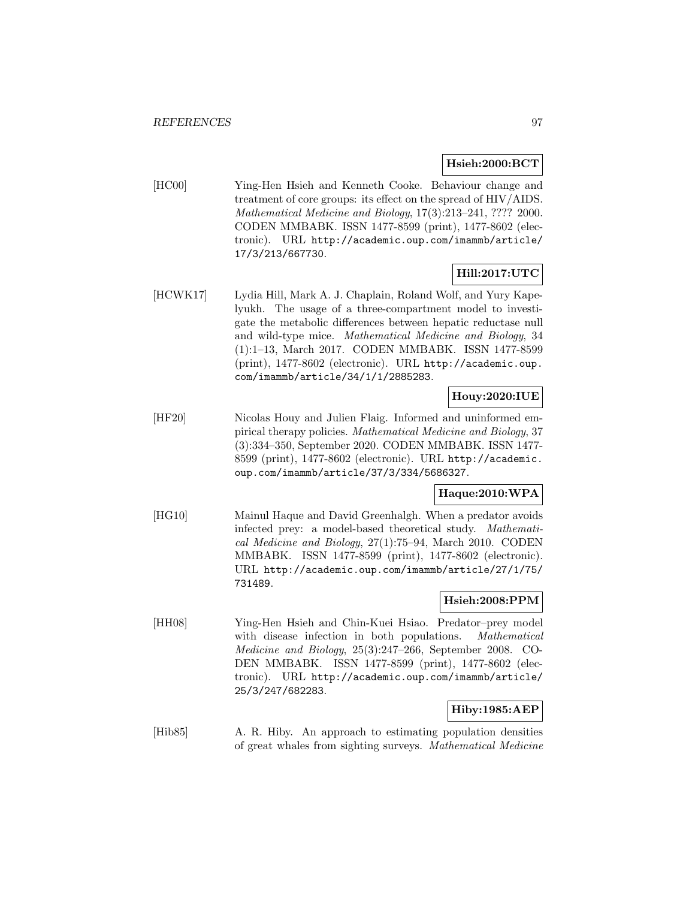**Hsieh:2000:BCT**

[HC00] Ying-Hen Hsieh and Kenneth Cooke. Behaviour change and treatment of core groups: its effect on the spread of HIV/AIDS. *Mathematical Medicine and Biology*, 17(3):213–241, ???? 2000. CODEN MMBABK. ISSN 1477-8599 (print), 1477-8602 (electronic). URL `http://academic.oup.com/imammb/article/17/3/213/667730`.

**Hill:2017:UTC**

[HCWK17] Lydia Hill, Mark A. J. Chaplain, Roland Wolf, and Yury Kapelyukh. The usage of a three-compartment model to investigate the metabolic differences between hepatic reductase null and wild-type mice. *Mathematical Medicine and Biology*, 34 (1):1–13, March 2017. CODEN MMBABK. ISSN 1477-8599 (print), 1477-8602 (electronic). URL `http://academic.oup.com/imammb/article/34/1/1/2885283`.

**Houy:2020:IUE**

[HF20] Nicolas Houy and Julien Flaig. Informed and uninformed empirical therapy policies. *Mathematical Medicine and Biology*, 37 (3):334–350, September 2020. CODEN MMBABK. ISSN 1477-8599 (print), 1477-8602 (electronic). URL `http://academic.oup.com/imammb/article/37/3/334/5686327`.

**Haque:2010:WPA**

[HG10] Mainul Haque and David Greenhalgh. When a predator avoids infected prey: a model-based theoretical study. *Mathematical Medicine and Biology*, 27(1):75–94, March 2010. CODEN MMBABK. ISSN 1477-8599 (print), 1477-8602 (electronic). URL `http://academic.oup.com/imammb/article/27/1/75/731489`.

**Hsieh:2008:PPM**

[HH08] Ying-Hen Hsieh and Chin-Kuei Hsiao. Predator–prey model with disease infection in both populations. *Mathematical Medicine and Biology*, 25(3):247–266, September 2008. CODEN MMBABK. ISSN 1477-8599 (print), 1477-8602 (electronic). URL `http://academic.oup.com/imammb/article/25/3/247/682283`.

**Hiby:1985:AEP**

[Hib85] A. R. Hiby. An approach to estimating population densities of great whales from sighting surveys. *Mathematical Medicine*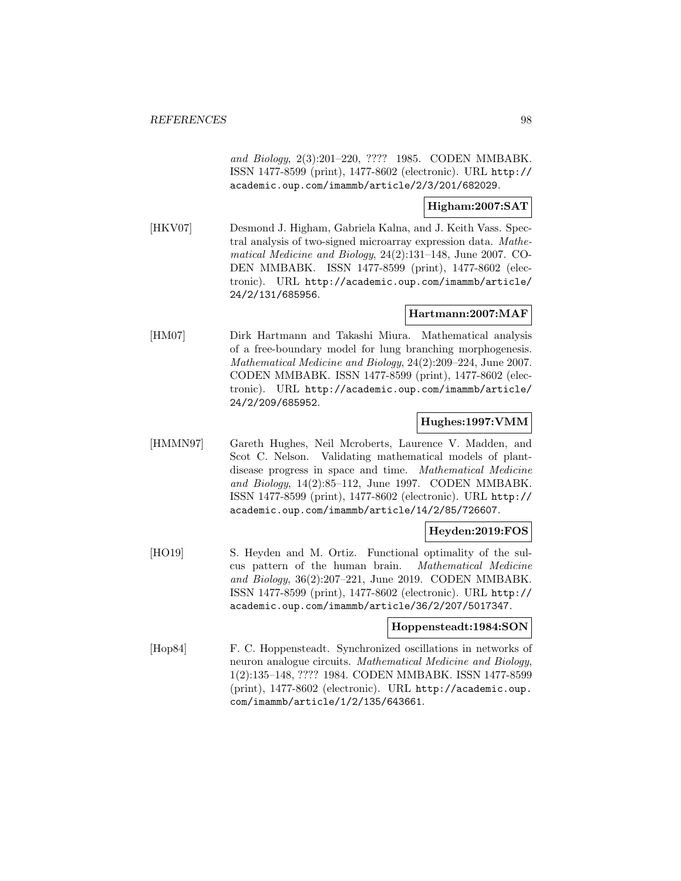*and Biology*, 2(3):201–220, ???? 1985. CODEN MMBABK. ISSN 1477-8599 (print), 1477-8602 (electronic). URL http://academic.oup.com/imammb/article/2/3/201/682029.

**Higham:2007:SAT**

[HKV07] Desmond J. Higham, Gabriela Kalna, and J. Keith Vass. Spectral analysis of two-signed microarray expression data. *Mathematical Medicine and Biology*, 24(2):131–148, June 2007. CODEN MMBABK. ISSN 1477-8599 (print), 1477-8602 (electronic). URL http://academic.oup.com/imammb/article/24/2/131/685956.

**Hartmann:2007:MAF**

[HM07] Dirk Hartmann and Takashi Miura. Mathematical analysis of a free-boundary model for lung branching morphogenesis. *Mathematical Medicine and Biology*, 24(2):209–224, June 2007. CODEN MMBABK. ISSN 1477-8599 (print), 1477-8602 (electronic). URL http://academic.oup.com/imammb/article/24/2/209/685952.

**Hughes:1997:VMM**

[HMMN97] Gareth Hughes, Neil Mcroberts, Laurence V. Madden, and Scot C. Nelson. Validating mathematical models of plant-disease progress in space and time. *Mathematical Medicine and Biology*, 14(2):85–112, June 1997. CODEN MMBABK. ISSN 1477-8599 (print), 1477-8602 (electronic). URL http://academic.oup.com/imammb/article/14/2/85/726607.

**Heyden:2019:FOS**

[HO19] S. Heyden and M. Ortiz. Functional optimality of the sulcus pattern of the human brain. *Mathematical Medicine and Biology*, 36(2):207–221, June 2019. CODEN MMBABK. ISSN 1477-8599 (print), 1477-8602 (electronic). URL http://academic.oup.com/imammb/article/36/2/207/5017347.

**Hoppensteadt:1984:SON**

[Hop84] F. C. Hoppensteadt. Synchronized oscillations in networks of neuron analogue circuits. *Mathematical Medicine and Biology*, 1(2):135–148, ???? 1984. CODEN MMBABK. ISSN 1477-8599 (print), 1477-8602 (electronic). URL http://academic.oup.com/imammb/article/1/2/135/643661.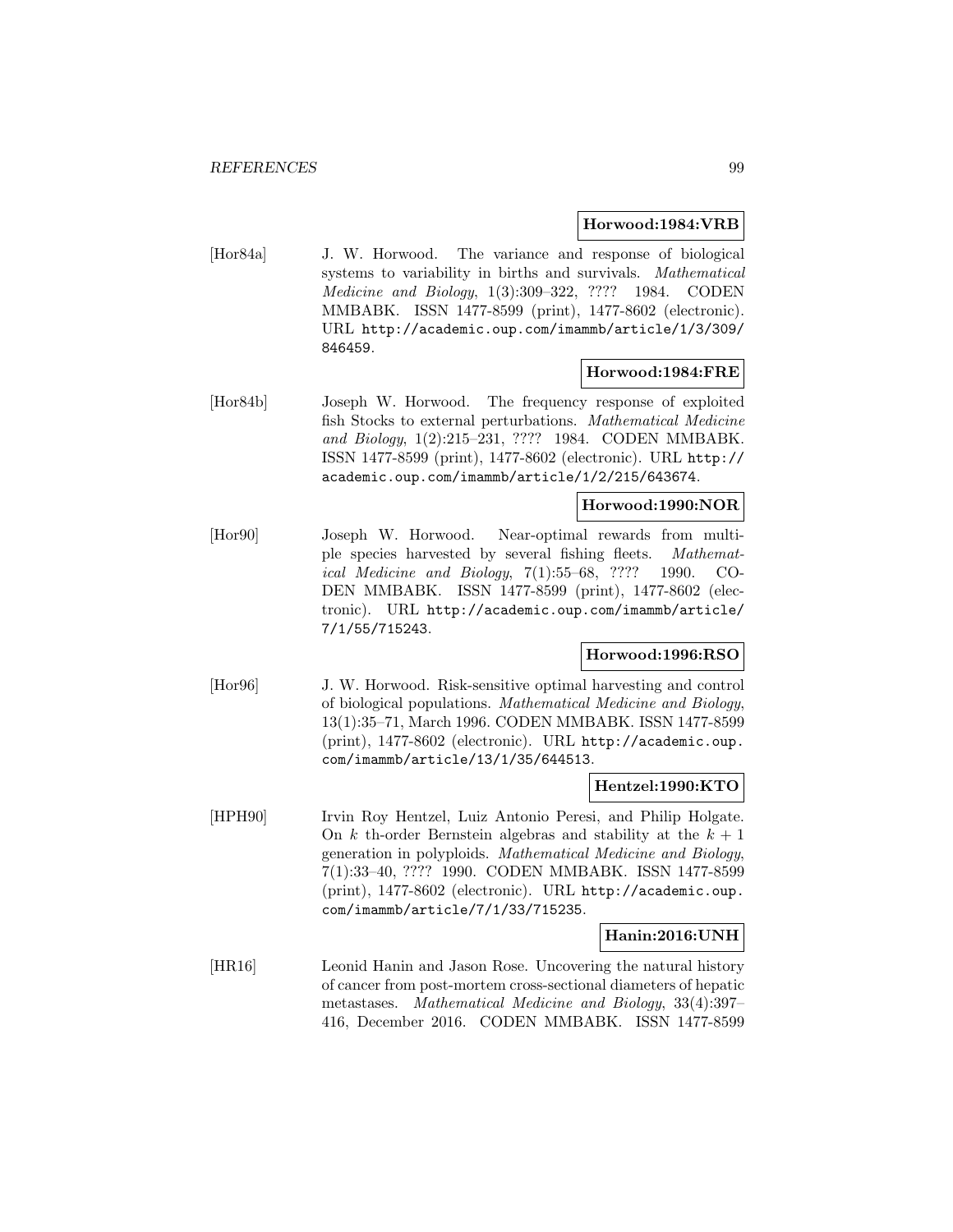**Horwood:1984:VRB**

[Hor84a] J. W. Horwood. The variance and response of biological systems to variability in births and survivals. *Mathematical Medicine and Biology*, 1(3):309–322, ???? 1984. CODEN MMBABK. ISSN 1477-8599 (print), 1477-8602 (electronic). URL http://academic.oup.com/imammb/article/1/3/309/846459.

**Horwood:1984:FRE**

[Hor84b] Joseph W. Horwood. The frequency response of exploited fish Stocks to external perturbations. *Mathematical Medicine and Biology*, 1(2):215–231, ???? 1984. CODEN MMBABK. ISSN 1477-8599 (print), 1477-8602 (electronic). URL http://academic.oup.com/imammb/article/1/2/215/643674.

**Horwood:1990:NOR**

[Hor90] Joseph W. Horwood. Near-optimal rewards from multiple species harvested by several fishing fleets. *Mathematical Medicine and Biology*, 7(1):55–68, ???? 1990. CODEN MMBABK. ISSN 1477-8599 (print), 1477-8602 (electronic). URL http://academic.oup.com/imammb/article/7/1/55/715243.

**Horwood:1996:RSO**

[Hor96] J. W. Horwood. Risk-sensitive optimal harvesting and control of biological populations. *Mathematical Medicine and Biology*, 13(1):35–71, March 1996. CODEN MMBABK. ISSN 1477-8599 (print), 1477-8602 (electronic). URL http://academic.oup.com/imammb/article/13/1/35/644513.

**Hentzel:1990:KTO**

[HPH90] Irvin Roy Hentzel, Luiz Antonio Peresi, and Philip Holgate. On $k$ th-order Bernstein algebras and stability at the $k+1$ generation in polyploids. *Mathematical Medicine and Biology*, 7(1):33–40, ???? 1990. CODEN MMBABK. ISSN 1477-8599 (print), 1477-8602 (electronic). URL http://academic.oup.com/imammb/article/7/1/33/715235.

**Hanin:2016:UNH**

[HR16] Leonid Hanin and Jason Rose. Uncovering the natural history of cancer from post-mortem cross-sectional diameters of hepatic metastases. *Mathematical Medicine and Biology*, 33(4):397–416, December 2016. CODEN MMBABK. ISSN 1477-8599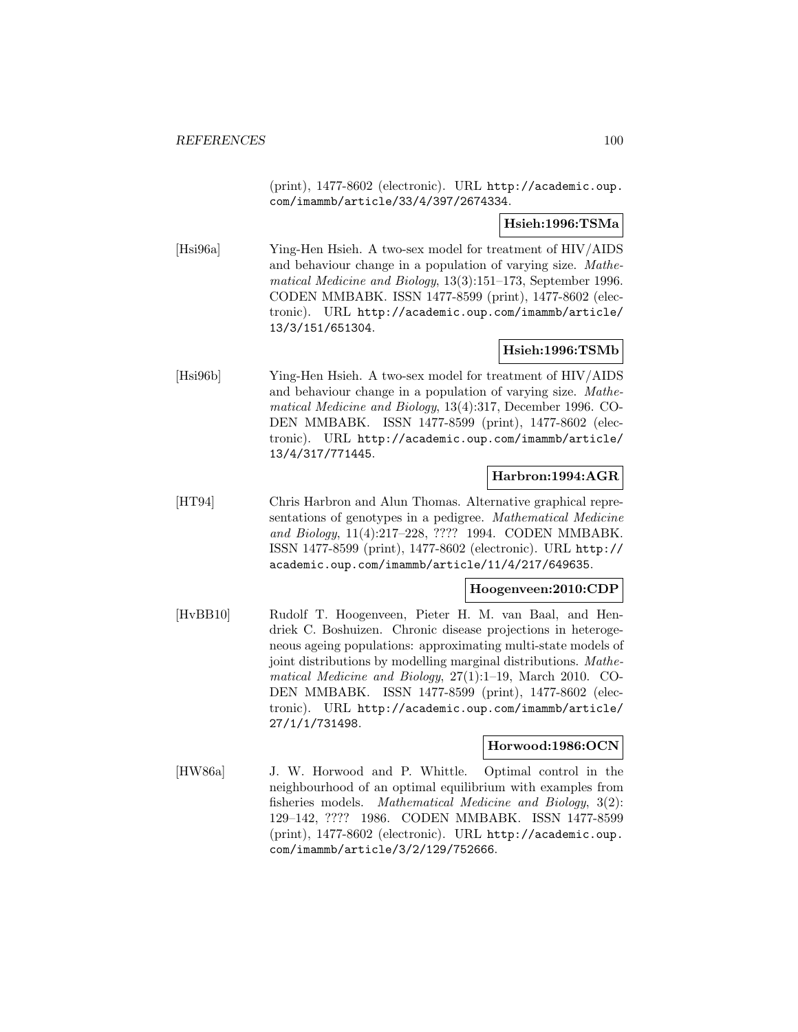(print), 1477-8602 (electronic). URL http://academic.oup.com/imammb/article/33/4/397/2674334.

**Hsieh:1996:TSMa**

[Hsi96a] Ying-Hen Hsieh. A two-sex model for treatment of HIV/AIDS and behaviour change in a population of varying size. *Mathematical Medicine and Biology*, 13(3):151–173, September 1996. CODEN MMBABK. ISSN 1477-8599 (print), 1477-8602 (electronic). URL http://academic.oup.com/imammb/article/13/3/151/651304.

**Hsieh:1996:TSMb**

[Hsi96b] Ying-Hen Hsieh. A two-sex model for treatment of HIV/AIDS and behaviour change in a population of varying size. *Mathematical Medicine and Biology*, 13(4):317, December 1996. CODEN MMBABK. ISSN 1477-8599 (print), 1477-8602 (electronic). URL http://academic.oup.com/imammb/article/13/4/317/771445.

**Harbron:1994:AGR**

[HT94] Chris Harbron and Alun Thomas. Alternative graphical representations of genotypes in a pedigree. *Mathematical Medicine and Biology*, 11(4):217–228, ???? 1994. CODEN MMBABK. ISSN 1477-8599 (print), 1477-8602 (electronic). URL http://academic.oup.com/imammb/article/11/4/217/649635.

**Hoogenveen:2010:CDP**

[HvBB10] Rudolf T. Hoogenveen, Pieter H. M. van Baal, and Hendriek C. Boshuizen. Chronic disease projections in heterogeneous ageing populations: approximating multi-state models of joint distributions by modelling marginal distributions. *Mathematical Medicine and Biology*, 27(1):1–19, March 2010. CODEN MMBABK. ISSN 1477-8599 (print), 1477-8602 (electronic). URL http://academic.oup.com/imammb/article/27/1/1/731498.

**Horwood:1986:OCN**

[HW86a] J. W. Horwood and P. Whittle. Optimal control in the neighbourhood of an optimal equilibrium with examples from fisheries models. *Mathematical Medicine and Biology*, 3(2):129–142, ???? 1986. CODEN MMBABK. ISSN 1477-8599 (print), 1477-8602 (electronic). URL http://academic.oup.com/imammb/article/3/2/129/752666.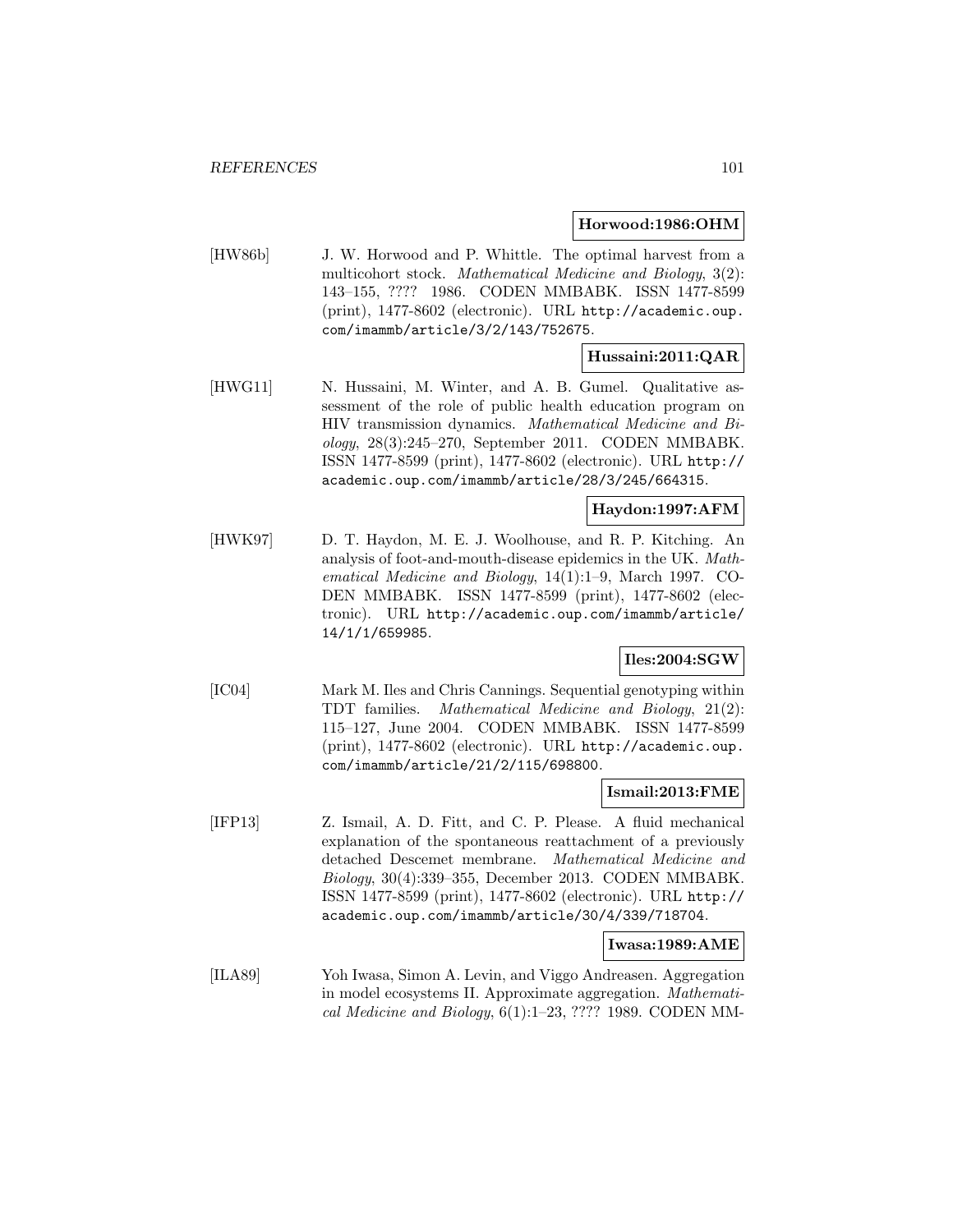**Horwood:1986:OHM**

[HW86b] J. W. Horwood and P. Whittle. The optimal harvest from a multicohort stock. *Mathematical Medicine and Biology*, 3(2): 143–155, ???? 1986. CODEN MMBABK. ISSN 1477-8599 (print), 1477-8602 (electronic). URL http://academic.oup.com/imammb/article/3/2/143/752675.

**Hussaini:2011:QAR**

[HWG11] N. Hussaini, M. Winter, and A. B. Gumel. Qualitative assessment of the role of public health education program on HIV transmission dynamics. *Mathematical Medicine and Biology*, 28(3):245–270, September 2011. CODEN MMBABK. ISSN 1477-8599 (print), 1477-8602 (electronic). URL http://academic.oup.com/imammb/article/28/3/245/664315.

**Haydon:1997:AFM**

[HWK97] D. T. Haydon, M. E. J. Woolhouse, and R. P. Kitching. An analysis of foot-and-mouth-disease epidemics in the UK. *Mathematical Medicine and Biology*, 14(1):1–9, March 1997. CODEN MMBABK. ISSN 1477-8599 (print), 1477-8602 (electronic). URL http://academic.oup.com/imammb/article/14/1/1/659985.

**Iles:2004:SGW**

[IC04] Mark M. Iles and Chris Cannings. Sequential genotyping within TDT families. *Mathematical Medicine and Biology*, 21(2): 115–127, June 2004. CODEN MMBABK. ISSN 1477-8599 (print), 1477-8602 (electronic). URL http://academic.oup.com/imammb/article/21/2/115/698800.

**Ismail:2013:FME**

[IFP13] Z. Ismail, A. D. Fitt, and C. P. Please. A fluid mechanical explanation of the spontaneous reattachment of a previously detached Descemet membrane. *Mathematical Medicine and Biology*, 30(4):339–355, December 2013. CODEN MMBABK. ISSN 1477-8599 (print), 1477-8602 (electronic). URL http://academic.oup.com/imammb/article/30/4/339/718704.

**Iwasa:1989:AME**

[ILA89] Yoh Iwasa, Simon A. Levin, and Viggo Andreasen. Aggregation in model ecosystems II. Approximate aggregation. *Mathematical Medicine and Biology*, 6(1):1–23, ???? 1989. CODEN MM-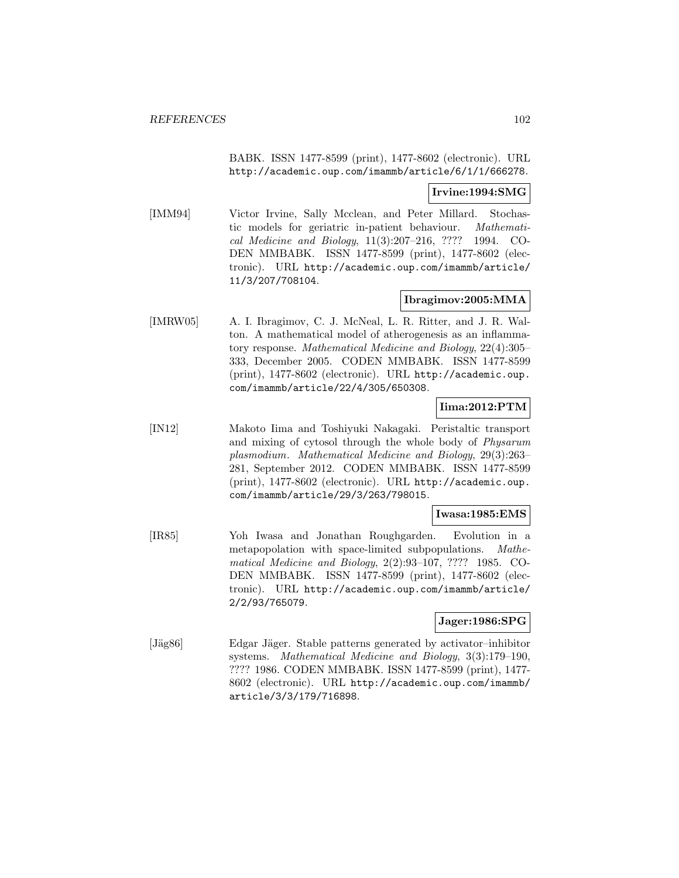BABK. ISSN 1477-8599 (print), 1477-8602 (electronic). URL http://academic.oup.com/imammb/article/6/1/1/666278.

**Irvine:1994:SMG**

[IMM94] Victor Irvine, Sally Mcclean, and Peter Millard. Stochastic models for geriatric in-patient behaviour. *Mathematical Medicine and Biology*, 11(3):207–216, ???? 1994. CODEN MMBABK. ISSN 1477-8599 (print), 1477-8602 (electronic). URL http://academic.oup.com/imammb/article/11/3/207/708104.

**Ibragimov:2005:MMA**

[IMRW05] A. I. Ibragimov, C. J. McNeal, L. R. Ritter, and J. R. Walton. A mathematical model of atherogenesis as an inflammatory response. *Mathematical Medicine and Biology*, 22(4):305–333, December 2005. CODEN MMBABK. ISSN 1477-8599 (print), 1477-8602 (electronic). URL http://academic.oup.com/imammb/article/22/4/305/650308.

**Iima:2012:PTM**

[IN12] Makoto Iima and Toshiyuki Nakagaki. Peristaltic transport and mixing of cytosol through the whole body of *Physarum plasmodium*. *Mathematical Medicine and Biology*, 29(3):263–281, September 2012. CODEN MMBABK. ISSN 1477-8599 (print), 1477-8602 (electronic). URL http://academic.oup.com/imammb/article/29/3/263/798015.

**Iwasa:1985:EMS**

[IR85] Yoh Iwasa and Jonathan Roughgarden. Evolution in a metapopolation with space-limited subpopulations. *Mathematical Medicine and Biology*, 2(2):93–107, ???? 1985. CODEN MMBABK. ISSN 1477-8599 (print), 1477-8602 (electronic). URL http://academic.oup.com/imammb/article/2/2/93/765079.

**Jager:1986:SPG**

[Jäg86] Edgar Jäger. Stable patterns generated by activator–inhibitor systems. *Mathematical Medicine and Biology*, 3(3):179–190, ???? 1986. CODEN MMBABK. ISSN 1477-8599 (print), 1477-8602 (electronic). URL http://academic.oup.com/imammb/article/3/3/179/716898.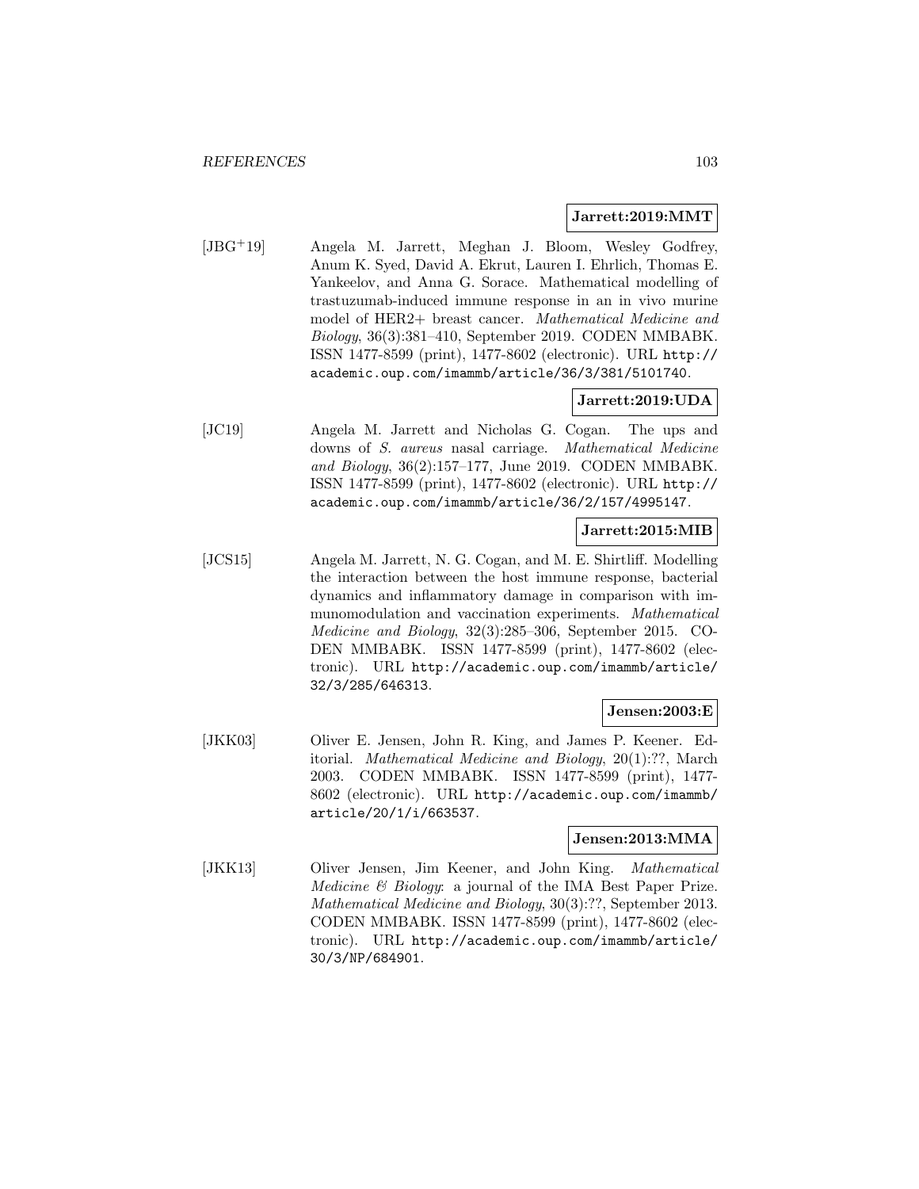**Jarrett:2019:MMT**

[JBG+19] Angela M. Jarrett, Meghan J. Bloom, Wesley Godfrey, Anum K. Syed, David A. Ekrut, Lauren I. Ehrlich, Thomas E. Yankeelov, and Anna G. Sorace. Mathematical modelling of trastuzumab-induced immune response in an in vivo murine model of HER2+ breast cancer. *Mathematical Medicine and Biology*, 36(3):381–410, September 2019. CODEN MMBABK. ISSN 1477-8599 (print), 1477-8602 (electronic). URL `http://academic.oup.com/imammb/article/36/3/381/5101740`.

**Jarrett:2019:UDA**

[JC19] Angela M. Jarrett and Nicholas G. Cogan. The ups and downs of *S. aureus* nasal carriage. *Mathematical Medicine and Biology*, 36(2):157–177, June 2019. CODEN MMBABK. ISSN 1477-8599 (print), 1477-8602 (electronic). URL `http://academic.oup.com/imammb/article/36/2/157/4995147`.

**Jarrett:2015:MIB**

[JCS15] Angela M. Jarrett, N. G. Cogan, and M. E. Shirtliff. Modelling the interaction between the host immune response, bacterial dynamics and inflammatory damage in comparison with immunomodulation and vaccination experiments. *Mathematical Medicine and Biology*, 32(3):285–306, September 2015. CODEN MMBABK. ISSN 1477-8599 (print), 1477-8602 (electronic). URL `http://academic.oup.com/imammb/article/32/3/285/646313`.

**Jensen:2003:E**

[JKK03] Oliver E. Jensen, John R. King, and James P. Keener. Editorial. *Mathematical Medicine and Biology*, 20(1):??, March 2003. CODEN MMBABK. ISSN 1477-8599 (print), 1477-8602 (electronic). URL `http://academic.oup.com/imammb/article/20/1/i/663537`.

**Jensen:2013:MMA**

[JKK13] Oliver Jensen, Jim Keener, and John King. *Mathematical Medicine & Biology*: a journal of the IMA Best Paper Prize. *Mathematical Medicine and Biology*, 30(3):??, September 2013. CODEN MMBABK. ISSN 1477-8599 (print), 1477-8602 (electronic). URL `http://academic.oup.com/imammb/article/30/3/NP/684901`.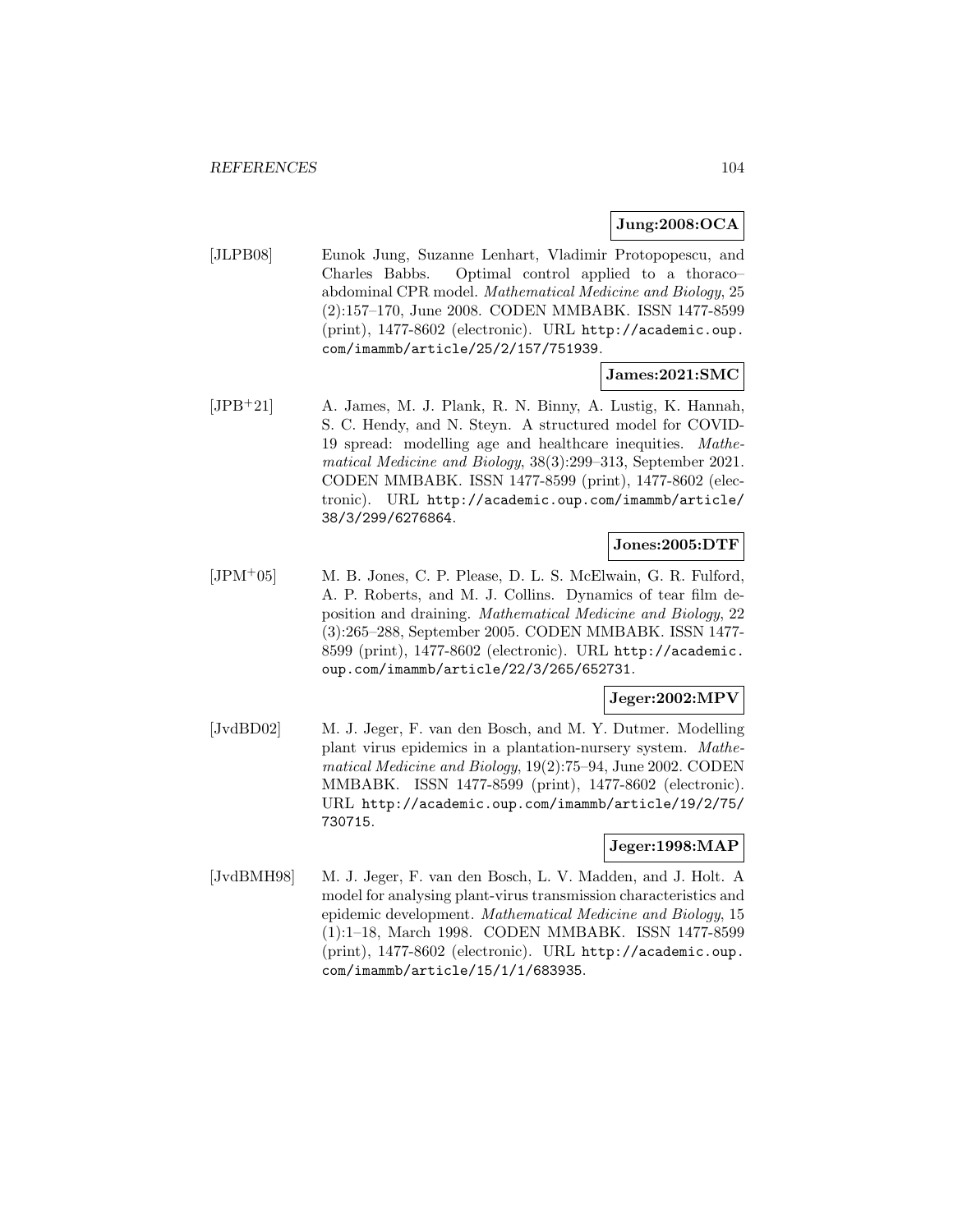**Jung:2008:OCA**

[JLPB08] Eunok Jung, Suzanne Lenhart, Vladimir Protopopescu, and Charles Babbs. Optimal control applied to a thoraco–abdominal CPR model. *Mathematical Medicine and Biology*, 25 (2):157–170, June 2008. CODEN MMBABK. ISSN 1477-8599 (print), 1477-8602 (electronic). URL `http://academic.oup.com/imammb/article/25/2/157/751939`.

**James:2021:SMC**

[JPB+21] A. James, M. J. Plank, R. N. Binny, A. Lustig, K. Hannah, S. C. Hendy, and N. Steyn. A structured model for COVID-19 spread: modelling age and healthcare inequities. *Mathematical Medicine and Biology*, 38(3):299–313, September 2021. CODEN MMBABK. ISSN 1477-8599 (print), 1477-8602 (electronic). URL `http://academic.oup.com/imammb/article/38/3/299/6276864`.

**Jones:2005:DTF**

[JPM+05] M. B. Jones, C. P. Please, D. L. S. McElwain, G. R. Fulford, A. P. Roberts, and M. J. Collins. Dynamics of tear film deposition and draining. *Mathematical Medicine and Biology*, 22 (3):265–288, September 2005. CODEN MMBABK. ISSN 1477-8599 (print), 1477-8602 (electronic). URL `http://academic.oup.com/imammb/article/22/3/265/652731`.

**Jeger:2002:MPV**

[JvdBD02] M. J. Jeger, F. van den Bosch, and M. Y. Dutmer. Modelling plant virus epidemics in a plantation-nursery system. *Mathematical Medicine and Biology*, 19(2):75–94, June 2002. CODEN MMBABK. ISSN 1477-8599 (print), 1477-8602 (electronic). URL `http://academic.oup.com/imammb/article/19/2/75/730715`.

**Jeger:1998:MAP**

[JvdBMH98] M. J. Jeger, F. van den Bosch, L. V. Madden, and J. Holt. A model for analysing plant-virus transmission characteristics and epidemic development. *Mathematical Medicine and Biology*, 15 (1):1–18, March 1998. CODEN MMBABK. ISSN 1477-8599 (print), 1477-8602 (electronic). URL `http://academic.oup.com/imammb/article/15/1/1/683935`.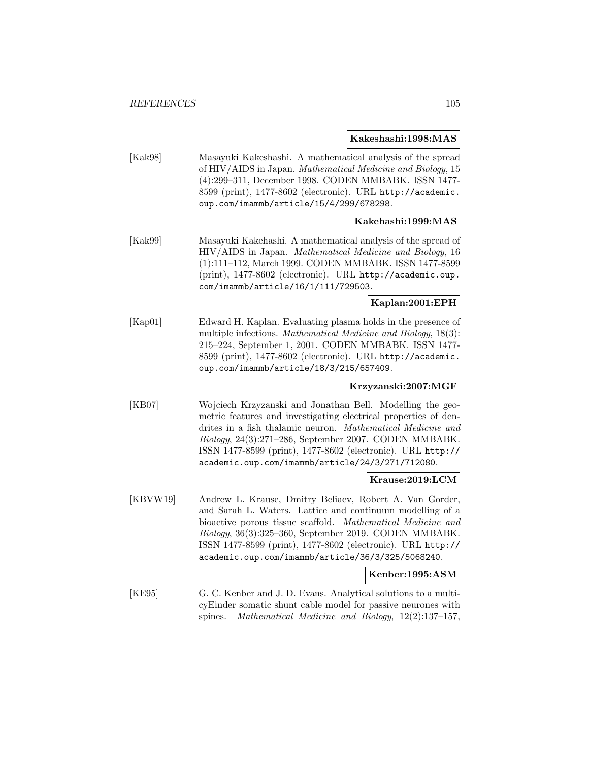**Kakeshashi:1998:MAS**

[Kak98] Masayuki Kakeshashi. A mathematical analysis of the spread of HIV/AIDS in Japan. *Mathematical Medicine and Biology*, 15 (4):299–311, December 1998. CODEN MMBABK. ISSN 1477-8599 (print), 1477-8602 (electronic). URL http://academic.oup.com/imammb/article/15/4/299/678298.

**Kakehashi:1999:MAS**

[Kak99] Masayuki Kakehashi. A mathematical analysis of the spread of HIV/AIDS in Japan. *Mathematical Medicine and Biology*, 16 (1):111–112, March 1999. CODEN MMBABK. ISSN 1477-8599 (print), 1477-8602 (electronic). URL http://academic.oup.com/imammb/article/16/1/111/729503.

**Kaplan:2001:EPH**

[Kap01] Edward H. Kaplan. Evaluating plasma holds in the presence of multiple infections. *Mathematical Medicine and Biology*, 18(3): 215–224, September 1, 2001. CODEN MMBABK. ISSN 1477-8599 (print), 1477-8602 (electronic). URL http://academic.oup.com/imammb/article/18/3/215/657409.

**Krzyzanski:2007:MGF**

[KB07] Wojciech Krzyzanski and Jonathan Bell. Modelling the geometric features and investigating electrical properties of dendrites in a fish thalamic neuron. *Mathematical Medicine and Biology*, 24(3):271–286, September 2007. CODEN MMBABK. ISSN 1477-8599 (print), 1477-8602 (electronic). URL http://academic.oup.com/imammb/article/24/3/271/712080.

**Krause:2019:LCM**

[KBVW19] Andrew L. Krause, Dmitry Beliaev, Robert A. Van Gorder, and Sarah L. Waters. Lattice and continuum modelling of a bioactive porous tissue scaffold. *Mathematical Medicine and Biology*, 36(3):325–360, September 2019. CODEN MMBABK. ISSN 1477-8599 (print), 1477-8602 (electronic). URL http://academic.oup.com/imammb/article/36/3/325/5068240.

**Kenber:1995:ASM**

[KE95] G. C. Kenber and J. D. Evans. Analytical solutions to a multicyEinder somatic shunt cable model for passive neurones with spines. *Mathematical Medicine and Biology*, 12(2):137–157,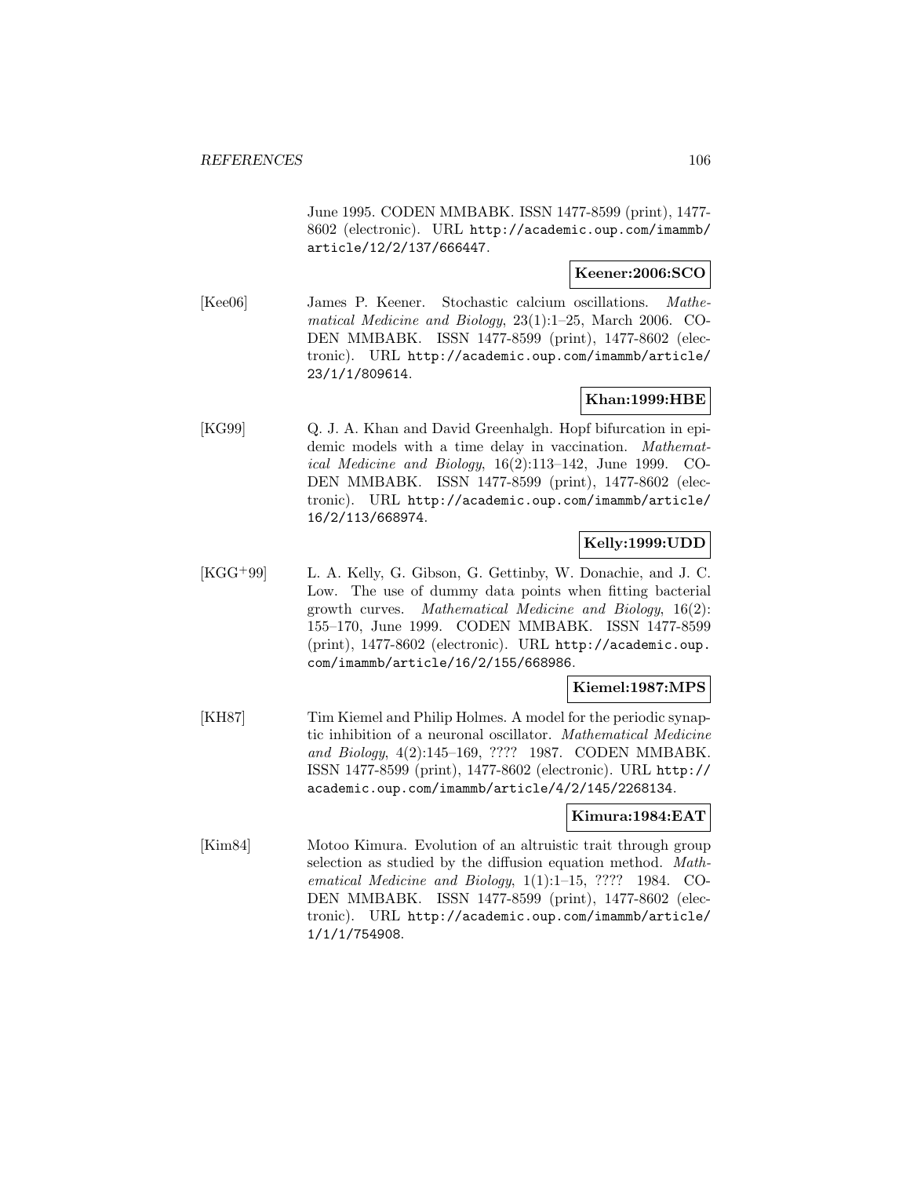June 1995. CODEN MMBABK. ISSN 1477-8599 (print), 1477-8602 (electronic). URL http://academic.oup.com/imammb/article/12/2/137/666447.

**Keener:2006:SCO**

[Kee06] James P. Keener. Stochastic calcium oscillations. *Mathematical Medicine and Biology*, 23(1):1–25, March 2006. CODEN MMBABK. ISSN 1477-8599 (print), 1477-8602 (electronic). URL http://academic.oup.com/imammb/article/23/1/1/809614.

**Khan:1999:HBE**

[KG99] Q. J. A. Khan and David Greenhalgh. Hopf bifurcation in epidemic models with a time delay in vaccination. *Mathematical Medicine and Biology*, 16(2):113–142, June 1999. CODEN MMBABK. ISSN 1477-8599 (print), 1477-8602 (electronic). URL http://academic.oup.com/imammb/article/16/2/113/668974.

**Kelly:1999:UDD**

[KGG+99] L. A. Kelly, G. Gibson, G. Gettinby, W. Donachie, and J. C. Low. The use of dummy data points when fitting bacterial growth curves. *Mathematical Medicine and Biology*, 16(2): 155–170, June 1999. CODEN MMBABK. ISSN 1477-8599 (print), 1477-8602 (electronic). URL http://academic.oup.com/imammb/article/16/2/155/668986.

**Kiemel:1987:MPS**

[KH87] Tim Kiemel and Philip Holmes. A model for the periodic synaptic inhibition of a neuronal oscillator. *Mathematical Medicine and Biology*, 4(2):145–169, ???? 1987. CODEN MMBABK. ISSN 1477-8599 (print), 1477-8602 (electronic). URL http://academic.oup.com/imammb/article/4/2/145/2268134.

**Kimura:1984:EAT**

[Kim84] Motoo Kimura. Evolution of an altruistic trait through group selection as studied by the diffusion equation method. *Mathematical Medicine and Biology*, 1(1):1–15, ???? 1984. CODEN MMBABK. ISSN 1477-8599 (print), 1477-8602 (electronic). URL http://academic.oup.com/imammb/article/1/1/1/754908.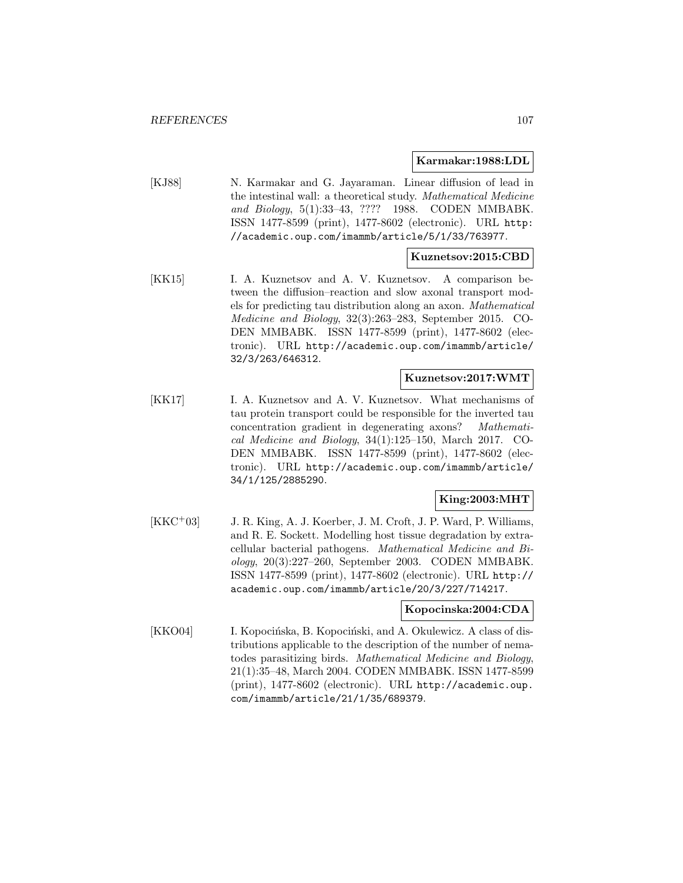**Karmakar:1988:LDL**

[KJ88] N. Karmakar and G. Jayaraman. Linear diffusion of lead in the intestinal wall: a theoretical study. *Mathematical Medicine and Biology*, 5(1):33–43, ???? 1988. CODEN MMBABK. ISSN 1477-8599 (print), 1477-8602 (electronic). URL http://academic.oup.com/imammb/article/5/1/33/763977.

**Kuznetsov:2015:CBD**

[KK15] I. A. Kuznetsov and A. V. Kuznetsov. A comparison between the diffusion–reaction and slow axonal transport models for predicting tau distribution along an axon. *Mathematical Medicine and Biology*, 32(3):263–283, September 2015. CODEN MMBABK. ISSN 1477-8599 (print), 1477-8602 (electronic). URL http://academic.oup.com/imammb/article/32/3/263/646312.

**Kuznetsov:2017:WMT**

[KK17] I. A. Kuznetsov and A. V. Kuznetsov. What mechanisms of tau protein transport could be responsible for the inverted tau concentration gradient in degenerating axons? *Mathematical Medicine and Biology*, 34(1):125–150, March 2017. CODEN MMBABK. ISSN 1477-8599 (print), 1477-8602 (electronic). URL http://academic.oup.com/imammb/article/34/1/125/2885290.

**King:2003:MHT**

[KKC+03] J. R. King, A. J. Koerber, J. M. Croft, J. P. Ward, P. Williams, and R. E. Sockett. Modelling host tissue degradation by extracellular bacterial pathogens. *Mathematical Medicine and Biology*, 20(3):227–260, September 2003. CODEN MMBABK. ISSN 1477-8599 (print), 1477-8602 (electronic). URL http://academic.oup.com/imammb/article/20/3/227/714217.

**Kopocinska:2004:CDA**

[KKO04] I. Kopocińska, B. Kopociński, and A. Okulewicz. A class of distributions applicable to the description of the number of nematodes parasitizing birds. *Mathematical Medicine and Biology*, 21(1):35–48, March 2004. CODEN MMBABK. ISSN 1477-8599 (print), 1477-8602 (electronic). URL http://academic.oup.com/imammb/article/21/1/35/689379.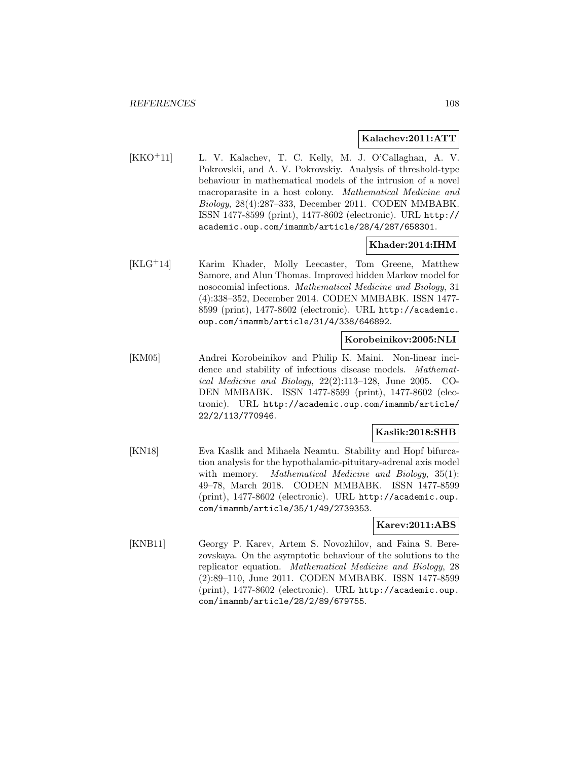**Kalachev:2011:ATT**

[KKO+11] L. V. Kalachev, T. C. Kelly, M. J. O'Callaghan, A. V. Pokrovskii, and A. V. Pokrovskiy. Analysis of threshold-type behaviour in mathematical models of the intrusion of a novel macroparasite in a host colony. *Mathematical Medicine and Biology*, 28(4):287–333, December 2011. CODEN MMBABK. ISSN 1477-8599 (print), 1477-8602 (electronic). URL http://academic.oup.com/imammb/article/28/4/287/658301.

**Khader:2014:IHM**

[KLG+14] Karim Khader, Molly Leecaster, Tom Greene, Matthew Samore, and Alun Thomas. Improved hidden Markov model for nosocomial infections. *Mathematical Medicine and Biology*, 31 (4):338–352, December 2014. CODEN MMBABK. ISSN 1477-8599 (print), 1477-8602 (electronic). URL http://academic.oup.com/imammb/article/31/4/338/646892.

**Korobeinikov:2005:NLI**

[KM05] Andrei Korobeinikov and Philip K. Maini. Non-linear incidence and stability of infectious disease models. *Mathematical Medicine and Biology*, 22(2):113–128, June 2005. CODEN MMBABK. ISSN 1477-8599 (print), 1477-8602 (electronic). URL http://academic.oup.com/imammb/article/22/2/113/770946.

**Kaslik:2018:SHB**

[KN18] Eva Kaslik and Mihaela Neamtu. Stability and Hopf bifurcation analysis for the hypothalamic-pituitary-adrenal axis model with memory. *Mathematical Medicine and Biology*, 35(1): 49–78, March 2018. CODEN MMBABK. ISSN 1477-8599 (print), 1477-8602 (electronic). URL http://academic.oup.com/imammb/article/35/1/49/2739353.

**Karev:2011:ABS**

[KNB11] Georgy P. Karev, Artem S. Novozhilov, and Faina S. Berezovskaya. On the asymptotic behaviour of the solutions to the replicator equation. *Mathematical Medicine and Biology*, 28 (2):89–110, June 2011. CODEN MMBABK. ISSN 1477-8599 (print), 1477-8602 (electronic). URL http://academic.oup.com/imammb/article/28/2/89/679755.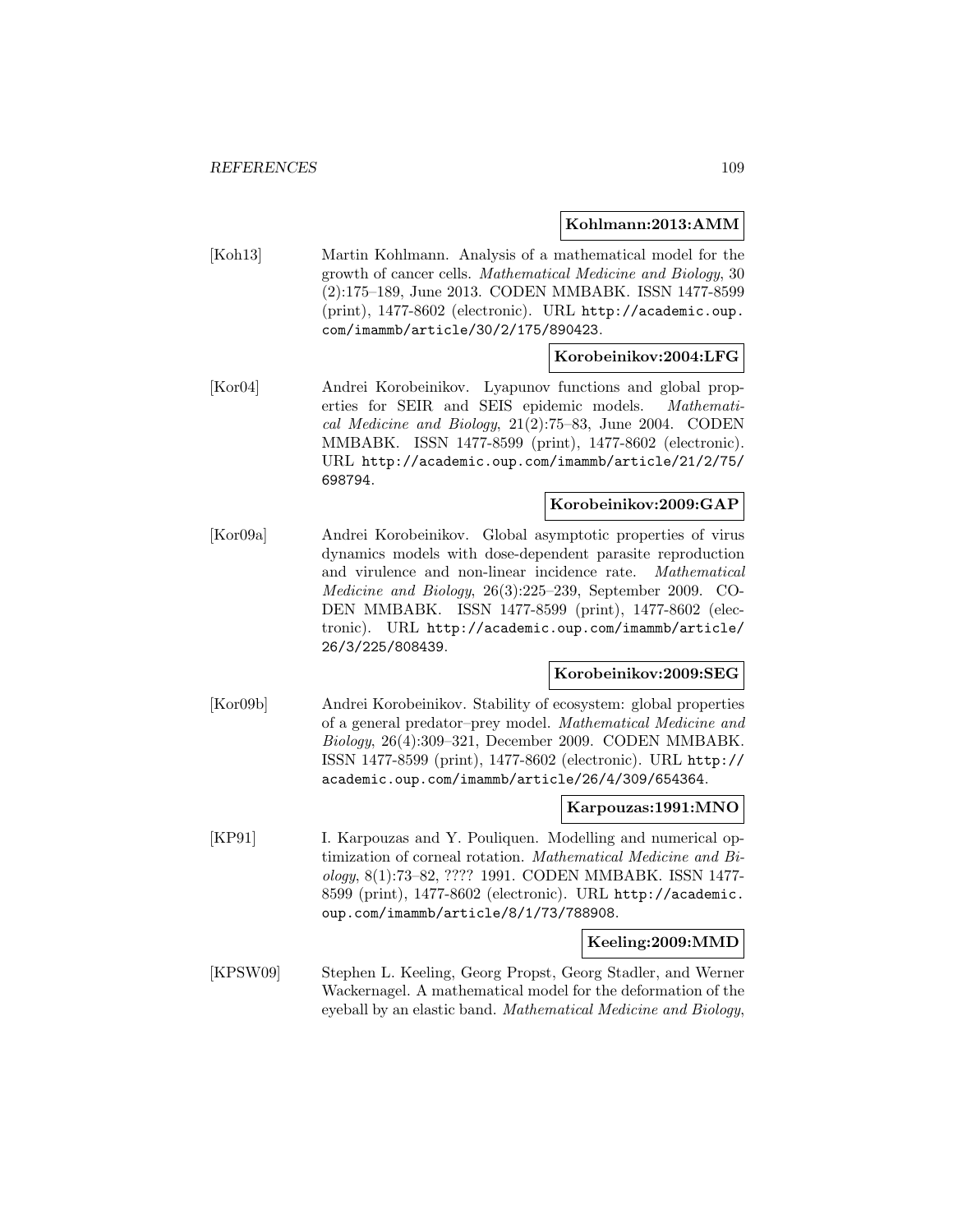**Kohlmann:2013:AMM**

[Koh13] Martin Kohlmann. Analysis of a mathematical model for the growth of cancer cells. *Mathematical Medicine and Biology*, 30 (2):175–189, June 2013. CODEN MMBABK. ISSN 1477-8599 (print), 1477-8602 (electronic). URL http://academic.oup.com/imammb/article/30/2/175/890423.

**Korobeinikov:2004:LFG**

[Kor04] Andrei Korobeinikov. Lyapunov functions and global properties for SEIR and SEIS epidemic models. *Mathematical Medicine and Biology*, 21(2):75–83, June 2004. CODEN MMBABK. ISSN 1477-8599 (print), 1477-8602 (electronic). URL http://academic.oup.com/imammb/article/21/2/75/698794.

**Korobeinikov:2009:GAP**

[Kor09a] Andrei Korobeinikov. Global asymptotic properties of virus dynamics models with dose-dependent parasite reproduction and virulence and non-linear incidence rate. *Mathematical Medicine and Biology*, 26(3):225–239, September 2009. CODEN MMBABK. ISSN 1477-8599 (print), 1477-8602 (electronic). URL http://academic.oup.com/imammb/article/26/3/225/808439.

**Korobeinikov:2009:SEG**

[Kor09b] Andrei Korobeinikov. Stability of ecosystem: global properties of a general predator–prey model. *Mathematical Medicine and Biology*, 26(4):309–321, December 2009. CODEN MMBABK. ISSN 1477-8599 (print), 1477-8602 (electronic). URL http://academic.oup.com/imammb/article/26/4/309/654364.

**Karpouzas:1991:MNO**

[KP91] I. Karpouzas and Y. Pouliquen. Modelling and numerical optimization of corneal rotation. *Mathematical Medicine and Biology*, 8(1):73–82, ???? 1991. CODEN MMBABK. ISSN 1477-8599 (print), 1477-8602 (electronic). URL http://academic.oup.com/imammb/article/8/1/73/788908.

**Keeling:2009:MMD**

[KPSW09] Stephen L. Keeling, Georg Propst, Georg Stadler, and Werner Wackernagel. A mathematical model for the deformation of the eyeball by an elastic band. *Mathematical Medicine and Biology*,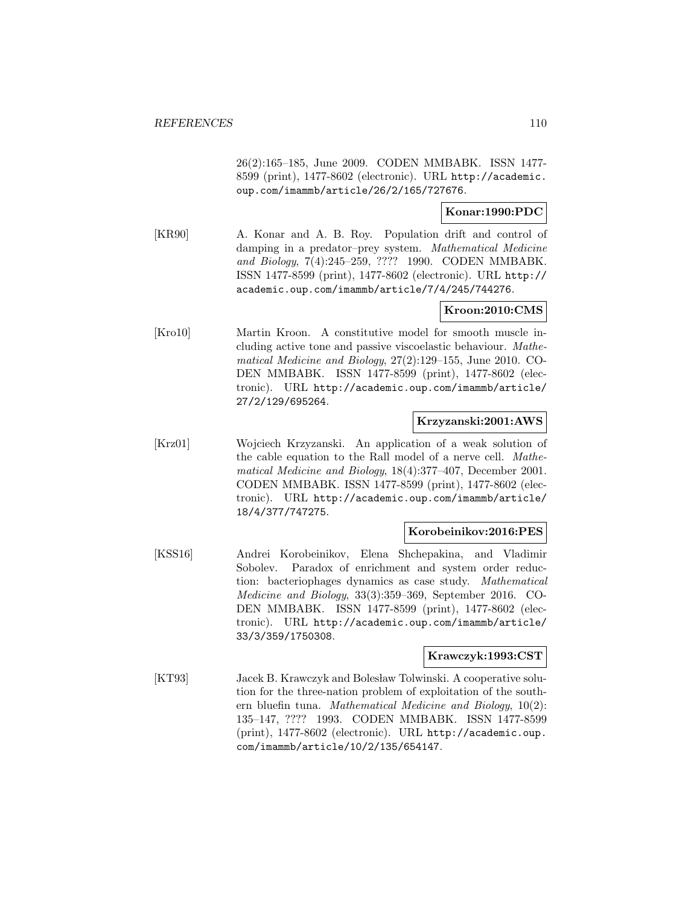26(2):165–185, June 2009. CODEN MMBABK. ISSN 1477-8599 (print), 1477-8602 (electronic). URL http://academic.oup.com/imammb/article/26/2/165/727676.

**Konar:1990:PDC**

[KR90] A. Konar and A. B. Roy. Population drift and control of damping in a predator–prey system. *Mathematical Medicine and Biology*, 7(4):245–259, ???? 1990. CODEN MMBABK. ISSN 1477-8599 (print), 1477-8602 (electronic). URL http://academic.oup.com/imammb/article/7/4/245/744276.

**Kroon:2010:CMS**

[Kro10] Martin Kroon. A constitutive model for smooth muscle including active tone and passive viscoelastic behaviour. *Mathematical Medicine and Biology*, 27(2):129–155, June 2010. CODEN MMBABK. ISSN 1477-8599 (print), 1477-8602 (electronic). URL http://academic.oup.com/imammb/article/27/2/129/695264.

**Krzyzanski:2001:AWS**

[Krz01] Wojciech Krzyzanski. An application of a weak solution of the cable equation to the Rall model of a nerve cell. *Mathematical Medicine and Biology*, 18(4):377–407, December 2001. CODEN MMBABK. ISSN 1477-8599 (print), 1477-8602 (electronic). URL http://academic.oup.com/imammb/article/18/4/377/747275.

**Korobeinikov:2016:PES**

[KSS16] Andrei Korobeinikov, Elena Shchepakina, and Vladimir Sobolev. Paradox of enrichment and system order reduction: bacteriophages dynamics as case study. *Mathematical Medicine and Biology*, 33(3):359–369, September 2016. CODEN MMBABK. ISSN 1477-8599 (print), 1477-8602 (electronic). URL http://academic.oup.com/imammb/article/33/3/359/1750308.

**Krawczyk:1993:CST**

[KT93] Jacek B. Krawczyk and Bolesław Tolwinski. A cooperative solution for the three-nation problem of exploitation of the southern bluefin tuna. *Mathematical Medicine and Biology*, 10(2):135–147, ???? 1993. CODEN MMBABK. ISSN 1477-8599 (print), 1477-8602 (electronic). URL http://academic.oup.com/imammb/article/10/2/135/654147.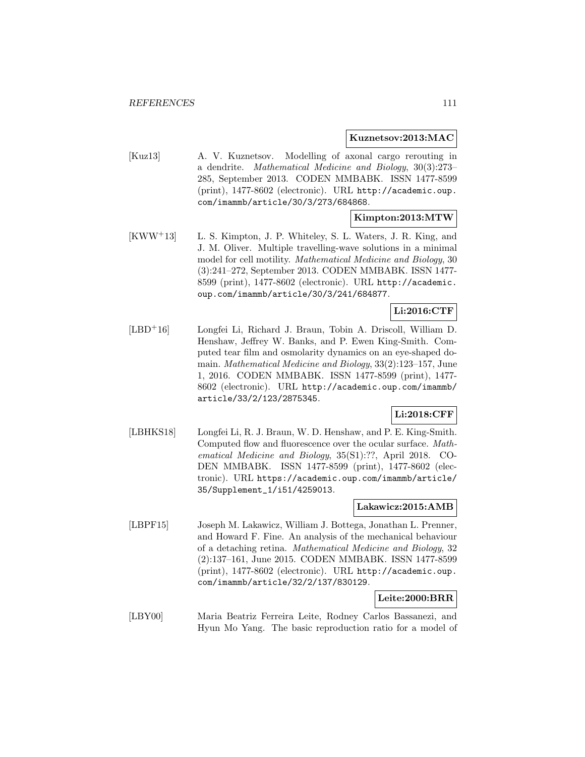**Kuznetsov:2013:MAC**

[Kuz13] A. V. Kuznetsov. Modelling of axonal cargo rerouting in a dendrite. *Mathematical Medicine and Biology*, 30(3):273–285, September 2013. CODEN MMBABK. ISSN 1477-8599 (print), 1477-8602 (electronic). URL http://academic.oup.com/imammb/article/30/3/273/684868.

**Kimpton:2013:MTW**

[KWW+13] L. S. Kimpton, J. P. Whiteley, S. L. Waters, J. R. King, and J. M. Oliver. Multiple travelling-wave solutions in a minimal model for cell motility. *Mathematical Medicine and Biology*, 30 (3):241–272, September 2013. CODEN MMBABK. ISSN 1477-8599 (print), 1477-8602 (electronic). URL http://academic.oup.com/imammb/article/30/3/241/684877.

**Li:2016:CTF**

[LBD+16] Longfei Li, Richard J. Braun, Tobin A. Driscoll, William D. Henshaw, Jeffrey W. Banks, and P. Ewen King-Smith. Computed tear film and osmolarity dynamics on an eye-shaped domain. *Mathematical Medicine and Biology*, 33(2):123–157, June 1, 2016. CODEN MMBABK. ISSN 1477-8599 (print), 1477-8602 (electronic). URL http://academic.oup.com/imammb/article/33/2/123/2875345.

**Li:2018:CFF**

[LBHKS18] Longfei Li, R. J. Braun, W. D. Henshaw, and P. E. King-Smith. Computed flow and fluorescence over the ocular surface. *Mathematical Medicine and Biology*, 35(S1):??, April 2018. CODEN MMBABK. ISSN 1477-8599 (print), 1477-8602 (electronic). URL https://academic.oup.com/imammb/article/35/Supplement_1/i51/4259013.

**Lakawicz:2015:AMB**

[LBPF15] Joseph M. Lakawicz, William J. Bottega, Jonathan L. Prenner, and Howard F. Fine. An analysis of the mechanical behaviour of a detaching retina. *Mathematical Medicine and Biology*, 32 (2):137–161, June 2015. CODEN MMBABK. ISSN 1477-8599 (print), 1477-8602 (electronic). URL http://academic.oup.com/imammb/article/32/2/137/830129.

**Leite:2000:BRR**

[LBY00] Maria Beatriz Ferreira Leite, Rodney Carlos Bassanezi, and Hyun Mo Yang. The basic reproduction ratio for a model of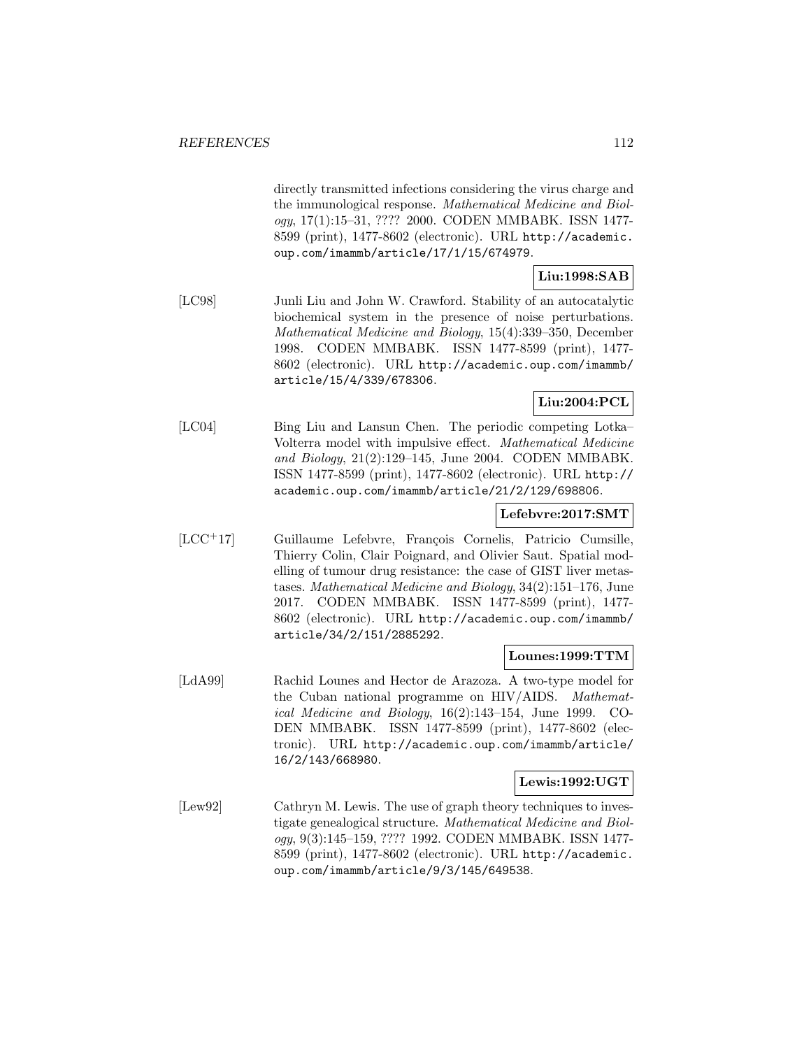directly transmitted infections considering the virus charge and the immunological response. *Mathematical Medicine and Biology*, 17(1):15–31, ???? 2000. CODEN MMBABK. ISSN 1477-8599 (print), 1477-8602 (electronic). URL http://academic.oup.com/imammb/article/17/1/15/674979.

**Liu:1998:SAB**

[LC98] Junli Liu and John W. Crawford. Stability of an autocatalytic biochemical system in the presence of noise perturbations. *Mathematical Medicine and Biology*, 15(4):339–350, December 1998. CODEN MMBABK. ISSN 1477-8599 (print), 1477-8602 (electronic). URL http://academic.oup.com/imammb/article/15/4/339/678306.

**Liu:2004:PCL**

[LC04] Bing Liu and Lansun Chen. The periodic competing Lotka–Volterra model with impulsive effect. *Mathematical Medicine and Biology*, 21(2):129–145, June 2004. CODEN MMBABK. ISSN 1477-8599 (print), 1477-8602 (electronic). URL http://academic.oup.com/imammb/article/21/2/129/698806.

**Lefebvre:2017:SMT**

[LCC+17] Guillaume Lefebvre, François Cornelis, Patricio Cumsille, Thierry Colin, Clair Poignard, and Olivier Saut. Spatial modelling of tumour drug resistance: the case of GIST liver metastases. *Mathematical Medicine and Biology*, 34(2):151–176, June 2017. CODEN MMBABK. ISSN 1477-8599 (print), 1477-8602 (electronic). URL http://academic.oup.com/imammb/article/34/2/151/2885292.

**Lounes:1999:TTM**

[LdA99] Rachid Lounes and Hector de Arazoza. A two-type model for the Cuban national programme on HIV/AIDS. *Mathematical Medicine and Biology*, 16(2):143–154, June 1999. CODEN MMBABK. ISSN 1477-8599 (print), 1477-8602 (electronic). URL http://academic.oup.com/imammb/article/16/2/143/668980.

**Lewis:1992:UGT**

[Lew92] Cathryn M. Lewis. The use of graph theory techniques to investigate genealogical structure. *Mathematical Medicine and Biology*, 9(3):145–159, ???? 1992. CODEN MMBABK. ISSN 1477-8599 (print), 1477-8602 (electronic). URL http://academic.oup.com/imammb/article/9/3/145/649538.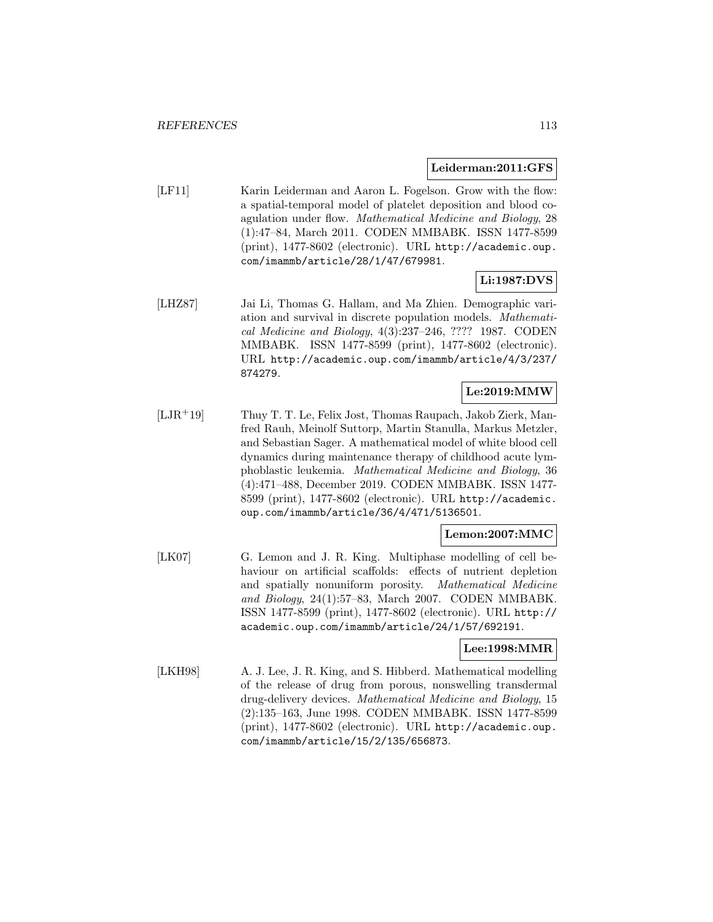**Leiderman:2011:GFS**

[LF11] Karin Leiderman and Aaron L. Fogelson. Grow with the flow: a spatial-temporal model of platelet deposition and blood coagulation under flow. *Mathematical Medicine and Biology*, 28 (1):47–84, March 2011. CODEN MMBABK. ISSN 1477-8599 (print), 1477-8602 (electronic). URL `http://academic.oup.com/imammb/article/28/1/47/679981`.

**Li:1987:DVS**

[LHZ87] Jai Li, Thomas G. Hallam, and Ma Zhien. Demographic variation and survival in discrete population models. *Mathematical Medicine and Biology*, 4(3):237–246, ???? 1987. CODEN MMBABK. ISSN 1477-8599 (print), 1477-8602 (electronic). URL `http://academic.oup.com/imammb/article/4/3/237/874279`.

**Le:2019:MMW**

[LJR+19] Thuy T. T. Le, Felix Jost, Thomas Raupach, Jakob Zierk, Manfred Rauh, Meinolf Suttorp, Martin Stanulla, Markus Metzler, and Sebastian Sager. A mathematical model of white blood cell dynamics during maintenance therapy of childhood acute lymphoblastic leukemia. *Mathematical Medicine and Biology*, 36 (4):471–488, December 2019. CODEN MMBABK. ISSN 1477-8599 (print), 1477-8602 (electronic). URL `http://academic.oup.com/imammb/article/36/4/471/5136501`.

**Lemon:2007:MMC**

[LK07] G. Lemon and J. R. King. Multiphase modelling of cell behaviour on artificial scaffolds: effects of nutrient depletion and spatially nonuniform porosity. *Mathematical Medicine and Biology*, 24(1):57–83, March 2007. CODEN MMBABK. ISSN 1477-8599 (print), 1477-8602 (electronic). URL `http://academic.oup.com/imammb/article/24/1/57/692191`.

**Lee:1998:MMR**

[LKH98] A. J. Lee, J. R. King, and S. Hibberd. Mathematical modelling of the release of drug from porous, nonswelling transdermal drug-delivery devices. *Mathematical Medicine and Biology*, 15 (2):135–163, June 1998. CODEN MMBABK. ISSN 1477-8599 (print), 1477-8602 (electronic). URL `http://academic.oup.com/imammb/article/15/2/135/656873`.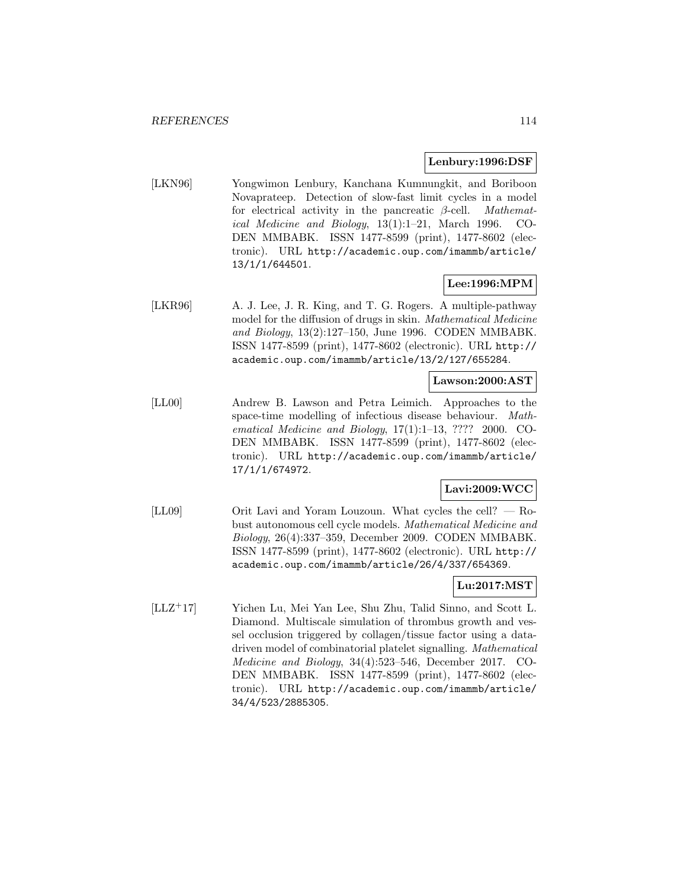**Lenbury:1996:DSF**

[LKN96] Yongwimon Lenbury, Kanchana Kumnungkit, and Boriboon Novaprateep. Detection of slow-fast limit cycles in a model for electrical activity in the pancreatic $\beta$-cell. *Mathematical Medicine and Biology*, 13(1):1–21, March 1996. CODEN MMBABK. ISSN 1477-8599 (print), 1477-8602 (electronic). URL http://academic.oup.com/imammb/article/13/1/1/644501.

**Lee:1996:MPM**

[LKR96] A. J. Lee, J. R. King, and T. G. Rogers. A multiple-pathway model for the diffusion of drugs in skin. *Mathematical Medicine and Biology*, 13(2):127–150, June 1996. CODEN MMBABK. ISSN 1477-8599 (print), 1477-8602 (electronic). URL http://academic.oup.com/imammb/article/13/2/127/655284.

**Lawson:2000:AST**

[LL00] Andrew B. Lawson and Petra Leimich. Approaches to the space-time modelling of infectious disease behaviour. *Mathematical Medicine and Biology*, 17(1):1–13, ???? 2000. CODEN MMBABK. ISSN 1477-8599 (print), 1477-8602 (electronic). URL http://academic.oup.com/imammb/article/17/1/1/674972.

**Lavi:2009:WCC**

[LL09] Orit Lavi and Yoram Louzoun. What cycles the cell? — Robust autonomous cell cycle models. *Mathematical Medicine and Biology*, 26(4):337–359, December 2009. CODEN MMBABK. ISSN 1477-8599 (print), 1477-8602 (electronic). URL http://academic.oup.com/imammb/article/26/4/337/654369.

**Lu:2017:MST**

[LLZ+17] Yichen Lu, Mei Yan Lee, Shu Zhu, Talid Sinno, and Scott L. Diamond. Multiscale simulation of thrombus growth and vessel occlusion triggered by collagen/tissue factor using a data-driven model of combinatorial platelet signalling. *Mathematical Medicine and Biology*, 34(4):523–546, December 2017. CODEN MMBABK. ISSN 1477-8599 (print), 1477-8602 (electronic). URL http://academic.oup.com/imammb/article/34/4/523/2885305.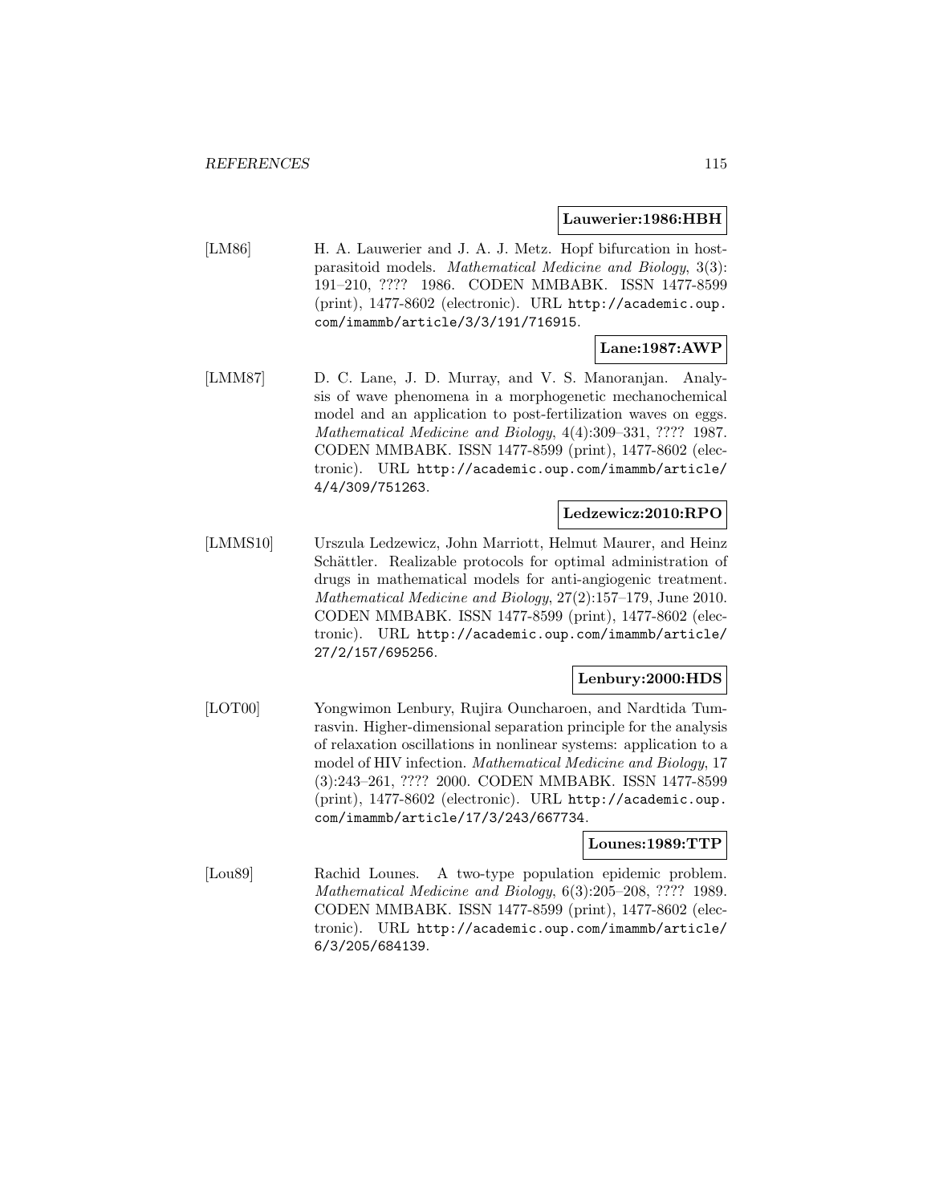**Lauwerier:1986:HBH**

[LM86] H. A. Lauwerier and J. A. J. Metz. Hopf bifurcation in host-parasitoid models. *Mathematical Medicine and Biology*, 3(3): 191–210, ???? 1986. CODEN MMBABK. ISSN 1477-8599 (print), 1477-8602 (electronic). URL `http://academic.oup.com/imammb/article/3/3/191/716915`.

**Lane:1987:AWP**

[LMM87] D. C. Lane, J. D. Murray, and V. S. Manoranjan. Analysis of wave phenomena in a morphogenetic mechanochemical model and an application to post-fertilization waves on eggs. *Mathematical Medicine and Biology*, 4(4):309–331, ???? 1987. CODEN MMBABK. ISSN 1477-8599 (print), 1477-8602 (electronic). URL `http://academic.oup.com/imammb/article/4/4/309/751263`.

**Ledzewicz:2010:RPO**

[LMMS10] Urszula Ledzewicz, John Marriott, Helmut Maurer, and Heinz Schättler. Realizable protocols for optimal administration of drugs in mathematical models for anti-angiogenic treatment. *Mathematical Medicine and Biology*, 27(2):157–179, June 2010. CODEN MMBABK. ISSN 1477-8599 (print), 1477-8602 (electronic). URL `http://academic.oup.com/imammb/article/27/2/157/695256`.

**Lenbury:2000:HDS**

[LOT00] Yongwimon Lenbury, Rujira Ouncharoen, and Nardtida Tumrasvin. Higher-dimensional separation principle for the analysis of relaxation oscillations in nonlinear systems: application to a model of HIV infection. *Mathematical Medicine and Biology*, 17 (3):243–261, ???? 2000. CODEN MMBABK. ISSN 1477-8599 (print), 1477-8602 (electronic). URL `http://academic.oup.com/imammb/article/17/3/243/667734`.

**Lounes:1989:TTP**

[Lou89] Rachid Lounes. A two-type population epidemic problem. *Mathematical Medicine and Biology*, 6(3):205–208, ???? 1989. CODEN MMBABK. ISSN 1477-8599 (print), 1477-8602 (electronic). URL `http://academic.oup.com/imammb/article/6/3/205/684139`.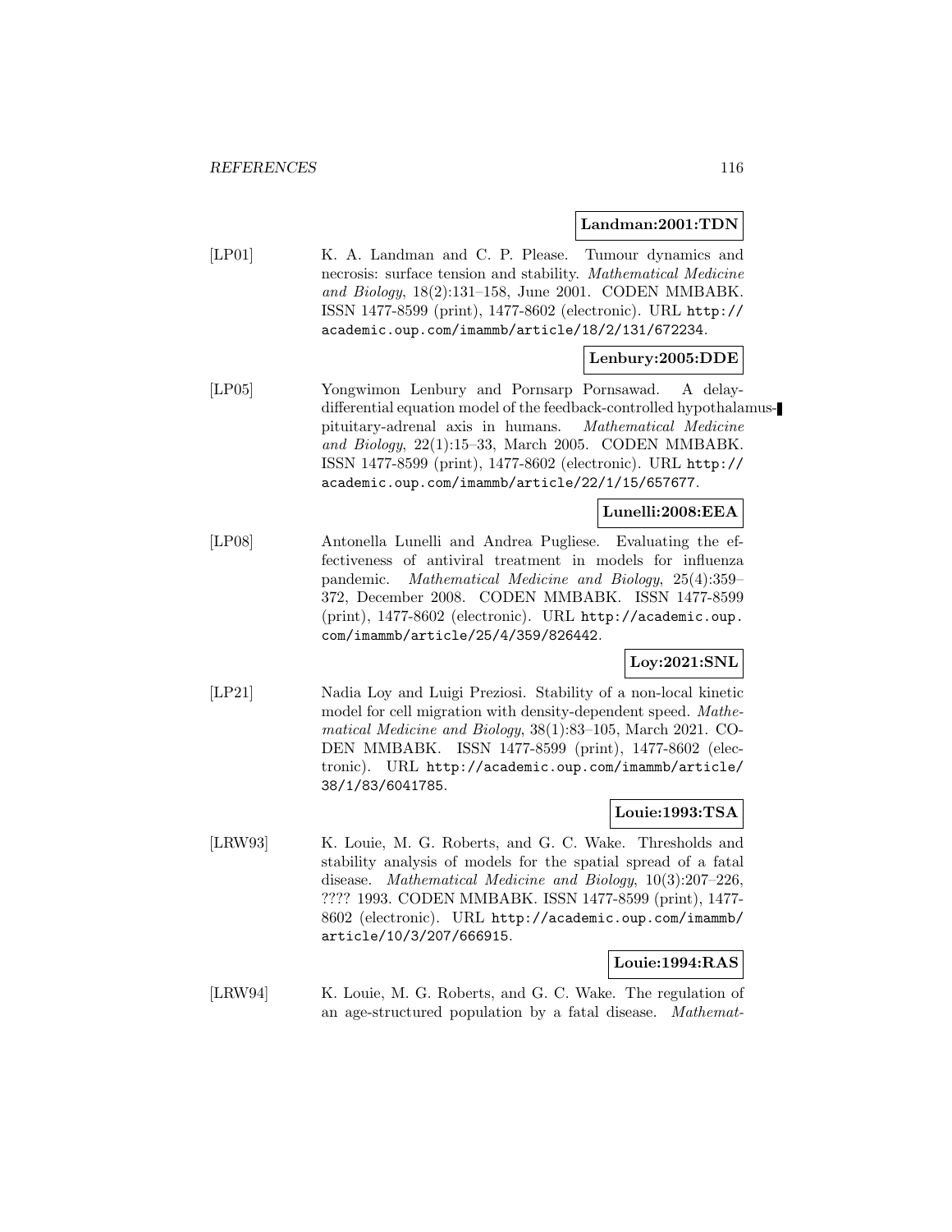**Landman:2001:TDN**

[LP01] K. A. Landman and C. P. Please. Tumour dynamics and necrosis: surface tension and stability. *Mathematical Medicine and Biology*, 18(2):131–158, June 2001. CODEN MMBABK. ISSN 1477-8599 (print), 1477-8602 (electronic). URL `http://academic.oup.com/imammb/article/18/2/131/672234`.

**Lenbury:2005:DDE**

[LP05] Yongwimon Lenbury and Pornsarp Pornsawad. A delay-differential equation model of the feedback-controlled hypothalamus-pituitary-adrenal axis in humans. *Mathematical Medicine and Biology*, 22(1):15–33, March 2005. CODEN MMBABK. ISSN 1477-8599 (print), 1477-8602 (electronic). URL `http://academic.oup.com/imammb/article/22/1/15/657677`.

**Lunelli:2008:EEA**

[LP08] Antonella Lunelli and Andrea Pugliese. Evaluating the effectiveness of antiviral treatment in models for influenza pandemic. *Mathematical Medicine and Biology*, 25(4):359–372, December 2008. CODEN MMBABK. ISSN 1477-8599 (print), 1477-8602 (electronic). URL `http://academic.oup.com/imammb/article/25/4/359/826442`.

**Loy:2021:SNL**

[LP21] Nadia Loy and Luigi Preziosi. Stability of a non-local kinetic model for cell migration with density-dependent speed. *Mathematical Medicine and Biology*, 38(1):83–105, March 2021. CODEN MMBABK. ISSN 1477-8599 (print), 1477-8602 (electronic). URL `http://academic.oup.com/imammb/article/38/1/83/6041785`.

**Louie:1993:TSA**

[LRW93] K. Louie, M. G. Roberts, and G. C. Wake. Thresholds and stability analysis of models for the spatial spread of a fatal disease. *Mathematical Medicine and Biology*, 10(3):207–226, ???? 1993. CODEN MMBABK. ISSN 1477-8599 (print), 1477-8602 (electronic). URL `http://academic.oup.com/imammb/article/10/3/207/666915`.

**Louie:1994:RAS**

[LRW94] K. Louie, M. G. Roberts, and G. C. Wake. The regulation of an age-structured population by a fatal disease. *Mathemat-*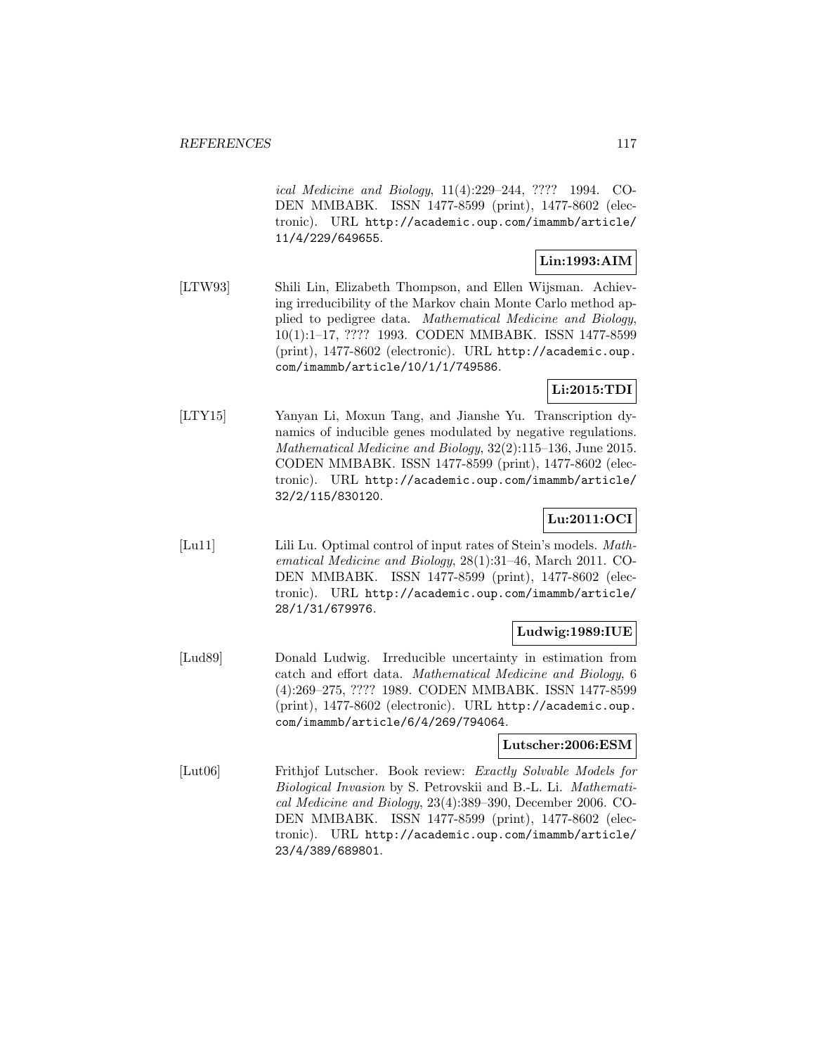*ical Medicine and Biology*, 11(4):229–244, ???? 1994. CODEN MMBABK. ISSN 1477-8599 (print), 1477-8602 (electronic). URL http://academic.oup.com/imammb/article/11/4/229/649655.

**Lin:1993:AIM**

[LTW93] Shili Lin, Elizabeth Thompson, and Ellen Wijsman. Achieving irreducibility of the Markov chain Monte Carlo method applied to pedigree data. *Mathematical Medicine and Biology*, 10(1):1–17, ???? 1993. CODEN MMBABK. ISSN 1477-8599 (print), 1477-8602 (electronic). URL http://academic.oup.com/imammb/article/10/1/1/749586.

**Li:2015:TDI**

[LTY15] Yanyan Li, Moxun Tang, and Jianshe Yu. Transcription dynamics of inducible genes modulated by negative regulations. *Mathematical Medicine and Biology*, 32(2):115–136, June 2015. CODEN MMBABK. ISSN 1477-8599 (print), 1477-8602 (electronic). URL http://academic.oup.com/imammb/article/32/2/115/830120.

**Lu:2011:OCI**

[Lu11] Lili Lu. Optimal control of input rates of Stein's models. *Mathematical Medicine and Biology*, 28(1):31–46, March 2011. CODEN MMBABK. ISSN 1477-8599 (print), 1477-8602 (electronic). URL http://academic.oup.com/imammb/article/28/1/31/679976.

**Ludwig:1989:IUE**

[Lud89] Donald Ludwig. Irreducible uncertainty in estimation from catch and effort data. *Mathematical Medicine and Biology*, 6 (4):269–275, ???? 1989. CODEN MMBABK. ISSN 1477-8599 (print), 1477-8602 (electronic). URL http://academic.oup.com/imammb/article/6/4/269/794064.

**Lutscher:2006:ESM**

[Lut06] Frithjof Lutscher. Book review: *Exactly Solvable Models for Biological Invasion* by S. Petrovskii and B.-L. Li. *Mathematical Medicine and Biology*, 23(4):389–390, December 2006. CODEN MMBABK. ISSN 1477-8599 (print), 1477-8602 (electronic). URL http://academic.oup.com/imammb/article/23/4/389/689801.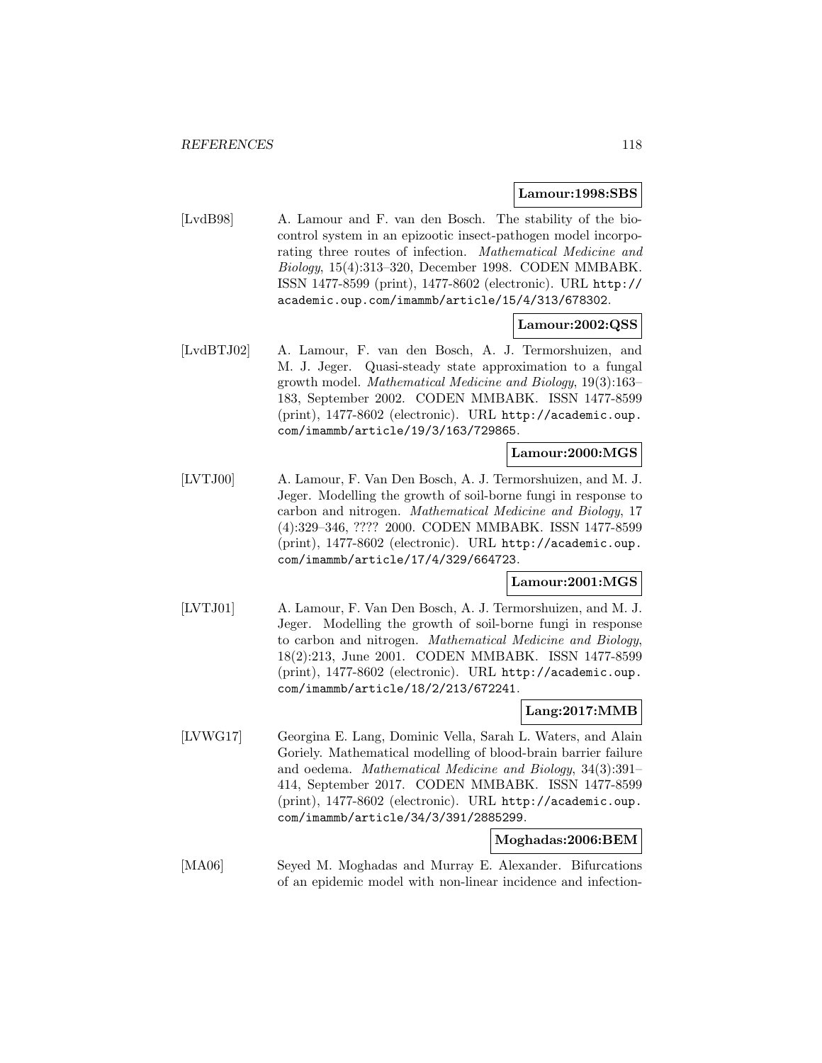**Lamour:1998:SBS**

[LvdB98] A. Lamour and F. van den Bosch. The stability of the biocontrol system in an epizootic insect-pathogen model incorporating three routes of infection. *Mathematical Medicine and Biology*, 15(4):313–320, December 1998. CODEN MMBABK. ISSN 1477-8599 (print), 1477-8602 (electronic). URL `http://academic.oup.com/imammb/article/15/4/313/678302`.

**Lamour:2002:QSS**

[LvdBTJ02] A. Lamour, F. van den Bosch, A. J. Termorshuizen, and M. J. Jeger. Quasi-steady state approximation to a fungal growth model. *Mathematical Medicine and Biology*, 19(3):163–183, September 2002. CODEN MMBABK. ISSN 1477-8599 (print), 1477-8602 (electronic). URL `http://academic.oup.com/imammb/article/19/3/163/729865`.

**Lamour:2000:MGS**

[LVTJ00] A. Lamour, F. Van Den Bosch, A. J. Termorshuizen, and M. J. Jeger. Modelling the growth of soil-borne fungi in response to carbon and nitrogen. *Mathematical Medicine and Biology*, 17 (4):329–346, ???? 2000. CODEN MMBABK. ISSN 1477-8599 (print), 1477-8602 (electronic). URL `http://academic.oup.com/imammb/article/17/4/329/664723`.

**Lamour:2001:MGS**

[LVTJ01] A. Lamour, F. Van Den Bosch, A. J. Termorshuizen, and M. J. Jeger. Modelling the growth of soil-borne fungi in response to carbon and nitrogen. *Mathematical Medicine and Biology*, 18(2):213, June 2001. CODEN MMBABK. ISSN 1477-8599 (print), 1477-8602 (electronic). URL `http://academic.oup.com/imammb/article/18/2/213/672241`.

**Lang:2017:MMB**

[LVWG17] Georgina E. Lang, Dominic Vella, Sarah L. Waters, and Alain Goriely. Mathematical modelling of blood-brain barrier failure and oedema. *Mathematical Medicine and Biology*, 34(3):391–414, September 2017. CODEN MMBABK. ISSN 1477-8599 (print), 1477-8602 (electronic). URL `http://academic.oup.com/imammb/article/34/3/391/2885299`.

**Moghadas:2006:BEM**

[MA06] Seyed M. Moghadas and Murray E. Alexander. Bifurcations of an epidemic model with non-linear incidence and infection-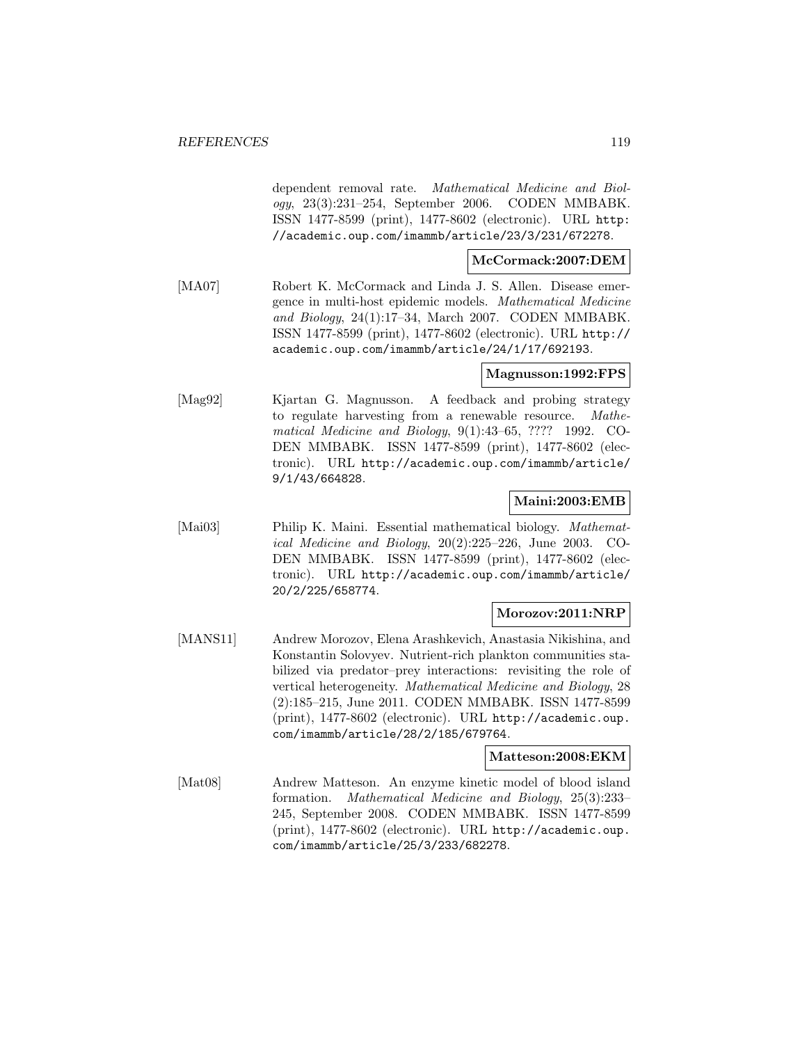dependent removal rate. *Mathematical Medicine and Biology*, 23(3):231–254, September 2006. CODEN MMBABK. ISSN 1477-8599 (print), 1477-8602 (electronic). URL http://academic.oup.com/imammb/article/23/3/231/672278.

**McCormack:2007:DEM**

[MA07] Robert K. McCormack and Linda J. S. Allen. Disease emergence in multi-host epidemic models. *Mathematical Medicine and Biology*, 24(1):17–34, March 2007. CODEN MMBABK. ISSN 1477-8599 (print), 1477-8602 (electronic). URL http://academic.oup.com/imammb/article/24/1/17/692193.

**Magnusson:1992:FPS**

[Mag92] Kjartan G. Magnusson. A feedback and probing strategy to regulate harvesting from a renewable resource. *Mathematical Medicine and Biology*, 9(1):43–65, ???? 1992. CODEN MMBABK. ISSN 1477-8599 (print), 1477-8602 (electronic). URL http://academic.oup.com/imammb/article/9/1/43/664828.

**Maini:2003:EMB**

[Mai03] Philip K. Maini. Essential mathematical biology. *Mathematical Medicine and Biology*, 20(2):225–226, June 2003. CODEN MMBABK. ISSN 1477-8599 (print), 1477-8602 (electronic). URL http://academic.oup.com/imammb/article/20/2/225/658774.

**Morozov:2011:NRP**

[MANS11] Andrew Morozov, Elena Arashkevich, Anastasia Nikishina, and Konstantin Solovyev. Nutrient-rich plankton communities stabilized via predator–prey interactions: revisiting the role of vertical heterogeneity. *Mathematical Medicine and Biology*, 28 (2):185–215, June 2011. CODEN MMBABK. ISSN 1477-8599 (print), 1477-8602 (electronic). URL http://academic.oup.com/imammb/article/28/2/185/679764.

**Matteson:2008:EKM**

[Mat08] Andrew Matteson. An enzyme kinetic model of blood island formation. *Mathematical Medicine and Biology*, 25(3):233–245, September 2008. CODEN MMBABK. ISSN 1477-8599 (print), 1477-8602 (electronic). URL http://academic.oup.com/imammb/article/25/3/233/682278.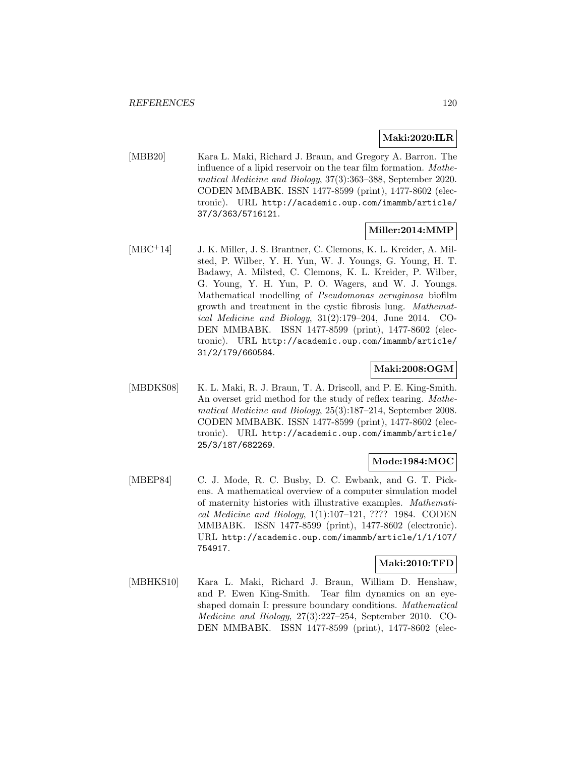**Maki:2020:ILR**

[MBB20] Kara L. Maki, Richard J. Braun, and Gregory A. Barron. The influence of a lipid reservoir on the tear film formation. *Mathematical Medicine and Biology*, 37(3):363–388, September 2020. CODEN MMBABK. ISSN 1477-8599 (print), 1477-8602 (electronic). URL http://academic.oup.com/imammb/article/37/3/363/5716121.

**Miller:2014:MMP**

[MBC+14] J. K. Miller, J. S. Brantner, C. Clemons, K. L. Kreider, A. Milsted, P. Wilber, Y. H. Yun, W. J. Youngs, G. Young, H. T. Badawy, A. Milsted, C. Clemons, K. L. Kreider, P. Wilber, G. Young, Y. H. Yun, P. O. Wagers, and W. J. Youngs. Mathematical modelling of *Pseudomonas aeruginosa* biofilm growth and treatment in the cystic fibrosis lung. *Mathematical Medicine and Biology*, 31(2):179–204, June 2014. CODEN MMBABK. ISSN 1477-8599 (print), 1477-8602 (electronic). URL http://academic.oup.com/imammb/article/31/2/179/660584.

**Maki:2008:OGM**

[MBDKS08] K. L. Maki, R. J. Braun, T. A. Driscoll, and P. E. King-Smith. An overset grid method for the study of reflex tearing. *Mathematical Medicine and Biology*, 25(3):187–214, September 2008. CODEN MMBABK. ISSN 1477-8599 (print), 1477-8602 (electronic). URL http://academic.oup.com/imammb/article/25/3/187/682269.

**Mode:1984:MOC**

[MBEP84] C. J. Mode, R. C. Busby, D. C. Ewbank, and G. T. Pickens. A mathematical overview of a computer simulation model of maternity histories with illustrative examples. *Mathematical Medicine and Biology*, 1(1):107–121, ???? 1984. CODEN MMBABK. ISSN 1477-8599 (print), 1477-8602 (electronic). URL http://academic.oup.com/imammb/article/1/1/107/754917.

**Maki:2010:TFD**

[MBHKS10] Kara L. Maki, Richard J. Braun, William D. Henshaw, and P. Ewen King-Smith. Tear film dynamics on an eye-shaped domain I: pressure boundary conditions. *Mathematical Medicine and Biology*, 27(3):227–254, September 2010. CODEN MMBABK. ISSN 1477-8599 (print), 1477-8602 (elec-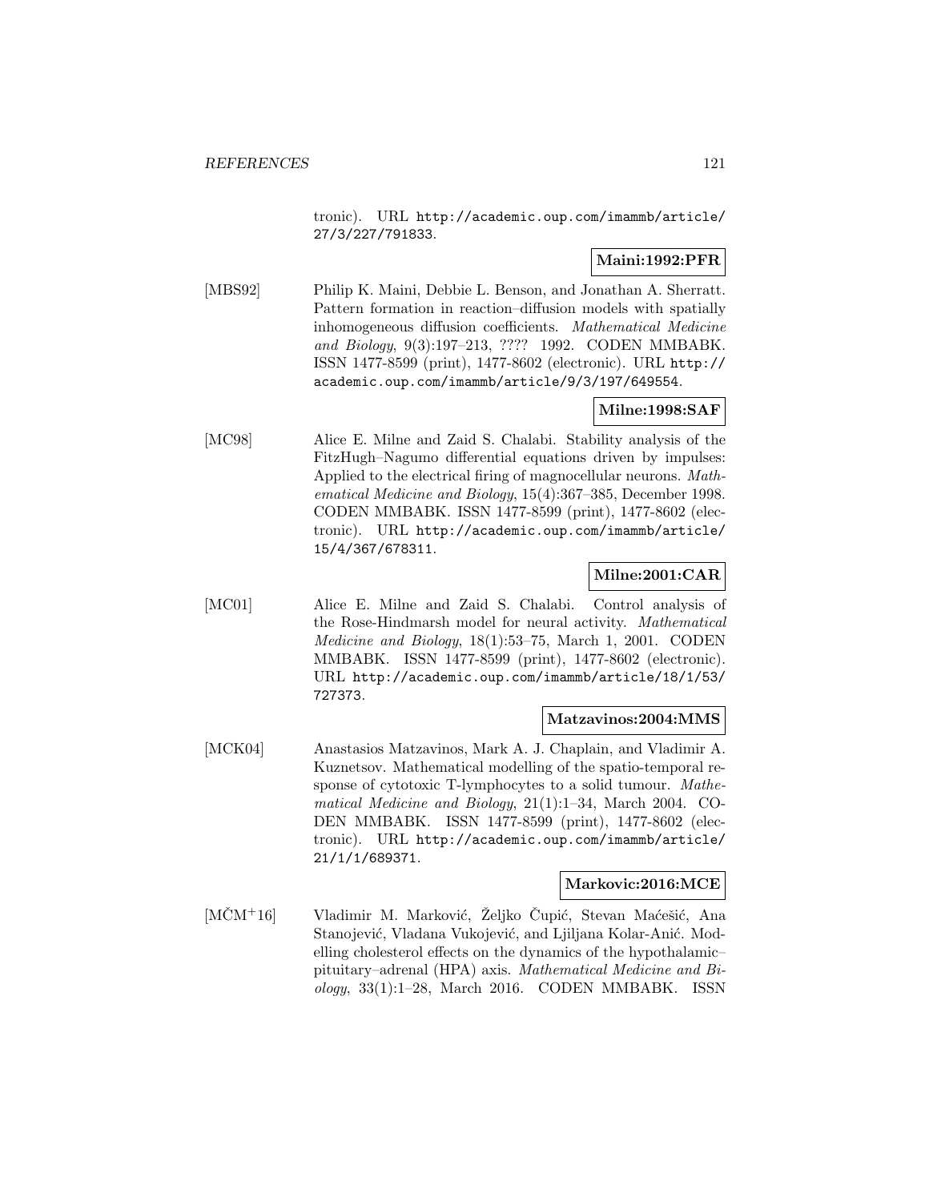tronic). URL http://academic.oup.com/imammb/article/27/3/227/791833.

**Maini:1992:PFR**

[MBS92] Philip K. Maini, Debbie L. Benson, and Jonathan A. Sherratt. Pattern formation in reaction–diffusion models with spatially inhomogeneous diffusion coefficients. *Mathematical Medicine and Biology*, 9(3):197–213, ???? 1992. CODEN MMBABK. ISSN 1477-8599 (print), 1477-8602 (electronic). URL http://academic.oup.com/imammb/article/9/3/197/649554.

**Milne:1998:SAF**

[MC98] Alice E. Milne and Zaid S. Chalabi. Stability analysis of the FitzHugh–Nagumo differential equations driven by impulses: Applied to the electrical firing of magnocellular neurons. *Mathematical Medicine and Biology*, 15(4):367–385, December 1998. CODEN MMBABK. ISSN 1477-8599 (print), 1477-8602 (electronic). URL http://academic.oup.com/imammb/article/15/4/367/678311.

**Milne:2001:CAR**

[MC01] Alice E. Milne and Zaid S. Chalabi. Control analysis of the Rose-Hindmarsh model for neural activity. *Mathematical Medicine and Biology*, 18(1):53–75, March 1, 2001. CODEN MMBABK. ISSN 1477-8599 (print), 1477-8602 (electronic). URL http://academic.oup.com/imammb/article/18/1/53/727373.

**Matzavinos:2004:MMS**

[MCK04] Anastasios Matzavinos, Mark A. J. Chaplain, and Vladimir A. Kuznetsov. Mathematical modelling of the spatio-temporal response of cytotoxic T-lymphocytes to a solid tumour. *Mathematical Medicine and Biology*, 21(1):1–34, March 2004. CODEN MMBABK. ISSN 1477-8599 (print), 1477-8602 (electronic). URL http://academic.oup.com/imammb/article/21/1/1/689371.

**Markovic:2016:MCE**

[MČM+16] Vladimir M. Marković, Željko Čupić, Stevan Maćešić, Ana Stanojević, Vladana Vukojević, and Ljiljana Kolar-Anić. Modelling cholesterol effects on the dynamics of the hypothalamic–pituitary–adrenal (HPA) axis. *Mathematical Medicine and Biology*, 33(1):1–28, March 2016. CODEN MMBABK. ISSN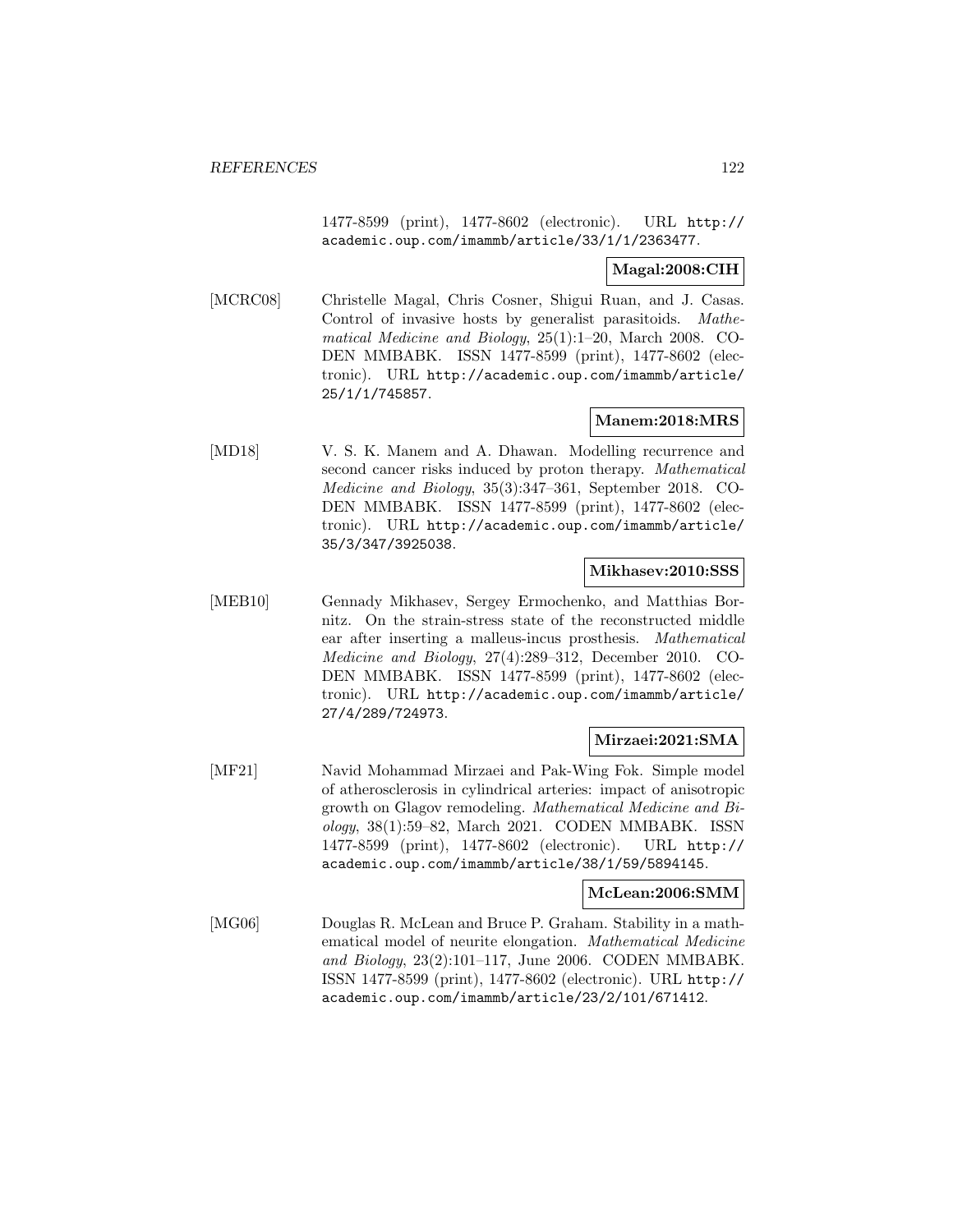1477-8599 (print), 1477-8602 (electronic). URL http://academic.oup.com/imammb/article/33/1/1/2363477.

**Magal:2008:CIH**

[MCRC08] Christelle Magal, Chris Cosner, Shigui Ruan, and J. Casas. Control of invasive hosts by generalist parasitoids. *Mathematical Medicine and Biology*, 25(1):1–20, March 2008. CODEN MMBABK. ISSN 1477-8599 (print), 1477-8602 (electronic). URL http://academic.oup.com/imammb/article/25/1/1/745857.

**Manem:2018:MRS**

[MD18] V. S. K. Manem and A. Dhawan. Modelling recurrence and second cancer risks induced by proton therapy. *Mathematical Medicine and Biology*, 35(3):347–361, September 2018. CODEN MMBABK. ISSN 1477-8599 (print), 1477-8602 (electronic). URL http://academic.oup.com/imammb/article/35/3/347/3925038.

**Mikhasev:2010:SSS**

[MEB10] Gennady Mikhasev, Sergey Ermochenko, and Matthias Bornitz. On the strain-stress state of the reconstructed middle ear after inserting a malleus-incus prosthesis. *Mathematical Medicine and Biology*, 27(4):289–312, December 2010. CODEN MMBABK. ISSN 1477-8599 (print), 1477-8602 (electronic). URL http://academic.oup.com/imammb/article/27/4/289/724973.

**Mirzaei:2021:SMA**

[MF21] Navid Mohammad Mirzaei and Pak-Wing Fok. Simple model of atherosclerosis in cylindrical arteries: impact of anisotropic growth on Glagov remodeling. *Mathematical Medicine and Biology*, 38(1):59–82, March 2021. CODEN MMBABK. ISSN 1477-8599 (print), 1477-8602 (electronic). URL http://academic.oup.com/imammb/article/38/1/59/5894145.

**McLean:2006:SMM**

[MG06] Douglas R. McLean and Bruce P. Graham. Stability in a mathematical model of neurite elongation. *Mathematical Medicine and Biology*, 23(2):101–117, June 2006. CODEN MMBABK. ISSN 1477-8599 (print), 1477-8602 (electronic). URL http://academic.oup.com/imammb/article/23/2/101/671412.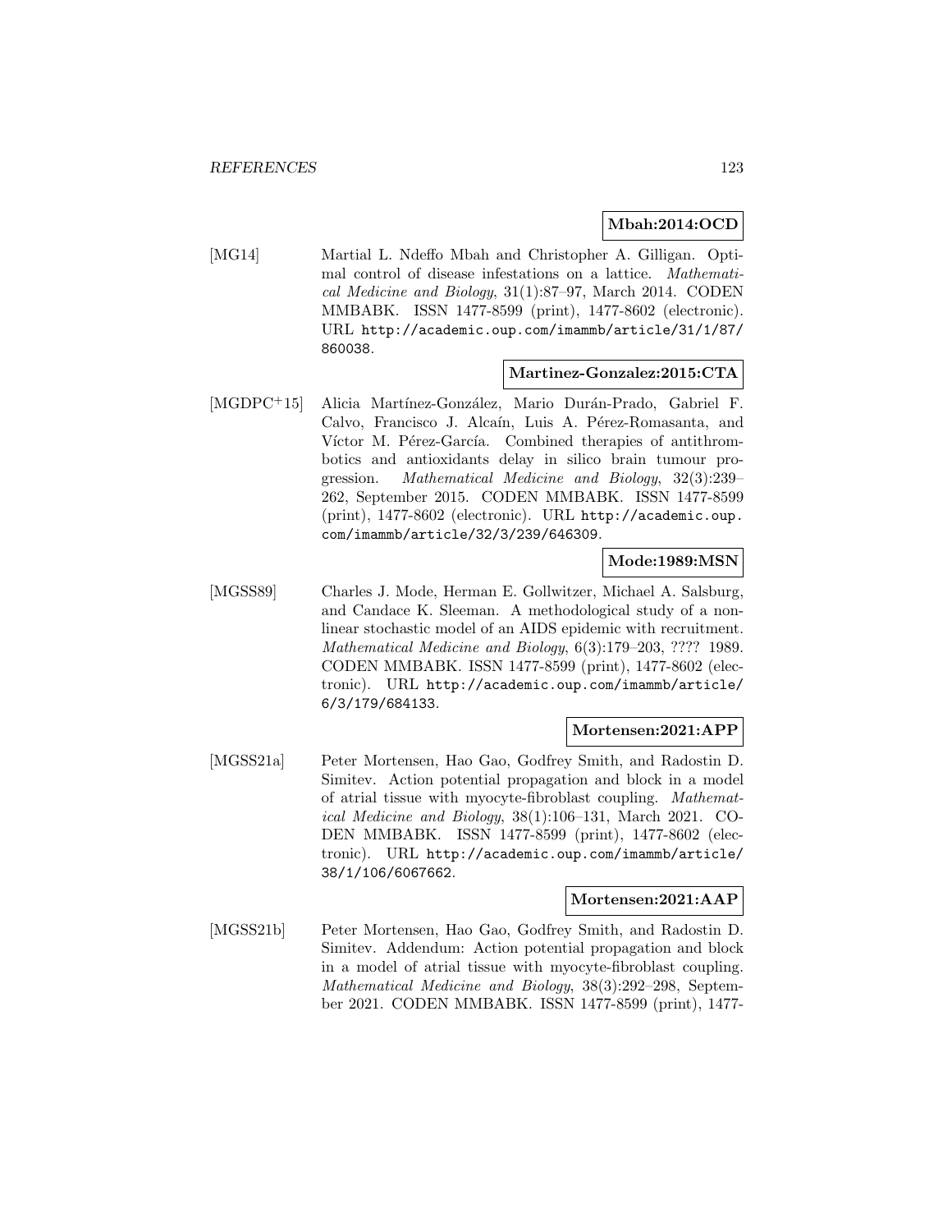**Mbah:2014:OCD**

[MG14] Martial L. Ndeffo Mbah and Christopher A. Gilligan. Optimal control of disease infestations on a lattice. *Mathematical Medicine and Biology*, 31(1):87–97, March 2014. CODEN MMBABK. ISSN 1477-8599 (print), 1477-8602 (electronic). URL http://academic.oup.com/imammb/article/31/1/87/860038.

**Martinez-Gonzalez:2015:CTA**

[MGDPC+15] Alicia Martínez-González, Mario Durán-Prado, Gabriel F. Calvo, Francisco J. Alcaín, Luis A. Pérez-Romasanta, and Víctor M. Pérez-García. Combined therapies of antithrombotics and antioxidants delay in silico brain tumour progression. *Mathematical Medicine and Biology*, 32(3):239–262, September 2015. CODEN MMBABK. ISSN 1477-8599 (print), 1477-8602 (electronic). URL http://academic.oup.com/imammb/article/32/3/239/646309.

**Mode:1989:MSN**

[MGSS89] Charles J. Mode, Herman E. Gollwitzer, Michael A. Salsburg, and Candace K. Sleeman. A methodological study of a nonlinear stochastic model of an AIDS epidemic with recruitment. *Mathematical Medicine and Biology*, 6(3):179–203, ???? 1989. CODEN MMBABK. ISSN 1477-8599 (print), 1477-8602 (electronic). URL http://academic.oup.com/imammb/article/6/3/179/684133.

**Mortensen:2021:APP**

[MGSS21a] Peter Mortensen, Hao Gao, Godfrey Smith, and Radostin D. Simitev. Action potential propagation and block in a model of atrial tissue with myocyte-fibroblast coupling. *Mathematical Medicine and Biology*, 38(1):106–131, March 2021. CODEN MMBABK. ISSN 1477-8599 (print), 1477-8602 (electronic). URL http://academic.oup.com/imammb/article/38/1/106/6067662.

**Mortensen:2021:AAP**

[MGSS21b] Peter Mortensen, Hao Gao, Godfrey Smith, and Radostin D. Simitev. Addendum: Action potential propagation and block in a model of atrial tissue with myocyte-fibroblast coupling. *Mathematical Medicine and Biology*, 38(3):292–298, September 2021. CODEN MMBABK. ISSN 1477-8599 (print), 1477-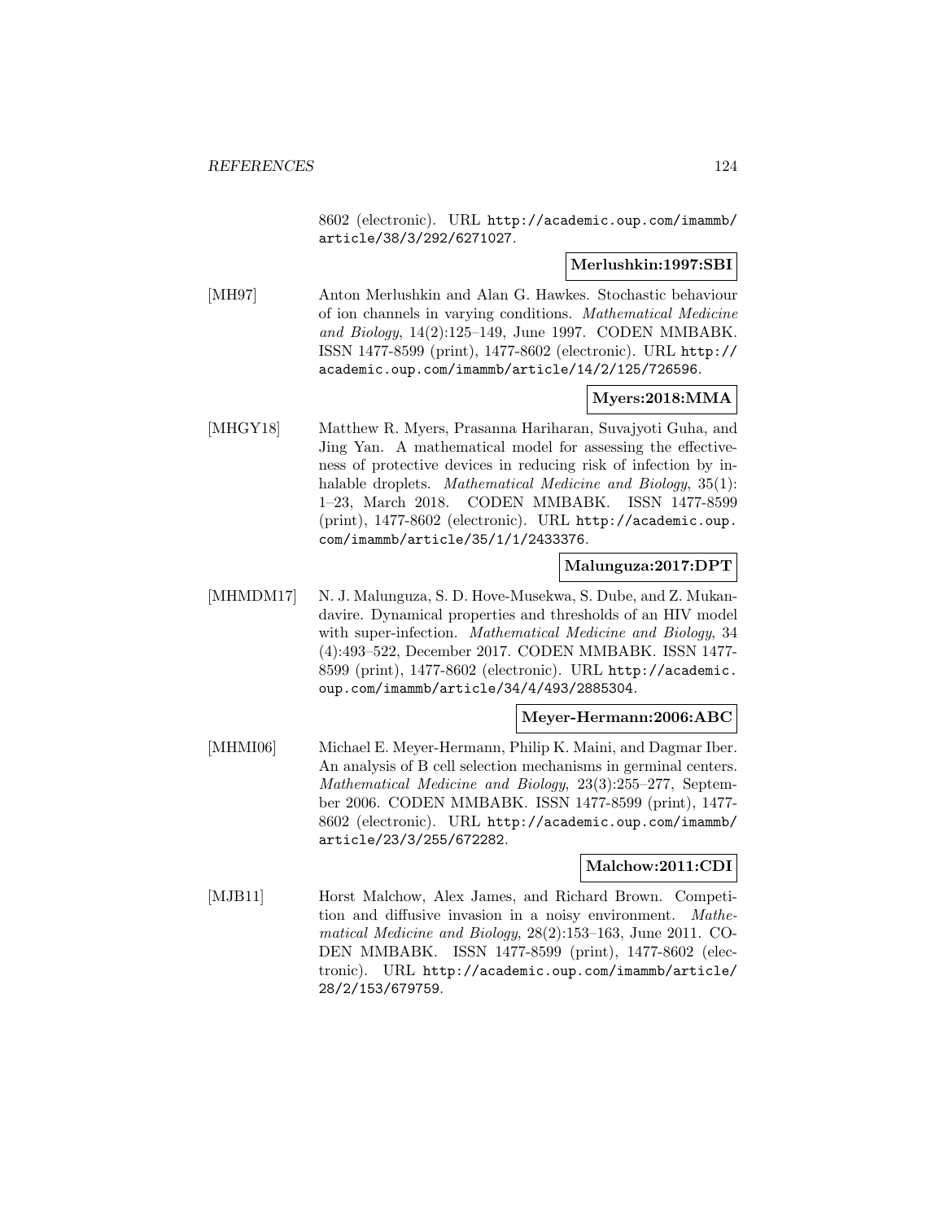8602 (electronic). URL http://academic.oup.com/imammb/article/38/3/292/6271027.

**Merlushkin:1997:SBI**

[MH97] Anton Merlushkin and Alan G. Hawkes. Stochastic behaviour of ion channels in varying conditions. *Mathematical Medicine and Biology*, 14(2):125–149, June 1997. CODEN MMBABK. ISSN 1477-8599 (print), 1477-8602 (electronic). URL http://academic.oup.com/imammb/article/14/2/125/726596.

**Myers:2018:MMA**

[MHGY18] Matthew R. Myers, Prasanna Hariharan, Suvajyoti Guha, and Jing Yan. A mathematical model for assessing the effectiveness of protective devices in reducing risk of infection by inhalable droplets. *Mathematical Medicine and Biology*, 35(1): 1–23, March 2018. CODEN MMBABK. ISSN 1477-8599 (print), 1477-8602 (electronic). URL http://academic.oup.com/imammb/article/35/1/1/2433376.

**Malunguza:2017:DPT**

[MHMDM17] N. J. Malunguza, S. D. Hove-Musekwa, S. Dube, and Z. Mukandavire. Dynamical properties and thresholds of an HIV model with super-infection. *Mathematical Medicine and Biology*, 34 (4):493–522, December 2017. CODEN MMBABK. ISSN 1477-8599 (print), 1477-8602 (electronic). URL http://academic.oup.com/imammb/article/34/4/493/2885304.

**Meyer-Hermann:2006:ABC**

[MHMI06] Michael E. Meyer-Hermann, Philip K. Maini, and Dagmar Iber. An analysis of B cell selection mechanisms in germinal centers. *Mathematical Medicine and Biology*, 23(3):255–277, September 2006. CODEN MMBABK. ISSN 1477-8599 (print), 1477-8602 (electronic). URL http://academic.oup.com/imammb/article/23/3/255/672282.

**Malchow:2011:CDI**

[MJB11] Horst Malchow, Alex James, and Richard Brown. Competition and diffusive invasion in a noisy environment. *Mathematical Medicine and Biology*, 28(2):153–163, June 2011. CODEN MMBABK. ISSN 1477-8599 (print), 1477-8602 (electronic). URL http://academic.oup.com/imammb/article/28/2/153/679759.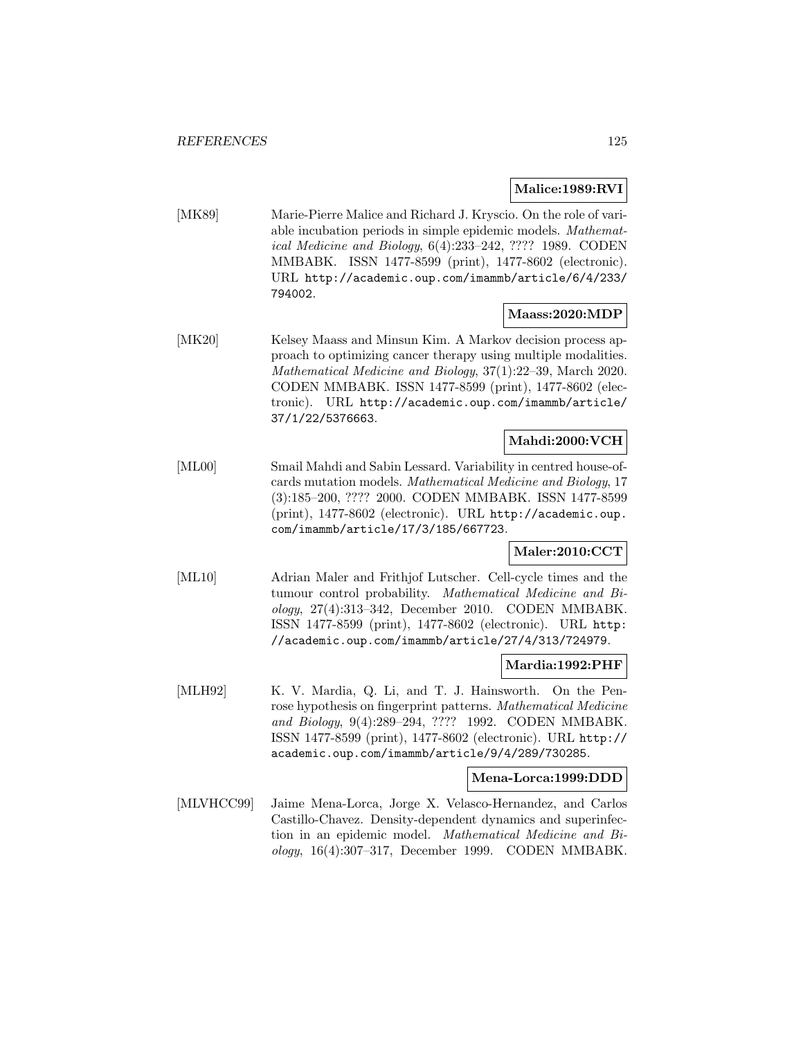**Malice:1989:RVI**

[MK89] Marie-Pierre Malice and Richard J. Kryscio. On the role of variable incubation periods in simple epidemic models. *Mathematical Medicine and Biology*, 6(4):233–242, ???? 1989. CODEN MMBABK. ISSN 1477-8599 (print), 1477-8602 (electronic). URL http://academic.oup.com/imammb/article/6/4/233/794002.

**Maass:2020:MDP**

[MK20] Kelsey Maass and Minsun Kim. A Markov decision process approach to optimizing cancer therapy using multiple modalities. *Mathematical Medicine and Biology*, 37(1):22–39, March 2020. CODEN MMBABK. ISSN 1477-8599 (print), 1477-8602 (electronic). URL http://academic.oup.com/imammb/article/37/1/22/5376663.

**Mahdi:2000:VCH**

[ML00] Smail Mahdi and Sabin Lessard. Variability in centred house-of-cards mutation models. *Mathematical Medicine and Biology*, 17 (3):185–200, ???? 2000. CODEN MMBABK. ISSN 1477-8599 (print), 1477-8602 (electronic). URL http://academic.oup.com/imammb/article/17/3/185/667723.

**Maler:2010:CCT**

[ML10] Adrian Maler and Frithjof Lutscher. Cell-cycle times and the tumour control probability. *Mathematical Medicine and Biology*, 27(4):313–342, December 2010. CODEN MMBABK. ISSN 1477-8599 (print), 1477-8602 (electronic). URL http://academic.oup.com/imammb/article/27/4/313/724979.

**Mardia:1992:PHF**

[MLH92] K. V. Mardia, Q. Li, and T. J. Hainsworth. On the Penrose hypothesis on fingerprint patterns. *Mathematical Medicine and Biology*, 9(4):289–294, ???? 1992. CODEN MMBABK. ISSN 1477-8599 (print), 1477-8602 (electronic). URL http://academic.oup.com/imammb/article/9/4/289/730285.

**Mena-Lorca:1999:DDD**

[MLVHCC99] Jaime Mena-Lorca, Jorge X. Velasco-Hernandez, and Carlos Castillo-Chavez. Density-dependent dynamics and superinfection in an epidemic model. *Mathematical Medicine and Biology*, 16(4):307–317, December 1999. CODEN MMBABK.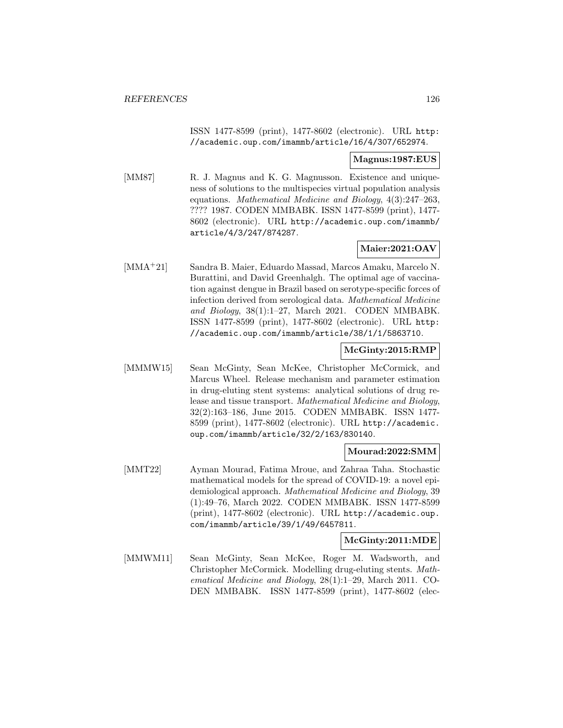ISSN 1477-8599 (print), 1477-8602 (electronic). URL http://academic.oup.com/imammb/article/16/4/307/652974.

**Magnus:1987:EUS**

[MM87] R. J. Magnus and K. G. Magnusson. Existence and uniqueness of solutions to the multispecies virtual population analysis equations. *Mathematical Medicine and Biology*, 4(3):247–263, ???? 1987. CODEN MMBABK. ISSN 1477-8599 (print), 1477-8602 (electronic). URL http://academic.oup.com/imammb/article/4/3/247/874287.

**Maier:2021:OAV**

[MMA+21] Sandra B. Maier, Eduardo Massad, Marcos Amaku, Marcelo N. Burattini, and David Greenhalgh. The optimal age of vaccination against dengue in Brazil based on serotype-specific forces of infection derived from serological data. *Mathematical Medicine and Biology*, 38(1):1–27, March 2021. CODEN MMBABK. ISSN 1477-8599 (print), 1477-8602 (electronic). URL http://academic.oup.com/imammb/article/38/1/1/5863710.

**McGinty:2015:RMP**

[MMMW15] Sean McGinty, Sean McKee, Christopher McCormick, and Marcus Wheel. Release mechanism and parameter estimation in drug-eluting stent systems: analytical solutions of drug release and tissue transport. *Mathematical Medicine and Biology*, 32(2):163–186, June 2015. CODEN MMBABK. ISSN 1477-8599 (print), 1477-8602 (electronic). URL http://academic.oup.com/imammb/article/32/2/163/830140.

**Mourad:2022:SMM**

[MMT22] Ayman Mourad, Fatima Mroue, and Zahraa Taha. Stochastic mathematical models for the spread of COVID-19: a novel epidemiological approach. *Mathematical Medicine and Biology*, 39 (1):49–76, March 2022. CODEN MMBABK. ISSN 1477-8599 (print), 1477-8602 (electronic). URL http://academic.oup.com/imammb/article/39/1/49/6457811.

**McGinty:2011:MDE**

[MMWM11] Sean McGinty, Sean McKee, Roger M. Wadsworth, and Christopher McCormick. Modelling drug-eluting stents. *Mathematical Medicine and Biology*, 28(1):1–29, March 2011. CODEN MMBABK. ISSN 1477-8599 (print), 1477-8602 (elec-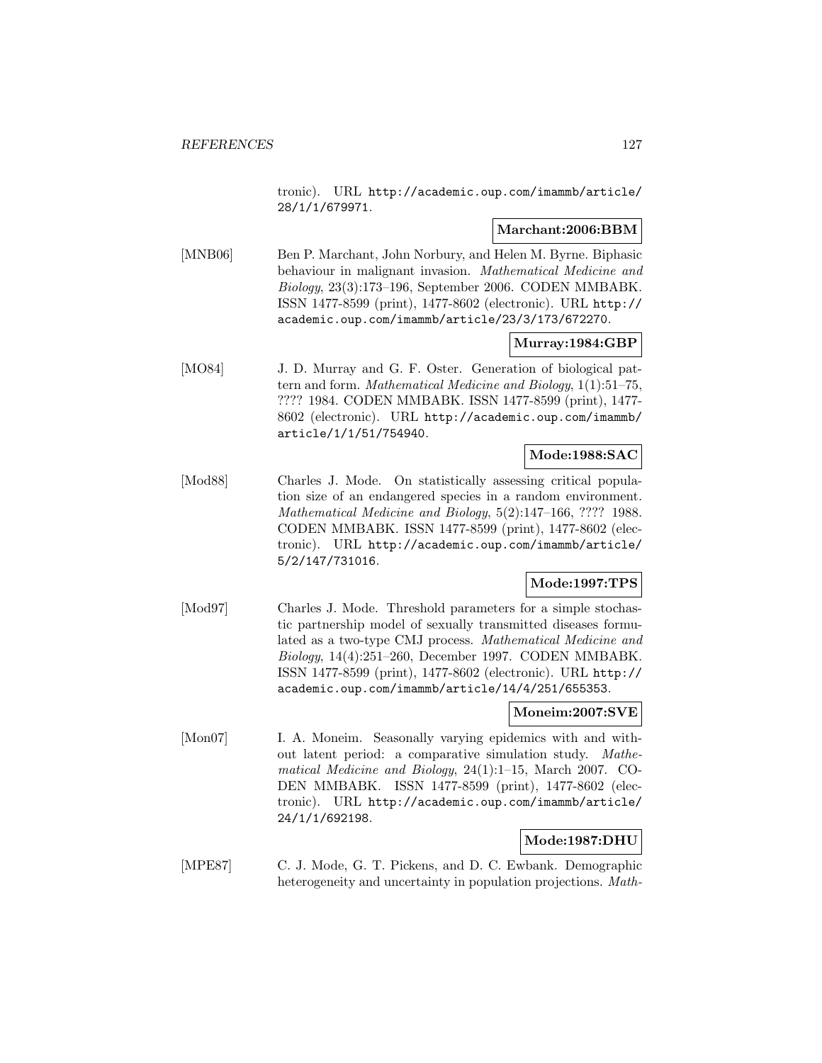tronic). URL http://academic.oup.com/imammb/article/28/1/1/679971.

**Marchant:2006:BBM**

[MNB06] Ben P. Marchant, John Norbury, and Helen M. Byrne. Biphasic behaviour in malignant invasion. *Mathematical Medicine and Biology*, 23(3):173–196, September 2006. CODEN MMBABK. ISSN 1477-8599 (print), 1477-8602 (electronic). URL http://academic.oup.com/imammb/article/23/3/173/672270.

**Murray:1984:GBP**

[MO84] J. D. Murray and G. F. Oster. Generation of biological pattern and form. *Mathematical Medicine and Biology*, 1(1):51–75, ???? 1984. CODEN MMBABK. ISSN 1477-8599 (print), 1477-8602 (electronic). URL http://academic.oup.com/imammb/article/1/1/51/754940.

**Mode:1988:SAC**

[Mod88] Charles J. Mode. On statistically assessing critical population size of an endangered species in a random environment. *Mathematical Medicine and Biology*, 5(2):147–166, ???? 1988. CODEN MMBABK. ISSN 1477-8599 (print), 1477-8602 (electronic). URL http://academic.oup.com/imammb/article/5/2/147/731016.

**Mode:1997:TPS**

[Mod97] Charles J. Mode. Threshold parameters for a simple stochastic partnership model of sexually transmitted diseases formulated as a two-type CMJ process. *Mathematical Medicine and Biology*, 14(4):251–260, December 1997. CODEN MMBABK. ISSN 1477-8599 (print), 1477-8602 (electronic). URL http://academic.oup.com/imammb/article/14/4/251/655353.

**Moneim:2007:SVE**

[Mon07] I. A. Moneim. Seasonally varying epidemics with and without latent period: a comparative simulation study. *Mathematical Medicine and Biology*, 24(1):1–15, March 2007. CODEN MMBABK. ISSN 1477-8599 (print), 1477-8602 (electronic). URL http://academic.oup.com/imammb/article/24/1/1/692198.

**Mode:1987:DHU**

[MPE87] C. J. Mode, G. T. Pickens, and D. C. Ewbank. Demographic heterogeneity and uncertainty in population projections. *Math-*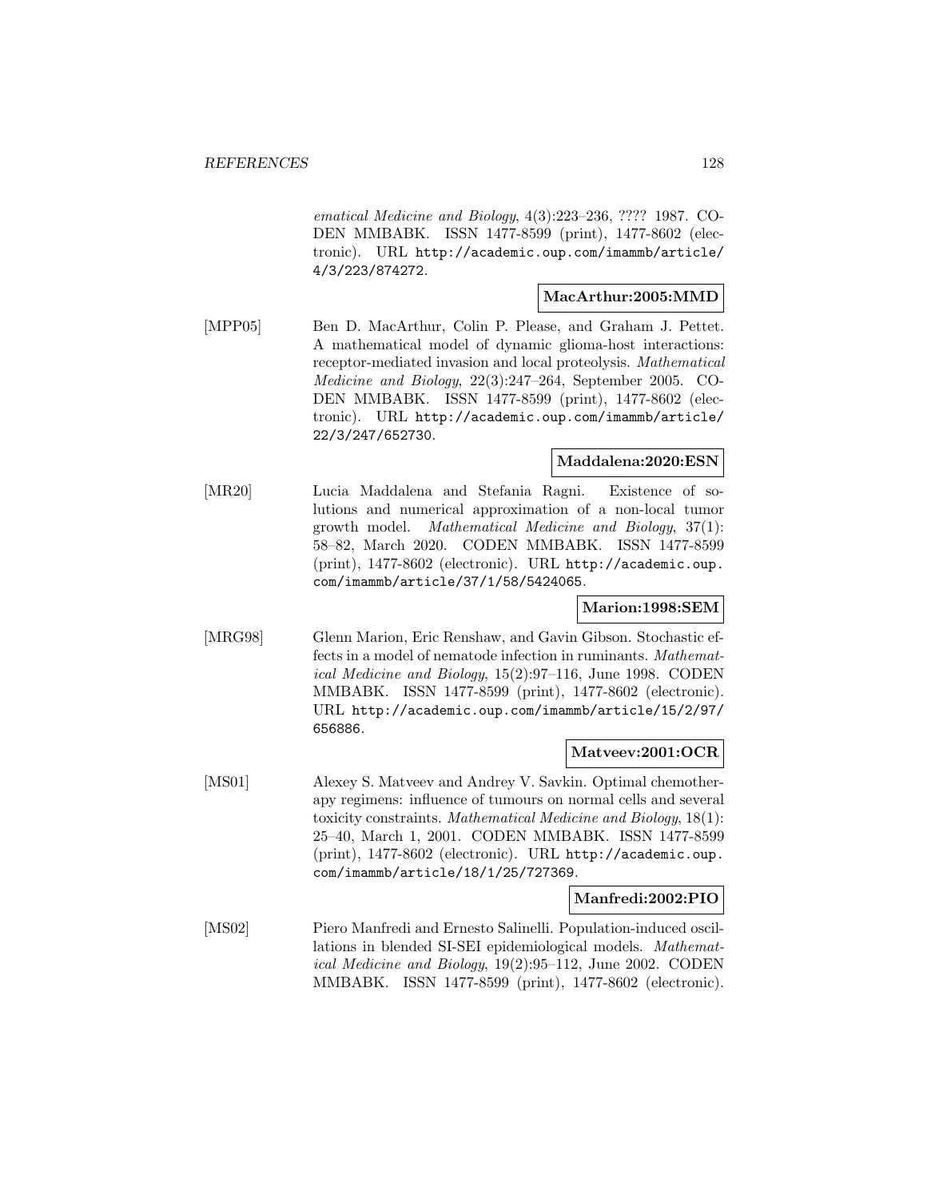ematical Medicine and Biology*, 4(3):223–236, ???? 1987. CODEN MMBABK. ISSN 1477-8599 (print), 1477-8602 (electronic). URL http://academic.oup.com/imammb/article/4/3/223/874272.

**MacArthur:2005:MMD**

[MPP05] Ben D. MacArthur, Colin P. Please, and Graham J. Pettet. A mathematical model of dynamic glioma-host interactions: receptor-mediated invasion and local proteolysis. *Mathematical Medicine and Biology*, 22(3):247–264, September 2005. CODEN MMBABK. ISSN 1477-8599 (print), 1477-8602 (electronic). URL http://academic.oup.com/imammb/article/22/3/247/652730.

**Maddalena:2020:ESN**

[MR20] Lucia Maddalena and Stefania Ragni. Existence of solutions and numerical approximation of a non-local tumor growth model. *Mathematical Medicine and Biology*, 37(1): 58–82, March 2020. CODEN MMBABK. ISSN 1477-8599 (print), 1477-8602 (electronic). URL http://academic.oup.com/imammb/article/37/1/58/5424065.

**Marion:1998:SEM**

[MRG98] Glenn Marion, Eric Renshaw, and Gavin Gibson. Stochastic effects in a model of nematode infection in ruminants. *Mathematical Medicine and Biology*, 15(2):97–116, June 1998. CODEN MMBABK. ISSN 1477-8599 (print), 1477-8602 (electronic). URL http://academic.oup.com/imammb/article/15/2/97/656886.

**Matveev:2001:OCR**

[MS01] Alexey S. Matveev and Andrey V. Savkin. Optimal chemotherapy regimens: influence of tumours on normal cells and several toxicity constraints. *Mathematical Medicine and Biology*, 18(1): 25–40, March 1, 2001. CODEN MMBABK. ISSN 1477-8599 (print), 1477-8602 (electronic). URL http://academic.oup.com/imammb/article/18/1/25/727369.

**Manfredi:2002:PIO**

[MS02] Piero Manfredi and Ernesto Salinelli. Population-induced oscillations in blended SI-SEI epidemiological models. *Mathematical Medicine and Biology*, 19(2):95–112, June 2002. CODEN MMBABK. ISSN 1477-8599 (print), 1477-8602 (electronic).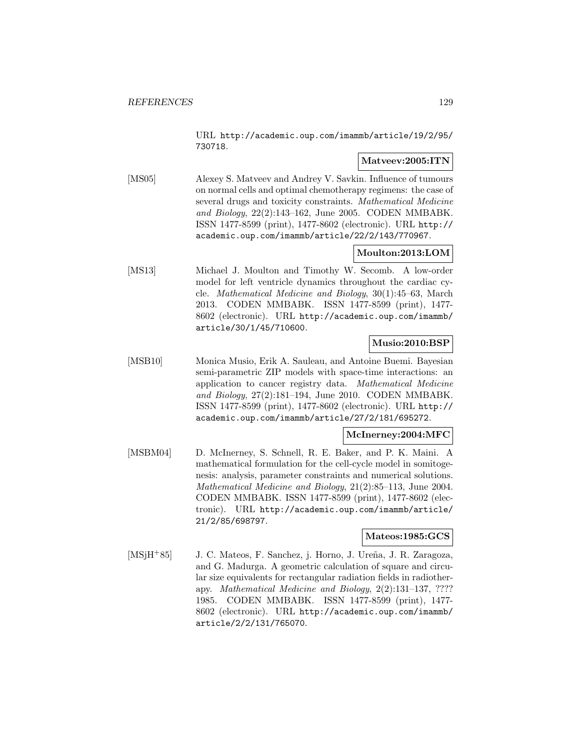URL http://academic.oup.com/imammb/article/19/2/95/730718.

**Matveev:2005:ITN**

[MS05] Alexey S. Matveev and Andrey V. Savkin. Influence of tumours on normal cells and optimal chemotherapy regimens: the case of several drugs and toxicity constraints. *Mathematical Medicine and Biology*, 22(2):143–162, June 2005. CODEN MMBABK. ISSN 1477-8599 (print), 1477-8602 (electronic). URL http://academic.oup.com/imammb/article/22/2/143/770967.

**Moulton:2013:LOM**

[MS13] Michael J. Moulton and Timothy W. Secomb. A low-order model for left ventricle dynamics throughout the cardiac cycle. *Mathematical Medicine and Biology*, 30(1):45–63, March 2013. CODEN MMBABK. ISSN 1477-8599 (print), 1477-8602 (electronic). URL http://academic.oup.com/imammb/article/30/1/45/710600.

**Musio:2010:BSP**

[MSB10] Monica Musio, Erik A. Sauleau, and Antoine Buemi. Bayesian semi-parametric ZIP models with space-time interactions: an application to cancer registry data. *Mathematical Medicine and Biology*, 27(2):181–194, June 2010. CODEN MMBABK. ISSN 1477-8599 (print), 1477-8602 (electronic). URL http://academic.oup.com/imammb/article/27/2/181/695272.

**McInerney:2004:MFC**

[MSBM04] D. McInerney, S. Schnell, R. E. Baker, and P. K. Maini. A mathematical formulation for the cell-cycle model in somitogenesis: analysis, parameter constraints and numerical solutions. *Mathematical Medicine and Biology*, 21(2):85–113, June 2004. CODEN MMBABK. ISSN 1477-8599 (print), 1477-8602 (electronic). URL http://academic.oup.com/imammb/article/21/2/85/698797.

**Mateos:1985:GCS**

[MSjH+85] J. C. Mateos, F. Sanchez, j. Horno, J. Ureña, J. R. Zaragoza, and G. Madurga. A geometric calculation of square and circular size equivalents for rectangular radiation fields in radiotherapy. *Mathematical Medicine and Biology*, 2(2):131–137, ???? 1985. CODEN MMBABK. ISSN 1477-8599 (print), 1477-8602 (electronic). URL http://academic.oup.com/imammb/article/2/2/131/765070.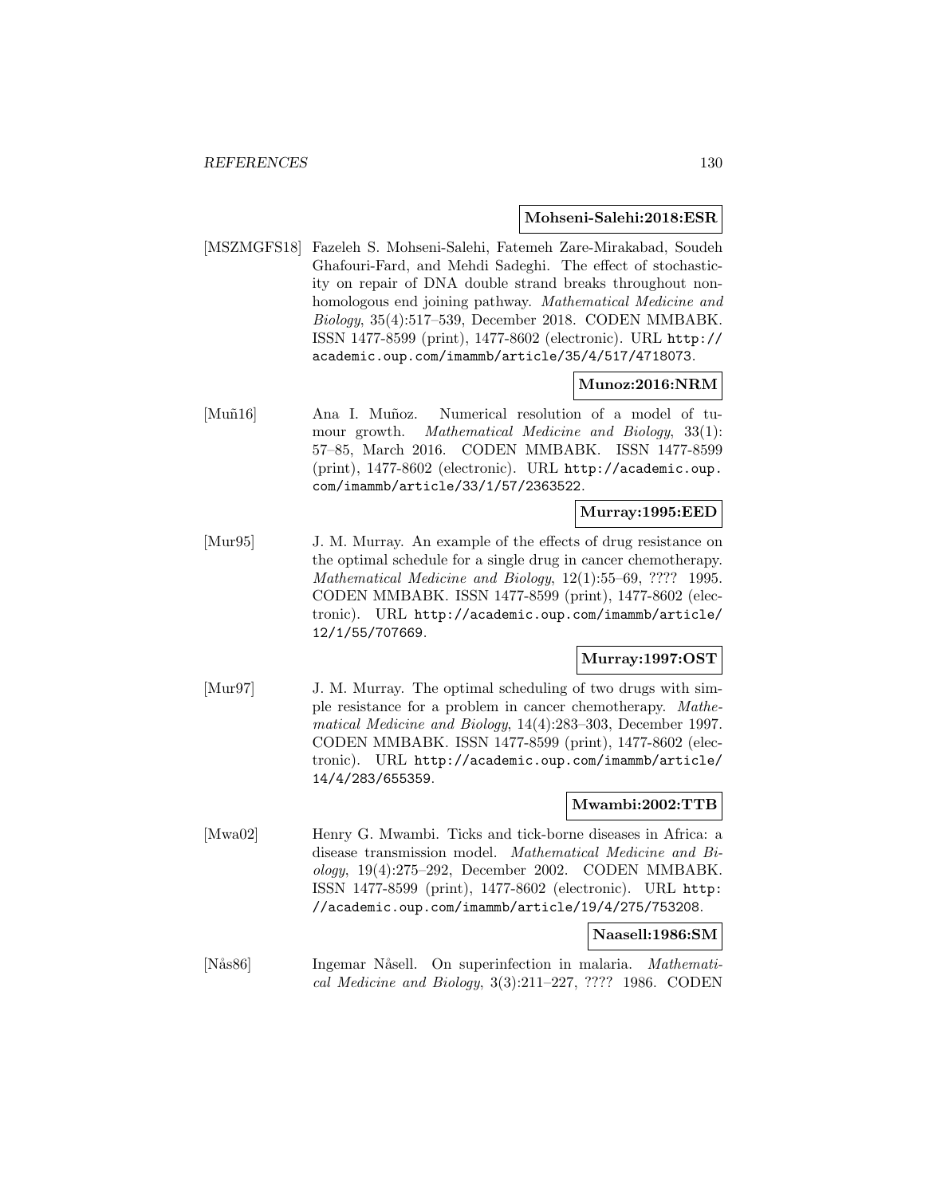**Mohseni-Salehi:2018:ESR**

[MSZMGFS18] Fazeleh S. Mohseni-Salehi, Fatemeh Zare-Mirakabad, Soudeh Ghafouri-Fard, and Mehdi Sadeghi. The effect of stochasticity on repair of DNA double strand breaks throughout non-homologous end joining pathway. *Mathematical Medicine and Biology*, 35(4):517–539, December 2018. CODEN MMBABK. ISSN 1477-8599 (print), 1477-8602 (electronic). URL `http://academic.oup.com/imammb/article/35/4/517/4718073`.

**Munoz:2016:NRM**

[Muñ16] Ana I. Muñoz. Numerical resolution of a model of tumour growth. *Mathematical Medicine and Biology*, 33(1): 57–85, March 2016. CODEN MMBABK. ISSN 1477-8599 (print), 1477-8602 (electronic). URL `http://academic.oup.com/imammb/article/33/1/57/2363522`.

**Murray:1995:EED**

[Mur95] J. M. Murray. An example of the effects of drug resistance on the optimal schedule for a single drug in cancer chemotherapy. *Mathematical Medicine and Biology*, 12(1):55–69, ???? 1995. CODEN MMBABK. ISSN 1477-8599 (print), 1477-8602 (electronic). URL `http://academic.oup.com/imammb/article/12/1/55/707669`.

**Murray:1997:OST**

[Mur97] J. M. Murray. The optimal scheduling of two drugs with simple resistance for a problem in cancer chemotherapy. *Mathematical Medicine and Biology*, 14(4):283–303, December 1997. CODEN MMBABK. ISSN 1477-8599 (print), 1477-8602 (electronic). URL `http://academic.oup.com/imammb/article/14/4/283/655359`.

**Mwambi:2002:TTB**

[Mwa02] Henry G. Mwambi. Ticks and tick-borne diseases in Africa: a disease transmission model. *Mathematical Medicine and Biology*, 19(4):275–292, December 2002. CODEN MMBABK. ISSN 1477-8599 (print), 1477-8602 (electronic). URL `http://academic.oup.com/imammb/article/19/4/275/753208`.

**Naasell:1986:SM**

[Nås86] Ingemar Nåsell. On superinfection in malaria. *Mathematical Medicine and Biology*, 3(3):211–227, ???? 1986. CODEN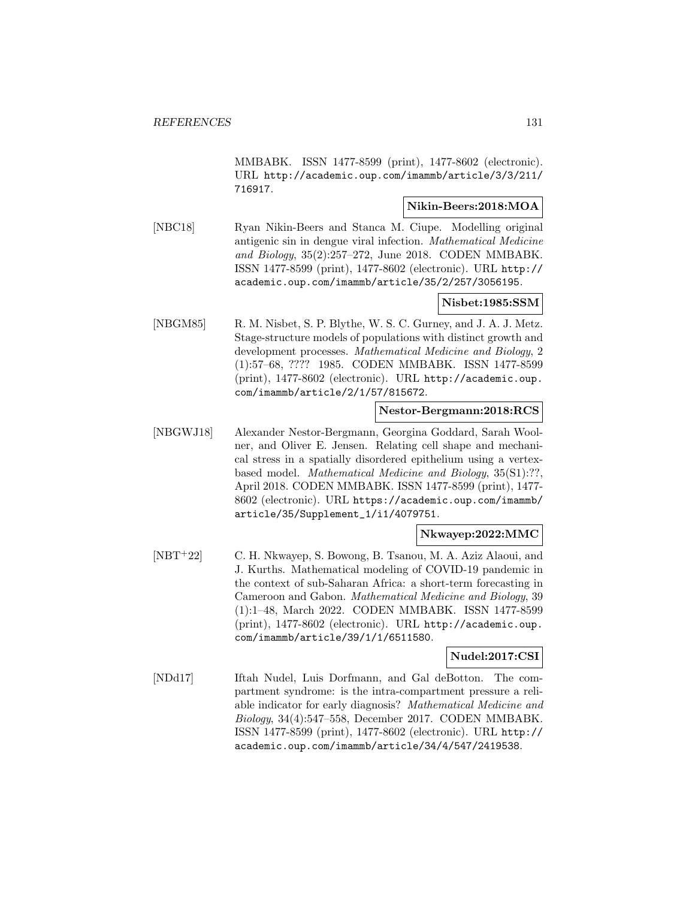MMBABK. ISSN 1477-8599 (print), 1477-8602 (electronic). URL http://academic.oup.com/imammb/article/3/3/211/716917.

**Nikin-Beers:2018:MOA**

[NBC18] Ryan Nikin-Beers and Stanca M. Ciupe. Modelling original antigenic sin in dengue viral infection. *Mathematical Medicine and Biology*, 35(2):257–272, June 2018. CODEN MMBABK. ISSN 1477-8599 (print), 1477-8602 (electronic). URL http://academic.oup.com/imammb/article/35/2/257/3056195.

**Nisbet:1985:SSM**

[NBGM85] R. M. Nisbet, S. P. Blythe, W. S. C. Gurney, and J. A. J. Metz. Stage-structure models of populations with distinct growth and development processes. *Mathematical Medicine and Biology*, 2 (1):57–68, ???? 1985. CODEN MMBABK. ISSN 1477-8599 (print), 1477-8602 (electronic). URL http://academic.oup.com/imammb/article/2/1/57/815672.

**Nestor-Bergmann:2018:RCS**

[NBGWJ18] Alexander Nestor-Bergmann, Georgina Goddard, Sarah Woolner, and Oliver E. Jensen. Relating cell shape and mechanical stress in a spatially disordered epithelium using a vertex-based model. *Mathematical Medicine and Biology*, 35(S1):??, April 2018. CODEN MMBABK. ISSN 1477-8599 (print), 1477-8602 (electronic). URL https://academic.oup.com/imammb/article/35/Supplement_1/i1/4079751.

**Nkwayep:2022:MMC**

[NBT+22] C. H. Nkwayep, S. Bowong, B. Tsanou, M. A. Aziz Alaoui, and J. Kurths. Mathematical modeling of COVID-19 pandemic in the context of sub-Saharan Africa: a short-term forecasting in Cameroon and Gabon. *Mathematical Medicine and Biology*, 39 (1):1–48, March 2022. CODEN MMBABK. ISSN 1477-8599 (print), 1477-8602 (electronic). URL http://academic.oup.com/imammb/article/39/1/1/6511580.

**Nudel:2017:CSI**

[NDd17] Iftah Nudel, Luis Dorfmann, and Gal deBotton. The compartment syndrome: is the intra-compartment pressure a reliable indicator for early diagnosis? *Mathematical Medicine and Biology*, 34(4):547–558, December 2017. CODEN MMBABK. ISSN 1477-8599 (print), 1477-8602 (electronic). URL http://academic.oup.com/imammb/article/34/4/547/2419538.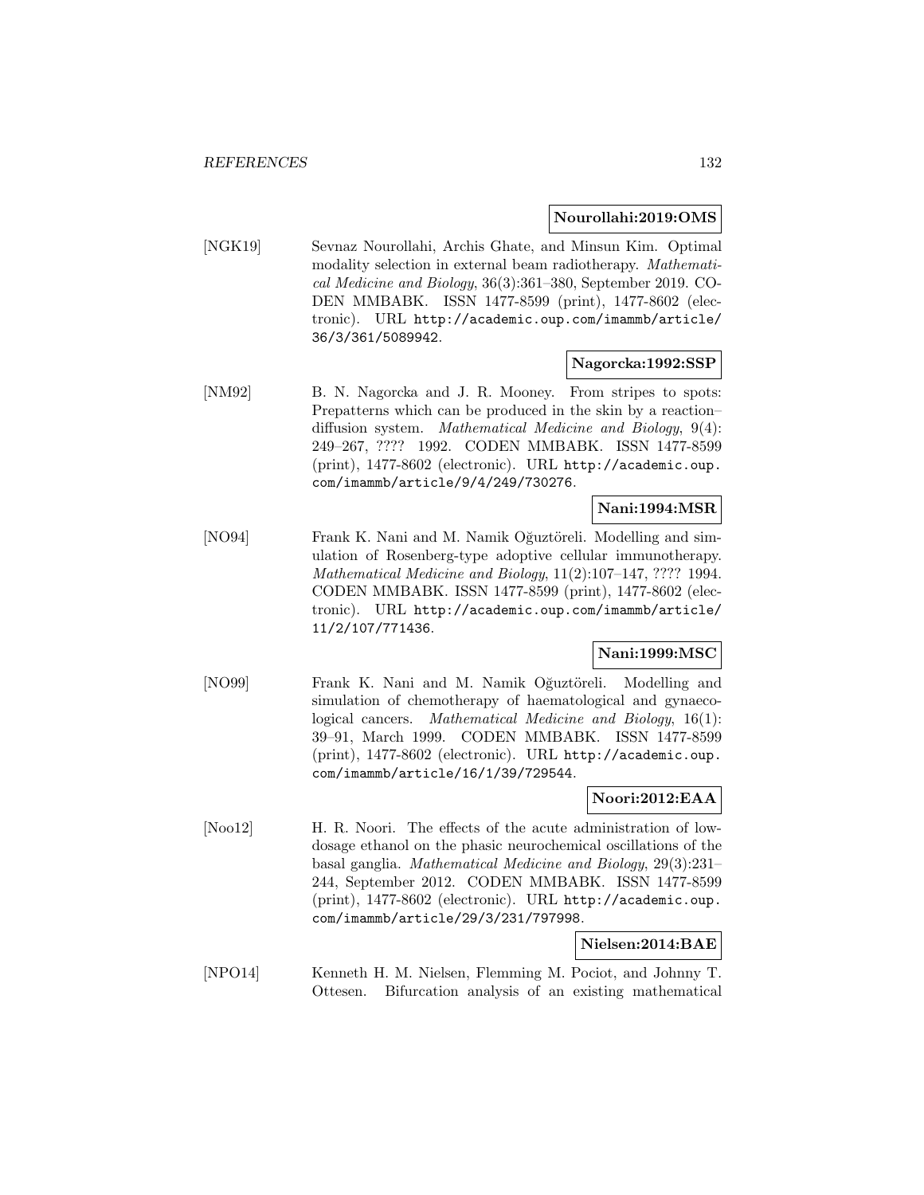**Nourollahi:2019:OMS**

[NGK19] Sevnaz Nourollahi, Archis Ghate, and Minsun Kim. Optimal modality selection in external beam radiotherapy. *Mathematical Medicine and Biology*, 36(3):361–380, September 2019. CODEN MMBABK. ISSN 1477-8599 (print), 1477-8602 (electronic). URL http://academic.oup.com/imammb/article/36/3/361/5089942.

**Nagorcka:1992:SSP**

[NM92] B. N. Nagorcka and J. R. Mooney. From stripes to spots: Prepatterns which can be produced in the skin by a reaction–diffusion system. *Mathematical Medicine and Biology*, 9(4): 249–267, ???? 1992. CODEN MMBABK. ISSN 1477-8599 (print), 1477-8602 (electronic). URL http://academic.oup.com/imammb/article/9/4/249/730276.

**Nani:1994:MSR**

[NO94] Frank K. Nani and M. Namik Oğuztöreli. Modelling and simulation of Rosenberg-type adoptive cellular immunotherapy. *Mathematical Medicine and Biology*, 11(2):107–147, ???? 1994. CODEN MMBABK. ISSN 1477-8599 (print), 1477-8602 (electronic). URL http://academic.oup.com/imammb/article/11/2/107/771436.

**Nani:1999:MSC**

[NO99] Frank K. Nani and M. Namik Oğuztöreli. Modelling and simulation of chemotherapy of haematological and gynaecological cancers. *Mathematical Medicine and Biology*, 16(1): 39–91, March 1999. CODEN MMBABK. ISSN 1477-8599 (print), 1477-8602 (electronic). URL http://academic.oup.com/imammb/article/16/1/39/729544.

**Noori:2012:EAA**

[Noo12] H. R. Noori. The effects of the acute administration of low-dosage ethanol on the phasic neurochemical oscillations of the basal ganglia. *Mathematical Medicine and Biology*, 29(3):231–244, September 2012. CODEN MMBABK. ISSN 1477-8599 (print), 1477-8602 (electronic). URL http://academic.oup.com/imammb/article/29/3/231/797998.

**Nielsen:2014:BAE**

[NPO14] Kenneth H. M. Nielsen, Flemming M. Pociot, and Johnny T. Ottesen. Bifurcation analysis of an existing mathematical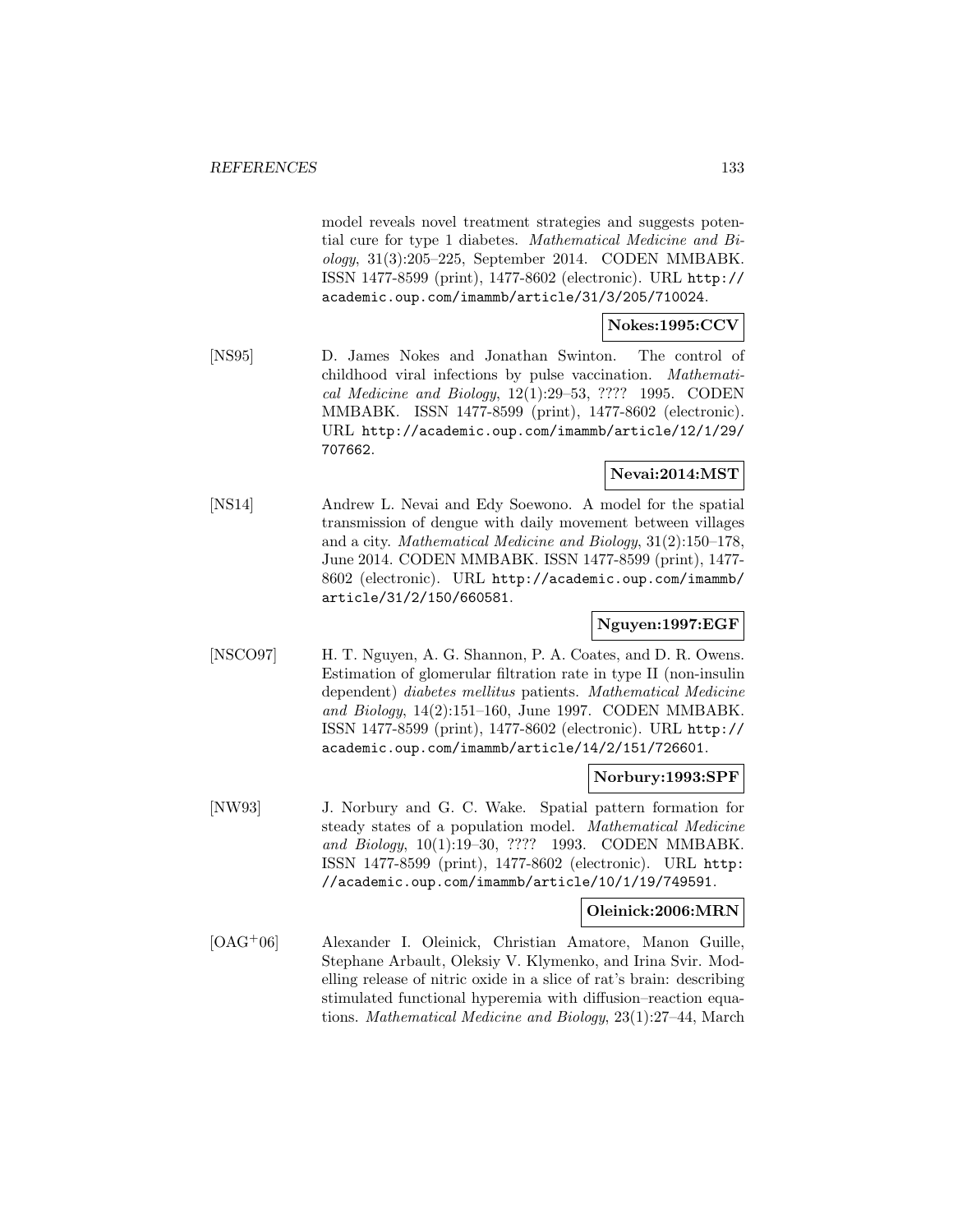model reveals novel treatment strategies and suggests potential cure for type 1 diabetes. *Mathematical Medicine and Biology*, 31(3):205–225, September 2014. CODEN MMBABK. ISSN 1477-8599 (print), 1477-8602 (electronic). URL http://academic.oup.com/imammb/article/31/3/205/710024.

**Nokes:1995:CCV**

[NS95] D. James Nokes and Jonathan Swinton. The control of childhood viral infections by pulse vaccination. *Mathematical Medicine and Biology*, 12(1):29–53, ???? 1995. CODEN MMBABK. ISSN 1477-8599 (print), 1477-8602 (electronic). URL http://academic.oup.com/imammb/article/12/1/29/707662.

**Nevai:2014:MST**

[NS14] Andrew L. Nevai and Edy Soewono. A model for the spatial transmission of dengue with daily movement between villages and a city. *Mathematical Medicine and Biology*, 31(2):150–178, June 2014. CODEN MMBABK. ISSN 1477-8599 (print), 1477-8602 (electronic). URL http://academic.oup.com/imammb/article/31/2/150/660581.

**Nguyen:1997:EGF**

[NSCO97] H. T. Nguyen, A. G. Shannon, P. A. Coates, and D. R. Owens. Estimation of glomerular filtration rate in type II (non-insulin dependent) *diabetes mellitus* patients. *Mathematical Medicine and Biology*, 14(2):151–160, June 1997. CODEN MMBABK. ISSN 1477-8599 (print), 1477-8602 (electronic). URL http://academic.oup.com/imammb/article/14/2/151/726601.

**Norbury:1993:SPF**

[NW93] J. Norbury and G. C. Wake. Spatial pattern formation for steady states of a population model. *Mathematical Medicine and Biology*, 10(1):19–30, ???? 1993. CODEN MMBABK. ISSN 1477-8599 (print), 1477-8602 (electronic). URL http://academic.oup.com/imammb/article/10/1/19/749591.

**Oleinick:2006:MRN**

[OAG+06] Alexander I. Oleinick, Christian Amatore, Manon Guille, Stephane Arbault, Oleksiy V. Klymenko, and Irina Svir. Modelling release of nitric oxide in a slice of rat's brain: describing stimulated functional hyperemia with diffusion–reaction equations. *Mathematical Medicine and Biology*, 23(1):27–44, March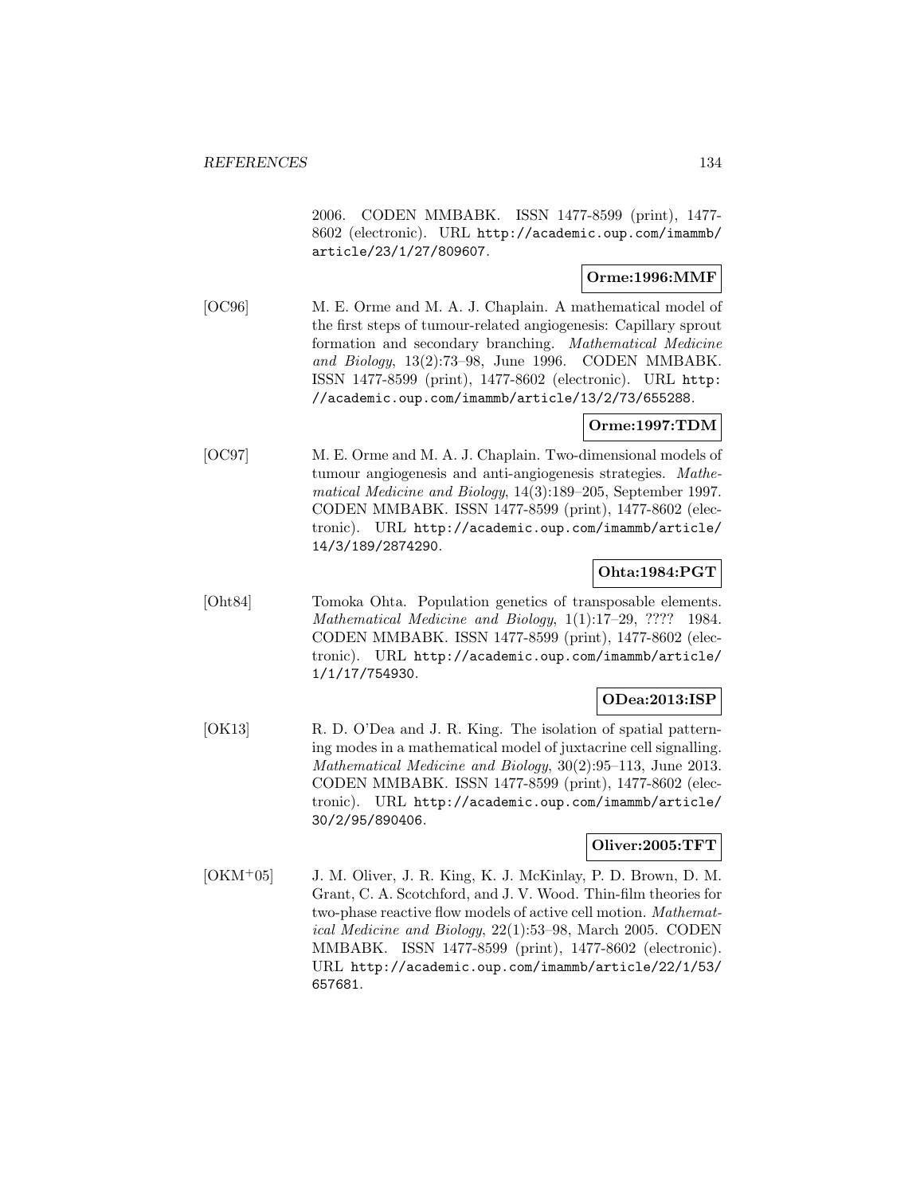2006. CODEN MMBABK. ISSN 1477-8599 (print), 1477-8602 (electronic). URL http://academic.oup.com/imammb/article/23/1/27/809607.

**Orme:1996:MMF**

[OC96] M. E. Orme and M. A. J. Chaplain. A mathematical model of the first steps of tumour-related angiogenesis: Capillary sprout formation and secondary branching. *Mathematical Medicine and Biology*, 13(2):73–98, June 1996. CODEN MMBABK. ISSN 1477-8599 (print), 1477-8602 (electronic). URL http://academic.oup.com/imammb/article/13/2/73/655288.

**Orme:1997:TDM**

[OC97] M. E. Orme and M. A. J. Chaplain. Two-dimensional models of tumour angiogenesis and anti-angiogenesis strategies. *Mathematical Medicine and Biology*, 14(3):189–205, September 1997. CODEN MMBABK. ISSN 1477-8599 (print), 1477-8602 (electronic). URL http://academic.oup.com/imammb/article/14/3/189/2874290.

**Ohta:1984:PGT**

[Oht84] Tomoka Ohta. Population genetics of transposable elements. *Mathematical Medicine and Biology*, 1(1):17–29, ???? 1984. CODEN MMBABK. ISSN 1477-8599 (print), 1477-8602 (electronic). URL http://academic.oup.com/imammb/article/1/1/17/754930.

**ODea:2013:ISP**

[OK13] R. D. O'Dea and J. R. King. The isolation of spatial patterning modes in a mathematical model of juxtacrine cell signalling. *Mathematical Medicine and Biology*, 30(2):95–113, June 2013. CODEN MMBABK. ISSN 1477-8599 (print), 1477-8602 (electronic). URL http://academic.oup.com/imammb/article/30/2/95/890406.

**Oliver:2005:TFT**

[OKM+05] J. M. Oliver, J. R. King, K. J. McKinlay, P. D. Brown, D. M. Grant, C. A. Scotchford, and J. V. Wood. Thin-film theories for two-phase reactive flow models of active cell motion. *Mathematical Medicine and Biology*, 22(1):53–98, March 2005. CODEN MMBABK. ISSN 1477-8599 (print), 1477-8602 (electronic). URL http://academic.oup.com/imammb/article/22/1/53/657681.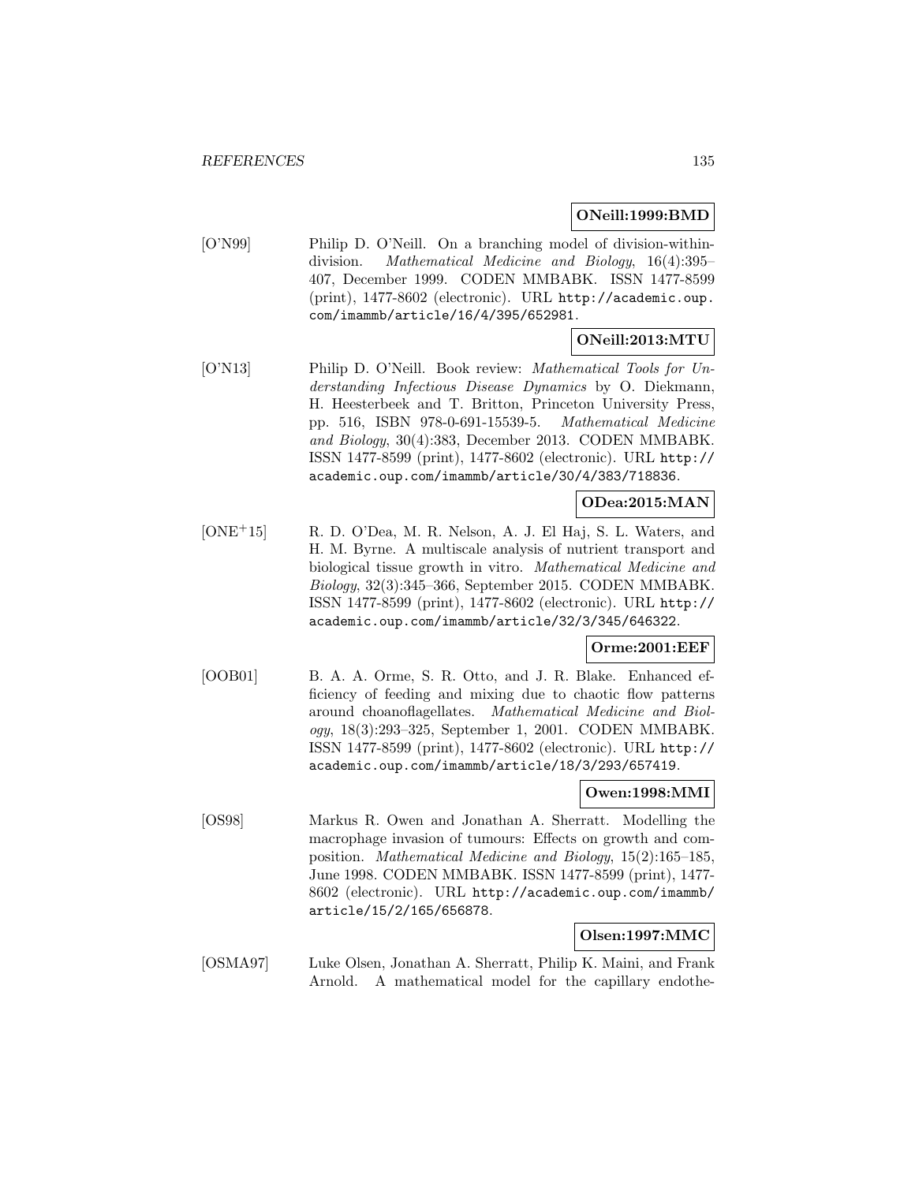**ONeill:1999:BMD**

[O'N99] Philip D. O'Neill. On a branching model of division-within-division. *Mathematical Medicine and Biology*, 16(4):395–407, December 1999. CODEN MMBABK. ISSN 1477-8599 (print), 1477-8602 (electronic). URL http://academic.oup.com/imammb/article/16/4/395/652981.

**ONeill:2013:MTU**

[O'N13] Philip D. O'Neill. Book review: *Mathematical Tools for Understanding Infectious Disease Dynamics* by O. Diekmann, H. Heesterbeek and T. Britton, Princeton University Press, pp. 516, ISBN 978-0-691-15539-5. *Mathematical Medicine and Biology*, 30(4):383, December 2013. CODEN MMBABK. ISSN 1477-8599 (print), 1477-8602 (electronic). URL http://academic.oup.com/imammb/article/30/4/383/718836.

**ODea:2015:MAN**

[ONE+15] R. D. O'Dea, M. R. Nelson, A. J. El Haj, S. L. Waters, and H. M. Byrne. A multiscale analysis of nutrient transport and biological tissue growth in vitro. *Mathematical Medicine and Biology*, 32(3):345–366, September 2015. CODEN MMBABK. ISSN 1477-8599 (print), 1477-8602 (electronic). URL http://academic.oup.com/imammb/article/32/3/345/646322.

**Orme:2001:EEF**

[OOB01] B. A. A. Orme, S. R. Otto, and J. R. Blake. Enhanced efficiency of feeding and mixing due to chaotic flow patterns around choanoflagellates. *Mathematical Medicine and Biology*, 18(3):293–325, September 1, 2001. CODEN MMBABK. ISSN 1477-8599 (print), 1477-8602 (electronic). URL http://academic.oup.com/imammb/article/18/3/293/657419.

**Owen:1998:MMI**

[OS98] Markus R. Owen and Jonathan A. Sherratt. Modelling the macrophage invasion of tumours: Effects on growth and composition. *Mathematical Medicine and Biology*, 15(2):165–185, June 1998. CODEN MMBABK. ISSN 1477-8599 (print), 1477-8602 (electronic). URL http://academic.oup.com/imammb/article/15/2/165/656878.

**Olsen:1997:MMC**

[OSMA97] Luke Olsen, Jonathan A. Sherratt, Philip K. Maini, and Frank Arnold. A mathematical model for the capillary endothe-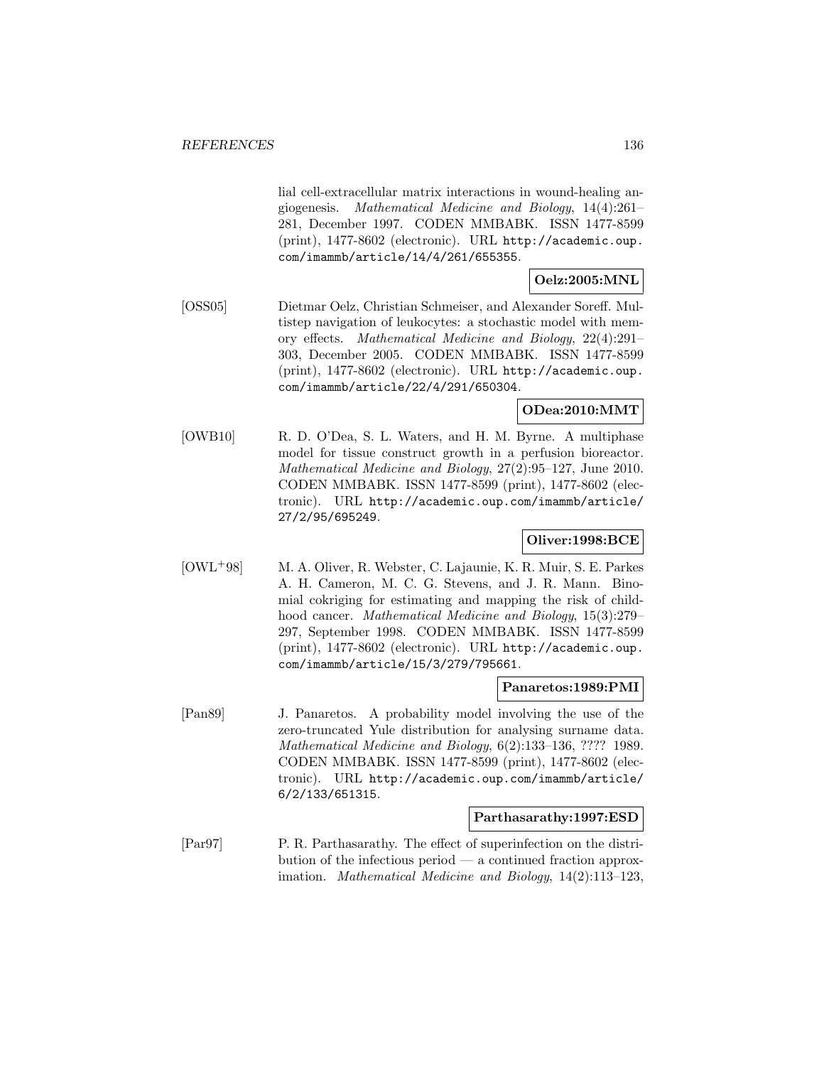lial cell-extracellular matrix interactions in wound-healing angiogenesis. *Mathematical Medicine and Biology*, 14(4):261–281, December 1997. CODEN MMBABK. ISSN 1477-8599 (print), 1477-8602 (electronic). URL http://academic.oup.com/imammb/article/14/4/261/655355.

**Oelz:2005:MNL**

[OSS05] Dietmar Oelz, Christian Schmeiser, and Alexander Soreff. Multistep navigation of leukocytes: a stochastic model with memory effects. *Mathematical Medicine and Biology*, 22(4):291–303, December 2005. CODEN MMBABK. ISSN 1477-8599 (print), 1477-8602 (electronic). URL http://academic.oup.com/imammb/article/22/4/291/650304.

**ODea:2010:MMT**

[OWB10] R. D. O'Dea, S. L. Waters, and H. M. Byrne. A multiphase model for tissue construct growth in a perfusion bioreactor. *Mathematical Medicine and Biology*, 27(2):95–127, June 2010. CODEN MMBABK. ISSN 1477-8599 (print), 1477-8602 (electronic). URL http://academic.oup.com/imammb/article/27/2/95/695249.

**Oliver:1998:BCE**

[OWL+98] M. A. Oliver, R. Webster, C. Lajaunie, K. R. Muir, S. E. Parkes A. H. Cameron, M. C. G. Stevens, and J. R. Mann. Binomial cokriging for estimating and mapping the risk of childhood cancer. *Mathematical Medicine and Biology*, 15(3):279–297, September 1998. CODEN MMBABK. ISSN 1477-8599 (print), 1477-8602 (electronic). URL http://academic.oup.com/imammb/article/15/3/279/795661.

**Panaretos:1989:PMI**

[Pan89] J. Panaretos. A probability model involving the use of the zero-truncated Yule distribution for analysing surname data. *Mathematical Medicine and Biology*, 6(2):133–136, ???? 1989. CODEN MMBABK. ISSN 1477-8599 (print), 1477-8602 (electronic). URL http://academic.oup.com/imammb/article/6/2/133/651315.

**Parthasarathy:1997:ESD**

[Par97] P. R. Parthasarathy. The effect of superinfection on the distribution of the infectious period — a continued fraction approximation. *Mathematical Medicine and Biology*, 14(2):113–123,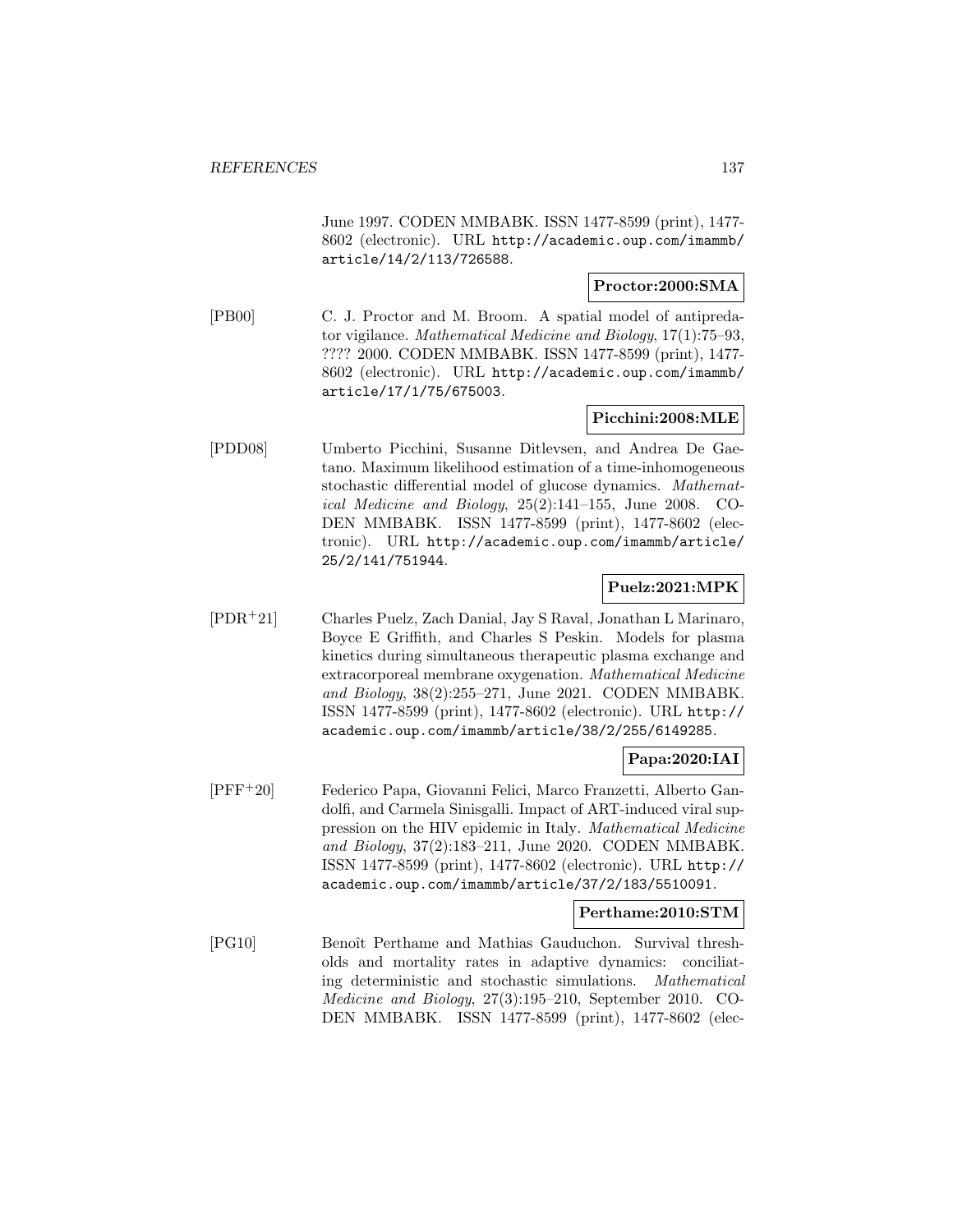June 1997. CODEN MMBABK. ISSN 1477-8599 (print), 1477-8602 (electronic). URL http://academic.oup.com/imammb/article/14/2/113/726588.

**Proctor:2000:SMA**

[PB00] C. J. Proctor and M. Broom. A spatial model of antipredator vigilance. *Mathematical Medicine and Biology*, 17(1):75–93, ???? 2000. CODEN MMBABK. ISSN 1477-8599 (print), 1477-8602 (electronic). URL http://academic.oup.com/imammb/article/17/1/75/675003.

**Picchini:2008:MLE**

[PDD08] Umberto Picchini, Susanne Ditlevsen, and Andrea De Gaetano. Maximum likelihood estimation of a time-inhomogeneous stochastic differential model of glucose dynamics. *Mathematical Medicine and Biology*, 25(2):141–155, June 2008. CODEN MMBABK. ISSN 1477-8599 (print), 1477-8602 (electronic). URL http://academic.oup.com/imammb/article/25/2/141/751944.

**Puelz:2021:MPK**

[PDR+21] Charles Puelz, Zach Danial, Jay S Raval, Jonathan L Marinaro, Boyce E Griffith, and Charles S Peskin. Models for plasma kinetics during simultaneous therapeutic plasma exchange and extracorporeal membrane oxygenation. *Mathematical Medicine and Biology*, 38(2):255–271, June 2021. CODEN MMBABK. ISSN 1477-8599 (print), 1477-8602 (electronic). URL http://academic.oup.com/imammb/article/38/2/255/6149285.

**Papa:2020:IAI**

[PFF+20] Federico Papa, Giovanni Felici, Marco Franzetti, Alberto Gandolfi, and Carmela Sinisgalli. Impact of ART-induced viral suppression on the HIV epidemic in Italy. *Mathematical Medicine and Biology*, 37(2):183–211, June 2020. CODEN MMBABK. ISSN 1477-8599 (print), 1477-8602 (electronic). URL http://academic.oup.com/imammb/article/37/2/183/5510091.

**Perthame:2010:STM**

[PG10] Benoît Perthame and Mathias Gauduchon. Survival thresholds and mortality rates in adaptive dynamics: conciliating deterministic and stochastic simulations. *Mathematical Medicine and Biology*, 27(3):195–210, September 2010. CODEN MMBABK. ISSN 1477-8599 (print), 1477-8602 (elec-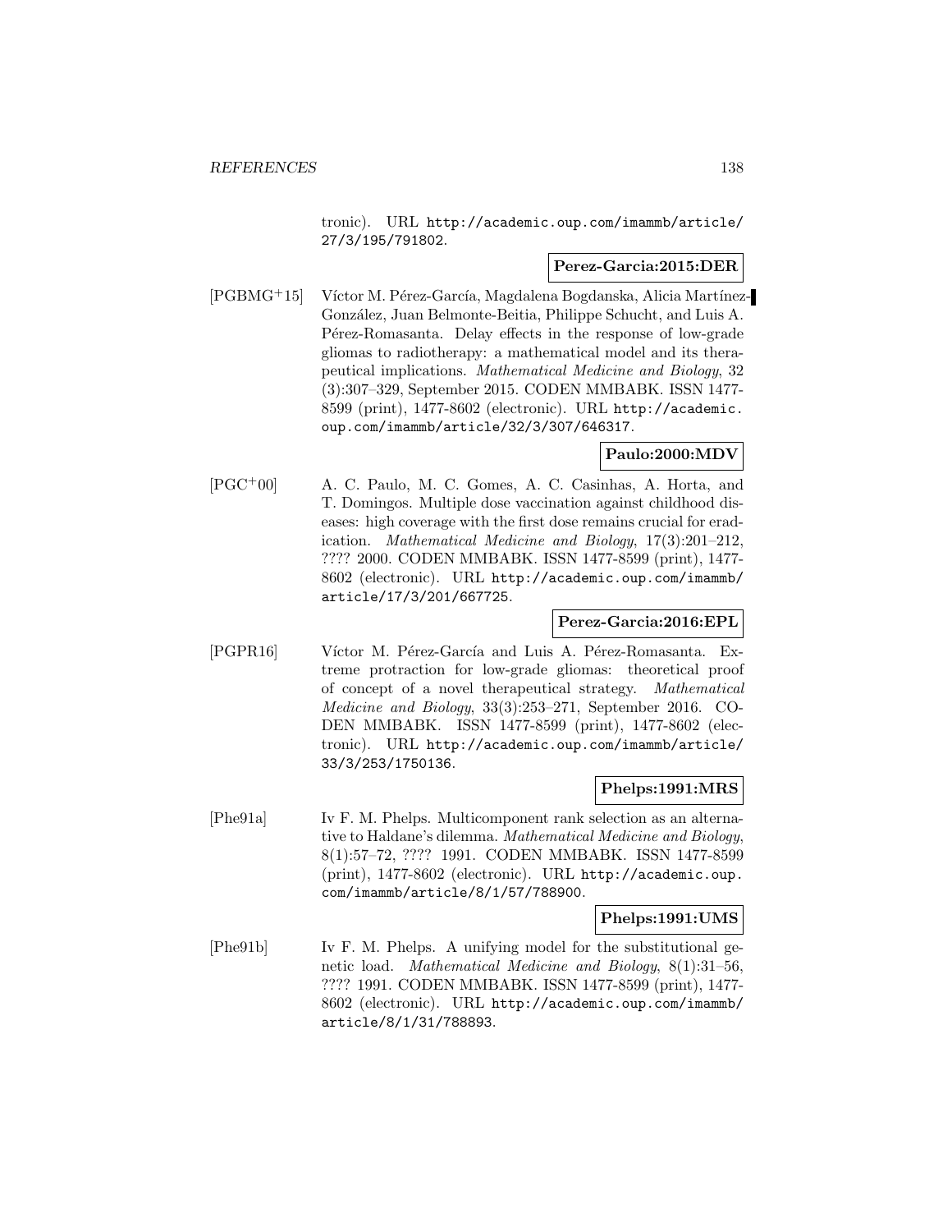tronic). URL http://academic.oup.com/imammb/article/27/3/195/791802.

**Perez-Garcia:2015:DER**

[PGBMG+15] Víctor M. Pérez-García, Magdalena Bogdanska, Alicia Martínez-González, Juan Belmonte-Beitia, Philippe Schucht, and Luis A. Pérez-Romasanta. Delay effects in the response of low-grade gliomas to radiotherapy: a mathematical model and its therapeutical implications. *Mathematical Medicine and Biology*, 32 (3):307–329, September 2015. CODEN MMBABK. ISSN 1477-8599 (print), 1477-8602 (electronic). URL http://academic.oup.com/imammb/article/32/3/307/646317.

**Paulo:2000:MDV**

[PGC+00] A. C. Paulo, M. C. Gomes, A. C. Casinhas, A. Horta, and T. Domingos. Multiple dose vaccination against childhood diseases: high coverage with the first dose remains crucial for eradication. *Mathematical Medicine and Biology*, 17(3):201–212, ???? 2000. CODEN MMBABK. ISSN 1477-8599 (print), 1477-8602 (electronic). URL http://academic.oup.com/imammb/article/17/3/201/667725.

**Perez-Garcia:2016:EPL**

[PGPR16] Víctor M. Pérez-García and Luis A. Pérez-Romasanta. Extreme protraction for low-grade gliomas: theoretical proof of concept of a novel therapeutical strategy. *Mathematical Medicine and Biology*, 33(3):253–271, September 2016. CODEN MMBABK. ISSN 1477-8599 (print), 1477-8602 (electronic). URL http://academic.oup.com/imammb/article/33/3/253/1750136.

**Phelps:1991:MRS**

[Phe91a] Iv F. M. Phelps. Multicomponent rank selection as an alternative to Haldane's dilemma. *Mathematical Medicine and Biology*, 8(1):57–72, ???? 1991. CODEN MMBABK. ISSN 1477-8599 (print), 1477-8602 (electronic). URL http://academic.oup.com/imammb/article/8/1/57/788900.

**Phelps:1991:UMS**

[Phe91b] Iv F. M. Phelps. A unifying model for the substitutional genetic load. *Mathematical Medicine and Biology*, 8(1):31–56, ???? 1991. CODEN MMBABK. ISSN 1477-8599 (print), 1477-8602 (electronic). URL http://academic.oup.com/imammb/article/8/1/31/788893.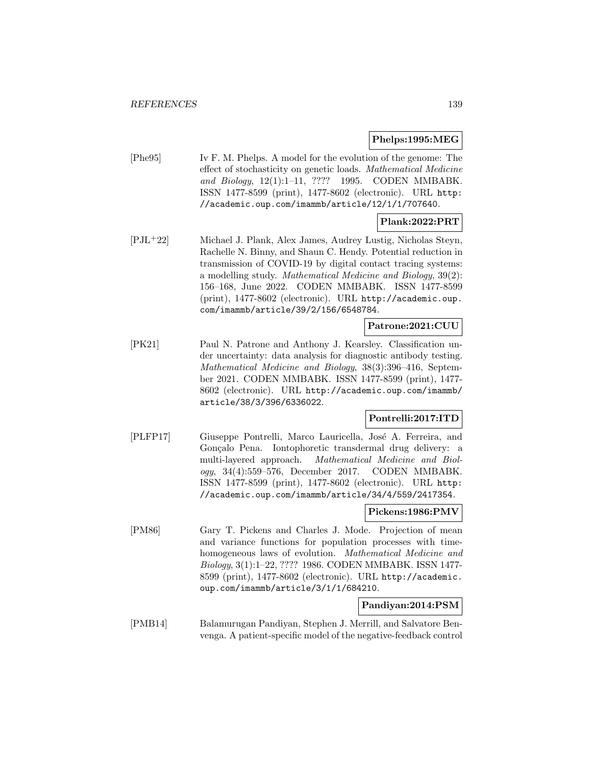**Phelps:1995:MEG**

[Phe95] Iv F. M. Phelps. A model for the evolution of the genome: The effect of stochasticity on genetic loads. *Mathematical Medicine and Biology*, 12(1):1–11, ???? 1995. CODEN MMBABK. ISSN 1477-8599 (print), 1477-8602 (electronic). URL http://academic.oup.com/imammb/article/12/1/1/707640.

**Plank:2022:PRT**

[PJL+22] Michael J. Plank, Alex James, Audrey Lustig, Nicholas Steyn, Rachelle N. Binny, and Shaun C. Hendy. Potential reduction in transmission of COVID-19 by digital contact tracing systems: a modelling study. *Mathematical Medicine and Biology*, 39(2): 156–168, June 2022. CODEN MMBABK. ISSN 1477-8599 (print), 1477-8602 (electronic). URL http://academic.oup.com/imammb/article/39/2/156/6548784.

**Patrone:2021:CUU**

[PK21] Paul N. Patrone and Anthony J. Kearsley. Classification under uncertainty: data analysis for diagnostic antibody testing. *Mathematical Medicine and Biology*, 38(3):396–416, September 2021. CODEN MMBABK. ISSN 1477-8599 (print), 1477-8602 (electronic). URL http://academic.oup.com/imammb/article/38/3/396/6336022.

**Pontrelli:2017:ITD**

[PLFP17] Giuseppe Pontrelli, Marco Lauricella, José A. Ferreira, and Gonçalo Pena. Iontophoretic transdermal drug delivery: a multi-layered approach. *Mathematical Medicine and Biology*, 34(4):559–576, December 2017. CODEN MMBABK. ISSN 1477-8599 (print), 1477-8602 (electronic). URL http://academic.oup.com/imammb/article/34/4/559/2417354.

**Pickens:1986:PMV**

[PM86] Gary T. Pickens and Charles J. Mode. Projection of mean and variance functions for population processes with time-homogeneous laws of evolution. *Mathematical Medicine and Biology*, 3(1):1–22, ???? 1986. CODEN MMBABK. ISSN 1477-8599 (print), 1477-8602 (electronic). URL http://academic.oup.com/imammb/article/3/1/1/684210.

**Pandiyan:2014:PSM**

[PMB14] Balamurugan Pandiyan, Stephen J. Merrill, and Salvatore Benvenga. A patient-specific model of the negative-feedback control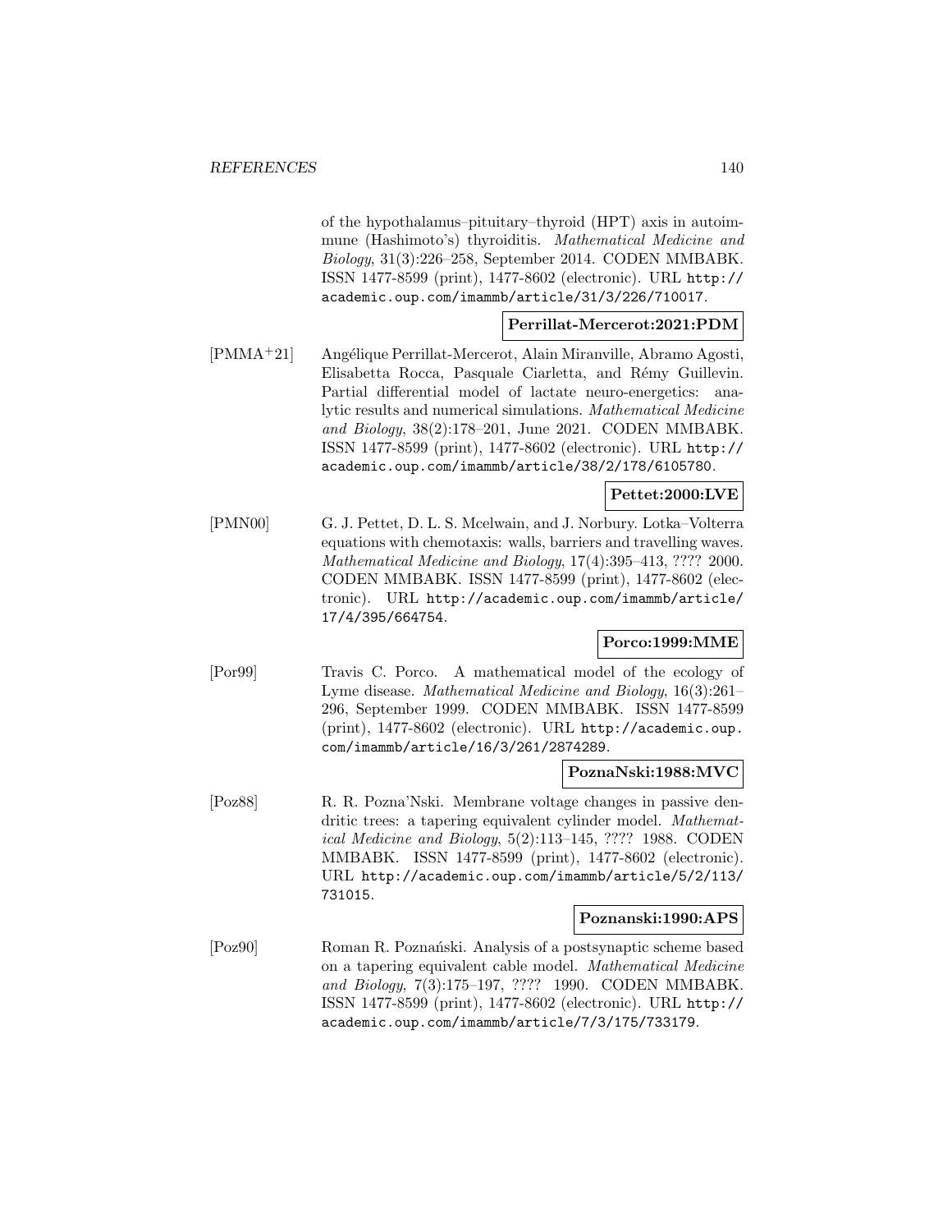of the hypothalamus–pituitary–thyroid (HPT) axis in autoimmune (Hashimoto's) thyroiditis. *Mathematical Medicine and Biology*, 31(3):226–258, September 2014. CODEN MMBABK. ISSN 1477-8599 (print), 1477-8602 (electronic). URL http://academic.oup.com/imammb/article/31/3/226/710017.

**Perrillat-Mercerot:2021:PDM**

[PMMA+21] Angélique Perrillat-Mercerot, Alain Miranville, Abramo Agosti, Elisabetta Rocca, Pasquale Ciarletta, and Rémy Guillevin. Partial differential model of lactate neuro-energetics: analytic results and numerical simulations. *Mathematical Medicine and Biology*, 38(2):178–201, June 2021. CODEN MMBABK. ISSN 1477-8599 (print), 1477-8602 (electronic). URL http://academic.oup.com/imammb/article/38/2/178/6105780.

**Pettet:2000:LVE**

[PMN00] G. J. Pettet, D. L. S. Mcelwain, and J. Norbury. Lotka–Volterra equations with chemotaxis: walls, barriers and travelling waves. *Mathematical Medicine and Biology*, 17(4):395–413, ???? 2000. CODEN MMBABK. ISSN 1477-8599 (print), 1477-8602 (electronic). URL http://academic.oup.com/imammb/article/17/4/395/664754.

**Porco:1999:MME**

[Por99] Travis C. Porco. A mathematical model of the ecology of Lyme disease. *Mathematical Medicine and Biology*, 16(3):261–296, September 1999. CODEN MMBABK. ISSN 1477-8599 (print), 1477-8602 (electronic). URL http://academic.oup.com/imammb/article/16/3/261/2874289.

**PoznaNski:1988:MVC**

[Poz88] R. R. Pozna'Nski. Membrane voltage changes in passive dendritic trees: a tapering equivalent cylinder model. *Mathematical Medicine and Biology*, 5(2):113–145, ???? 1988. CODEN MMBABK. ISSN 1477-8599 (print), 1477-8602 (electronic). URL http://academic.oup.com/imammb/article/5/2/113/731015.

**Poznanski:1990:APS**

[Poz90] Roman R. Poznański. Analysis of a postsynaptic scheme based on a tapering equivalent cable model. *Mathematical Medicine and Biology*, 7(3):175–197, ???? 1990. CODEN MMBABK. ISSN 1477-8599 (print), 1477-8602 (electronic). URL http://academic.oup.com/imammb/article/7/3/175/733179.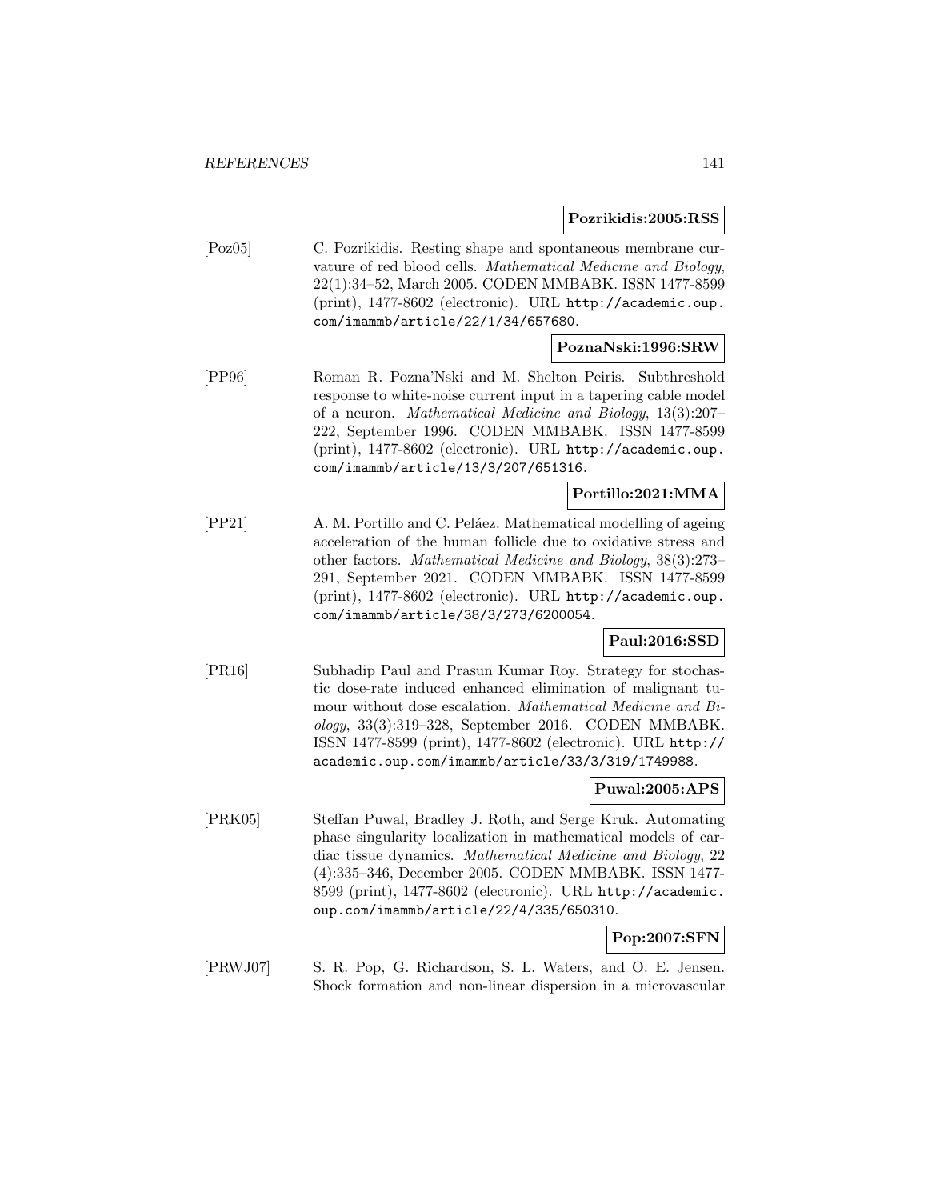**Pozrikidis:2005:RSS**

[Poz05] C. Pozrikidis. Resting shape and spontaneous membrane curvature of red blood cells. *Mathematical Medicine and Biology*, 22(1):34–52, March 2005. CODEN MMBABK. ISSN 1477-8599 (print), 1477-8602 (electronic). URL http://academic.oup.com/imammb/article/22/1/34/657680.

**PoznaNski:1996:SRW**

[PP96] Roman R. Pozna'Nski and M. Shelton Peiris. Subthreshold response to white-noise current input in a tapering cable model of a neuron. *Mathematical Medicine and Biology*, 13(3):207–222, September 1996. CODEN MMBABK. ISSN 1477-8599 (print), 1477-8602 (electronic). URL http://academic.oup.com/imammb/article/13/3/207/651316.

**Portillo:2021:MMA**

[PP21] A. M. Portillo and C. Peláez. Mathematical modelling of ageing acceleration of the human follicle due to oxidative stress and other factors. *Mathematical Medicine and Biology*, 38(3):273–291, September 2021. CODEN MMBABK. ISSN 1477-8599 (print), 1477-8602 (electronic). URL http://academic.oup.com/imammb/article/38/3/273/6200054.

**Paul:2016:SSD**

[PR16] Subhadip Paul and Prasun Kumar Roy. Strategy for stochastic dose-rate induced enhanced elimination of malignant tumour without dose escalation. *Mathematical Medicine and Biology*, 33(3):319–328, September 2016. CODEN MMBABK. ISSN 1477-8599 (print), 1477-8602 (electronic). URL http://academic.oup.com/imammb/article/33/3/319/1749988.

**Puwal:2005:APS**

[PRK05] Steffan Puwal, Bradley J. Roth, and Serge Kruk. Automating phase singularity localization in mathematical models of cardiac tissue dynamics. *Mathematical Medicine and Biology*, 22 (4):335–346, December 2005. CODEN MMBABK. ISSN 1477-8599 (print), 1477-8602 (electronic). URL http://academic.oup.com/imammb/article/22/4/335/650310.

**Pop:2007:SFN**

[PRWJ07] S. R. Pop, G. Richardson, S. L. Waters, and O. E. Jensen. Shock formation and non-linear dispersion in a microvascular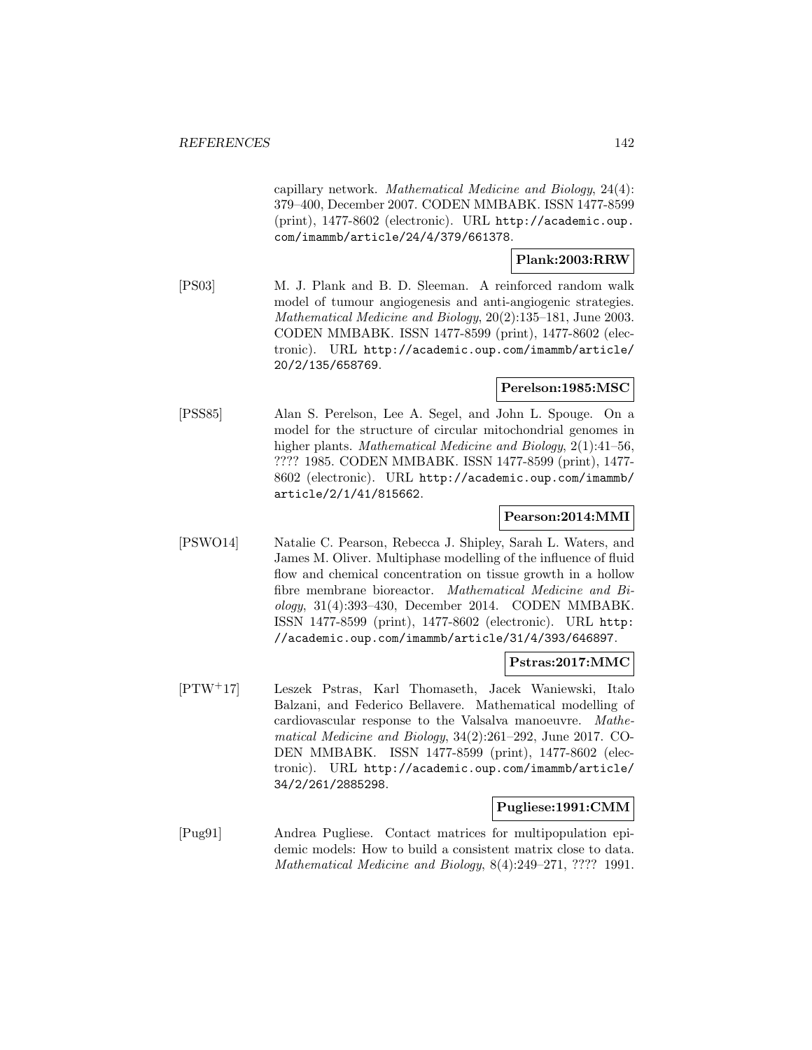capillary network. *Mathematical Medicine and Biology*, 24(4): 379–400, December 2007. CODEN MMBABK. ISSN 1477-8599 (print), 1477-8602 (electronic). URL http://academic.oup.com/imammb/article/24/4/379/661378.

**Plank:2003:RRW**

[PS03] M. J. Plank and B. D. Sleeman. A reinforced random walk model of tumour angiogenesis and anti-angiogenic strategies. *Mathematical Medicine and Biology*, 20(2):135–181, June 2003. CODEN MMBABK. ISSN 1477-8599 (print), 1477-8602 (electronic). URL http://academic.oup.com/imammb/article/20/2/135/658769.

**Perelson:1985:MSC**

[PSS85] Alan S. Perelson, Lee A. Segel, and John L. Spouge. On a model for the structure of circular mitochondrial genomes in higher plants. *Mathematical Medicine and Biology*, 2(1):41–56, ???? 1985. CODEN MMBABK. ISSN 1477-8599 (print), 1477-8602 (electronic). URL http://academic.oup.com/imammb/article/2/1/41/815662.

**Pearson:2014:MMI**

[PSWO14] Natalie C. Pearson, Rebecca J. Shipley, Sarah L. Waters, and James M. Oliver. Multiphase modelling of the influence of fluid flow and chemical concentration on tissue growth in a hollow fibre membrane bioreactor. *Mathematical Medicine and Biology*, 31(4):393–430, December 2014. CODEN MMBABK. ISSN 1477-8599 (print), 1477-8602 (electronic). URL http://academic.oup.com/imammb/article/31/4/393/646897.

**Pstras:2017:MMC**

[PTW+17] Leszek Pstras, Karl Thomaseth, Jacek Waniewski, Italo Balzani, and Federico Bellavere. Mathematical modelling of cardiovascular response to the Valsalva manoeuvre. *Mathematical Medicine and Biology*, 34(2):261–292, June 2017. CODEN MMBABK. ISSN 1477-8599 (print), 1477-8602 (electronic). URL http://academic.oup.com/imammb/article/34/2/261/2885298.

**Pugliese:1991:CMM**

[Pug91] Andrea Pugliese. Contact matrices for multipopulation epidemic models: How to build a consistent matrix close to data. *Mathematical Medicine and Biology*, 8(4):249–271, ???? 1991.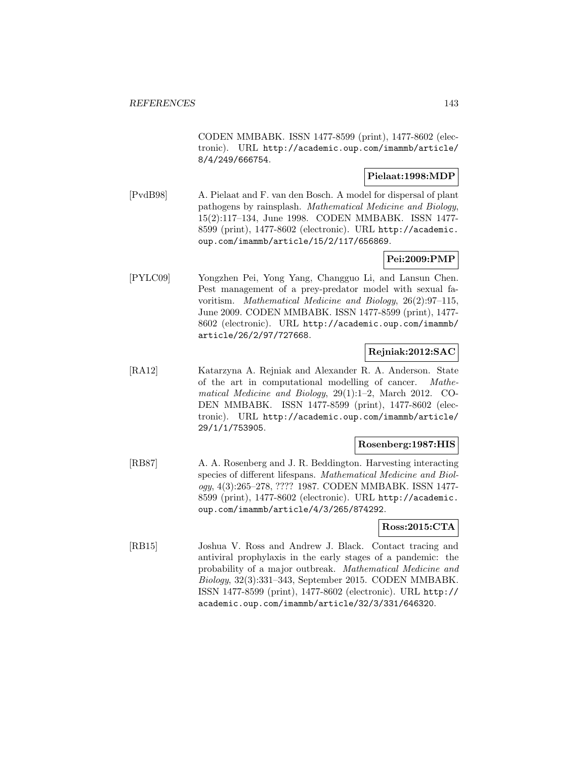CODEN MMBABK. ISSN 1477-8599 (print), 1477-8602 (electronic). URL http://academic.oup.com/imammb/article/8/4/249/666754.

**Pielaat:1998:MDP**

[PvdB98] A. Pielaat and F. van den Bosch. A model for dispersal of plant pathogens by rainsplash. *Mathematical Medicine and Biology*, 15(2):117–134, June 1998. CODEN MMBABK. ISSN 1477-8599 (print), 1477-8602 (electronic). URL http://academic.oup.com/imammb/article/15/2/117/656869.

**Pei:2009:PMP**

[PYLC09] Yongzhen Pei, Yong Yang, Changguo Li, and Lansun Chen. Pest management of a prey-predator model with sexual favoritism. *Mathematical Medicine and Biology*, 26(2):97–115, June 2009. CODEN MMBABK. ISSN 1477-8599 (print), 1477-8602 (electronic). URL http://academic.oup.com/imammb/article/26/2/97/727668.

**Rejniak:2012:SAC**

[RA12] Katarzyna A. Rejniak and Alexander R. A. Anderson. State of the art in computational modelling of cancer. *Mathematical Medicine and Biology*, 29(1):1–2, March 2012. CODEN MMBABK. ISSN 1477-8599 (print), 1477-8602 (electronic). URL http://academic.oup.com/imammb/article/29/1/1/753905.

**Rosenberg:1987:HIS**

[RB87] A. A. Rosenberg and J. R. Beddington. Harvesting interacting species of different lifespans. *Mathematical Medicine and Biology*, 4(3):265–278, ???? 1987. CODEN MMBABK. ISSN 1477-8599 (print), 1477-8602 (electronic). URL http://academic.oup.com/imammb/article/4/3/265/874292.

**Ross:2015:CTA**

[RB15] Joshua V. Ross and Andrew J. Black. Contact tracing and antiviral prophylaxis in the early stages of a pandemic: the probability of a major outbreak. *Mathematical Medicine and Biology*, 32(3):331–343, September 2015. CODEN MMBABK. ISSN 1477-8599 (print), 1477-8602 (electronic). URL http://academic.oup.com/imammb/article/32/3/331/646320.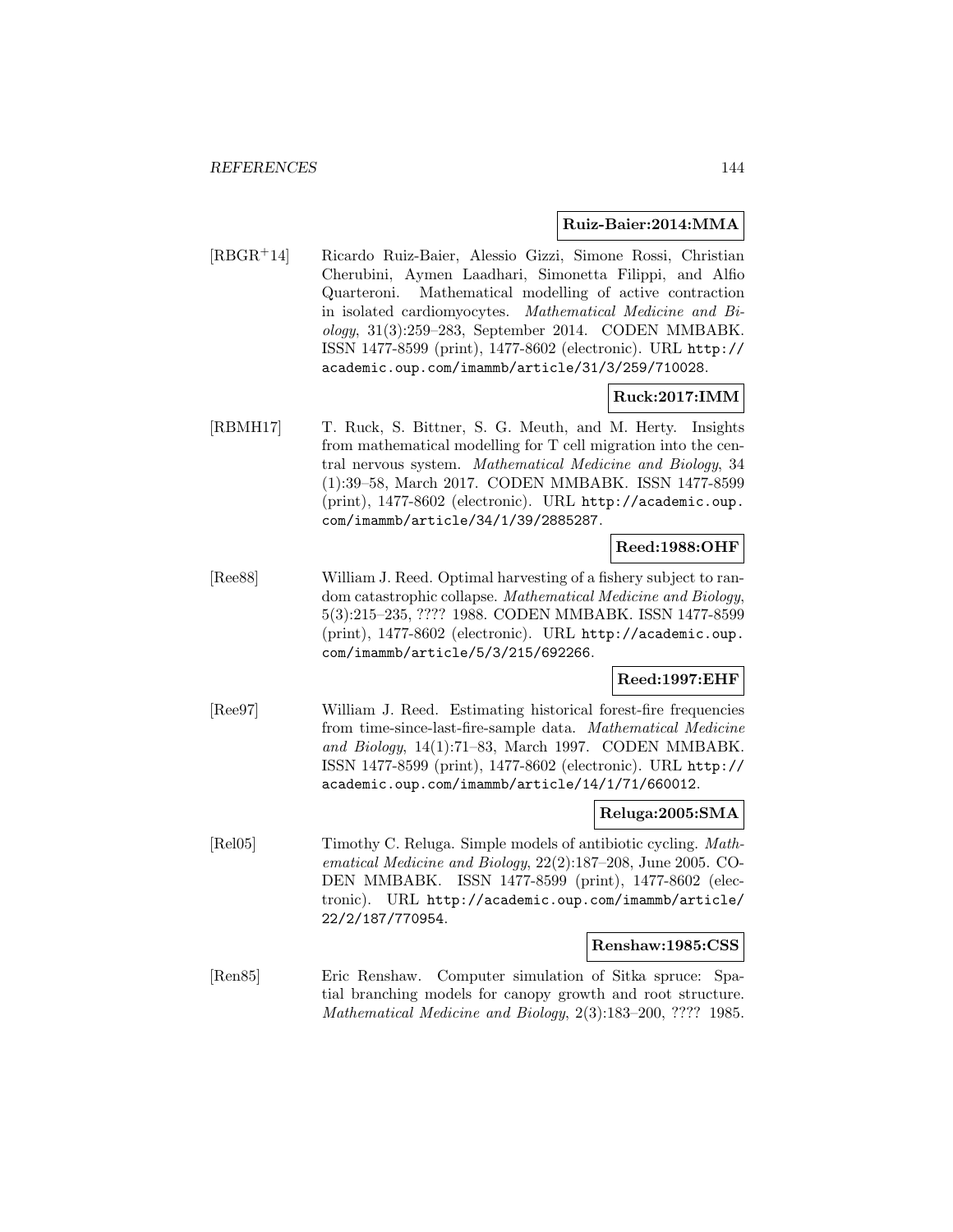**Ruiz-Baier:2014:MMA**

[RBGR+14] Ricardo Ruiz-Baier, Alessio Gizzi, Simone Rossi, Christian Cherubini, Aymen Laadhari, Simonetta Filippi, and Alfio Quarteroni. Mathematical modelling of active contraction in isolated cardiomyocytes. *Mathematical Medicine and Biology*, 31(3):259–283, September 2014. CODEN MMBABK. ISSN 1477-8599 (print), 1477-8602 (electronic). URL http://academic.oup.com/imammb/article/31/3/259/710028.

**Ruck:2017:IMM**

[RBMH17] T. Ruck, S. Bittner, S. G. Meuth, and M. Herty. Insights from mathematical modelling for T cell migration into the central nervous system. *Mathematical Medicine and Biology*, 34 (1):39–58, March 2017. CODEN MMBABK. ISSN 1477-8599 (print), 1477-8602 (electronic). URL http://academic.oup.com/imammb/article/34/1/39/2885287.

**Reed:1988:OHF**

[Ree88] William J. Reed. Optimal harvesting of a fishery subject to random catastrophic collapse. *Mathematical Medicine and Biology*, 5(3):215–235, ???? 1988. CODEN MMBABK. ISSN 1477-8599 (print), 1477-8602 (electronic). URL http://academic.oup.com/imammb/article/5/3/215/692266.

**Reed:1997:EHF**

[Ree97] William J. Reed. Estimating historical forest-fire frequencies from time-since-last-fire-sample data. *Mathematical Medicine and Biology*, 14(1):71–83, March 1997. CODEN MMBABK. ISSN 1477-8599 (print), 1477-8602 (electronic). URL http://academic.oup.com/imammb/article/14/1/71/660012.

**Reluga:2005:SMA**

[Rel05] Timothy C. Reluga. Simple models of antibiotic cycling. *Mathematical Medicine and Biology*, 22(2):187–208, June 2005. CODEN MMBABK. ISSN 1477-8599 (print), 1477-8602 (electronic). URL http://academic.oup.com/imammb/article/22/2/187/770954.

**Renshaw:1985:CSS**

[Ren85] Eric Renshaw. Computer simulation of Sitka spruce: Spatial branching models for canopy growth and root structure. *Mathematical Medicine and Biology*, 2(3):183–200, ???? 1985.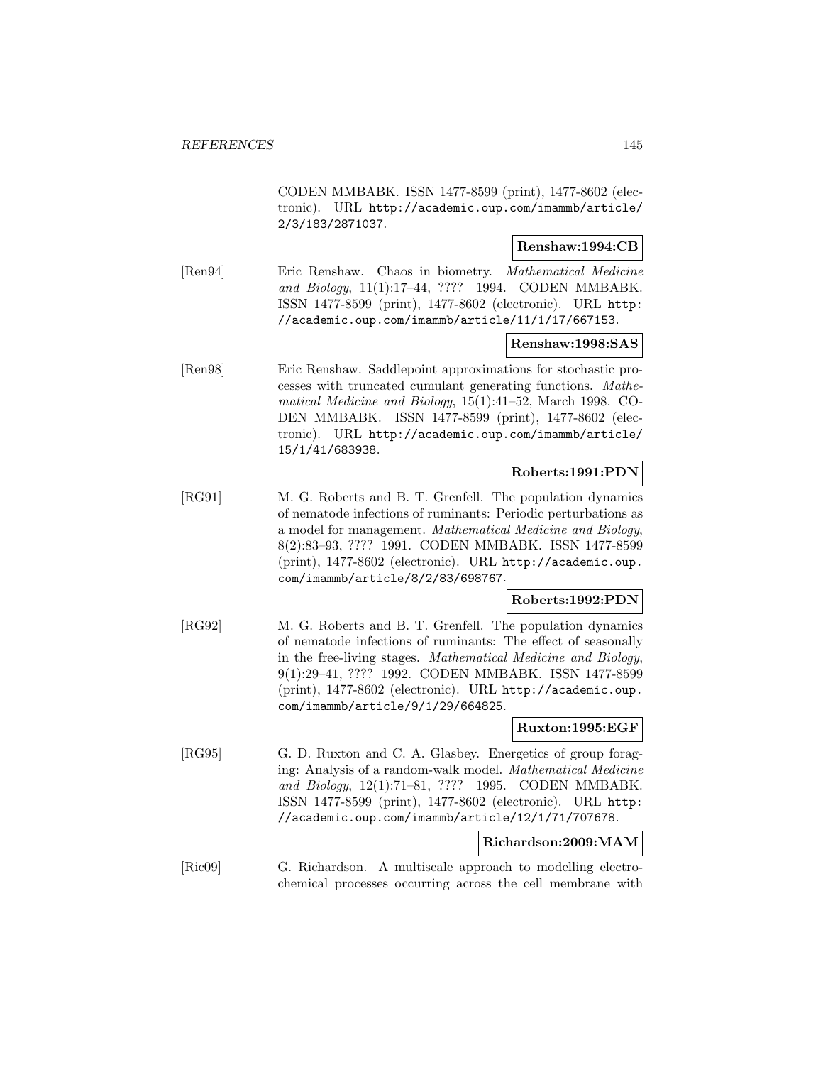CODEN MMBABK. ISSN 1477-8599 (print), 1477-8602 (electronic). URL http://academic.oup.com/imammb/article/2/3/183/2871037.

**Renshaw:1994:CB**

[Ren94] Eric Renshaw. Chaos in biometry. *Mathematical Medicine and Biology*, 11(1):17–44, ???? 1994. CODEN MMBABK. ISSN 1477-8599 (print), 1477-8602 (electronic). URL http://academic.oup.com/imammb/article/11/1/17/667153.

**Renshaw:1998:SAS**

[Ren98] Eric Renshaw. Saddlepoint approximations for stochastic processes with truncated cumulant generating functions. *Mathematical Medicine and Biology*, 15(1):41–52, March 1998. CODEN MMBABK. ISSN 1477-8599 (print), 1477-8602 (electronic). URL http://academic.oup.com/imammb/article/15/1/41/683938.

**Roberts:1991:PDN**

[RG91] M. G. Roberts and B. T. Grenfell. The population dynamics of nematode infections of ruminants: Periodic perturbations as a model for management. *Mathematical Medicine and Biology*, 8(2):83–93, ???? 1991. CODEN MMBABK. ISSN 1477-8599 (print), 1477-8602 (electronic). URL http://academic.oup.com/imammb/article/8/2/83/698767.

**Roberts:1992:PDN**

[RG92] M. G. Roberts and B. T. Grenfell. The population dynamics of nematode infections of ruminants: The effect of seasonally in the free-living stages. *Mathematical Medicine and Biology*, 9(1):29–41, ???? 1992. CODEN MMBABK. ISSN 1477-8599 (print), 1477-8602 (electronic). URL http://academic.oup.com/imammb/article/9/1/29/664825.

**Ruxton:1995:EGF**

[RG95] G. D. Ruxton and C. A. Glasbey. Energetics of group foraging: Analysis of a random-walk model. *Mathematical Medicine and Biology*, 12(1):71–81, ???? 1995. CODEN MMBABK. ISSN 1477-8599 (print), 1477-8602 (electronic). URL http://academic.oup.com/imammb/article/12/1/71/707678.

**Richardson:2009:MAM**

[Ric09] G. Richardson. A multiscale approach to modelling electrochemical processes occurring across the cell membrane with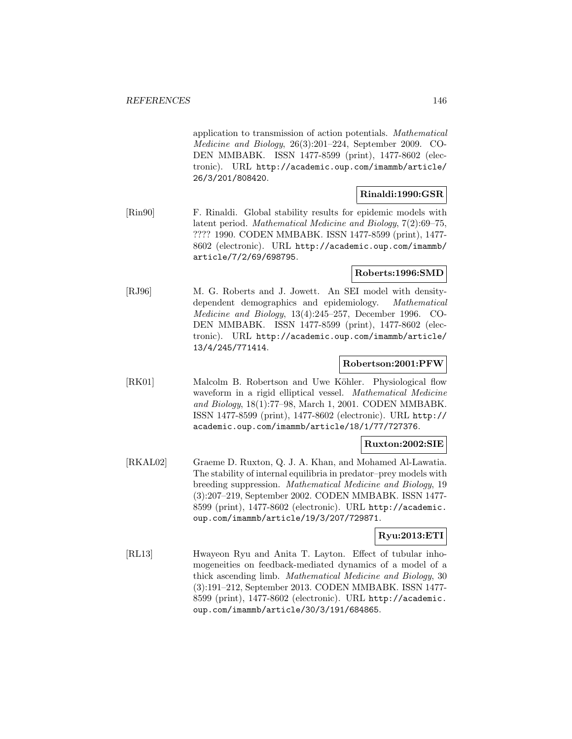application to transmission of action potentials. *Mathematical Medicine and Biology*, 26(3):201–224, September 2009. CODEN MMBABK. ISSN 1477-8599 (print), 1477-8602 (electronic). URL http://academic.oup.com/imammb/article/26/3/201/808420.

**Rinaldi:1990:GSR**

[Rin90] F. Rinaldi. Global stability results for epidemic models with latent period. *Mathematical Medicine and Biology*, 7(2):69–75, ???? 1990. CODEN MMBABK. ISSN 1477-8599 (print), 1477-8602 (electronic). URL http://academic.oup.com/imammb/article/7/2/69/698795.

**Roberts:1996:SMD**

[RJ96] M. G. Roberts and J. Jowett. An SEI model with density-dependent demographics and epidemiology. *Mathematical Medicine and Biology*, 13(4):245–257, December 1996. CODEN MMBABK. ISSN 1477-8599 (print), 1477-8602 (electronic). URL http://academic.oup.com/imammb/article/13/4/245/771414.

**Robertson:2001:PFW**

[RK01] Malcolm B. Robertson and Uwe Köhler. Physiological flow waveform in a rigid elliptical vessel. *Mathematical Medicine and Biology*, 18(1):77–98, March 1, 2001. CODEN MMBABK. ISSN 1477-8599 (print), 1477-8602 (electronic). URL http://academic.oup.com/imammb/article/18/1/77/727376.

**Ruxton:2002:SIE**

[RKAL02] Graeme D. Ruxton, Q. J. A. Khan, and Mohamed Al-Lawatia. The stability of internal equilibria in predator–prey models with breeding suppression. *Mathematical Medicine and Biology*, 19 (3):207–219, September 2002. CODEN MMBABK. ISSN 1477-8599 (print), 1477-8602 (electronic). URL http://academic.oup.com/imammb/article/19/3/207/729871.

**Ryu:2013:ETI**

[RL13] Hwayeon Ryu and Anita T. Layton. Effect of tubular inhomogeneities on feedback-mediated dynamics of a model of a thick ascending limb. *Mathematical Medicine and Biology*, 30 (3):191–212, September 2013. CODEN MMBABK. ISSN 1477-8599 (print), 1477-8602 (electronic). URL http://academic.oup.com/imammb/article/30/3/191/684865.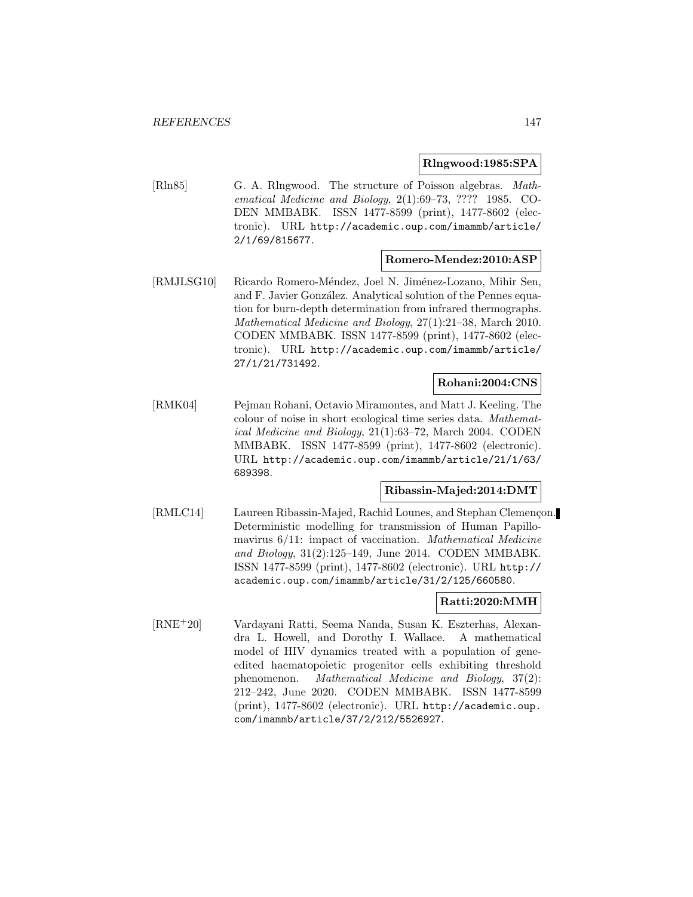**Rlngwood:1985:SPA**

[Rln85] G. A. Rlngwood. The structure of Poisson algebras. *Mathematical Medicine and Biology*, 2(1):69–73, ???? 1985. CODEN MMBABK. ISSN 1477-8599 (print), 1477-8602 (electronic). URL http://academic.oup.com/imammb/article/2/1/69/815677.

**Romero-Mendez:2010:ASP**

[RMJLSG10] Ricardo Romero-Méndez, Joel N. Jiménez-Lozano, Mihir Sen, and F. Javier González. Analytical solution of the Pennes equation for burn-depth determination from infrared thermographs. *Mathematical Medicine and Biology*, 27(1):21–38, March 2010. CODEN MMBABK. ISSN 1477-8599 (print), 1477-8602 (electronic). URL http://academic.oup.com/imammb/article/27/1/21/731492.

**Rohani:2004:CNS**

[RMK04] Pejman Rohani, Octavio Miramontes, and Matt J. Keeling. The colour of noise in short ecological time series data. *Mathematical Medicine and Biology*, 21(1):63–72, March 2004. CODEN MMBABK. ISSN 1477-8599 (print), 1477-8602 (electronic). URL http://academic.oup.com/imammb/article/21/1/63/689398.

**Ribassin-Majed:2014:DMT**

[RMLC14] Laureen Ribassin-Majed, Rachid Lounes, and Stephan Clemençon. Deterministic modelling for transmission of Human Papillomavirus 6/11: impact of vaccination. *Mathematical Medicine and Biology*, 31(2):125–149, June 2014. CODEN MMBABK. ISSN 1477-8599 (print), 1477-8602 (electronic). URL http://academic.oup.com/imammb/article/31/2/125/660580.

**Ratti:2020:MMH**

[RNE+20] Vardayani Ratti, Seema Nanda, Susan K. Eszterhas, Alexandra L. Howell, and Dorothy I. Wallace. A mathematical model of HIV dynamics treated with a population of gene-edited haematopoietic progenitor cells exhibiting threshold phenomenon. *Mathematical Medicine and Biology*, 37(2):212–242, June 2020. CODEN MMBABK. ISSN 1477-8599 (print), 1477-8602 (electronic). URL http://academic.oup.com/imammb/article/37/2/212/5526927.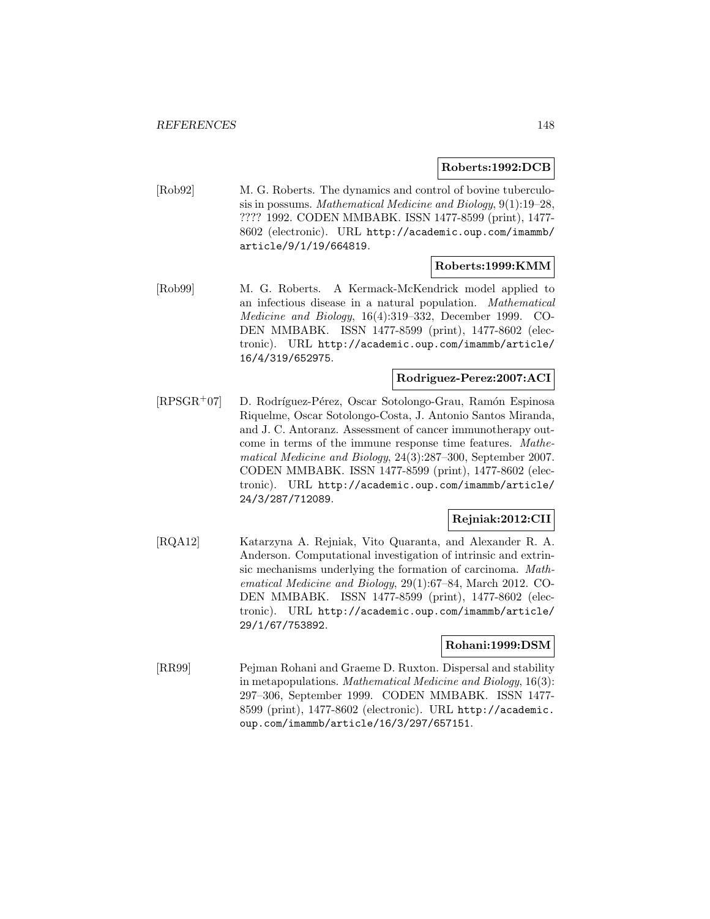**Roberts:1992:DCB**

[Rob92] M. G. Roberts. The dynamics and control of bovine tuberculosis in possums. *Mathematical Medicine and Biology*, 9(1):19–28, ???? 1992. CODEN MMBABK. ISSN 1477-8599 (print), 1477-8602 (electronic). URL http://academic.oup.com/imammb/article/9/1/19/664819.

**Roberts:1999:KMM**

[Rob99] M. G. Roberts. A Kermack-McKendrick model applied to an infectious disease in a natural population. *Mathematical Medicine and Biology*, 16(4):319–332, December 1999. CODEN MMBABK. ISSN 1477-8599 (print), 1477-8602 (electronic). URL http://academic.oup.com/imammb/article/16/4/319/652975.

**Rodriguez-Perez:2007:ACI**

[RPSGR+07] D. Rodríguez-Pérez, Oscar Sotolongo-Grau, Ramón Espinosa Riquelme, Oscar Sotolongo-Costa, J. Antonio Santos Miranda, and J. C. Antoranz. Assessment of cancer immunotherapy outcome in terms of the immune response time features. *Mathematical Medicine and Biology*, 24(3):287–300, September 2007. CODEN MMBABK. ISSN 1477-8599 (print), 1477-8602 (electronic). URL http://academic.oup.com/imammb/article/24/3/287/712089.

**Rejniak:2012:CII**

[RQA12] Katarzyna A. Rejniak, Vito Quaranta, and Alexander R. A. Anderson. Computational investigation of intrinsic and extrinsic mechanisms underlying the formation of carcinoma. *Mathematical Medicine and Biology*, 29(1):67–84, March 2012. CODEN MMBABK. ISSN 1477-8599 (print), 1477-8602 (electronic). URL http://academic.oup.com/imammb/article/29/1/67/753892.

**Rohani:1999:DSM**

[RR99] Pejman Rohani and Graeme D. Ruxton. Dispersal and stability in metapopulations. *Mathematical Medicine and Biology*, 16(3):297–306, September 1999. CODEN MMBABK. ISSN 1477-8599 (print), 1477-8602 (electronic). URL http://academic.oup.com/imammb/article/16/3/297/657151.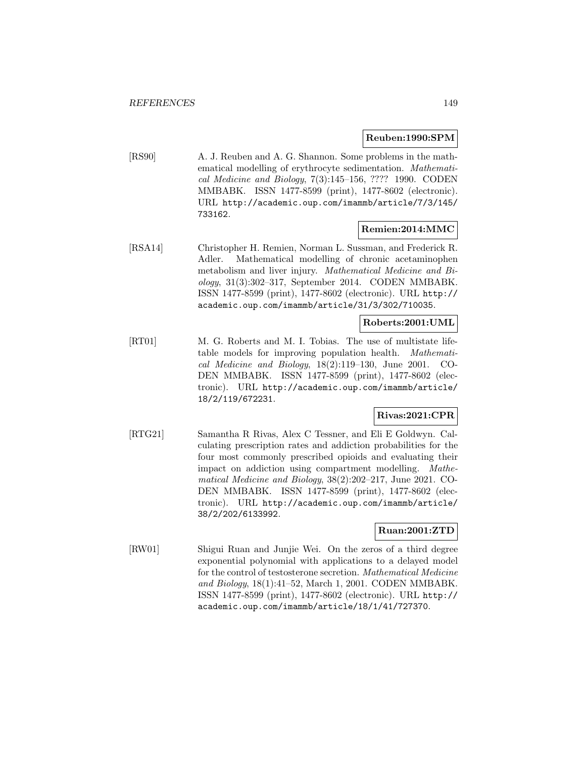**Reuben:1990:SPM**

[RS90] A. J. Reuben and A. G. Shannon. Some problems in the mathematical modelling of erythrocyte sedimentation. *Mathematical Medicine and Biology*, 7(3):145–156, ???? 1990. CODEN MMBABK. ISSN 1477-8599 (print), 1477-8602 (electronic). URL http://academic.oup.com/imammb/article/7/3/145/733162.

**Remien:2014:MMC**

[RSA14] Christopher H. Remien, Norman L. Sussman, and Frederick R. Adler. Mathematical modelling of chronic acetaminophen metabolism and liver injury. *Mathematical Medicine and Biology*, 31(3):302–317, September 2014. CODEN MMBABK. ISSN 1477-8599 (print), 1477-8602 (electronic). URL http://academic.oup.com/imammb/article/31/3/302/710035.

**Roberts:2001:UML**

[RT01] M. G. Roberts and M. I. Tobias. The use of multistate life-table models for improving population health. *Mathematical Medicine and Biology*, 18(2):119–130, June 2001. CODEN MMBABK. ISSN 1477-8599 (print), 1477-8602 (electronic). URL http://academic.oup.com/imammb/article/18/2/119/672231.

**Rivas:2021:CPR**

[RTG21] Samantha R Rivas, Alex C Tessner, and Eli E Goldwyn. Calculating prescription rates and addiction probabilities for the four most commonly prescribed opioids and evaluating their impact on addiction using compartment modelling. *Mathematical Medicine and Biology*, 38(2):202–217, June 2021. CODEN MMBABK. ISSN 1477-8599 (print), 1477-8602 (electronic). URL http://academic.oup.com/imammb/article/38/2/202/6133992.

**Ruan:2001:ZTD**

[RW01] Shigui Ruan and Junjie Wei. On the zeros of a third degree exponential polynomial with applications to a delayed model for the control of testosterone secretion. *Mathematical Medicine and Biology*, 18(1):41–52, March 1, 2001. CODEN MMBABK. ISSN 1477-8599 (print), 1477-8602 (electronic). URL http://academic.oup.com/imammb/article/18/1/41/727370.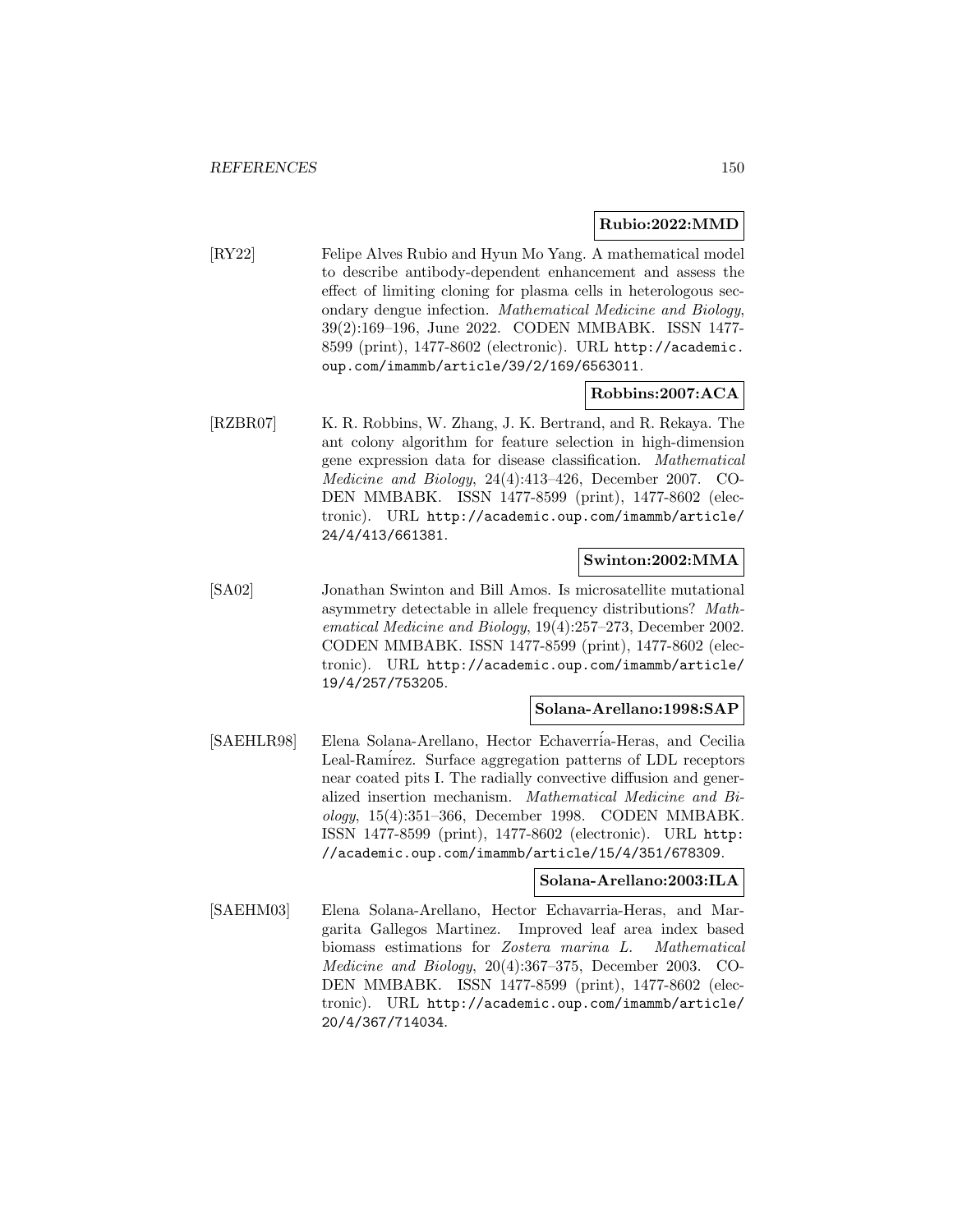**Rubio:2022:MMD**

[RY22] Felipe Alves Rubio and Hyun Mo Yang. A mathematical model to describe antibody-dependent enhancement and assess the effect of limiting cloning for plasma cells in heterologous secondary dengue infection. *Mathematical Medicine and Biology*, 39(2):169–196, June 2022. CODEN MMBABK. ISSN 1477-8599 (print), 1477-8602 (electronic). URL http://academic.oup.com/imammb/article/39/2/169/6563011.

**Robbins:2007:ACA**

[RZBR07] K. R. Robbins, W. Zhang, J. K. Bertrand, and R. Rekaya. The ant colony algorithm for feature selection in high-dimension gene expression data for disease classification. *Mathematical Medicine and Biology*, 24(4):413–426, December 2007. CODEN MMBABK. ISSN 1477-8599 (print), 1477-8602 (electronic). URL http://academic.oup.com/imammb/article/24/4/413/661381.

**Swinton:2002:MMA**

[SA02] Jonathan Swinton and Bill Amos. Is microsatellite mutational asymmetry detectable in allele frequency distributions? *Mathematical Medicine and Biology*, 19(4):257–273, December 2002. CODEN MMBABK. ISSN 1477-8599 (print), 1477-8602 (electronic). URL http://academic.oup.com/imammb/article/19/4/257/753205.

**Solana-Arellano:1998:SAP**

[SAEHLR98] Elena Solana-Arellano, Hector Echaverría-Heras, and Cecilia Leal-Ramírez. Surface aggregation patterns of LDL receptors near coated pits I. The radially convective diffusion and generalized insertion mechanism. *Mathematical Medicine and Biology*, 15(4):351–366, December 1998. CODEN MMBABK. ISSN 1477-8599 (print), 1477-8602 (electronic). URL http://academic.oup.com/imammb/article/15/4/351/678309.

**Solana-Arellano:2003:ILA**

[SAEHM03] Elena Solana-Arellano, Hector Echavarria-Heras, and Margarita Gallegos Martinez. Improved leaf area index based biomass estimations for *Zostera marina L.* *Mathematical Medicine and Biology*, 20(4):367–375, December 2003. CODEN MMBABK. ISSN 1477-8599 (print), 1477-8602 (electronic). URL http://academic.oup.com/imammb/article/20/4/367/714034.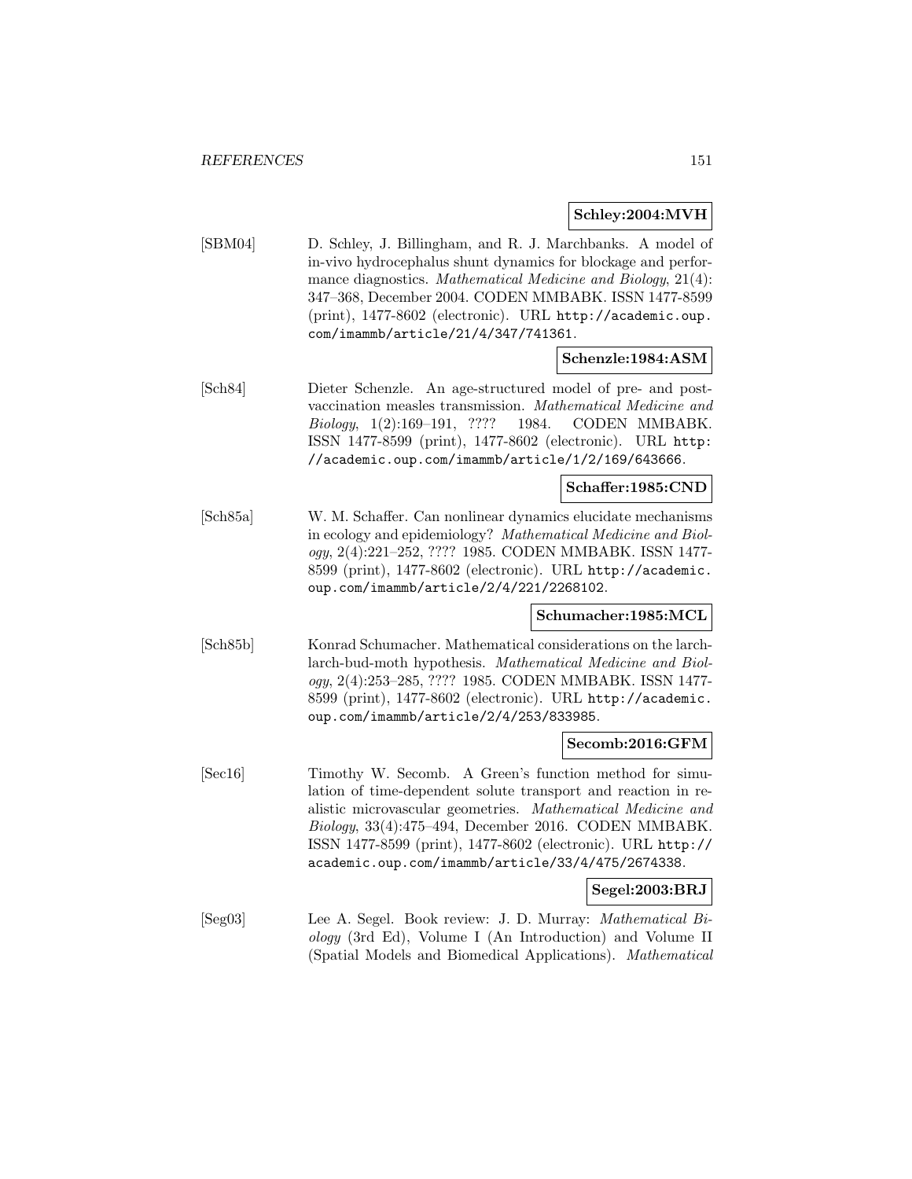**Schley:2004:MVH**

[SBM04] D. Schley, J. Billingham, and R. J. Marchbanks. A model of in-vivo hydrocephalus shunt dynamics for blockage and performance diagnostics. *Mathematical Medicine and Biology*, 21(4): 347–368, December 2004. CODEN MMBABK. ISSN 1477-8599 (print), 1477-8602 (electronic). URL `http://academic.oup.com/imammb/article/21/4/347/741361`.

**Schenzle:1984:ASM**

[Sch84] Dieter Schenzle. An age-structured model of pre- and post-vaccination measles transmission. *Mathematical Medicine and Biology*, 1(2):169–191, ???? 1984. CODEN MMBABK. ISSN 1477-8599 (print), 1477-8602 (electronic). URL `http://academic.oup.com/imammb/article/1/2/169/643666`.

**Schaffer:1985:CND**

[Sch85a] W. M. Schaffer. Can nonlinear dynamics elucidate mechanisms in ecology and epidemiology? *Mathematical Medicine and Biology*, 2(4):221–252, ???? 1985. CODEN MMBABK. ISSN 1477-8599 (print), 1477-8602 (electronic). URL `http://academic.oup.com/imammb/article/2/4/221/2268102`.

**Schumacher:1985:MCL**

[Sch85b] Konrad Schumacher. Mathematical considerations on the larch-larch-bud-moth hypothesis. *Mathematical Medicine and Biology*, 2(4):253–285, ???? 1985. CODEN MMBABK. ISSN 1477-8599 (print), 1477-8602 (electronic). URL `http://academic.oup.com/imammb/article/2/4/253/833985`.

**Secomb:2016:GFM**

[Sec16] Timothy W. Secomb. A Green's function method for simulation of time-dependent solute transport and reaction in realistic microvascular geometries. *Mathematical Medicine and Biology*, 33(4):475–494, December 2016. CODEN MMBABK. ISSN 1477-8599 (print), 1477-8602 (electronic). URL `http://academic.oup.com/imammb/article/33/4/475/2674338`.

**Segel:2003:BRJ**

[Seg03] Lee A. Segel. Book review: J. D. Murray: *Mathematical Biology* (3rd Ed), Volume I (An Introduction) and Volume II (Spatial Models and Biomedical Applications). *Mathematical*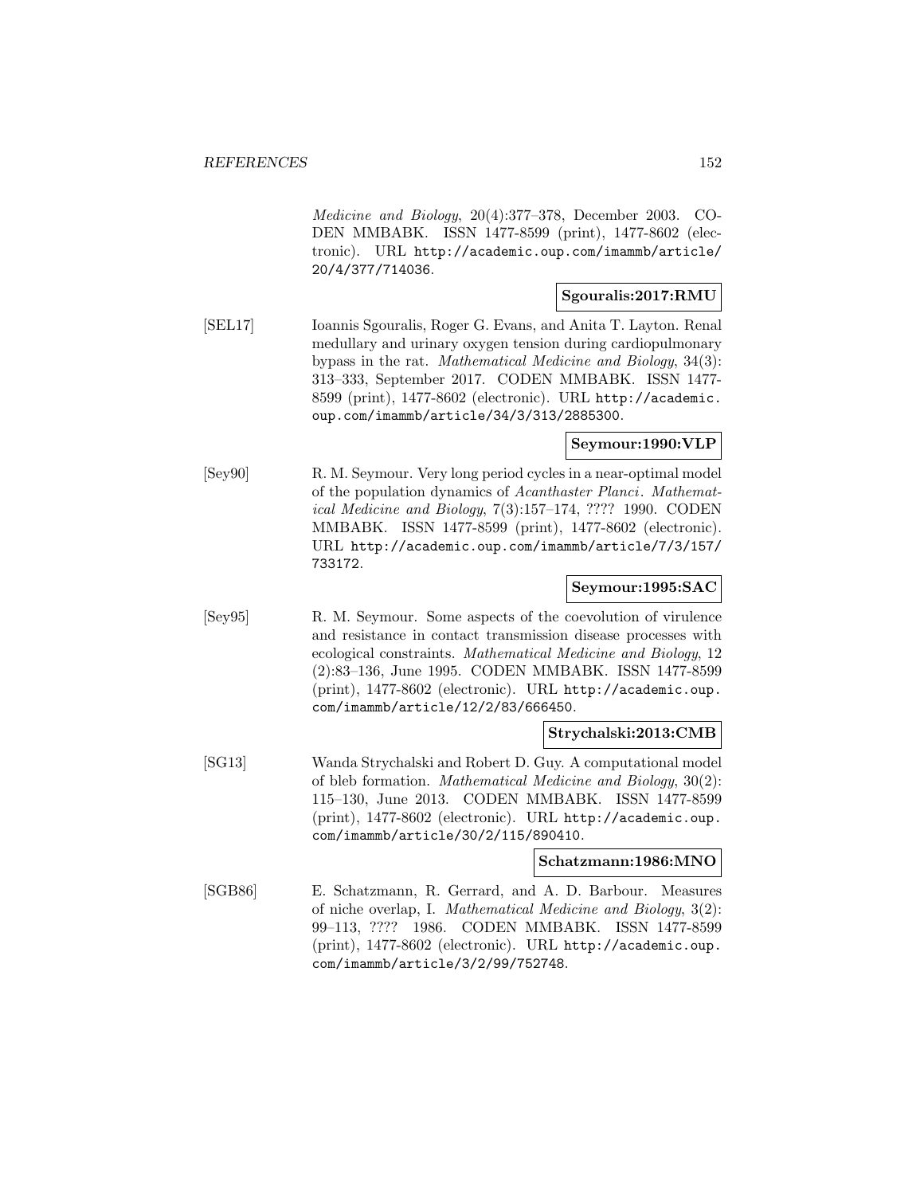*Medicine and Biology*, 20(4):377–378, December 2003. CODEN MMBABK. ISSN 1477-8599 (print), 1477-8602 (electronic). URL http://academic.oup.com/imammb/article/20/4/377/714036.

**Sgouralis:2017:RMU**

[SEL17] Ioannis Sgouralis, Roger G. Evans, and Anita T. Layton. Renal medullary and urinary oxygen tension during cardiopulmonary bypass in the rat. *Mathematical Medicine and Biology*, 34(3): 313–333, September 2017. CODEN MMBABK. ISSN 1477-8599 (print), 1477-8602 (electronic). URL http://academic.oup.com/imammb/article/34/3/313/2885300.

**Seymour:1990:VLP**

[Sey90] R. M. Seymour. Very long period cycles in a near-optimal model of the population dynamics of *Acanthaster Planci*. *Mathematical Medicine and Biology*, 7(3):157–174, ???? 1990. CODEN MMBABK. ISSN 1477-8599 (print), 1477-8602 (electronic). URL http://academic.oup.com/imammb/article/7/3/157/733172.

**Seymour:1995:SAC**

[Sey95] R. M. Seymour. Some aspects of the coevolution of virulence and resistance in contact transmission disease processes with ecological constraints. *Mathematical Medicine and Biology*, 12 (2):83–136, June 1995. CODEN MMBABK. ISSN 1477-8599 (print), 1477-8602 (electronic). URL http://academic.oup.com/imammb/article/12/2/83/666450.

**Strychalski:2013:CMB**

[SG13] Wanda Strychalski and Robert D. Guy. A computational model of bleb formation. *Mathematical Medicine and Biology*, 30(2): 115–130, June 2013. CODEN MMBABK. ISSN 1477-8599 (print), 1477-8602 (electronic). URL http://academic.oup.com/imammb/article/30/2/115/890410.

**Schatzmann:1986:MNO**

[SGB86] E. Schatzmann, R. Gerrard, and A. D. Barbour. Measures of niche overlap, I. *Mathematical Medicine and Biology*, 3(2): 99–113, ???? 1986. CODEN MMBABK. ISSN 1477-8599 (print), 1477-8602 (electronic). URL http://academic.oup.com/imammb/article/3/2/99/752748.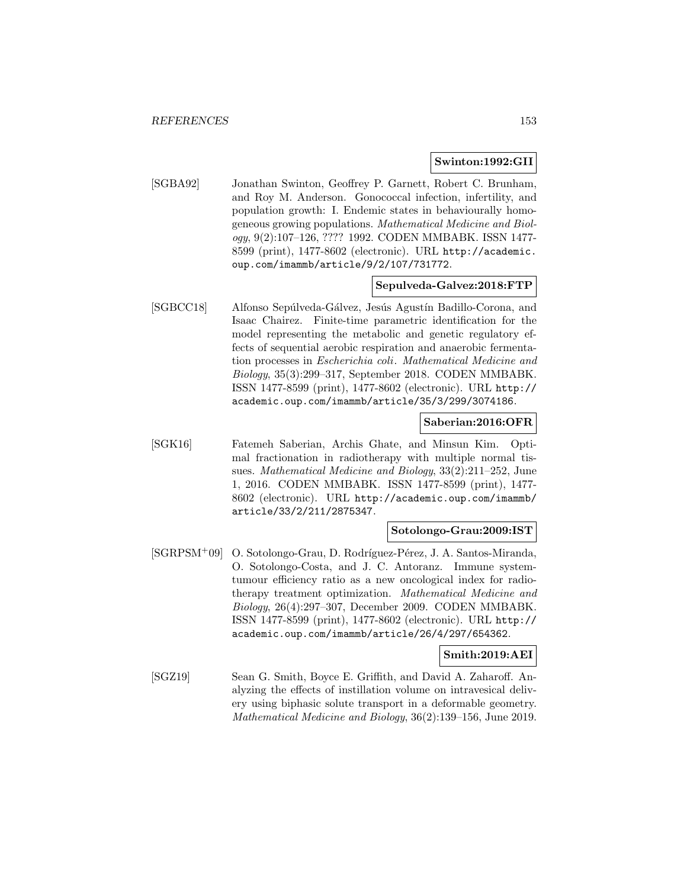**Swinton:1992:GII**

[SGBA92] Jonathan Swinton, Geoffrey P. Garnett, Robert C. Brunham, and Roy M. Anderson. Gonococcal infection, infertility, and population growth: I. Endemic states in behaviourally homogeneous growing populations. *Mathematical Medicine and Biology*, 9(2):107–126, ???? 1992. CODEN MMBABK. ISSN 1477-8599 (print), 1477-8602 (electronic). URL http://academic.oup.com/imammb/article/9/2/107/731772.

**Sepulveda-Galvez:2018:FTP**

[SGBCC18] Alfonso Sepúlveda-Gálvez, Jesús Agustín Badillo-Corona, and Isaac Chairez. Finite-time parametric identification for the model representing the metabolic and genetic regulatory effects of sequential aerobic respiration and anaerobic fermentation processes in *Escherichia coli*. *Mathematical Medicine and Biology*, 35(3):299–317, September 2018. CODEN MMBABK. ISSN 1477-8599 (print), 1477-8602 (electronic). URL http://academic.oup.com/imammb/article/35/3/299/3074186.

**Saberian:2016:OFR**

[SGK16] Fatemeh Saberian, Archis Ghate, and Minsun Kim. Optimal fractionation in radiotherapy with multiple normal tissues. *Mathematical Medicine and Biology*, 33(2):211–252, June 1, 2016. CODEN MMBABK. ISSN 1477-8599 (print), 1477-8602 (electronic). URL http://academic.oup.com/imammb/article/33/2/211/2875347.

**Sotolongo-Grau:2009:IST**

[SGRPSM+09] O. Sotolongo-Grau, D. Rodríguez-Pérez, J. A. Santos-Miranda, O. Sotolongo-Costa, and J. C. Antoranz. Immune system-tumour efficiency ratio as a new oncological index for radiotherapy treatment optimization. *Mathematical Medicine and Biology*, 26(4):297–307, December 2009. CODEN MMBABK. ISSN 1477-8599 (print), 1477-8602 (electronic). URL http://academic.oup.com/imammb/article/26/4/297/654362.

**Smith:2019:AEI**

[SGZ19] Sean G. Smith, Boyce E. Griffith, and David A. Zaharoff. Analyzing the effects of instillation volume on intravesical delivery using biphasic solute transport in a deformable geometry. *Mathematical Medicine and Biology*, 36(2):139–156, June 2019.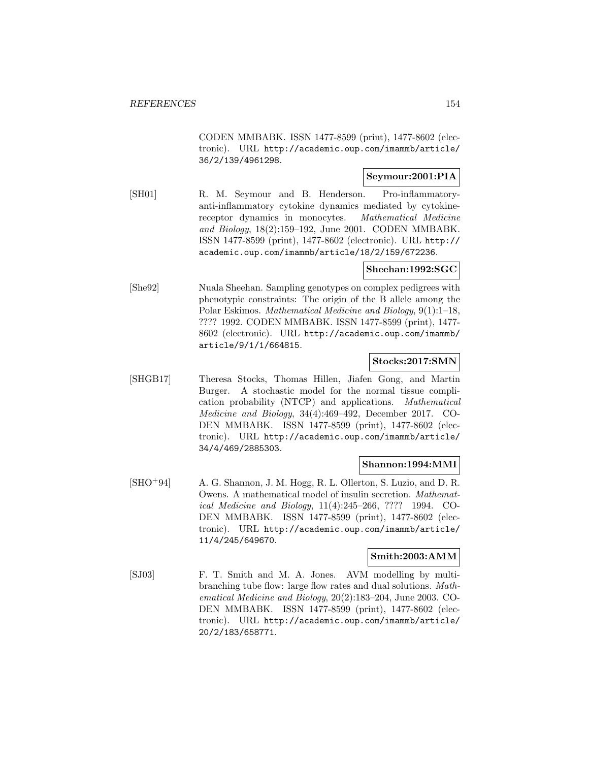CODEN MMBABK. ISSN 1477-8599 (print), 1477-8602 (electronic). URL http://academic.oup.com/imammb/article/36/2/139/4961298.

**Seymour:2001:PIA**

[SH01] R. M. Seymour and B. Henderson. Pro-inflammatory-anti-inflammatory cytokine dynamics mediated by cytokine-receptor dynamics in monocytes. *Mathematical Medicine and Biology*, 18(2):159–192, June 2001. CODEN MMBABK. ISSN 1477-8599 (print), 1477-8602 (electronic). URL http://academic.oup.com/imammb/article/18/2/159/672236.

**Sheehan:1992:SGC**

[She92] Nuala Sheehan. Sampling genotypes on complex pedigrees with phenotypic constraints: The origin of the B allele among the Polar Eskimos. *Mathematical Medicine and Biology*, 9(1):1–18, ???? 1992. CODEN MMBABK. ISSN 1477-8599 (print), 1477-8602 (electronic). URL http://academic.oup.com/imammb/article/9/1/1/664815.

**Stocks:2017:SMN**

[SHGB17] Theresa Stocks, Thomas Hillen, Jiafen Gong, and Martin Burger. A stochastic model for the normal tissue complication probability (NTCP) and applications. *Mathematical Medicine and Biology*, 34(4):469–492, December 2017. CODEN MMBABK. ISSN 1477-8599 (print), 1477-8602 (electronic). URL http://academic.oup.com/imammb/article/34/4/469/2885303.

**Shannon:1994:MMI**

[SHO+94] A. G. Shannon, J. M. Hogg, R. L. Ollerton, S. Luzio, and D. R. Owens. A mathematical model of insulin secretion. *Mathematical Medicine and Biology*, 11(4):245–266, ???? 1994. CODEN MMBABK. ISSN 1477-8599 (print), 1477-8602 (electronic). URL http://academic.oup.com/imammb/article/11/4/245/649670.

**Smith:2003:AMM**

[SJ03] F. T. Smith and M. A. Jones. AVM modelling by multi-branching tube flow: large flow rates and dual solutions. *Mathematical Medicine and Biology*, 20(2):183–204, June 2003. CODEN MMBABK. ISSN 1477-8599 (print), 1477-8602 (electronic). URL http://academic.oup.com/imammb/article/20/2/183/658771.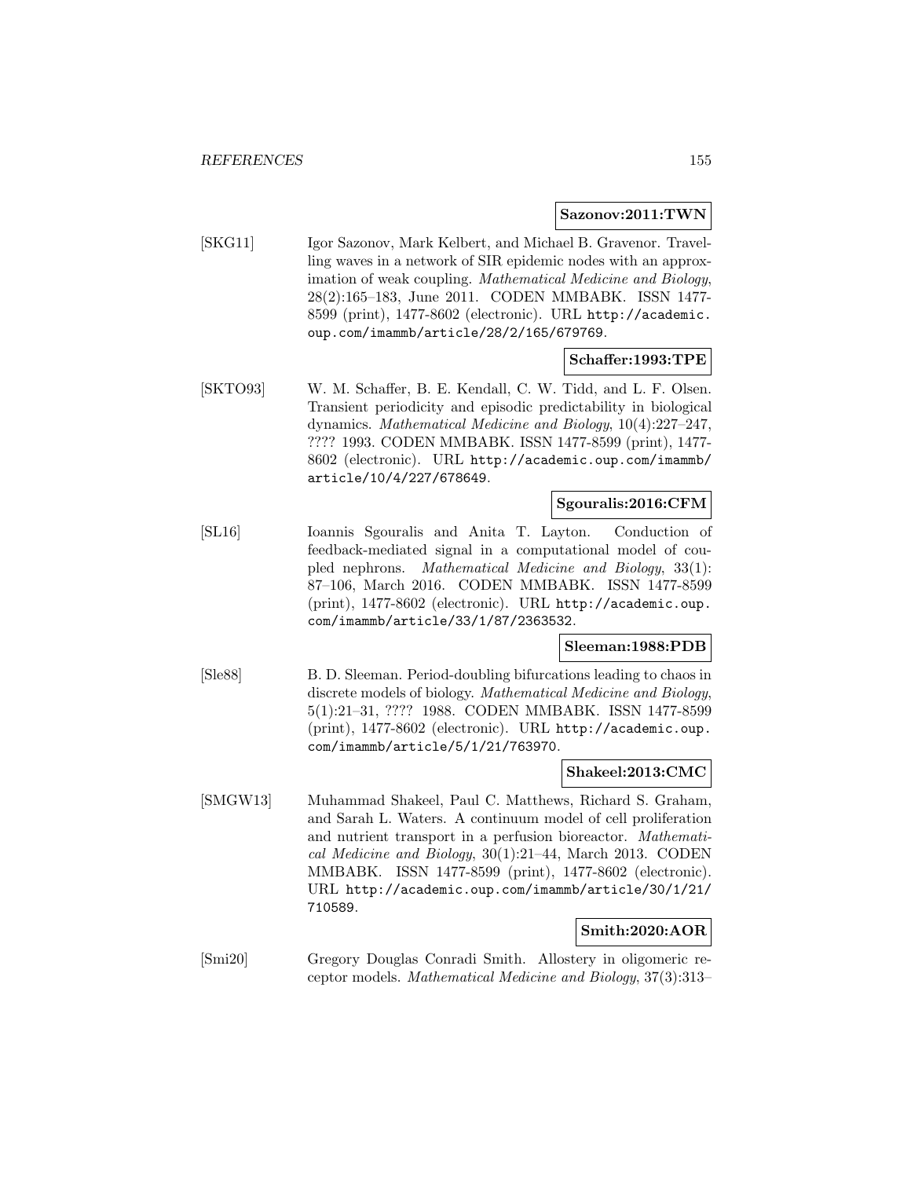**Sazonov:2011:TWN**

[SKG11] Igor Sazonov, Mark Kelbert, and Michael B. Gravenor. Travelling waves in a network of SIR epidemic nodes with an approximation of weak coupling. *Mathematical Medicine and Biology*, 28(2):165–183, June 2011. CODEN MMBABK. ISSN 1477-8599 (print), 1477-8602 (electronic). URL `http://academic.oup.com/imammb/article/28/2/165/679769`.

**Schaffer:1993:TPE**

[SKTO93] W. M. Schaffer, B. E. Kendall, C. W. Tidd, and L. F. Olsen. Transient periodicity and episodic predictability in biological dynamics. *Mathematical Medicine and Biology*, 10(4):227–247, ???? 1993. CODEN MMBABK. ISSN 1477-8599 (print), 1477-8602 (electronic). URL `http://academic.oup.com/imammb/article/10/4/227/678649`.

**Sgouralis:2016:CFM**

[SL16] Ioannis Sgouralis and Anita T. Layton. Conduction of feedback-mediated signal in a computational model of coupled nephrons. *Mathematical Medicine and Biology*, 33(1):87–106, March 2016. CODEN MMBABK. ISSN 1477-8599 (print), 1477-8602 (electronic). URL `http://academic.oup.com/imammb/article/33/1/87/2363532`.

**Sleeman:1988:PDB**

[Sle88] B. D. Sleeman. Period-doubling bifurcations leading to chaos in discrete models of biology. *Mathematical Medicine and Biology*, 5(1):21–31, ???? 1988. CODEN MMBABK. ISSN 1477-8599 (print), 1477-8602 (electronic). URL `http://academic.oup.com/imammb/article/5/1/21/763970`.

**Shakeel:2013:CMC**

[SMGW13] Muhammad Shakeel, Paul C. Matthews, Richard S. Graham, and Sarah L. Waters. A continuum model of cell proliferation and nutrient transport in a perfusion bioreactor. *Mathematical Medicine and Biology*, 30(1):21–44, March 2013. CODEN MMBABK. ISSN 1477-8599 (print), 1477-8602 (electronic). URL `http://academic.oup.com/imammb/article/30/1/21/710589`.

**Smith:2020:AOR**

[Smi20] Gregory Douglas Conradi Smith. Allostery in oligomeric receptor models. *Mathematical Medicine and Biology*, 37(3):313–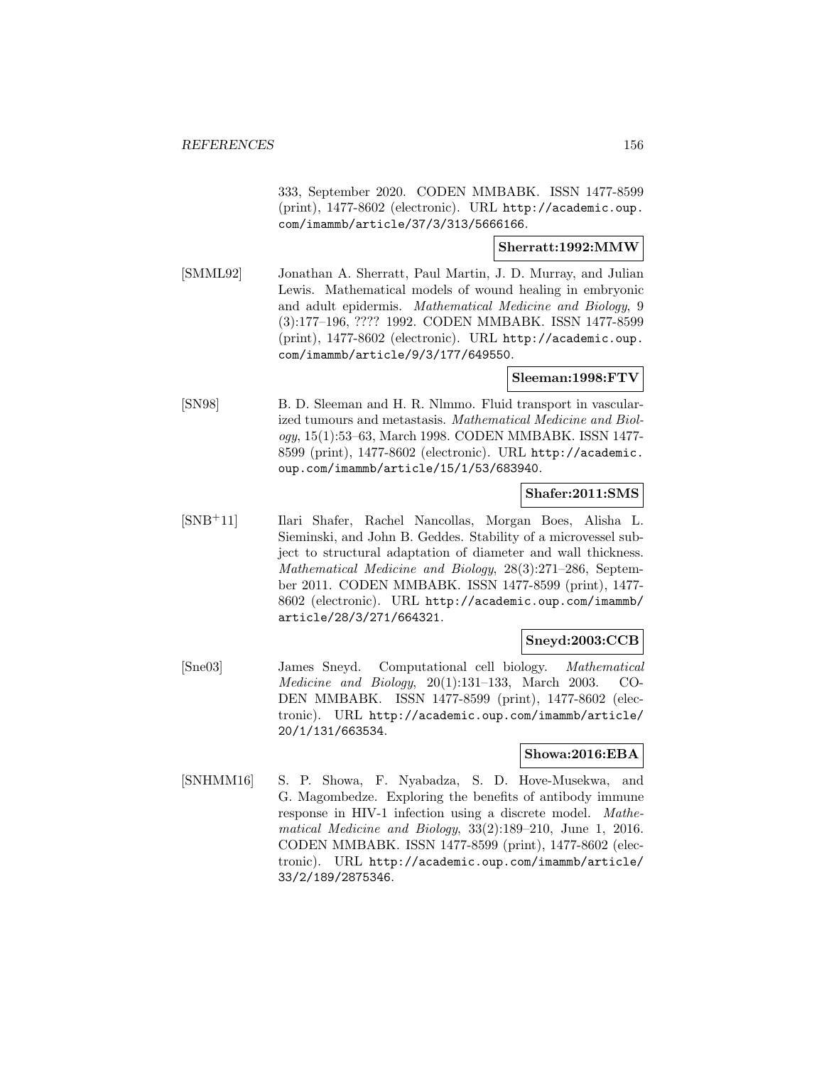333, September 2020. CODEN MMBABK. ISSN 1477-8599 (print), 1477-8602 (electronic). URL http://academic.oup.com/imammb/article/37/3/313/5666166.

**Sherratt:1992:MMW**

[SMML92] Jonathan A. Sherratt, Paul Martin, J. D. Murray, and Julian Lewis. Mathematical models of wound healing in embryonic and adult epidermis. *Mathematical Medicine and Biology*, 9 (3):177–196, ???? 1992. CODEN MMBABK. ISSN 1477-8599 (print), 1477-8602 (electronic). URL http://academic.oup.com/imammb/article/9/3/177/649550.

**Sleeman:1998:FTV**

[SN98] B. D. Sleeman and H. R. Nlmmo. Fluid transport in vascularized tumours and metastasis. *Mathematical Medicine and Biology*, 15(1):53–63, March 1998. CODEN MMBABK. ISSN 1477-8599 (print), 1477-8602 (electronic). URL http://academic.oup.com/imammb/article/15/1/53/683940.

**Shafer:2011:SMS**

[SNB+11] Ilari Shafer, Rachel Nancollas, Morgan Boes, Alisha L. Sieminski, and John B. Geddes. Stability of a microvessel subject to structural adaptation of diameter and wall thickness. *Mathematical Medicine and Biology*, 28(3):271–286, September 2011. CODEN MMBABK. ISSN 1477-8599 (print), 1477-8602 (electronic). URL http://academic.oup.com/imammb/article/28/3/271/664321.

**Sneyd:2003:CCB**

[Sne03] James Sneyd. Computational cell biology. *Mathematical Medicine and Biology*, 20(1):131–133, March 2003. CODEN MMBABK. ISSN 1477-8599 (print), 1477-8602 (electronic). URL http://academic.oup.com/imammb/article/20/1/131/663534.

**Showa:2016:EBA**

[SNHMM16] S. P. Showa, F. Nyabadza, S. D. Hove-Musekwa, and G. Magombedze. Exploring the benefits of antibody immune response in HIV-1 infection using a discrete model. *Mathematical Medicine and Biology*, 33(2):189–210, June 1, 2016. CODEN MMBABK. ISSN 1477-8599 (print), 1477-8602 (electronic). URL http://academic.oup.com/imammb/article/33/2/189/2875346.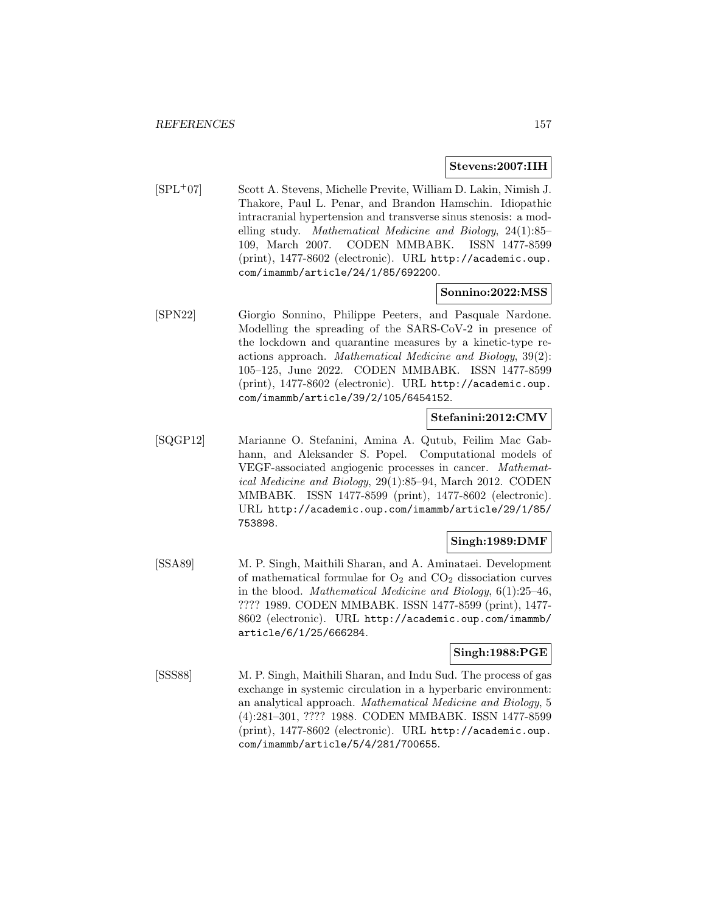**Stevens:2007:IIH**

[SPL+07] Scott A. Stevens, Michelle Previte, William D. Lakin, Nimish J. Thakore, Paul L. Penar, and Brandon Hamschin. Idiopathic intracranial hypertension and transverse sinus stenosis: a modelling study. *Mathematical Medicine and Biology*, 24(1):85–109, March 2007. CODEN MMBABK. ISSN 1477-8599 (print), 1477-8602 (electronic). URL `http://academic.oup.com/imammb/article/24/1/85/692200`.

**Sonnino:2022:MSS**

[SPN22] Giorgio Sonnino, Philippe Peeters, and Pasquale Nardone. Modelling the spreading of the SARS-CoV-2 in presence of the lockdown and quarantine measures by a kinetic-type reactions approach. *Mathematical Medicine and Biology*, 39(2): 105–125, June 2022. CODEN MMBABK. ISSN 1477-8599 (print), 1477-8602 (electronic). URL `http://academic.oup.com/imammb/article/39/2/105/6454152`.

**Stefanini:2012:CMV**

[SQGP12] Marianne O. Stefanini, Amina A. Qutub, Feilim Mac Gabhann, and Aleksander S. Popel. Computational models of VEGF-associated angiogenic processes in cancer. *Mathematical Medicine and Biology*, 29(1):85–94, March 2012. CODEN MMBABK. ISSN 1477-8599 (print), 1477-8602 (electronic). URL `http://academic.oup.com/imammb/article/29/1/85/753898`.

**Singh:1989:DMF**

[SSA89] M. P. Singh, Maithili Sharan, and A. Aminataei. Development of mathematical formulae for $O_2$ and $CO_2$ dissociation curves in the blood. *Mathematical Medicine and Biology*, 6(1):25–46, ???? 1989. CODEN MMBABK. ISSN 1477-8599 (print), 1477-8602 (electronic). URL `http://academic.oup.com/imammb/article/6/1/25/666284`.

**Singh:1988:PGE**

[SSS88] M. P. Singh, Maithili Sharan, and Indu Sud. The process of gas exchange in systemic circulation in a hyperbaric environment: an analytical approach. *Mathematical Medicine and Biology*, 5 (4):281–301, ???? 1988. CODEN MMBABK. ISSN 1477-8599 (print), 1477-8602 (electronic). URL `http://academic.oup.com/imammb/article/5/4/281/700655`.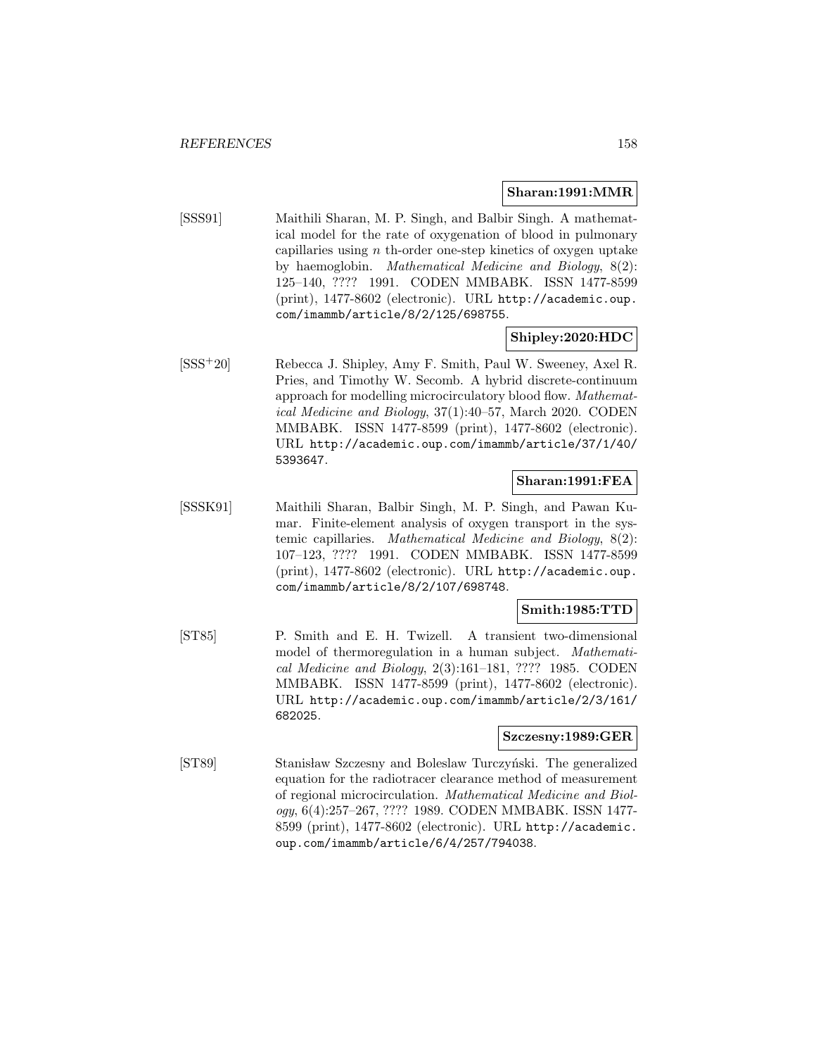**Sharan:1991:MMR**

[SSS91] Maithili Sharan, M. P. Singh, and Balbir Singh. A mathematical model for the rate of oxygenation of blood in pulmonary capillaries using $n$ th-order one-step kinetics of oxygen uptake by haemoglobin. *Mathematical Medicine and Biology*, 8(2): 125–140, ???? 1991. CODEN MMBABK. ISSN 1477-8599 (print), 1477-8602 (electronic). URL http://academic.oup.com/imammb/article/8/2/125/698755.

**Shipley:2020:HDC**

[SSS+20] Rebecca J. Shipley, Amy F. Smith, Paul W. Sweeney, Axel R. Pries, and Timothy W. Secomb. A hybrid discrete-continuum approach for modelling microcirculatory blood flow. *Mathematical Medicine and Biology*, 37(1):40–57, March 2020. CODEN MMBABK. ISSN 1477-8599 (print), 1477-8602 (electronic). URL http://academic.oup.com/imammb/article/37/1/40/5393647.

**Sharan:1991:FEA**

[SSSK91] Maithili Sharan, Balbir Singh, M. P. Singh, and Pawan Kumar. Finite-element analysis of oxygen transport in the systemic capillaries. *Mathematical Medicine and Biology*, 8(2): 107–123, ???? 1991. CODEN MMBABK. ISSN 1477-8599 (print), 1477-8602 (electronic). URL http://academic.oup.com/imammb/article/8/2/107/698748.

**Smith:1985:TTD**

[ST85] P. Smith and E. H. Twizell. A transient two-dimensional model of thermoregulation in a human subject. *Mathematical Medicine and Biology*, 2(3):161–181, ???? 1985. CODEN MMBABK. ISSN 1477-8599 (print), 1477-8602 (electronic). URL http://academic.oup.com/imammb/article/2/3/161/682025.

**Szczesny:1989:GER**

[ST89] Stanisław Szczesny and Boleslaw Turczyński. The generalized equation for the radiotracer clearance method of measurement of regional microcirculation. *Mathematical Medicine and Biology*, 6(4):257–267, ???? 1989. CODEN MMBABK. ISSN 1477-8599 (print), 1477-8602 (electronic). URL http://academic.oup.com/imammb/article/6/4/257/794038.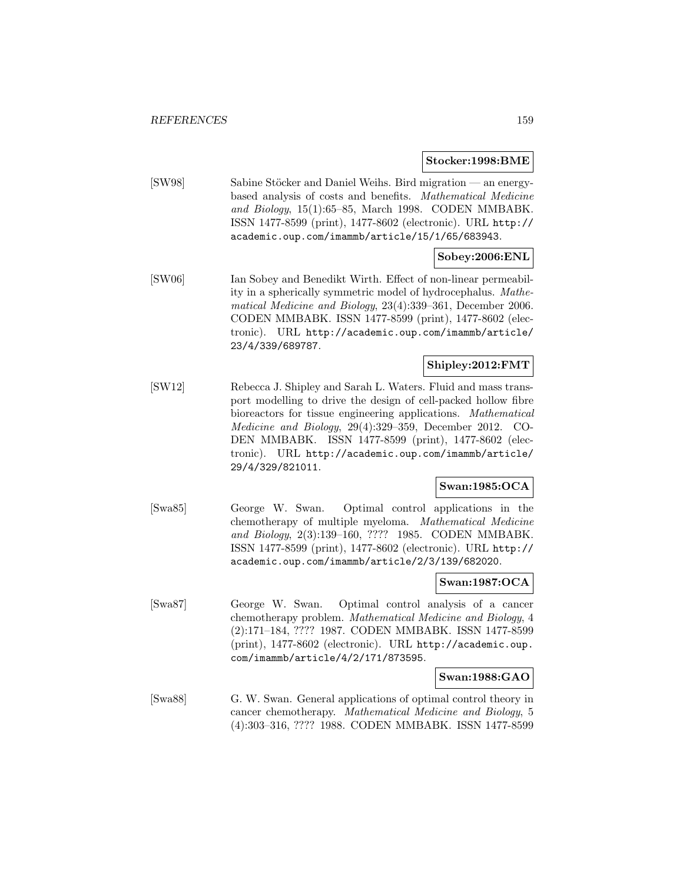**Stocker:1998:BME**

[SW98] Sabine Stöcker and Daniel Weihs. Bird migration — an energy-based analysis of costs and benefits. *Mathematical Medicine and Biology*, 15(1):65–85, March 1998. CODEN MMBABK. ISSN 1477-8599 (print), 1477-8602 (electronic). URL http://academic.oup.com/imammb/article/15/1/65/683943.

**Sobey:2006:ENL**

[SW06] Ian Sobey and Benedikt Wirth. Effect of non-linear permeability in a spherically symmetric model of hydrocephalus. *Mathematical Medicine and Biology*, 23(4):339–361, December 2006. CODEN MMBABK. ISSN 1477-8599 (print), 1477-8602 (electronic). URL http://academic.oup.com/imammb/article/23/4/339/689787.

**Shipley:2012:FMT**

[SW12] Rebecca J. Shipley and Sarah L. Waters. Fluid and mass transport modelling to drive the design of cell-packed hollow fibre bioreactors for tissue engineering applications. *Mathematical Medicine and Biology*, 29(4):329–359, December 2012. CODEN MMBABK. ISSN 1477-8599 (print), 1477-8602 (electronic). URL http://academic.oup.com/imammb/article/29/4/329/821011.

**Swan:1985:OCA**

[Swa85] George W. Swan. Optimal control applications in the chemotherapy of multiple myeloma. *Mathematical Medicine and Biology*, 2(3):139–160, ???? 1985. CODEN MMBABK. ISSN 1477-8599 (print), 1477-8602 (electronic). URL http://academic.oup.com/imammb/article/2/3/139/682020.

**Swan:1987:OCA**

[Swa87] George W. Swan. Optimal control analysis of a cancer chemotherapy problem. *Mathematical Medicine and Biology*, 4 (2):171–184, ???? 1987. CODEN MMBABK. ISSN 1477-8599 (print), 1477-8602 (electronic). URL http://academic.oup.com/imammb/article/4/2/171/873595.

**Swan:1988:GAO**

[Swa88] G. W. Swan. General applications of optimal control theory in cancer chemotherapy. *Mathematical Medicine and Biology*, 5 (4):303–316, ???? 1988. CODEN MMBABK. ISSN 1477-8599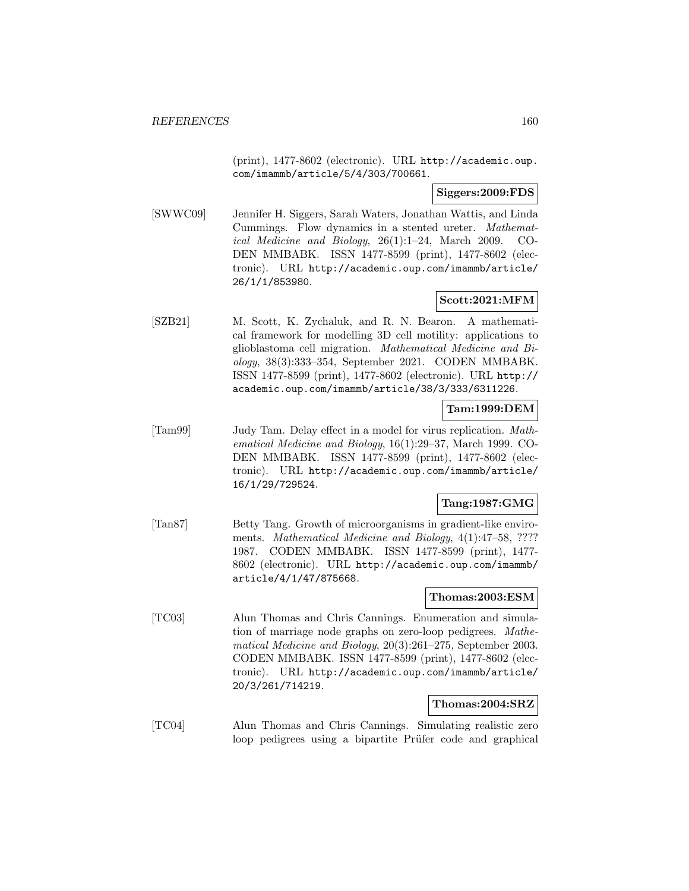(print), 1477-8602 (electronic). URL http://academic.oup.com/imammb/article/5/4/303/700661.

**Siggers:2009:FDS**

[SWWC09] Jennifer H. Siggers, Sarah Waters, Jonathan Wattis, and Linda Cummings. Flow dynamics in a stented ureter. *Mathematical Medicine and Biology*, 26(1):1–24, March 2009. CODEN MMBABK. ISSN 1477-8599 (print), 1477-8602 (electronic). URL http://academic.oup.com/imammb/article/26/1/1/853980.

**Scott:2021:MFM**

[SZB21] M. Scott, K. Zychaluk, and R. N. Bearon. A mathematical framework for modelling 3D cell motility: applications to glioblastoma cell migration. *Mathematical Medicine and Biology*, 38(3):333–354, September 2021. CODEN MMBABK. ISSN 1477-8599 (print), 1477-8602 (electronic). URL http://academic.oup.com/imammb/article/38/3/333/6311226.

**Tam:1999:DEM**

[Tam99] Judy Tam. Delay effect in a model for virus replication. *Mathematical Medicine and Biology*, 16(1):29–37, March 1999. CODEN MMBABK. ISSN 1477-8599 (print), 1477-8602 (electronic). URL http://academic.oup.com/imammb/article/16/1/29/729524.

**Tang:1987:GMG**

[Tan87] Betty Tang. Growth of microorganisms in gradient-like enviroments. *Mathematical Medicine and Biology*, 4(1):47–58, ???? 1987. CODEN MMBABK. ISSN 1477-8599 (print), 1477-8602 (electronic). URL http://academic.oup.com/imammb/article/4/1/47/875668.

**Thomas:2003:ESM**

[TC03] Alun Thomas and Chris Cannings. Enumeration and simulation of marriage node graphs on zero-loop pedigrees. *Mathematical Medicine and Biology*, 20(3):261–275, September 2003. CODEN MMBABK. ISSN 1477-8599 (print), 1477-8602 (electronic). URL http://academic.oup.com/imammb/article/20/3/261/714219.

**Thomas:2004:SRZ**

[TC04] Alun Thomas and Chris Cannings. Simulating realistic zero loop pedigrees using a bipartite Prüfer code and graphical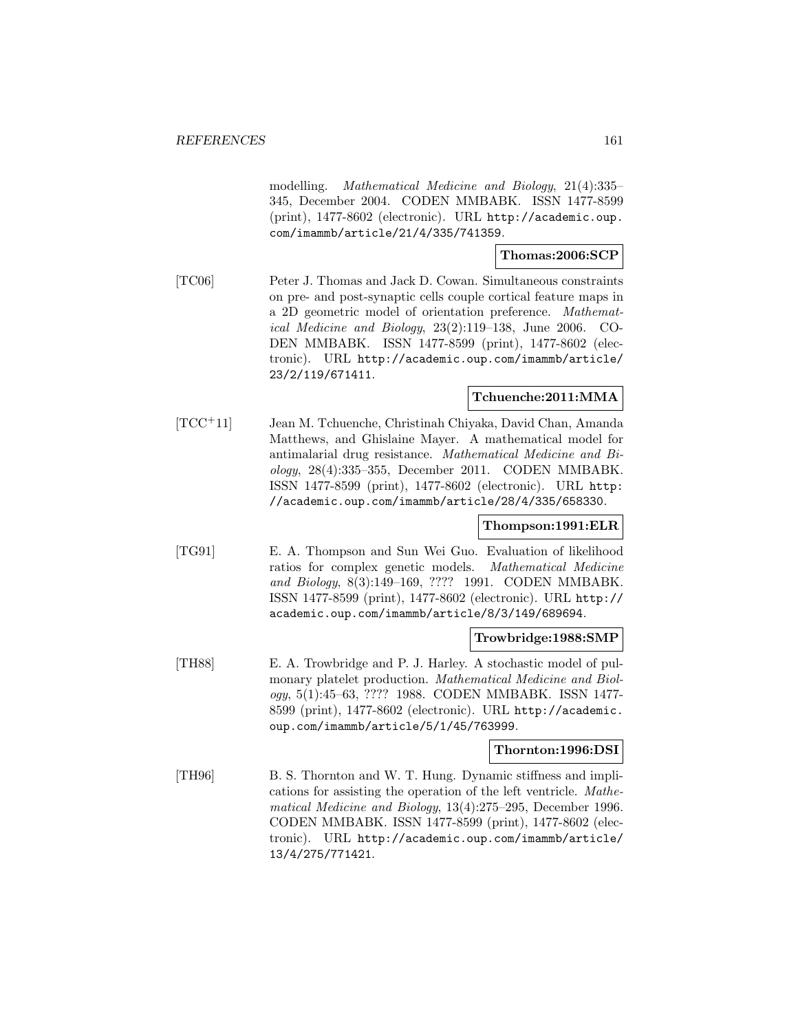modelling. *Mathematical Medicine and Biology*, 21(4):335–345, December 2004. CODEN MMBABK. ISSN 1477-8599 (print), 1477-8602 (electronic). URL http://academic.oup.com/imammb/article/21/4/335/741359.

**Thomas:2006:SCP**

[TC06] Peter J. Thomas and Jack D. Cowan. Simultaneous constraints on pre- and post-synaptic cells couple cortical feature maps in a 2D geometric model of orientation preference. *Mathematical Medicine and Biology*, 23(2):119–138, June 2006. CODEN MMBABK. ISSN 1477-8599 (print), 1477-8602 (electronic). URL http://academic.oup.com/imammb/article/23/2/119/671411.

**Tchuenche:2011:MMA**

[TCC+11] Jean M. Tchuenche, Christinah Chiyaka, David Chan, Amanda Matthews, and Ghislaine Mayer. A mathematical model for antimalarial drug resistance. *Mathematical Medicine and Biology*, 28(4):335–355, December 2011. CODEN MMBABK. ISSN 1477-8599 (print), 1477-8602 (electronic). URL http://academic.oup.com/imammb/article/28/4/335/658330.

**Thompson:1991:ELR**

[TG91] E. A. Thompson and Sun Wei Guo. Evaluation of likelihood ratios for complex genetic models. *Mathematical Medicine and Biology*, 8(3):149–169, ???? 1991. CODEN MMBABK. ISSN 1477-8599 (print), 1477-8602 (electronic). URL http://academic.oup.com/imammb/article/8/3/149/689694.

**Trowbridge:1988:SMP**

[TH88] E. A. Trowbridge and P. J. Harley. A stochastic model of pulmonary platelet production. *Mathematical Medicine and Biology*, 5(1):45–63, ???? 1988. CODEN MMBABK. ISSN 1477-8599 (print), 1477-8602 (electronic). URL http://academic.oup.com/imammb/article/5/1/45/763999.

**Thornton:1996:DSI**

[TH96] B. S. Thornton and W. T. Hung. Dynamic stiffness and implications for assisting the operation of the left ventricle. *Mathematical Medicine and Biology*, 13(4):275–295, December 1996. CODEN MMBABK. ISSN 1477-8599 (print), 1477-8602 (electronic). URL http://academic.oup.com/imammb/article/13/4/275/771421.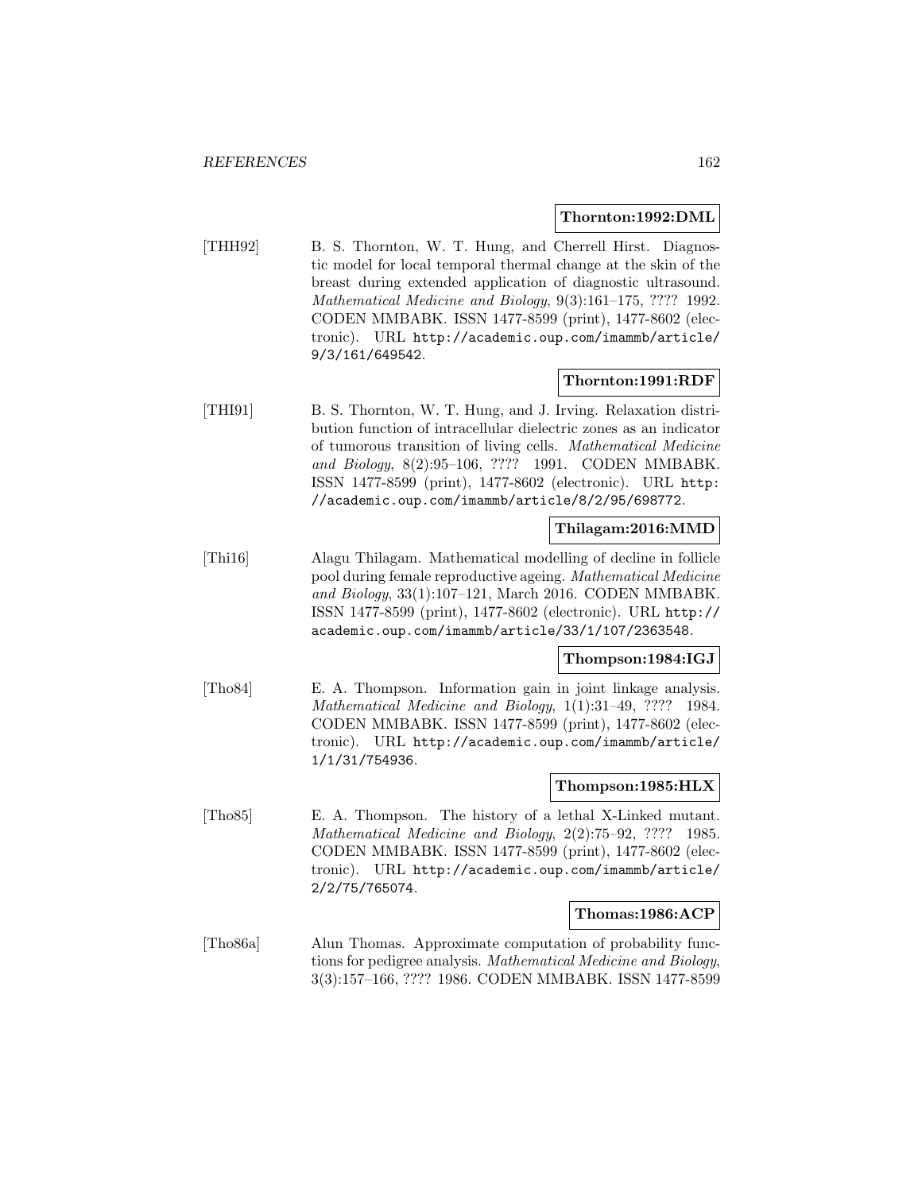**Thornton:1992:DML**

[THH92] B. S. Thornton, W. T. Hung, and Cherrell Hirst. Diagnostic model for local temporal thermal change at the skin of the breast during extended application of diagnostic ultrasound. *Mathematical Medicine and Biology*, 9(3):161–175, ???? 1992. CODEN MMBABK. ISSN 1477-8599 (print), 1477-8602 (electronic). URL http://academic.oup.com/imammb/article/9/3/161/649542.

**Thornton:1991:RDF**

[THI91] B. S. Thornton, W. T. Hung, and J. Irving. Relaxation distribution function of intracellular dielectric zones as an indicator of tumorous transition of living cells. *Mathematical Medicine and Biology*, 8(2):95–106, ???? 1991. CODEN MMBABK. ISSN 1477-8599 (print), 1477-8602 (electronic). URL http://academic.oup.com/imammb/article/8/2/95/698772.

**Thilagam:2016:MMD**

[Thi16] Alagu Thilagam. Mathematical modelling of decline in follicle pool during female reproductive ageing. *Mathematical Medicine and Biology*, 33(1):107–121, March 2016. CODEN MMBABK. ISSN 1477-8599 (print), 1477-8602 (electronic). URL http://academic.oup.com/imammb/article/33/1/107/2363548.

**Thompson:1984:IGJ**

[Tho84] E. A. Thompson. Information gain in joint linkage analysis. *Mathematical Medicine and Biology*, 1(1):31–49, ???? 1984. CODEN MMBABK. ISSN 1477-8599 (print), 1477-8602 (electronic). URL http://academic.oup.com/imammb/article/1/1/31/754936.

**Thompson:1985:HLX**

[Tho85] E. A. Thompson. The history of a lethal X-Linked mutant. *Mathematical Medicine and Biology*, 2(2):75–92, ???? 1985. CODEN MMBABK. ISSN 1477-8599 (print), 1477-8602 (electronic). URL http://academic.oup.com/imammb/article/2/2/75/765074.

**Thomas:1986:ACP**

[Tho86a] Alun Thomas. Approximate computation of probability functions for pedigree analysis. *Mathematical Medicine and Biology*, 3(3):157–166, ???? 1986. CODEN MMBABK. ISSN 1477-8599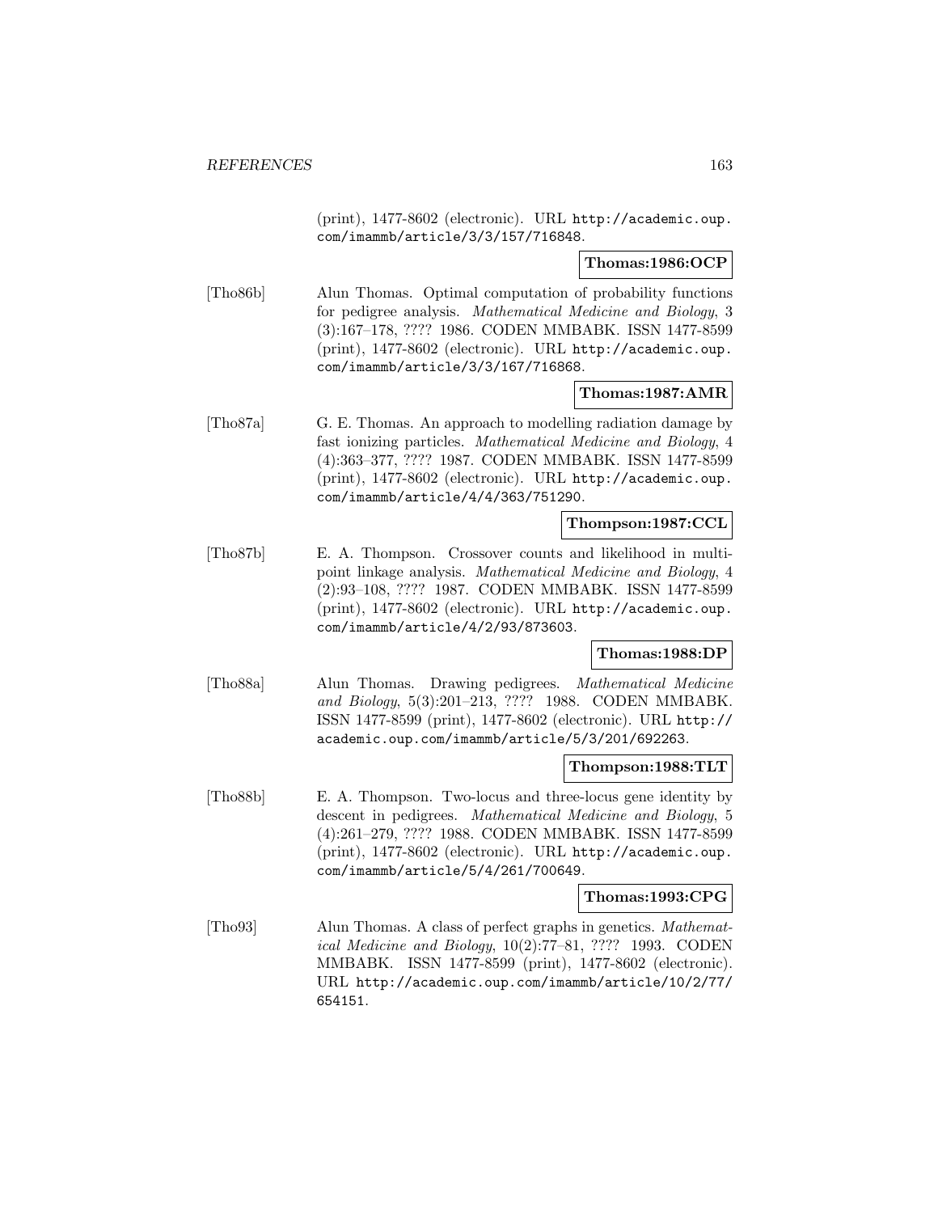(print), 1477-8602 (electronic). URL http://academic.oup.com/imammb/article/3/3/157/716848.

**Thomas:1986:OCP**

[Tho86b] Alun Thomas. Optimal computation of probability functions for pedigree analysis. *Mathematical Medicine and Biology*, 3 (3):167–178, ???? 1986. CODEN MMBABK. ISSN 1477-8599 (print), 1477-8602 (electronic). URL http://academic.oup.com/imammb/article/3/3/167/716868.

**Thomas:1987:AMR**

[Tho87a] G. E. Thomas. An approach to modelling radiation damage by fast ionizing particles. *Mathematical Medicine and Biology*, 4 (4):363–377, ???? 1987. CODEN MMBABK. ISSN 1477-8599 (print), 1477-8602 (electronic). URL http://academic.oup.com/imammb/article/4/4/363/751290.

**Thompson:1987:CCL**

[Tho87b] E. A. Thompson. Crossover counts and likelihood in multipoint linkage analysis. *Mathematical Medicine and Biology*, 4 (2):93–108, ???? 1987. CODEN MMBABK. ISSN 1477-8599 (print), 1477-8602 (electronic). URL http://academic.oup.com/imammb/article/4/2/93/873603.

**Thomas:1988:DP**

[Tho88a] Alun Thomas. Drawing pedigrees. *Mathematical Medicine and Biology*, 5(3):201–213, ???? 1988. CODEN MMBABK. ISSN 1477-8599 (print), 1477-8602 (electronic). URL http://academic.oup.com/imammb/article/5/3/201/692263.

**Thompson:1988:TLT**

[Tho88b] E. A. Thompson. Two-locus and three-locus gene identity by descent in pedigrees. *Mathematical Medicine and Biology*, 5 (4):261–279, ???? 1988. CODEN MMBABK. ISSN 1477-8599 (print), 1477-8602 (electronic). URL http://academic.oup.com/imammb/article/5/4/261/700649.

**Thomas:1993:CPG**

[Tho93] Alun Thomas. A class of perfect graphs in genetics. *Mathematical Medicine and Biology*, 10(2):77–81, ???? 1993. CODEN MMBABK. ISSN 1477-8599 (print), 1477-8602 (electronic). URL http://academic.oup.com/imammb/article/10/2/77/654151.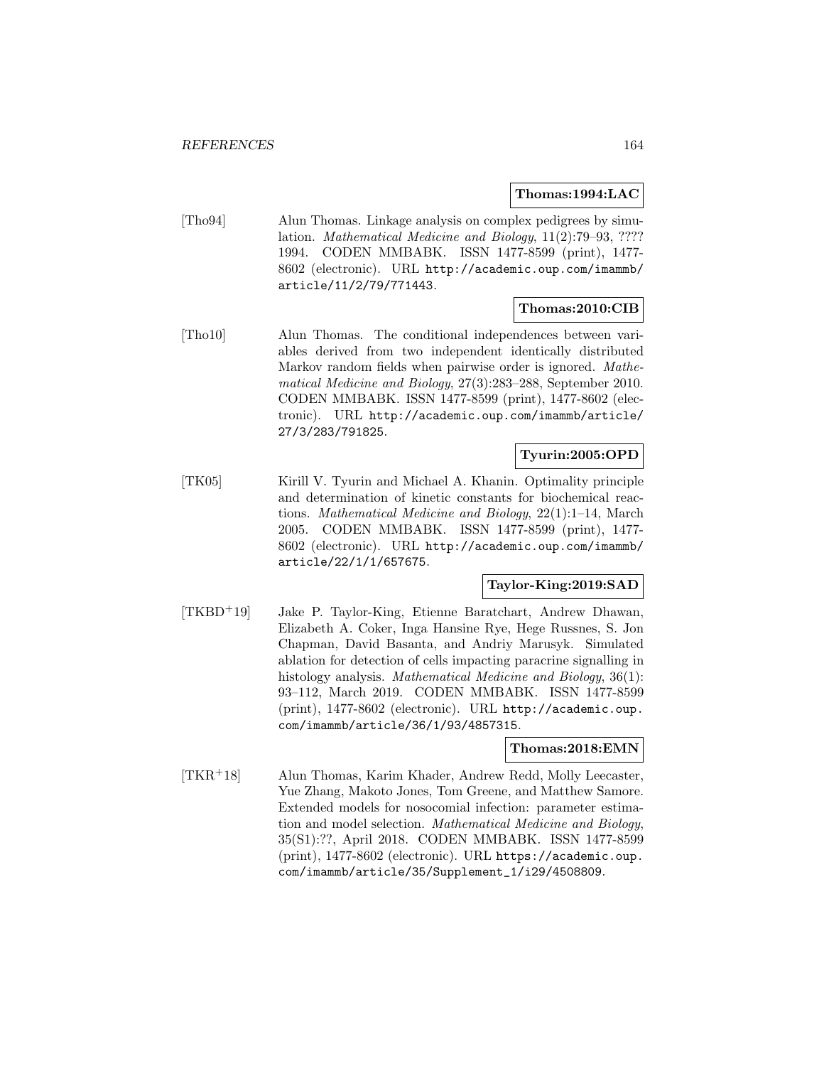**Thomas:1994:LAC**

[Tho94] Alun Thomas. Linkage analysis on complex pedigrees by simulation. *Mathematical Medicine and Biology*, 11(2):79–93, ???? 1994. CODEN MMBABK. ISSN 1477-8599 (print), 1477-8602 (electronic). URL http://academic.oup.com/imammb/article/11/2/79/771443.

**Thomas:2010:CIB**

[Tho10] Alun Thomas. The conditional independences between variables derived from two independent identically distributed Markov random fields when pairwise order is ignored. *Mathematical Medicine and Biology*, 27(3):283–288, September 2010. CODEN MMBABK. ISSN 1477-8599 (print), 1477-8602 (electronic). URL http://academic.oup.com/imammb/article/27/3/283/791825.

**Tyurin:2005:OPD**

[TK05] Kirill V. Tyurin and Michael A. Khanin. Optimality principle and determination of kinetic constants for biochemical reactions. *Mathematical Medicine and Biology*, 22(1):1–14, March 2005. CODEN MMBABK. ISSN 1477-8599 (print), 1477-8602 (electronic). URL http://academic.oup.com/imammb/article/22/1/1/657675.

**Taylor-King:2019:SAD**

[TKBD+19] Jake P. Taylor-King, Etienne Baratchart, Andrew Dhawan, Elizabeth A. Coker, Inga Hansine Rye, Hege Russnes, S. Jon Chapman, David Basanta, and Andriy Marusyk. Simulated ablation for detection of cells impacting paracrine signalling in histology analysis. *Mathematical Medicine and Biology*, 36(1):93–112, March 2019. CODEN MMBABK. ISSN 1477-8599 (print), 1477-8602 (electronic). URL http://academic.oup.com/imammb/article/36/1/93/4857315.

**Thomas:2018:EMN**

[TKR+18] Alun Thomas, Karim Khader, Andrew Redd, Molly Leecaster, Yue Zhang, Makoto Jones, Tom Greene, and Matthew Samore. Extended models for nosocomial infection: parameter estimation and model selection. *Mathematical Medicine and Biology*, 35(S1):??, April 2018. CODEN MMBABK. ISSN 1477-8599 (print), 1477-8602 (electronic). URL https://academic.oup.com/imammb/article/35/Supplement_1/i29/4508809.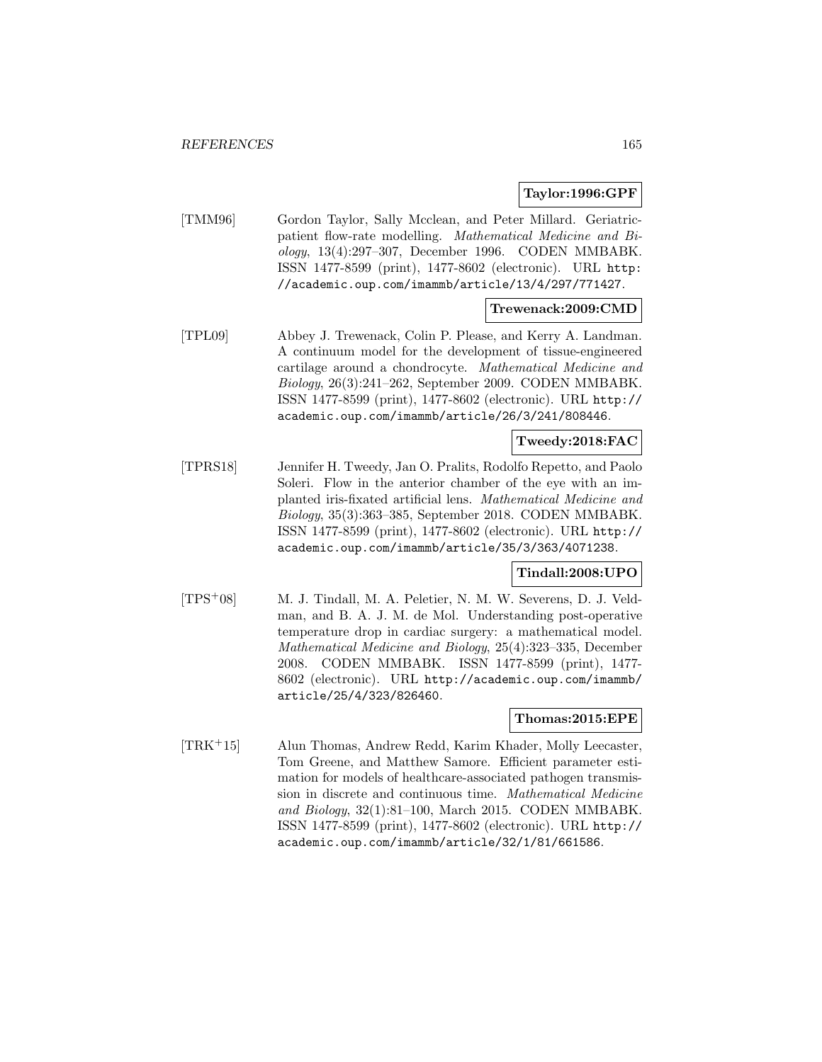**Taylor:1996:GPF**

[TMM96] Gordon Taylor, Sally Mcclean, and Peter Millard. Geriatric-patient flow-rate modelling. *Mathematical Medicine and Biology*, 13(4):297–307, December 1996. CODEN MMBABK. ISSN 1477-8599 (print), 1477-8602 (electronic). URL `http://academic.oup.com/imammb/article/13/4/297/771427`.

**Trewenack:2009:CMD**

[TPL09] Abbey J. Trewenack, Colin P. Please, and Kerry A. Landman. A continuum model for the development of tissue-engineered cartilage around a chondrocyte. *Mathematical Medicine and Biology*, 26(3):241–262, September 2009. CODEN MMBABK. ISSN 1477-8599 (print), 1477-8602 (electronic). URL `http://academic.oup.com/imammb/article/26/3/241/808446`.

**Tweedy:2018:FAC**

[TPRS18] Jennifer H. Tweedy, Jan O. Pralits, Rodolfo Repetto, and Paolo Soleri. Flow in the anterior chamber of the eye with an implanted iris-fixated artificial lens. *Mathematical Medicine and Biology*, 35(3):363–385, September 2018. CODEN MMBABK. ISSN 1477-8599 (print), 1477-8602 (electronic). URL `http://academic.oup.com/imammb/article/35/3/363/4071238`.

**Tindall:2008:UPO**

[TPS+08] M. J. Tindall, M. A. Peletier, N. M. W. Severens, D. J. Veldman, and B. A. J. M. de Mol. Understanding post-operative temperature drop in cardiac surgery: a mathematical model. *Mathematical Medicine and Biology*, 25(4):323–335, December 2008. CODEN MMBABK. ISSN 1477-8599 (print), 1477-8602 (electronic). URL `http://academic.oup.com/imammb/article/25/4/323/826460`.

**Thomas:2015:EPE**

[TRK+15] Alun Thomas, Andrew Redd, Karim Khader, Molly Leecaster, Tom Greene, and Matthew Samore. Efficient parameter estimation for models of healthcare-associated pathogen transmission in discrete and continuous time. *Mathematical Medicine and Biology*, 32(1):81–100, March 2015. CODEN MMBABK. ISSN 1477-8599 (print), 1477-8602 (electronic). URL `http://academic.oup.com/imammb/article/32/1/81/661586`.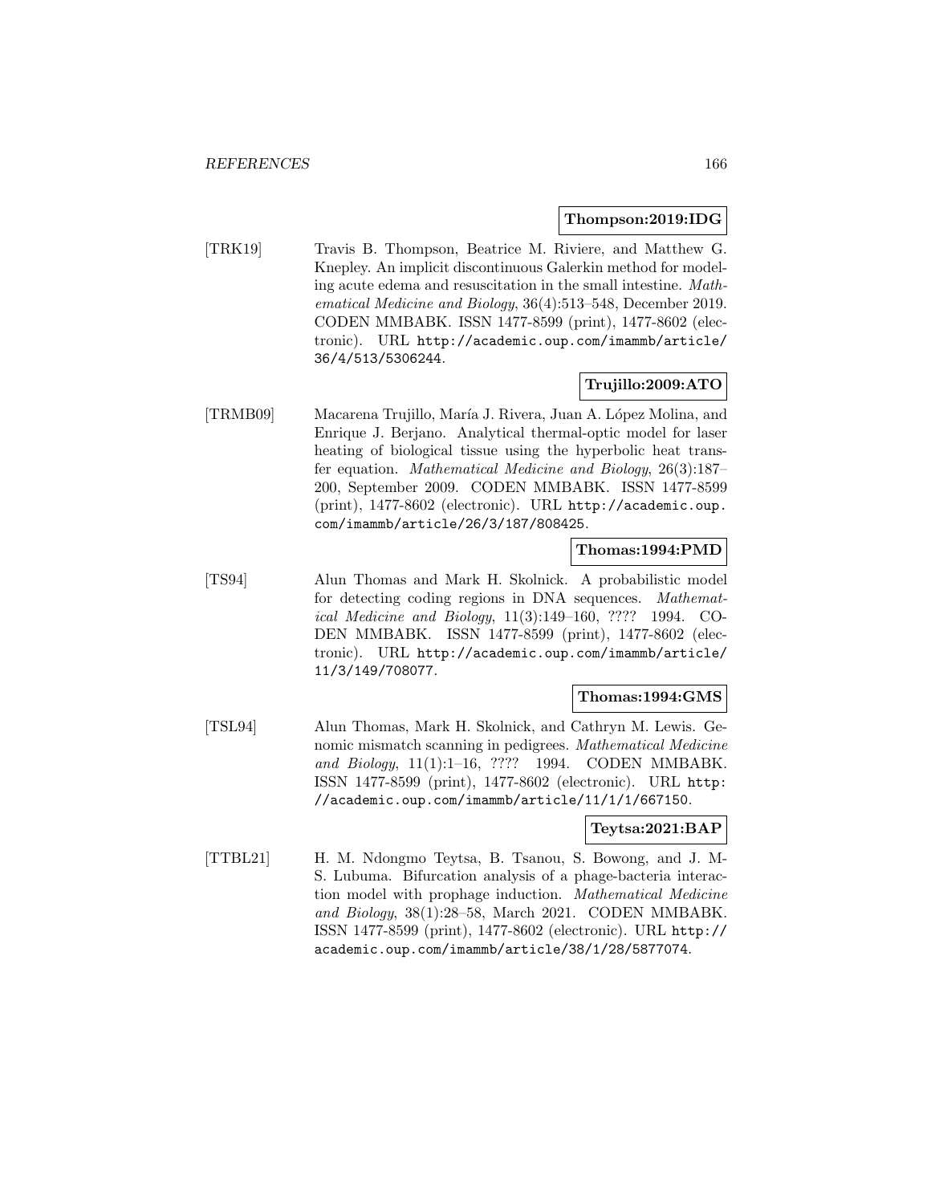**Thompson:2019:IDG**

[TRK19] Travis B. Thompson, Beatrice M. Riviere, and Matthew G. Knepley. An implicit discontinuous Galerkin method for modeling acute edema and resuscitation in the small intestine. *Mathematical Medicine and Biology*, 36(4):513–548, December 2019. CODEN MMBABK. ISSN 1477-8599 (print), 1477-8602 (electronic). URL http://academic.oup.com/imammb/article/36/4/513/5306244.

**Trujillo:2009:ATO**

[TRMB09] Macarena Trujillo, María J. Rivera, Juan A. López Molina, and Enrique J. Berjano. Analytical thermal-optic model for laser heating of biological tissue using the hyperbolic heat transfer equation. *Mathematical Medicine and Biology*, 26(3):187–200, September 2009. CODEN MMBABK. ISSN 1477-8599 (print), 1477-8602 (electronic). URL http://academic.oup.com/imammb/article/26/3/187/808425.

**Thomas:1994:PMD**

[TS94] Alun Thomas and Mark H. Skolnick. A probabilistic model for detecting coding regions in DNA sequences. *Mathematical Medicine and Biology*, 11(3):149–160, ???? 1994. CODEN MMBABK. ISSN 1477-8599 (print), 1477-8602 (electronic). URL http://academic.oup.com/imammb/article/11/3/149/708077.

**Thomas:1994:GMS**

[TSL94] Alun Thomas, Mark H. Skolnick, and Cathryn M. Lewis. Genomic mismatch scanning in pedigrees. *Mathematical Medicine and Biology*, 11(1):1–16, ???? 1994. CODEN MMBABK. ISSN 1477-8599 (print), 1477-8602 (electronic). URL http://academic.oup.com/imammb/article/11/1/1/667150.

**Teytsa:2021:BAP**

[TTBL21] H. M. Ndongmo Teytsa, B. Tsanou, S. Bowong, and J. M-S. Lubuma. Bifurcation analysis of a phage-bacteria interaction model with prophage induction. *Mathematical Medicine and Biology*, 38(1):28–58, March 2021. CODEN MMBABK. ISSN 1477-8599 (print), 1477-8602 (electronic). URL http://academic.oup.com/imammb/article/38/1/28/5877074.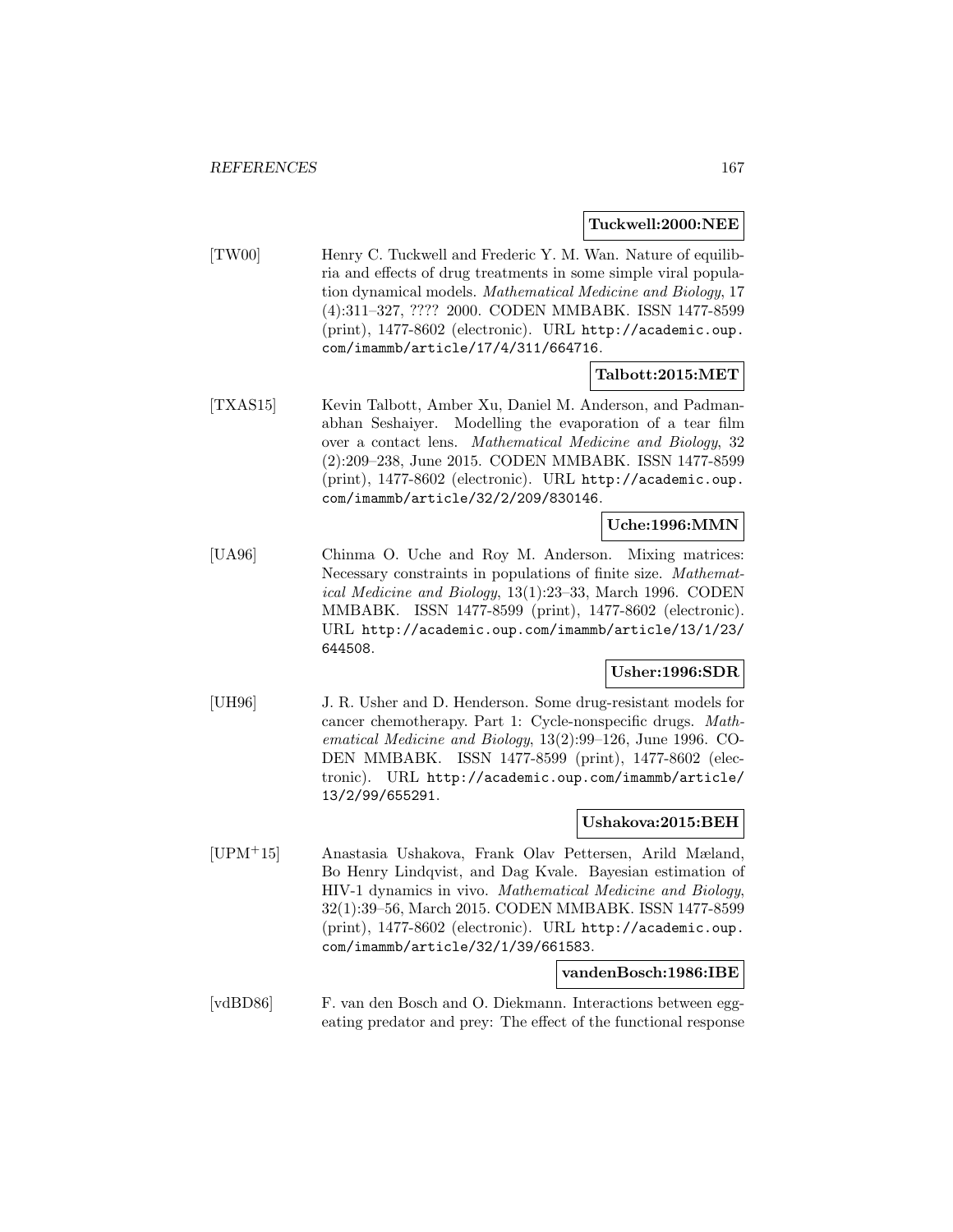**Tuckwell:2000:NEE**

[TW00] Henry C. Tuckwell and Frederic Y. M. Wan. Nature of equilibria and effects of drug treatments in some simple viral population dynamical models. *Mathematical Medicine and Biology*, 17 (4):311–327, ???? 2000. CODEN MMBABK. ISSN 1477-8599 (print), 1477-8602 (electronic). URL `http://academic.oup.com/imammb/article/17/4/311/664716`.

**Talbott:2015:MET**

[TXAS15] Kevin Talbott, Amber Xu, Daniel M. Anderson, and Padmanabhan Seshaiyer. Modelling the evaporation of a tear film over a contact lens. *Mathematical Medicine and Biology*, 32 (2):209–238, June 2015. CODEN MMBABK. ISSN 1477-8599 (print), 1477-8602 (electronic). URL `http://academic.oup.com/imammb/article/32/2/209/830146`.

**Uche:1996:MMN**

[UA96] Chinma O. Uche and Roy M. Anderson. Mixing matrices: Necessary constraints in populations of finite size. *Mathematical Medicine and Biology*, 13(1):23–33, March 1996. CODEN MMBABK. ISSN 1477-8599 (print), 1477-8602 (electronic). URL `http://academic.oup.com/imammb/article/13/1/23/644508`.

**Usher:1996:SDR**

[UH96] J. R. Usher and D. Henderson. Some drug-resistant models for cancer chemotherapy. Part 1: Cycle-nonspecific drugs. *Mathematical Medicine and Biology*, 13(2):99–126, June 1996. CODEN MMBABK. ISSN 1477-8599 (print), 1477-8602 (electronic). URL `http://academic.oup.com/imammb/article/13/2/99/655291`.

**Ushakova:2015:BEH**

[UPM+15] Anastasia Ushakova, Frank Olav Pettersen, Arild Mæland, Bo Henry Lindqvist, and Dag Kvale. Bayesian estimation of HIV-1 dynamics in vivo. *Mathematical Medicine and Biology*, 32(1):39–56, March 2015. CODEN MMBABK. ISSN 1477-8599 (print), 1477-8602 (electronic). URL `http://academic.oup.com/imammb/article/32/1/39/661583`.

**vandenBosch:1986:IBE**

[vdBD86] F. van den Bosch and O. Diekmann. Interactions between egg-eating predator and prey: The effect of the functional response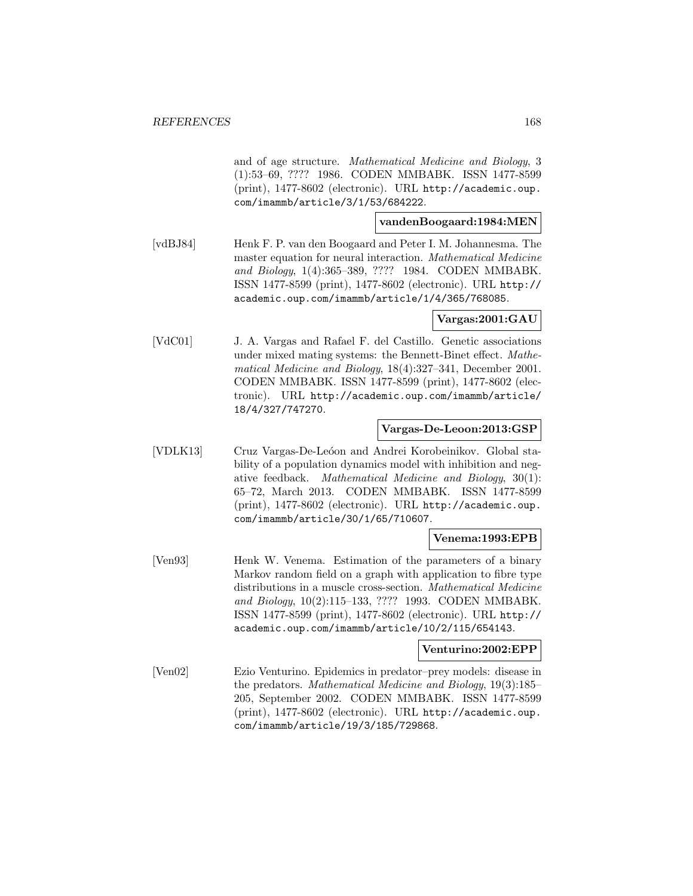and of age structure. *Mathematical Medicine and Biology*, 3 (1):53–69, ???? 1986. CODEN MMBABK. ISSN 1477-8599 (print), 1477-8602 (electronic). URL http://academic.oup.com/imammb/article/3/1/53/684222.

**vandenBoogaard:1984:MEN**

[vdBJ84] Henk F. P. van den Boogaard and Peter I. M. Johannesma. The master equation for neural interaction. *Mathematical Medicine and Biology*, 1(4):365–389, ???? 1984. CODEN MMBABK. ISSN 1477-8599 (print), 1477-8602 (electronic). URL http://academic.oup.com/imammb/article/1/4/365/768085.

**Vargas:2001:GAU**

[VdC01] J. A. Vargas and Rafael F. del Castillo. Genetic associations under mixed mating systems: the Bennett-Binet effect. *Mathematical Medicine and Biology*, 18(4):327–341, December 2001. CODEN MMBABK. ISSN 1477-8599 (print), 1477-8602 (electronic). URL http://academic.oup.com/imammb/article/18/4/327/747270.

**Vargas-De-Leoon:2013:GSP**

[VDLK13] Cruz Vargas-De-Leóon and Andrei Korobeinikov. Global stability of a population dynamics model with inhibition and negative feedback. *Mathematical Medicine and Biology*, 30(1): 65–72, March 2013. CODEN MMBABK. ISSN 1477-8599 (print), 1477-8602 (electronic). URL http://academic.oup.com/imammb/article/30/1/65/710607.

**Venema:1993:EPB**

[Ven93] Henk W. Venema. Estimation of the parameters of a binary Markov random field on a graph with application to fibre type distributions in a muscle cross-section. *Mathematical Medicine and Biology*, 10(2):115–133, ???? 1993. CODEN MMBABK. ISSN 1477-8599 (print), 1477-8602 (electronic). URL http://academic.oup.com/imammb/article/10/2/115/654143.

**Venturino:2002:EPP**

[Ven02] Ezio Venturino. Epidemics in predator–prey models: disease in the predators. *Mathematical Medicine and Biology*, 19(3):185–205, September 2002. CODEN MMBABK. ISSN 1477-8599 (print), 1477-8602 (electronic). URL http://academic.oup.com/imammb/article/19/3/185/729868.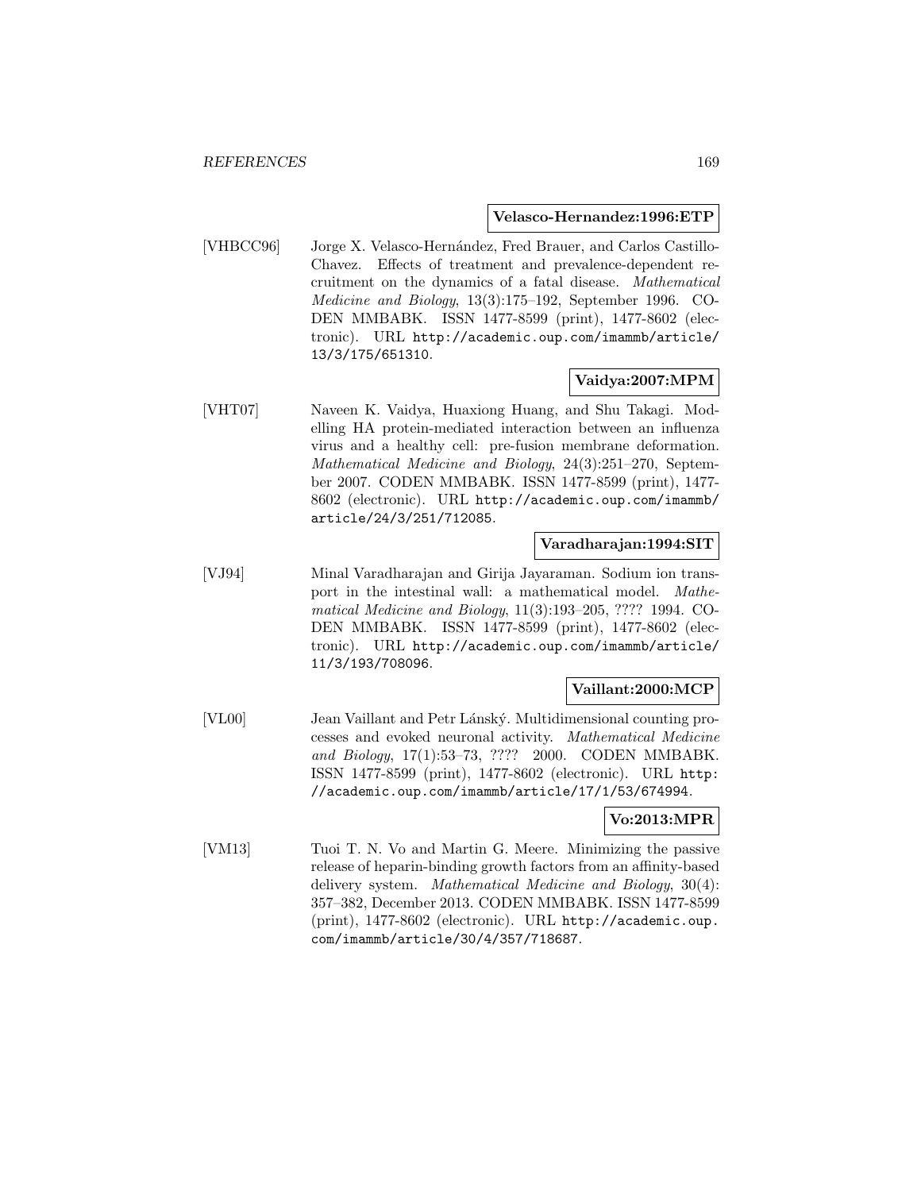**Velasco-Hernandez:1996:ETP**

[VHBCC96] Jorge X. Velasco-Hernández, Fred Brauer, and Carlos Castillo-Chavez. Effects of treatment and prevalence-dependent recruitment on the dynamics of a fatal disease. *Mathematical Medicine and Biology*, 13(3):175–192, September 1996. CODEN MMBABK. ISSN 1477-8599 (print), 1477-8602 (electronic). URL http://academic.oup.com/imammb/article/13/3/175/651310.

**Vaidya:2007:MPM**

[VHT07] Naveen K. Vaidya, Huaxiong Huang, and Shu Takagi. Modelling HA protein-mediated interaction between an influenza virus and a healthy cell: pre-fusion membrane deformation. *Mathematical Medicine and Biology*, 24(3):251–270, September 2007. CODEN MMBABK. ISSN 1477-8599 (print), 1477-8602 (electronic). URL http://academic.oup.com/imammb/article/24/3/251/712085.

**Varadharajan:1994:SIT**

[VJ94] Minal Varadharajan and Girija Jayaraman. Sodium ion transport in the intestinal wall: a mathematical model. *Mathematical Medicine and Biology*, 11(3):193–205, ???? 1994. CODEN MMBABK. ISSN 1477-8599 (print), 1477-8602 (electronic). URL http://academic.oup.com/imammb/article/11/3/193/708096.

**Vaillant:2000:MCP**

[VL00] Jean Vaillant and Petr Lánský. Multidimensional counting processes and evoked neuronal activity. *Mathematical Medicine and Biology*, 17(1):53–73, ???? 2000. CODEN MMBABK. ISSN 1477-8599 (print), 1477-8602 (electronic). URL http://academic.oup.com/imammb/article/17/1/53/674994.

**Vo:2013:MPR**

[VM13] Tuoi T. N. Vo and Martin G. Meere. Minimizing the passive release of heparin-binding growth factors from an affinity-based delivery system. *Mathematical Medicine and Biology*, 30(4): 357–382, December 2013. CODEN MMBABK. ISSN 1477-8599 (print), 1477-8602 (electronic). URL http://academic.oup.com/imammb/article/30/4/357/718687.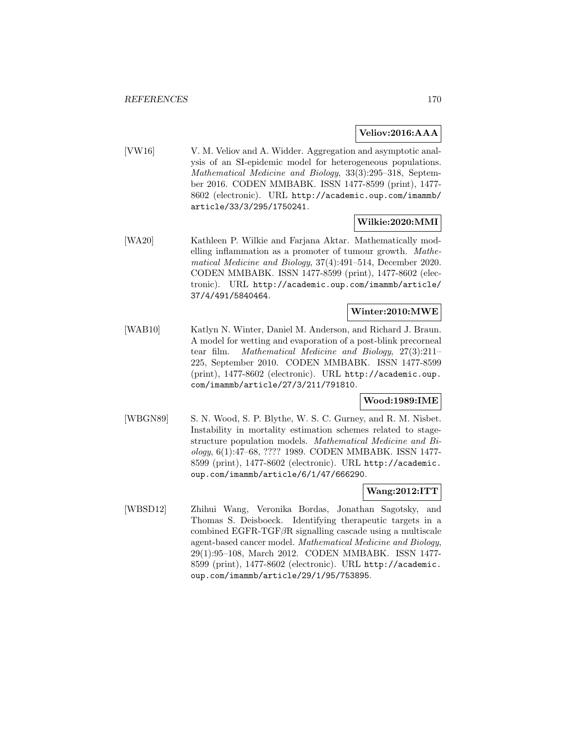**Veliov:2016:AAA**

[VW16] V. M. Veliov and A. Widder. Aggregation and asymptotic analysis of an SI-epidemic model for heterogeneous populations. *Mathematical Medicine and Biology*, 33(3):295–318, September 2016. CODEN MMBABK. ISSN 1477-8599 (print), 1477-8602 (electronic). URL `http://academic.oup.com/imammb/article/33/3/295/1750241`.

**Wilkie:2020:MMI**

[WA20] Kathleen P. Wilkie and Farjana Aktar. Mathematically modelling inflammation as a promoter of tumour growth. *Mathematical Medicine and Biology*, 37(4):491–514, December 2020. CODEN MMBABK. ISSN 1477-8599 (print), 1477-8602 (electronic). URL `http://academic.oup.com/imammb/article/37/4/491/5840464`.

**Winter:2010:MWE**

[WAB10] Katlyn N. Winter, Daniel M. Anderson, and Richard J. Braun. A model for wetting and evaporation of a post-blink precorneal tear film. *Mathematical Medicine and Biology*, 27(3):211–225, September 2010. CODEN MMBABK. ISSN 1477-8599 (print), 1477-8602 (electronic). URL `http://academic.oup.com/imammb/article/27/3/211/791810`.

**Wood:1989:IME**

[WBGN89] S. N. Wood, S. P. Blythe, W. S. C. Gurney, and R. M. Nisbet. Instability in mortality estimation schemes related to stage-structure population models. *Mathematical Medicine and Biology*, 6(1):47–68, ???? 1989. CODEN MMBABK. ISSN 1477-8599 (print), 1477-8602 (electronic). URL `http://academic.oup.com/imammb/article/6/1/47/666290`.

**Wang:2012:ITT**

[WBSD12] Zhihui Wang, Veronika Bordas, Jonathan Sagotsky, and Thomas S. Deisboeck. Identifying therapeutic targets in a combined EGFR-TGF$\beta$R signalling cascade using a multiscale agent-based cancer model. *Mathematical Medicine and Biology*, 29(1):95–108, March 2012. CODEN MMBABK. ISSN 1477-8599 (print), 1477-8602 (electronic). URL `http://academic.oup.com/imammb/article/29/1/95/753895`.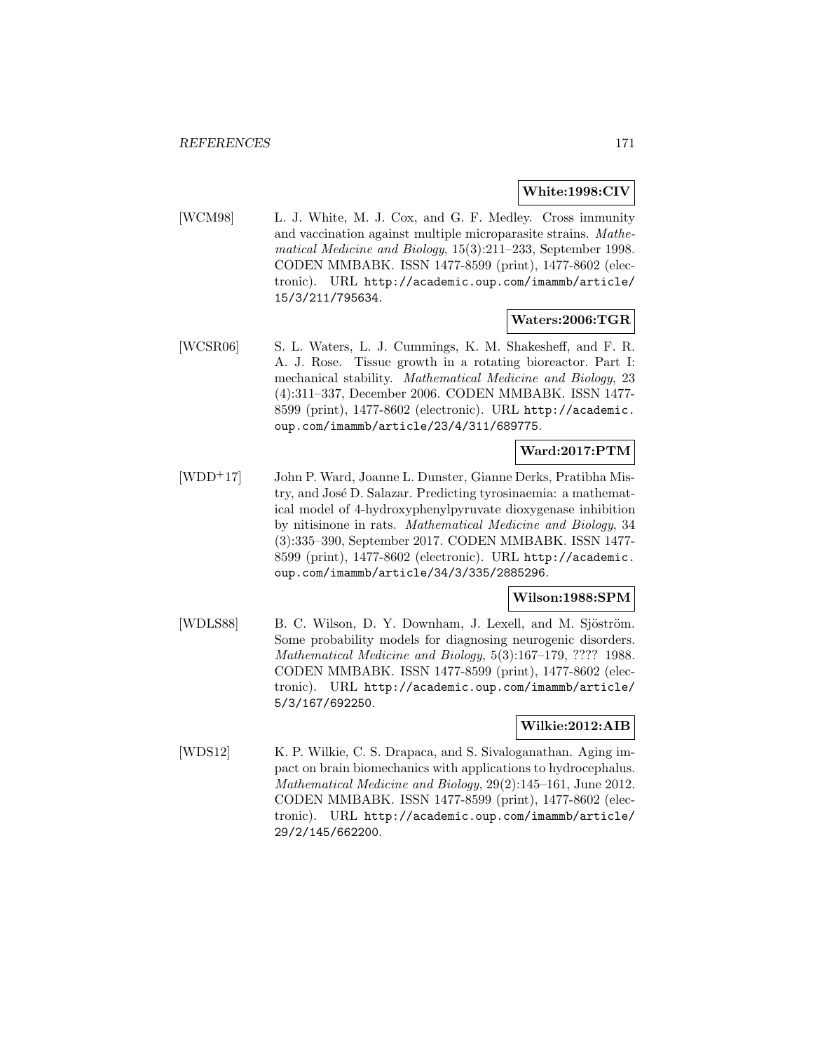**White:1998:CIV**

[WCM98] L. J. White, M. J. Cox, and G. F. Medley. Cross immunity and vaccination against multiple microparasite strains. *Mathematical Medicine and Biology*, 15(3):211–233, September 1998. CODEN MMBABK. ISSN 1477-8599 (print), 1477-8602 (electronic). URL http://academic.oup.com/imammb/article/15/3/211/795634.

**Waters:2006:TGR**

[WCSR06] S. L. Waters, L. J. Cummings, K. M. Shakesheff, and F. R. A. J. Rose. Tissue growth in a rotating bioreactor. Part I: mechanical stability. *Mathematical Medicine and Biology*, 23 (4):311–337, December 2006. CODEN MMBABK. ISSN 1477-8599 (print), 1477-8602 (electronic). URL http://academic.oup.com/imammb/article/23/4/311/689775.

**Ward:2017:PTM**

[WDD+17] John P. Ward, Joanne L. Dunster, Gianne Derks, Pratibha Mistry, and José D. Salazar. Predicting tyrosinaemia: a mathematical model of 4-hydroxyphenylpyruvate dioxygenase inhibition by nitisinone in rats. *Mathematical Medicine and Biology*, 34 (3):335–390, September 2017. CODEN MMBABK. ISSN 1477-8599 (print), 1477-8602 (electronic). URL http://academic.oup.com/imammb/article/34/3/335/2885296.

**Wilson:1988:SPM**

[WDLS88] B. C. Wilson, D. Y. Downham, J. Lexell, and M. Sjöström. Some probability models for diagnosing neurogenic disorders. *Mathematical Medicine and Biology*, 5(3):167–179, ???? 1988. CODEN MMBABK. ISSN 1477-8599 (print), 1477-8602 (electronic). URL http://academic.oup.com/imammb/article/5/3/167/692250.

**Wilkie:2012:AIB**

[WDS12] K. P. Wilkie, C. S. Drapaca, and S. Sivaloganathan. Aging impact on brain biomechanics with applications to hydrocephalus. *Mathematical Medicine and Biology*, 29(2):145–161, June 2012. CODEN MMBABK. ISSN 1477-8599 (print), 1477-8602 (electronic). URL http://academic.oup.com/imammb/article/29/2/145/662200.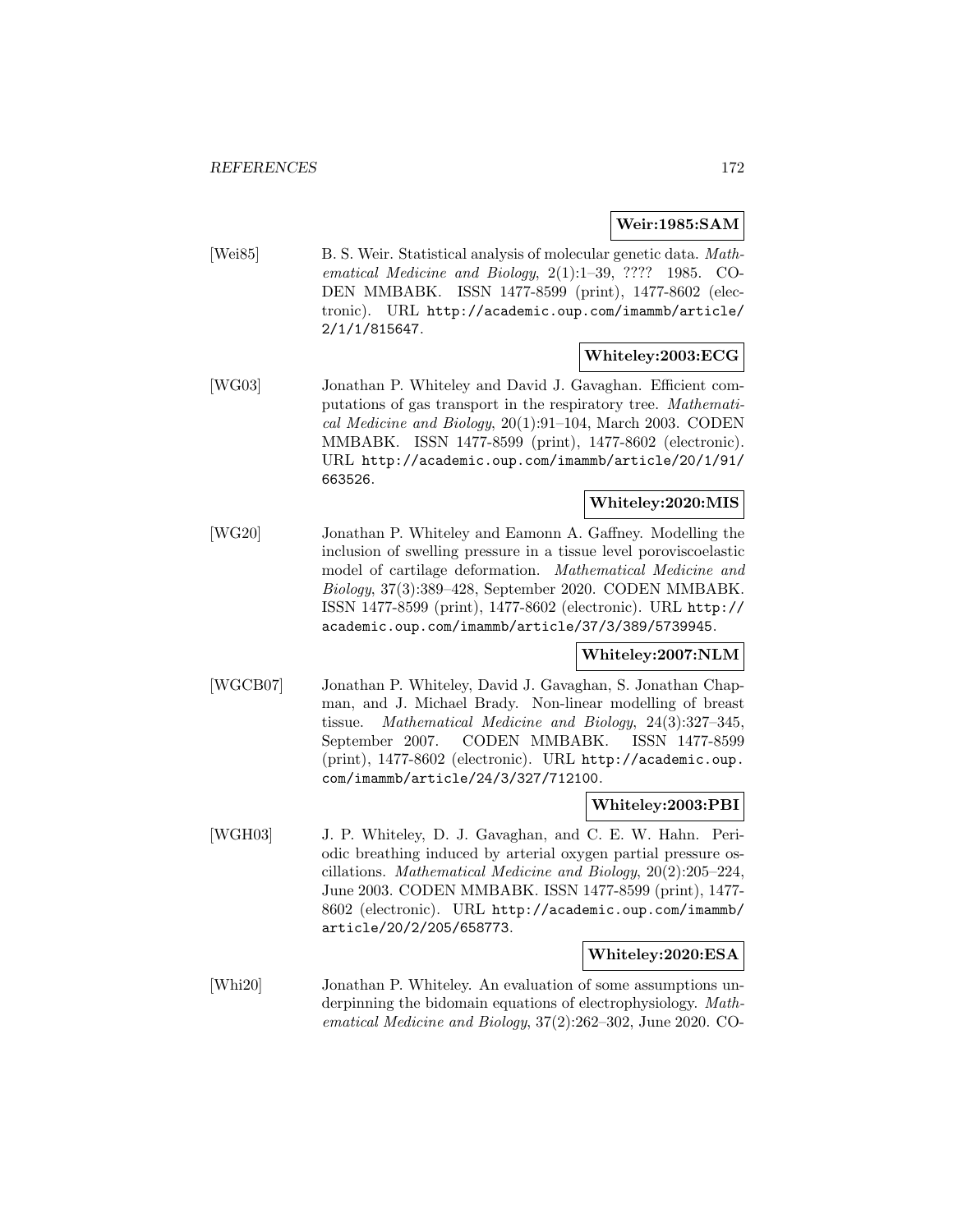**Weir:1985:SAM**

[Wei85] B. S. Weir. Statistical analysis of molecular genetic data. *Mathematical Medicine and Biology*, 2(1):1–39, ???? 1985. CODEN MMMBABK. ISSN 1477-8599 (print), 1477-8602 (electronic). URL http://academic.oup.com/imammb/article/2/1/1/815647.

**Whiteley:2003:ECG**

[WG03] Jonathan P. Whiteley and David J. Gavaghan. Efficient computations of gas transport in the respiratory tree. *Mathematical Medicine and Biology*, 20(1):91–104, March 2003. CODEN MMBABK. ISSN 1477-8599 (print), 1477-8602 (electronic). URL http://academic.oup.com/imammb/article/20/1/91/663526.

**Whiteley:2020:MIS**

[WG20] Jonathan P. Whiteley and Eamonn A. Gaffney. Modelling the inclusion of swelling pressure in a tissue level poroviscoelastic model of cartilage deformation. *Mathematical Medicine and Biology*, 37(3):389–428, September 2020. CODEN MMBABK. ISSN 1477-8599 (print), 1477-8602 (electronic). URL http://academic.oup.com/imammb/article/37/3/389/5739945.

**Whiteley:2007:NLM**

[WGCB07] Jonathan P. Whiteley, David J. Gavaghan, S. Jonathan Chapman, and J. Michael Brady. Non-linear modelling of breast tissue. *Mathematical Medicine and Biology*, 24(3):327–345, September 2007. CODEN MMBABK. ISSN 1477-8599 (print), 1477-8602 (electronic). URL http://academic.oup.com/imammb/article/24/3/327/712100.

**Whiteley:2003:PBI**

[WGH03] J. P. Whiteley, D. J. Gavaghan, and C. E. W. Hahn. Periodic breathing induced by arterial oxygen partial pressure oscillations. *Mathematical Medicine and Biology*, 20(2):205–224, June 2003. CODEN MMBABK. ISSN 1477-8599 (print), 1477-8602 (electronic). URL http://academic.oup.com/imammb/article/20/2/205/658773.

**Whiteley:2020:ESA**

[Whi20] Jonathan P. Whiteley. An evaluation of some assumptions underpinning the bidomain equations of electrophysiology. *Mathematical Medicine and Biology*, 37(2):262–302, June 2020. CO-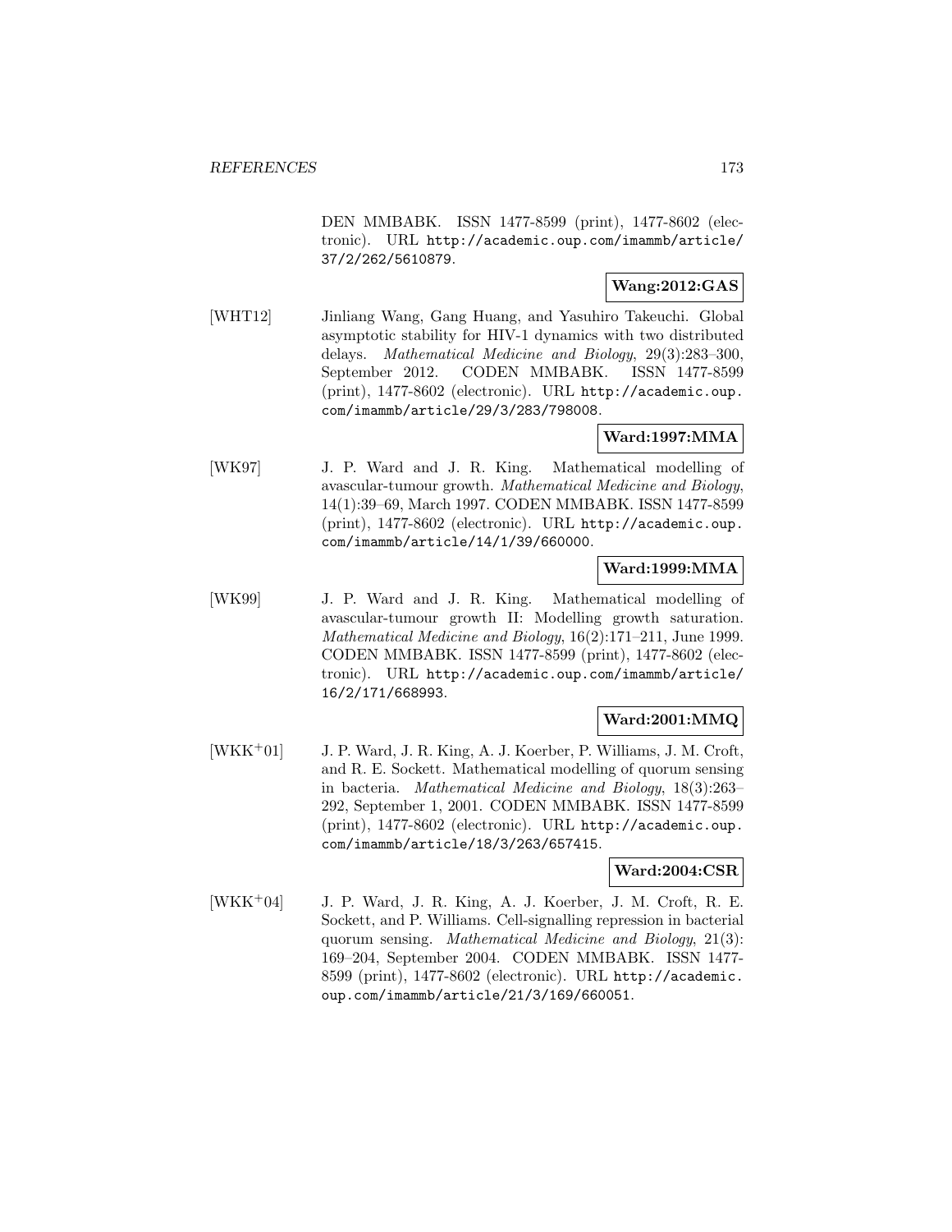DEN MMBABK. ISSN 1477-8599 (print), 1477-8602 (electronic). URL http://academic.oup.com/imammb/article/37/2/262/5610879.

**Wang:2012:GAS**

[WHT12] Jinliang Wang, Gang Huang, and Yasuhiro Takeuchi. Global asymptotic stability for HIV-1 dynamics with two distributed delays. *Mathematical Medicine and Biology*, 29(3):283–300, September 2012. CODEN MMBABK. ISSN 1477-8599 (print), 1477-8602 (electronic). URL http://academic.oup.com/imammb/article/29/3/283/798008.

**Ward:1997:MMA**

[WK97] J. P. Ward and J. R. King. Mathematical modelling of avascular-tumour growth. *Mathematical Medicine and Biology*, 14(1):39–69, March 1997. CODEN MMBABK. ISSN 1477-8599 (print), 1477-8602 (electronic). URL http://academic.oup.com/imammb/article/14/1/39/660000.

**Ward:1999:MMA**

[WK99] J. P. Ward and J. R. King. Mathematical modelling of avascular-tumour growth II: Modelling growth saturation. *Mathematical Medicine and Biology*, 16(2):171–211, June 1999. CODEN MMBABK. ISSN 1477-8599 (print), 1477-8602 (electronic). URL http://academic.oup.com/imammb/article/16/2/171/668993.

**Ward:2001:MMQ**

[WKK+01] J. P. Ward, J. R. King, A. J. Koerber, P. Williams, J. M. Croft, and R. E. Sockett. Mathematical modelling of quorum sensing in bacteria. *Mathematical Medicine and Biology*, 18(3):263–292, September 1, 2001. CODEN MMBABK. ISSN 1477-8599 (print), 1477-8602 (electronic). URL http://academic.oup.com/imammb/article/18/3/263/657415.

**Ward:2004:CSR**

[WKK+04] J. P. Ward, J. R. King, A. J. Koerber, J. M. Croft, R. E. Sockett, and P. Williams. Cell-signalling repression in bacterial quorum sensing. *Mathematical Medicine and Biology*, 21(3): 169–204, September 2004. CODEN MMBABK. ISSN 1477-8599 (print), 1477-8602 (electronic). URL http://academic.oup.com/imammb/article/21/3/169/660051.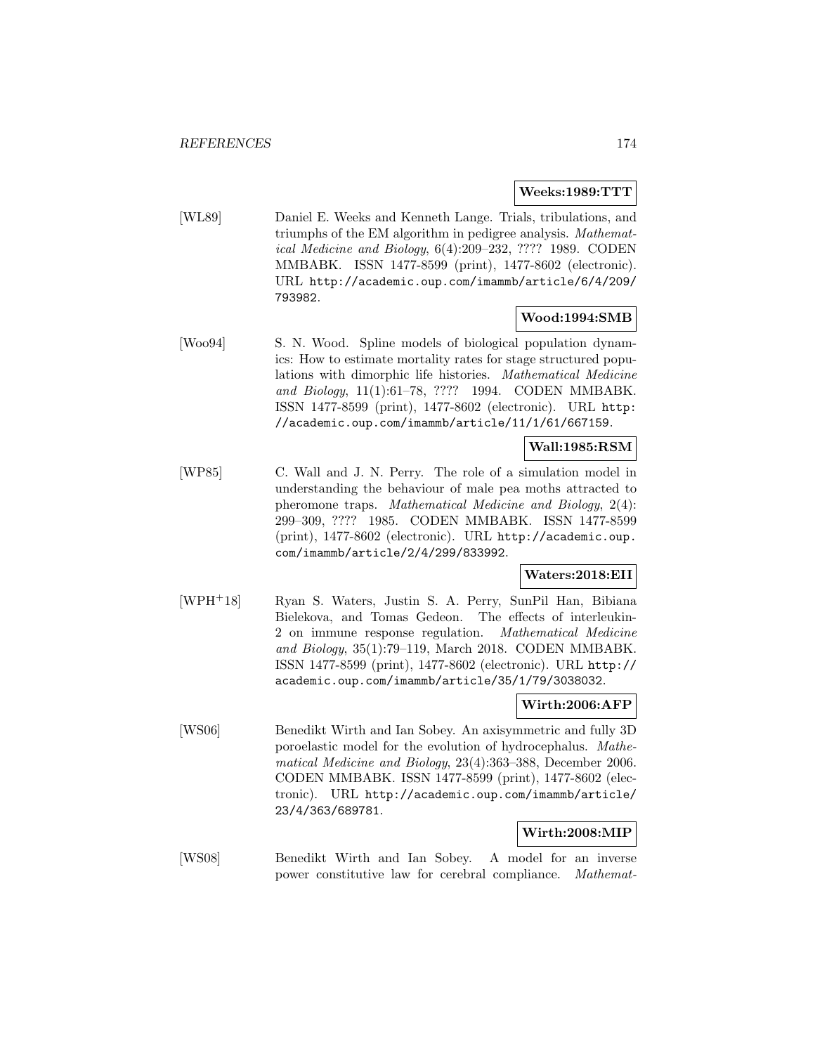**Weeks:1989:TTT**

[WL89] Daniel E. Weeks and Kenneth Lange. Trials, tribulations, and triumphs of the EM algorithm in pedigree analysis. *Mathematical Medicine and Biology*, 6(4):209–232, ???? 1989. CODEN MMBABK. ISSN 1477-8599 (print), 1477-8602 (electronic). URL http://academic.oup.com/imammb/article/6/4/209/793982.

**Wood:1994:SMB**

[Woo94] S. N. Wood. Spline models of biological population dynamics: How to estimate mortality rates for stage structured populations with dimorphic life histories. *Mathematical Medicine and Biology*, 11(1):61–78, ???? 1994. CODEN MMBABK. ISSN 1477-8599 (print), 1477-8602 (electronic). URL http://academic.oup.com/imammb/article/11/1/61/667159.

**Wall:1985:RSM**

[WP85] C. Wall and J. N. Perry. The role of a simulation model in understanding the behaviour of male pea moths attracted to pheromone traps. *Mathematical Medicine and Biology*, 2(4): 299–309, ???? 1985. CODEN MMBABK. ISSN 1477-8599 (print), 1477-8602 (electronic). URL http://academic.oup.com/imammb/article/2/4/299/833992.

**Waters:2018:EII**

[WPH+18] Ryan S. Waters, Justin S. A. Perry, SunPil Han, Bibiana Bielekova, and Tomas Gedeon. The effects of interleukin-2 on immune response regulation. *Mathematical Medicine and Biology*, 35(1):79–119, March 2018. CODEN MMBABK. ISSN 1477-8599 (print), 1477-8602 (electronic). URL http://academic.oup.com/imammb/article/35/1/79/3038032.

**Wirth:2006:AFP**

[WS06] Benedikt Wirth and Ian Sobey. An axisymmetric and fully 3D poroelastic model for the evolution of hydrocephalus. *Mathematical Medicine and Biology*, 23(4):363–388, December 2006. CODEN MMBABK. ISSN 1477-8599 (print), 1477-8602 (electronic). URL http://academic.oup.com/imammb/article/23/4/363/689781.

**Wirth:2008:MIP**

[WS08] Benedikt Wirth and Ian Sobey. A model for an inverse power constitutive law for cerebral compliance. *Mathemat-*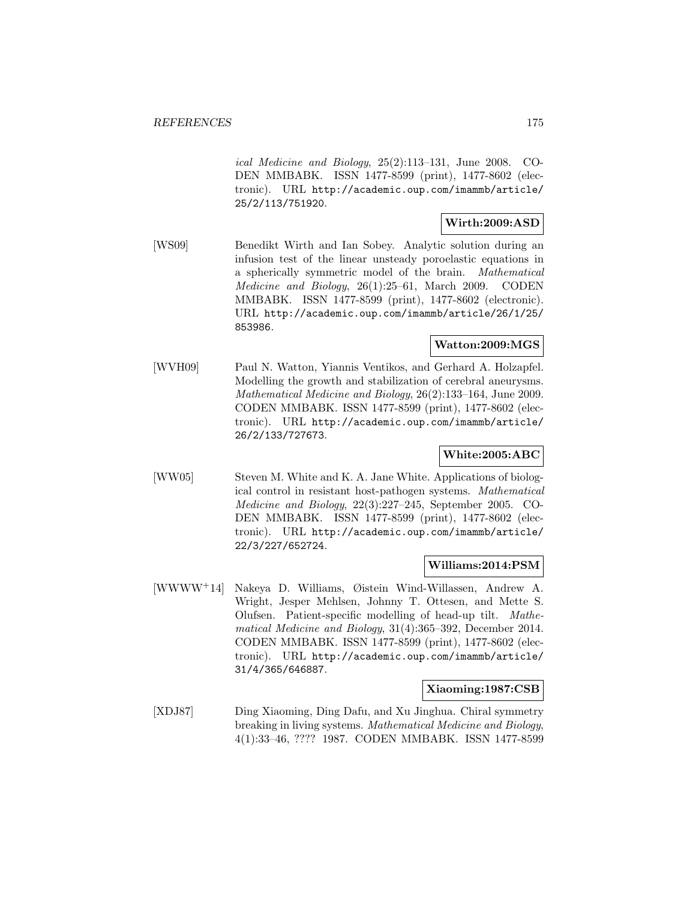*ical Medicine and Biology*, 25(2):113–131, June 2008. CODEN MMBABK. ISSN 1477-8599 (print), 1477-8602 (electronic). URL http://academic.oup.com/imammb/article/25/2/113/751920.

**Wirth:2009:ASD**

[WS09] Benedikt Wirth and Ian Sobey. Analytic solution during an infusion test of the linear unsteady poroelastic equations in a spherically symmetric model of the brain. *Mathematical Medicine and Biology*, 26(1):25–61, March 2009. CODEN MMBABK. ISSN 1477-8599 (print), 1477-8602 (electronic). URL http://academic.oup.com/imammb/article/26/1/25/853986.

**Watton:2009:MGS**

[WVH09] Paul N. Watton, Yiannis Ventikos, and Gerhard A. Holzapfel. Modelling the growth and stabilization of cerebral aneurysms. *Mathematical Medicine and Biology*, 26(2):133–164, June 2009. CODEN MMBABK. ISSN 1477-8599 (print), 1477-8602 (electronic). URL http://academic.oup.com/imammb/article/26/2/133/727673.

**White:2005:ABC**

[WW05] Steven M. White and K. A. Jane White. Applications of biological control in resistant host-pathogen systems. *Mathematical Medicine and Biology*, 22(3):227–245, September 2005. CODEN MMBABK. ISSN 1477-8599 (print), 1477-8602 (electronic). URL http://academic.oup.com/imammb/article/22/3/227/652724.

**Williams:2014:PSM**

[WWWW+14] Nakeya D. Williams, Øistein Wind-Willassen, Andrew A. Wright, Jesper Mehlsen, Johnny T. Ottesen, and Mette S. Olufsen. Patient-specific modelling of head-up tilt. *Mathematical Medicine and Biology*, 31(4):365–392, December 2014. CODEN MMBABK. ISSN 1477-8599 (print), 1477-8602 (electronic). URL http://academic.oup.com/imammb/article/31/4/365/646887.

**Xiaoming:1987:CSB**

[XDJ87] Ding Xiaoming, Ding Dafu, and Xu Jinghua. Chiral symmetry breaking in living systems. *Mathematical Medicine and Biology*, 4(1):33–46, ???? 1987. CODEN MMBABK. ISSN 1477-8599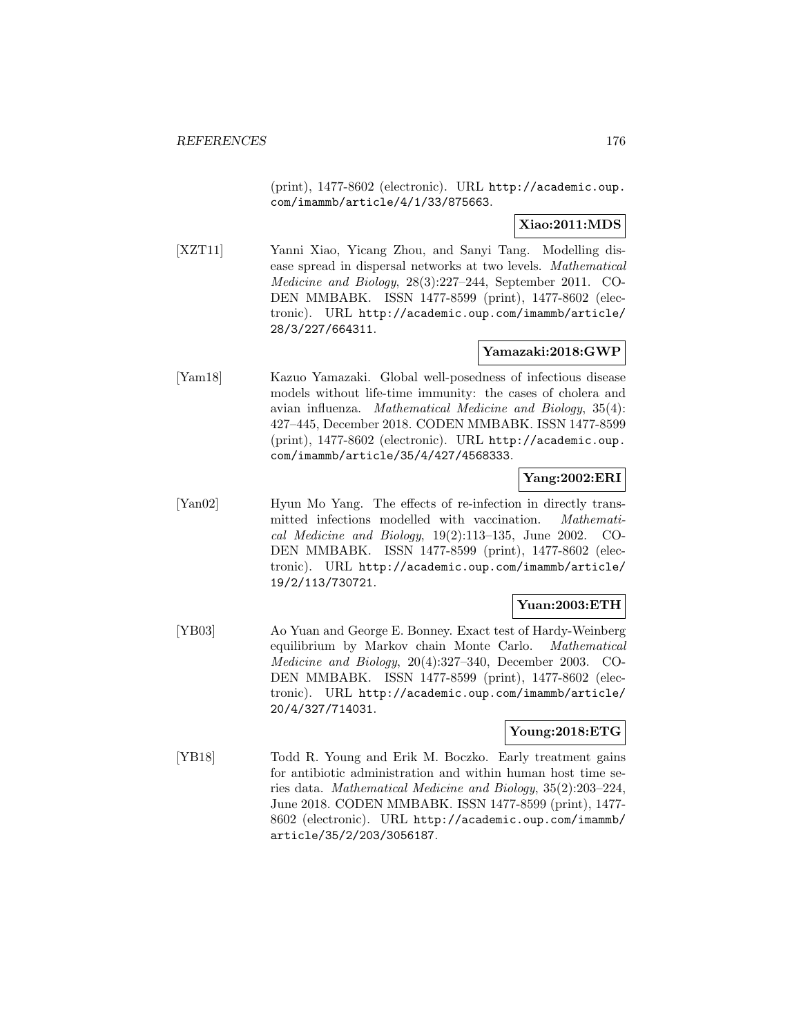(print), 1477-8602 (electronic). URL http://academic.oup.com/imammb/article/4/1/33/875663.

**Xiao:2011:MDS**

[XZT11] Yanni Xiao, Yicang Zhou, and Sanyi Tang. Modelling disease spread in dispersal networks at two levels. *Mathematical Medicine and Biology*, 28(3):227–244, September 2011. CODEN MMBABK. ISSN 1477-8599 (print), 1477-8602 (electronic). URL http://academic.oup.com/imammb/article/28/3/227/664311.

**Yamazaki:2018:GWP**

[Yam18] Kazuo Yamazaki. Global well-posedness of infectious disease models without life-time immunity: the cases of cholera and avian influenza. *Mathematical Medicine and Biology*, 35(4): 427–445, December 2018. CODEN MMBABK. ISSN 1477-8599 (print), 1477-8602 (electronic). URL http://academic.oup.com/imammb/article/35/4/427/4568333.

**Yang:2002:ERI**

[Yan02] Hyun Mo Yang. The effects of re-infection in directly transmitted infections modelled with vaccination. *Mathematical Medicine and Biology*, 19(2):113–135, June 2002. CODEN MMBABK. ISSN 1477-8599 (print), 1477-8602 (electronic). URL http://academic.oup.com/imammb/article/19/2/113/730721.

**Yuan:2003:ETH**

[YB03] Ao Yuan and George E. Bonney. Exact test of Hardy-Weinberg equilibrium by Markov chain Monte Carlo. *Mathematical Medicine and Biology*, 20(4):327–340, December 2003. CODEN MMBABK. ISSN 1477-8599 (print), 1477-8602 (electronic). URL http://academic.oup.com/imammb/article/20/4/327/714031.

**Young:2018:ETG**

[YB18] Todd R. Young and Erik M. Boczko. Early treatment gains for antibiotic administration and within human host time series data. *Mathematical Medicine and Biology*, 35(2):203–224, June 2018. CODEN MMBABK. ISSN 1477-8599 (print), 1477-8602 (electronic). URL http://academic.oup.com/imammb/article/35/2/203/3056187.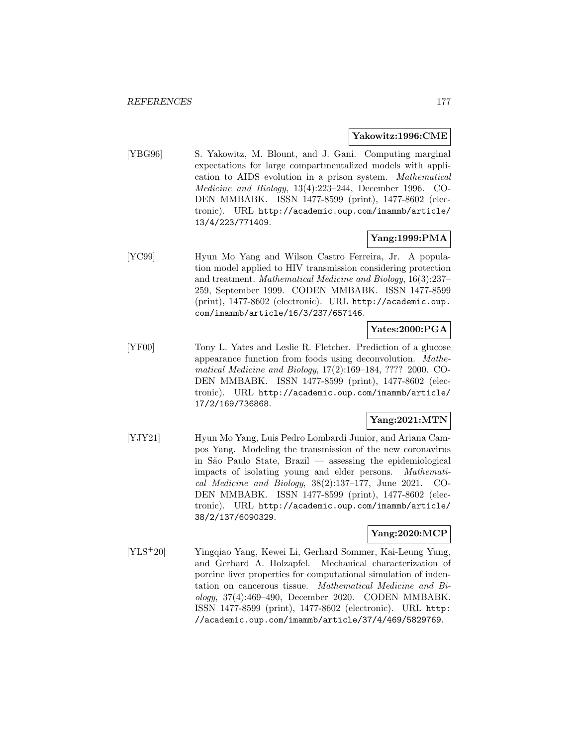**Yakowitz:1996:CME**

[YBG96] S. Yakowitz, M. Blount, and J. Gani. Computing marginal expectations for large compartmentalized models with application to AIDS evolution in a prison system. *Mathematical Medicine and Biology*, 13(4):223–244, December 1996. CODEN MMBABK. ISSN 1477-8599 (print), 1477-8602 (electronic). URL `http://academic.oup.com/imammb/article/13/4/223/771409`.

**Yang:1999:PMA**

[YC99] Hyun Mo Yang and Wilson Castro Ferreira, Jr. A population model applied to HIV transmission considering protection and treatment. *Mathematical Medicine and Biology*, 16(3):237–259, September 1999. CODEN MMBABK. ISSN 1477-8599 (print), 1477-8602 (electronic). URL `http://academic.oup.com/imammb/article/16/3/237/657146`.

**Yates:2000:PGA**

[YF00] Tony L. Yates and Leslie R. Fletcher. Prediction of a glucose appearance function from foods using deconvolution. *Mathematical Medicine and Biology*, 17(2):169–184, ???? 2000. CODEN MMBABK. ISSN 1477-8599 (print), 1477-8602 (electronic). URL `http://academic.oup.com/imammb/article/17/2/169/736868`.

**Yang:2021:MTN**

[YJY21] Hyun Mo Yang, Luis Pedro Lombardi Junior, and Ariana Campos Yang. Modeling the transmission of the new coronavirus in São Paulo State, Brazil — assessing the epidemiological impacts of isolating young and elder persons. *Mathematical Medicine and Biology*, 38(2):137–177, June 2021. CODEN MMBABK. ISSN 1477-8599 (print), 1477-8602 (electronic). URL `http://academic.oup.com/imammb/article/38/2/137/6090329`.

**Yang:2020:MCP**

[YLS+20] Yingqiao Yang, Kewei Li, Gerhard Sommer, Kai-Leung Yung, and Gerhard A. Holzapfel. Mechanical characterization of porcine liver properties for computational simulation of indentation on cancerous tissue. *Mathematical Medicine and Biology*, 37(4):469–490, December 2020. CODEN MMBABK. ISSN 1477-8599 (print), 1477-8602 (electronic). URL `http://academic.oup.com/imammb/article/37/4/469/5829769`.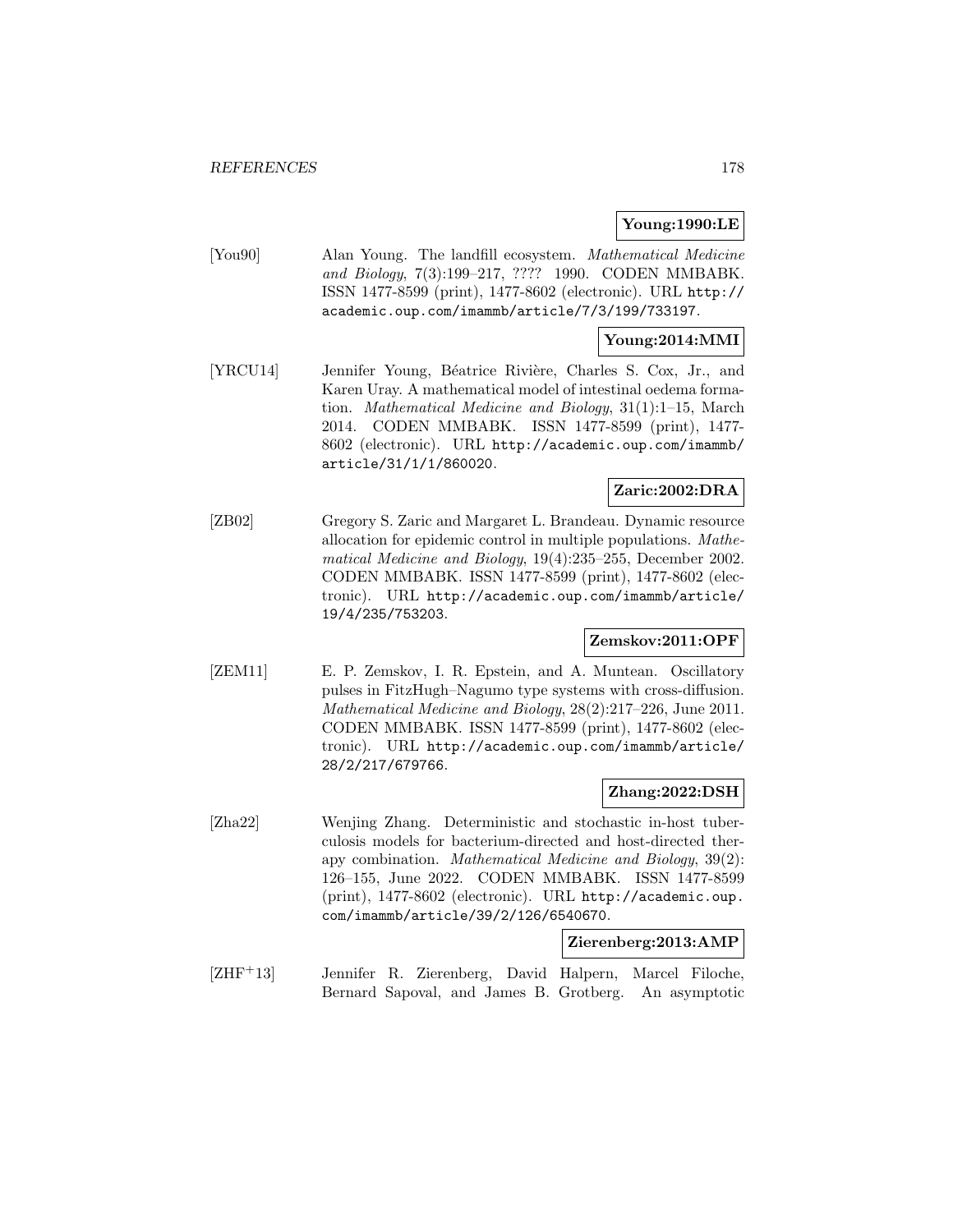**Young:1990:LE**

[You90] Alan Young. The landfill ecosystem. *Mathematical Medicine and Biology*, 7(3):199–217, ???? 1990. CODEN MMBABK. ISSN 1477-8599 (print), 1477-8602 (electronic). URL http://academic.oup.com/imammb/article/7/3/199/733197.

**Young:2014:MMI**

[YRCU14] Jennifer Young, Béatrice Rivière, Charles S. Cox, Jr., and Karen Uray. A mathematical model of intestinal oedema formation. *Mathematical Medicine and Biology*, 31(1):1–15, March 2014. CODEN MMBABK. ISSN 1477-8599 (print), 1477-8602 (electronic). URL http://academic.oup.com/imammb/article/31/1/1/860020.

**Zaric:2002:DRA**

[ZB02] Gregory S. Zaric and Margaret L. Brandeau. Dynamic resource allocation for epidemic control in multiple populations. *Mathematical Medicine and Biology*, 19(4):235–255, December 2002. CODEN MMBABK. ISSN 1477-8599 (print), 1477-8602 (electronic). URL http://academic.oup.com/imammb/article/19/4/235/753203.

**Zemskov:2011:OPF**

[ZEM11] E. P. Zemskov, I. R. Epstein, and A. Muntean. Oscillatory pulses in FitzHugh–Nagumo type systems with cross-diffusion. *Mathematical Medicine and Biology*, 28(2):217–226, June 2011. CODEN MMBABK. ISSN 1477-8599 (print), 1477-8602 (electronic). URL http://academic.oup.com/imammb/article/28/2/217/679766.

**Zhang:2022:DSH**

[Zha22] Wenjing Zhang. Deterministic and stochastic in-host tuberculosis models for bacterium-directed and host-directed therapy combination. *Mathematical Medicine and Biology*, 39(2): 126–155, June 2022. CODEN MMBABK. ISSN 1477-8599 (print), 1477-8602 (electronic). URL http://academic.oup.com/imammb/article/39/2/126/6540670.

**Zierenberg:2013:AMP**

[ZHF+13] Jennifer R. Zierenberg, David Halpern, Marcel Filoche, Bernard Sapoval, and James B. Grotberg. An asymptotic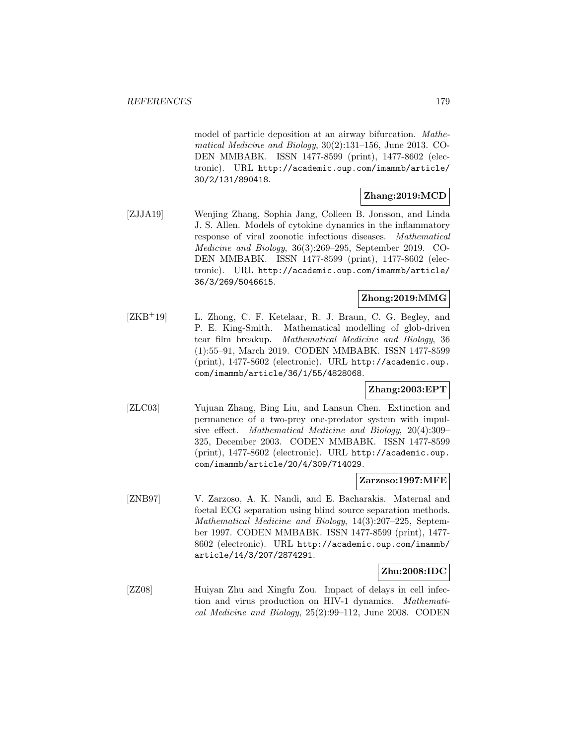model of particle deposition at an airway bifurcation. *Mathematical Medicine and Biology*, 30(2):131–156, June 2013. CODEN MMBABK. ISSN 1477-8599 (print), 1477-8602 (electronic). URL http://academic.oup.com/imammb/article/30/2/131/890418.

**Zhang:2019:MCD**

[ZJJA19] Wenjing Zhang, Sophia Jang, Colleen B. Jonsson, and Linda J. S. Allen. Models of cytokine dynamics in the inflammatory response of viral zoonotic infectious diseases. *Mathematical Medicine and Biology*, 36(3):269–295, September 2019. CODEN MMBABK. ISSN 1477-8599 (print), 1477-8602 (electronic). URL http://academic.oup.com/imammb/article/36/3/269/5046615.

**Zhong:2019:MMG**

[ZKB+19] L. Zhong, C. F. Ketelaar, R. J. Braun, C. G. Begley, and P. E. King-Smith. Mathematical modelling of glob-driven tear film breakup. *Mathematical Medicine and Biology*, 36 (1):55–91, March 2019. CODEN MMBABK. ISSN 1477-8599 (print), 1477-8602 (electronic). URL http://academic.oup.com/imammb/article/36/1/55/4828068.

**Zhang:2003:EPT**

[ZLC03] Yujuan Zhang, Bing Liu, and Lansun Chen. Extinction and permanence of a two-prey one-predator system with impulsive effect. *Mathematical Medicine and Biology*, 20(4):309–325, December 2003. CODEN MMBABK. ISSN 1477-8599 (print), 1477-8602 (electronic). URL http://academic.oup.com/imammb/article/20/4/309/714029.

**Zarzoso:1997:MFE**

[ZNB97] V. Zarzoso, A. K. Nandi, and E. Bacharakis. Maternal and foetal ECG separation using blind source separation methods. *Mathematical Medicine and Biology*, 14(3):207–225, September 1997. CODEN MMBABK. ISSN 1477-8599 (print), 1477-8602 (electronic). URL http://academic.oup.com/imammb/article/14/3/207/2874291.

**Zhu:2008:IDC**

[ZZ08] Huiyan Zhu and Xingfu Zou. Impact of delays in cell infection and virus production on HIV-1 dynamics. *Mathematical Medicine and Biology*, 25(2):99–112, June 2008. CODEN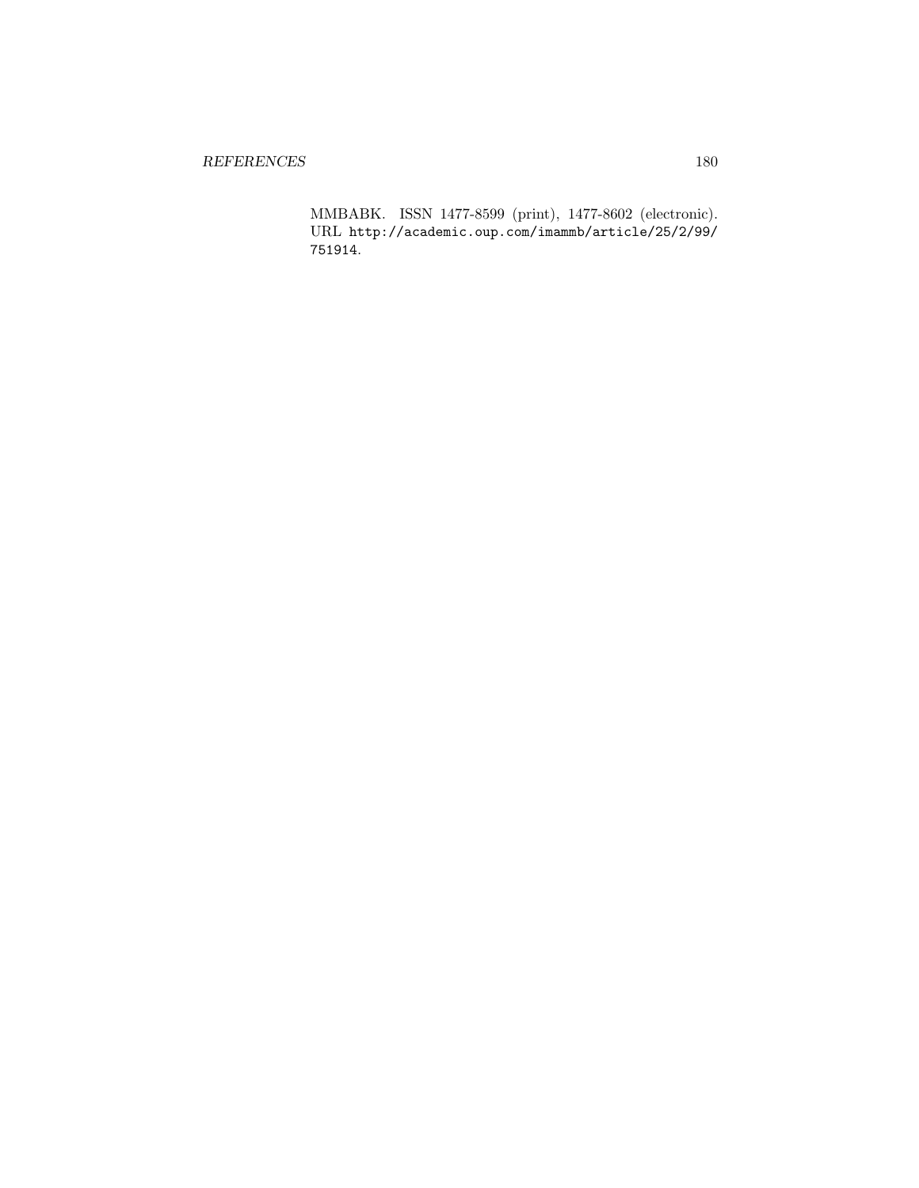MMBABK. ISSN 1477-8599 (print), 1477-8602 (electronic). URL http://academic.oup.com/imammb/article/25/2/99/751914.